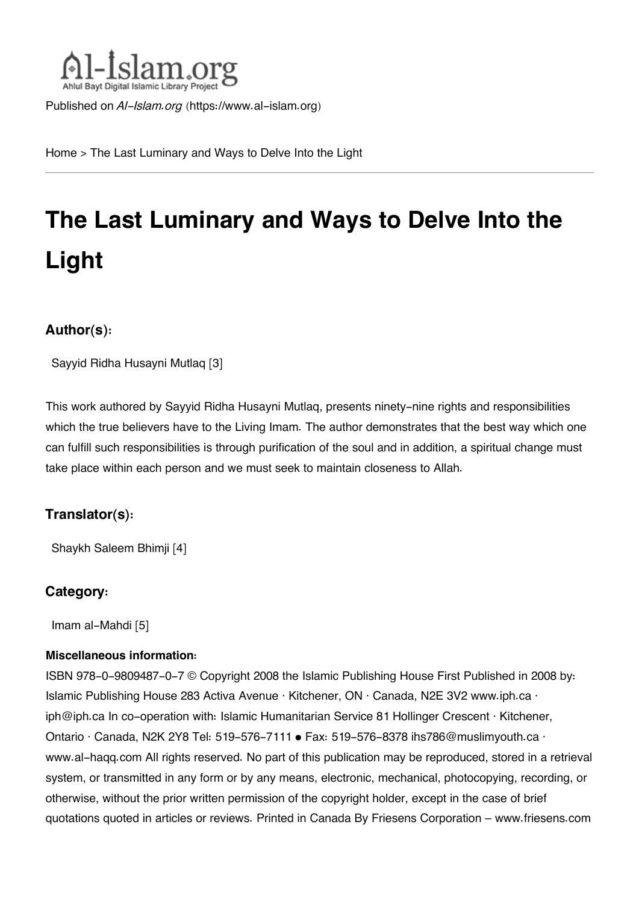Published on *Al-Islam.org* (https://www.al-islam.org)

Home > The Last Luminary and Ways to Delve Into the Light

# The Last Luminary and Ways to Delve Into the Light

### Author(s):

Sayyid Ridha Husayni Mutlaq [3]

This work authored by Sayyid Ridha Husayni Mutlaq, presents ninety-nine rights and responsibilities which the true believers have to the Living Imam. The author demonstrates that the best way which one can fulfill such responsibilities is through purification of the soul and in addition, a spiritual change must take place within each person and we must seek to maintain closeness to Allah.

### Translator(s):

Shaykh Saleem Bhimji [4]

### Category:

Imam al-Mahdi [5]

#### Miscellaneous information:

ISBN 978-0-9809487-0-7 © Copyright 2008 the Islamic Publishing House First Published in 2008 by: Islamic Publishing House 283 Activa Avenue · Kitchener, ON · Canada, N2E 3V2 www.iph.ca · iph@iph.ca In co-operation with: Islamic Humanitarian Service 81 Hollinger Crescent · Kitchener, Ontario · Canada, N2K 2Y8 Tel: 519-576-7111 ● Fax: 519-576-8378 ihs786@muslimyouth.ca · www.al-haqq.com All rights reserved. No part of this publication may be reproduced, stored in a retrieval system, or transmitted in any form or by any means, electronic, mechanical, photocopying, recording, or otherwise, without the prior written permission of the copyright holder, except in the case of brief quotations quoted in articles or reviews. Printed in Canada By Friesens Corporation – www.friesens.com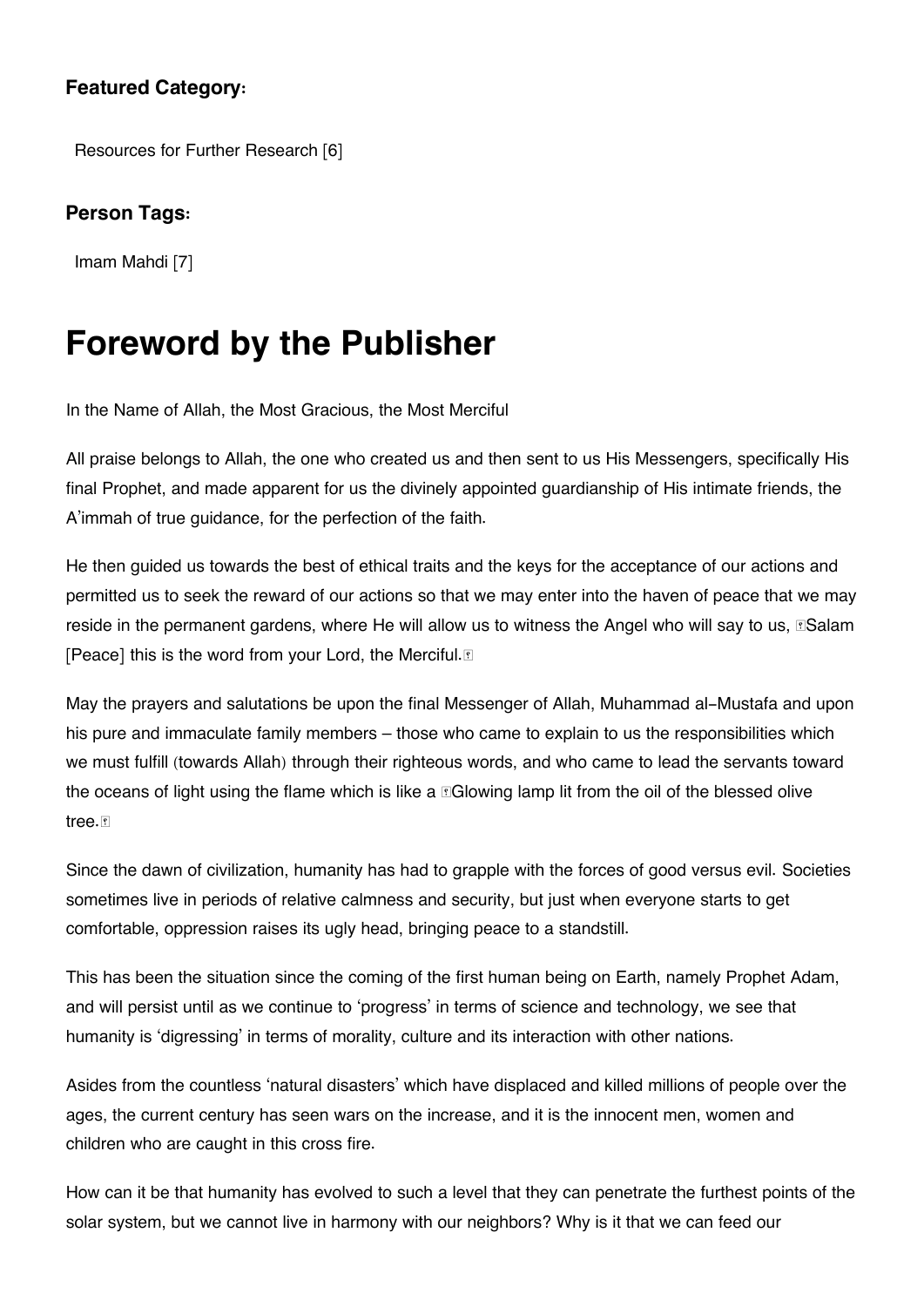**Featured Category:**

Resources for Further Research [6]

**Person Tags:**

Imam Mahdi [7]

# Foreword by the Publisher

In the Name of Allah, the Most Gracious, the Most Merciful

All praise belongs to Allah, the one who created us and then sent to us His Messengers, specifically His final Prophet, and made apparent for us the divinely appointed guardianship of His intimate friends, the A'immah of true guidance, for the perfection of the faith.

He then guided us towards the best of ethical traits and the keys for the acceptance of our actions and permitted us to seek the reward of our actions so that we may enter into the haven of peace that we may reside in the permanent gardens, where He will allow us to witness the Angel who will say to us, "Salam [Peace] this is the word from your Lord, the Merciful."

May the prayers and salutations be upon the final Messenger of Allah, Muhammad al-Mustafa and upon his pure and immaculate family members – those who came to explain to us the responsibilities which we must fulfill (towards Allah) through their righteous words, and who came to lead the servants toward the oceans of light using the flame which is like a "Glowing lamp lit from the oil of the blessed olive tree."

Since the dawn of civilization, humanity has had to grapple with the forces of good versus evil. Societies sometimes live in periods of relative calmness and security, but just when everyone starts to get comfortable, oppression raises its ugly head, bringing peace to a standstill.

This has been the situation since the coming of the first human being on Earth, namely Prophet Adam, and will persist until as we continue to 'progress' in terms of science and technology, we see that humanity is 'digressing' in terms of morality, culture and its interaction with other nations.

Asides from the countless 'natural disasters' which have displaced and killed millions of people over the ages, the current century has seen wars on the increase, and it is the innocent men, women and children who are caught in this cross fire.

How can it be that humanity has evolved to such a level that they can penetrate the furthest points of the solar system, but we cannot live in harmony with our neighbors? Why is it that we can feed our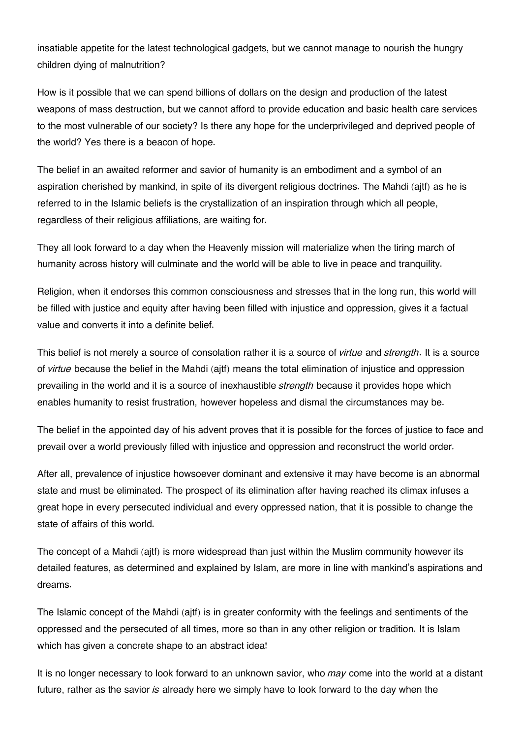insatiable appetite for the latest technological gadgets, but we cannot manage to nourish the hungry children dying of malnutrition?

How is it possible that we can spend billions of dollars on the design and production of the latest weapons of mass destruction, but we cannot afford to provide education and basic health care services to the most vulnerable of our society? Is there any hope for the underprivileged and deprived people of the world? Yes there is a beacon of hope.

The belief in an awaited reformer and savior of humanity is an embodiment and a symbol of an aspiration cherished by mankind, in spite of its divergent religious doctrines. The Mahdi (ajtf) as he is referred to in the Islamic beliefs is the crystallization of an inspiration through which all people, regardless of their religious affiliations, are waiting for.

They all look forward to a day when the Heavenly mission will materialize when the tiring march of humanity across history will culminate and the world will be able to live in peace and tranquility.

Religion, when it endorses this common consciousness and stresses that in the long run, this world will be filled with justice and equity after having been filled with injustice and oppression, gives it a factual value and converts it into a definite belief.

This belief is not merely a source of consolation rather it is a source of *virtue* and *strength*. It is a source of *virtue* because the belief in the Mahdi (ajtf) means the total elimination of injustice and oppression prevailing in the world and it is a source of inexhaustible *strength* because it provides hope which enables humanity to resist frustration, however hopeless and dismal the circumstances may be.

The belief in the appointed day of his advent proves that it is possible for the forces of justice to face and prevail over a world previously filled with injustice and oppression and reconstruct the world order.

After all, prevalence of injustice howsoever dominant and extensive it may have become is an abnormal state and must be eliminated. The prospect of its elimination after having reached its climax infuses a great hope in every persecuted individual and every oppressed nation, that it is possible to change the state of affairs of this world.

The concept of a Mahdi (ajtf) is more widespread than just within the Muslim community however its detailed features, as determined and explained by Islam, are more in line with mankind's aspirations and dreams.

The Islamic concept of the Mahdi (ajtf) is in greater conformity with the feelings and sentiments of the oppressed and the persecuted of all times, more so than in any other religion or tradition. It is Islam which has given a concrete shape to an abstract idea!

It is no longer necessary to look forward to an unknown savior, who *may* come into the world at a distant future, rather as the savior *is* already here we simply have to look forward to the day when the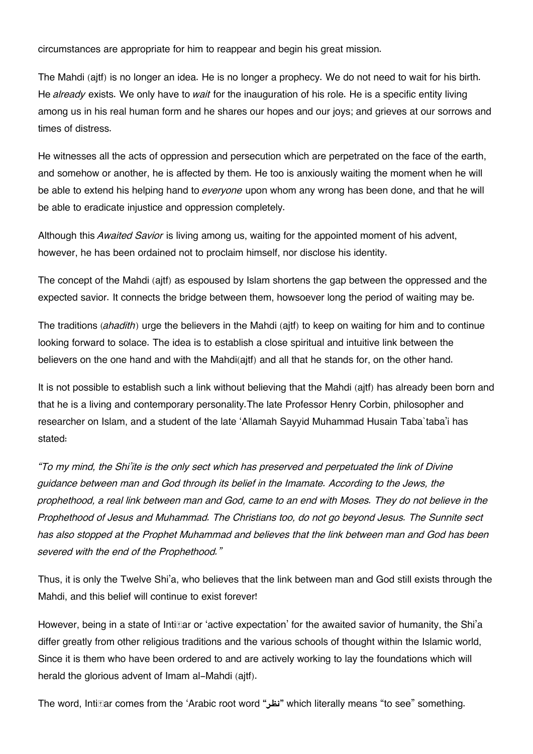circumstances are appropriate for him to reappear and begin his great mission.

The Mahdi (ajtf) is no longer an idea. He is no longer a prophecy. We do not need to wait for his birth. He *already* exists. We only have to *wait* for the inauguration of his role. He is a specific entity living among us in his real human form and he shares our hopes and our joys; and grieves at our sorrows and times of distress.

He witnesses all the acts of oppression and persecution which are perpetrated on the face of the earth, and somehow or another, he is affected by them. He too is anxiously waiting the moment when he will be able to extend his helping hand to *everyone* upon whom any wrong has been done, and that he will be able to eradicate injustice and oppression completely.

Although this *Awaited Savior* is living among us, waiting for the appointed moment of his advent, however, he has been ordained not to proclaim himself, nor disclose his identity.

The concept of the Mahdi (ajtf) as espoused by Islam shortens the gap between the oppressed and the expected savior. It connects the bridge between them, howsoever long the period of waiting may be.

The traditions (*ahadith*) urge the believers in the Mahdi (ajtf) to keep on waiting for him and to continue looking forward to solace. The idea is to establish a close spiritual and intuitive link between the believers on the one hand and with the Mahdi(ajtf) and all that he stands for, on the other hand.

It is not possible to establish such a link without believing that the Mahdi (ajtf) has already been born and that he is a living and contemporary personality.The late Professor Henry Corbin, philosopher and researcher on Islam, and a student of the late 'Allamah Sayyid Muhammad Husain Taba`taba'i has stated:

*"To my mind, the Shi'ite is the only sect which has preserved and perpetuated the link of Divine guidance between man and God through its belief in the Imamate. According to the Jews, the prophethood, a real link between man and God, came to an end with Moses. They do not believe in the Prophethood of Jesus and Muhammad. The Christians too, do not go beyond Jesus. The Sunnite sect has also stopped at the Prophet Muhammad and believes that the link between man and God has been severed with the end of the Prophethood."*

Thus, it is only the Twelve Shi'a, who believes that the link between man and God still exists through the Mahdi, and this belief will continue to exist forever!

However, being in a state of Intiẓar or 'active expectation' for the awaited savior of humanity, the Shi'a differ greatly from other religious traditions and the various schools of thought within the Islamic world, Since it is them who have been ordered to and are actively working to lay the foundations which will herald the glorious advent of Imam al-Mahdi (ajtf).

The word, Intiẓar comes from the 'Arabic root word **"نظر"** which literally means "to see" something.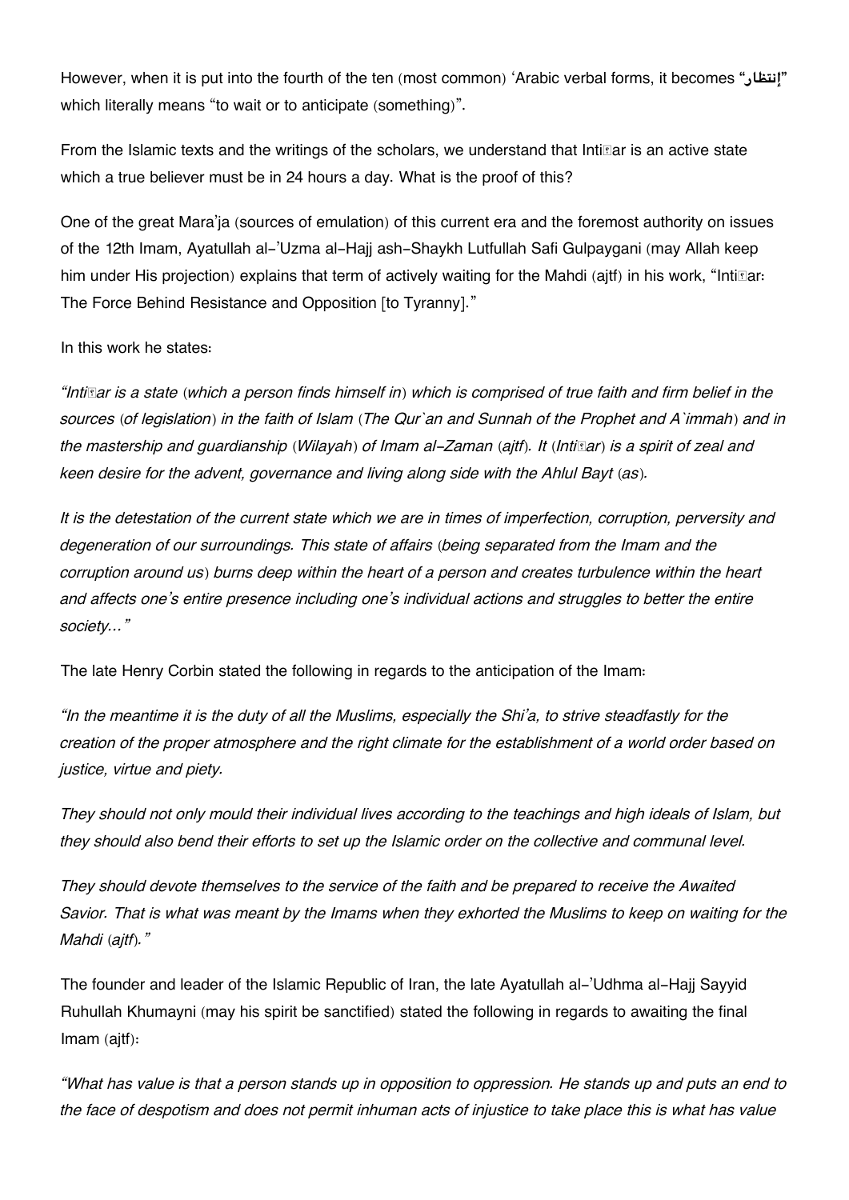However, when it is put into the fourth of the ten (most common) 'Arabic verbal forms, it becomes "إنتظار" which literally means "to wait or to anticipate (something)".

From the Islamic texts and the writings of the scholars, we understand that Intiẓar is an active state which a true believer must be in 24 hours a day. What is the proof of this?

One of the great Mara'ja (sources of emulation) of this current era and the foremost authority on issues of the 12th Imam, Ayatullah al-'Uzma al-Hajj ash-Shaykh Lutfullah Safi Gulpaygani (may Allah keep him under His projection) explains that term of actively waiting for the Mahdi (ajtf) in his work, "Intiẓar: The Force Behind Resistance and Opposition [to Tyranny]."

In this work he states:

*"Intiẓar is a state (which a person finds himself in) which is comprised of true faith and firm belief in the sources (of legislation) in the faith of Islam (The Qur`an and Sunnah of the Prophet and A`immah) and in the mastership and guardianship (Wilayah) of Imam al-Zaman (ajtf). It (Intiẓar) is a spirit of zeal and keen desire for the advent, governance and living along side with the Ahlul Bayt (as).*

*It is the detestation of the current state which we are in times of imperfection, corruption, perversity and degeneration of our surroundings. This state of affairs (being separated from the Imam and the corruption around us) burns deep within the heart of a person and creates turbulence within the heart and affects one's entire presence including one's individual actions and struggles to better the entire society..."*

The late Henry Corbin stated the following in regards to the anticipation of the Imam:

*"In the meantime it is the duty of all the Muslims, especially the Shi'a, to strive steadfastly for the creation of the proper atmosphere and the right climate for the establishment of a world order based on justice, virtue and piety.*

*They should not only mould their individual lives according to the teachings and high ideals of Islam, but they should also bend their efforts to set up the Islamic order on the collective and communal level.*

*They should devote themselves to the service of the faith and be prepared to receive the Awaited Savior. That is what was meant by the Imams when they exhorted the Muslims to keep on waiting for the Mahdi (ajtf)."*

The founder and leader of the Islamic Republic of Iran, the late Ayatullah al-'Udhma al-Hajj Sayyid Ruhullah Khumayni (may his spirit be sanctified) stated the following in regards to awaiting the final Imam (ajtf):

*"What has value is that a person stands up in opposition to oppression. He stands up and puts an end to the face of despotism and does not permit inhuman acts of injustice to take place this is what has value*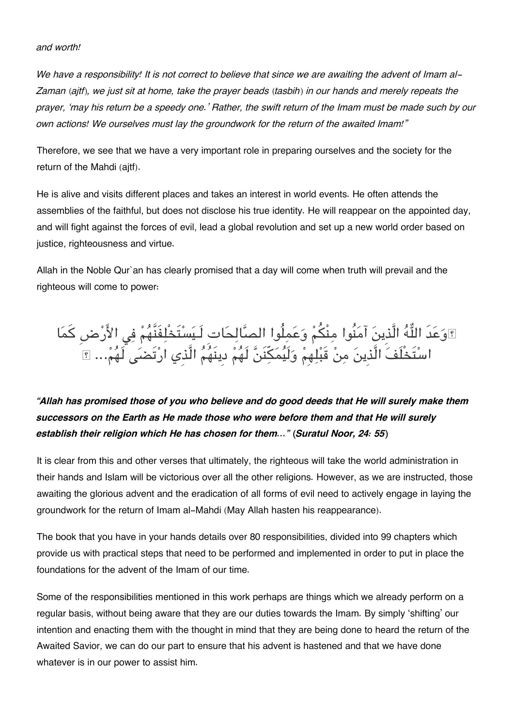*and worth!*

*We have a responsibility! It is not correct to believe that since we are awaiting the advent of Imam al-Zaman (ajtf), we just sit at home, take the prayer beads (tasbih) in our hands and merely repeats the prayer, 'may his return be a speedy one.' Rather, the swift return of the Imam must be made such by our own actions! We ourselves must lay the groundwork for the return of the awaited Imam!"*

Therefore, we see that we have a very important role in preparing ourselves and the society for the return of the Mahdi (ajtf).

He is alive and visits different places and takes an interest in world events. He often attends the assemblies of the faithful, but does not disclose his true identity. He will reappear on the appointed day, and will fight against the forces of evil, lead a global revolution and set up a new world order based on justice, righteousness and virtue.

Allah in the Noble Qur`an has clearly promised that a day will come when truth will prevail and the righteous will come to power:

﴿وَعَدَ اللَّهُ الَّذِينَ آمَنُوا مِنْكُمْ وَعَمِلُوا الصَّالِحَاتِ لَيَسْتَخْلِفَنَّهُمْ فِي الأَرْضِ كَمَا اسْتَخْلَفَ الَّذِينَ مِنْ قَبْلِهِمْ وَلَيُمَكِّنَنَّ لَهُمْ دِينَهُمُ الَّذِي ارْتَضَى لَهُمْ... ﴾

***"Allah has promised those of you who believe and do good deeds that He will surely make them successors on the Earth as He made those who were before them and that He will surely establish their religion which He has chosen for them…" (Suratul Noor, 24: 55)***

It is clear from this and other verses that ultimately, the righteous will take the world administration in their hands and Islam will be victorious over all the other religions. However, as we are instructed, those awaiting the glorious advent and the eradication of all forms of evil need to actively engage in laying the groundwork for the return of Imam al-Mahdi (May Allah hasten his reappearance).

The book that you have in your hands details over 80 responsibilities, divided into 99 chapters which provide us with practical steps that need to be performed and implemented in order to put in place the foundations for the advent of the Imam of our time.

Some of the responsibilities mentioned in this work perhaps are things which we already perform on a regular basis, without being aware that they are our duties towards the Imam. By simply 'shifting' our intention and enacting them with the thought in mind that they are being done to heard the return of the Awaited Savior, we can do our part to ensure that his advent is hastened and that we have done whatever is in our power to assist him.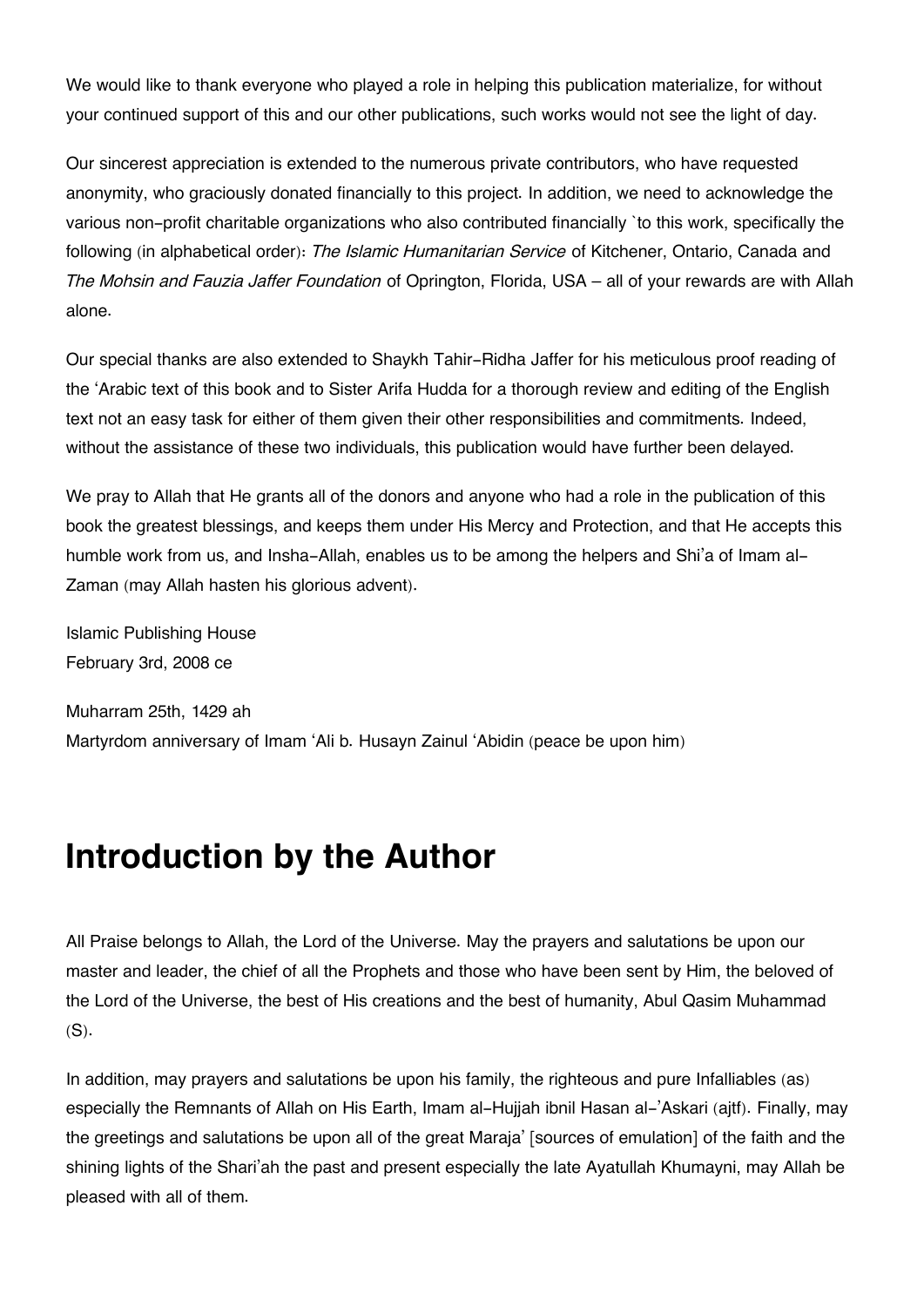We would like to thank everyone who played a role in helping this publication materialize, for without your continued support of this and our other publications, such works would not see the light of day.

Our sincerest appreciation is extended to the numerous private contributors, who have requested anonymity, who graciously donated financially to this project. In addition, we need to acknowledge the various non-profit charitable organizations who also contributed financially `to this work, specifically the following (in alphabetical order): *The Islamic Humanitarian Service* of Kitchener, Ontario, Canada and *The Mohsin and Fauzia Jaffer Foundation* of Oprington, Florida, USA – all of your rewards are with Allah alone.

Our special thanks are also extended to Shaykh Tahir-Ridha Jaffer for his meticulous proof reading of the 'Arabic text of this book and to Sister Arifa Hudda for a thorough review and editing of the English text not an easy task for either of them given their other responsibilities and commitments. Indeed, without the assistance of these two individuals, this publication would have further been delayed.

We pray to Allah that He grants all of the donors and anyone who had a role in the publication of this book the greatest blessings, and keeps them under His Mercy and Protection, and that He accepts this humble work from us, and Insha-Allah, enables us to be among the helpers and Shi'a of Imam al-Zaman (may Allah hasten his glorious advent).

Islamic Publishing House
February 3rd, 2008 ce

Muharram 25th, 1429 ah
Martyrdom anniversary of Imam 'Ali b. Husayn Zainul 'Abidin (peace be upon him)

# Introduction by the Author

All Praise belongs to Allah, the Lord of the Universe. May the prayers and salutations be upon our master and leader, the chief of all the Prophets and those who have been sent by Him, the beloved of the Lord of the Universe, the best of His creations and the best of humanity, Abul Qasim Muhammad (S).

In addition, may prayers and salutations be upon his family, the righteous and pure Infalliables (as) especially the Remnants of Allah on His Earth, Imam al-Hujjah ibnil Hasan al-'Askari (ajtf). Finally, may the greetings and salutations be upon all of the great Maraja' [sources of emulation] of the faith and the shining lights of the Shari'ah the past and present especially the late Ayatullah Khumayni, may Allah be pleased with all of them.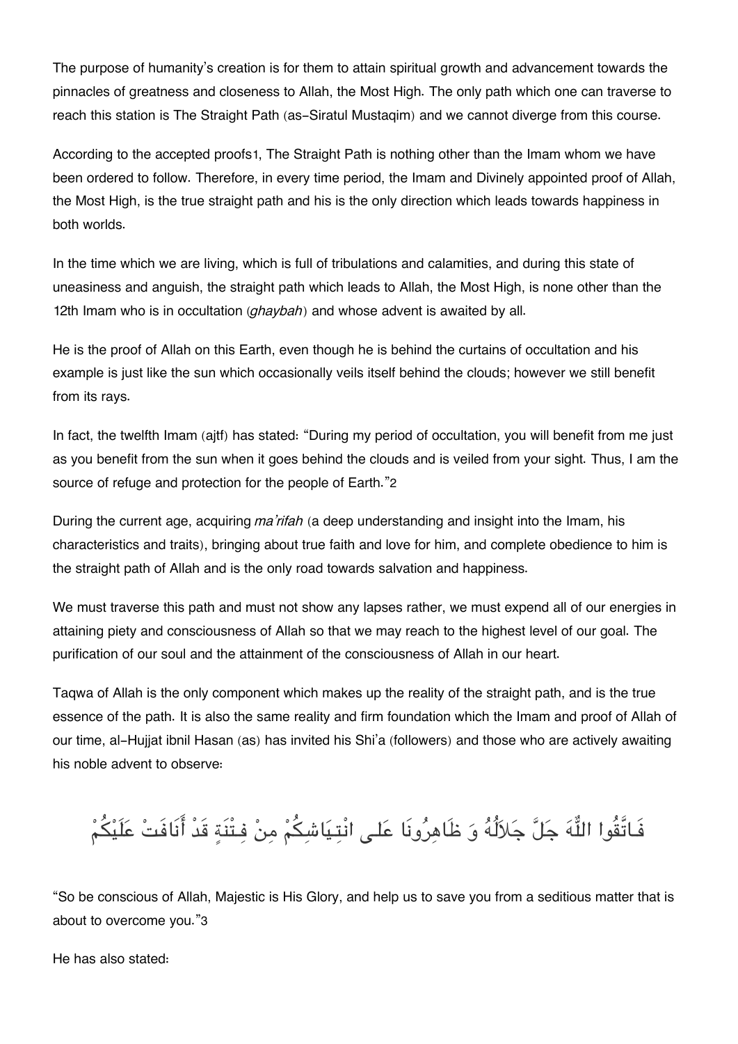The purpose of humanity's creation is for them to attain spiritual growth and advancement towards the pinnacles of greatness and closeness to Allah, the Most High. The only path which one can traverse to reach this station is The Straight Path (as-Siratul Mustaqim) and we cannot diverge from this course.

According to the accepted proofs[1], The Straight Path is nothing other than the Imam whom we have been ordered to follow. Therefore, in every time period, the Imam and Divinely appointed proof of Allah, the Most High, is the true straight path and his is the only direction which leads towards happiness in both worlds.

In the time which we are living, which is full of tribulations and calamities, and during this state of uneasiness and anguish, the straight path which leads to Allah, the Most High, is none other than the 12th Imam who is in occultation (*ghaybah*) and whose advent is awaited by all.

He is the proof of Allah on this Earth, even though he is behind the curtains of occultation and his example is just like the sun which occasionally veils itself behind the clouds; however we still benefit from its rays.

In fact, the twelfth Imam (ajtf) has stated: "During my period of occultation, you will benefit from me just as you benefit from the sun when it goes behind the clouds and is veiled from your sight. Thus, I am the source of refuge and protection for the people of Earth."[2]

During the current age, acquiring *ma'rifah* (a deep understanding and insight into the Imam, his characteristics and traits), bringing about true faith and love for him, and complete obedience to him is the straight path of Allah and is the only road towards salvation and happiness.

We must traverse this path and must not show any lapses rather, we must expend all of our energies in attaining piety and consciousness of Allah so that we may reach to the highest level of our goal. The purification of our soul and the attainment of the consciousness of Allah in our heart.

Taqwa of Allah is the only component which makes up the reality of the straight path, and is the true essence of the path. It is also the same reality and firm foundation which the Imam and proof of Allah of our time, al-Hujjat ibnil Hasan (as) has invited his Shi'a (followers) and those who are actively awaiting his noble advent to observe:

فَاتَّقُوا اللَّهَ جَلَّ جَلاَلُهُ وَ ظَاهِرُونَا عَلى انْتِيَاشِكُمْ مِنْ فِتْنَةٍ قَدْ أَنَافَتْ عَلَيْكُمْ

"So be conscious of Allah, Majestic is His Glory, and help us to save you from a seditious matter that is about to overcome you."[3]

He has also stated: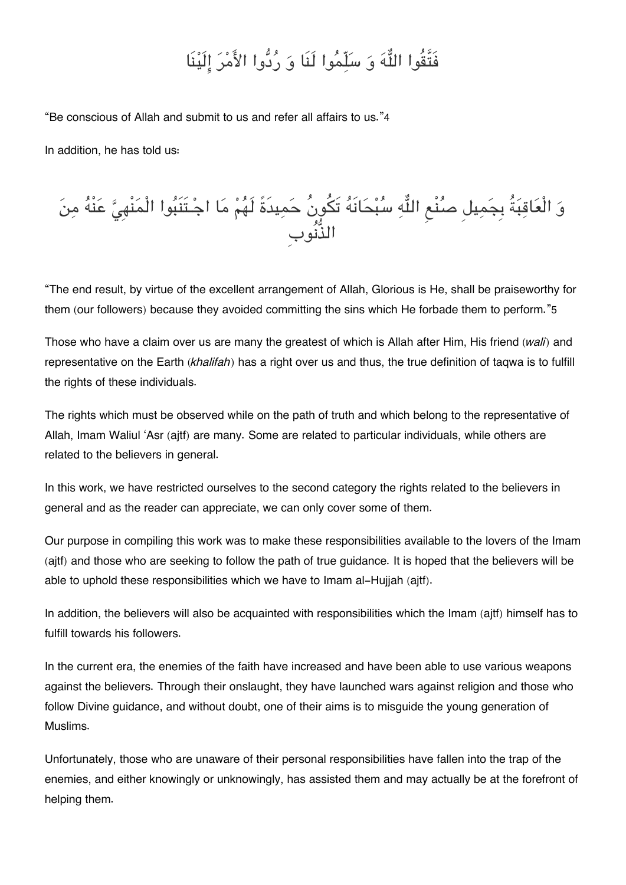فَتَّقُوا اللّٰهَ وَ سَلِّمُوا لَنَا وَ رُدُّوا الأَمْرَ إِلَيْنَا

“Be conscious of Allah and submit to us and refer all affairs to us.”[4]

In addition, he has told us:

وَ الْعَاقِبَةُ بِجَمِيلِ صُنْعِ اللّٰهِ سُبْحَانَهُ تَكُونُ حَمِيدَةً لَهُمْ مَا اجْتَنَبُوا الْمَنْهِيَّ عَنْهُ مِنَ الذُّنُوبِ

“The end result, by virtue of the excellent arrangement of Allah, Glorious is He, shall be praiseworthy for them (our followers) because they avoided committing the sins which He forbade them to perform.”[5]

Those who have a claim over us are many the greatest of which is Allah after Him, His friend (*wali*) and representative on the Earth (*khalifah*) has a right over us and thus, the true definition of taqwa is to fulfill the rights of these individuals.

The rights which must be observed while on the path of truth and which belong to the representative of Allah, Imam Waliul ‘Asr (ajtf) are many. Some are related to particular individuals, while others are related to the believers in general.

In this work, we have restricted ourselves to the second category the rights related to the believers in general and as the reader can appreciate, we can only cover some of them.

Our purpose in compiling this work was to make these responsibilities available to the lovers of the Imam (ajtf) and those who are seeking to follow the path of true guidance. It is hoped that the believers will be able to uphold these responsibilities which we have to Imam al-Hujjah (ajtf).

In addition, the believers will also be acquainted with responsibilities which the Imam (ajtf) himself has to fulfill towards his followers.

In the current era, the enemies of the faith have increased and have been able to use various weapons against the believers. Through their onslaught, they have launched wars against religion and those who follow Divine guidance, and without doubt, one of their aims is to misguide the young generation of Muslims.

Unfortunately, those who are unaware of their personal responsibilities have fallen into the trap of the enemies, and either knowingly or unknowingly, has assisted them and may actually be at the forefront of helping them.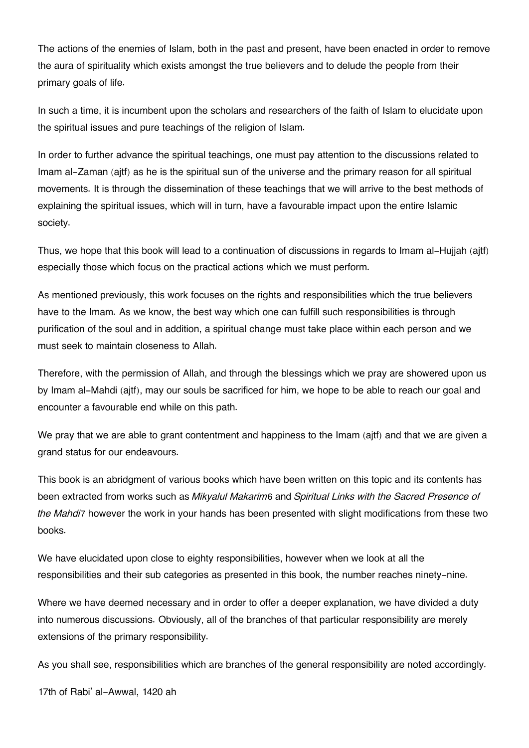The actions of the enemies of Islam, both in the past and present, have been enacted in order to remove the aura of spirituality which exists amongst the true believers and to delude the people from their primary goals of life.

In such a time, it is incumbent upon the scholars and researchers of the faith of Islam to elucidate upon the spiritual issues and pure teachings of the religion of Islam.

In order to further advance the spiritual teachings, one must pay attention to the discussions related to Imam al-Zaman (ajtf) as he is the spiritual sun of the universe and the primary reason for all spiritual movements. It is through the dissemination of these teachings that we will arrive to the best methods of explaining the spiritual issues, which will in turn, have a favourable impact upon the entire Islamic society.

Thus, we hope that this book will lead to a continuation of discussions in regards to Imam al-Hujjah (ajtf) especially those which focus on the practical actions which we must perform.

As mentioned previously, this work focuses on the rights and responsibilities which the true believers have to the Imam. As we know, the best way which one can fulfill such responsibilities is through purification of the soul and in addition, a spiritual change must take place within each person and we must seek to maintain closeness to Allah.

Therefore, with the permission of Allah, and through the blessings which we pray are showered upon us by Imam al-Mahdi (ajtf), may our souls be sacrificed for him, we hope to be able to reach our goal and encounter a favourable end while on this path.

We pray that we are able to grant contentment and happiness to the Imam (ajtf) and that we are given a grand status for our endeavours.

This book is an abridgment of various books which have been written on this topic and its contents has been extracted from works such as *Mikyalul Makarim*[6] and *Spiritual Links with the Sacred Presence of the Mahdi*[7] however the work in your hands has been presented with slight modifications from these two books.

We have elucidated upon close to eighty responsibilities, however when we look at all the responsibilities and their sub categories as presented in this book, the number reaches ninety-nine.

Where we have deemed necessary and in order to offer a deeper explanation, we have divided a duty into numerous discussions. Obviously, all of the branches of that particular responsibility are merely extensions of the primary responsibility.

As you shall see, responsibilities which are branches of the general responsibility are noted accordingly.

17th of Rabi' al-Awwal, 1420 ah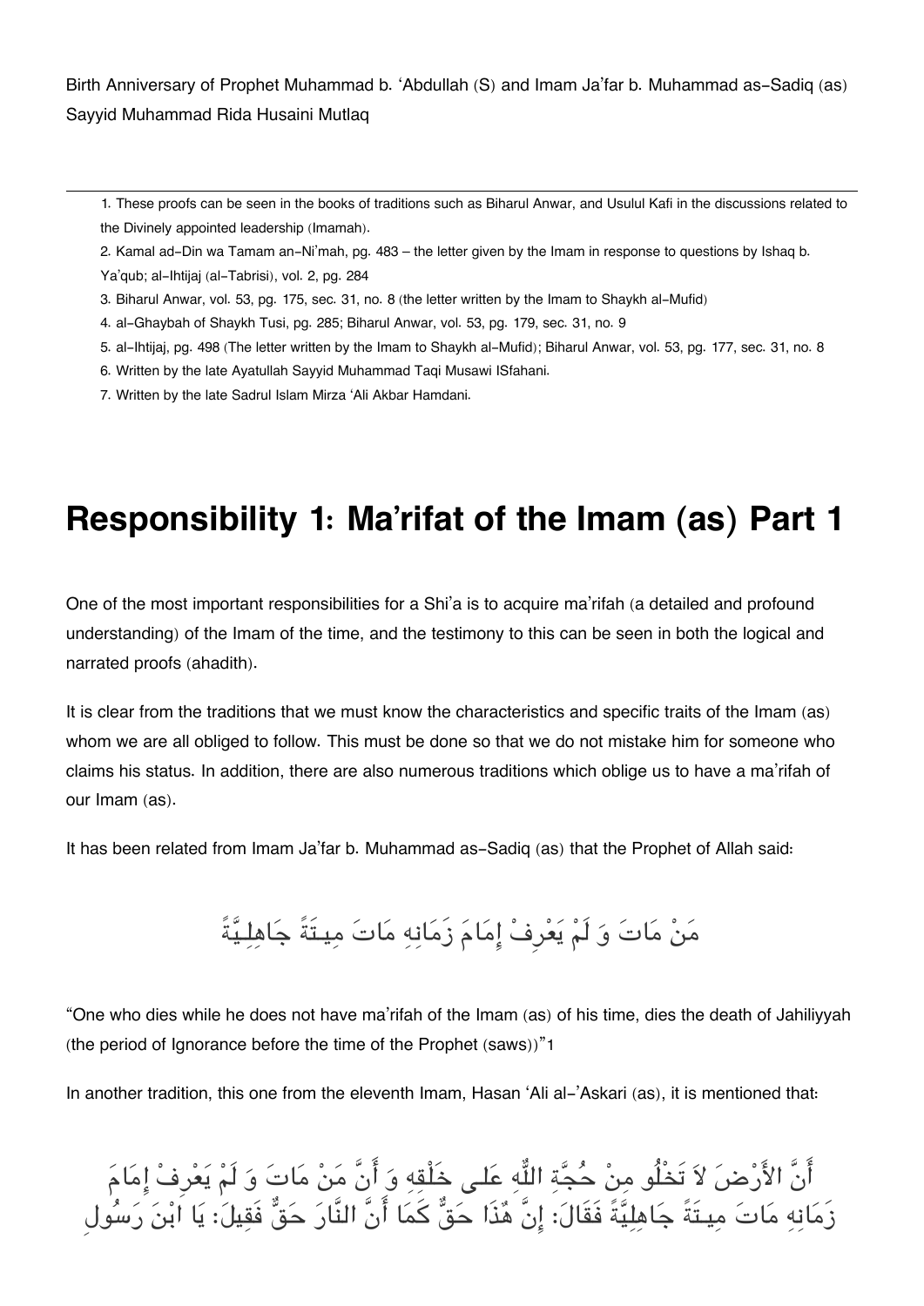Birth Anniversary of Prophet Muhammad b. 'Abdullah (S) and Imam Ja'far b. Muhammad as-Sadiq (as)
Sayyid Muhammad Rida Husaini Mutlaq

---

1. These proofs can be seen in the books of traditions such as Biharul Anwar, and Usulul Kafi in the discussions related to the Divinely appointed leadership (Imamah).
2. Kamal ad-Din wa Tamam an-Ni'mah, pg. 483 – the letter given by the Imam in response to questions by Ishaq b. Ya'qub; al-Ihtijaj (al-Tabrisi), vol. 2, pg. 284
3. Biharul Anwar, vol. 53, pg. 175, sec. 31, no. 8 (the letter written by the Imam to Shaykh al-Mufid)
4. al-Ghaybah of Shaykh Tusi, pg. 285; Biharul Anwar, vol. 53, pg. 179, sec. 31, no. 9
5. al-Ihtijaj, pg. 498 (The letter written by the Imam to Shaykh al-Mufid); Biharul Anwar, vol. 53, pg. 177, sec. 31, no. 8
6. Written by the late Ayatullah Sayyid Muhammad Taqi Musawi ISfahani.
7. Written by the late Sadrul Islam Mirza 'Ali Akbar Hamdani.

# Responsibility 1: Ma'rifat of the Imam (as) Part 1

One of the most important responsibilities for a Shi'a is to acquire ma'rifah (a detailed and profound understanding) of the Imam of the time, and the testimony to this can be seen in both the logical and narrated proofs (ahadith).

It is clear from the traditions that we must know the characteristics and specific traits of the Imam (as) whom we are all obliged to follow. This must be done so that we do not mistake him for someone who claims his status. In addition, there are also numerous traditions which oblige us to have a ma'rifah of our Imam (as).

It has been related from Imam Ja'far b. Muhammad as-Sadiq (as) that the Prophet of Allah said:

مَنْ مَاتَ وَ لَمْ يَعْرِفْ إِمَامَ زَمَانِهِ مَاتَ مِيتَةً جَاهِلِيَّةً

"One who dies while he does not have ma'rifah of the Imam (as) of his time, dies the death of Jahiliyyah (the period of Ignorance before the time of the Prophet (saws))"1

In another tradition, this one from the eleventh Imam, Hasan 'Ali al-'Askari (as), it is mentioned that:

أَنَّ الأَرْضَ لاَ تَخْلُو مِنْ حُجَّةِ اللَّهِ عَلى خَلْقِهِ وَ أَنَّ مَنْ مَاتَ وَ لَمْ يَعْرِفْ إِمَامَ زَمَانِهِ مَاتَ مِيتَةً جَاهِلِيَّةً فَقَالَ: إِنَّ هٰذَا حَقٌّ كَمَا أَنَّ النَّارَ حَقٌّ فَقِيلَ: يَا ابْنَ رَسُولِ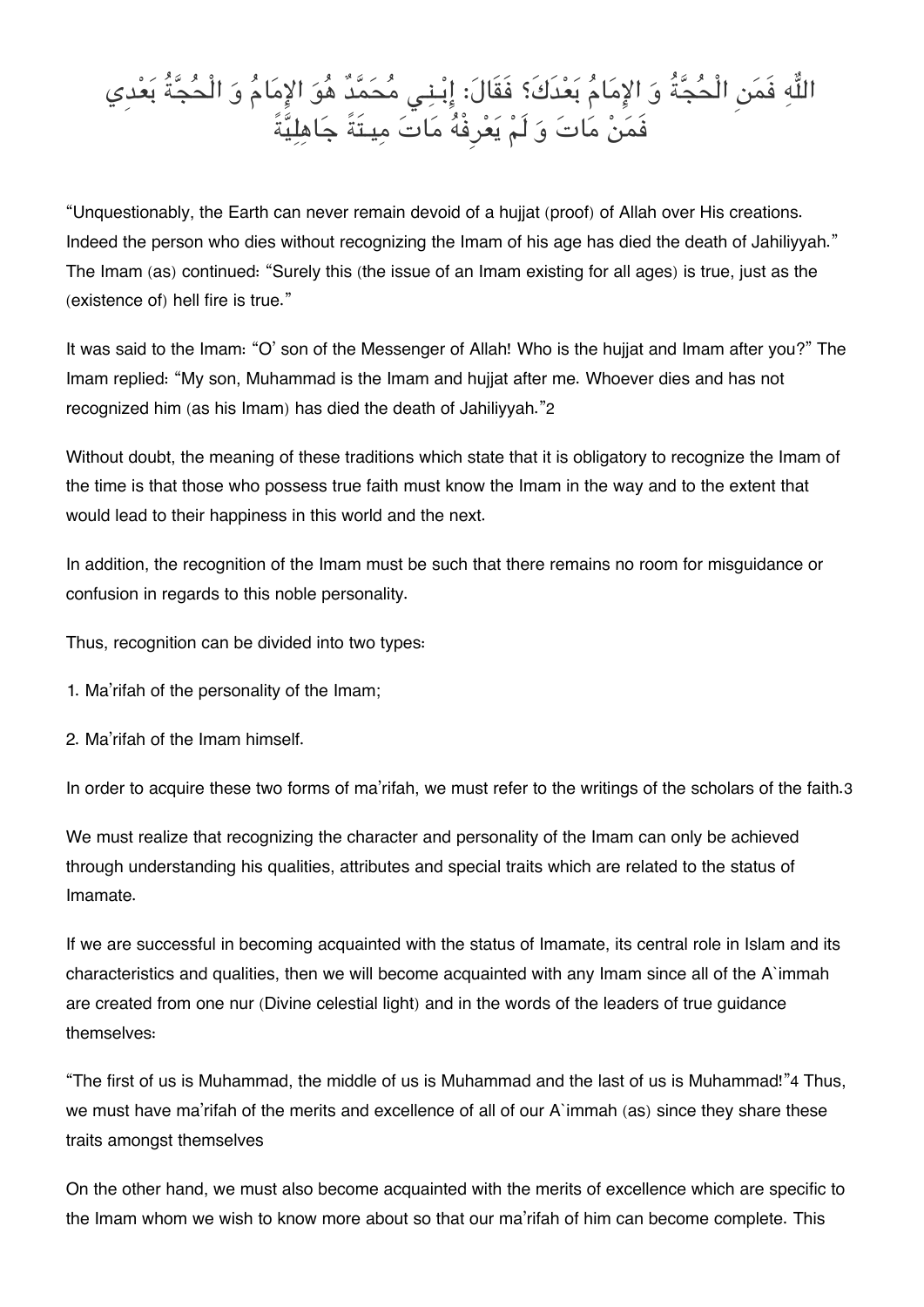اللّٰهِ فَمَنِ الْحُجَّةُ وَ الإِمَامُ بَعْدَكَ؟ فَقَالَ: إِبْنِي مُحَمَّدٌ هُوَ الإِمَامُ وَ الْحُجَّةُ بَعْدِي فَمَنْ مَاتَ وَ لَمْ يَعْرِفْهُ مَاتَ مِيتَةً جَاهِلِيَّةً

"Unquestionably, the Earth can never remain devoid of a hujjat (proof) of Allah over His creations. Indeed the person who dies without recognizing the Imam of his age has died the death of Jahiliyyah." The Imam (as) continued: "Surely this (the issue of an Imam existing for all ages) is true, just as the (existence of) hell fire is true."

It was said to the Imam: "O' son of the Messenger of Allah! Who is the hujjat and Imam after you?" The Imam replied: "My son, Muhammad is the Imam and hujjat after me. Whoever dies and has not recognized him (as his Imam) has died the death of Jahiliyyah."[2]

Without doubt, the meaning of these traditions which state that it is obligatory to recognize the Imam of the time is that those who possess true faith must know the Imam in the way and to the extent that would lead to their happiness in this world and the next.

In addition, the recognition of the Imam must be such that there remains no room for misguidance or confusion in regards to this noble personality.

Thus, recognition can be divided into two types:

1. Ma'rifah of the personality of the Imam;

2. Ma'rifah of the Imam himself.

In order to acquire these two forms of ma'rifah, we must refer to the writings of the scholars of the faith.[3]

We must realize that recognizing the character and personality of the Imam can only be achieved through understanding his qualities, attributes and special traits which are related to the status of Imamate.

If we are successful in becoming acquainted with the status of Imamate, its central role in Islam and its characteristics and qualities, then we will become acquainted with any Imam since all of the A`immah are created from one nur (Divine celestial light) and in the words of the leaders of true guidance themselves:

"The first of us is Muhammad, the middle of us is Muhammad and the last of us is Muhammad!"[4] Thus, we must have ma'rifah of the merits and excellence of all of our A`immah (as) since they share these traits amongst themselves

On the other hand, we must also become acquainted with the merits of excellence which are specific to the Imam whom we wish to know more about so that our ma'rifah of him can become complete. This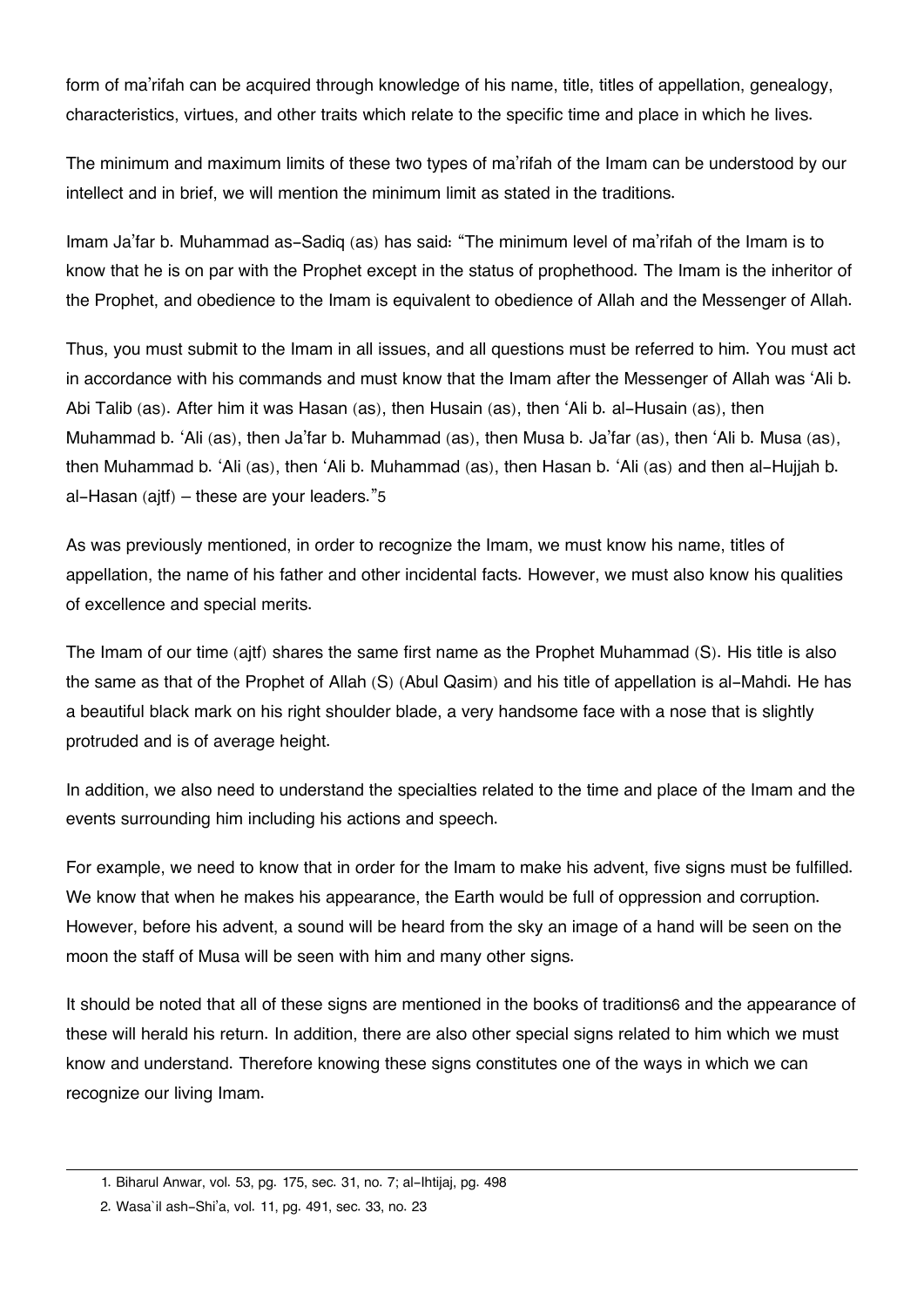form of ma'rifah can be acquired through knowledge of his name, title, titles of appellation, genealogy, characteristics, virtues, and other traits which relate to the specific time and place in which he lives.

The minimum and maximum limits of these two types of ma'rifah of the Imam can be understood by our intellect and in brief, we will mention the minimum limit as stated in the traditions.

Imam Ja'far b. Muhammad as-Sadiq (as) has said: "The minimum level of ma'rifah of the Imam is to know that he is on par with the Prophet except in the status of prophethood. The Imam is the inheritor of the Prophet, and obedience to the Imam is equivalent to obedience of Allah and the Messenger of Allah.

Thus, you must submit to the Imam in all issues, and all questions must be referred to him. You must act in accordance with his commands and must know that the Imam after the Messenger of Allah was 'Ali b. Abi Talib (as). After him it was Hasan (as), then Husain (as), then 'Ali b. al-Husain (as), then Muhammad b. 'Ali (as), then Ja'far b. Muhammad (as), then Musa b. Ja'far (as), then 'Ali b. Musa (as), then Muhammad b. 'Ali (as), then 'Ali b. Muhammad (as), then Hasan b. 'Ali (as) and then al-Hujjah b. al-Hasan (ajtf) – these are your leaders."[5]

As was previously mentioned, in order to recognize the Imam, we must know his name, titles of appellation, the name of his father and other incidental facts. However, we must also know his qualities of excellence and special merits.

The Imam of our time (ajtf) shares the same first name as the Prophet Muhammad (S). His title is also the same as that of the Prophet of Allah (S) (Abul Qasim) and his title of appellation is al-Mahdi. He has a beautiful black mark on his right shoulder blade, a very handsome face with a nose that is slightly protruded and is of average height.

In addition, we also need to understand the specialties related to the time and place of the Imam and the events surrounding him including his actions and speech.

For example, we need to know that in order for the Imam to make his advent, five signs must be fulfilled. We know that when he makes his appearance, the Earth would be full of oppression and corruption. However, before his advent, a sound will be heard from the sky an image of a hand will be seen on the moon the staff of Musa will be seen with him and many other signs.

It should be noted that all of these signs are mentioned in the books of traditions[6] and the appearance of these will herald his return. In addition, there are also other special signs related to him which we must know and understand. Therefore knowing these signs constitutes one of the ways in which we can recognize our living Imam.

---

1. Biharul Anwar, vol. 53, pg. 175, sec. 31, no. 7; al-Ihtijaj, pg. 498
2. Wasa`il ash-Shi'a, vol. 11, pg. 491, sec. 33, no. 23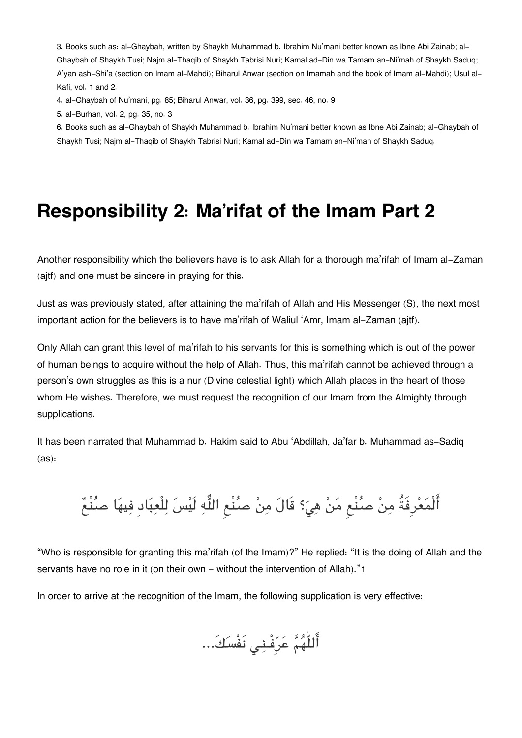3. Books such as: al-Ghaybah, written by Shaykh Muhammad b. Ibrahim Nu'mani better known as Ibne Abi Zainab; al-Ghaybah of Shaykh Tusi; Najm al-Thaqib of Shaykh Tabrisi Nuri; Kamal ad-Din wa Tamam an-Ni'mah of Shaykh Saduq; A'yan ash-Shi'a (section on Imam al-Mahdi); Biharul Anwar (section on Imamah and the book of Imam al-Mahdi); Usul al-Kafi, vol. 1 and 2.

4. al-Ghaybah of Nu'mani, pg. 85; Biharul Anwar, vol. 36, pg. 399, sec. 46, no. 9

5. al-Burhan, vol. 2, pg. 35, no. 3

6. Books such as al-Ghaybah of Shaykh Muhammad b. Ibrahim Nu'mani better known as Ibne Abi Zainab; al-Ghaybah of Shaykh Tusi; Najm al-Thaqib of Shaykh Tabrisi Nuri; Kamal ad-Din wa Tamam an-Ni'mah of Shaykh Saduq.

# Responsibility 2: Ma'rifat of the Imam Part 2

Another responsibility which the believers have is to ask Allah for a thorough ma'rifah of Imam al-Zaman (ajtf) and one must be sincere in praying for this.

Just as was previously stated, after attaining the ma'rifah of Allah and His Messenger (S), the next most important action for the believers is to have ma'rifah of Waliul 'Amr, Imam al-Zaman (ajtf).

Only Allah can grant this level of ma'rifah to his servants for this is something which is out of the power of human beings to acquire without the help of Allah. Thus, this ma'rifah cannot be achieved through a person's own struggles as this is a nur (Divine celestial light) which Allah places in the heart of those whom He wishes. Therefore, we must request the recognition of our Imam from the Almighty through supplications.

It has been narrated that Muhammad b. Hakim said to Abu 'Abdillah, Ja'far b. Muhammad as-Sadiq (as):

أَلْمَعْرِفَةُ مِنْ صُنْعِ مَنْ هِيَ؟ قَالَ مِنْ صُنْعِ اللّٰهِ لَيْسَ لِلْعِبَادِ فِيهَا صُنْعٌ

"Who is responsible for granting this ma'rifah (of the Imam)?" He replied: "It is the doing of Allah and the servants have no role in it (on their own - without the intervention of Allah)."1

In order to arrive at the recognition of the Imam, the following supplication is very effective:

أَللّٰهُمَّ عَرِّفْنِي نَفْسَكَ...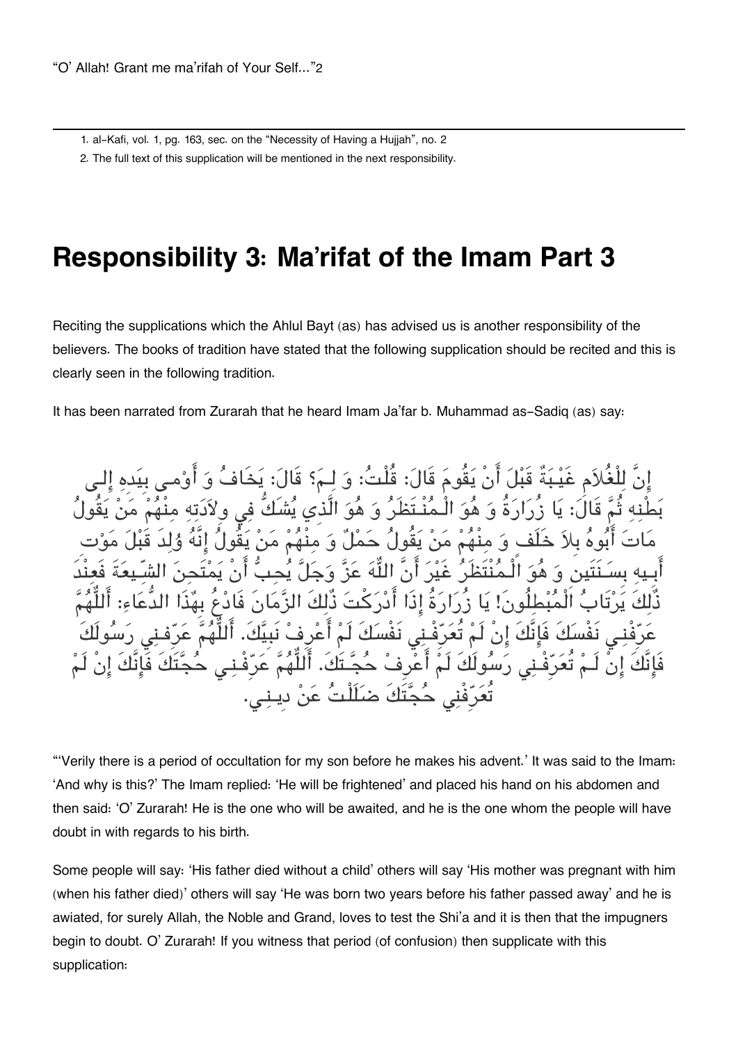"O' Allah! Grant me ma'rifah of Your Self..."2

1. al-Kafi, vol. 1, pg. 163, sec. on the "Necessity of Having a Hujjah", no. 2

2. The full text of this supplication will be mentioned in the next responsibility.

## Responsibility 3: Ma'rifat of the Imam Part 3

Reciting the supplications which the Ahlul Bayt (as) has advised us is another responsibility of the believers. The books of tradition have stated that the following supplication should be recited and this is clearly seen in the following tradition.

It has been narrated from Zurarah that he heard Imam Ja'far b. Muhammad as-Sadiq (as) say:

إِنَّ لِلْغُلاَمِ غَيْبَةٌ قَبْلَ أَنْ يَقُومَ قَالَ: قُلْتُ: وَ لِمَ؟ قَالَ: يَخَافُ وَ أَوْمى بِيَدِهِ إِلى بَطْنِهِ ثُمَّ قَالَ: يَا زُرَارَةُ وَ هُوَ الْمُنْتَظَرُ وَ هُوَ الَّذي يُشَكُّ فِي وِلاَدَتِه مِنْهُمْ مَنْ يَقُولُ مَاتَ أَبُوهُ بِلاَ خَلَف وَ مِنْهُمْ مَنْ يَقُولُ حَمْلٌ وَ مِنْهُمْ مَنْ يَقُولُ إِنَّهُ وُلِدَ قَبْلَ مَوْت أَبِيهِ بِسَنَتَين وَ هُوَ الْمُنْتَظَرُ غَيْرَ أَنَّ اللّٰهَ عَزَّ وَجَلَّ يُحِبُّ أَنْ يَمْتَحِنَ الشِّيعَةَ فَعِنْدَ ذٰلِكَ يَرْتَابُ الْمُبْطِلُونَ! يَا زُرَارَةُ إِذَا أَدْرَكْتَ ذٰلِكَ الزَّمَانَ فَادْعُ بِهٰذَا الدُّعَاءِ: أَللّٰهُمَّ عَرِّفْنِي نَفْسَكَ فَإِنَّكَ إِنْ لَمْ تُعَرِّفْنِي نَفْسَكَ لَمْ أَعْرِفْ نَبِيَّكَ. أَللّٰهُمَّ عَرِّفْنِي رَسُولَكَ فَإِنَّكَ إِنْ لَمْ تُعَرِّفْنِي رَسُولَكَ لَمْ أَعْرِفْ حُجَّتَكَ. أَللّٰهُمَّ عَرِّفْنِي حُجَّتَكَ فَإِنَّكَ إِنْ لَمْ تُعَرِّفْنِي حُجَّتَكَ ضَلَلْتُ عَنْ دِينِي.

"'Verily there is a period of occultation for my son before he makes his advent.' It was said to the Imam: 'And why is this?' The Imam replied: 'He will be frightened' and placed his hand on his abdomen and then said: 'O' Zurarah! He is the one who will be awaited, and he is the one whom the people will have doubt in with regards to his birth.

Some people will say: 'His father died without a child' others will say 'His mother was pregnant with him (when his father died)' others will say 'He was born two years before his father passed away' and he is awiated, for surely Allah, the Noble and Grand, loves to test the Shi'a and it is then that the impugners begin to doubt. O' Zurarah! If you witness that period (of confusion) then supplicate with this supplication: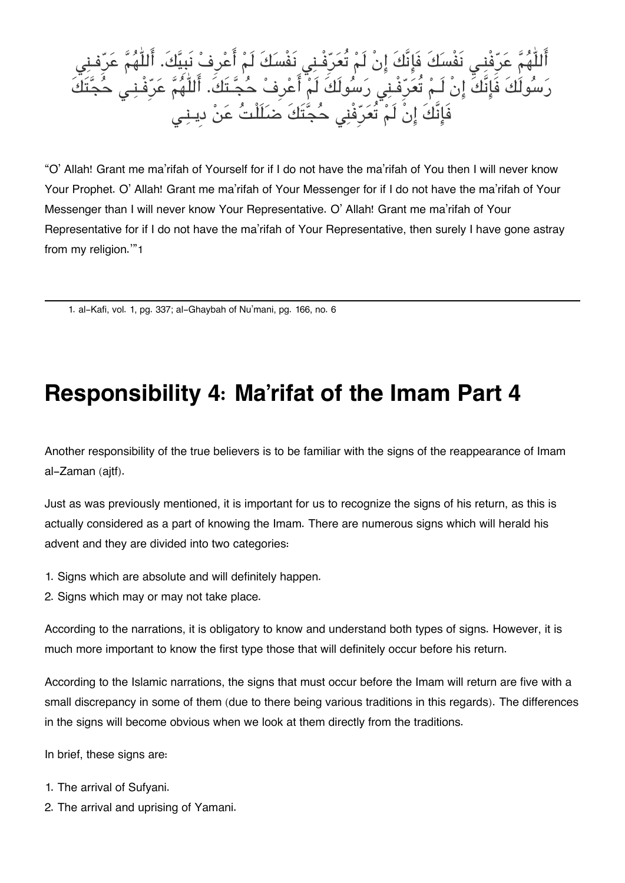أَللّٰهُمَّ عَرِّفْنِي نَفْسَكَ فَإِنَّكَ إِنْ لَمْ تُعَرِّفْنِي نَفْسَكَ لَمْ أَعْرِفْ نَبِيَّكَ. أَللّٰهُمَّ عَرِّفْنِي رَسُولَكَ فَإِنَّكَ إِنْ لَمْ تُعَرِّفْنِي رَسُولَكَ لَمْ أَعْرِفْ حُجَّتَكَ. أَللّٰهُمَّ عَرِّفْنِي حُجَّتَكَ فَإِنَّكَ إِنْ لَمْ تُعَرِّفْنِي حُجَّتَكَ ضَلَلْتُ عَنْ دِينِي

"O' Allah! Grant me ma'rifah of Yourself for if I do not have the ma'rifah of You then I will never know Your Prophet. O' Allah! Grant me ma'rifah of Your Messenger for if I do not have the ma'rifah of Your Messenger than I will never know Your Representative. O' Allah! Grant me ma'rifah of Your Representative for if I do not have the ma'rifah of Your Representative, then surely I have gone astray from my religion.'"[1]

---

1. al-Kafi, vol. 1, pg. 337; al-Ghaybah of Nu'mani, pg. 166, no. 6

# Responsibility 4: Ma'rifat of the Imam Part 4

Another responsibility of the true believers is to be familiar with the signs of the reappearance of Imam al-Zaman (ajtf).

Just as was previously mentioned, it is important for us to recognize the signs of his return, as this is actually considered as a part of knowing the Imam. There are numerous signs which will herald his advent and they are divided into two categories:

1. Signs which are absolute and will definitely happen.
2. Signs which may or may not take place.

According to the narrations, it is obligatory to know and understand both types of signs. However, it is much more important to know the first type those that will definitely occur before his return.

According to the Islamic narrations, the signs that must occur before the Imam will return are five with a small discrepancy in some of them (due to there being various traditions in this regards). The differences in the signs will become obvious when we look at them directly from the traditions.

In brief, these signs are:

1. The arrival of Sufyani.
2. The arrival and uprising of Yamani.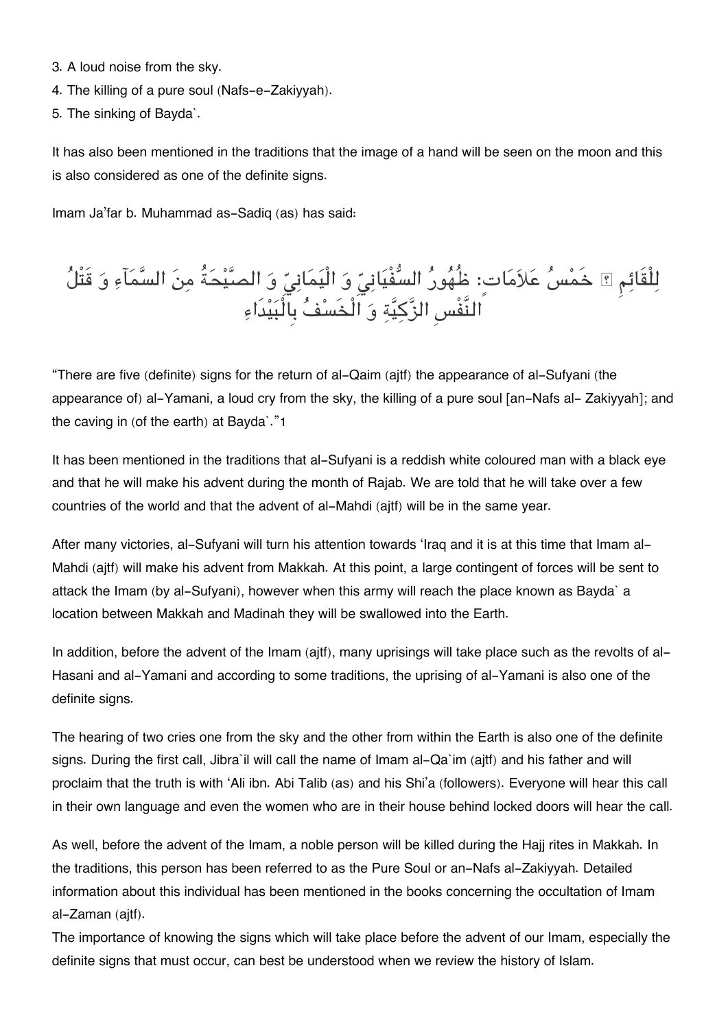3. A loud noise from the sky.
4. The killing of a pure soul (Nafs-e-Zakiyyah).
5. The sinking of Bayda`.

It has also been mentioned in the traditions that the image of a hand will be seen on the moon and this is also considered as one of the definite signs.

Imam Ja'far b. Muhammad as-Sadiq (as) has said:

لِلْقَائِمِ ؑ خَمْسُ عَلاَمَات: ظُهُورُ السُّفْيَانِيّ وَ الْيَمَانِيّ وَ الصَّيْحَةُ مِنَ السَّمَآءِ وَ قَتْلُ النَّفْسِ الزَّكِيَّةِ وَ الْخَسْفُ بِالْبَيْدَاءِ

"There are five (definite) signs for the return of al-Qaim (ajtf) the appearance of al-Sufyani (the appearance of) al-Yamani, a loud cry from the sky, the killing of a pure soul [an-Nafs al- Zakiyyah]; and the caving in (of the earth) at Bayda`."1

It has been mentioned in the traditions that al-Sufyani is a reddish white coloured man with a black eye and that he will make his advent during the month of Rajab. We are told that he will take over a few countries of the world and that the advent of al-Mahdi (ajtf) will be in the same year.

After many victories, al-Sufyani will turn his attention towards 'Iraq and it is at this time that Imam al-Mahdi (ajtf) will make his advent from Makkah. At this point, a large contingent of forces will be sent to attack the Imam (by al-Sufyani), however when this army will reach the place known as Bayda` a location between Makkah and Madinah they will be swallowed into the Earth.

In addition, before the advent of the Imam (ajtf), many uprisings will take place such as the revolts of al-Hasani and al-Yamani and according to some traditions, the uprising of al-Yamani is also one of the definite signs.

The hearing of two cries one from the sky and the other from within the Earth is also one of the definite signs. During the first call, Jibra`il will call the name of Imam al-Qa`im (ajtf) and his father and will proclaim that the truth is with 'Ali ibn. Abi Talib (as) and his Shi'a (followers). Everyone will hear this call in their own language and even the women who are in their house behind locked doors will hear the call.

As well, before the advent of the Imam, a noble person will be killed during the Hajj rites in Makkah. In the traditions, this person has been referred to as the Pure Soul or an-Nafs al-Zakiyyah. Detailed information about this individual has been mentioned in the books concerning the occultation of Imam al-Zaman (ajtf).

The importance of knowing the signs which will take place before the advent of our Imam, especially the definite signs that must occur, can best be understood when we review the history of Islam.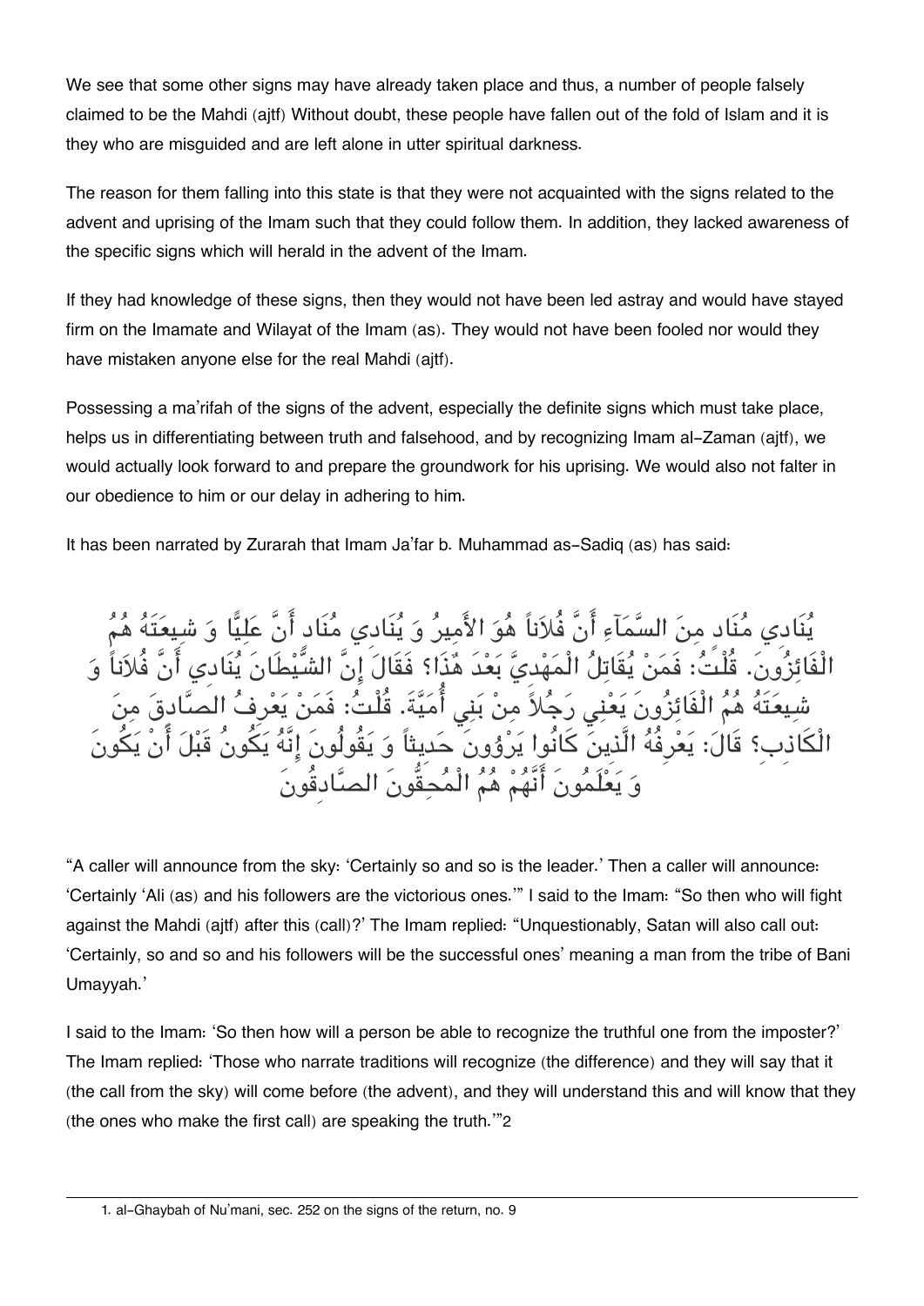We see that some other signs may have already taken place and thus, a number of people falsely claimed to be the Mahdi (ajtf) Without doubt, these people have fallen out of the fold of Islam and it is they who are misguided and are left alone in utter spiritual darkness.

The reason for them falling into this state is that they were not acquainted with the signs related to the advent and uprising of the Imam such that they could follow them. In addition, they lacked awareness of the specific signs which will herald in the advent of the Imam.

If they had knowledge of these signs, then they would not have been led astray and would have stayed firm on the Imamate and Wilayat of the Imam (as). They would not have been fooled nor would they have mistaken anyone else for the real Mahdi (ajtf).

Possessing a ma'rifah of the signs of the advent, especially the definite signs which must take place, helps us in differentiating between truth and falsehood, and by recognizing Imam al-Zaman (ajtf), we would actually look forward to and prepare the groundwork for his uprising. We would also not falter in our obedience to him or our delay in adhering to him.

It has been narrated by Zurarah that Imam Ja'far b. Muhammad as-Sadiq (as) has said:

يُنَادِي مُنَادٍ مِنَ السَّمَآءِ أَنَّ فُلاَناً هُوَ الأَمِيرُ وَ يُنَادِي مُنَادٍ أَنَّ عَلِيًّا وَ شِيعَتَهُ هُمُ الْفَائِزُونَ. قُلْتُ: فَمَنْ يُقَاتِلُ الْمَهْدِيَّ بَعْدَ هٰذَا؟ فَقَالَ إِنَّ الشَّيْطَانَ يُنَادِي أَنَّ فُلاَناً وَ شِيعَتَهُ هُمُ الْفَائِزُونَ يَعْنِي رَجُلاً مِنْ بَنِي أُمَيَّةَ. قُلْتُ: فَمَنْ يَعْرِفُ الصَّادِقَ مِنَ الْكَاذِبِ؟ قَالَ: يَعْرِفُهُ الَّذِينَ كَانُوا يَرْوُونَ حَدِيثاً وَ يَقُولُونَ إِنَّهُ يَكُونُ قَبْلَ أَنْ يَكُونَ وَ يَعْلَمُونَ أَنَّهُمْ هُمُ الْمُحِقُّونَ الصَّادِقُونَ

"A caller will announce from the sky: 'Certainly so and so is the leader.' Then a caller will announce: 'Certainly 'Ali (as) and his followers are the victorious ones.'" I said to the Imam: "So then who will fight against the Mahdi (ajtf) after this (call)?' The Imam replied: "Unquestionably, Satan will also call out: 'Certainly, so and so and his followers will be the successful ones' meaning a man from the tribe of Bani Umayyah.'

I said to the Imam: 'So then how will a person be able to recognize the truthful one from the imposter?' The Imam replied: 'Those who narrate traditions will recognize (the difference) and they will say that it (the call from the sky) will come before (the advent), and they will understand this and will know that they (the ones who make the first call) are speaking the truth.'"[2]

---

1. al-Ghaybah of Nu'mani, sec. 252 on the signs of the return, no. 9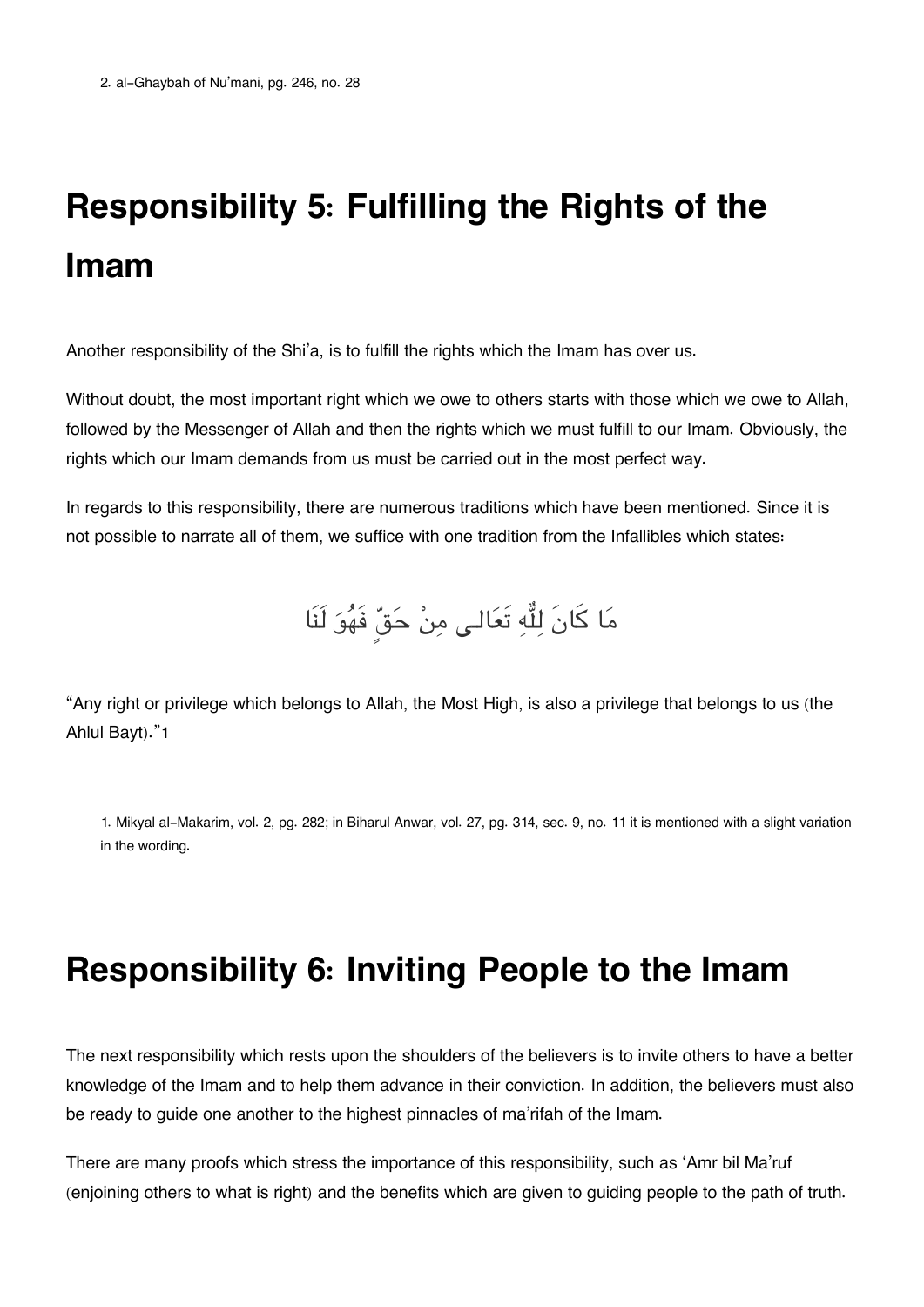2. al-Ghaybah of Nu'mani, pg. 246, no. 28

## Responsibility 5: Fulfilling the Rights of the Imam

Another responsibility of the Shi'a, is to fulfill the rights which the Imam has over us.

Without doubt, the most important right which we owe to others starts with those which we owe to Allah, followed by the Messenger of Allah and then the rights which we must fulfill to our Imam. Obviously, the rights which our Imam demands from us must be carried out in the most perfect way.

In regards to this responsibility, there are numerous traditions which have been mentioned. Since it is not possible to narrate all of them, we suffice with one tradition from the Infallibles which states:

مَا كَانَ لِلّٰهِ تَعَالى مِنْ حَقٍّ فَهُوَ لَنَا

"Any right or privilege which belongs to Allah, the Most High, is also a privilege that belongs to us (the Ahlul Bayt)."[1]

---

1. Mikyal al-Makarim, vol. 2, pg. 282; in Biharul Anwar, vol. 27, pg. 314, sec. 9, no. 11 it is mentioned with a slight variation in the wording.

## Responsibility 6: Inviting People to the Imam

The next responsibility which rests upon the shoulders of the believers is to invite others to have a better knowledge of the Imam and to help them advance in their conviction. In addition, the believers must also be ready to guide one another to the highest pinnacles of ma'rifah of the Imam.

There are many proofs which stress the importance of this responsibility, such as 'Amr bil Ma'ruf (enjoining others to what is right) and the benefits which are given to guiding people to the path of truth.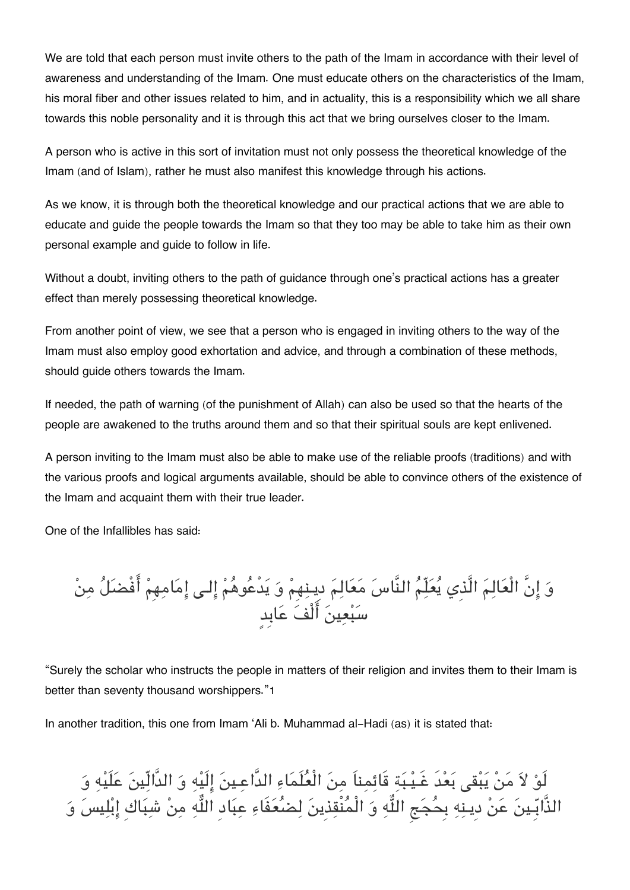We are told that each person must invite others to the path of the Imam in accordance with their level of awareness and understanding of the Imam. One must educate others on the characteristics of the Imam, his moral fiber and other issues related to him, and in actuality, this is a responsibility which we all share towards this noble personality and it is through this act that we bring ourselves closer to the Imam.

A person who is active in this sort of invitation must not only possess the theoretical knowledge of the Imam (and of Islam), rather he must also manifest this knowledge through his actions.

As we know, it is through both the theoretical knowledge and our practical actions that we are able to educate and guide the people towards the Imam so that they too may be able to take him as their own personal example and guide to follow in life.

Without a doubt, inviting others to the path of guidance through one's practical actions has a greater effect than merely possessing theoretical knowledge.

From another point of view, we see that a person who is engaged in inviting others to the way of the Imam must also employ good exhortation and advice, and through a combination of these methods, should guide others towards the Imam.

If needed, the path of warning (of the punishment of Allah) can also be used so that the hearts of the people are awakened to the truths around them and so that their spiritual souls are kept enlivened.

A person inviting to the Imam must also be able to make use of the reliable proofs (traditions) and with the various proofs and logical arguments available, should be able to convince others of the existence of the Imam and acquaint them with their true leader.

One of the Infallibles has said:

وَ إِنَّ الْعَالِمَ الَّذِي يُعَلِّمُ النَّاسَ مَعَالِمَ دِينِهِمْ وَ يَدْعُوهُمْ إِلى إِمَامِهِمْ أَفْضَلُ مِنْ سَبْعِينَ أَلْفَ عَابِدٍ

"Surely the scholar who instructs the people in matters of their religion and invites them to their Imam is better than seventy thousand worshippers."[1]

In another tradition, this one from Imam 'Ali b. Muhammad al-Hadi (as) it is stated that:

لَوْ لاَ مَنْ يَبْقى بَعْدَ غَيْبَةِ قَائِمِناَ مِنَ الْعُلَمَاءِ الدَّاعِينَ إِلَيْهِ وَ الدَّالِّينَ عَلَيْهِ وَ الذَّابِّينَ عَنْ دِينِهِ بِحُجَجِ اللّٰهِ وَ الْمُنْقِذِينَ لِضُعَفَاءِ عِبَادِ اللّٰهِ مِنْ شِبَاكِ إِبْلِيسَ وَ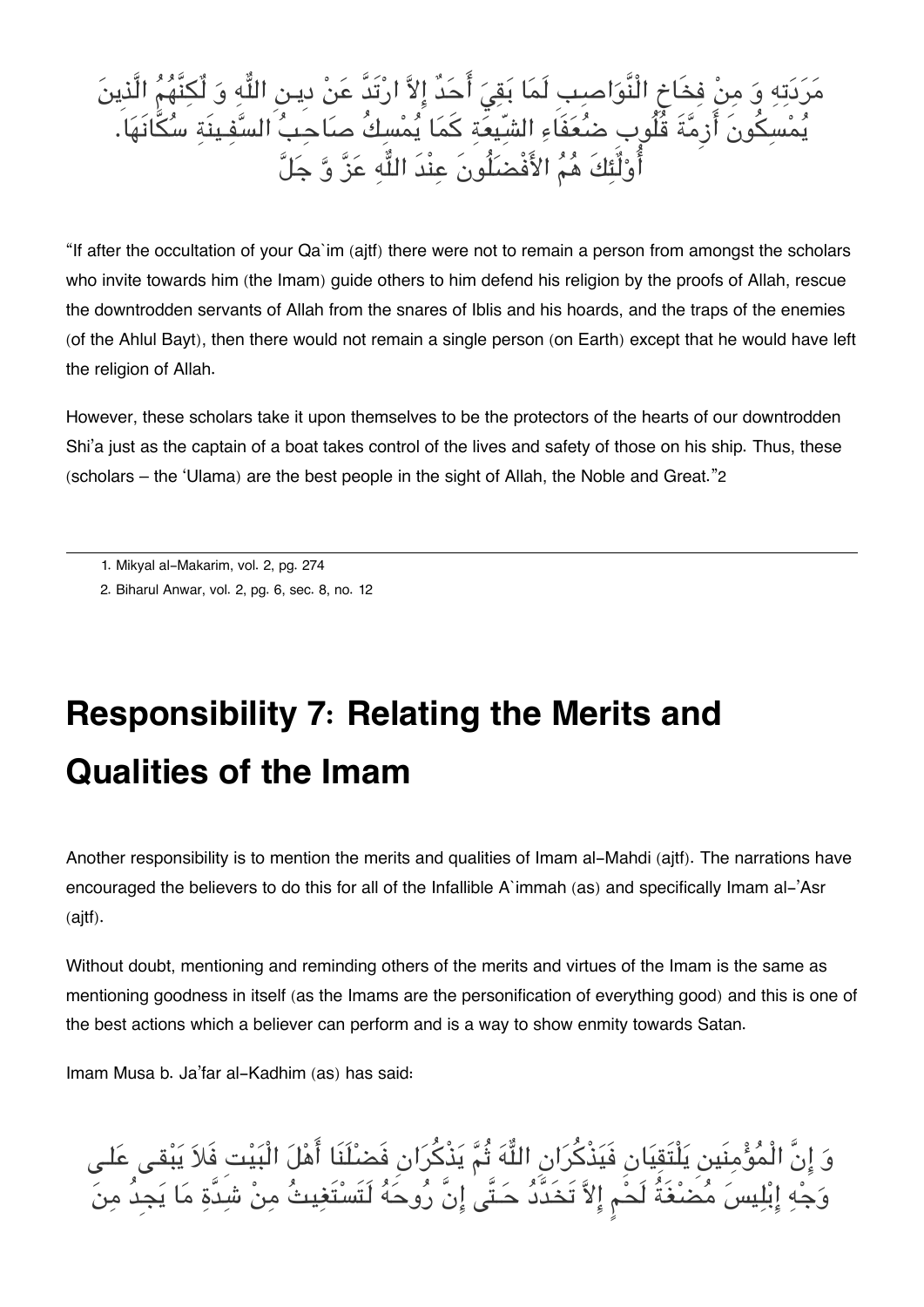مَرَدَتِهِ وَ مِنْ فِخَاخِ النَّوَاصِبِ لَمَا بَقِيَ أَحَدٌ إِلاَّ ارْتَدَّ عَنْ دِينِ اللَّهِ وَ لَكِنَّهُمُ الَّذِينَ يُمْسِكُونَ أَزِمَّةَ قُلُوبِ ضُعَفَاءِ الشِّيعَةِ كَمَا يُمْسِكُ صَاحِبُ السَّفِينَةِ سُكَّانَهَا. أُولَئِكَ هُمُ الأَفْضَلُونَ عِنْدَ اللَّهِ عَزَّ وَ جَلَّ

"If after the occultation of your Qa`im (ajtf) there were not to remain a person from amongst the scholars who invite towards him (the Imam) guide others to him defend his religion by the proofs of Allah, rescue the downtrodden servants of Allah from the snares of Iblis and his hoards, and the traps of the enemies (of the Ahlul Bayt), then there would not remain a single person (on Earth) except that he would have left the religion of Allah.

However, these scholars take it upon themselves to be the protectors of the hearts of our downtrodden Shi'a just as the captain of a boat takes control of the lives and safety of those on his ship. Thus, these (scholars – the 'Ulama) are the best people in the sight of Allah, the Noble and Great."[2]

---

1. Mikyal al-Makarim, vol. 2, pg. 274
2. Biharul Anwar, vol. 2, pg. 6, sec. 8, no. 12

# Responsibility 7: Relating the Merits and Qualities of the Imam

Another responsibility is to mention the merits and qualities of Imam al-Mahdi (ajtf). The narrations have encouraged the believers to do this for all of the Infallible A`immah (as) and specifically Imam al-'Asr (ajtf).

Without doubt, mentioning and reminding others of the merits and virtues of the Imam is the same as mentioning goodness in itself (as the Imams are the personification of everything good) and this is one of the best actions which a believer can perform and is a way to show enmity towards Satan.

Imam Musa b. Ja'far al-Kadhim (as) has said:

وَ إِنَّ الْمُؤْمِنَينِ يَلْتَقِيَانِ فَيَذْكُرَانِ اللَّهَ ثُمَّ يَذْكُرَانِ فَضْلَنَا أَهْلَ الْبَيْتِ فَلاَ يَبْقى عَلى وَجْهِ إِبْلِيسَ مُضْغَةُ لَحْمٍ إِلاَّ تَخَدَّدُ حَتَّى إِنَّ رُوحَهُ لَتَسْتَغِيثُ مِنْ شِدَّةِ مَا يَجِدُ مِنَ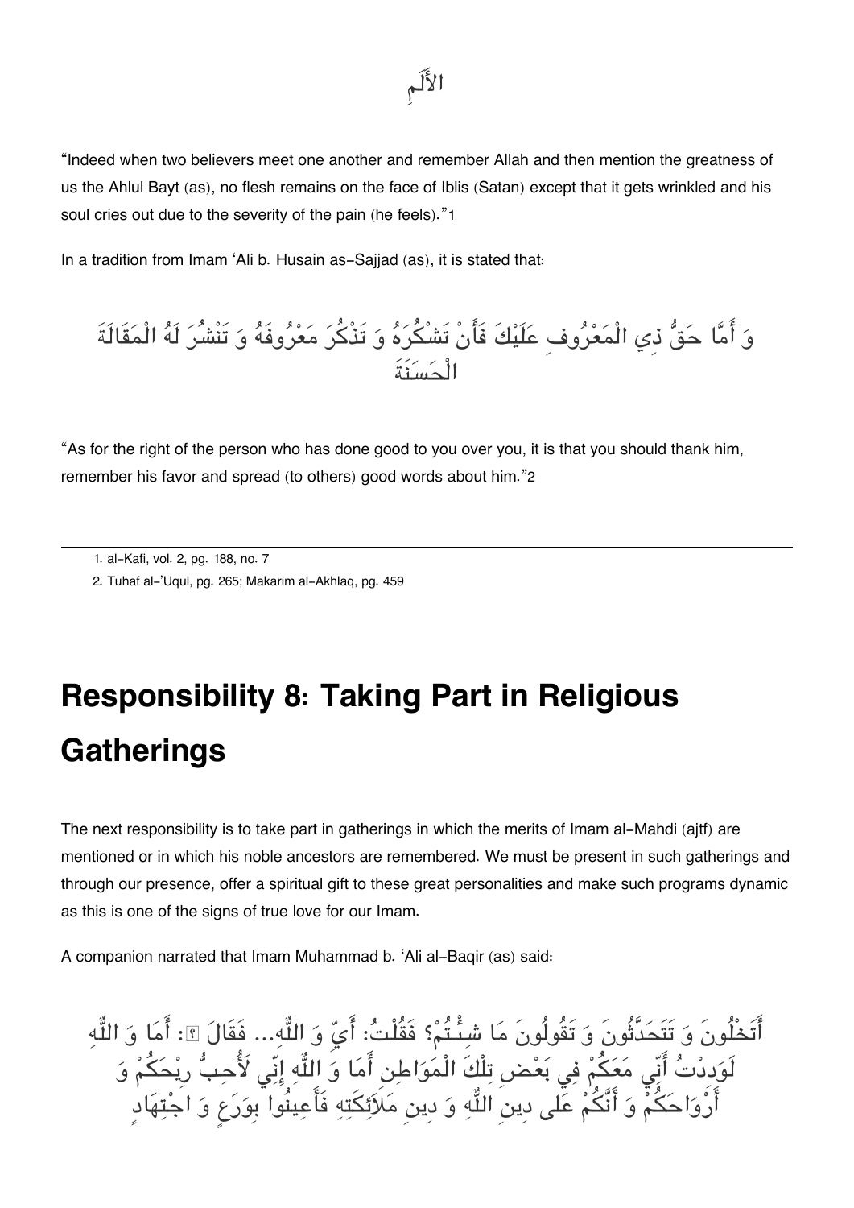الْأَلَمِ

"Indeed when two believers meet one another and remember Allah and then mention the greatness of us the Ahlul Bayt (as), no flesh remains on the face of Iblis (Satan) except that it gets wrinkled and his soul cries out due to the severity of the pain (he feels)."[1]

In a tradition from Imam 'Ali b. Husain as-Sajjad (as), it is stated that:

وَ أَمَّا حَقُّ ذِي الْمَعْرُوفِ عَلَيْكَ فَأَنْ تَشْكُرَهُ وَ تَذْكُرَ مَعْرُوفَهُ وَ تَنْشُرَ لَهُ الْمَقَالَةَ الْحَسَنَةَ

"As for the right of the person who has done good to you over you, it is that you should thank him, remember his favor and spread (to others) good words about him."[2]

1. al-Kafi, vol. 2, pg. 188, no. 7
2. Tuhaf al-'Uqul, pg. 265; Makarim al-Akhlaq, pg. 459

# Responsibility 8: Taking Part in Religious Gatherings

The next responsibility is to take part in gatherings in which the merits of Imam al-Mahdi (ajtf) are mentioned or in which his noble ancestors are remembered. We must be present in such gatherings and through our presence, offer a spiritual gift to these great personalities and make such programs dynamic as this is one of the signs of true love for our Imam.

A companion narrated that Imam Muhammad b. 'Ali al-Baqir (as) said:

أَتَخْلُونَ وَ تَتَحَدَّثُونَ وَ تَقُولُونَ مَا شِئْتُمْ؟ فَقُلْتُ: أَيْ وَ اللّٰهِ... فَقَالَ ؑ: أَمَا وَ اللّٰهِ لَوَدِدْتُ أَنِّي مَعَكُمْ فِي بَعْضِ تِلْكَ الْمَوَاطِنِ أَمَا وَ اللّٰهِ إِنِّي لَأُحِبُّ رِيحَكُمْ وَ أَرْوَاحَكُمْ وَ أَنَّكُمْ عَلَى دِينِ اللّٰهِ وَ دِينِ مَلَائِكَتِهِ فَأَعِينُوا بِوَرَعٍ وَ اجْتِهَادٍ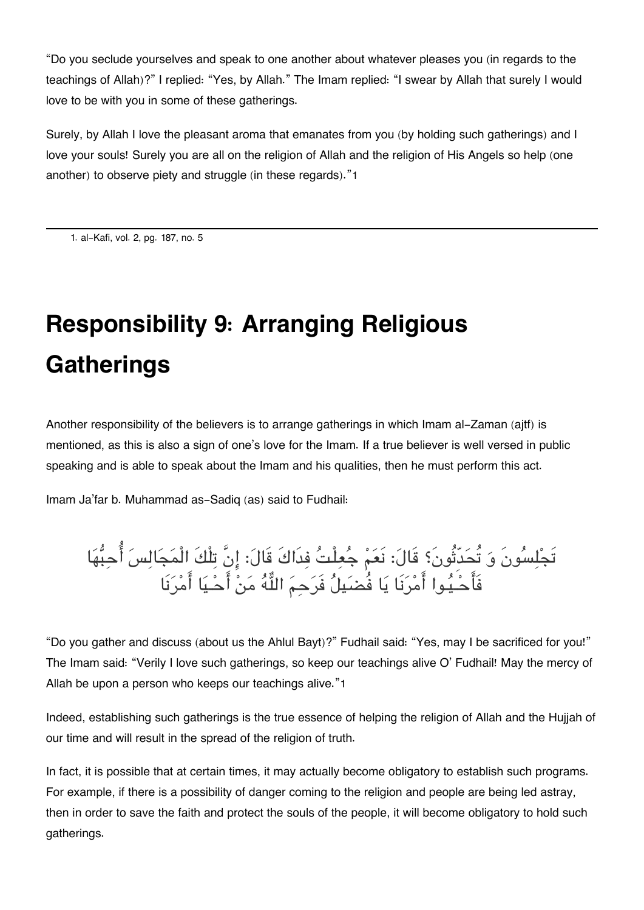"Do you seclude yourselves and speak to one another about whatever pleases you (in regards to the teachings of Allah)?" I replied: "Yes, by Allah." The Imam replied: "I swear by Allah that surely I would love to be with you in some of these gatherings.

Surely, by Allah I love the pleasant aroma that emanates from you (by holding such gatherings) and I love your souls! Surely you are all on the religion of Allah and the religion of His Angels so help (one another) to observe piety and struggle (in these regards)."[1]

---

1. al-Kafi, vol. 2, pg. 187, no. 5

# Responsibility 9: Arranging Religious Gatherings

Another responsibility of the believers is to arrange gatherings in which Imam al-Zaman (ajtf) is mentioned, as this is also a sign of one's love for the Imam. If a true believer is well versed in public speaking and is able to speak about the Imam and his qualities, then he must perform this act.

Imam Ja'far b. Muhammad as-Sadiq (as) said to Fudhail:

تَجْلِسُونَ وَ تُحَدِّثُونَ؟ قَالَ: نَعَمْ جُعِلْتُ فِدَاكَ قَالَ: إِنَّ تِلْكَ الْمَجَالِسَ أُحِبُّهَا فَأَحْيُوا أَمْرَنَا يَا فُضَيلُ فَرَحِمَ اللَّهُ مَنْ أَحْيَا أَمْرَنَا

"Do you gather and discuss (about us the Ahlul Bayt)?" Fudhail said: "Yes, may I be sacrificed for you!" The Imam said: "Verily I love such gatherings, so keep our teachings alive O' Fudhail! May the mercy of Allah be upon a person who keeps our teachings alive."[1]

Indeed, establishing such gatherings is the true essence of helping the religion of Allah and the Hujjah of our time and will result in the spread of the religion of truth.

In fact, it is possible that at certain times, it may actually become obligatory to establish such programs. For example, if there is a possibility of danger coming to the religion and people are being led astray, then in order to save the faith and protect the souls of the people, it will become obligatory to hold such gatherings.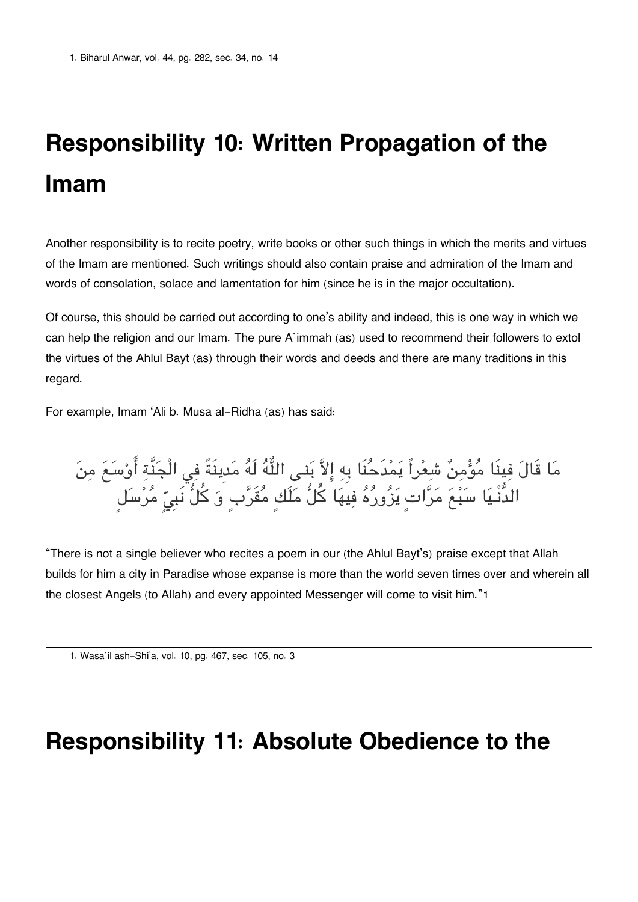1. Biharul Anwar, vol. 44, pg. 282, sec. 34, no. 14

# Responsibility 10: Written Propagation of the Imam

Another responsibility is to recite poetry, write books or other such things in which the merits and virtues of the Imam are mentioned. Such writings should also contain praise and admiration of the Imam and words of consolation, solace and lamentation for him (since he is in the major occultation).

Of course, this should be carried out according to one's ability and indeed, this is one way in which we can help the religion and our Imam. The pure A`immah (as) used to recommend their followers to extol the virtues of the Ahlul Bayt (as) through their words and deeds and there are many traditions in this regard.

For example, Imam 'Ali b. Musa al-Ridha (as) has said:

مَا قَالَ فِينَا مُؤْمِنٌ شِعْراً يَمْدَحُنَا بِهِ إِلاَّ بَنى اللَّهُ لَهُ مَدِينَةً فِي الْجَنَّةِ أَوْسَعَ مِنَ الدُّنْيَا سَبْعَ مَرَّاتٍ يَزُورُهُ فِيهَا كُلُّ مَلَكٍ مُقَرَّبٍ وَ كُلُّ نَبِيٍّ مُرْسَلٍ

"There is not a single believer who recites a poem in our (the Ahlul Bayt's) praise except that Allah builds for him a city in Paradise whose expanse is more than the world seven times over and wherein all the closest Angels (to Allah) and every appointed Messenger will come to visit him."[1]

1. Wasa`il ash-Shi'a, vol. 10, pg. 467, sec. 105, no. 3

# Responsibility 11: Absolute Obedience to the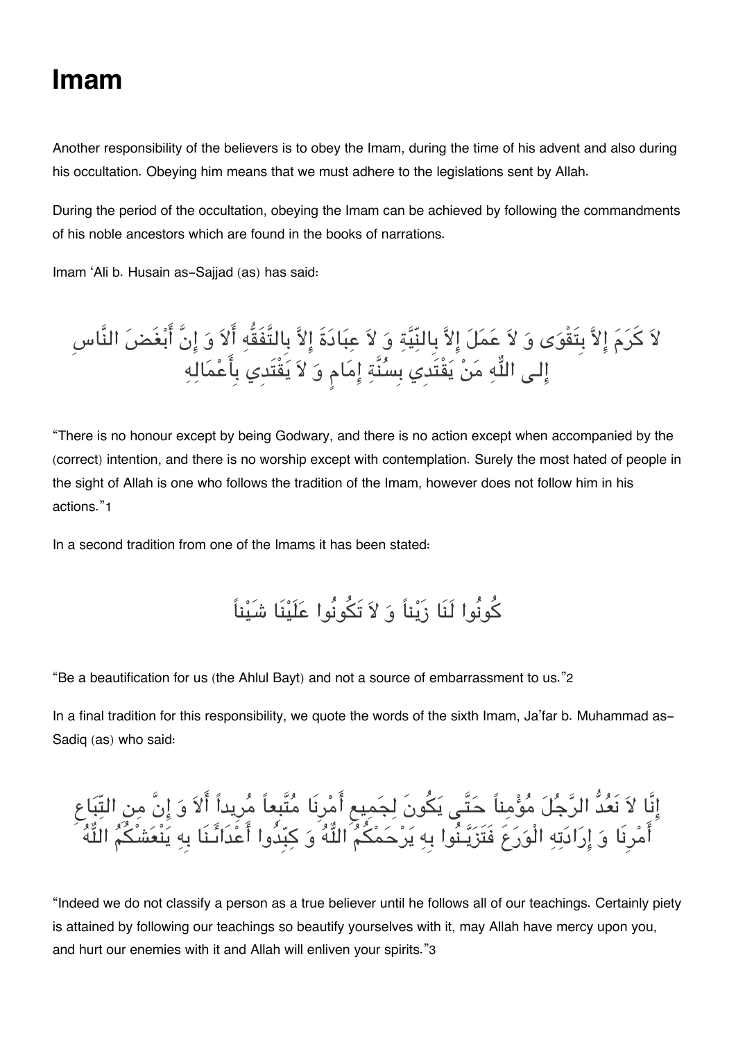# Imam

Another responsibility of the believers is to obey the Imam, during the time of his advent and also during his occultation. Obeying him means that we must adhere to the legislations sent by Allah.

During the period of the occultation, obeying the Imam can be achieved by following the commandments of his noble ancestors which are found in the books of narrations.

Imam 'Ali b. Husain as-Sajjad (as) has said:

لاَ كَرَمَ إِلاَّ بِتَقْوَى وَ لاَ عَمَلَ إِلاَّ بِالنِّيَّةِ وَ لاَ عِبَادَةَ إِلاَّ بِالتَّفَقُّهِ أَلاَ وَ إِنَّ أَبْغَضَ النَّاسِ إِلى اللّٰهِ مَنْ يَقْتَدِي بِسُنَّةِ إِمَامٍ وَ لاَ يَقْتَدِي بِأَعْمَالِهِ

"There is no honour except by being Godwary, and there is no action except when accompanied by the (correct) intention, and there is no worship except with contemplation. Surely the most hated of people in the sight of Allah is one who follows the tradition of the Imam, however does not follow him in his actions."1

In a second tradition from one of the Imams it has been stated:

كُونُوا لَنَا زَيْناً وَ لاَ تَكُونُوا عَلَيْنَا شَيْناً

"Be a beautification for us (the Ahlul Bayt) and not a source of embarrassment to us."2

In a final tradition for this responsibility, we quote the words of the sixth Imam, Ja'far b. Muhammad as-Sadiq (as) who said:

إِنَّا لاَ نَعُدُّ الرَّجُلَ مُؤْمِناً حَتَّى يَكُونَ لِجَمِيعِ أَمْرِنَا مُتَّبِعاً مُرِيداً أَلاَ وَ إِنَّ مِن اتِّبَاعِ أَمْرِنَا وَ إِرَادَتِهِ الْوَرَعَ فَتَزَيَّنُوا بِهِ يَرْحَمْكُمُ اللّٰهُ وَ كَبِّدُوا أَعْدَائَنَا بِهِ يَنْعَشْكُمُ اللّٰهُ

"Indeed we do not classify a person as a true believer until he follows all of our teachings. Certainly piety is attained by following our teachings so beautify yourselves with it, may Allah have mercy upon you, and hurt our enemies with it and Allah will enliven your spirits."3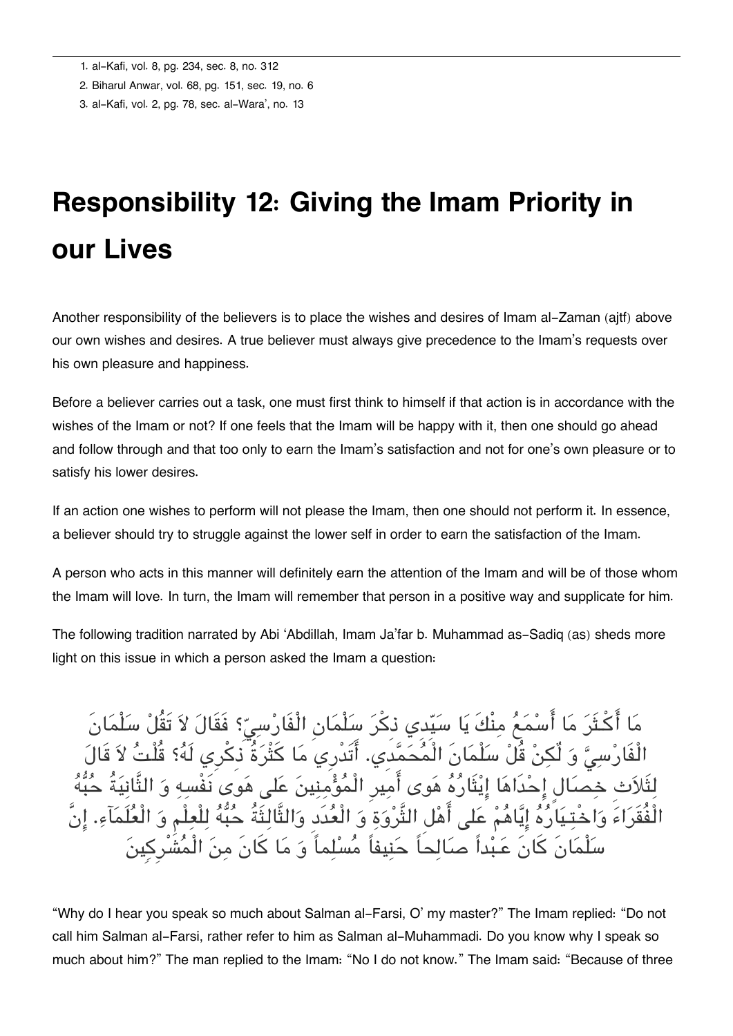1. al-Kafi, vol. 8, pg. 234, sec. 8, no. 312
2. Biharul Anwar, vol. 68, pg. 151, sec. 19, no. 6
3. al-Kafi, vol. 2, pg. 78, sec. al-Wara', no. 13

# Responsibility 12: Giving the Imam Priority in our Lives

Another responsibility of the believers is to place the wishes and desires of Imam al-Zaman (ajtf) above our own wishes and desires. A true believer must always give precedence to the Imam's requests over his own pleasure and happiness.

Before a believer carries out a task, one must first think to himself if that action is in accordance with the wishes of the Imam or not? If one feels that the Imam will be happy with it, then one should go ahead and follow through and that too only to earn the Imam's satisfaction and not for one's own pleasure or to satisfy his lower desires.

If an action one wishes to perform will not please the Imam, then one should not perform it. In essence, a believer should try to struggle against the lower self in order to earn the satisfaction of the Imam.

A person who acts in this manner will definitely earn the attention of the Imam and will be of those whom the Imam will love. In turn, the Imam will remember that person in a positive way and supplicate for him.

The following tradition narrated by Abi 'Abdillah, Imam Ja'far b. Muhammad as-Sadiq (as) sheds more light on this issue in which a person asked the Imam a question:

مَا أَكْثَرَ مَا أَسْمَعُ مِنْكَ يَا سَيِّدِي ذِكْرَ سَلْمَانِ الْفَارْسِيِّ؟ فَقَالَ لاَ تَقُلْ سَلْمَانَ الْفَارْسِيَّ وَ لٰكِنْ قُلْ سَلْمَانَ الْمُحَمَّدِي. أَتَدْرِي مَا كَثْرَةُ ذِكْرِي لَهُ؟ قُلْتُ لاَ قَالَ لِثَلاَثِ خِصَالٍ إِحْدَاهَا إِيْثَارُهُ هَوى أَمِيرِ الْمُؤْمِنِينَ عَلى هَوى نَفْسِهِ وَ الثَّانِيَةُ حُبُّهُ الْفُقَرَاءَ وَاخْتِيَارُهُ إِيَّاهُمْ عَلى أَهْلِ الثَّرْوَةِ وَ الْعُدَدِ وَالثَّالِثَةُ حُبُّهُ لِلْعِلْمِ وَ الْعُلَمَآءِ. إِنَّ سَلْمَانَ كَانَ عَبْداً صَالِحاً حَنِيفاً مُسْلِماً وَ مَا كَانَ مِنَ الْمُشْرِكِينَ

"Why do I hear you speak so much about Salman al-Farsi, O' my master?" The Imam replied: "Do not call him Salman al-Farsi, rather refer to him as Salman al-Muhammadi. Do you know why I speak so much about him?" The man replied to the Imam: "No I do not know." The Imam said: "Because of three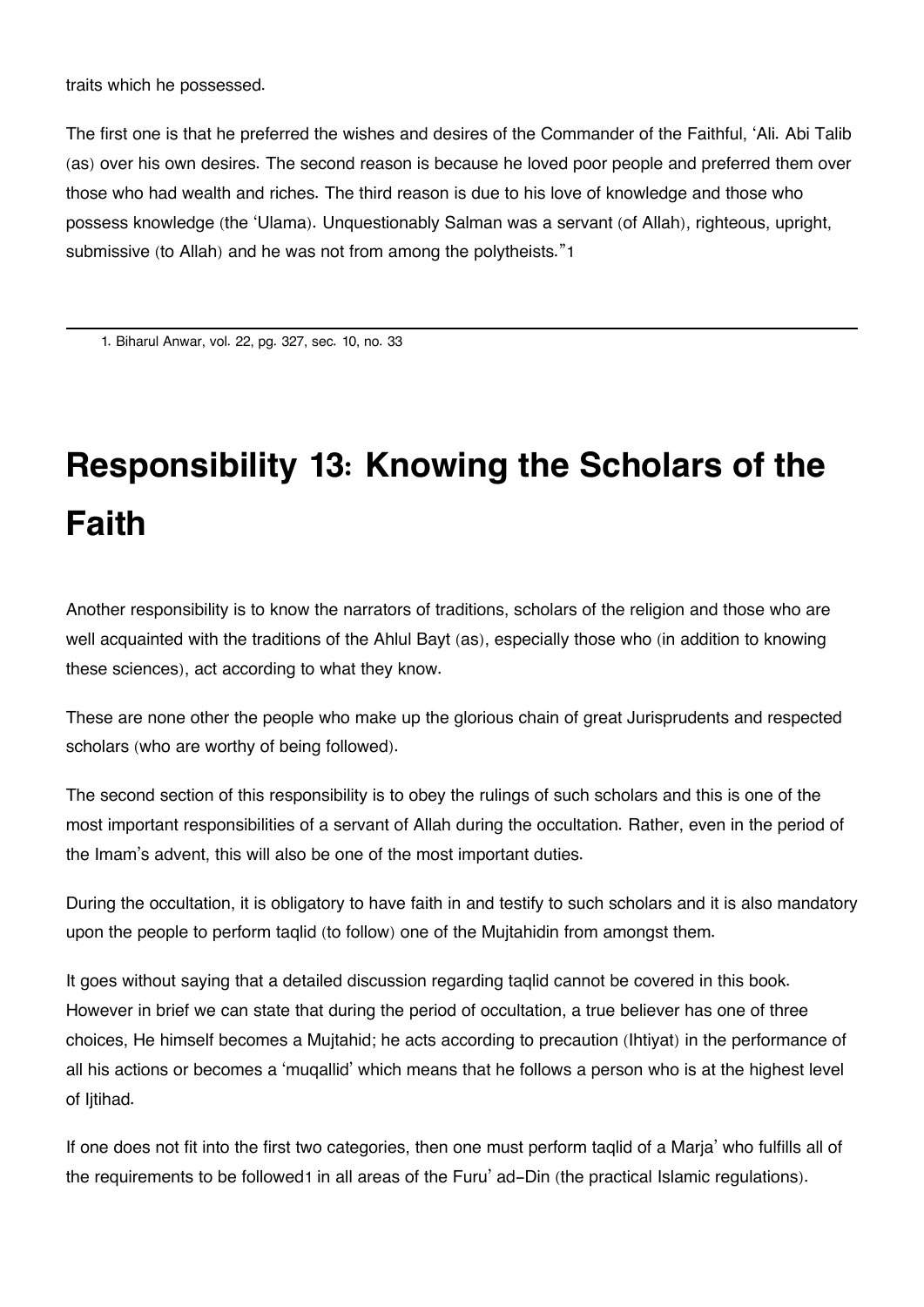traits which he possessed.

The first one is that he preferred the wishes and desires of the Commander of the Faithful, 'Ali. Abi Talib (as) over his own desires. The second reason is because he loved poor people and preferred them over those who had wealth and riches. The third reason is due to his love of knowledge and those who possess knowledge (the 'Ulama). Unquestionably Salman was a servant (of Allah), righteous, upright, submissive (to Allah) and he was not from among the polytheists."[1]

---

1. Biharul Anwar, vol. 22, pg. 327, sec. 10, no. 33

# Responsibility 13: Knowing the Scholars of the Faith

Another responsibility is to know the narrators of traditions, scholars of the religion and those who are well acquainted with the traditions of the Ahlul Bayt (as), especially those who (in addition to knowing these sciences), act according to what they know.

These are none other the people who make up the glorious chain of great Jurisprudents and respected scholars (who are worthy of being followed).

The second section of this responsibility is to obey the rulings of such scholars and this is one of the most important responsibilities of a servant of Allah during the occultation. Rather, even in the period of the Imam's advent, this will also be one of the most important duties.

During the occultation, it is obligatory to have faith in and testify to such scholars and it is also mandatory upon the people to perform taqlid (to follow) one of the Mujtahidin from amongst them.

It goes without saying that a detailed discussion regarding taqlid cannot be covered in this book. However in brief we can state that during the period of occultation, a true believer has one of three choices, He himself becomes a Mujtahid; he acts according to precaution (Ihtiyat) in the performance of all his actions or becomes a 'muqallid' which means that he follows a person who is at the highest level of Ijtihad.

If one does not fit into the first two categories, then one must perform taqlid of a Marja' who fulfills all of the requirements to be followed[1] in all areas of the Furu' ad-Din (the practical Islamic regulations).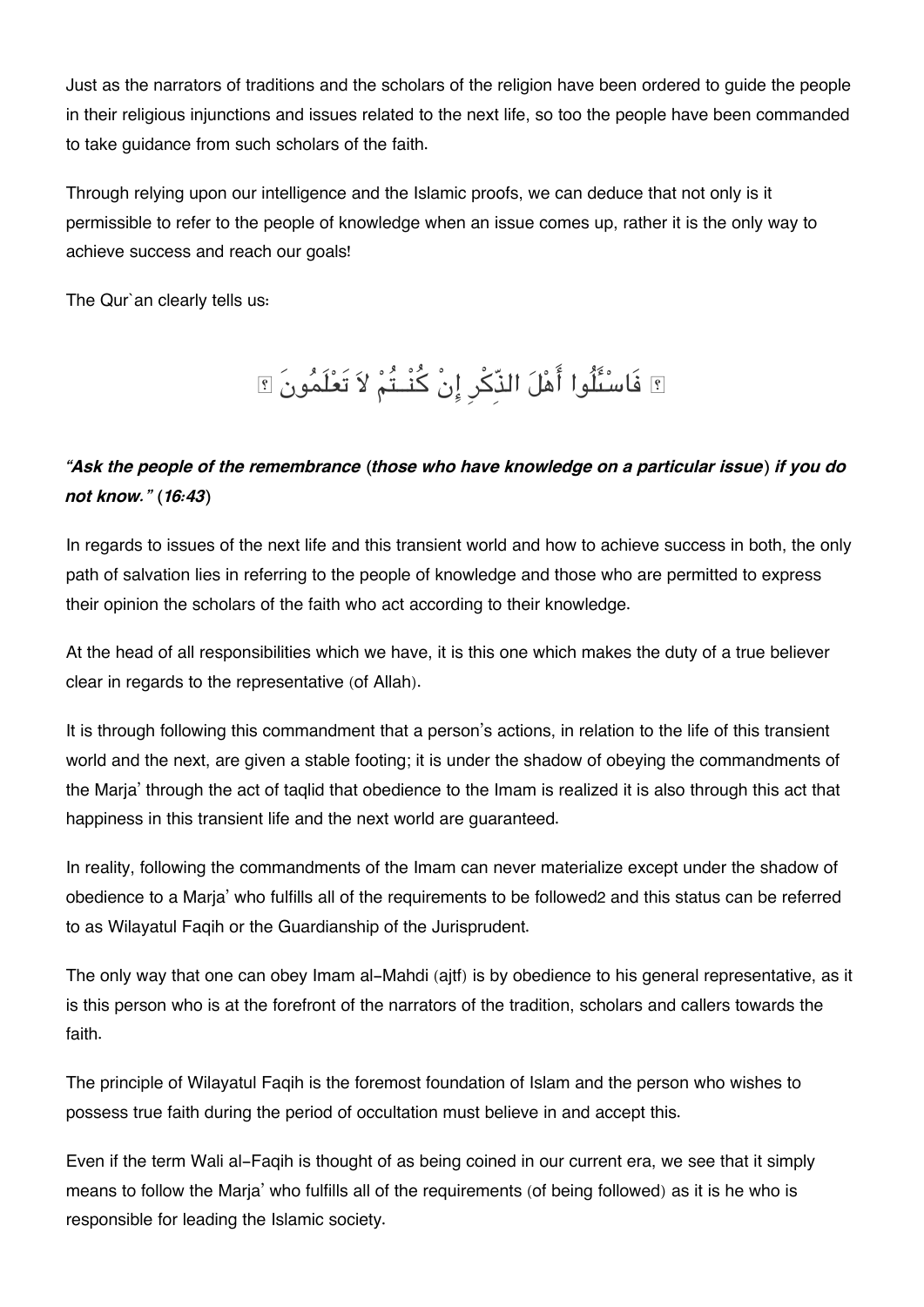Just as the narrators of traditions and the scholars of the religion have been ordered to guide the people in their religious injunctions and issues related to the next life, so too the people have been commanded to take guidance from such scholars of the faith.

Through relying upon our intelligence and the Islamic proofs, we can deduce that not only is it permissible to refer to the people of knowledge when an issue comes up, rather it is the only way to achieve success and reach our goals!

The Qur`an clearly tells us:

﴿ فَاسْئَلُوا أَهْلَ الذِّكْرِ إِنْ كُنْـتُمْ لاَ تَعْلَمُونَ ﴾

***"Ask the people of the remembrance (those who have knowledge on a particular issue) if you do not know." (16:43)***

In regards to issues of the next life and this transient world and how to achieve success in both, the only path of salvation lies in referring to the people of knowledge and those who are permitted to express their opinion the scholars of the faith who act according to their knowledge.

At the head of all responsibilities which we have, it is this one which makes the duty of a true believer clear in regards to the representative (of Allah).

It is through following this commandment that a person's actions, in relation to the life of this transient world and the next, are given a stable footing; it is under the shadow of obeying the commandments of the Marja' through the act of taqlid that obedience to the Imam is realized it is also through this act that happiness in this transient life and the next world are guaranteed.

In reality, following the commandments of the Imam can never materialize except under the shadow of obedience to a Marja' who fulfills all of the requirements to be followed[2] and this status can be referred to as Wilayatul Faqih or the Guardianship of the Jurisprudent.

The only way that one can obey Imam al-Mahdi (ajtf) is by obedience to his general representative, as it is this person who is at the forefront of the narrators of the tradition, scholars and callers towards the faith.

The principle of Wilayatul Faqih is the foremost foundation of Islam and the person who wishes to possess true faith during the period of occultation must believe in and accept this.

Even if the term Wali al-Faqih is thought of as being coined in our current era, we see that it simply means to follow the Marja' who fulfills all of the requirements (of being followed) as it is he who is responsible for leading the Islamic society.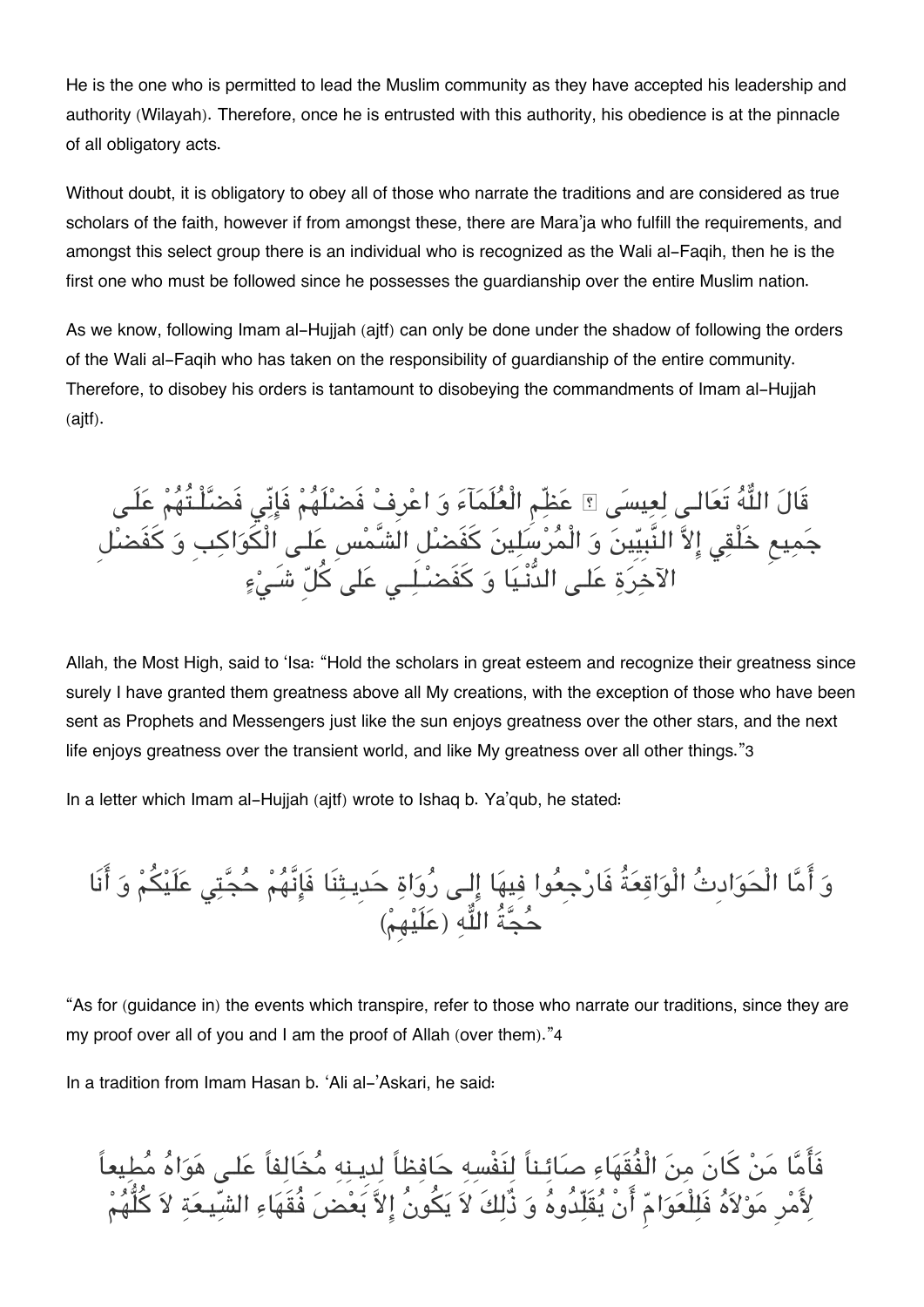He is the one who is permitted to lead the Muslim community as they have accepted his leadership and authority (Wilayah). Therefore, once he is entrusted with this authority, his obedience is at the pinnacle of all obligatory acts.

Without doubt, it is obligatory to obey all of those who narrate the traditions and are considered as true scholars of the faith, however if from amongst these, there are Mara'ja who fulfill the requirements, and amongst this select group there is an individual who is recognized as the Wali al-Faqih, then he is the first one who must be followed since he possesses the guardianship over the entire Muslim nation.

As we know, following Imam al-Hujjah (ajtf) can only be done under the shadow of following the orders of the Wali al-Faqih who has taken on the responsibility of guardianship of the entire community. Therefore, to disobey his orders is tantamount to disobeying the commandments of Imam al-Hujjah (ajtf).

قَالَ اللّٰهُ تَعَالی لِعِيسَی ؑ عَظِّمِ الْعُلَمَآءَ وَ اعْرِفْ فَضْلَهُمْ فَإِنِّي فَضَّلْتُهُمْ عَلَی جَمِيعِ خَلْقِي إِلاَّ النَّبِيِّينَ وَ الْمُرْسَلِينَ كَفَضْلِ الشَّمْسِ عَلَی الْكَوَاكِبِ وَ كَفَضْلِ الآخِرَةِ عَلَی الدُّنْيَا وَ كَفَضْلِي عَلی كُلِّ شَيْءٍ

Allah, the Most High, said to 'Isa: "Hold the scholars in great esteem and recognize their greatness since surely I have granted them greatness above all My creations, with the exception of those who have been sent as Prophets and Messengers just like the sun enjoys greatness over the other stars, and the next life enjoys greatness over the transient world, and like My greatness over all other things."3

In a letter which Imam al-Hujjah (ajtf) wrote to Ishaq b. Ya'qub, he stated:

وَ أَمَّا الْحَوَادِثُ الْوَاقِعَةُ فَارْجِعُوا فِيهَا إِلی رُوَاةِ حَدِيثِنَا فَإِنَّهُمْ حُجَّتِي عَلَيْكُمْ وَ أَنَا حُجَّةُ اللّٰهِ (عَلَيْهِمْ)

"As for (guidance in) the events which transpire, refer to those who narrate our traditions, since they are my proof over all of you and I am the proof of Allah (over them)."4

In a tradition from Imam Hasan b. 'Ali al-'Askari, he said:

فَأَمَّا مَنْ كَانَ مِنَ الْفُقَهَاءِ صَائِناً لِنَفْسِهِ حَافِظاً لِدِينِهِ مُخَالِفاً عَلی هَوَاهُ مُطِيعاً لِأَمْرِ مَوْلاَهُ فَلِلْعَوَامِّ أَنْ يُقَلِّدُوهُ وَ ذٰلِكَ لاَ يَكُونُ إِلاَّ بَعْضَ فُقَهَاءِ الشِّيعَةِ لاَ كُلُّهُمْ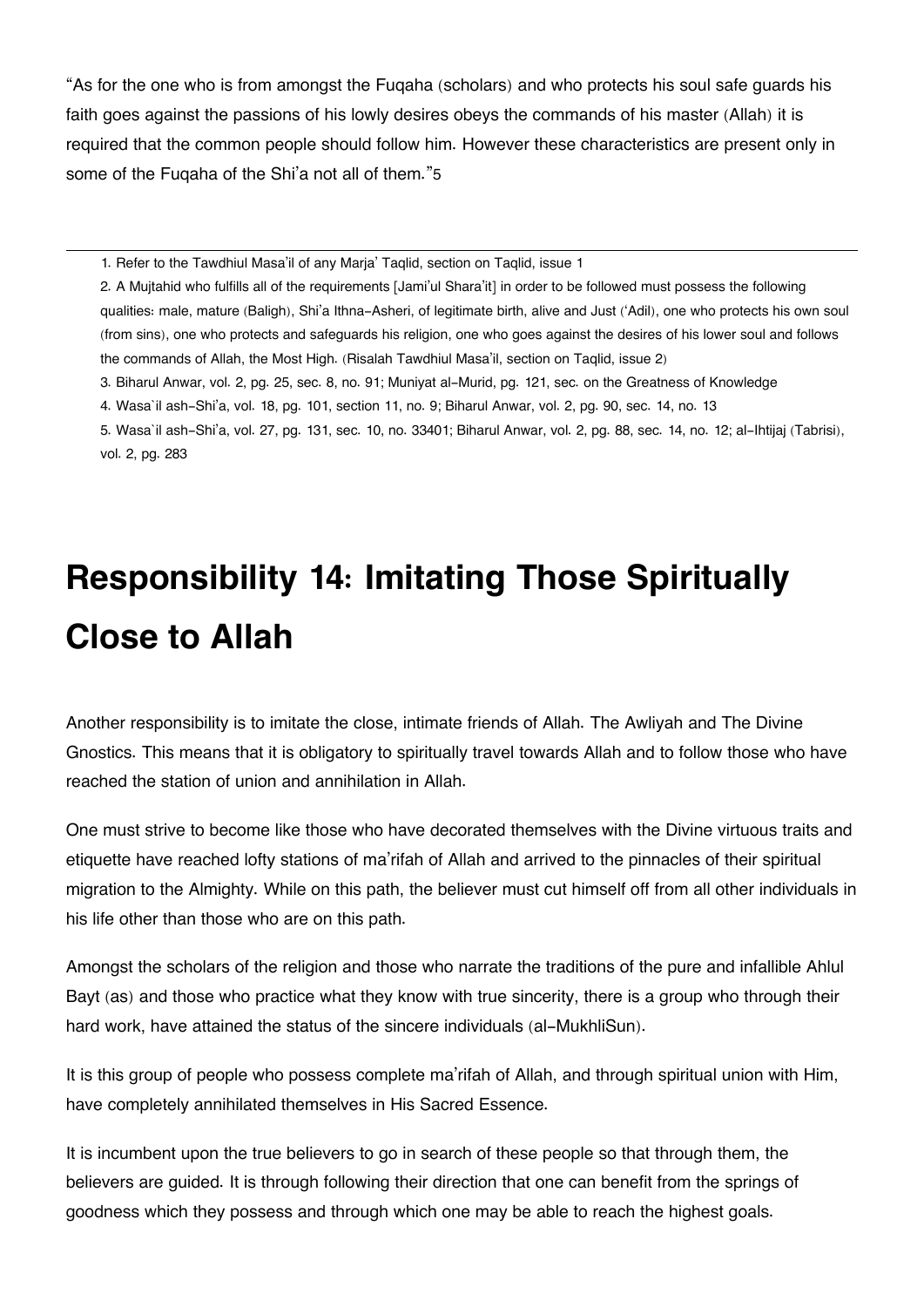"As for the one who is from amongst the Fuqaha (scholars) and who protects his soul safe guards his faith goes against the passions of his lowly desires obeys the commands of his master (Allah) it is required that the common people should follow him. However these characteristics are present only in some of the Fuqaha of the Shi'a not all of them."5

---

1. Refer to the Tawdhiul Masa'il of any Marja' Taqlid, section on Taqlid, issue 1
2. A Mujtahid who fulfills all of the requirements [Jami'ul Shara'it] in order to be followed must possess the following qualities: male, mature (Baligh), Shi'a Ithna-Asheri, of legitimate birth, alive and Just ('Adil), one who protects his own soul (from sins), one who protects and safeguards his religion, one who goes against the desires of his lower soul and follows the commands of Allah, the Most High. (Risalah Tawdhiul Masa'il, section on Taqlid, issue 2)
3. Biharul Anwar, vol. 2, pg. 25, sec. 8, no. 91; Muniyat al-Murid, pg. 121, sec. on the Greatness of Knowledge
4. Wasa`il ash-Shi'a, vol. 18, pg. 101, section 11, no. 9; Biharul Anwar, vol. 2, pg. 90, sec. 14, no. 13
5. Wasa`il ash-Shi'a, vol. 27, pg. 131, sec. 10, no. 33401; Biharul Anwar, vol. 2, pg. 88, sec. 14, no. 12; al-Ihtijaj (Tabrisi), vol. 2, pg. 283

# Responsibility 14: Imitating Those Spiritually Close to Allah

Another responsibility is to imitate the close, intimate friends of Allah. The Awliyah and The Divine Gnostics. This means that it is obligatory to spiritually travel towards Allah and to follow those who have reached the station of union and annihilation in Allah.

One must strive to become like those who have decorated themselves with the Divine virtuous traits and etiquette have reached lofty stations of ma'rifah of Allah and arrived to the pinnacles of their spiritual migration to the Almighty. While on this path, the believer must cut himself off from all other individuals in his life other than those who are on this path.

Amongst the scholars of the religion and those who narrate the traditions of the pure and infallible Ahlul Bayt (as) and those who practice what they know with true sincerity, there is a group who through their hard work, have attained the status of the sincere individuals (al-MukhliSun).

It is this group of people who possess complete ma'rifah of Allah, and through spiritual union with Him, have completely annihilated themselves in His Sacred Essence.

It is incumbent upon the true believers to go in search of these people so that through them, the believers are guided. It is through following their direction that one can benefit from the springs of goodness which they possess and through which one may be able to reach the highest goals.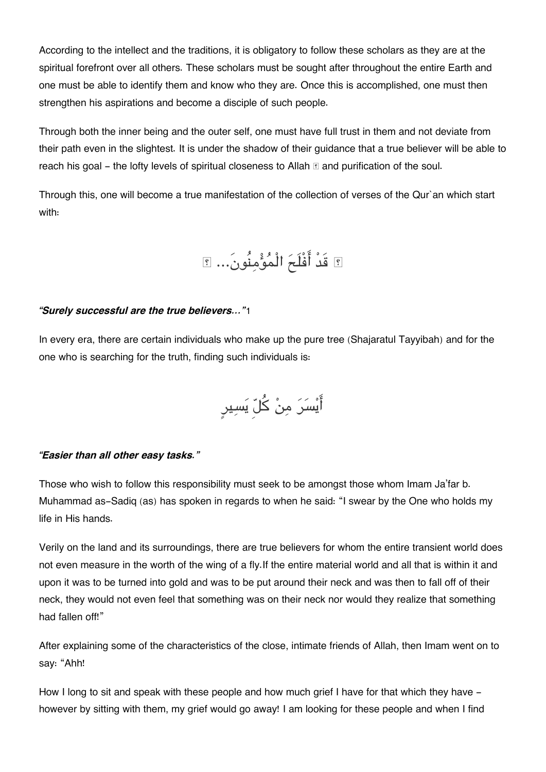According to the intellect and the traditions, it is obligatory to follow these scholars as they are at the spiritual forefront over all others. These scholars must be sought after throughout the entire Earth and one must be able to identify them and know who they are. Once this is accomplished, one must then strengthen his aspirations and become a disciple of such people.

Through both the inner being and the outer self, one must have full trust in them and not deviate from their path even in the slightest. It is under the shadow of their guidance that a true believer will be able to reach his goal – the lofty levels of spiritual closeness to Allah ﷻ and purification of the soul.

Through this, one will become a true manifestation of the collection of verses of the Qur`an which start with:

﴿ قَدْ أَفْلَحَ الْمُؤْمِنُونَ... ﴾

***"Surely successful are the true believers…"***1

In every era, there are certain individuals who make up the pure tree (Shajaratul Tayyibah) and for the one who is searching for the truth, finding such individuals is:

أَيْسَرَ مِنْ كُلِّ يَسِيرٍ

***"Easier than all other easy tasks."***

Those who wish to follow this responsibility must seek to be amongst those whom Imam Ja'far b. Muhammad as-Sadiq (as) has spoken in regards to when he said: "I swear by the One who holds my life in His hands.

Verily on the land and its surroundings, there are true believers for whom the entire transient world does not even measure in the worth of the wing of a fly. If the entire material world and all that is within it and upon it was to be turned into gold and was to be put around their neck and was then to fall off of their neck, they would not even feel that something was on their neck nor would they realize that something had fallen off!"

After explaining some of the characteristics of the close, intimate friends of Allah, then Imam went on to say: "Ahh!

How I long to sit and speak with these people and how much grief I have for that which they have – however by sitting with them, my grief would go away! I am looking for these people and when I find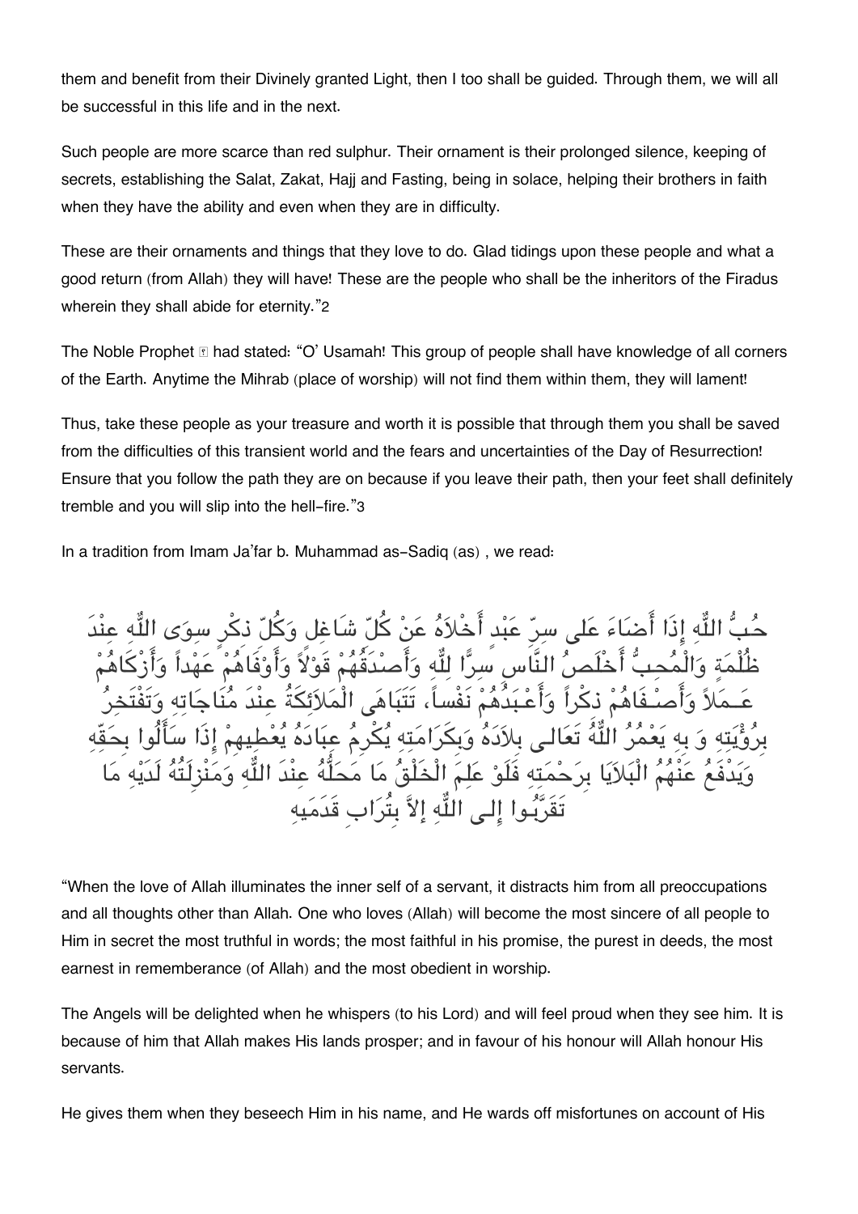them and benefit from their Divinely granted Light, then I too shall be guided. Through them, we will all be successful in this life and in the next.

Such people are more scarce than red sulphur. Their ornament is their prolonged silence, keeping of secrets, establishing the Salat, Zakat, Hajj and Fasting, being in solace, helping their brothers in faith when they have the ability and even when they are in difficulty.

These are their ornaments and things that they love to do. Glad tidings upon these people and what a good return (from Allah) they will have! These are the people who shall be the inheritors of the Firadus wherein they shall abide for eternity."[2]

The Noble Prophet ﷺ had stated: "O' Usamah! This group of people shall have knowledge of all corners of the Earth. Anytime the Mihrab (place of worship) will not find them within them, they will lament!

Thus, take these people as your treasure and worth it is possible that through them you shall be saved from the difficulties of this transient world and the fears and uncertainties of the Day of Resurrection! Ensure that you follow the path they are on because if you leave their path, then your feet shall definitely tremble and you will slip into the hell-fire."[3]

In a tradition from Imam Ja'far b. Muhammad as-Sadiq (as) , we read:

حُبُّ اللّٰهِ إِذَا أَضَاءَ عَلَى سِرِّ عَبْدٍ أَخْلاَهُ عَنْ كُلِّ شَاغِلٍ وَكُلِّ ذِكْرٍ سِوَى اللّٰهِ عِنْدَ ظُلْمَةٍ وَالْمُحِبُّ أَخْلَصُ النَّاسِ سِرًّا لِلّٰهِ وَأَصْدَقُهُمْ قَوْلاً وَأَوْفَاهُمْ عَهْداً وَأَزْكَاهُمْ عَمَلاً وَأَصْفَاهُمْ ذِكْراً وَأَعْبَدُهُمْ نَفْساً، تَتَبَاهَى الْمَلاَئِكَةُ عِنْدَ مُنَاجَاتِهِ وَتَفْتَخِرُ بِرُؤْيَتِهِ وَ بِهِ يَعْمُرُ اللّٰهُ تَعَالى بِلاَدَهُ وَبِكَرَامَتِهِ يُكْرِمُ عِبَادَهُ يُعْطِيهِمْ إِذَا سَأَلُوا بِحَقِّهِ وَيَدْفَعُ عَنْهُمُ الْبَلاَيَا بِرَحْمَتِهِ فَلَوْ عَلِمَ الْخَلْقُ مَا مَحَلُّهُ عِنْدَ اللّٰهِ وَمَنْزِلَتُهُ لَدَيْهِ مَا تَقَرَّبُوا إِلى اللّٰهِ إِلاَّ بِتُرَابِ قَدَمَيهِ

"When the love of Allah illuminates the inner self of a servant, it distracts him from all preoccupations and all thoughts other than Allah. One who loves (Allah) will become the most sincere of all people to Him in secret the most truthful in words; the most faithful in his promise, the purest in deeds, the most earnest in rememberance (of Allah) and the most obedient in worship.

The Angels will be delighted when he whispers (to his Lord) and will feel proud when they see him. It is because of him that Allah makes His lands prosper; and in favour of his honour will Allah honour His servants.

He gives them when they beseech Him in his name, and He wards off misfortunes on account of His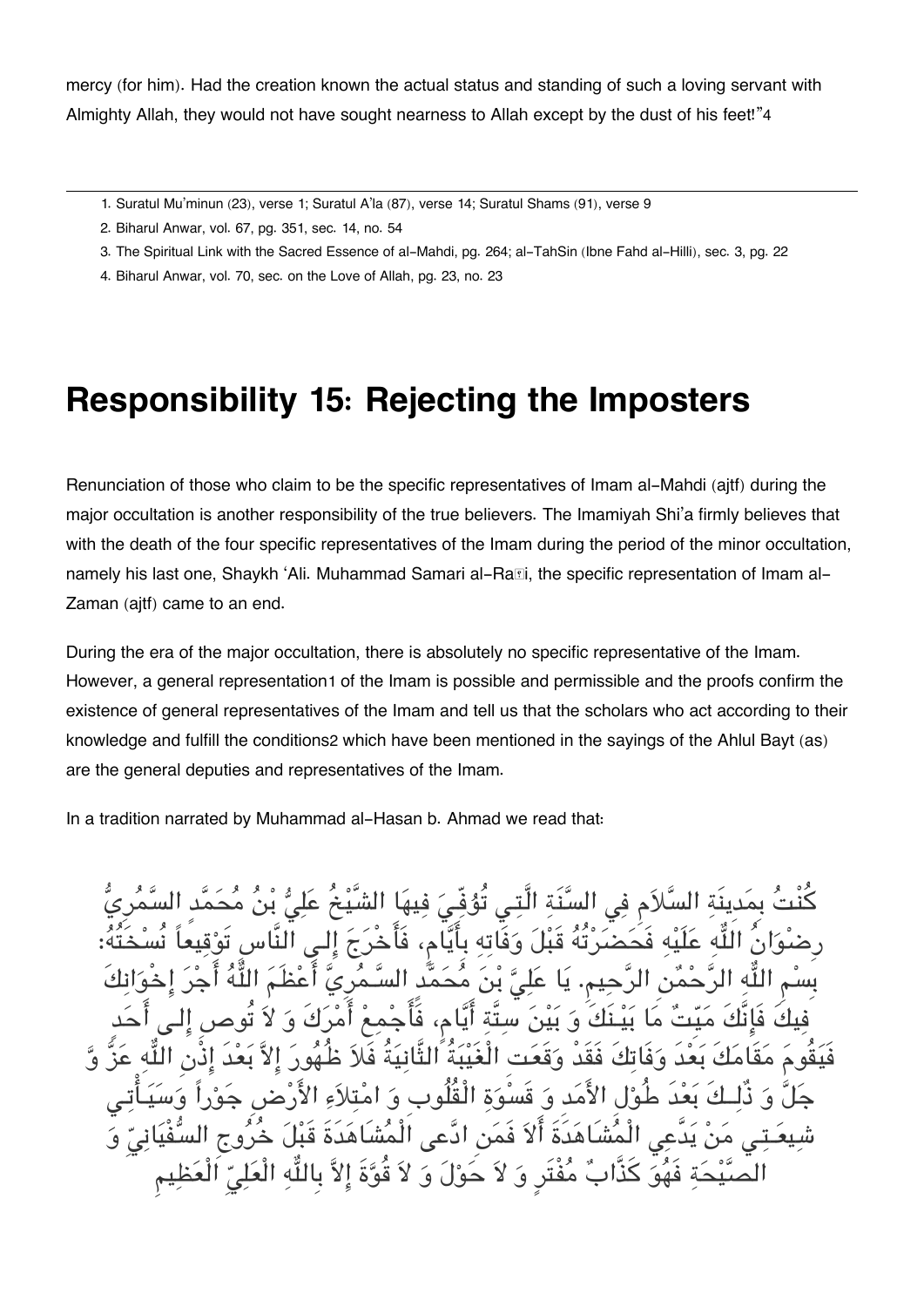mercy (for him). Had the creation known the actual status and standing of such a loving servant with Almighty Allah, they would not have sought nearness to Allah except by the dust of his feet!"[4]

---

1. Suratul Mu'minun (23), verse 1; Suratul A'la (87), verse 14; Suratul Shams (91), verse 9
2. Biharul Anwar, vol. 67, pg. 351, sec. 14, no. 54
3. The Spiritual Link with the Sacred Essence of al-Mahdi, pg. 264; al-TahSin (Ibne Fahd al-Hilli), sec. 3, pg. 22
4. Biharul Anwar, vol. 70, sec. on the Love of Allah, pg. 23, no. 23

# Responsibility 15: Rejecting the Imposters

Renunciation of those who claim to be the specific representatives of Imam al-Mahdi (ajtf) during the major occultation is another responsibility of the true believers. The Imamiyah Shi'a firmly believes that with the death of the four specific representatives of the Imam during the period of the minor occultation, namely his last one, Shaykh 'Ali. Muhammad Samari al-Ra�i, the specific representation of Imam al-Zaman (ajtf) came to an end.

During the era of the major occultation, there is absolutely no specific representative of the Imam. However, a general representation[1] of the Imam is possible and permissible and the proofs confirm the existence of general representatives of the Imam and tell us that the scholars who act according to their knowledge and fulfill the conditions[2] which have been mentioned in the sayings of the Ahlul Bayt (as) are the general deputies and representatives of the Imam.

In a tradition narrated by Muhammad al-Hasan b. Ahmad we read that:

كُنْتُ بِمَدِينَةِ السَّلاَمِ فِي السَّنَةِ الَّتِي تُوُفِّيَ فِيهَا الشَّيْخُ عَلِيُّ بْنُ مُحَمَّد السَّمُرِيُّ رضْوَانُ اللَّه عَلَيْهِ فَحَضَرْتُهُ قَبْلَ وَفَاتِهِ بِأَيَّامٍ، فَأَخْرَجَ إِلى النَّاسِ تَوْقِيعاً نُسْخَتُهُ: بِسْمِ اللَّه الرَّحْمٰنِ الرَّحِيمِ. يَا عَلِيَّ بْنَ مُحَمَّدٍ السَّمُرِيَّ أَعْظَمَ اللَّهُ أَجْرَ إِخْوَانِكَ فِيكَ فَإِنَّكَ مَيِّتٌ مَا بَيْنَكَ وَ بَيْنَ سِتَّةِ أَيَّامٍ، فَأَجْمِعْ أَمْرَكَ وَ لاَ تُوصِ إِلى أَحَدٍ فَيَقُومَ مَقَامَكَ بَعْدَ وَفَاتِكَ فَقَدْ وَقَعَتِ الْغَيْبَةُ الثَّانِيَةُ فَلاَ ظُهُورَ إِلاَّ بَعْدَ إِذْنِ اللَّه عَزَّ وَ جَلَّ وَ ذٰلِكَ بَعْدَ طُولِ الأَمَدِ وَ قَسْوَةِ الْقُلُوبِ وَ امْتِلاَءِ الأَرْضِ جَوْراً وَسَيَأْتِي شِيعَتِي مَنْ يَدَّعِي الْمُشَاهَدَةَ أَلاَ فَمَنِ ادَّعى الْمُشَاهَدَةَ قَبْلَ خُرُوجِ السُّفْيَانِيِّ وَ الصَّيْحَةِ فَهُوَ كَذَّابٌ مُفْتَرٍ وَ لاَ حَوْلَ وَ لاَ قُوَّةَ إِلاَّ بِاللَّهِ الْعَلِيِّ الْعَظِيمِ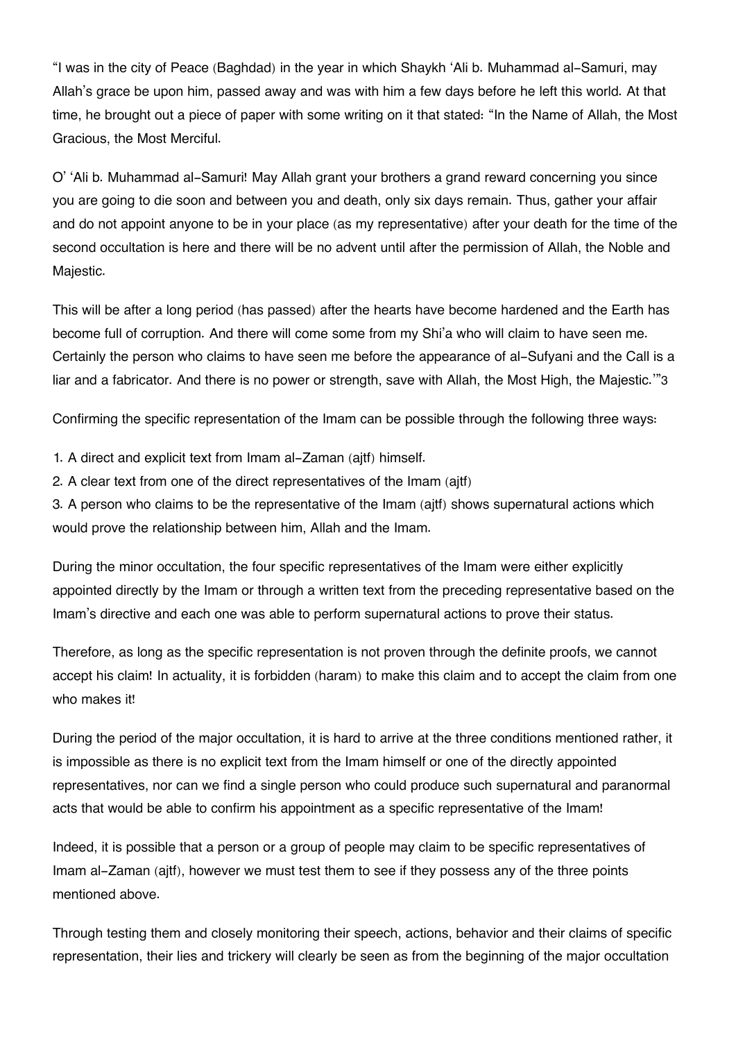“I was in the city of Peace (Baghdad) in the year in which Shaykh ‘Ali b. Muhammad al-Samuri, may Allah’s grace be upon him, passed away and was with him a few days before he left this world. At that time, he brought out a piece of paper with some writing on it that stated: “In the Name of Allah, the Most Gracious, the Most Merciful.

O’ ‘Ali b. Muhammad al-Samuri! May Allah grant your brothers a grand reward concerning you since you are going to die soon and between you and death, only six days remain. Thus, gather your affair and do not appoint anyone to be in your place (as my representative) after your death for the time of the second occultation is here and there will be no advent until after the permission of Allah, the Noble and Majestic.

This will be after a long period (has passed) after the hearts have become hardened and the Earth has become full of corruption. And there will come some from my Shi’a who will claim to have seen me. Certainly the person who claims to have seen me before the appearance of al-Sufyani and the Call is a liar and a fabricator. And there is no power or strength, save with Allah, the Most High, the Majestic.’”3

Confirming the specific representation of the Imam can be possible through the following three ways:

1. A direct and explicit text from Imam al-Zaman (ajtf) himself.
2. A clear text from one of the direct representatives of the Imam (ajtf)
3. A person who claims to be the representative of the Imam (ajtf) shows supernatural actions which would prove the relationship between him, Allah and the Imam.

During the minor occultation, the four specific representatives of the Imam were either explicitly appointed directly by the Imam or through a written text from the preceding representative based on the Imam’s directive and each one was able to perform supernatural actions to prove their status.

Therefore, as long as the specific representation is not proven through the definite proofs, we cannot accept his claim! In actuality, it is forbidden (haram) to make this claim and to accept the claim from one who makes it!

During the period of the major occultation, it is hard to arrive at the three conditions mentioned rather, it is impossible as there is no explicit text from the Imam himself or one of the directly appointed representatives, nor can we find a single person who could produce such supernatural and paranormal acts that would be able to confirm his appointment as a specific representative of the Imam!

Indeed, it is possible that a person or a group of people may claim to be specific representatives of Imam al-Zaman (ajtf), however we must test them to see if they possess any of the three points mentioned above.

Through testing them and closely monitoring their speech, actions, behavior and their claims of specific representation, their lies and trickery will clearly be seen as from the beginning of the major occultation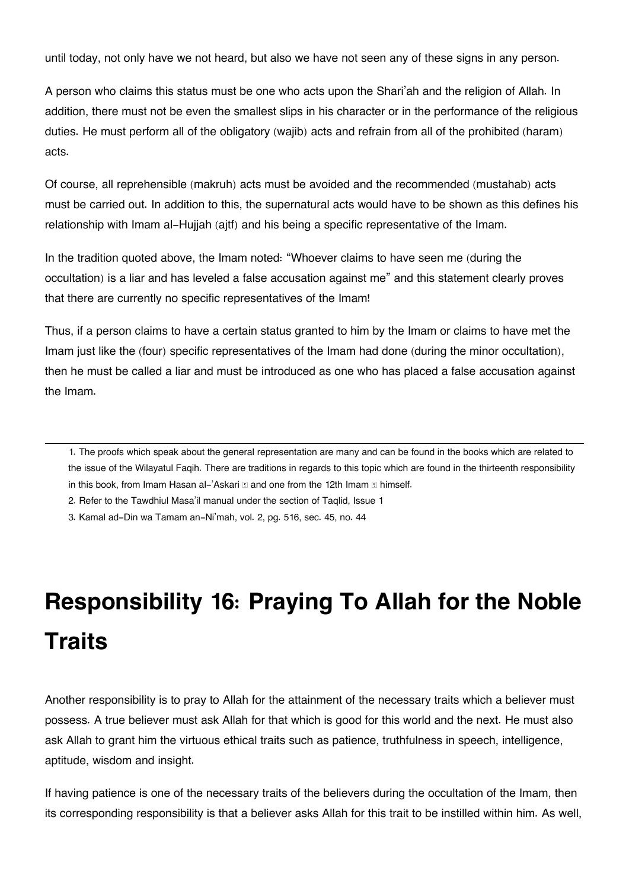until today, not only have we not heard, but also we have not seen any of these signs in any person.

A person who claims this status must be one who acts upon the Shari'ah and the religion of Allah. In addition, there must not be even the smallest slips in his character or in the performance of the religious duties. He must perform all of the obligatory (wajib) acts and refrain from all of the prohibited (haram) acts.

Of course, all reprehensible (makruh) acts must be avoided and the recommended (mustahab) acts must be carried out. In addition to this, the supernatural acts would have to be shown as this defines his relationship with Imam al-Hujjah (ajtf) and his being a specific representative of the Imam.

In the tradition quoted above, the Imam noted: "Whoever claims to have seen me (during the occultation) is a liar and has leveled a false accusation against me" and this statement clearly proves that there are currently no specific representatives of the Imam!

Thus, if a person claims to have a certain status granted to him by the Imam or claims to have met the Imam just like the (four) specific representatives of the Imam had done (during the minor occultation), then he must be called a liar and must be introduced as one who has placed a false accusation against the Imam.

---

1. The proofs which speak about the general representation are many and can be found in the books which are related to the issue of the Wilayatul Faqih. There are traditions in regards to this topic which are found in the thirteenth responsibility in this book, from Imam Hasan al-'Askari ﷺ and one from the 12th Imam ﷺ himself.
2. Refer to the Tawdhiul Masa'il manual under the section of Taqlid, Issue 1
3. Kamal ad-Din wa Tamam an-Ni'mah, vol. 2, pg. 516, sec. 45, no. 44

# Responsibility 16: Praying To Allah for the Noble Traits

Another responsibility is to pray to Allah for the attainment of the necessary traits which a believer must possess. A true believer must ask Allah for that which is good for this world and the next. He must also ask Allah to grant him the virtuous ethical traits such as patience, truthfulness in speech, intelligence, aptitude, wisdom and insight.

If having patience is one of the necessary traits of the believers during the occultation of the Imam, then its corresponding responsibility is that a believer asks Allah for this trait to be instilled within him. As well,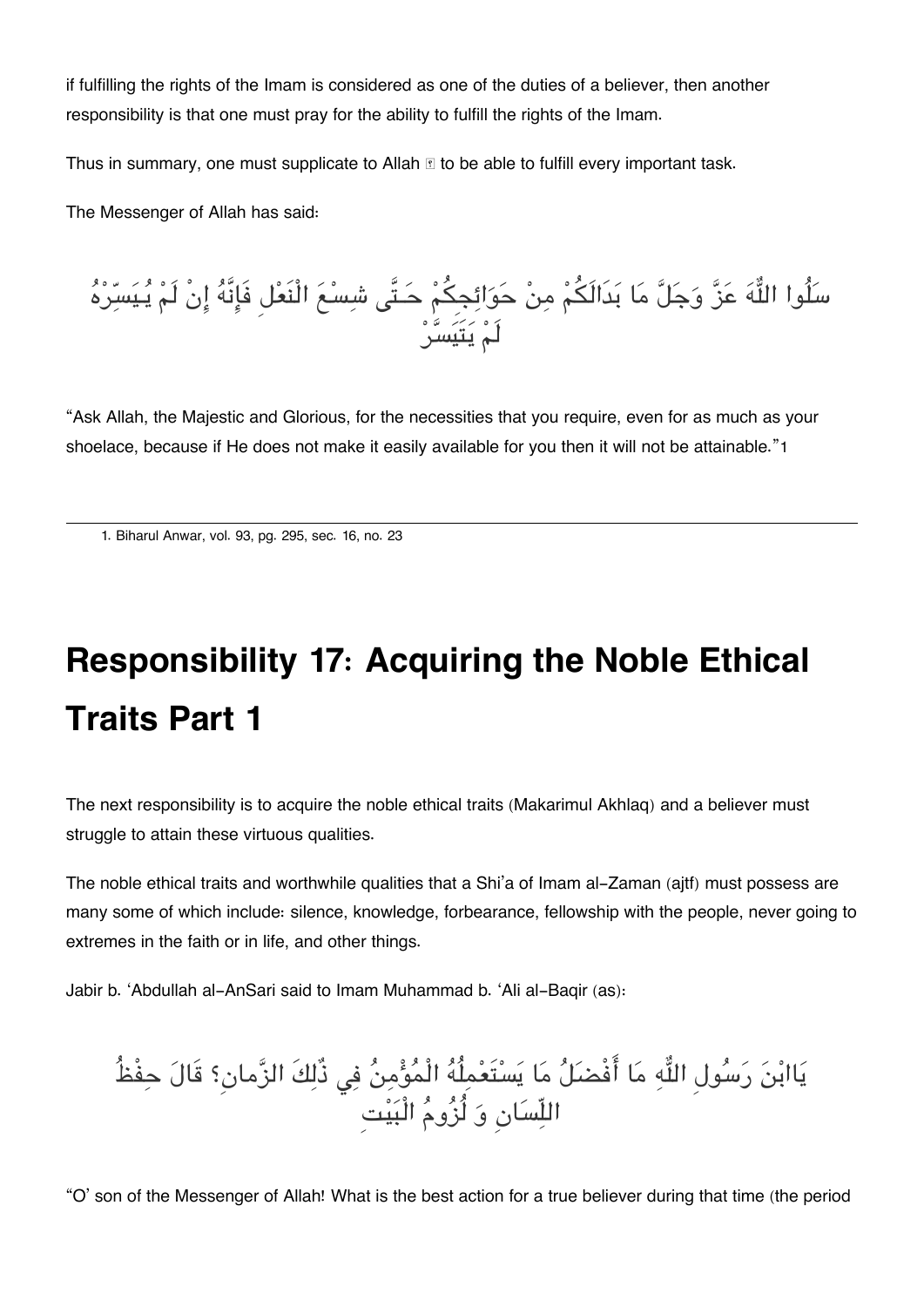if fulfilling the rights of the Imam is considered as one of the duties of a believer, then another responsibility is that one must pray for the ability to fulfill the rights of the Imam.

Thus in summary, one must supplicate to Allah ﷻ to be able to fulfill every important task.

The Messenger of Allah has said:

سَلُوا اللّٰهَ عَزَّ وَجَلَّ مَا بَدَالَكُمْ مِنْ حَوَائِجِكُمْ حَتَّى شِسْعَ الْنَعْلِ فَإِنَّهُ إِنْ لَمْ يُيَسِّرْهُ لَمْ يَتَيَسَّرْ

"Ask Allah, the Majestic and Glorious, for the necessities that you require, even for as much as your shoelace, because if He does not make it easily available for you then it will not be attainable."[1]

---

1. Biharul Anwar, vol. 93, pg. 295, sec. 16, no. 23

# Responsibility 17: Acquiring the Noble Ethical Traits Part 1

The next responsibility is to acquire the noble ethical traits (Makarimul Akhlaq) and a believer must struggle to attain these virtuous qualities.

The noble ethical traits and worthwhile qualities that a Shi'a of Imam al-Zaman (ajtf) must possess are many some of which include: silence, knowledge, forbearance, fellowship with the people, never going to extremes in the faith or in life, and other things.

Jabir b. 'Abdullah al-AnSari said to Imam Muhammad b. 'Ali al-Baqir (as):

يَاابْنَ رَسُولِ اللّٰهِ مَا أَفْضَلُ مَا يَسْتَعْمِلُهُ الْمُؤْمِنُ فِي ذٰلِكَ الزَّمانِ؟ قَالَ حِفْظُ اللِّسَانِ وَ لُزُومُ الْبَيْتِ

"O' son of the Messenger of Allah! What is the best action for a true believer during that time (the period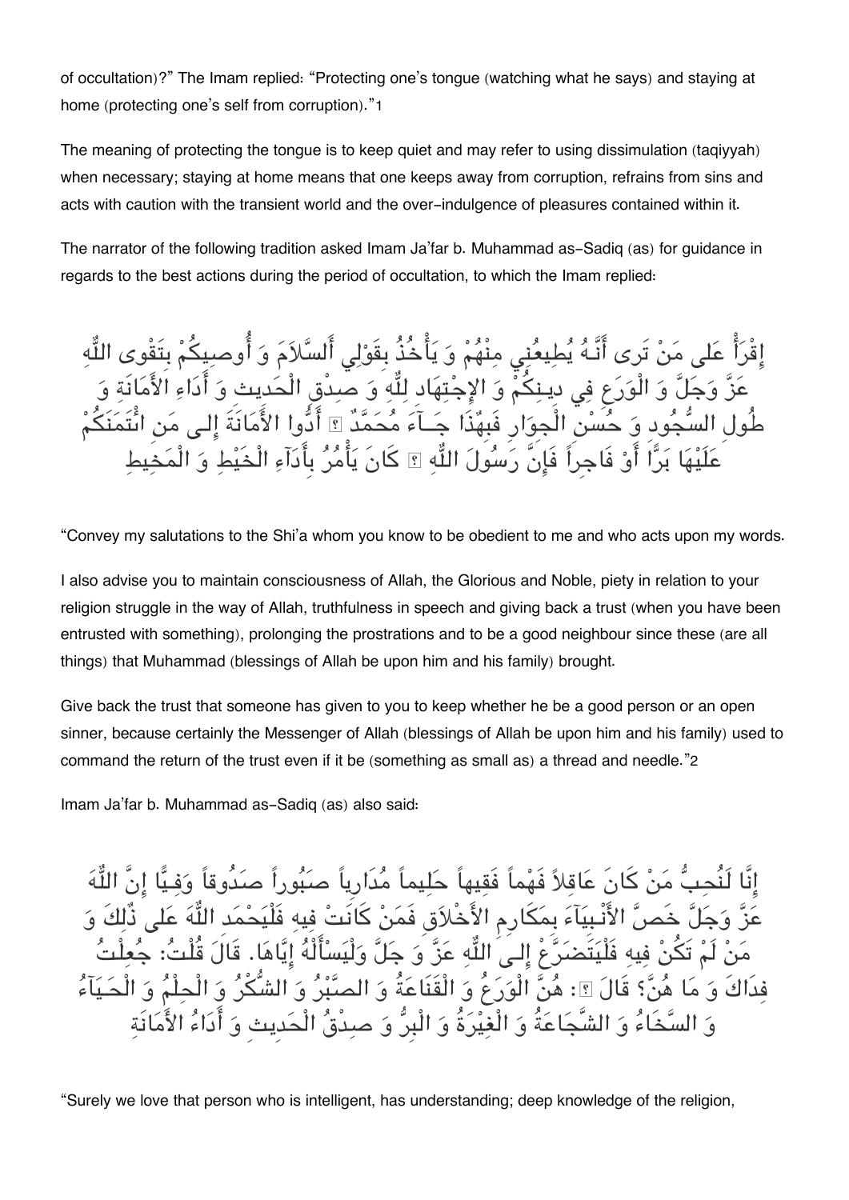of occultation)?" The Imam replied: "Protecting one's tongue (watching what he says) and staying at home (protecting one's self from corruption)."1

The meaning of protecting the tongue is to keep quiet and may refer to using dissimulation (taqiyyah) when necessary; staying at home means that one keeps away from corruption, refrains from sins and acts with caution with the transient world and the over-indulgence of pleasures contained within it.

The narrator of the following tradition asked Imam Ja'far b. Muhammad as-Sadiq (as) for guidance in regards to the best actions during the period of occultation, to which the Imam replied:

إِقْرَأْ عَلى مَنْ تَرى أَنَّهُ يُطِيعُنِي مِنْهُمْ وَ يَأْخُذُ بِقَوْلِي أَلسَّلاَمَ وَ أُوصِيكُمْ بِتَقْوى اللَّهِ عَزَّ وَجَلَّ وَ الْوَرَعِ فِي دِينِكُمْ وَ الإِجْتِهَادِ لِلَّهِ وَ صِدْقِ الْحَدِيثِ وَ أَدَاءِ الأَمَانَةِ وَ طُولِ السُّجُودِ وَ حُسْنِ الْجِوَارِ فَبِهٰذَا جَـآءَ مُحَمَّدٌ ﷺ أَدُّوا الأَمَانَةَ إِلى مَنِ ائْتَمَنَكُمْ عَلَيْهَا بَرًّا أَوْ فَاجِراً فَإِنَّ رَسُولَ اللَّهِ ﷺ كَانَ يَأْمُرُ بِأَدَاءِ الْخَيْطِ وَ الْمَخِيطِ

"Convey my salutations to the Shi'a whom you know to be obedient to me and who acts upon my words.

I also advise you to maintain consciousness of Allah, the Glorious and Noble, piety in relation to your religion struggle in the way of Allah, truthfulness in speech and giving back a trust (when you have been entrusted with something), prolonging the prostrations and to be a good neighbour since these (are all things) that Muhammad (blessings of Allah be upon him and his family) brought.

Give back the trust that someone has given to you to keep whether he be a good person or an open sinner, because certainly the Messenger of Allah (blessings of Allah be upon him and his family) used to command the return of the trust even if it be (something as small as) a thread and needle."2

Imam Ja'far b. Muhammad as-Sadiq (as) also said:

إِنَّا لَنُحِبُّ مَنْ كَانَ عَاقِلاً فَهْماً فَقِيهاً حَلِيماً مُدَارِياً صَبُوراً صَدُوقاً وَفِيًّا إِنَّ اللَّهَ عَزَّ وَجَلَّ خَصَّ الأَنْبِيَآءَ بِمَكَارِمِ الأَخْلاَقِ فَمَنْ كَانَتْ فِيهِ فَلْيَحْمَدِ اللَّهَ عَلى ذٰلِكَ وَ مَنْ لَمْ تَكُنْ فِيهِ فَلْيَتَضَرَّعْ إِلَى اللَّهِ عَزَّ وَ جَلَّ وَلْيَسْأَلْهُ إِيَّاهَا. قَالَ قُلْتُ: جُعِلْتُ فِدَاكَ وَ مَا هُنَّ؟ قَالَ ﷺ: هُنَّ الْوَرَعُ وَ الْقَنَاعَةُ وَ الصَّبْرُ وَ الشُّكْرُ وَ الْحِلْمُ وَ الْحَيَآءُ وَ السَّخَاءُ وَ الشَّجَاعَةُ وَ الْغَيْرَةُ وَ الْبِرُّ وَ صِدْقُ الْحَدِيثِ وَ أَدَاءُ الأَمَانَةِ

"Surely we love that person who is intelligent, has understanding; deep knowledge of the religion,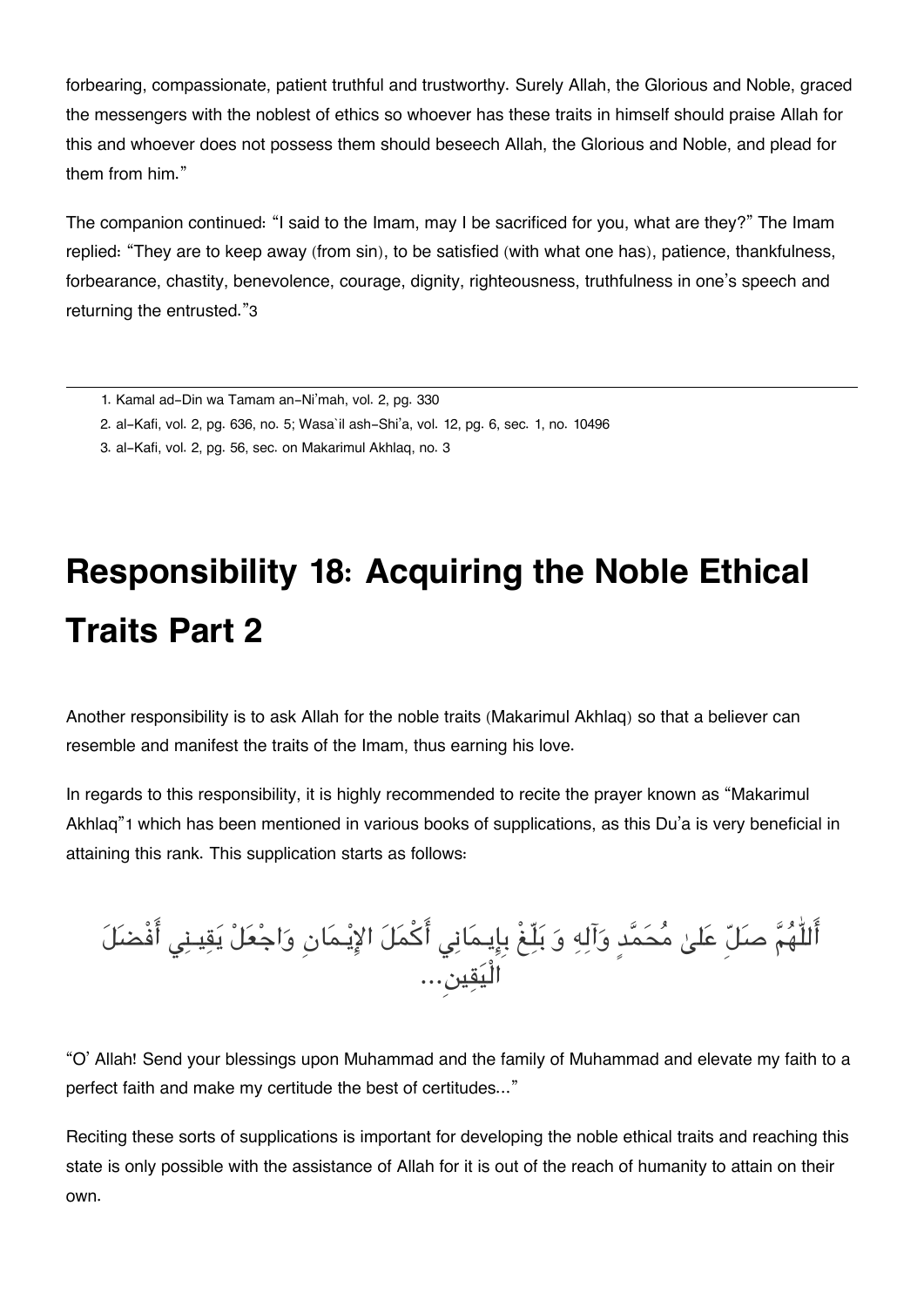forbearing, compassionate, patient truthful and trustworthy. Surely Allah, the Glorious and Noble, graced the messengers with the noblest of ethics so whoever has these traits in himself should praise Allah for this and whoever does not possess them should beseech Allah, the Glorious and Noble, and plead for them from him."

The companion continued: "I said to the Imam, may I be sacrificed for you, what are they?" The Imam replied: "They are to keep away (from sin), to be satisfied (with what one has), patience, thankfulness, forbearance, chastity, benevolence, courage, dignity, righteousness, truthfulness in one's speech and returning the entrusted."[3]

---

1. Kamal ad-Din wa Tamam an-Ni'mah, vol. 2, pg. 330
2. al-Kafi, vol. 2, pg. 636, no. 5; Wasa`il ash-Shi'a, vol. 12, pg. 6, sec. 1, no. 10496
3. al-Kafi, vol. 2, pg. 56, sec. on Makarimul Akhlaq, no. 3

# Responsibility 18: Acquiring the Noble Ethical Traits Part 2

Another responsibility is to ask Allah for the noble traits (Makarimul Akhlaq) so that a believer can resemble and manifest the traits of the Imam, thus earning his love.

In regards to this responsibility, it is highly recommended to recite the prayer known as "Makarimul Akhlaq"[1] which has been mentioned in various books of supplications, as this Du'a is very beneficial in attaining this rank. This supplication starts as follows:

أَللّٰهُمَّ صَلِّ عَلىٰ مُحَمَّدٍ وَآلِهِ وَ بَلِّغْ بِإِيمَانِي أَكْمَلَ الإِيْمَانِ وَاجْعَلْ يَقِينِي أَفْضَلَ الْيَقِينِ...

"O' Allah! Send your blessings upon Muhammad and the family of Muhammad and elevate my faith to a perfect faith and make my certitude the best of certitudes..."

Reciting these sorts of supplications is important for developing the noble ethical traits and reaching this state is only possible with the assistance of Allah for it is out of the reach of humanity to attain on their own.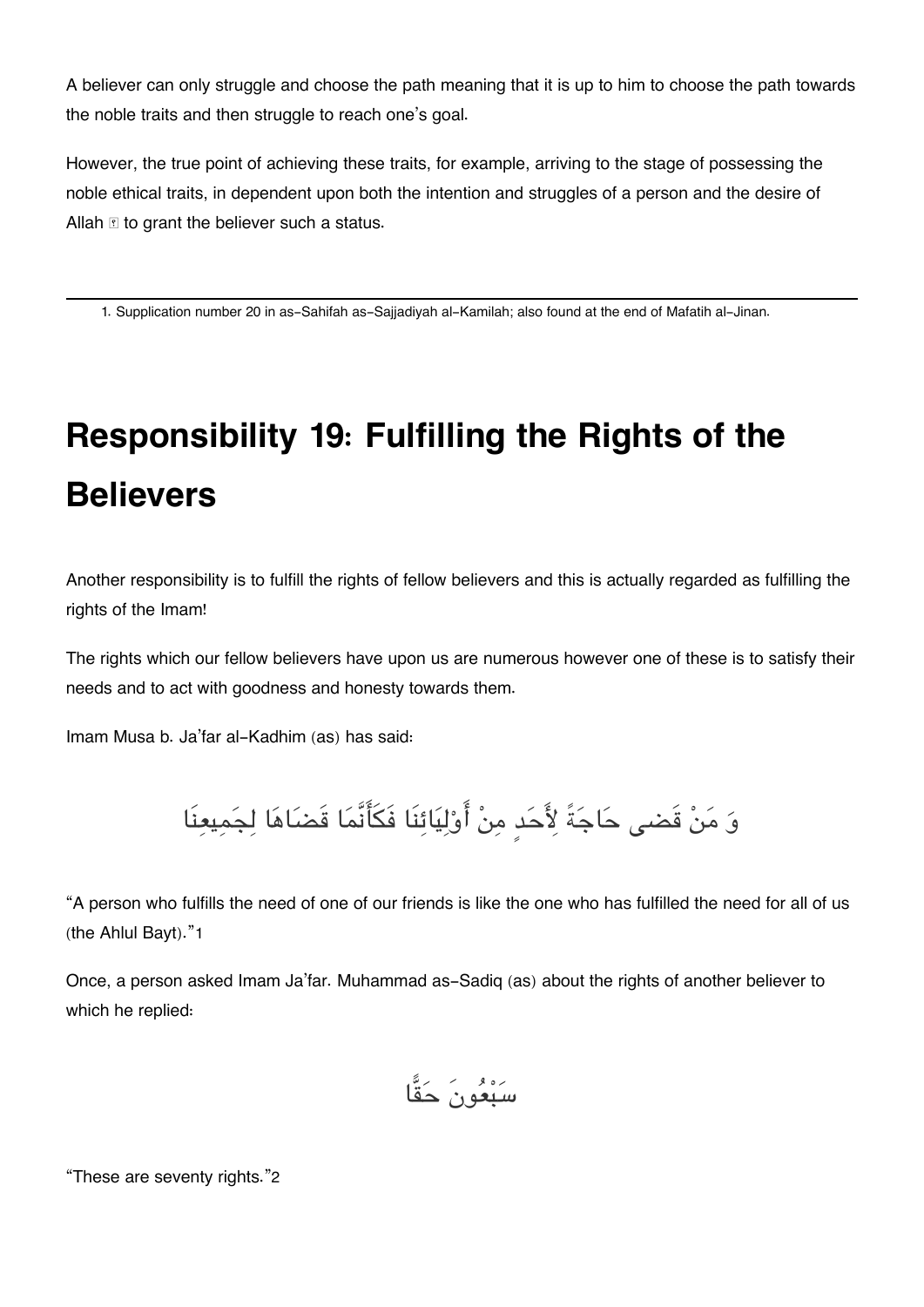A believer can only struggle and choose the path meaning that it is up to him to choose the path towards the noble traits and then struggle to reach one's goal.

However, the true point of achieving these traits, for example, arriving to the stage of possessing the noble ethical traits, in dependent upon both the intention and struggles of a person and the desire of Allah ﷻ to grant the believer such a status.

---

1. Supplication number 20 in as-Sahifah as-Sajjadiyah al-Kamilah; also found at the end of Mafatih al-Jinan.

# Responsibility 19: Fulfilling the Rights of the Believers

Another responsibility is to fulfill the rights of fellow believers and this is actually regarded as fulfilling the rights of the Imam!

The rights which our fellow believers have upon us are numerous however one of these is to satisfy their needs and to act with goodness and honesty towards them.

Imam Musa b. Ja'far al-Kadhim (as) has said:

وَ مَنْ قَضى حَاجَةً لِأَحَدٍ مِنْ أَوْلِيَائِنَا فَكَأَنَّمَا قَضَاهَا لِجَمِيعِنَا

"A person who fulfills the need of one of our friends is like the one who has fulfilled the need for all of us (the Ahlul Bayt)."1

Once, a person asked Imam Ja'far. Muhammad as-Sadiq (as) about the rights of another believer to which he replied:

سَبْعُونَ حَقًّا

"These are seventy rights."2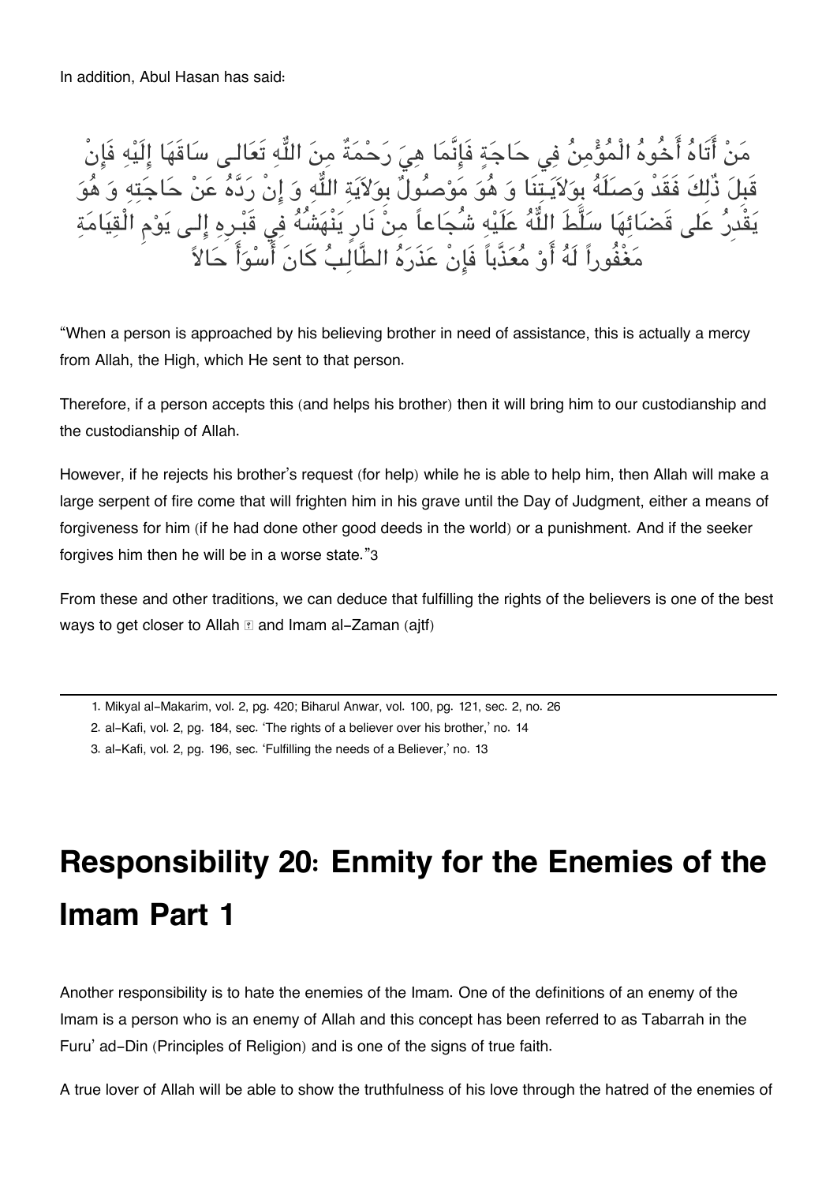In addition, Abul Hasan has said:

مَنْ أَتَاهُ أَخُوهُ الْمُؤْمِنُ فِي حَاجَةٍ فَإِنَّمَا هِيَ رَحْمَةٌ مِنَ اللّٰهِ تَعَالى سَاقَهَا إِلَيْهِ فَإِنْ قَبِلَ ذٰلِكَ فَقَدْ وَصَلَهُ بِوَلاَيَتِنَا وَ هُوَ مَوْصُولٌ بِوَلاَيَةِ اللّٰهِ وَ إِنْ رَدَّهُ عَنْ حَاجَتِهِ وَ هُوَ يَقْدِرُ عَلى قَضَائِهَا سَلَّطَ اللّٰهُ عَلَيْهِ شُجَاعاً مِنْ نَارٍ يَنْهَشُهُ فِي قَبْرِهِ إِلى يَوْمِ الْقِيَامَةِ مَغْفُوراً لَهُ أَوْ مُعَذَّباً فَإِنْ عَذَرَهُ الطَّالِبُ كَانَ أَسْوَأَ حَالاً

"When a person is approached by his believing brother in need of assistance, this is actually a mercy from Allah, the High, which He sent to that person.

Therefore, if a person accepts this (and helps his brother) then it will bring him to our custodianship and the custodianship of Allah.

However, if he rejects his brother's request (for help) while he is able to help him, then Allah will make a large serpent of fire come that will frighten him in his grave until the Day of Judgment, either a means of forgiveness for him (if he had done other good deeds in the world) or a punishment. And if the seeker forgives him then he will be in a worse state."[3]

From these and other traditions, we can deduce that fulfilling the rights of the believers is one of the best ways to get closer to Allah ﷻ and Imam al-Zaman (ajtf)

---

1. Mikyal al-Makarim, vol. 2, pg. 420; Biharul Anwar, vol. 100, pg. 121, sec. 2, no. 26
2. al-Kafi, vol. 2, pg. 184, sec. 'The rights of a believer over his brother,' no. 14
3. al-Kafi, vol. 2, pg. 196, sec. 'Fulfilling the needs of a Believer,' no. 13

# Responsibility 20: Enmity for the Enemies of the Imam Part 1

Another responsibility is to hate the enemies of the Imam. One of the definitions of an enemy of the Imam is a person who is an enemy of Allah and this concept has been referred to as Tabarrah in the Furu' ad-Din (Principles of Religion) and is one of the signs of true faith.

A true lover of Allah will be able to show the truthfulness of his love through the hatred of the enemies of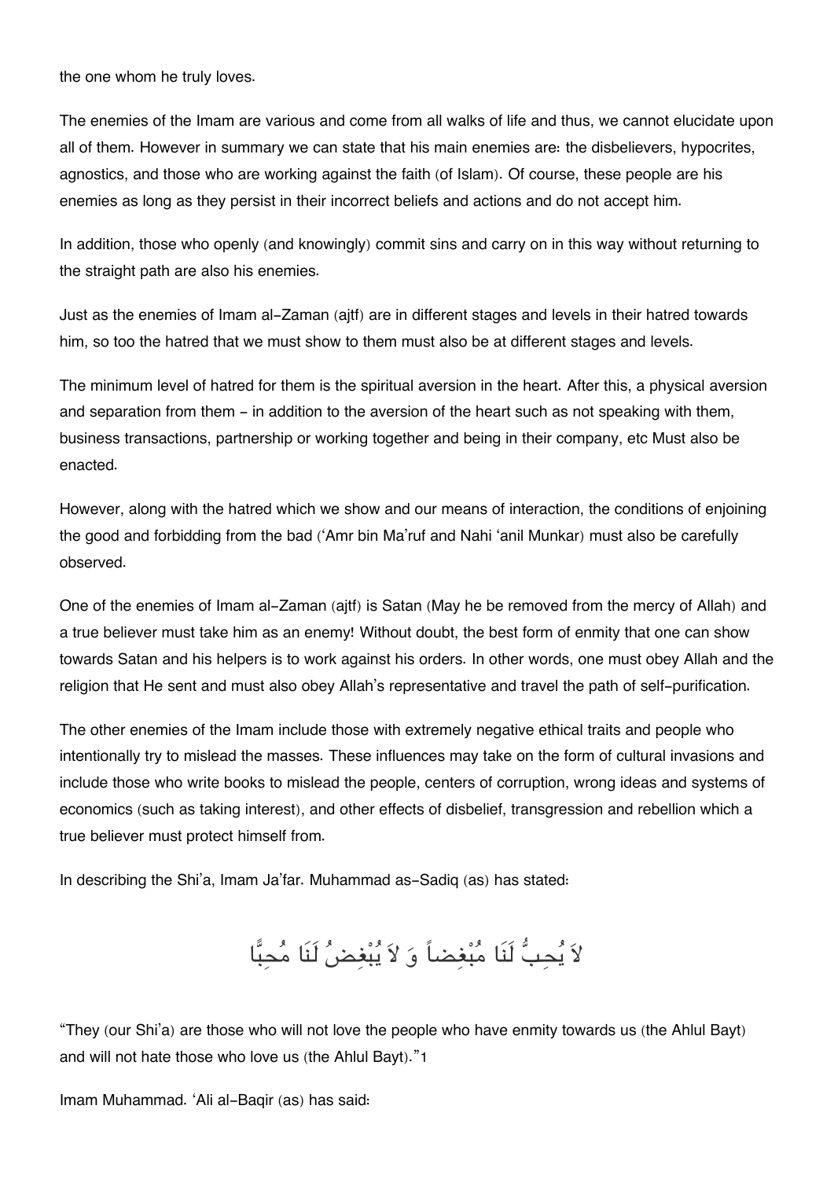the one whom he truly loves.

The enemies of the Imam are various and come from all walks of life and thus, we cannot elucidate upon all of them. However in summary we can state that his main enemies are: the disbelievers, hypocrites, agnostics, and those who are working against the faith (of Islam). Of course, these people are his enemies as long as they persist in their incorrect beliefs and actions and do not accept him.

In addition, those who openly (and knowingly) commit sins and carry on in this way without returning to the straight path are also his enemies.

Just as the enemies of Imam al-Zaman (ajtf) are in different stages and levels in their hatred towards him, so too the hatred that we must show to them must also be at different stages and levels.

The minimum level of hatred for them is the spiritual aversion in the heart. After this, a physical aversion and separation from them - in addition to the aversion of the heart such as not speaking with them, business transactions, partnership or working together and being in their company, etc Must also be enacted.

However, along with the hatred which we show and our means of interaction, the conditions of enjoining the good and forbidding from the bad ('Amr bin Ma'ruf and Nahi 'anil Munkar) must also be carefully observed.

One of the enemies of Imam al-Zaman (ajtf) is Satan (May he be removed from the mercy of Allah) and a true believer must take him as an enemy! Without doubt, the best form of enmity that one can show towards Satan and his helpers is to work against his orders. In other words, one must obey Allah and the religion that He sent and must also obey Allah's representative and travel the path of self-purification.

The other enemies of the Imam include those with extremely negative ethical traits and people who intentionally try to mislead the masses. These influences may take on the form of cultural invasions and include those who write books to mislead the people, centers of corruption, wrong ideas and systems of economics (such as taking interest), and other effects of disbelief, transgression and rebellion which a true believer must protect himself from.

In describing the Shi'a, Imam Ja'far. Muhammad as-Sadiq (as) has stated:

لاَ يُحِبُّ لَنَا مُبْغِضاً وَ لاَ يُبْغِضُ لَنَا مُحِبًّا

"They (our Shi'a) are those who will not love the people who have enmity towards us (the Ahlul Bayt) and will not hate those who love us (the Ahlul Bayt)."[1]

Imam Muhammad. 'Ali al-Baqir (as) has said: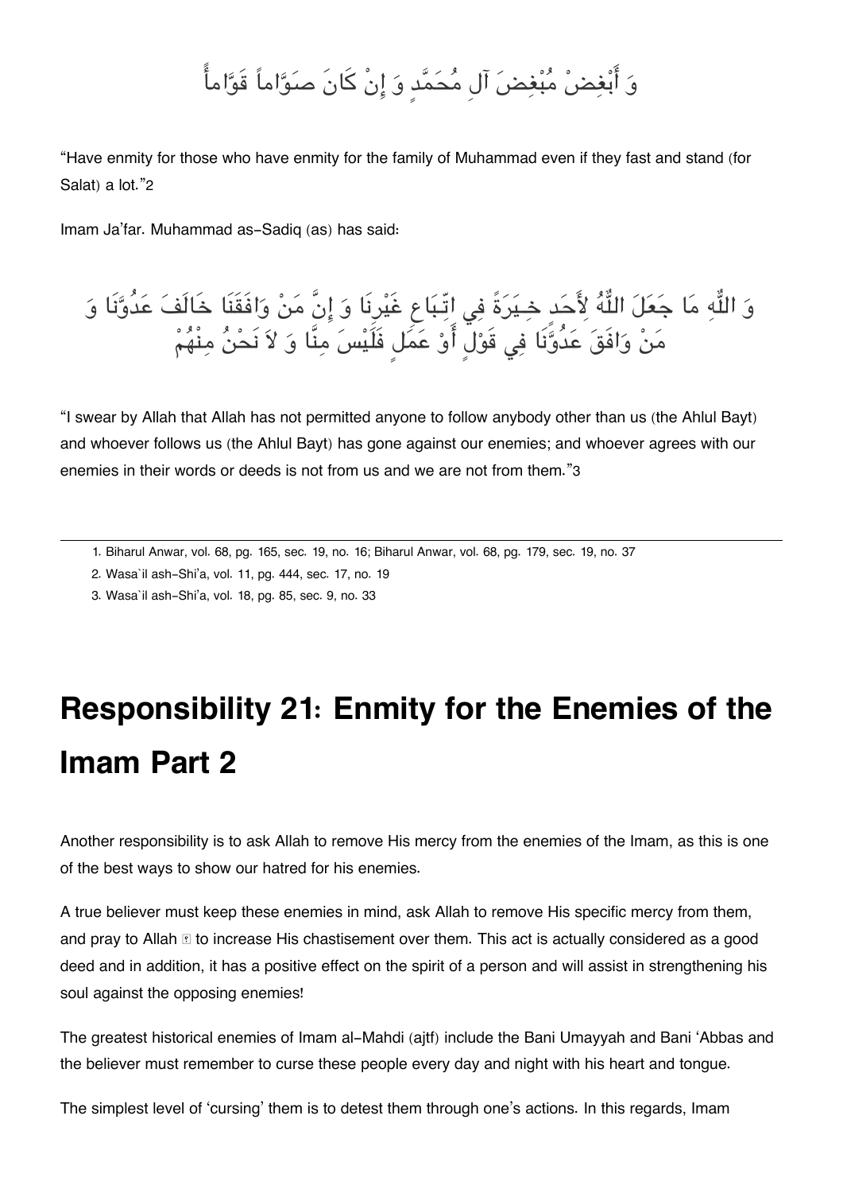وَ أَبْغِضْ مُبْغِضَ آلِ مُحَمَّدٍ وَ إِنْ كَانَ صَوَّاماً قَوَّاماً

"Have enmity for those who have enmity for the family of Muhammad even if they fast and stand (for Salat) a lot."[2]

Imam Ja'far. Muhammad as-Sadiq (as) has said:

وَ اللّٰهِ مَا جَعَلَ اللّٰهُ لأَحَدٍ خِيَرَةً فِي اتِّبَاعِ غَيْرِنَا وَ إِنَّ مَنْ وَافَقَنَا خَالَفَ عَدُوَّنَا وَ مَنْ وَافَقَ عَدُوَّنَا فِي قَوْلٍ أَوْ عَمَلٍ فَلَيْسَ مِنَّا وَ لاَ نَحْنُ مِنْهُمْ

"I swear by Allah that Allah has not permitted anyone to follow anybody other than us (the Ahlul Bayt) and whoever follows us (the Ahlul Bayt) has gone against our enemies; and whoever agrees with our enemies in their words or deeds is not from us and we are not from them."[3]

---

1. Biharul Anwar, vol. 68, pg. 165, sec. 19, no. 16; Biharul Anwar, vol. 68, pg. 179, sec. 19, no. 37
2. Wasa`il ash-Shi'a, vol. 11, pg. 444, sec. 17, no. 19
3. Wasa`il ash-Shi'a, vol. 18, pg. 85, sec. 9, no. 33

# Responsibility 21: Enmity for the Enemies of the Imam Part 2

Another responsibility is to ask Allah to remove His mercy from the enemies of the Imam, as this is one of the best ways to show our hatred for his enemies.

A true believer must keep these enemies in mind, ask Allah to remove His specific mercy from them, and pray to Allah ﷻ to increase His chastisement over them. This act is actually considered as a good deed and in addition, it has a positive effect on the spirit of a person and will assist in strengthening his soul against the opposing enemies!

The greatest historical enemies of Imam al-Mahdi (ajtf) include the Bani Umayyah and Bani 'Abbas and the believer must remember to curse these people every day and night with his heart and tongue.

The simplest level of 'cursing' them is to detest them through one's actions. In this regards, Imam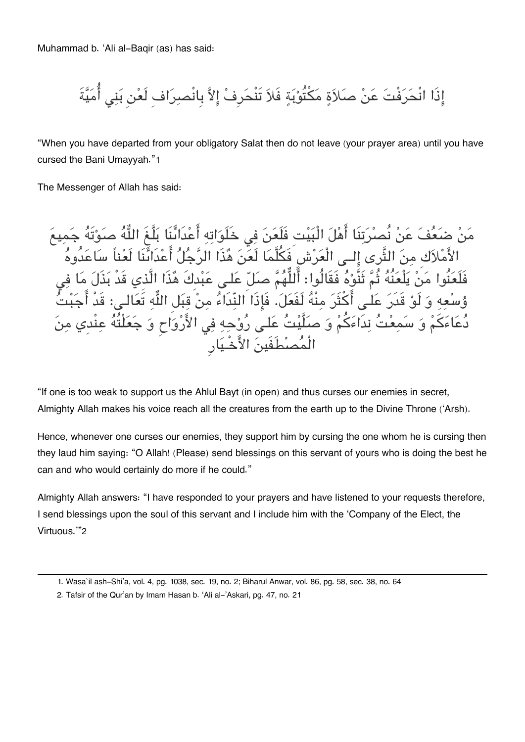Muhammad b. 'Ali al-Baqir (as) has said:

إِذَا انْحَرَفْتَ عَنْ صَلاَةٍ مَكْتُوْبَةٍ فَلاَ تَنْحَرِفْ إِلاَّ بِانْصِرَافِ لَعْنِ بَنِي أُمَيَّةَ

"When you have departed from your obligatory Salat then do not leave (your prayer area) until you have cursed the Bani Umayyah."[1]

The Messenger of Allah has said:

مَنْ ضَعُفَ عَنْ نُصْرَتِنَا أَهْلَ الْبَيْتِ فَلَعَنَ فِي خَلَوَاتِهِ أَعْدَائَنَا بَلَّغَ اللّٰهُ صَوْتَهُ جَمِيعَ الأَمْلاَكِ مِنَ الثَّرى إِلـى الْعَرْشِ فَكُلَّمَا لَعَنَ هٰذَا الرَّجُلُ أَعْدَائَنَا لَعْناً سَاعَدُوهُ فَلَعَنُوا مَنْ يَلْعَنُهُ ثُمَّ ثَنَّوْهُ فَقَالُوا: أَللّٰهُمَّ صَلِّ عَلـى عَبْدِكَ هٰذَا الَّذي قَدْ بَذَلَ مَا فِي وُسْعِهِ وَ لَوْ قَدَرَ عَلـى أَكْثَرَ مِنْهُ لَفَعَلَ. فَإِذَا النِّدَاءُ مِنْ قِبَلِ اللّٰهِ تَعَالـى: قَدْ أَجَبْتُ دُعَاءَكُمْ وَ سَمِعْتُ نِدَاءَكُمْ وَ صَلَّيْتُ عَلـى رُوْحِهِ فِي الأَرْوَاحِ وَ جَعَلْتُهُ عِنْدِي مِنَ الْمُصْطَفَيْنَ الأَخْيَارِ

"If one is too weak to support us the Ahlul Bayt (in open) and thus curses our enemies in secret, Almighty Allah makes his voice reach all the creatures from the earth up to the Divine Throne ('Arsh).

Hence, whenever one curses our enemies, they support him by cursing the one whom he is cursing then they laud him saying: "O Allah! (Please) send blessings on this servant of yours who is doing the best he can and who would certainly do more if he could."

Almighty Allah answers: "I have responded to your prayers and have listened to your requests therefore, I send blessings upon the soul of this servant and I include him with the 'Company of the Elect, the Virtuous.'"[2]

---

1. Wasa`il ash-Shi'a, vol. 4, pg. 1038, sec. 19, no. 2; Biharul Anwar, vol. 86, pg. 58, sec. 38, no. 64
2. Tafsir of the Qur'an by Imam Hasan b. 'Ali al-'Askari, pg. 47, no. 21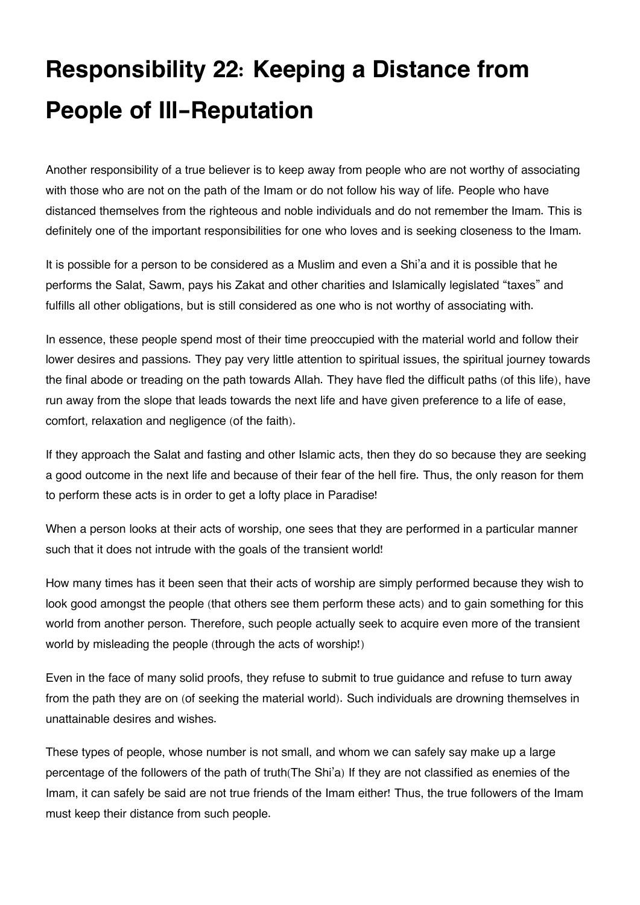# Responsibility 22: Keeping a Distance from People of Ill-Reputation

Another responsibility of a true believer is to keep away from people who are not worthy of associating with those who are not on the path of the Imam or do not follow his way of life. People who have distanced themselves from the righteous and noble individuals and do not remember the Imam. This is definitely one of the important responsibilities for one who loves and is seeking closeness to the Imam.

It is possible for a person to be considered as a Muslim and even a Shi'a and it is possible that he performs the Salat, Sawm, pays his Zakat and other charities and Islamically legislated "taxes" and fulfills all other obligations, but is still considered as one who is not worthy of associating with.

In essence, these people spend most of their time preoccupied with the material world and follow their lower desires and passions. They pay very little attention to spiritual issues, the spiritual journey towards the final abode or treading on the path towards Allah. They have fled the difficult paths (of this life), have run away from the slope that leads towards the next life and have given preference to a life of ease, comfort, relaxation and negligence (of the faith).

If they approach the Salat and fasting and other Islamic acts, then they do so because they are seeking a good outcome in the next life and because of their fear of the hell fire. Thus, the only reason for them to perform these acts is in order to get a lofty place in Paradise!

When a person looks at their acts of worship, one sees that they are performed in a particular manner such that it does not intrude with the goals of the transient world!

How many times has it been seen that their acts of worship are simply performed because they wish to look good amongst the people (that others see them perform these acts) and to gain something for this world from another person. Therefore, such people actually seek to acquire even more of the transient world by misleading the people (through the acts of worship!)

Even in the face of many solid proofs, they refuse to submit to true guidance and refuse to turn away from the path they are on (of seeking the material world). Such individuals are drowning themselves in unattainable desires and wishes.

These types of people, whose number is not small, and whom we can safely say make up a large percentage of the followers of the path of truth(The Shi'a) If they are not classified as enemies of the Imam, it can safely be said are not true friends of the Imam either! Thus, the true followers of the Imam must keep their distance from such people.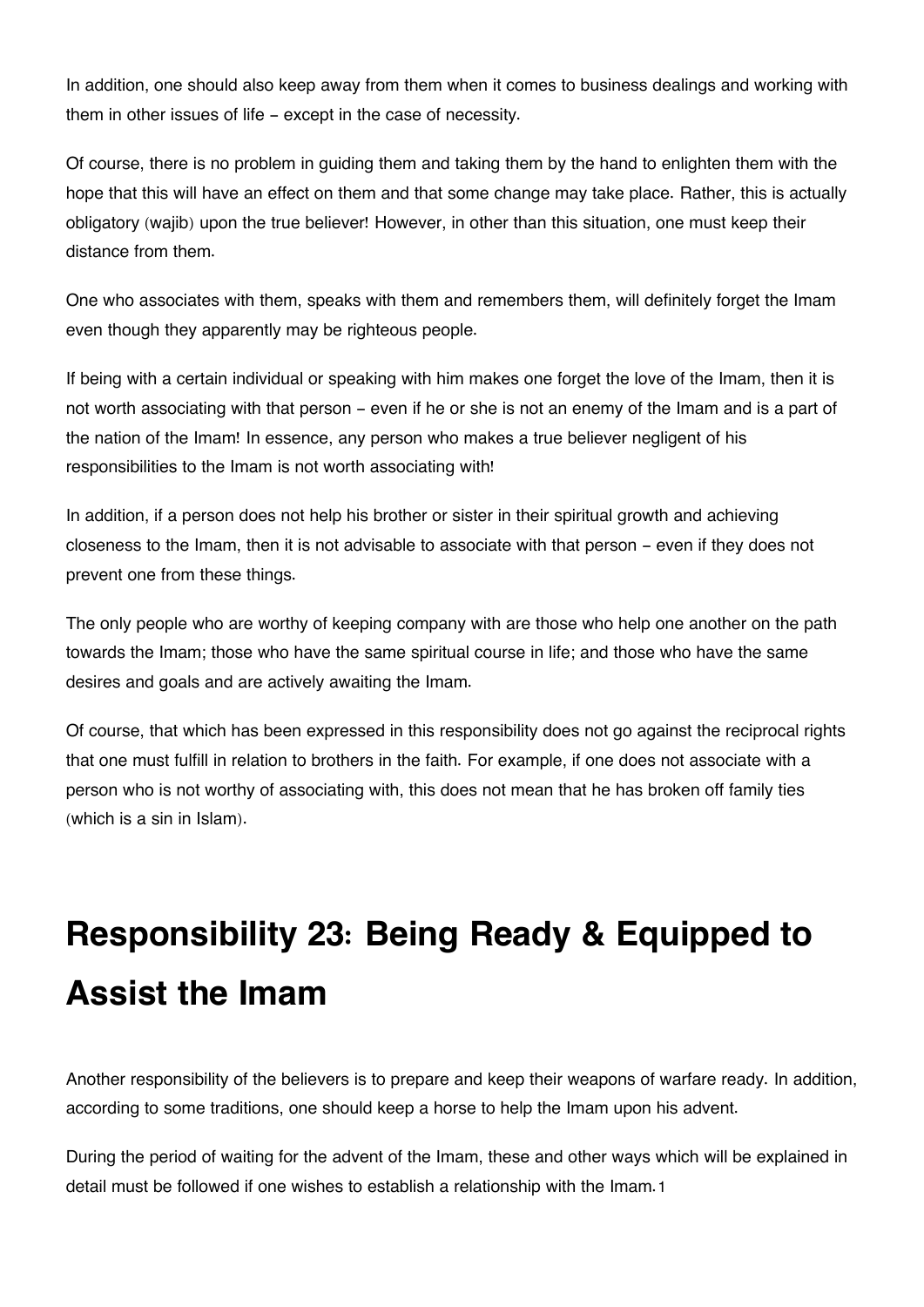In addition, one should also keep away from them when it comes to business dealings and working with them in other issues of life – except in the case of necessity.

Of course, there is no problem in guiding them and taking them by the hand to enlighten them with the hope that this will have an effect on them and that some change may take place. Rather, this is actually obligatory (wajib) upon the true believer! However, in other than this situation, one must keep their distance from them.

One who associates with them, speaks with them and remembers them, will definitely forget the Imam even though they apparently may be righteous people.

If being with a certain individual or speaking with him makes one forget the love of the Imam, then it is not worth associating with that person – even if he or she is not an enemy of the Imam and is a part of the nation of the Imam! In essence, any person who makes a true believer negligent of his responsibilities to the Imam is not worth associating with!

In addition, if a person does not help his brother or sister in their spiritual growth and achieving closeness to the Imam, then it is not advisable to associate with that person – even if they does not prevent one from these things.

The only people who are worthy of keeping company with are those who help one another on the path towards the Imam; those who have the same spiritual course in life; and those who have the same desires and goals and are actively awaiting the Imam.

Of course, that which has been expressed in this responsibility does not go against the reciprocal rights that one must fulfill in relation to brothers in the faith. For example, if one does not associate with a person who is not worthy of associating with, this does not mean that he has broken off family ties (which is a sin in Islam).

# Responsibility 23: Being Ready & Equipped to Assist the Imam

Another responsibility of the believers is to prepare and keep their weapons of warfare ready. In addition, according to some traditions, one should keep a horse to help the Imam upon his advent.

During the period of waiting for the advent of the Imam, these and other ways which will be explained in detail must be followed if one wishes to establish a relationship with the Imam.[1]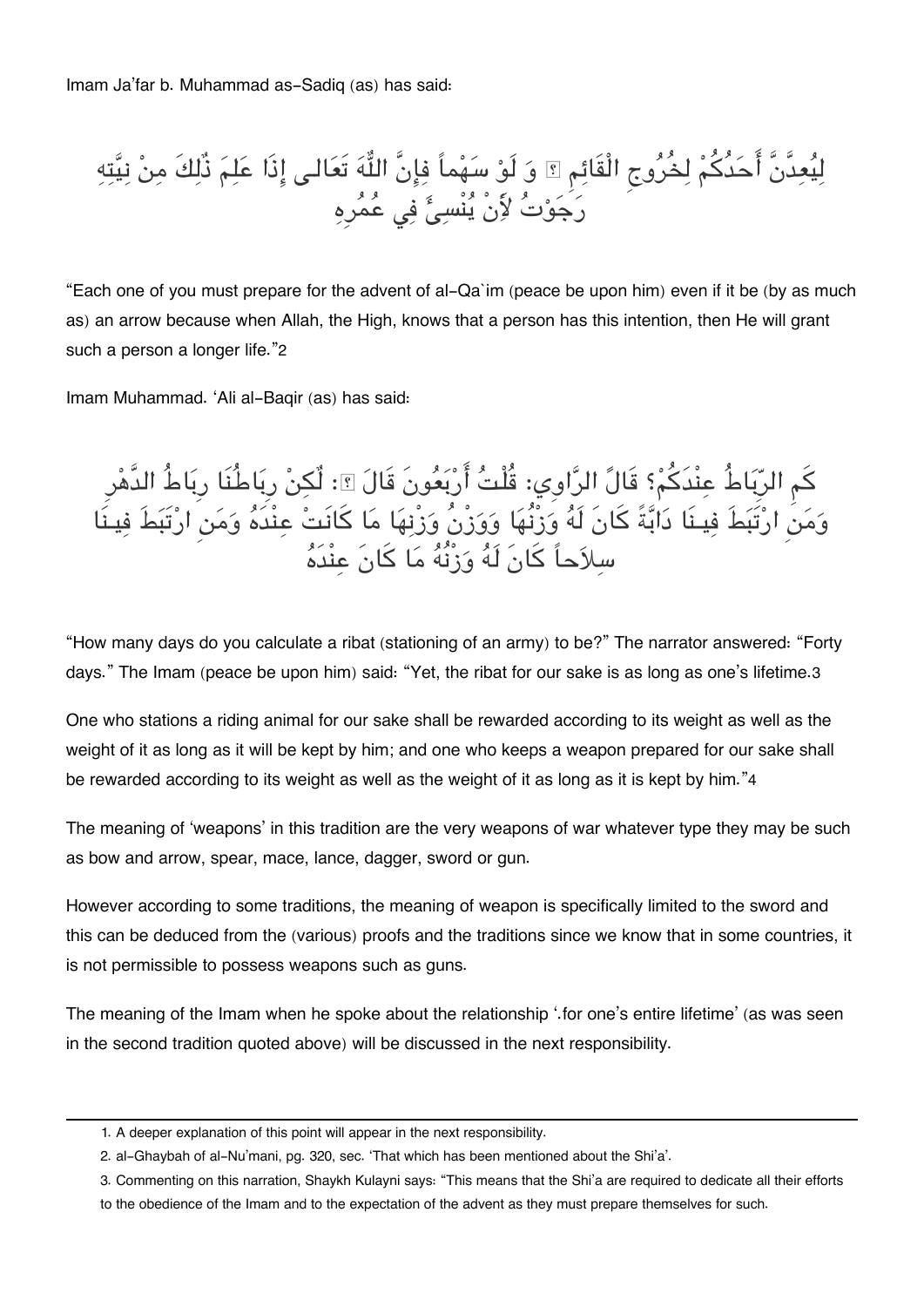Imam Ja'far b. Muhammad as-Sadiq (as) has said:

لِيُعِدَّنَّ أَحَدُكُمْ لِخُرُوجِ الْقَائِمِ ؑ وَ لَوْ سَهْماً فَإِنَّ اللّٰهَ تَعَالى إِذَا عَلِمَ ذٰلِكَ مِنْ نِيَّتِهِ رَجَوْتُ لِأَنْ يُنْسِئَ فِي عُمُرِهِ

"Each one of you must prepare for the advent of al-Qa`im (peace be upon him) even if it be (by as much as) an arrow because when Allah, the High, knows that a person has this intention, then He will grant such a person a longer life."[2]

Imam Muhammad. 'Ali al-Baqir (as) has said:

كَمِ الرِّبَاطُ عِنْدَكُمْ؟ قَالَ الرَّاوِي: قُلْتُ أَرْبَعُونَ قَالَ ؑ: لٰكِنْ رِبَاطُنَا رِبَاطُ الدَّهْرِ وَمَنِ ارْتَبَطَ فِينَا دَابَّةً كَانَ لَهُ وَزْنُهَا وَوَزْنُ وَزْنِهَا مَا كَانَتْ عِنْدَهُ وَمَنِ ارْتَبَطَ فِينَا سِلاَحاً كَانَ لَهُ وَزْنُهُ مَا كَانَ عِنْدَهُ

"How many days do you calculate a ribat (stationing of an army) to be?" The narrator answered: "Forty days." The Imam (peace be upon him) said: "Yet, the ribat for our sake is as long as one's lifetime.[3]

One who stations a riding animal for our sake shall be rewarded according to its weight as well as the weight of it as long as it will be kept by him; and one who keeps a weapon prepared for our sake shall be rewarded according to its weight as well as the weight of it as long as it is kept by him."[4]

The meaning of 'weapons' in this tradition are the very weapons of war whatever type they may be such as bow and arrow, spear, mace, lance, dagger, sword or gun.

However according to some traditions, the meaning of weapon is specifically limited to the sword and this can be deduced from the (various) proofs and the traditions since we know that in some countries, it is not permissible to possess weapons such as guns.

The meaning of the Imam when he spoke about the relationship '.for one's entire lifetime' (as was seen in the second tradition quoted above) will be discussed in the next responsibility.

---

1. A deeper explanation of this point will appear in the next responsibility.
2. al-Ghaybah of al-Nu'mani, pg. 320, sec. 'That which has been mentioned about the Shi'a'.
3. Commenting on this narration, Shaykh Kulayni says: "This means that the Shi'a are required to dedicate all their efforts to the obedience of the Imam and to the expectation of the advent as they must prepare themselves for such.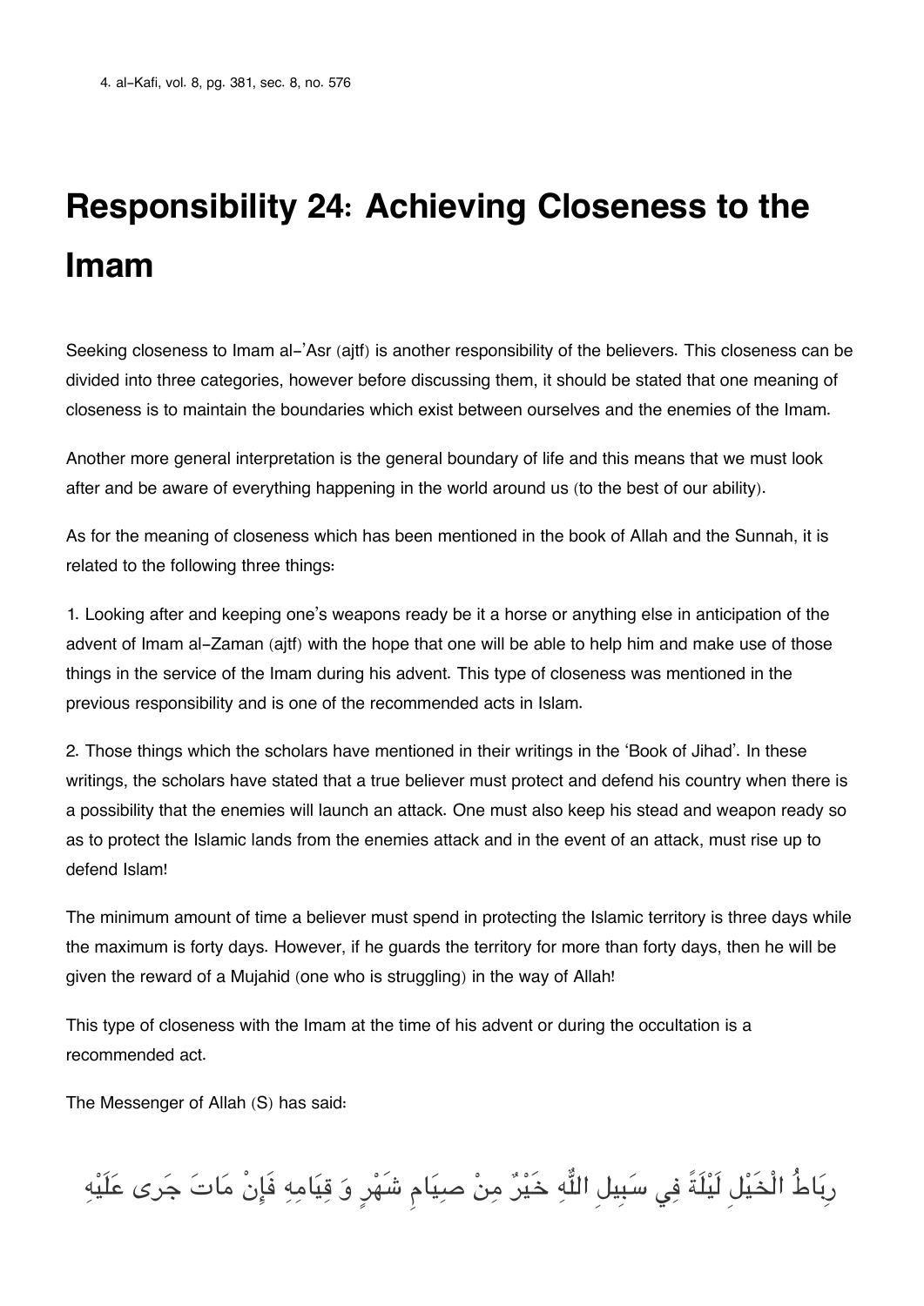4. al-Kafi, vol. 8, pg. 381, sec. 8, no. 576

# Responsibility 24: Achieving Closeness to the Imam

Seeking closeness to Imam al-'Asr (ajtf) is another responsibility of the believers. This closeness can be divided into three categories, however before discussing them, it should be stated that one meaning of closeness is to maintain the boundaries which exist between ourselves and the enemies of the Imam.

Another more general interpretation is the general boundary of life and this means that we must look after and be aware of everything happening in the world around us (to the best of our ability).

As for the meaning of closeness which has been mentioned in the book of Allah and the Sunnah, it is related to the following three things:

1. Looking after and keeping one's weapons ready be it a horse or anything else in anticipation of the advent of Imam al-Zaman (ajtf) with the hope that one will be able to help him and make use of those things in the service of the Imam during his advent. This type of closeness was mentioned in the previous responsibility and is one of the recommended acts in Islam.

2. Those things which the scholars have mentioned in their writings in the 'Book of Jihad'. In these writings, the scholars have stated that a true believer must protect and defend his country when there is a possibility that the enemies will launch an attack. One must also keep his stead and weapon ready so as to protect the Islamic lands from the enemies attack and in the event of an attack, must rise up to defend Islam!

The minimum amount of time a believer must spend in protecting the Islamic territory is three days while the maximum is forty days. However, if he guards the territory for more than forty days, then he will be given the reward of a Mujahid (one who is struggling) in the way of Allah!

This type of closeness with the Imam at the time of his advent or during the occultation is a recommended act.

The Messenger of Allah (S) has said:

رِبَاطُ الْخَيْلِ لَيْلَةً فِي سَبِيلِ اللَّهِ خَيْرٌ مِنْ صِيَامِ شَهْرٍ وَ قِيَامِهِ فَإِنْ مَاتَ جَرى عَلَيْهِ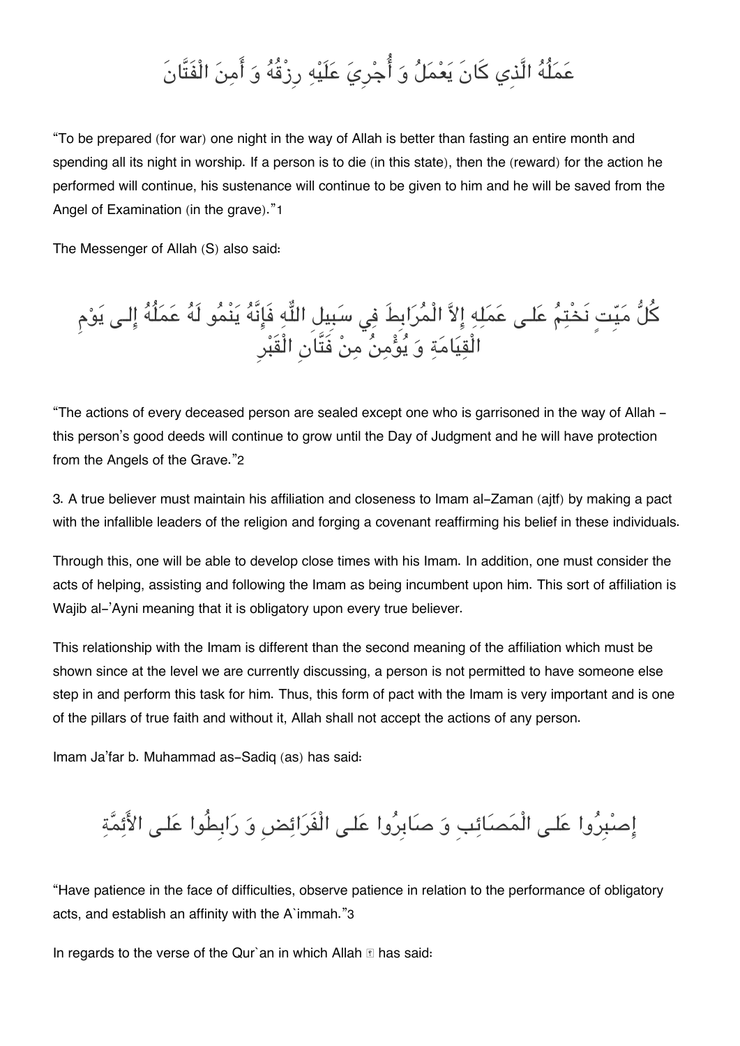عَمَلُهُ الَّذِي كَانَ يَعْمَلُ وَ أُجْرِيَ عَلَيْهِ رِزْقُهُ وَ أَمِنَ الْفَتَّانَ

"To be prepared (for war) one night in the way of Allah is better than fasting an entire month and spending all its night in worship. If a person is to die (in this state), then the (reward) for the action he performed will continue, his sustenance will continue to be given to him and he will be saved from the Angel of Examination (in the grave)."1

The Messenger of Allah (S) also said:

كُلُّ مَيِّتٍ نَخْتِمُ عَلى عَمَلِهِ إِلاَّ الْمُرَابِطَ فِي سَبِيلِ اللّٰهِ فَإِنَّهُ يَنْمُو لَهُ عَمَلُهُ إِلى يَوْمِ الْقِيَامَةِ وَ يُؤْمِنُ مِنْ فَتَّانِ الْقَبْرِ

"The actions of every deceased person are sealed except one who is garrisoned in the way of Allah – this person's good deeds will continue to grow until the Day of Judgment and he will have protection from the Angels of the Grave."2

3. A true believer must maintain his affiliation and closeness to Imam al-Zaman (ajtf) by making a pact with the infallible leaders of the religion and forging a covenant reaffirming his belief in these individuals.

Through this, one will be able to develop close times with his Imam. In addition, one must consider the acts of helping, assisting and following the Imam as being incumbent upon him. This sort of affiliation is Wajib al-'Ayni meaning that it is obligatory upon every true believer.

This relationship with the Imam is different than the second meaning of the affiliation which must be shown since at the level we are currently discussing, a person is not permitted to have someone else step in and perform this task for him. Thus, this form of pact with the Imam is very important and is one of the pillars of true faith and without it, Allah shall not accept the actions of any person.

Imam Ja'far b. Muhammad as-Sadiq (as) has said:

إِصْبِرُوا عَلى الْمَصَائِبِ وَ صَابِرُوا عَلى الْفَرَائِضِ وَ رَابِطُوا عَلى الأَئِمَّةِ

"Have patience in the face of difficulties, observe patience in relation to the performance of obligatory acts, and establish an affinity with the A`immah."3

In regards to the verse of the Qur`an in which Allah ﷻ has said: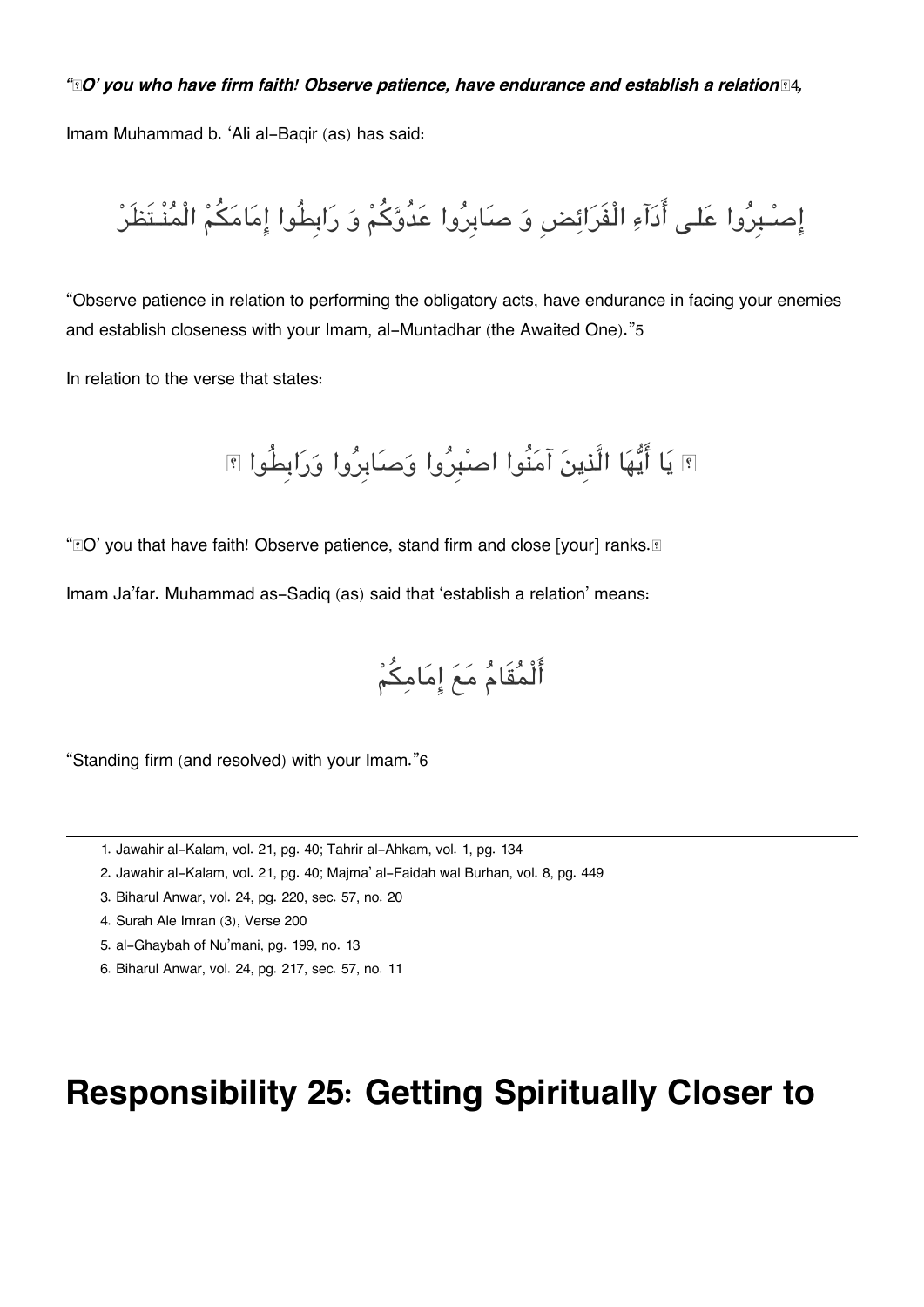*"﴾O' you who have firm faith! Observe patience, have endurance and establish a relation﴿4,*

Imam Muhammad b. 'Ali al-Baqir (as) has said:

إِصْبِرُوا عَلى أَدَآءِ الْفَرَائِضِ وَ صَابِرُوا عَدُوَّكُمْ وَ رَابِطُوا إِمَامَكُمْ الْمُنْتَظَرْ

"Observe patience in relation to performing the obligatory acts, have endurance in facing your enemies and establish closeness with your Imam, al-Muntadhar (the Awaited One)."5

In relation to the verse that states:

﴿ يَا أَيُّهَا الَّذِينَ آمَنُوا اصْبِرُوا وَصَابِرُوا وَرَابِطُوا ﴾

"﴾O' you that have faith! Observe patience, stand firm and close [your] ranks.﴿

Imam Ja'far. Muhammad as-Sadiq (as) said that 'establish a relation' means:

أَلْمُقَامُ مَعَ إِمَامِكُمْ

"Standing firm (and resolved) with your Imam."6

---

1. Jawahir al-Kalam, vol. 21, pg. 40; Tahrir al-Ahkam, vol. 1, pg. 134
2. Jawahir al-Kalam, vol. 21, pg. 40; Majma' al-Faidah wal Burhan, vol. 8, pg. 449
3. Biharul Anwar, vol. 24, pg. 220, sec. 57, no. 20
4. Surah Ale Imran (3), Verse 200
5. al-Ghaybah of Nu'mani, pg. 199, no. 13
6. Biharul Anwar, vol. 24, pg. 217, sec. 57, no. 11

# Responsibility 25: Getting Spiritually Closer to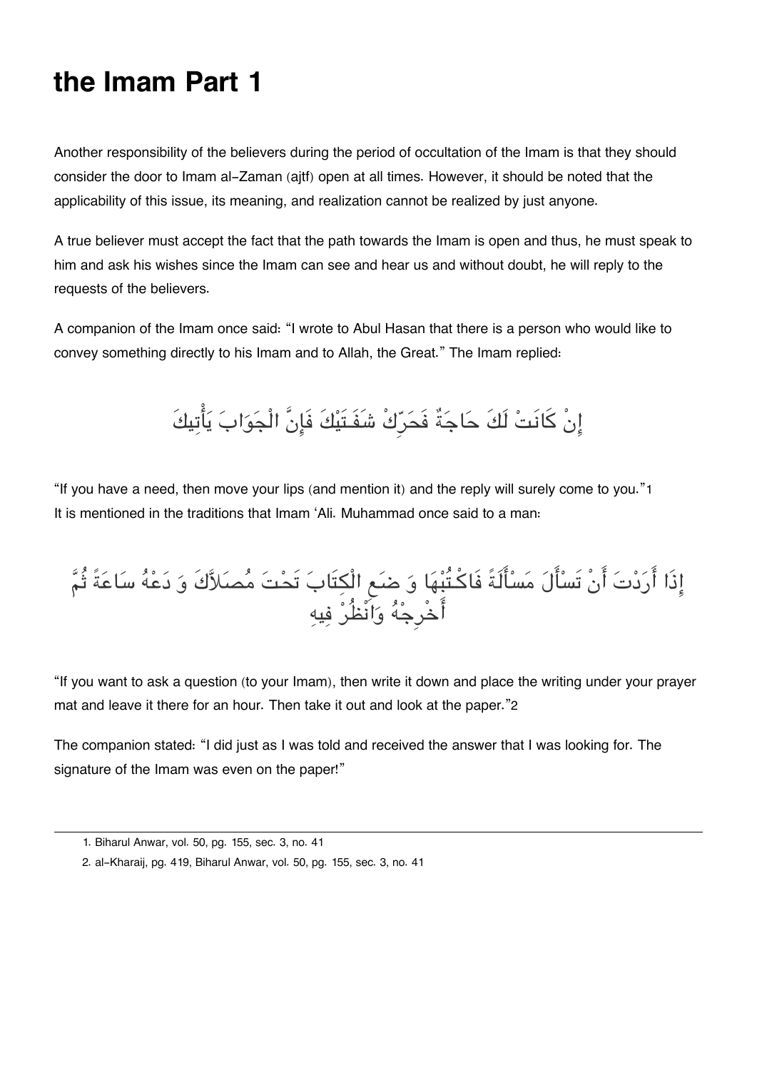# the Imam Part 1

Another responsibility of the believers during the period of occultation of the Imam is that they should consider the door to Imam al-Zaman (ajtf) open at all times. However, it should be noted that the applicability of this issue, its meaning, and realization cannot be realized by just anyone.

A true believer must accept the fact that the path towards the Imam is open and thus, he must speak to him and ask his wishes since the Imam can see and hear us and without doubt, he will reply to the requests of the believers.

A companion of the Imam once said: "I wrote to Abul Hasan that there is a person who would like to convey something directly to his Imam and to Allah, the Great." The Imam replied:

إِنْ كَانَتْ لَكَ حَاجَةٌ فَحَرِّكْ شَفَتَيْكَ فَإِنَّ الْجَوَابَ يَأْتِيكَ

"If you have a need, then move your lips (and mention it) and the reply will surely come to you."[1]
It is mentioned in the traditions that Imam 'Ali. Muhammad once said to a man:

إِذَا أَرَدْتَ أَنْ تَسْأَلَ مَسْأَلَةً فَاكْتُبْهَا وَ ضَعِ الْكِتَابَ تَحْتَ مُصَلاَّكَ وَ دَعْهُ سَاعَةً ثُمَّ أَخْرِجْهُ وَانْظُرْ فِيهِ

"If you want to ask a question (to your Imam), then write it down and place the writing under your prayer mat and leave it there for an hour. Then take it out and look at the paper."[2]

The companion stated: "I did just as I was told and received the answer that I was looking for. The signature of the Imam was even on the paper!"

---

1. Biharul Anwar, vol. 50, pg. 155, sec. 3, no. 41
2. al-Kharaij, pg. 419, Biharul Anwar, vol. 50, pg. 155, sec. 3, no. 41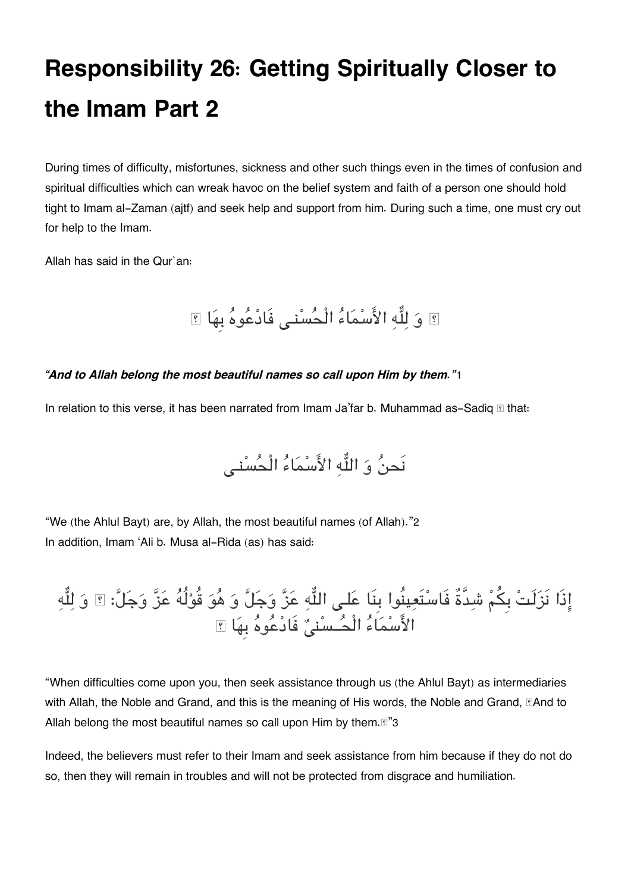# Responsibility 26: Getting Spiritually Closer to the Imam Part 2

During times of difficulty, misfortunes, sickness and other such things even in the times of confusion and spiritual difficulties which can wreak havoc on the belief system and faith of a person one should hold tight to Imam al-Zaman (ajtf) and seek help and support from him. During such a time, one must cry out for help to the Imam.

Allah has said in the Qur`an:

﴿ وَ لِلّٰهِ الأَسْمَاءُ الْحُسْنى فَادْعُوهُ بِهَا ﴾

***"And to Allah belong the most beautiful names so call upon Him by them."***[1]

In relation to this verse, it has been narrated from Imam Ja'far b. Muhammad as-Sadiq ﷺ that:

نَحنُ وَ اللّٰهِ الأَسْمَاءُ الْحُسْنى

"We (the Ahlul Bayt) are, by Allah, the most beautiful names (of Allah)."[2]
In addition, Imam 'Ali b. Musa al-Rida (as) has said:

إِذَا نَزَلَتْ بِكُمْ شِدَّةٌ فَاسْتَعِينُوا بِنَا عَلى اللّٰهِ عَزَّ وَجَلَّ وَ هُوَ قَوْلُهُ عَزَّ وَجَلَّ: ﴿ وَ لِلّٰهِ الأَسْمَاءُ الْحُسْنىٰ فَادْعُوهُ بِهَا ﴾

"When difficulties come upon you, then seek assistance through us (the Ahlul Bayt) as intermediaries with Allah, the Noble and Grand, and this is the meaning of His words, the Noble and Grand, ﴾And to Allah belong the most beautiful names so call upon Him by them.﴿"[3]

Indeed, the believers must refer to their Imam and seek assistance from him because if they do not do so, then they will remain in troubles and will not be protected from disgrace and humiliation.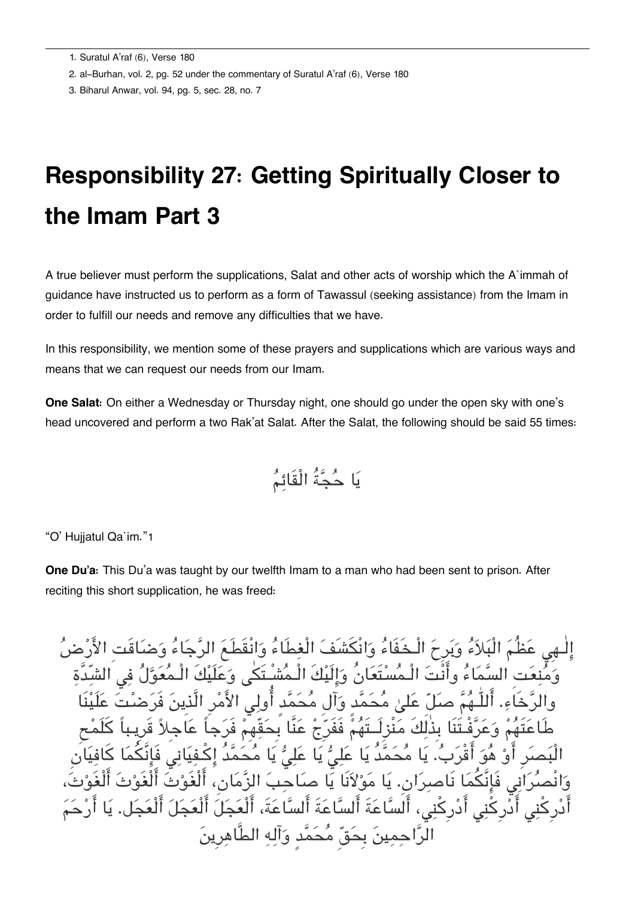1. Suratul A'raf (6), Verse 180
2. al-Burhan, vol. 2, pg. 52 under the commentary of Suratul A'raf (6), Verse 180
3. Biharul Anwar, vol. 94, pg. 5, sec. 28, no. 7

# Responsibility 27: Getting Spiritually Closer to the Imam Part 3

A true believer must perform the supplications, Salat and other acts of worship which the A`immah of guidance have instructed us to perform as a form of Tawassul (seeking assistance) from the Imam in order to fulfill our needs and remove any difficulties that we have.

In this responsibility, we mention some of these prayers and supplications which are various ways and means that we can request our needs from our Imam.

**One Salat:** On either a Wednesday or Thursday night, one should go under the open sky with one's head uncovered and perform a two Rak'at Salat. After the Salat, the following should be said 55 times:

يَا حُجَّةُ الْقَائِمُ

"O' Hujjatul Qa`im."1

**One Du'a:** This Du'a was taught by our twelfth Imam to a man who had been sent to prison. After reciting this short supplication, he was freed:

إِلٰهِي عَظُمَ الْبَلاَءُ وَبَرِحَ الْخَفَاءُ وَانْكَشَفَ الْغِطَاءُ وَانْقَطَعَ الرَّجَاءُ وَضَاقَتِ الأَرْضُ وَمُنِعَتِ السَّمَاءُ وَأَنْتَ الْمُسْتَعَانُ وَإِلَيْكَ الْمُشْتَكَى وَعَلَيْكَ الْمُعَوَّلُ فِي الشِّدَّةِ وَالرَّخَاءِ. أَللّٰهُمَّ صَلِّ عَلىٰ مُحَمَّدٍ وَآلِ مُحَمَّدٍ أُولِي الأَمْرِ الَّذِينَ فَرَضْتَ عَلَيْنَا طَاعَتَهُمْ وَعَرَّفْتَنَا بِذٰلِكَ مَنْزِلَتَهُمْ فَفَرِّجْ عَنَّا بِحَقِّهِمْ فَرَجاً عَاجِلاً قَرِيباً كَلَمْحِ الْبَصَرِ أَوْ هُوَ أَقْرَبُ. يَا مُحَمَّدُ يَا عَلِيُّ يَا عَلِيُّ يَا مُحَمَّدُ إِكْفِيَانِي فَإِنَّكُمَا كَافِيَانِ وَانْصُرَانِي فَإِنَّكُمَا نَاصِرَانِ. يَا مَوْلاَنَا يَا صَاحِبَ الزَّمَانِ، أَلْغَوْثَ أَلْغَوْثَ أَلْغَوْثَ، أَدْرِكْنِي أَدْرِكْنِي أَدْرِكْنِي، أَلسَّاعَةَ أَلسَّاعَةَ أَلسَّاعَةَ، أَلْعَجَلَ أَلْعَجَلَ أَلْعَجَلَ. يَا أَرْحَمَ الرَّاحِمِينَ بِحَقِّ مُحَمَّدٍ وَآلِهِ الطَّاهِرِينَ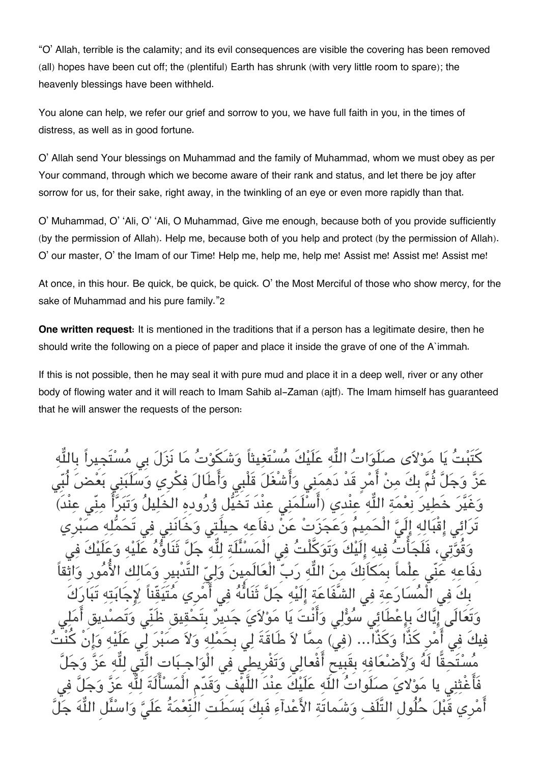“O’ Allah, terrible is the calamity; and its evil consequences are visible the covering has been removed (all) hopes have been cut off; the (plentiful) Earth has shrunk (with very little room to spare); the heavenly blessings have been withheld.

You alone can help, we refer our grief and sorrow to you, we have full faith in you, in the times of distress, as well as in good fortune.

O’ Allah send Your blessings on Muhammad and the family of Muhammad, whom we must obey as per Your command, through which we become aware of their rank and status, and let there be joy after sorrow for us, for their sake, right away, in the twinkling of an eye or even more rapidly than that.

O’ Muhammad, O’ ‘Ali, O’ ‘Ali, O Muhammad, Give me enough, because both of you provide sufficiently (by the permission of Allah). Help me, because both of you help and protect (by the permission of Allah). O’ our master, O’ the Imam of our Time! Help me, help me, help me! Assist me! Assist me! Assist me!

At once, in this hour. Be quick, be quick, be quick. O’ the Most Merciful of those who show mercy, for the sake of Muhammad and his pure family.”2

**One written request:** It is mentioned in the traditions that if a person has a legitimate desire, then he should write the following on a piece of paper and place it inside the grave of one of the A`immah.

If this is not possible, then he may seal it with pure mud and place it in a deep well, river or any other body of flowing water and it will reach to Imam Sahib al-Zaman (ajtf). The Imam himself has guaranteed that he will answer the requests of the person:

كَتَبْتُ يَا مَوْلاَى صَلَوَاتُ اللّٰهِ عَلَيْكَ مُسْتَغِيثاً وَشَكَوْتُ مَا نَزَلَ بِي مُسْتَجِيراً بِاللّٰهِ عَزَّ وَجَلَّ ثُمَّ بِكَ مِنْ أَمْرٍ قَدْ دَهِمَنِي وَأَشْغَلَ قَلْبِي وَأَطَالَ فِكْرِي وَسَلَبَنِي بَعْضَ لُبِّي وَغَيَّرَ خَطِيرَ نِعْمَةِ اللّٰهِ عِنْدِي (أَسْلَمَنِي عِنْدَ تَخَيُّلِ وُرُودِهِ الْخَلِيلُ وَتَبَرَّأَ مِنِّي عِنْدَ) تَرَائِي إِقْبَالِهِ إِلَيَّ الْحَمِيمُ وَعَجَزَتْ عَنْ دِفَاعِهِ حِيلَتِي وَخَانَنِي فِي تَحَمُّلِهِ صَبْرِي وَقُوَّتِي، فَلَجَأْتُ فِيهِ إِلَيْكَ وَتَوَكَّلْتُ فِي الْمَسْئَلَةِ لِلّٰهِ جَلَّ ثَنَاؤُهُ عَلَيْهِ وَعَلَيْكَ فِي دِفَاعِهِ عَنِّي عِلْماً بِمَكَانِكَ مِنَ اللّٰهِ رَبِّ الْعَالَمِينَ وَلِيِّ التَّدْبِيرِ وَمَالِكِ الأُمُورِ وَاثِقاً بِكَ فِي الْمُسَارَعَةِ فِي الشَّفَاعَةِ إِلَيْهِ جَلَّ ثَنَاؤُهُ فِي أَمْرِي مُتَيَقِّناً لإِجَابَتِهِ تَبَارَكَ وَتَعَالَى إِيَّاكَ بِإِعْطَائِي سُؤْلِي وَأَنْتَ يَا مَوْلاَيَ جَدِيرٌ بِتَحْقِيقِ ظَنِّي وَتَصْدِيقِ أَمَلِي فِيكَ فِي أَمْرِ كَذَا وَكَذَا... (فِي) مِمَّا لاَ طَاقَةَ لِي بِحَمْلِهِ وَلاَ صَبْرَ لِي عَلَيْهِ وَإِنْ كُنْتُ مُسْتَحِقًّا لَهُ وَلأَضْعَافِهِ بِقَبِيحِ أَفْعَالِي وَتَفْرِيطِي فِي الْوَاجِبَاتِ الَّتِي لِلّٰهِ عَزَّ وَجَلَّ فَأَغِثْنِي يا مَوْلاَيَ صَلَوَاتُ اللّٰهِ عَلَيْكَ عِنْدَ اللَّهْفِ وَقَدِّمِ الْمَسْأَلَةَ لِلّٰهِ عَزَّ وَجَلَّ فِي أَمْرِي قَبْلَ حُلُولِ التَّلَفِ وَشَمَاتَةِ الأَعْدَاءِ فَبِكَ بَسَطَتِ النِّعْمَةُ عَلَيَّ وَاسْئَلِ اللّٰهَ جَلَّ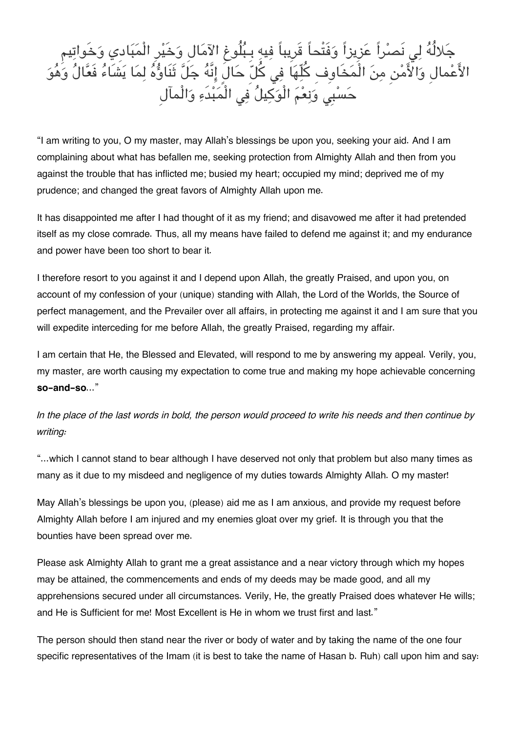جَلالُهُ لِي نَصْراً عَزِيزاً وَفَتْحاً قَرِيباً فِيهِ بِبُلُوغِ الآمَالِ وَخَيْرِ الْمَبَادِي وَخَوَاتِيمِ الأَعْمالِ وَالأَمْنِ مِنَ الْمَخَاوِفِ كُلِّهَا فِي كُلِّ حَالٍ إِنَّهُ جَلَّ ثَنَاؤُهُ لِمَا يَشَاءُ فَعَّالٌ وَهُوَ حَسْبِي وَنِعْمَ الْوَكِيلُ فِي الْمَبْدَءِ وَالْمآلِ

"I am writing to you, O my master, may Allah's blessings be upon you, seeking your aid. And I am complaining about what has befallen me, seeking protection from Almighty Allah and then from you against the trouble that has inflicted me; busied my heart; occupied my mind; deprived me of my prudence; and changed the great favors of Almighty Allah upon me.

It has disappointed me after I had thought of it as my friend; and disavowed me after it had pretended itself as my close comrade. Thus, all my means have failed to defend me against it; and my endurance and power have been too short to bear it.

I therefore resort to you against it and I depend upon Allah, the greatly Praised, and upon you, on account of my confession of your (unique) standing with Allah, the Lord of the Worlds, the Source of perfect management, and the Prevailer over all affairs, in protecting me against it and I am sure that you will expedite interceding for me before Allah, the greatly Praised, regarding my affair.

I am certain that He, the Blessed and Elevated, will respond to me by answering my appeal. Verily, you, my master, are worth causing my expectation to come true and making my hope achievable concerning **so-and-so**..."

*In the place of the last words in bold, the person would proceed to write his needs and then continue by writing:*

"...which I cannot stand to bear although I have deserved not only that problem but also many times as many as it due to my misdeed and negligence of my duties towards Almighty Allah. O my master!

May Allah's blessings be upon you, (please) aid me as I am anxious, and provide my request before Almighty Allah before I am injured and my enemies gloat over my grief. It is through you that the bounties have been spread over me.

Please ask Almighty Allah to grant me a great assistance and a near victory through which my hopes may be attained, the commencements and ends of my deeds may be made good, and all my apprehensions secured under all circumstances. Verily, He, the greatly Praised does whatever He wills; and He is Sufficient for me! Most Excellent is He in whom we trust first and last."

The person should then stand near the river or body of water and by taking the name of the one four specific representatives of the Imam (it is best to take the name of Hasan b. Ruh) call upon him and say: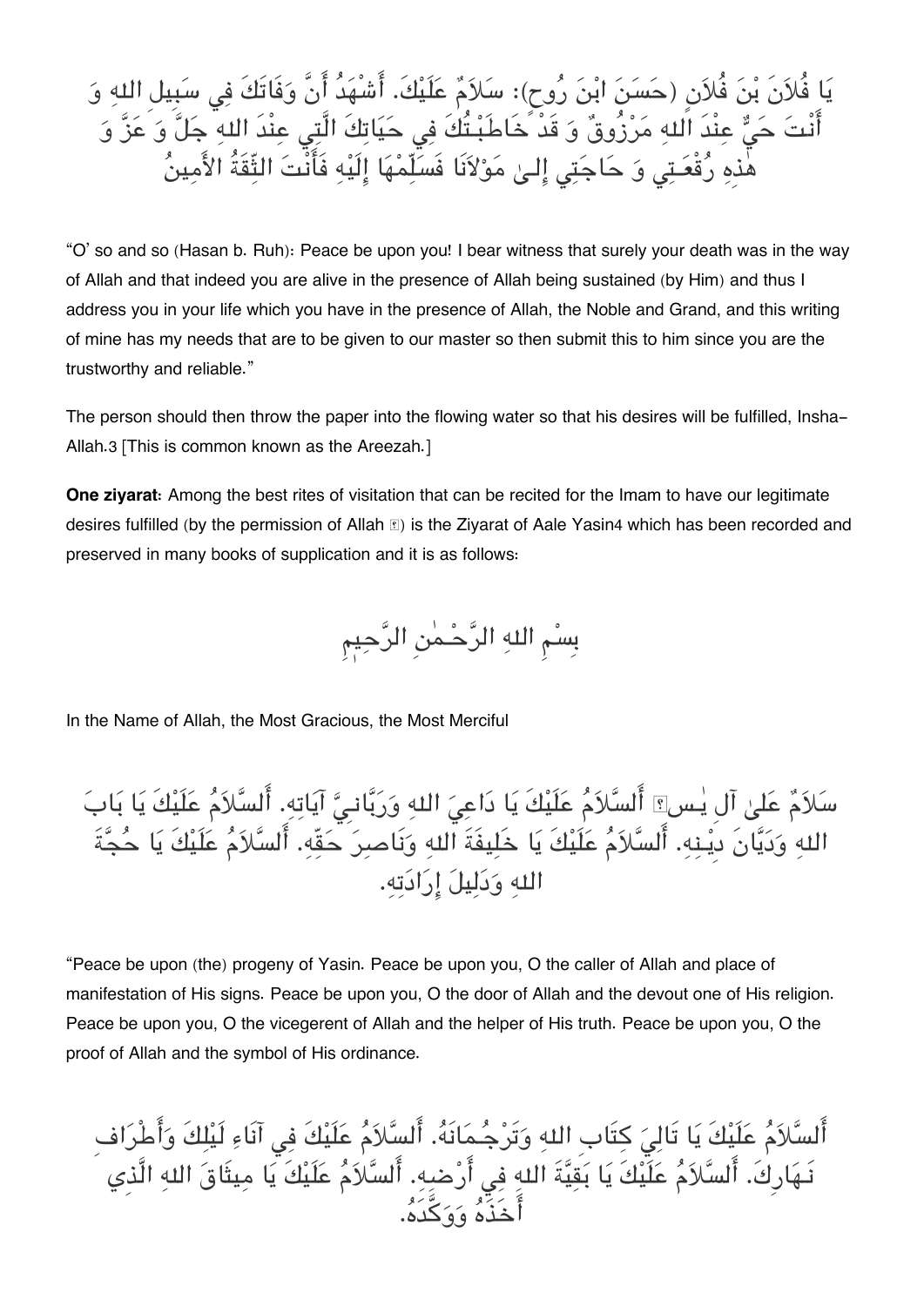يَا فُلاَنَ بْنَ فُلاَنٍ (حَسَنَ ابْنَ رُوحٍ): سَلاَمٌ عَلَيْكَ. أَشْهَدُ أَنَّ وَفَاتَكَ فِي سَبِيلِ اللهِ وَ أَنْتَ حَيٌّ عِنْدَ اللهِ مَرْزُوقٌ وَ قَدْ خَاطَبْتُكَ فِي حَيَاتِكَ الَّتِي عِنْدَ اللهِ جَلَّ وَ عَزَّ وَ هٰذِهِ رُقْعَتِي وَ حَاجَتِي إِلىٰ مَوْلاَنَا فَسَلِّمْهَا إِلَيْهِ فَأَنْتَ الثِّقَةُ الأَمِينُ

"O' so and so (Hasan b. Ruh): Peace be upon you! I bear witness that surely your death was in the way of Allah and that indeed you are alive in the presence of Allah being sustained (by Him) and thus I address you in your life which you have in the presence of Allah, the Noble and Grand, and this writing of mine has my needs that are to be given to our master so then submit this to him since you are the trustworthy and reliable."

The person should then throw the paper into the flowing water so that his desires will be fulfilled, Insha-Allah.3 [This is common known as the Areezah.]

**One ziyarat:** Among the best rites of visitation that can be recited for the Imam to have our legitimate desires fulfilled (by the permission of Allah ﷻ) is the Ziyarat of Aale Yasin4 which has been recorded and preserved in many books of supplication and it is as follows:

بِسْمِ اللهِ الرَّحْمٰنِ الرَّحِيمِ

In the Name of Allah, the Most Gracious, the Most Merciful

سَلاَمٌ عَلىٰ آلِ يٰس۝ أَلسَّلاَمُ عَلَيْكَ يَا دَاعِيَ اللهِ وَرَبَّانِيَّ آيَاتِهِ. أَلسَّلاَمُ عَلَيْكَ يَا بَابَ اللهِ وَدَيَّانَ دِيْنِهِ. أَلسَّلاَمُ عَلَيْكَ يَا خَلِيفَةَ اللهِ وَنَاصِرَ حَقِّهِ. أَلسَّلاَمُ عَلَيْكَ يَا حُجَّةَ اللهِ وَدَلِيلَ إِرَادَتِهِ.

"Peace be upon (the) progeny of Yasin. Peace be upon you, O the caller of Allah and place of manifestation of His signs. Peace be upon you, O the door of Allah and the devout one of His religion. Peace be upon you, O the vicegerent of Allah and the helper of His truth. Peace be upon you, O the proof of Allah and the symbol of His ordinance.

أَلسَّلاَمُ عَلَيْكَ يَا تَالِيَ كِتَابِ اللهِ وَتَرْجُمَانَهُ. أَلسَّلاَمُ عَلَيْكَ فِي آنَاءِ لَيْلِكَ وَأَطْرَافِ نَهَارِكَ. أَلسَّلاَمُ عَلَيْكَ يَا بَقِيَّةَ اللهِ فِي أَرْضِهِ. أَلسَّلاَمُ عَلَيْكَ يَا مِيثَاقَ اللهِ الَّذِي أَخَذَهُ وَوَكَّدَهُ.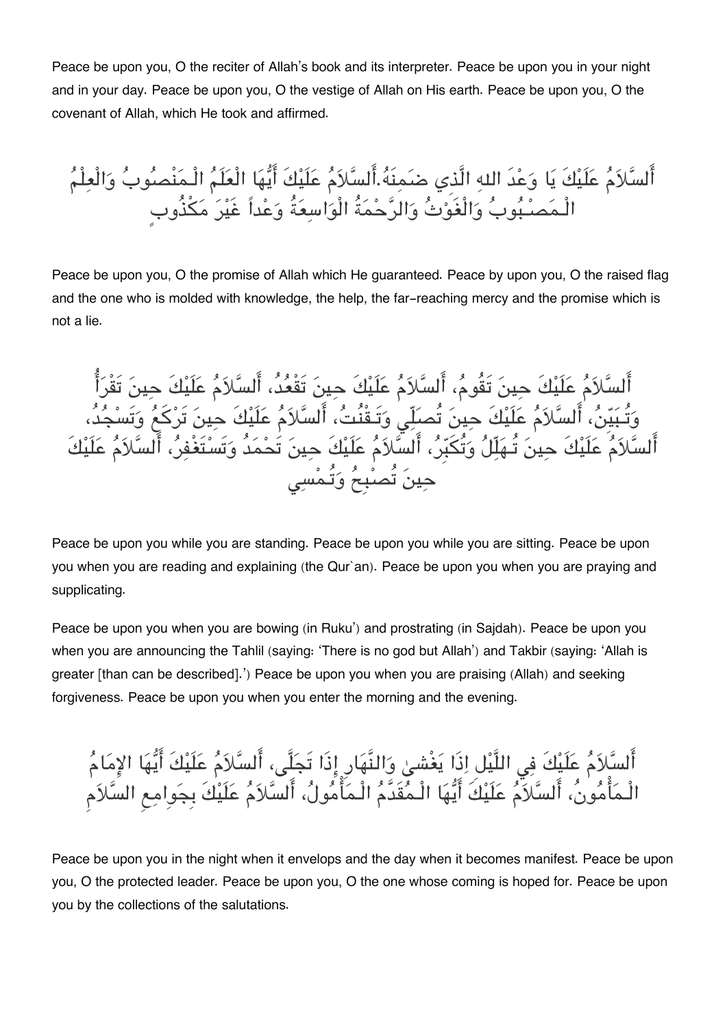Peace be upon you, O the reciter of Allah's book and its interpreter. Peace be upon you in your night and in your day. Peace be upon you, O the vestige of Allah on His earth. Peace be upon you, O the covenant of Allah, which He took and affirmed.

أَلسَّلاَمُ عَلَيْكَ يَا وَعْدَ اللهِ الَّذِي ضَمِنَهُ.أَلسَّلاَمُ عَلَيْكَ أَيُّهَا الْعَلَمُ الْـمَنْصُوبُ وَالْعِلْمُ الْـمَصْبُوبُ وَالْغَوْثُ وَالرَّحْمَةُ الْوَاسِعَةُ وَعْداً غَيْرَ مَكْذُوبٍ

Peace be upon you, O the promise of Allah which He guaranteed. Peace by upon you, O the raised flag and the one who is molded with knowledge, the help, the far-reaching mercy and the promise which is not a lie.

أَلسَّلاَمُ عَلَيْكَ حِينَ تَقُومُ، أَلسَّلاَمُ عَلَيْكَ حِينَ تَقْعُدُ، أَلسَّلاَمُ عَلَيْكَ حِينَ تَقْرَأُ وَتُـبَيِّنُ، أَلسَّلاَمُ عَلَيْكَ حِينَ تُصَلِّي وَتَـقْنُتُ، أَلسَّلاَمُ عَلَيْكَ حِينَ تَرْكَعُ وَتَسْجُدُ، أَلسَّلاَمُ عَلَيْكَ حِينَ تُـهَلِّلُ وَتُكَبِّرُ، أَلسَّلاَمُ عَلَيْكَ حِينَ تَحْمَدُ وَتَسْتَغْفِرُ، أَلسَّلاَمُ عَلَيْكَ حِينَ تُصْبِحُ وَتُـمْسِي

Peace be upon you while you are standing. Peace be upon you while you are sitting. Peace be upon you when you are reading and explaining (the Qur`an). Peace be upon you when you are praying and supplicating.

Peace be upon you when you are bowing (in Ruku') and prostrating (in Sajdah). Peace be upon you when you are announcing the Tahlil (saying: 'There is no god but Allah') and Takbir (saying: 'Allah is greater [than can be described].') Peace be upon you when you are praising (Allah) and seeking forgiveness. Peace be upon you when you enter the morning and the evening.

أَلسَّلاَمُ عَلَيْكَ فِي اللَّيْلِ إِذَا يَغْشىٰ وَالنَّهَارِ إِذَا تَجَلَّى، أَلسَّلاَمُ عَلَيْكَ أَيُّهَا الإِمَامُ الْـمَأْمُونُ، أَلسَّلاَمُ عَلَيْكَ أَيُّهَا الْـمُقَدَّمُ الْـمَأْمُولُ، أَلسَّلاَمُ عَلَيْكَ بِجَوامِعِ السَّلاَمِ

Peace be upon you in the night when it envelops and the day when it becomes manifest. Peace be upon you, O the protected leader. Peace be upon you, O the one whose coming is hoped for. Peace be upon you by the collections of the salutations.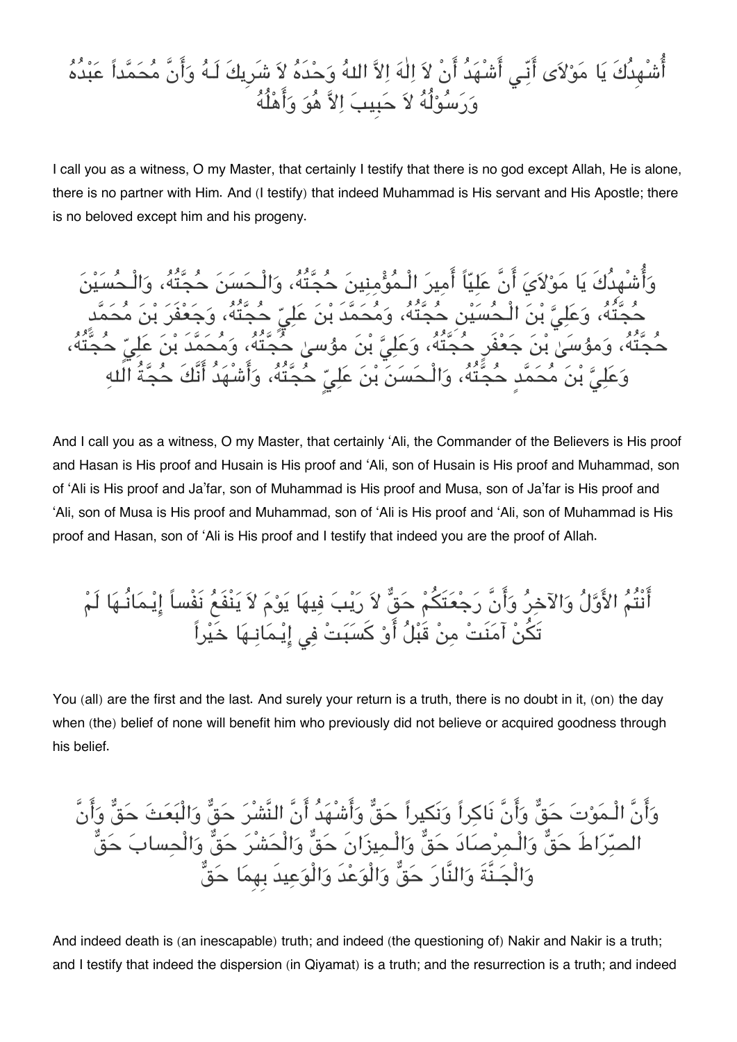أُشْهِدُكَ يَا مَوْلاَى أَنِّي أَشْهَدُ أَنْ لاَ اِلٰهَ اِلاَّ اللهُ وَحْدَهُ لاَ شَرِيكَ لَـهُ وَأَنَّ مُحَمَّداً عَبْدُهُ وَرَسُوْلُهُ لاَ حَبِيبَ اِلاَّ هُوَ وَأَهْلُهُ

I call you as a witness, O my Master, that certainly I testify that there is no god except Allah, He is alone, there is no partner with Him. And (I testify) that indeed Muhammad is His servant and His Apostle; there is no beloved except him and his progeny.

وَأُشْهِدُكَ يَا مَوْلاَيَ أَنَّ عَلِيّاً أَمِيرَ الْمُؤْمِنِينَ حُجَّتُهُ، وَالْحَسَنَ حُجَّتُهُ، وَالْحُسَيْنَ حُجَّتُهُ، وَعَلِيَّ بْنَ الْحُسَيْنِ حُجَّتُهُ، وَمُحَمَّدَ بْنَ عَلِيٍّ حُجَّتُهُ، وَجَعْفَرَ بْنَ مُحَمَّد حُجَّتُهُ، وَمُوسَىٰ بْنَ جَعْفَرٍ حُجَّتُهُ، وَعَلِيَّ بْنَ مُوسىٰ حُجَّتُهُ، وَمُحَمَّدَ بْنَ عَلِيٍّ حُجَّتُهُ، وَعَلِيَّ بْنَ مُحَمَّدٍ حُجَّتُهُ، وَالْحَسَنَ بْنَ عَلِيٍّ حُجَّتُهُ، وَأَشْهَدُ أَنَّكَ حُجَّةُ اللهِ

And I call you as a witness, O my Master, that certainly ‘Ali, the Commander of the Believers is His proof and Hasan is His proof and Husain is His proof and ‘Ali, son of Husain is His proof and Muhammad, son of ‘Ali is His proof and Ja’far, son of Muhammad is His proof and Musa, son of Ja’far is His proof and ‘Ali, son of Musa is His proof and Muhammad, son of ‘Ali is His proof and ‘Ali, son of Muhammad is His proof and Hasan, son of ‘Ali is His proof and I testify that indeed you are the proof of Allah.

أَنْتُمُ الأَوَّلُ وَالآخِرُ وَأَنَّ رَجْعَتَكُمْ حَقٌّ لاَ رَيْبَ فِيهَا يَوْمَ لاَ يَنْفَعُ نَفْساً إِيْمَانُـهَا لَمْ تَكُنْ آمَنَتْ مِنْ قَبْلُ أَوْ كَسَبَتْ فِي إِيْمَانِـهَا خَيْراً

You (all) are the first and the last. And surely your return is a truth, there is no doubt in it, (on) the day when (the) belief of none will benefit him who previously did not believe or acquired goodness through his belief.

وَأَنَّ الْـمَوْتَ حَقٌّ وَأَنَّ نَاكِراً وَنَكِيراً حَقٌّ وَأَشْهَدُ أَنَّ النَّشْرَ حَقٌّ وَالْبَعثَ حَقٌّ وَأَنَّ الصِّرَاطَ حَقٌّ وَالْـمِرْصَادَ حَقٌّ وَالْـمِيزَانَ حَقٌّ وَالْحَشْرَ حَقٌّ وَالْحِساب حَقٌّ وَالْجَـنَّةَ وَالنَّارَ حَقٌّ وَالْوَعْدَ وَالْوَعِيدَ بِهِمَا حَقٌّ

And indeed death is (an inescapable) truth; and indeed (the questioning of) Nakir and Nakir is a truth; and I testify that indeed the dispersion (in Qiyamat) is a truth; and the resurrection is a truth; and indeed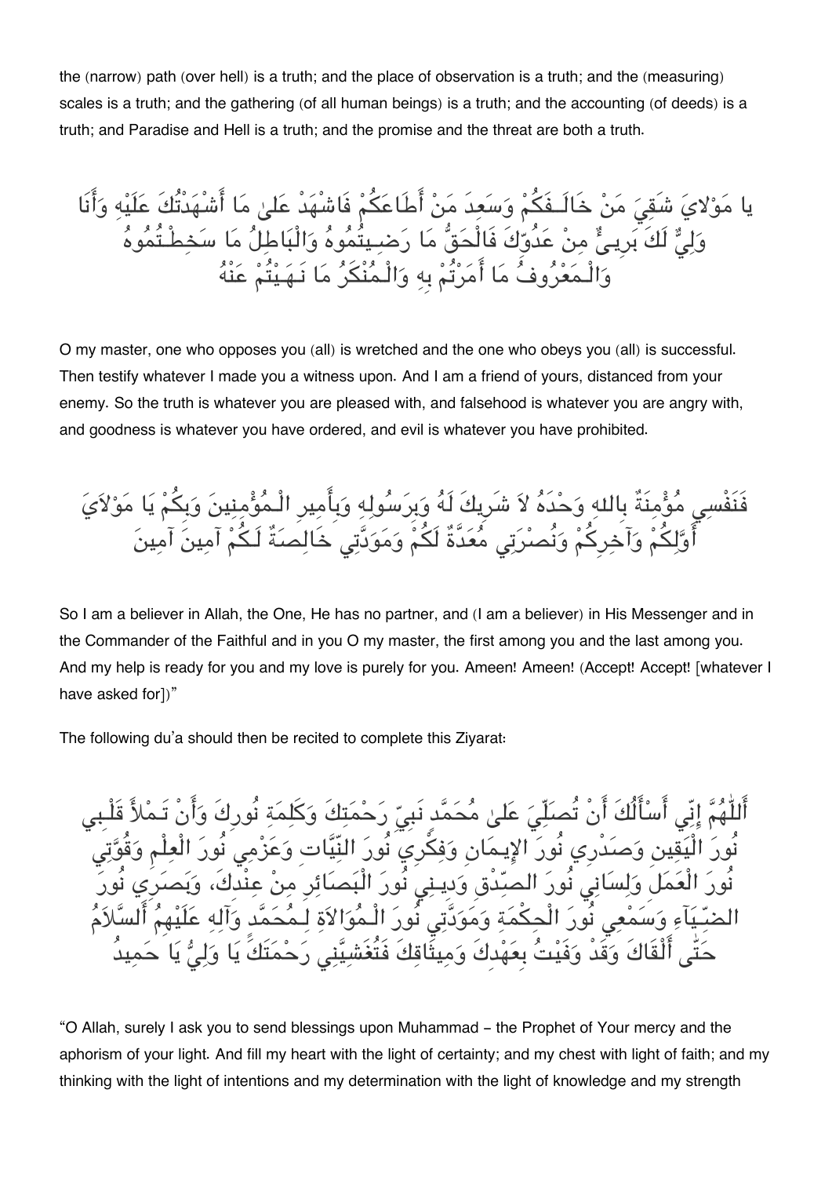the (narrow) path (over hell) is a truth; and the place of observation is a truth; and the (measuring) scales is a truth; and the gathering (of all human beings) is a truth; and the accounting (of deeds) is a truth; and Paradise and Hell is a truth; and the promise and the threat are both a truth.

يا مَوْلايَ شَقِيَ مَنْ خَالَـفَكُمْ وَسَعِدَ مَنْ أَطَاعَكُمْ فَاشْهَدْ عَلىٰ مَا أَشْهَدْتُكَ عَلَيْهِ وَأَنَا وَلِيٌّ لَكَ بَرِيءٌ مِنْ عَدُوِّكَ فَالْحَقُّ مَا رَضِيتُمُوهُ وَالْبَاطِلُ مَا سَخِطْتُمُوهُ وَالْمَعْرُوفُ مَا أَمَرْتُمْ بِهِ وَالْمُنْكَرُ مَا نَهَيْتُمْ عَنْهُ

O my master, one who opposes you (all) is wretched and the one who obeys you (all) is successful. Then testify whatever I made you a witness upon. And I am a friend of yours, distanced from your enemy. So the truth is whatever you are pleased with, and falsehood is whatever you are angry with, and goodness is whatever you have ordered, and evil is whatever you have prohibited.

فَنَفْسِي مُؤْمِنَةٌ بِاللهِ وَحْدَهُ لاَ شَرِيكَ لَهُ وَبِرَسُولِهِ وَبِأَمِيرِ الْمُؤْمِنِينَ وَبِكُمْ يَا مَوْلاَيَ أَوَّلِكُمْ وَآخِرِكُمْ وَنُصْرَتِي مُعَدَّةٌ لَكُمْ وَمَوَدَّتِي خَالِصَةٌ لَكُمْ آمِينَ آمِينَ

So I am a believer in Allah, the One, He has no partner, and (I am a believer) in His Messenger and in the Commander of the Faithful and in you O my master, the first among you and the last among you. And my help is ready for you and my love is purely for you. Ameen! Ameen! (Accept! Accept! [whatever I have asked for])"

The following du'a should then be recited to complete this Ziyarat:

أَللّٰهُمَّ إِنّي أَسْأَلُكَ أَنْ تُصَلِّيَ عَلىٰ مُحَمَّد نَبِيِّ رَحْمَتِكَ وَكَلِمَةِ نُورِكَ وَأَنْ تَمْلأَ قَلْبِي نُورَ الْيَقِينِ وَصَدْرِي نُورَ الإِيمَانِ وَفِكْرِي نُورَ النِّيَّاتِ وَعَزْمِي نُورَ الْعِلْمِ وَقُوَّتِي نُورَ الْعَمَلِ وَلِسَانِي نُورَ الصِّدْقِ وَدِينِي نُورَ الْبَصَائِرِ مِنْ عِنْدِكَ، وَبَصَرِي نُورَ الضِّيَاءِ وَسَمْعِي نُورَ الْحِكْمَةِ وَمَوَدَّتِي نُورَ الْمُوَالاَةِ لِمُحَمَّد وَآلِهِ عَلَيْهِمُ أَلسَّلاَمُ حَتّٰى أَلْقَاكَ وَقَدْ وَفَيْتُ بِعَهْدِكَ وَمِيثَاقِكَ فَتُغَشِّيَنِي رَحْمَتَكَ يَا وَلِيُّ يَا حَمِيدُ

"O Allah, surely I ask you to send blessings upon Muhammad – the Prophet of Your mercy and the aphorism of your light. And fill my heart with the light of certainty; and my chest with light of faith; and my thinking with the light of intentions and my determination with the light of knowledge and my strength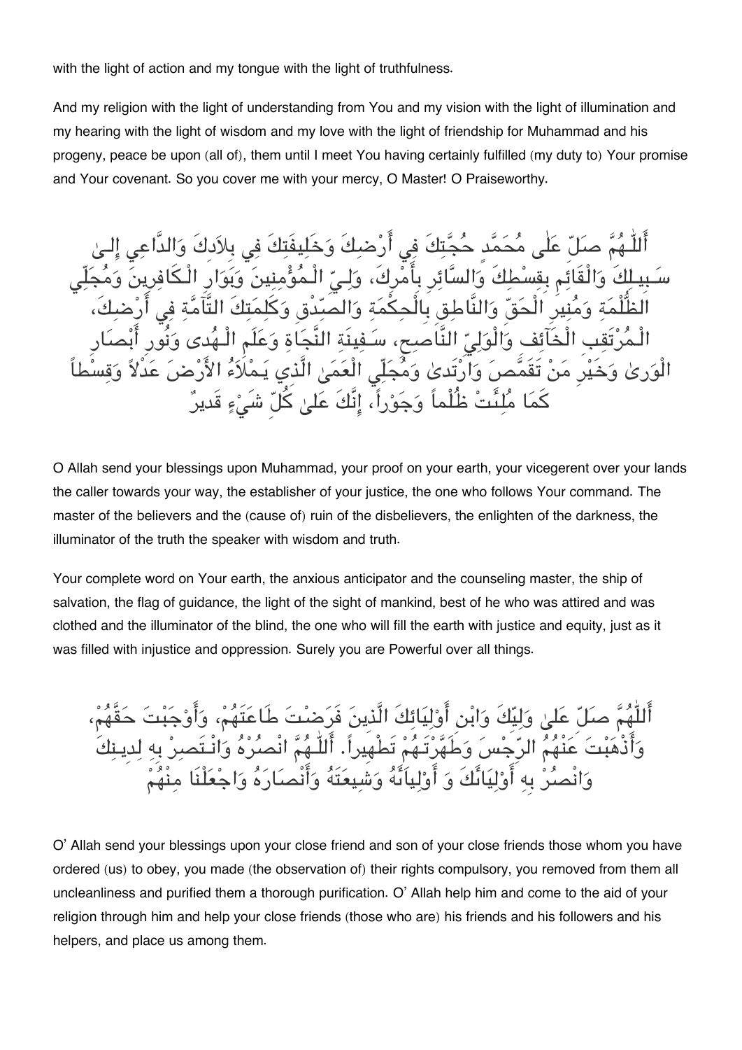with the light of action and my tongue with the light of truthfulness.

And my religion with the light of understanding from You and my vision with the light of illumination and my hearing with the light of wisdom and my love with the light of friendship for Muhammad and his progeny, peace be upon (all of), them until I meet You having certainly fulfilled (my duty to) Your promise and Your covenant. So you cover me with your mercy, O Master! O Praiseworthy.

أَللّٰهُمَّ صَلِّ عَلٰى مُحَمَّد حُجَّتِكَ فِي أَرْضِكَ وَخَلِيفَتِكَ فِي بِلاَدِكَ وَالدَّاعِي إِلىٰ سَبِيلِكَ وَالْقَائِمِ بِقِسْطِكَ وَالسَّائِرِ بِأَمْرِكَ، وَلِيِّ الْمُؤْمِنِينَ وَبَوَارِ الْكَافِرِينَ وَمُجَلِّي الظُّلْمَةِ وَمُنِيرِ الْحَقِّ وَالنَّاطِقِ بِالْحِكْمَةِ وَالصِّدْقِ وَكَلِمَتِكَ التَّآمَّةِ فِي أَرْضِكَ، الْمُرْتَقِبِ الْخَآئِفِ وَالْوَلِيِّ النَّاصِحِ، سَفِينَةِ النَّجَاةِ وَعَلَمِ الْهُدى وَنُورِ أَبْصَارِ الْوَرىٰ وَخَيْرِ مَنْ تَقَمَّصَ وَارْتَدىٰ وَمُجَلِّي الْعَمَىٰ الَّذي يَمْلَأُ الأَرْضَ عَدْلاً وَقِسْطاً كَمَا مُلِئَتْ ظُلْماً وَجَوْراً، إِنَّكَ عَلىٰ كُلِّ شَيْءٍ قَديرٌ

O Allah send your blessings upon Muhammad, your proof on your earth, your vicegerent over your lands the caller towards your way, the establisher of your justice, the one who follows Your command. The master of the believers and the (cause of) ruin of the disbelievers, the enlighten of the darkness, the illuminator of the truth the speaker with wisdom and truth.

Your complete word on Your earth, the anxious anticipator and the counseling master, the ship of salvation, the flag of guidance, the light of the sight of mankind, best of he who was attired and was clothed and the illuminator of the blind, the one who will fill the earth with justice and equity, just as it was filled with injustice and oppression. Surely you are Powerful over all things.

أَللّٰهُمَّ صَلِّ عَلىٰ وَلِيِّكَ وَابْنِ أَوْلِيَائِكَ الَّذينَ فَرَضْتَ طَاعَتَهُمْ، وَأَوْجَبْتَ حَقَّهُمْ، وَأَذْهَبْتَ عَنْهُمُ الرِّجْسَ وَطَهَّرْتَهُمْ تَطْهيراً. أَللّٰهُمَّ انْصُرْهُ وَانْتَصِرْ بِهِ لِدِينِكَ وَانْصُرْ بِهِ أَوْلِيَائَكَ وَ أَوْلِيَائَهُ وَشِيعَتَهُ وَأَنْصَارَهُ وَاجْعَلْنَا مِنْهُمْ

O' Allah send your blessings upon your close friend and son of your close friends those whom you have ordered (us) to obey, you made (the observation of) their rights compulsory, you removed from them all uncleanliness and purified them a thorough purification. O' Allah help him and come to the aid of your religion through him and help your close friends (those who are) his friends and his followers and his helpers, and place us among them.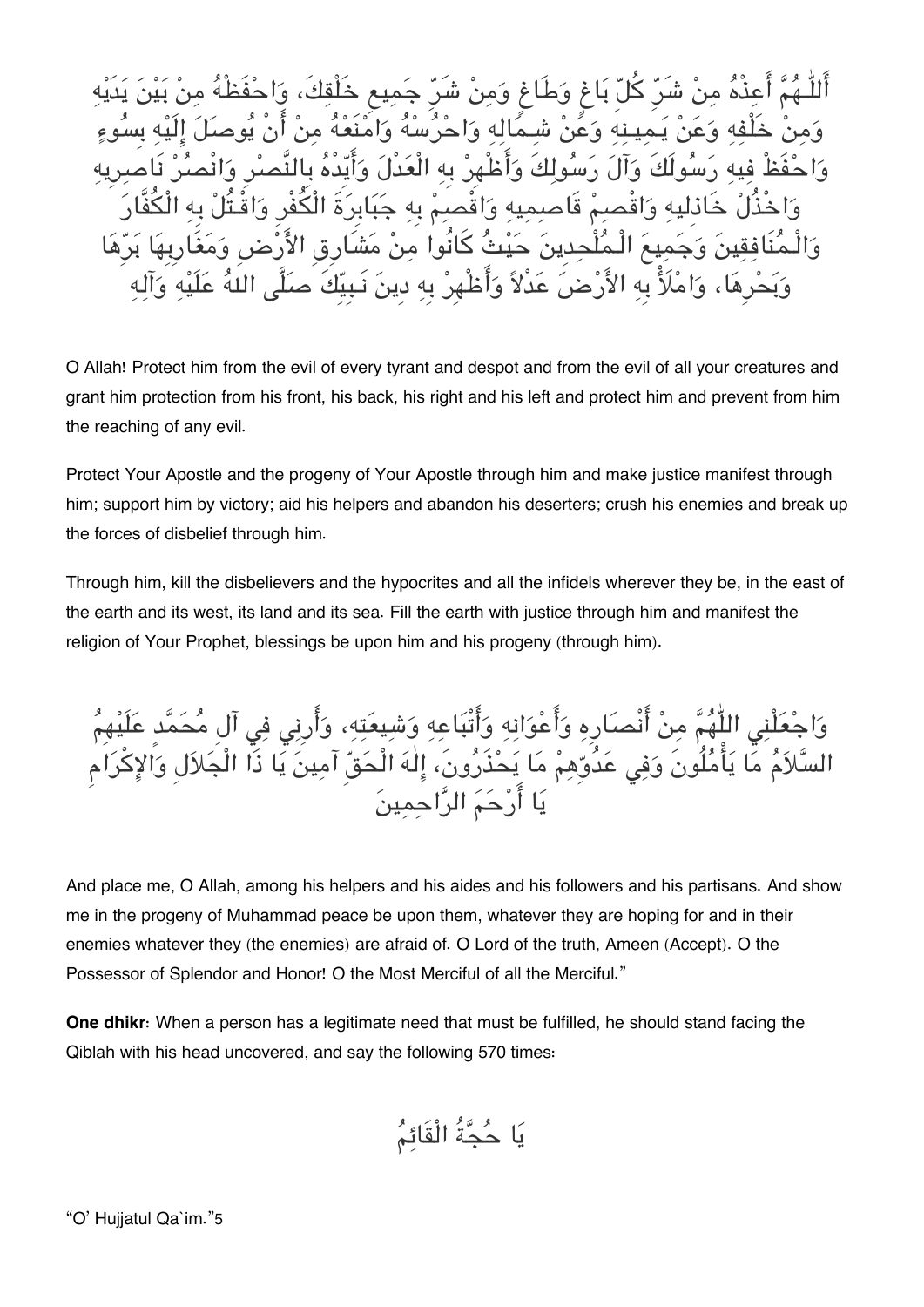أَللّٰهُمَّ أَعِذْهُ مِنْ شَرِّ كُلِّ بَاغٍ وَطَاغٍ وَمِنْ شَرِّ جَمِيعِ خَلْقِكَ، وَاحْفَظْهُ مِنْ بَيْنِ يَدَيْهِ وَمِنْ خَلْفِهِ وَعَنْ يَمِينِهِ وَعَنْ شِمَالِهِ وَاحْرُسْهُ وَامْنَعْهُ مِنْ أَنْ يُوصَلَ إِلَيْهِ بِسُوءٍ وَاحْفَظْ فِيهِ رَسُولَكَ وَآلَ رَسُولِكَ وَأَظْهِرْ بِهِ الْعَدْلَ وَأَيِّدْهُ بِالنَّصْرِ وَانْصُرْ نَاصِرِيهِ وَاخْذُلْ خَاذِلِيهِ وَاقْصِمْ قَاصِمِيهِ وَاقْصِمْ بِهِ جَبَابِرَةَ الْكُفْرِ وَاقْتُلْ بِهِ الْكُفَّارَ وَالْمُنَافِقِينَ وَجَمِيعَ الْمُلْحِدِينَ حَيْثُ كَانُوا مِنْ مَشَارِقِ الأَرْضِ وَمَغَارِبِهَا بَرِّهَا وَبَحْرِهَا، وَامْلَأْ بِهِ الأَرْضَ عَدْلاً وَأَظْهِرْ بِهِ دِينَ نَبِيِّكَ صَلَّى اللهُ عَلَيْهِ وَآلِهِ

O Allah! Protect him from the evil of every tyrant and despot and from the evil of all your creatures and grant him protection from his front, his back, his right and his left and protect him and prevent from him the reaching of any evil.

Protect Your Apostle and the progeny of Your Apostle through him and make justice manifest through him; support him by victory; aid his helpers and abandon his deserters; crush his enemies and break up the forces of disbelief through him.

Through him, kill the disbelievers and the hypocrites and all the infidels wherever they be, in the east of the earth and its west, its land and its sea. Fill the earth with justice through him and manifest the religion of Your Prophet, blessings be upon him and his progeny (through him).

وَاجْعَلْنِي اللّٰهُمَّ مِنْ أَنْصَارِهِ وَأَعْوَانِهِ وَأَتْبَاعِهِ وَشِيعَتِهِ، وَأَرِنِي فِي آلِ مُحَمَّدٍ عَلَيْهِمُ السَّلاَمُ مَا يَأْمُلُونَ وَفِي عَدُوِّهِمْ مَا يَحْذَرُونَ، إِلٰهَ الْحَقِّ آمِينَ يَا ذَا الْجَلاَلِ وَالإِكْرَامِ يَا أَرْحَمَ الرَّاحِمِينَ

And place me, O Allah, among his helpers and his aides and his followers and his partisans. And show me in the progeny of Muhammad peace be upon them, whatever they are hoping for and in their enemies whatever they (the enemies) are afraid of. O Lord of the truth, Ameen (Accept). O the Possessor of Splendor and Honor! O the Most Merciful of all the Merciful."

**One dhikr:** When a person has a legitimate need that must be fulfilled, he should stand facing the Qiblah with his head uncovered, and say the following 570 times:

يَا حُجَّةُ الْقَائِمُ

"O' Hujjatul Qa`im."[5]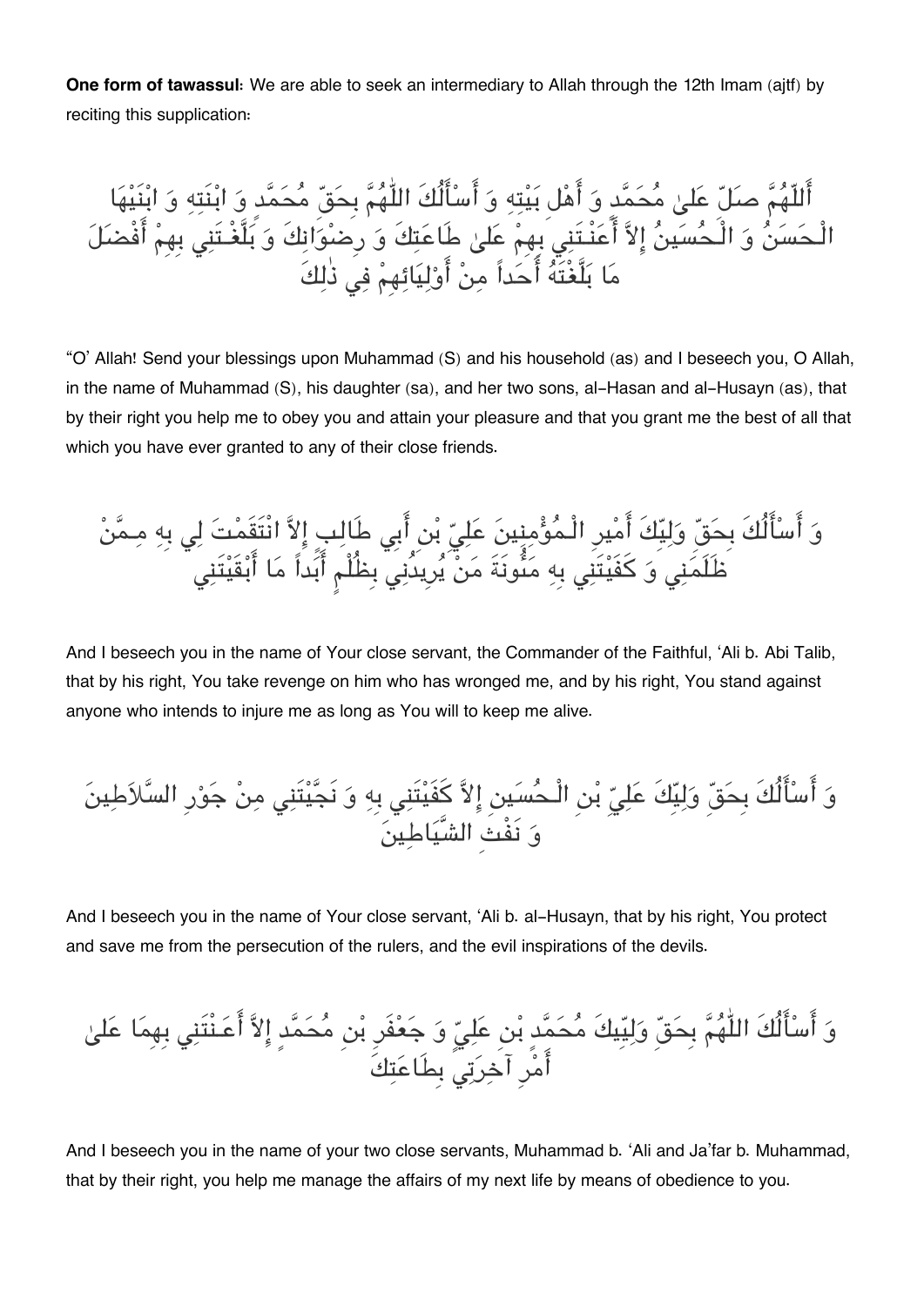**One form of tawassul:** We are able to seek an intermediary to Allah through the 12th Imam (ajtf) by reciting this supplication:

أَللّهُمَّ صَلِّ عَلىٰ مُحَمَّدٍ وَ أَهْلِ بَيْتِهِ وَ أَسْأَلُكَ اللّٰهُمَّ بِحَقِّ مُحَمَّدٍ وَ ابْنَتِهِ وَ ابْنَيْهَا الْحَسَنُ وَ الْحُسَيْنُ إِلاَّ أَعَنْتَنِي بِهِمْ عَلىٰ طَاعَتِكَ وَ رِضْوَانِكَ وَ بَلَّغْتَنِي بِهِمْ أَفْضَلَ مَا بَلَّغْتَهُ أَحَداً مِنْ أَوْلِيَائِهِمْ فِي ذٰلِكَ

“O' Allah! Send your blessings upon Muhammad (S) and his household (as) and I beseech you, O Allah, in the name of Muhammad (S), his daughter (sa), and her two sons, al-Hasan and al-Husayn (as), that by their right you help me to obey you and attain your pleasure and that you grant me the best of all that which you have ever granted to any of their close friends.

وَ أَسْأَلُكَ بِحَقِّ وَلِيِّكَ أَمِيرِ الْمُؤْمِنِينَ عَلِيِّ بْنِ أَبِي طَالِبٍ إِلاَّ انْتَقَمْتَ لِي بِهِ مِمَّنْ ظَلَمَنِي وَ كَفَيْتَنِي بِهِ مَئُونَةَ مَنْ يُرِيدُنِي بِظُلْمٍ أَبَداً مَا أَبْقَيْتَنِي

And I beseech you in the name of Your close servant, the Commander of the Faithful, ‘Ali b. Abi Talib, that by his right, You take revenge on him who has wronged me, and by his right, You stand against anyone who intends to injure me as long as You will to keep me alive.

وَ أَسْأَلُكَ بِحَقِّ وَلِيِّكَ عَلِيِّ بْنِ الْحُسَينِ إِلاَّ كَفَيْتَنِي بِهِ وَ نَجَّيْتَنِي مِنْ جَوْرِ السَّلاَطِينَ وَ نَفْثِ الشَّيَاطِينَ

And I beseech you in the name of Your close servant, ‘Ali b. al-Husayn, that by his right, You protect and save me from the persecution of the rulers, and the evil inspirations of the devils.

وَ أَسْأَلُكَ اللّٰهُمَّ بِحَقِّ وَلِيِّيكَ مُحَمَّدِ بْنِ عَلِيٍّ وَ جَعْفَرِ بْنِ مُحَمَّدٍ إِلاَّ أَعَنْتَنِي بِهِمَا عَلىٰ أَمْرِ آخِرَتِي بِطَاعَتِكَ

And I beseech you in the name of your two close servants, Muhammad b. ‘Ali and Ja’far b. Muhammad, that by their right, you help me manage the affairs of my next life by means of obedience to you.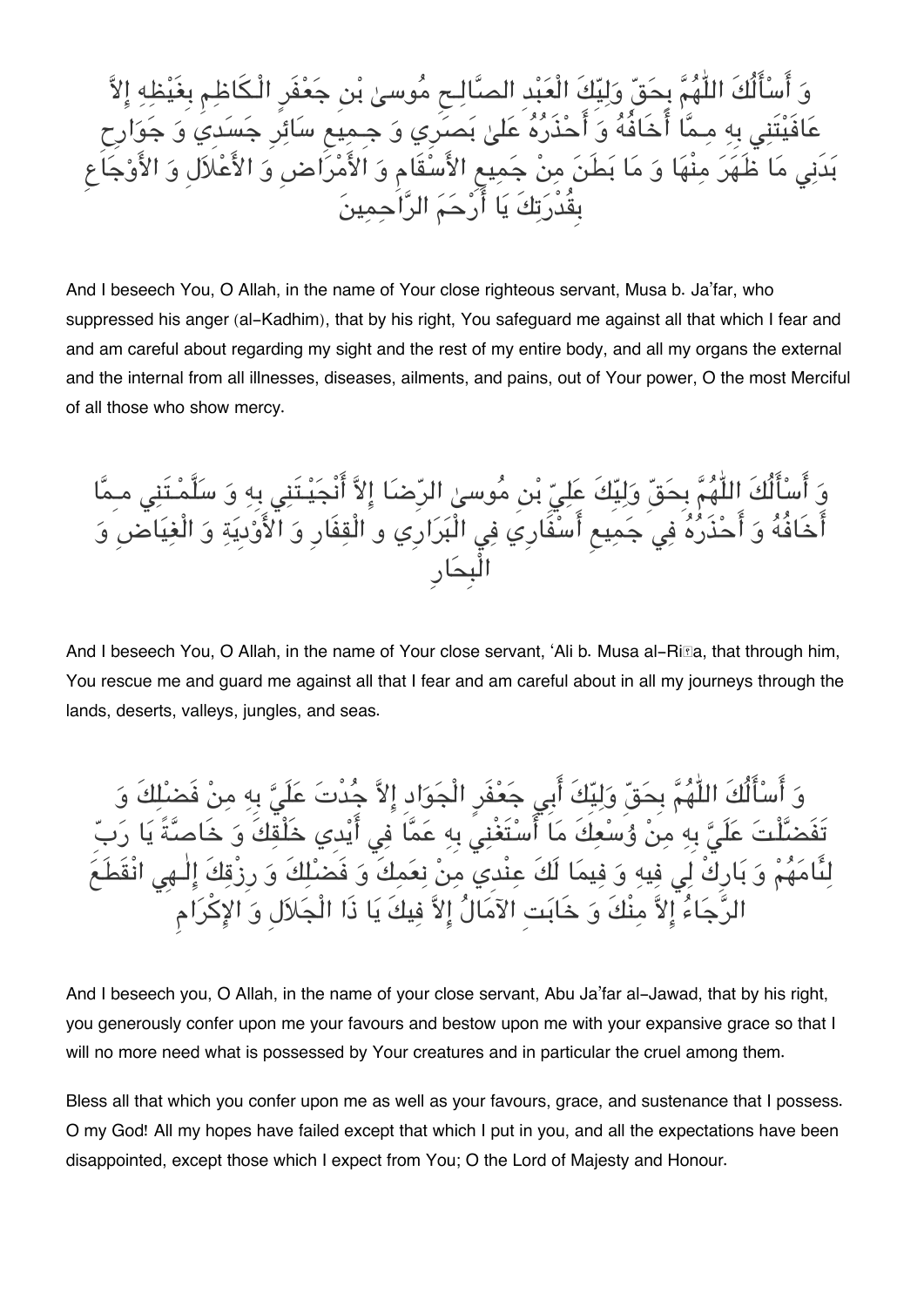وَ أَسْأَلُكَ اللّٰهُمَّ بِحَقِّ وَلِيِّكَ الْعَبْدِ الصَّالِحِ مُوسىٰ بْنِ جَعْفَرٍ الْكَاظِمِ بِغَيْظِهِ إِلاَّ عَافَيْتَنِي بِهِ مِمَّا أَخَافُهُ وَ أَحْذَرُهُ عَلىٰ بَصَرِي وَ جَمِيعِ سَائِرِ جَسَدِي وَ جَوَارِحِ بَدَنِي مَا ظَهَرَ مِنْهَا وَ مَا بَطَنَ مِنْ جَمِيعِ الأَسْقَامِ وَ الأَمْرَاضِ وَ الأَعْلاَلِ وَ الأَوْجَاعِ بِقُدْرَتِكَ يَا أَرْحَمَ الرَّاحِمِينَ

And I beseech You, O Allah, in the name of Your close righteous servant, Musa b. Ja'far, who suppressed his anger (al-Kadhim), that by his right, You safeguard me against all that which I fear and and am careful about regarding my sight and the rest of my entire body, and all my organs the external and the internal from all illnesses, diseases, ailments, and pains, out of Your power, O the most Merciful of all those who show mercy.

وَ أَسْأَلُكَ اللّٰهُمَّ بِحَقِّ وَلِيِّكَ عَلِيِّ بْنِ مُوسىٰ الرِّضَا إِلاَّ أَنْجَيْتَنِي بِهِ وَ سَلَّمْتَنِي مِمَّا أَخَافُهُ وَ أَحْذَرُهُ فِي جَمِيعِ أَسْفَارِي فِي الْبَرَارِي و الْقِفَارِ وَ الأَوْدِيَةِ وَ الْغِيَاضِ وَ الْبِحَارِ

And I beseech You, O Allah, in the name of Your close servant, 'Ali b. Musa al-Riḍa, that through him, You rescue me and guard me against all that I fear and am careful about in all my journeys through the lands, deserts, valleys, jungles, and seas.

وَ أَسْأَلُكَ اللّٰهُمَّ بِحَقِّ وَلِيِّكَ أَبِي جَعْفَرٍ الْجَوَادِ إِلاَّ جُدْتَ عَلَيَّ بِهِ مِنْ فَضْلِكَ وَ تَفَضَّلْتَ عَلَيَّ بِهِ مِنْ وُسْعِكَ مَا أَسْتَغْنِي بِهِ عَمَّا فِي أَيْدِي خَلْقِكَ وَ خَاصَّةً يَا رَبِّ لِئَامَهُمْ وَ بَارِكْ لِي فِيهِ وَ فِيمَا لَكَ عِنْدِي مِنْ نِعَمِكَ وَ فَضْلِكَ وَ رِزْقِكَ إِلٰهِي انْقَطَعَ الرَّجَاءُ إِلاَّ مِنْكَ وَ خَابَتِ الآمَالُ إِلاَّ فِيكَ يَا ذَا الْجَلاَلِ وَ الإِكْرَامِ

And I beseech you, O Allah, in the name of your close servant, Abu Ja'far al-Jawad, that by his right, you generously confer upon me your favours and bestow upon me with your expansive grace so that I will no more need what is possessed by Your creatures and in particular the cruel among them.

Bless all that which you confer upon me as well as your favours, grace, and sustenance that I possess. O my God! All my hopes have failed except that which I put in you, and all the expectations have been disappointed, except those which I expect from You; O the Lord of Majesty and Honour.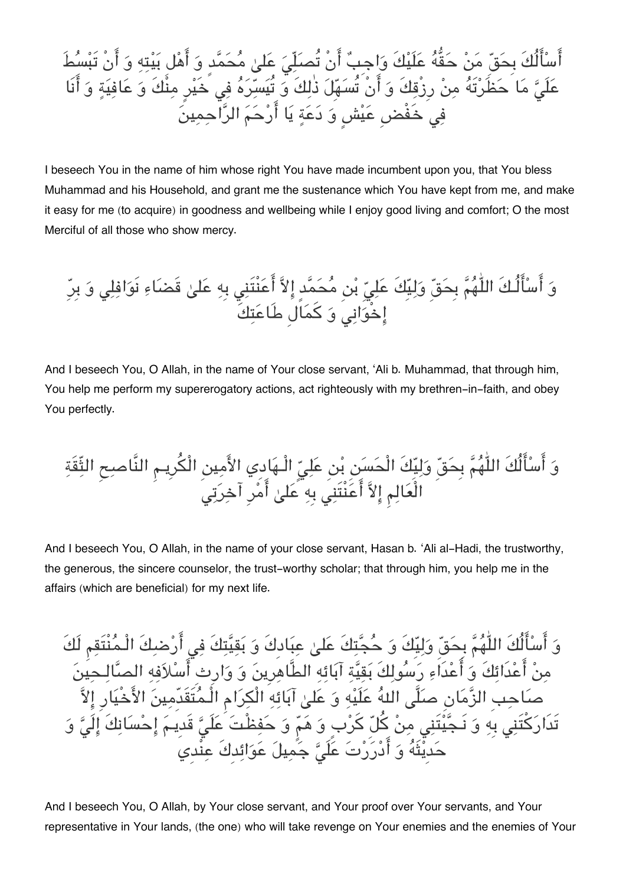أَسْأَلُكَ بِحَقِّ مَنْ حَقُّهُ عَلَيْكَ وَاجِبٌ أَنْ تُصَلِّيَ عَلىٰ مُحَمَّدٍ وَ أَهْلِ بَيْتِهِ وَ أَنْ تَبْسُطَ عَلَيَّ مَا حَظَرْتَهُ مِنْ رِزْقِكَ وَ أَنْ تُسَهِّلَ ذٰلِكَ وَ تُيَسِّرَهُ فِي خَيْرٍ مِنْكَ وَ عَافِيَةٍ وَ أَنَا فِي خَفْضِ عَيْشٍ وَ دَعَةٍ يَا أَرْحَمَ الرَّاحِمِينَ

I beseech You in the name of him whose right You have made incumbent upon you, that You bless Muhammad and his Household, and grant me the sustenance which You have kept from me, and make it easy for me (to acquire) in goodness and wellbeing while I enjoy good living and comfort; O the most Merciful of all those who show mercy.

وَ أَسْأَلُكَ اللّٰهُمَّ بِحَقِّ وَلِيِّكَ عَلِيِّ بْنِ مُحَمَّدٍ إِلاَّ أَعَنْتَنِي بِهِ عَلىٰ قَضَاءِ نَوَافِلِي وَ بِرِّ إِخْوَانِي وَ كَمَالِ طَاعَتِكَ

And I beseech You, O Allah, in the name of Your close servant, 'Ali b. Muhammad, that through him, You help me perform my supererogatory actions, act righteously with my brethren-in-faith, and obey You perfectly.

وَ أَسْأَلُكَ اللّٰهُمَّ بِحَقِّ وَلِيِّكَ الْحَسَنِ بْنِ عَلِيٍّ الْهَادِي الأَمِينِ الْكَرِيمِ النَّاصِحِ الثِّقَةِ الْعَالِمِ إِلاَّ أَعَنْتَنِي بِهِ عَلىٰ أَمْرِ آخِرَتِي

And I beseech You, O Allah, in the name of your close servant, Hasan b. 'Ali al-Hadi, the trustworthy, the generous, the sincere counselor, the trust-worthy scholar; that through him, you help me in the affairs (which are beneficial) for my next life.

وَ أَسْأَلُكَ اللّٰهُمَّ بِحَقِّ وَلِيِّكَ وَ حُجَّتِكَ عَلىٰ عِبَادِكَ وَ بَقِيَّتِكَ فِي أَرْضِكَ الْمُنْتَقِمِ لَكَ مِنْ أَعْدَائِكَ وَ أَعْدَاءِ رَسُولِكَ بَقِيَّةِ آبَائِهِ الطَّاهِرِينَ وَ وَارِثِ أَسْلاَفِهِ الصَّالِحِينَ صَاحِبِ الزَّمَانِ صَلَّى اللهُ عَلَيْهِ وَ عَلىٰ آبَائِهِ الْكِرَامِ الْمُتَقَدِّمِينَ الأَخْيَارِ إِلاَّ تَدَارَكْتَنِي بِهِ وَ نَجَّيْتَنِي مِنْ كُلِّ كَرْبٍ وَ هَمٍّ وَ حَفِظْتَ عَلَيَّ قَدِيمَ إِحْسَانِكَ إِلَيَّ وَ حَدِيثَهُ وَ أَدْرَرْتَ عَلَيَّ جَمِيلَ عَوَائِدِكَ عِنْدِي

And I beseech You, O Allah, by Your close servant, and Your proof over Your servants, and Your representative in Your lands, (the one) who will take revenge on Your enemies and the enemies of Your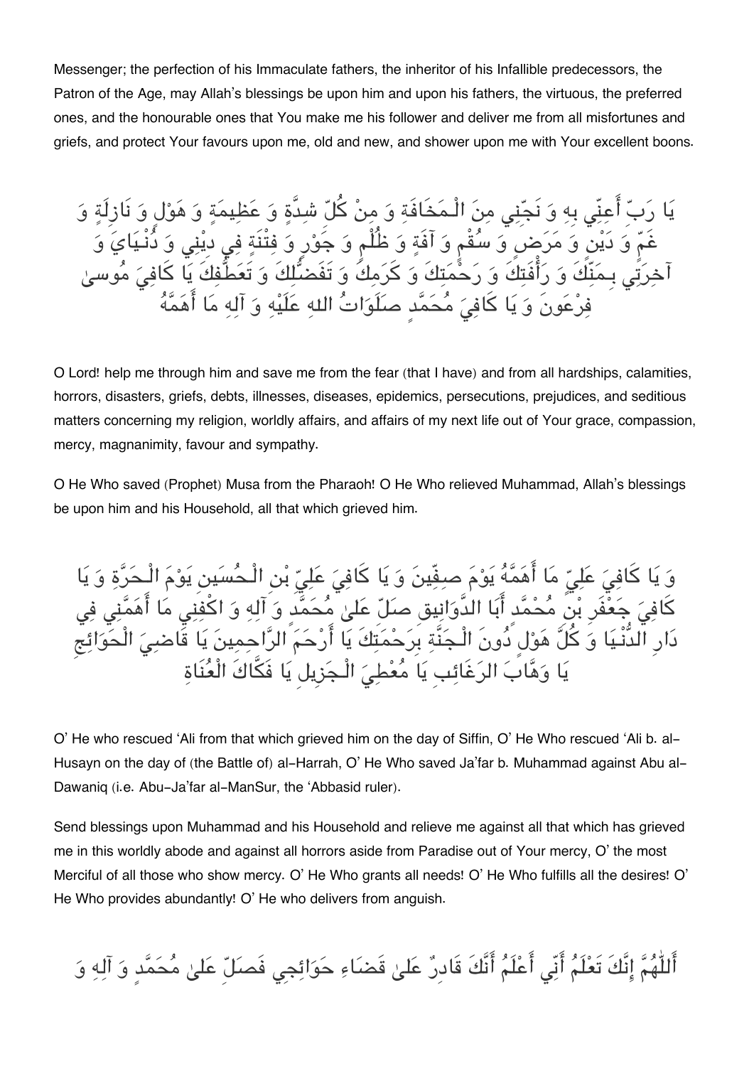Messenger; the perfection of his Immaculate fathers, the inheritor of his Infallible predecessors, the Patron of the Age, may Allah's blessings be upon him and upon his fathers, the virtuous, the preferred ones, and the honourable ones that You make me his follower and deliver me from all misfortunes and griefs, and protect Your favours upon me, old and new, and shower upon me with Your excellent boons.

يَا رَبِّ أَعِنِّي بِهِ وَ نَجِّنِي مِنَ الْمَخَافَةِ وَ مِنْ كُلِّ شِدَّةٍ وَ عَظِيمَةٍ وَ هَوْلٍ وَ نَازِلَةٍ وَ غَمٍّ وَ دَيْنٍ وَ مَرَضٍ وَ سُقْمٍ وَ آفَةٍ وَ ظُلْمٍ وَ جَوْرٍ وَ فِتْنَةٍ فِي دِيْنِي وَ دُنْيَايَ وَ آخِرَتِي بِمَنِّكَ وَ رَأْفَتِكَ وَ رَحْمَتِكَ وَ كَرَمِكَ وَ تَفَضُّلِكَ وَ تَعَطُّفِكَ يَا كَافِيَ مُوسىٰ فِرْعَونَ وَ يَا كَافِيَ مُحَمَّدٍ صَلَوَاتُ اللهِ عَلَيْهِ وَ آلِهِ مَا أَهَمَّهُ

O Lord! help me through him and save me from the fear (that I have) and from all hardships, calamities, horrors, disasters, griefs, debts, illnesses, diseases, epidemics, persecutions, prejudices, and seditious matters concerning my religion, worldly affairs, and affairs of my next life out of Your grace, compassion, mercy, magnanimity, favour and sympathy.

O He Who saved (Prophet) Musa from the Pharaoh! O He Who relieved Muhammad, Allah's blessings be upon him and his Household, all that which grieved him.

وَ يَا كَافِيَ عَلِيٍّ مَا أَهَمَّهُ يَوْمَ صِفِّينَ وَ يَا كَافِيَ عَلِيِّ بْنِ الْحُسَينِ يَوْمَ الْحَرَّةِ وَ يَا كَافِيَ جَعْفَرِ بْنِ مُحْمَّدٍ أَبَا الدَّوَانِيقِ صَلِّ عَلىٰ مُحَمَّدٍ وَ آلِهِ وَ اكْفِنِي مَا أَهَمَّنِي فِي دَارِ الدُّنْيَا وَ كُلَّ هَوْلٍ دُونَ الْجَنَّةِ بِرَحْمَتِكَ يَا أَرْحَمَ الرَّاحِمِينَ يَا قَاضِيَ الْحَوَائِجِ يَا وَهَّابَ الرَغَائِبِ يَا مُعْطِيَ الْجَزِيلِ يَا فَكَّاكَ الْعُنَاةِ

O' He who rescued 'Ali from that which grieved him on the day of Siffin, O' He Who rescued 'Ali b. al-Husayn on the day of (the Battle of) al-Harrah, O' He Who saved Ja'far b. Muhammad against Abu al-Dawaniq (i.e. Abu-Ja'far al-ManSur, the 'Abbasid ruler).

Send blessings upon Muhammad and his Household and relieve me against all that which has grieved me in this worldly abode and against all horrors aside from Paradise out of Your mercy, O' the most Merciful of all those who show mercy. O' He Who grants all needs! O' He Who fulfills all the desires! O' He Who provides abundantly! O' He who delivers from anguish.

أَللّٰهُمَّ إِنَّكَ تَعْلَمُ أَنِّي أَعْلَمُ أَنَّكَ قَادِرٌ عَلىٰ قَضَاءِ حَوَائِجِي فَصَلِّ عَلىٰ مُحَمَّدٍ وَ آلِهِ وَ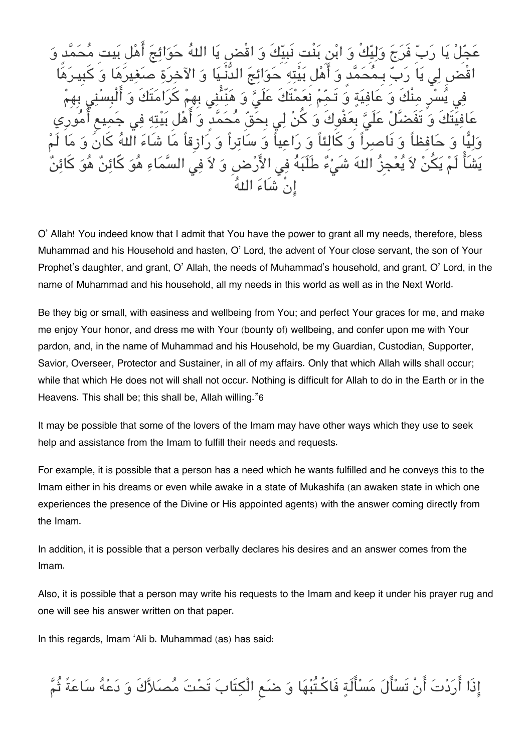عَجِّلْ يَا رَبِّ فَرَجَ وَلِيِّكَ وَ ابْنِ بَنْتِ نَبِيِّكَ وَ اقْضِ يَا اللهُ حَوَائِجَ أَهْلِ بَيتِ مُحَمَّدٍ وَ اقْضِ لِي يَا رَبِّ بِمُحَمَّدٍ وَ أَهْلِ بَيْتِهِ حَوَائِجَ الدُّنْيَا وَ الآخِرَةِ صَغِيرَهَا وَ كَبِيرَهَا فِي يُسْرٍ مِنْكَ وَ عَافِيَةٍ وَ تَمِّمْ نِعَمْتَكَ عَلَيَّ وَ هَنِّئْنِي بِهِمْ كَرَامَتَكَ وَ أَلْبِسْنِي بِهِمْ عَافِيَتَكَ وَ تَفَضَّلْ عَلَيَّ بِعَفْوِكَ وَ كُنْ لِي بِحَقِّ مُحَمَّدٍ وَ أَهْلِ بَيْتِهِ فِي جَمِيعِ أُمُورِي وَلِيًّا وَ حَافِظاً وَ نَاصِراً وَ كَالِئاً وَ رَاعِياً وَ سَاتِراً وَ رَازِقاً مَا شَاءَ اللهُ كَانَ وَ مَا لَمْ يَشَأْ لَمْ يَكُنْ لاَ يُعْجِزُ اللهَ شَيْءٌ طَلَبَهُ فِي الأَرْضِ وَ لاَ فِي السَّمَاءِ هُوَ كَائِنٌ هُوَ كَائِنٌ إِنْ شَاءَ اللهُ

O' Allah! You indeed know that I admit that You have the power to grant all my needs, therefore, bless Muhammad and his Household and hasten, O' Lord, the advent of Your close servant, the son of Your Prophet's daughter, and grant, O' Allah, the needs of Muhammad's household, and grant, O' Lord, in the name of Muhammad and his household, all my needs in this world as well as in the Next World.

Be they big or small, with easiness and wellbeing from You; and perfect Your graces for me, and make me enjoy Your honor, and dress me with Your (bounty of) wellbeing, and confer upon me with Your pardon, and, in the name of Muhammad and his Household, be my Guardian, Custodian, Supporter, Savior, Overseer, Protector and Sustainer, in all of my affairs. Only that which Allah wills shall occur; while that which He does not will shall not occur. Nothing is difficult for Allah to do in the Earth or in the Heavens. This shall be; this shall be, Allah willing."6

It may be possible that some of the lovers of the Imam may have other ways which they use to seek help and assistance from the Imam to fulfill their needs and requests.

For example, it is possible that a person has a need which he wants fulfilled and he conveys this to the Imam either in his dreams or even while awake in a state of Mukashifa (an awaken state in which one experiences the presence of the Divine or His appointed agents) with the answer coming directly from the Imam.

In addition, it is possible that a person verbally declares his desires and an answer comes from the Imam.

Also, it is possible that a person may write his requests to the Imam and keep it under his prayer rug and one will see his answer written on that paper.

In this regards, Imam 'Ali b. Muhammad (as) has said:

إِذَا أَرَدْتَ أَنْ تَسْأَلَ مَسْأَلَةٍ فَاكْتُبْهَا وَ ضَعِ الْكِتَابَ تَحْتَ مُصَلاَّكَ وَ دَعْهُ سَاعَةً ثُمَّ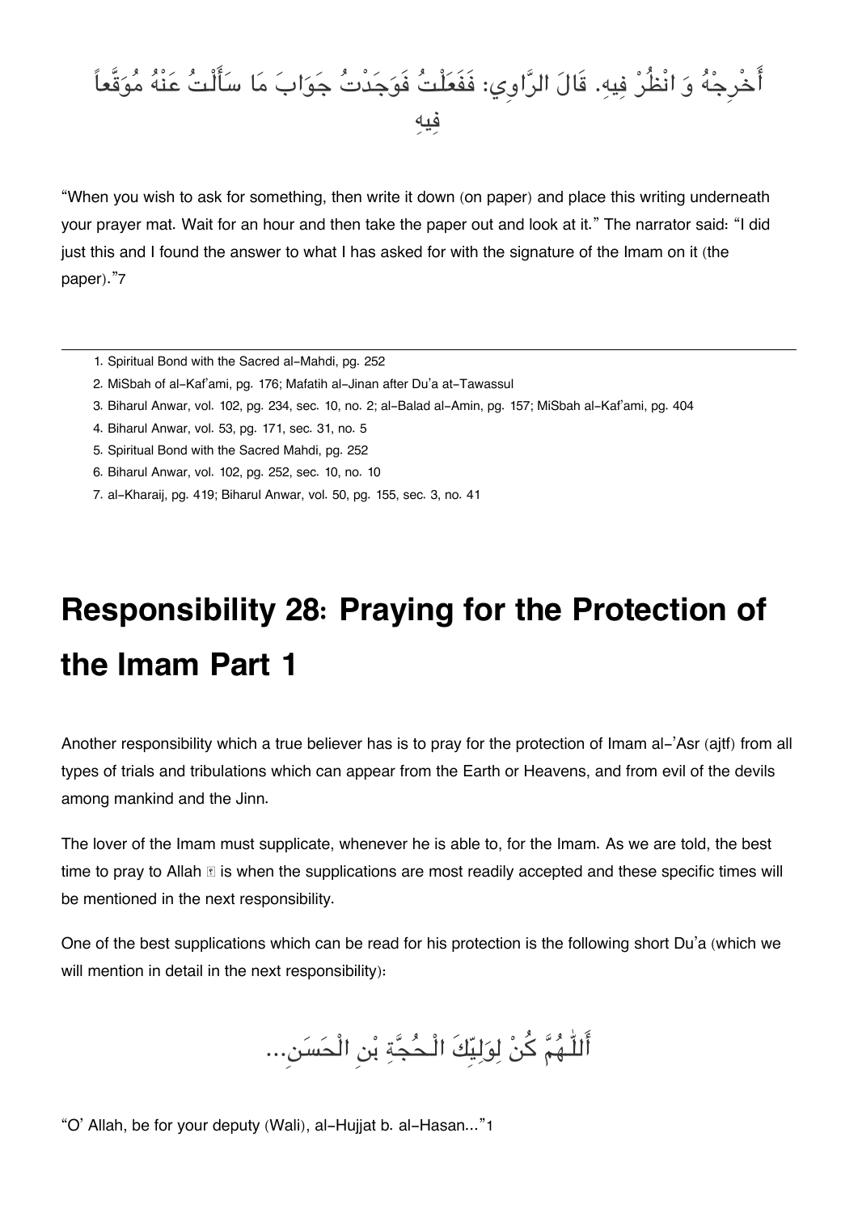أَخْرِجْهُ وَ انْظُرْ فِيهِ. قَالَ الرَّاوِي: فَفَعَلْتُ فَوَجَدْتُ جَوَابَ مَا سَأَلْتُ عَنْهُ مُوَقَّعاً فِيهِ

"When you wish to ask for something, then write it down (on paper) and place this writing underneath your prayer mat. Wait for an hour and then take the paper out and look at it." The narrator said: "I did just this and I found the answer to what I has asked for with the signature of the Imam on it (the paper)."7

---

1. Spiritual Bond with the Sacred al-Mahdi, pg. 252
2. MiSbah of al-Kaf'ami, pg. 176; Mafatih al-Jinan after Du'a at-Tawassul
3. Biharul Anwar, vol. 102, pg. 234, sec. 10, no. 2; al-Balad al-Amin, pg. 157; MiSbah al-Kaf'ami, pg. 404
4. Biharul Anwar, vol. 53, pg. 171, sec. 31, no. 5
5. Spiritual Bond with the Sacred Mahdi, pg. 252
6. Biharul Anwar, vol. 102, pg. 252, sec. 10, no. 10
7. al-Kharaij, pg. 419; Biharul Anwar, vol. 50, pg. 155, sec. 3, no. 41

# Responsibility 28: Praying for the Protection of the Imam Part 1

Another responsibility which a true believer has is to pray for the protection of Imam al-'Asr (ajtf) from all types of trials and tribulations which can appear from the Earth or Heavens, and from evil of the devils among mankind and the Jinn.

The lover of the Imam must supplicate, whenever he is able to, for the Imam. As we are told, the best time to pray to Allah ﷻ is when the supplications are most readily accepted and these specific times will be mentioned in the next responsibility.

One of the best supplications which can be read for his protection is the following short Du'a (which we will mention in detail in the next responsibility):

أَللّٰهُمَّ كُنْ لِوَلِيِّكَ الْحُجَّةِ بْنِ الْحَسَنِ...

"O' Allah, be for your deputy (Wali), al-Hujjat b. al-Hasan..."1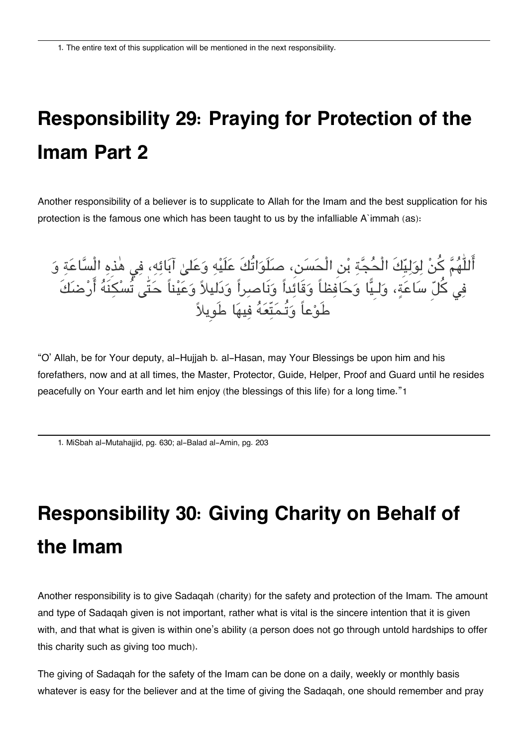1. The entire text of this supplication will be mentioned in the next responsibility.

# Responsibility 29: Praying for Protection of the Imam Part 2

Another responsibility of a believer is to supplicate to Allah for the Imam and the best supplication for his protection is the famous one which has been taught to us by the infalliable A`immah (as):

أَللّٰهُمَّ كُنْ لِوَلِيِّكَ الْحُجَّةِ بْنِ الْحَسَنِ، صَلَوَاتُكَ عَلَيْهِ وَعَلىٰ آبَائِهِ، فِي هٰذِهِ السَّاعَةِ وَ فِي كُلِّ سَاعَةٍ، وَلِيًّا وَحَافِظاً وَقَائِداً وَنَاصِراً وَدَلِيلاً وَعَيْناً حَتّٰى تُسْكِنَهُ أَرْضَكَ طَوْعاً وَتُمَتِّعَهُ فِيهَا طَوِيلاً

"O' Allah, be for Your deputy, al-Hujjah b. al-Hasan, may Your Blessings be upon him and his forefathers, now and at all times, the Master, Protector, Guide, Helper, Proof and Guard until he resides peacefully on Your earth and let him enjoy (the blessings of this life) for a long time."[1]

1. MiSbah al-Mutahajjid, pg. 630; al-Balad al-Amin, pg. 203

# Responsibility 30: Giving Charity on Behalf of the Imam

Another responsibility is to give Sadaqah (charity) for the safety and protection of the Imam. The amount and type of Sadaqah given is not important, rather what is vital is the sincere intention that it is given with, and that what is given is within one's ability (a person does not go through untold hardships to offer this charity such as giving too much).

The giving of Sadaqah for the safety of the Imam can be done on a daily, weekly or monthly basis whatever is easy for the believer and at the time of giving the Sadaqah, one should remember and pray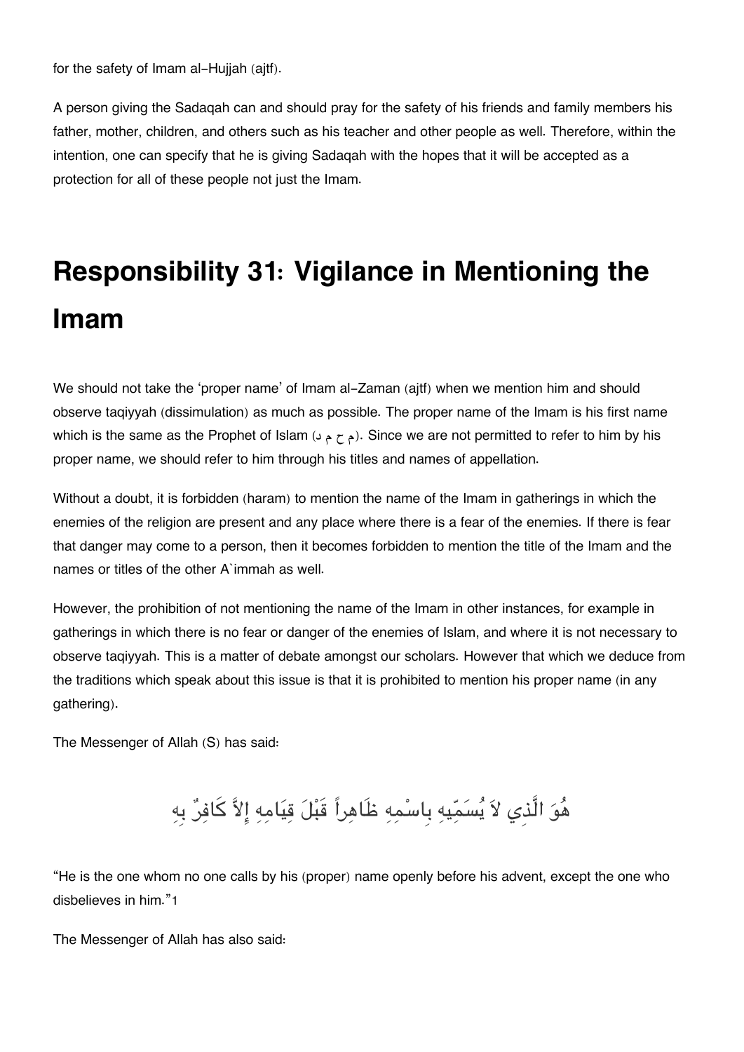for the safety of Imam al-Hujjah (ajtf).

A person giving the Sadaqah can and should pray for the safety of his friends and family members his father, mother, children, and others such as his teacher and other people as well. Therefore, within the intention, one can specify that he is giving Sadaqah with the hopes that it will be accepted as a protection for all of these people not just the Imam.

# Responsibility 31: Vigilance in Mentioning the Imam

We should not take the 'proper name' of Imam al-Zaman (ajtf) when we mention him and should observe taqiyyah (dissimulation) as much as possible. The proper name of the Imam is his first name which is the same as the Prophet of Islam (م ح م د). Since we are not permitted to refer to him by his proper name, we should refer to him through his titles and names of appellation.

Without a doubt, it is forbidden (haram) to mention the name of the Imam in gatherings in which the enemies of the religion are present and any place where there is a fear of the enemies. If there is fear that danger may come to a person, then it becomes forbidden to mention the title of the Imam and the names or titles of the other A`immah as well.

However, the prohibition of not mentioning the name of the Imam in other instances, for example in gatherings in which there is no fear or danger of the enemies of Islam, and where it is not necessary to observe taqiyyah. This is a matter of debate amongst our scholars. However that which we deduce from the traditions which speak about this issue is that it is prohibited to mention his proper name (in any gathering).

The Messenger of Allah (S) has said:

هُوَ الَّذِي لاَ يُسَمِّيهِ بِاسْمِهِ ظَاهِراً قَبْلَ قِيَامِهِ إِلاَّ كَافِرٌ بِهِ

"He is the one whom no one calls by his (proper) name openly before his advent, except the one who disbelieves in him."[1]

The Messenger of Allah has also said: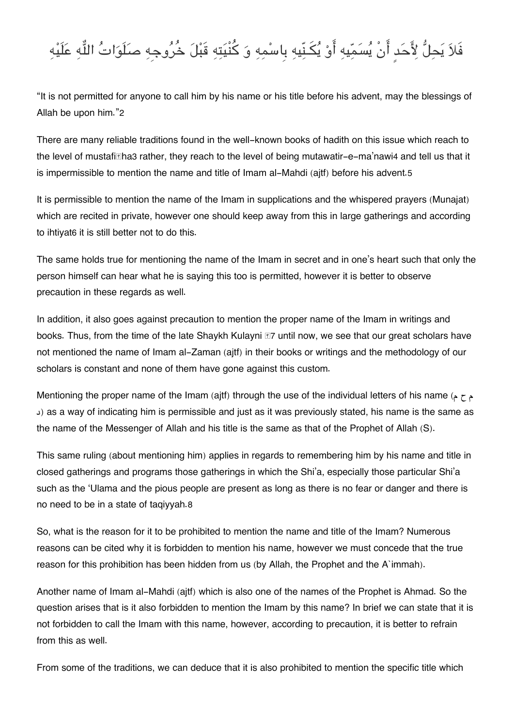فَلاَ يَحِلُّ لِأَحَدٍ أَنْ يُسَمِّيهِ أَوْ يُكَنِّيهِ بِاسْمِهِ وَ كُنْيَتِهِ قَبْلَ خُرُوجِهِ صَلَوَاتُ اللّٰهِ عَلَيْهِ

"It is not permitted for anyone to call him by his name or his title before his advent, may the blessings of Allah be upon him."[2]

There are many reliable traditions found in the well-known books of hadith on this issue which reach to the level of mustafiḍha[3] rather, they reach to the level of being mutawatir-e-ma'nawi[4] and tell us that it is impermissible to mention the name and title of Imam al-Mahdi (ajtf) before his advent.[5]

It is permissible to mention the name of the Imam in supplications and the whispered prayers (Munajat) which are recited in private, however one should keep away from this in large gatherings and according to ihtiyat[6] it is still better not to do this.

The same holds true for mentioning the name of the Imam in secret and in one's heart such that only the person himself can hear what he is saying this too is permitted, however it is better to observe precaution in these regards as well.

In addition, it also goes against precaution to mention the proper name of the Imam in writings and books. Thus, from the time of the late Shaykh Kulayni [7] until now, we see that our great scholars have not mentioned the name of Imam al-Zaman (ajtf) in their books or writings and the methodology of our scholars is constant and none of them have gone against this custom.

Mentioning the proper name of the Imam (ajtf) through the use of the individual letters of his name (م ح م د) as a way of indicating him is permissible and just as it was previously stated, his name is the same as the name of the Messenger of Allah and his title is the same as that of the Prophet of Allah (S).

This same ruling (about mentioning him) applies in regards to remembering him by his name and title in closed gatherings and programs those gatherings in which the Shi'a, especially those particular Shi'a such as the 'Ulama and the pious people are present as long as there is no fear or danger and there is no need to be in a state of taqiyyah.[8]

So, what is the reason for it to be prohibited to mention the name and title of the Imam? Numerous reasons can be cited why it is forbidden to mention his name, however we must concede that the true reason for this prohibition has been hidden from us (by Allah, the Prophet and the A`immah).

Another name of Imam al-Mahdi (ajtf) which is also one of the names of the Prophet is Ahmad. So the question arises that is it also forbidden to mention the Imam by this name? In brief we can state that it is not forbidden to call the Imam with this name, however, according to precaution, it is better to refrain from this as well.

From some of the traditions, we can deduce that it is also prohibited to mention the specific title which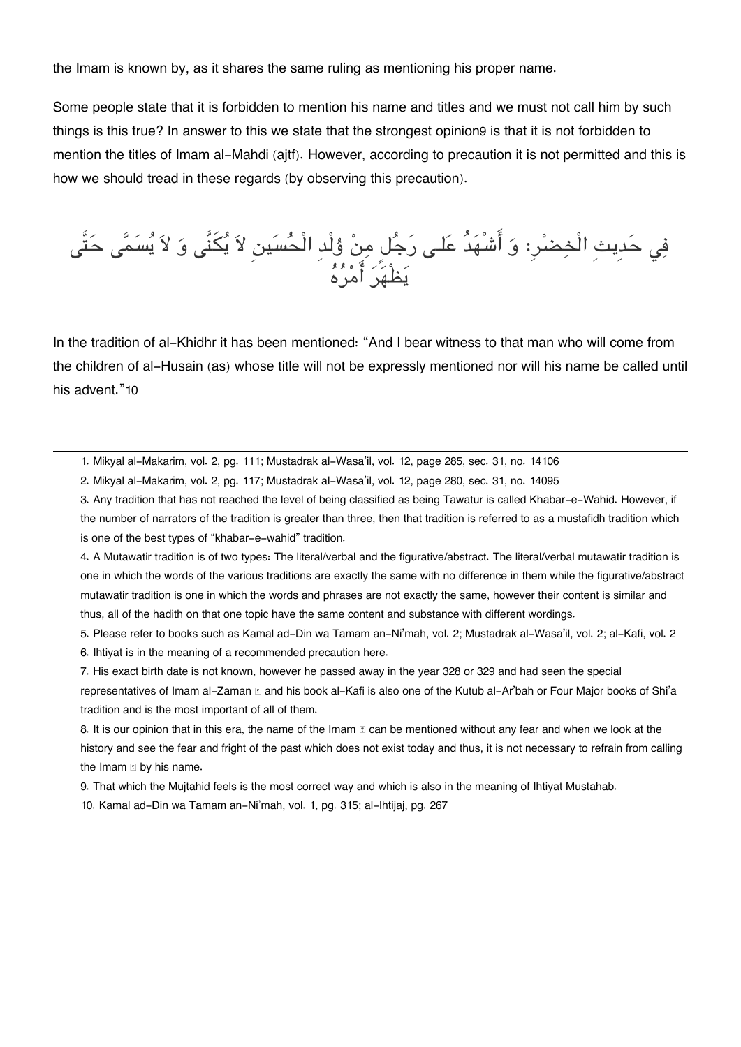the Imam is known by, as it shares the same ruling as mentioning his proper name.

Some people state that it is forbidden to mention his name and titles and we must not call him by such things is this true? In answer to this we state that the strongest opinion[9] is that it is not forbidden to mention the titles of Imam al-Mahdi (ajtf). However, according to precaution it is not permitted and this is how we should tread in these regards (by observing this precaution).

فِي حَدِيثِ الْخِضْرِ: وَ أَشْهَدُ عَلَى رَجُلٍ مِنْ وُلْدِ الْحُسَينِ لاَ يُكَنَّى وَ لاَ يُسَمَّى حَتَّى يَظْهَرَ أَمْرُهُ

In the tradition of al-Khidhr it has been mentioned: "And I bear witness to that man who will come from the children of al-Husain (as) whose title will not be expressly mentioned nor will his name be called until his advent."[10]

---

1. Mikyal al-Makarim, vol. 2, pg. 111; Mustadrak al-Wasa'il, vol. 12, page 285, sec. 31, no. 14106
2. Mikyal al-Makarim, vol. 2, pg. 117; Mustadrak al-Wasa'il, vol. 12, page 280, sec. 31, no. 14095
3. Any tradition that has not reached the level of being classified as being Tawatur is called Khabar-e-Wahid. However, if the number of narrators of the tradition is greater than three, then that tradition is referred to as a mustafidh tradition which is one of the best types of "khabar-e-wahid" tradition.
4. A Mutawatir tradition is of two types: The literal/verbal and the figurative/abstract. The literal/verbal mutawatir tradition is one in which the words of the various traditions are exactly the same with no difference in them while the figurative/abstract mutawatir tradition is one in which the words and phrases are not exactly the same, however their content is similar and thus, all of the hadith on that one topic have the same content and substance with different wordings.
5. Please refer to books such as Kamal ad-Din wa Tamam an-Ni'mah, vol. 2; Mustadrak al-Wasa'il, vol. 2; al-Kafi, vol. 2
6. Ihtiyat is in the meaning of a recommended precaution here.
7. His exact birth date is not known, however he passed away in the year 328 or 329 and had seen the special representatives of Imam al-Zaman ﷺ and his book al-Kafi is also one of the Kutub al-Ar'bah or Four Major books of Shi'a tradition and is the most important of all of them.
8. It is our opinion that in this era, the name of the Imam ﷺ can be mentioned without any fear and when we look at the history and see the fear and fright of the past which does not exist today and thus, it is not necessary to refrain from calling the Imam ﷺ by his name.
9. That which the Mujtahid feels is the most correct way and which is also in the meaning of Ihtiyat Mustahab.
10. Kamal ad-Din wa Tamam an-Ni'mah, vol. 1, pg. 315; al-Ihtijaj, pg. 267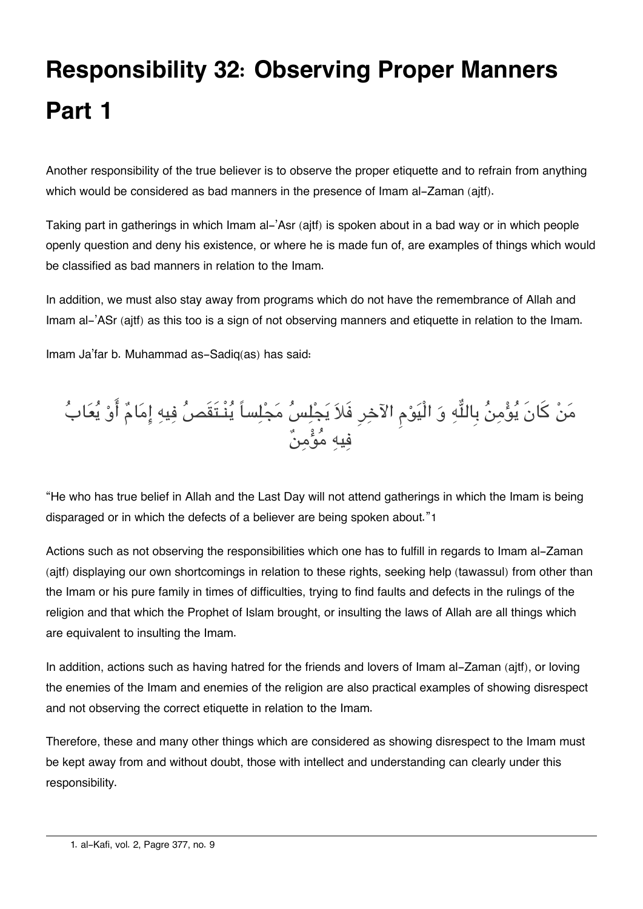# Responsibility 32: Observing Proper Manners Part 1

Another responsibility of the true believer is to observe the proper etiquette and to refrain from anything which would be considered as bad manners in the presence of Imam al-Zaman (ajtf).

Taking part in gatherings in which Imam al-'Asr (ajtf) is spoken about in a bad way or in which people openly question and deny his existence, or where he is made fun of, are examples of things which would be classified as bad manners in relation to the Imam.

In addition, we must also stay away from programs which do not have the remembrance of Allah and Imam al-'ASr (ajtf) as this too is a sign of not observing manners and etiquette in relation to the Imam.

Imam Ja'far b. Muhammad as-Sadiq(as) has said:

مَنْ كَانَ يُؤْمِنُ بِاللَّهِ وَ الْيَوْمِ الآخِرِ فَلاَ يَجْلِسُ مَجْلِساً يُنْتَقَصُ فِيهِ إِمَامٌ أَوْ يُعَابُ فِيهِ مُؤْمِنٌ

"He who has true belief in Allah and the Last Day will not attend gatherings in which the Imam is being disparaged or in which the defects of a believer are being spoken about."[1]

Actions such as not observing the responsibilities which one has to fulfill in regards to Imam al-Zaman (ajtf) displaying our own shortcomings in relation to these rights, seeking help (tawassul) from other than the Imam or his pure family in times of difficulties, trying to find faults and defects in the rulings of the religion and that which the Prophet of Islam brought, or insulting the laws of Allah are all things which are equivalent to insulting the Imam.

In addition, actions such as having hatred for the friends and lovers of Imam al-Zaman (ajtf), or loving the enemies of the Imam and enemies of the religion are also practical examples of showing disrespect and not observing the correct etiquette in relation to the Imam.

Therefore, these and many other things which are considered as showing disrespect to the Imam must be kept away from and without doubt, those with intellect and understanding can clearly under this responsibility.

1. al-Kafi, vol. 2, Pagre 377, no. 9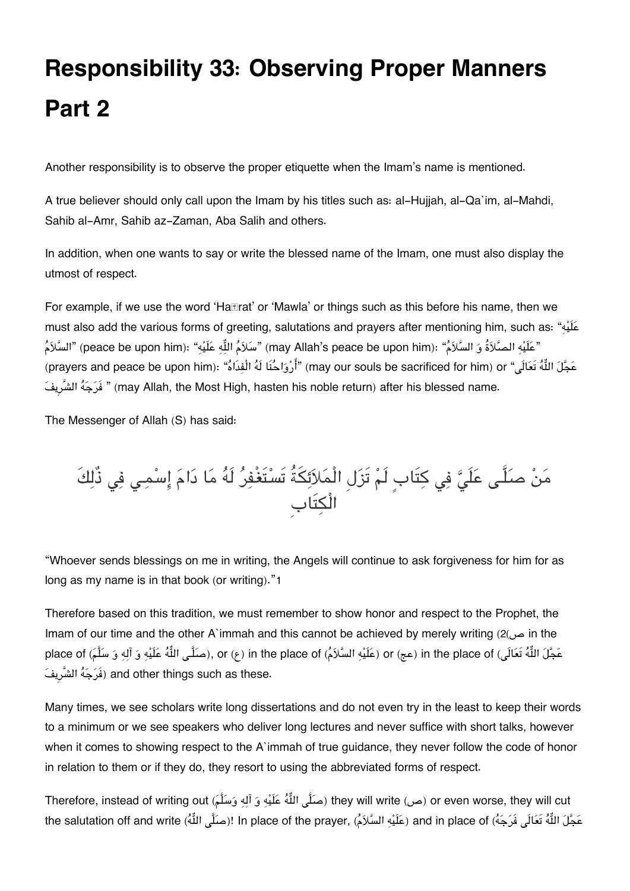# Responsibility 33: Observing Proper Manners Part 2

Another responsibility is to observe the proper etiquette when the Imam's name is mentioned.

A true believer should only call upon the Imam by his titles such as: al-Hujjah, al-Qa`im, al-Mahdi, Sahib al-Amr, Sahib az-Zaman, Aba Salih and others.

In addition, when one wants to say or write the blessed name of the Imam, one must also display the utmost of respect.

For example, if we use the word 'Haḍrat' or 'Mawla' or things such as this before his name, then we must also add the various forms of greeting, salutations and prayers after mentioning him, such as: "عَلَيْهِ السَّلاَمُ" (peace be upon him): "سَلاَمُ اللّٰهِ عَلَيْهِ" (may Allah's peace be upon him): "عَلَيْهِ الصَّلاَةُ وَ السَّلاَمُ" (prayers and peace be upon him): "أَرْوَاحُنَا لَهُ الْفِدَاهُ" (may our souls be sacrificed for him) or "عَجَّلَ اللّٰهُ تَعَالَى فَرَجَهُ الشَّرِيفَ" (may Allah, the Most High, hasten his noble return) after his blessed name.

The Messenger of Allah (S) has said:

مَنْ صَلَّى عَلَيَّ فِي كِتَابٍ لَمْ تَزَلِ الْمَلاَئِكَةُ تَسْتَغْفِرُ لَهُ مَا دَامَ إِسْمِي فِي ذٰلِكَ الْكِتَابِ

"Whoever sends blessings on me in writing, the Angels will continue to ask forgiveness for him for as long as my name is in that book (or writing)."1

Therefore based on this tradition, we must remember to show honor and respect to the Prophet, the Imam of our time and the other A`immah and this cannot be achieved by merely writing (ص)2 in the place of (صَلَّى اللّٰهُ عَلَيْهِ وَ آلِهِ وَ سَلَّمَ), or (ع) in the place of (عَلَيْهِ السَّلاَمُ) or (عج) in the place of (عَجَّلَ اللّٰهُ تَعَالَى فَرَجَهُ الشَّرِيفَ) and other things such as these.

Many times, we see scholars write long dissertations and do not even try in the least to keep their words to a minimum or we see speakers who deliver long lectures and never suffice with short talks, however when it comes to showing respect to the A`immah of true guidance, they never follow the code of honor in relation to them or if they do, they resort to using the abbreviated forms of respect.

Therefore, instead of writing out (صَلَّى اللّٰهُ عَلَيْهِ وَ آلِهِ وَسَلَّمَ) they will write (ص) or even worse, they will cut the salutation off and write (صَلَّى اللّٰهُ)! In place of the prayer, (عَلَيْهِ السَّلاَمُ) and in place of عَجَّلَ اللّٰهُ تَعَالَى فَرَجَهُ)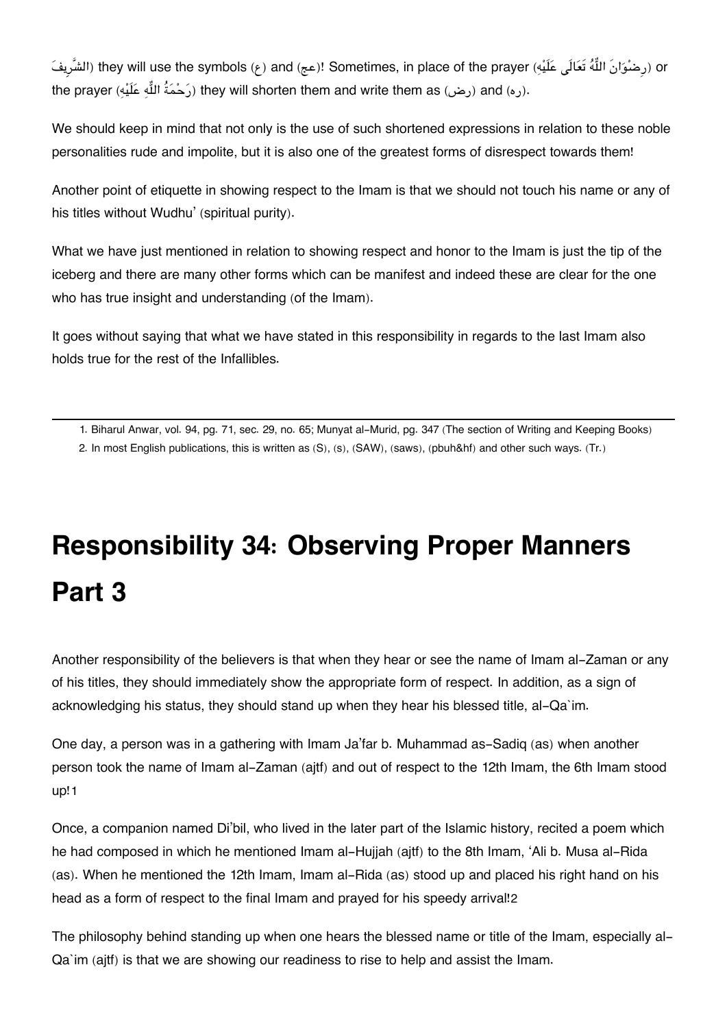(الشَّرِيفَ) they will use the symbols (ع) and (عج)! Sometimes, in place of the prayer (رِضْوَانَ اللَّهُ تَعَالَى عَلَيْهِ) or the prayer (رَحْمَةُ اللَّهِ عَلَيْهِ) they will shorten them and write them as (رض) and (ره).

We should keep in mind that not only is the use of such shortened expressions in relation to these noble personalities rude and impolite, but it is also one of the greatest forms of disrespect towards them!

Another point of etiquette in showing respect to the Imam is that we should not touch his name or any of his titles without Wudhu' (spiritual purity).

What we have just mentioned in relation to showing respect and honor to the Imam is just the tip of the iceberg and there are many other forms which can be manifest and indeed these are clear for the one who has true insight and understanding (of the Imam).

It goes without saying that what we have stated in this responsibility in regards to the last Imam also holds true for the rest of the Infallibles.

---

1. Biharul Anwar, vol. 94, pg. 71, sec. 29, no. 65; Munyat al-Murid, pg. 347 (The section of Writing and Keeping Books)
2. In most English publications, this is written as (S), (s), (SAW), (saws), (pbuh&hf) and other such ways. (Tr.)

# Responsibility 34: Observing Proper Manners Part 3

Another responsibility of the believers is that when they hear or see the name of Imam al-Zaman or any of his titles, they should immediately show the appropriate form of respect. In addition, as a sign of acknowledging his status, they should stand up when they hear his blessed title, al-Qa`im.

One day, a person was in a gathering with Imam Ja'far b. Muhammad as-Sadiq (as) when another person took the name of Imam al-Zaman (ajtf) and out of respect to the 12th Imam, the 6th Imam stood up![1]

Once, a companion named Di'bil, who lived in the later part of the Islamic history, recited a poem which he had composed in which he mentioned Imam al-Hujjah (ajtf) to the 8th Imam, 'Ali b. Musa al-Rida (as). When he mentioned the 12th Imam, Imam al-Rida (as) stood up and placed his right hand on his head as a form of respect to the final Imam and prayed for his speedy arrival![2]

The philosophy behind standing up when one hears the blessed name or title of the Imam, especially al-Qa`im (ajtf) is that we are showing our readiness to rise to help and assist the Imam.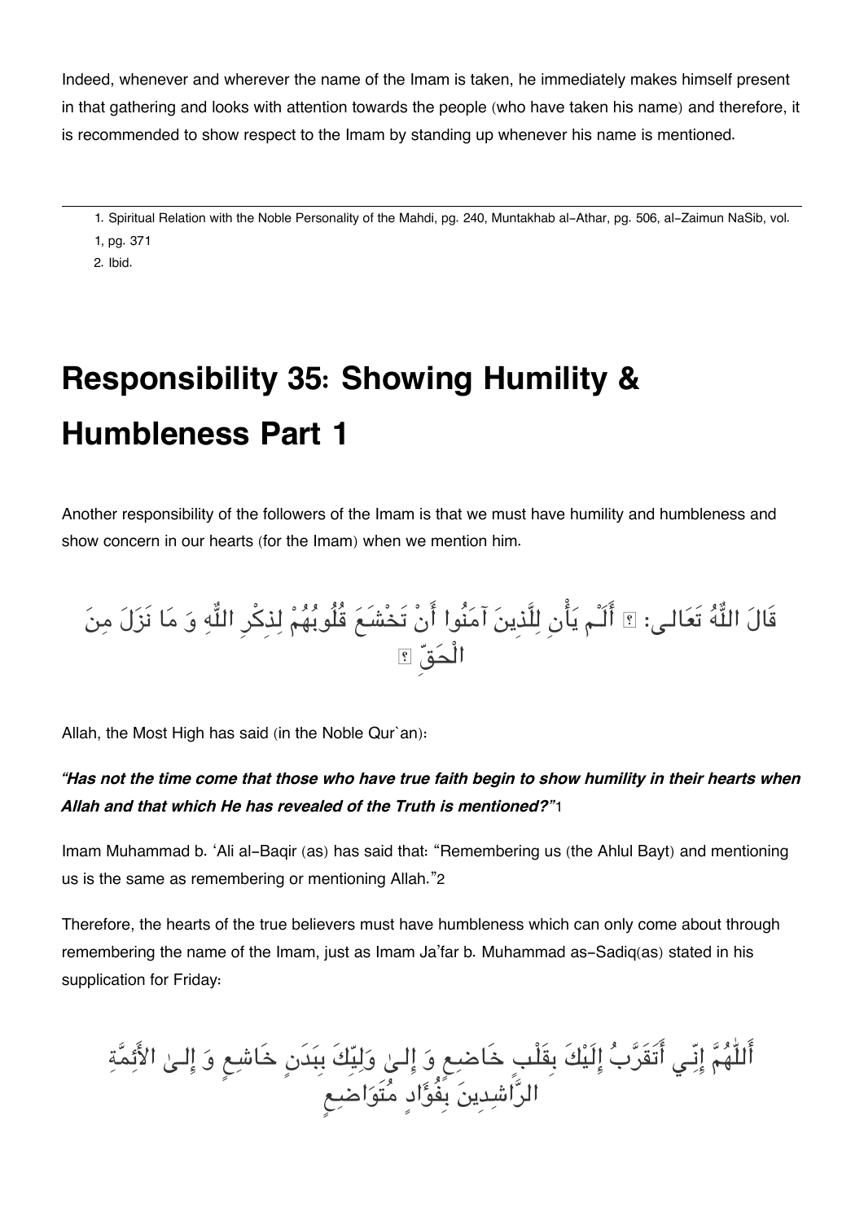Indeed, whenever and wherever the name of the Imam is taken, he immediately makes himself present in that gathering and looks with attention towards the people (who have taken his name) and therefore, it is recommended to show respect to the Imam by standing up whenever his name is mentioned.

---

1. Spiritual Relation with the Noble Personality of the Mahdi, pg. 240, Muntakhab al-Athar, pg. 506, al-Zaimun NaSib, vol. 1, pg. 371
2. Ibid.

# Responsibility 35: Showing Humility & Humbleness Part 1

Another responsibility of the followers of the Imam is that we must have humility and humbleness and show concern in our hearts (for the Imam) when we mention him.

قَالَ اللّٰهُ تَعَالـى: ﴿ أَلَـمْ يَأْنِ لِلَّذِينَ آمَنُوا أَنْ تَخْشَعَ قُلُوبُهُمْ لِذِكْرِ اللّٰهِ وَ مَا نَزَلَ مِنَ الْحَقِّ ﴾

Allah, the Most High has said (in the Noble Qur`an):

***"Has not the time come that those who have true faith begin to show humility in their hearts when Allah and that which He has revealed of the Truth is mentioned?"***[1]

Imam Muhammad b. 'Ali al-Baqir (as) has said that: "Remembering us (the Ahlul Bayt) and mentioning us is the same as remembering or mentioning Allah."[2]

Therefore, the hearts of the true believers must have humbleness which can only come about through remembering the name of the Imam, just as Imam Ja'far b. Muhammad as-Sadiq(as) stated in his supplication for Friday:

أَللّٰهُمَّ إِنّـي أَتَقَرَّبُ إِلَيْكَ بِقَلْبٍ خَاضِعٍ وَ إِلـىٰ وَلِيِّكَ بِبَدَنٍ خَاشِعٍ وَ إِلـىٰ الأَئِمَّةِ الرَّاشِدِينَ بِفُؤَادٍ مُتَوَاضِعٍ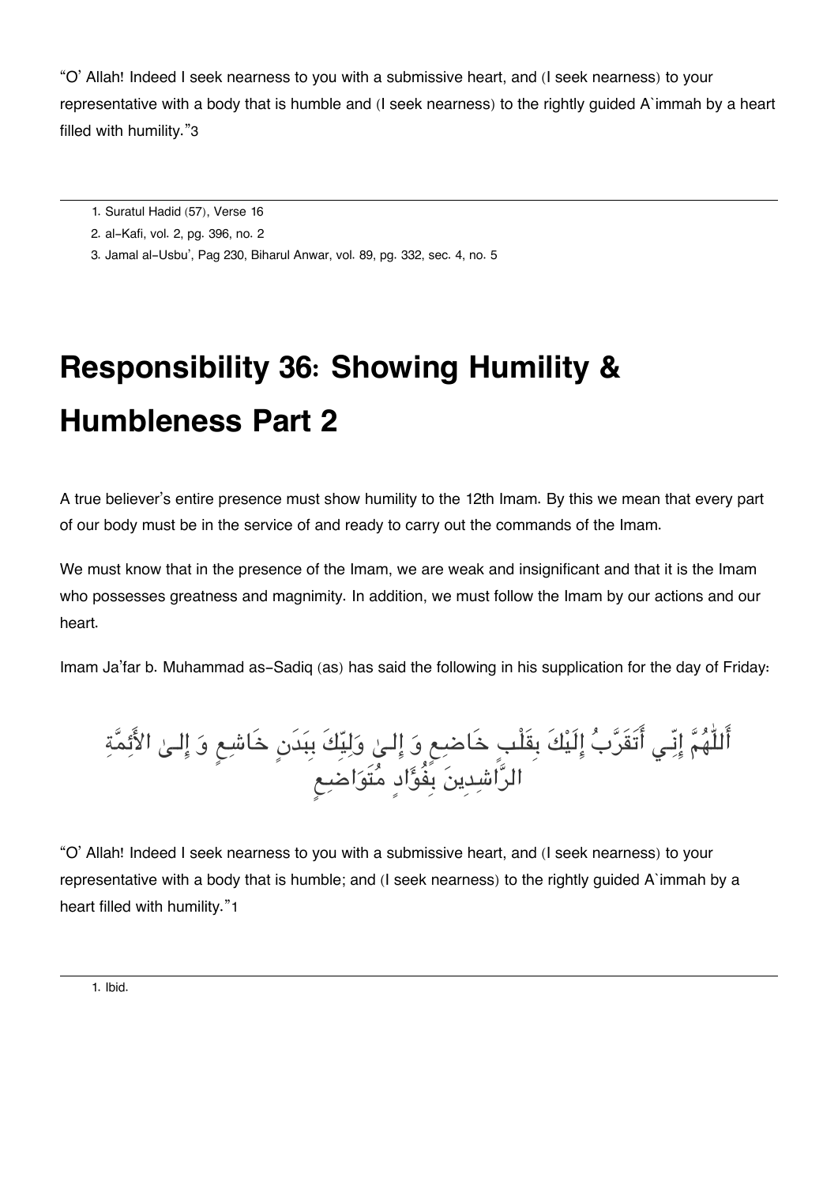"O' Allah! Indeed I seek nearness to you with a submissive heart, and (I seek nearness) to your representative with a body that is humble and (I seek nearness) to the rightly guided A`immah by a heart filled with humility."[3]

---

1. Suratul Hadid (57), Verse 16
2. al-Kafi, vol. 2, pg. 396, no. 2
3. Jamal al-Usbu', Pag 230, Biharul Anwar, vol. 89, pg. 332, sec. 4, no. 5

# Responsibility 36: Showing Humility & Humbleness Part 2

A true believer's entire presence must show humility to the 12th Imam. By this we mean that every part of our body must be in the service of and ready to carry out the commands of the Imam.

We must know that in the presence of the Imam, we are weak and insignificant and that it is the Imam who possesses greatness and magnimity. In addition, we must follow the Imam by our actions and our heart.

Imam Ja'far b. Muhammad as-Sadiq (as) has said the following in his supplication for the day of Friday:

أَللّٰهُمَّ إِنّـِي أَتَقَرَّبُ إِلَيْكَ بِقَلْبٍ خَاضِعٍ وَ إِلـىٰ وَلِيِّكَ بِبَدَنٍ خَاشِعٍ وَ إِلـىٰ الأَئِمَّةِ الرَّاشِدِينَ بِفُؤَادٍ مُتَوَاضِعٍ

"O' Allah! Indeed I seek nearness to you with a submissive heart, and (I seek nearness) to your representative with a body that is humble; and (I seek nearness) to the rightly guided A`immah by a heart filled with humility."[1]

---

1. Ibid.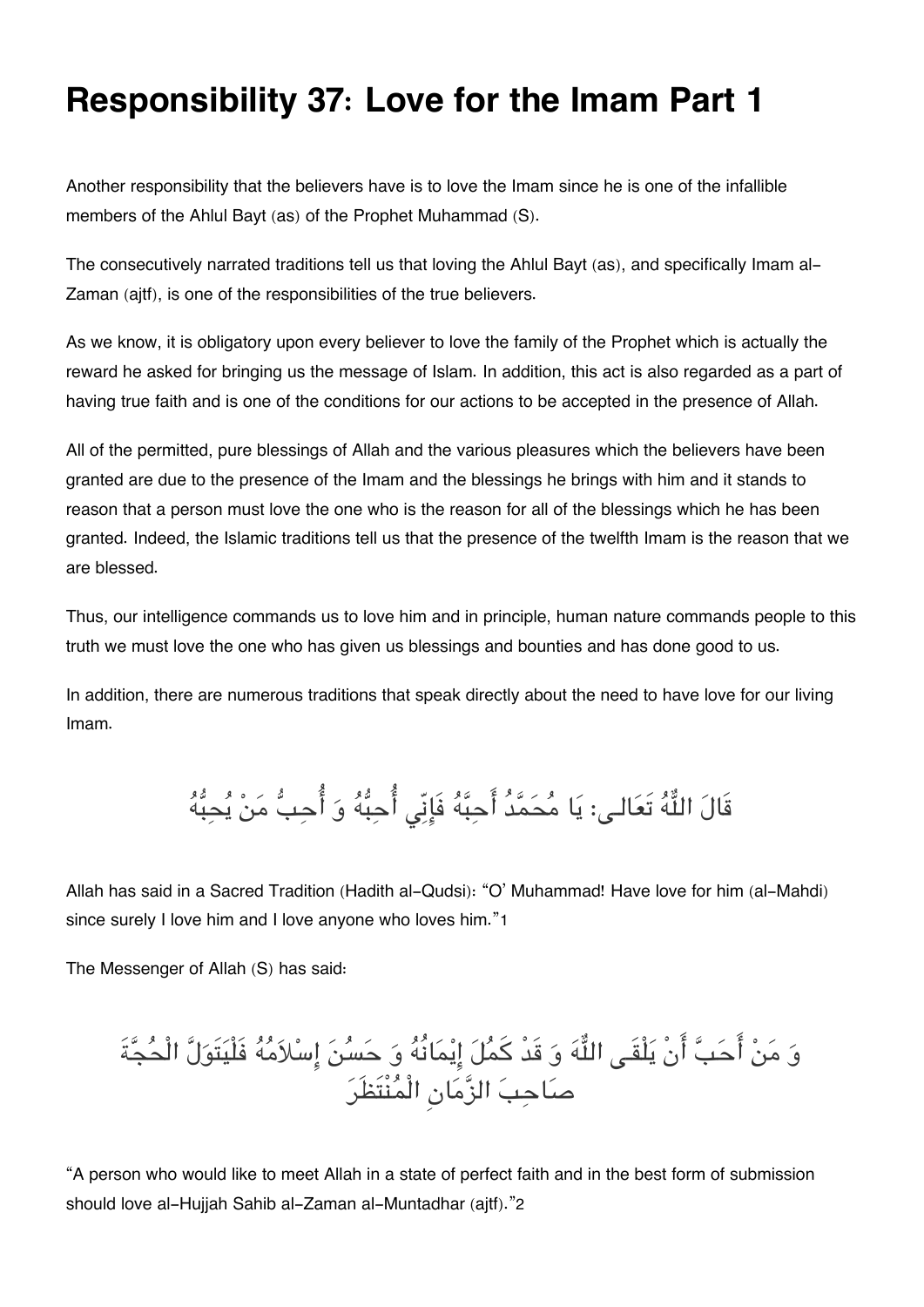# Responsibility 37: Love for the Imam Part 1

Another responsibility that the believers have is to love the Imam since he is one of the infallible members of the Ahlul Bayt (as) of the Prophet Muhammad (S).

The consecutively narrated traditions tell us that loving the Ahlul Bayt (as), and specifically Imam al-Zaman (ajtf), is one of the responsibilities of the true believers.

As we know, it is obligatory upon every believer to love the family of the Prophet which is actually the reward he asked for bringing us the message of Islam. In addition, this act is also regarded as a part of having true faith and is one of the conditions for our actions to be accepted in the presence of Allah.

All of the permitted, pure blessings of Allah and the various pleasures which the believers have been granted are due to the presence of the Imam and the blessings he brings with him and it stands to reason that a person must love the one who is the reason for all of the blessings which he has been granted. Indeed, the Islamic traditions tell us that the presence of the twelfth Imam is the reason that we are blessed.

Thus, our intelligence commands us to love him and in principle, human nature commands people to this truth we must love the one who has given us blessings and bounties and has done good to us.

In addition, there are numerous traditions that speak directly about the need to have love for our living Imam.

قَالَ اللّٰهُ تَعَالى: يَا مُحَمَّدُ أَحِبَّهُ فَإِنِّي أُحِبُّهُ وَ أُحِبُّ مَنْ يُحِبُّهُ

Allah has said in a Sacred Tradition (Hadith al-Qudsi): “O’ Muhammad! Have love for him (al-Mahdi) since surely I love him and I love anyone who loves him.”[1]

The Messenger of Allah (S) has said:

وَ مَنْ أَحَبَّ أَنْ يَلْقَى اللّٰهَ وَ قَدْ كَمُلَ إِيْمَانُهُ وَ حَسُنَ إِسْلاَمُهُ فَلْيَتَوَلَّ الْحُجَّةَ صَاحِبَ الزَّمَانِ الْمُنْتَظَرَ

“A person who would like to meet Allah in a state of perfect faith and in the best form of submission should love al-Hujjah Sahib al-Zaman al-Muntadhar (ajtf).”[2]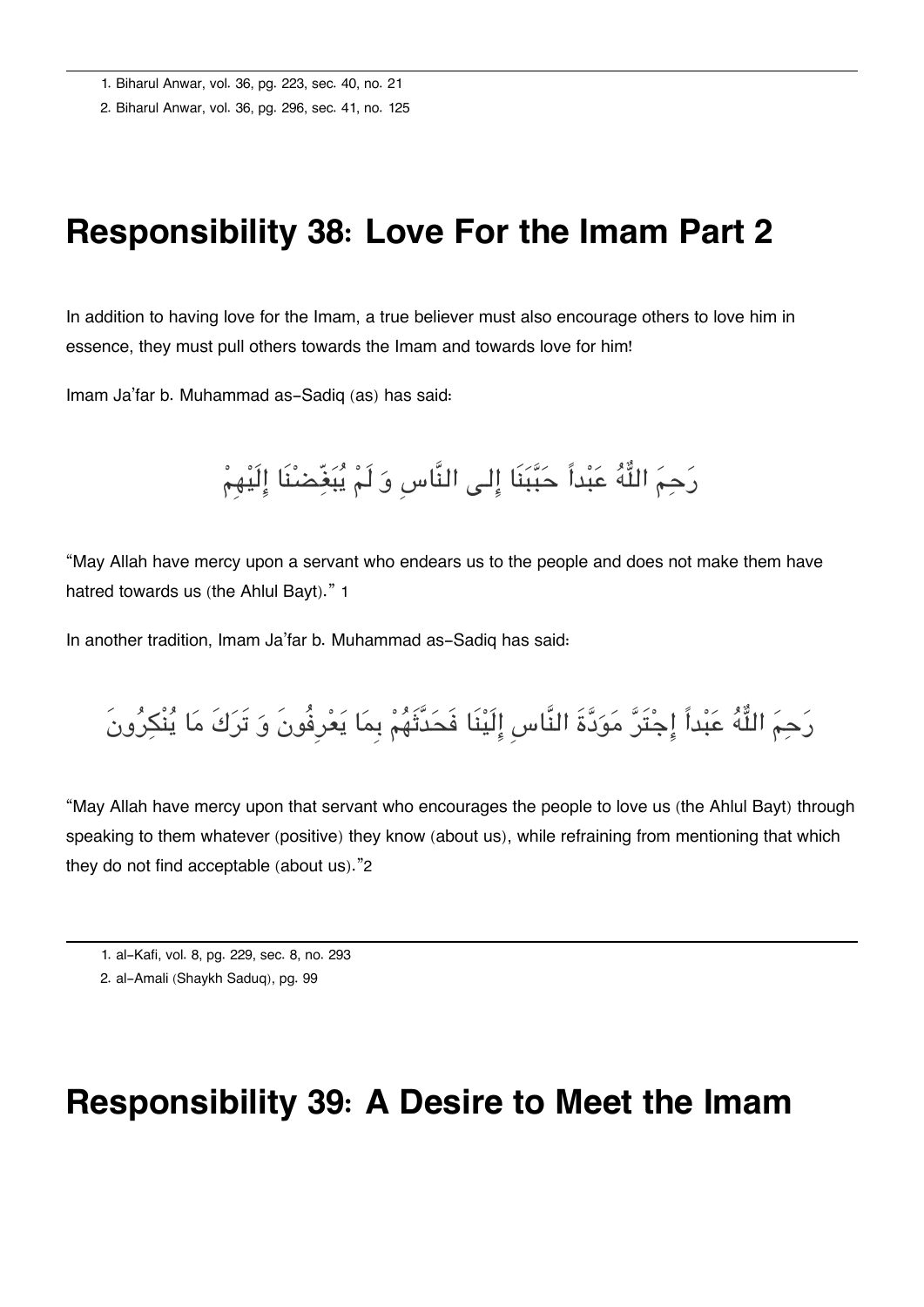1. Biharul Anwar, vol. 36, pg. 223, sec. 40, no. 21
2. Biharul Anwar, vol. 36, pg. 296, sec. 41, no. 125

## Responsibility 38: Love For the Imam Part 2

In addition to having love for the Imam, a true believer must also encourage others to love him in essence, they must pull others towards the Imam and towards love for him!

Imam Ja'far b. Muhammad as-Sadiq (as) has said:

رَحِمَ اللّٰهُ عَبْداً حَبَّبَنَا إِلى النَّاسِ وَ لَمْ يُبَغِّضْنَا إِلَيْهِمْ

"May Allah have mercy upon a servant who endears us to the people and does not make them have hatred towards us (the Ahlul Bayt)." 1

In another tradition, Imam Ja'far b. Muhammad as-Sadiq has said:

رَحِمَ اللّٰهُ عَبْداً إِجْتَرَّ مَوَدَّةَ النَّاسِ إِلَيْنَا فَحَدَّثَهُمْ بِمَا يَعْرِفُونَ وَ تَرَكَ مَا يُنْكِرُونَ

"May Allah have mercy upon that servant who encourages the people to love us (the Ahlul Bayt) through speaking to them whatever (positive) they know (about us), while refraining from mentioning that which they do not find acceptable (about us)."2

1. al-Kafi, vol. 8, pg. 229, sec. 8, no. 293
2. al-Amali (Shaykh Saduq), pg. 99

## Responsibility 39: A Desire to Meet the Imam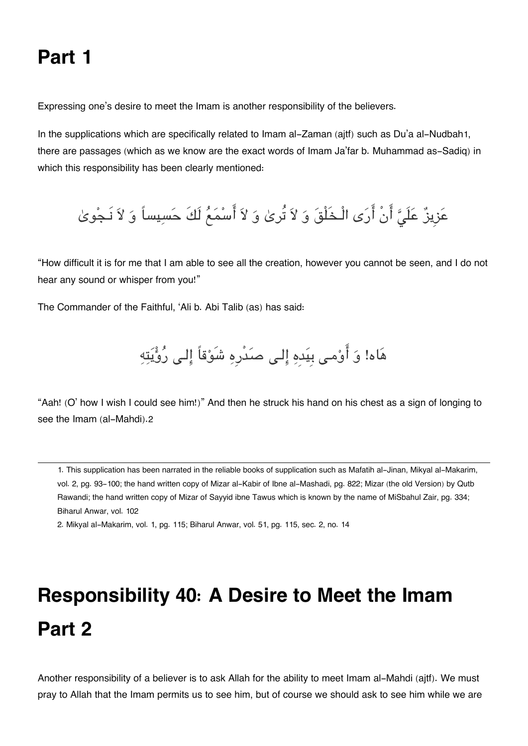## Part 1

Expressing one's desire to meet the Imam is another responsibility of the believers.

In the supplications which are specifically related to Imam al-Zaman (ajtf) such as Du'a al-Nudbah[1], there are passages (which as we know are the exact words of Imam Ja'far b. Muhammad as-Sadiq) in which this responsibility has been clearly mentioned:

عَزِيزٌ عَلَيَّ أَنْ أَرَى الْـخَلْقَ وَ لاَ تُرىٰ وَ لاَ أَسْمَعُ لَكَ حَسِيساً وَ لاَ نَـجْوىٰ

"How difficult it is for me that I am able to see all the creation, however you cannot be seen, and I do not hear any sound or whisper from you!"

The Commander of the Faithful, 'Ali b. Abi Talib (as) has said:

هَاه! وَ أَوْمـى بِيَدِهِ إِلـى صَدْرِهِ شَوْقاً إِلـى رُؤْيَتِهِ

"Aah! (O' how I wish I could see him!)" And then he struck his hand on his chest as a sign of longing to see the Imam (al-Mahdi).[2]

---

1. This supplication has been narrated in the reliable books of supplication such as Mafatih al-Jinan, Mikyal al-Makarim, vol. 2, pg. 93-100; the hand written copy of Mizar al-Kabir of Ibne al-Mashadi, pg. 822; Mizar (the old Version) by Qutb Rawandi; the hand written copy of Mizar of Sayyid ibne Tawus which is known by the name of MiSbahul Zair, pg. 334; Biharul Anwar, vol. 102
2. Mikyal al-Makarim, vol. 1, pg. 115; Biharul Anwar, vol. 51, pg. 115, sec. 2, no. 14

# Responsibility 40: A Desire to Meet the Imam

## Part 2

Another responsibility of a believer is to ask Allah for the ability to meet Imam al-Mahdi (ajtf). We must pray to Allah that the Imam permits us to see him, but of course we should ask to see him while we are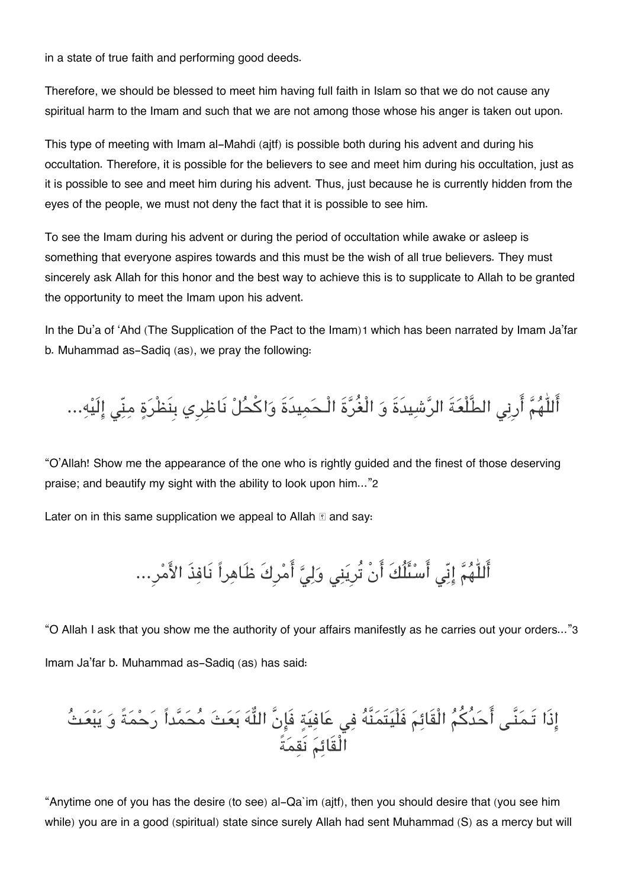in a state of true faith and performing good deeds.

Therefore, we should be blessed to meet him having full faith in Islam so that we do not cause any spiritual harm to the Imam and such that we are not among those whose his anger is taken out upon.

This type of meeting with Imam al-Mahdi (ajtf) is possible both during his advent and during his occultation. Therefore, it is possible for the believers to see and meet him during his occultation, just as it is possible to see and meet him during his advent. Thus, just because he is currently hidden from the eyes of the people, we must not deny the fact that it is possible to see him.

To see the Imam during his advent or during the period of occultation while awake or asleep is something that everyone aspires towards and this must be the wish of all true believers. They must sincerely ask Allah for this honor and the best way to achieve this is to supplicate to Allah to be granted the opportunity to meet the Imam upon his advent.

In the Du'a of 'Ahd (The Supplication of the Pact to the Imam)[1] which has been narrated by Imam Ja'far b. Muhammad as-Sadiq (as), we pray the following:

أَللّٰهُمَّ أَرِنِي الطَّلْعَةَ الرَّشِيدَةَ وَ الْغُرَّةَ الْحَمِيدَةَ وَاكْحُلْ نَاظِرِي بِنَظْرَةٍ مِنِّي إِلَيْهِ...

"O'Allah! Show me the appearance of the one who is rightly guided and the finest of those deserving praise; and beautify my sight with the ability to look upon him..."[2]

Later on in this same supplication we appeal to Allah ﷻ and say:

أَللّٰهُمَّ إِنِّي أَسْئَلُكَ أَنْ تُرِيَنِي وَلِيَّ أَمْرِكَ ظَاهِراً نَافِذَ الأَمْرِ...

"O Allah I ask that you show me the authority of your affairs manifestly as he carries out your orders..."[3]

Imam Ja'far b. Muhammad as-Sadiq (as) has said:

إِذَا تَمَنَّى أَحَدُكُمُ الْقَائِمَ فَلْيَتَمَنَّهُ فِي عَافِيَةٍ فَإِنَّ اللّٰهَ بَعَثَ مُحَمَّداً رَحْمَةً وَ يَبْعَثُ الْقَائِمَ نَقِمَةً

"Anytime one of you has the desire (to see) al-Qa`im (ajtf), then you should desire that (you see him while) you are in a good (spiritual) state since surely Allah had sent Muhammad (S) as a mercy but will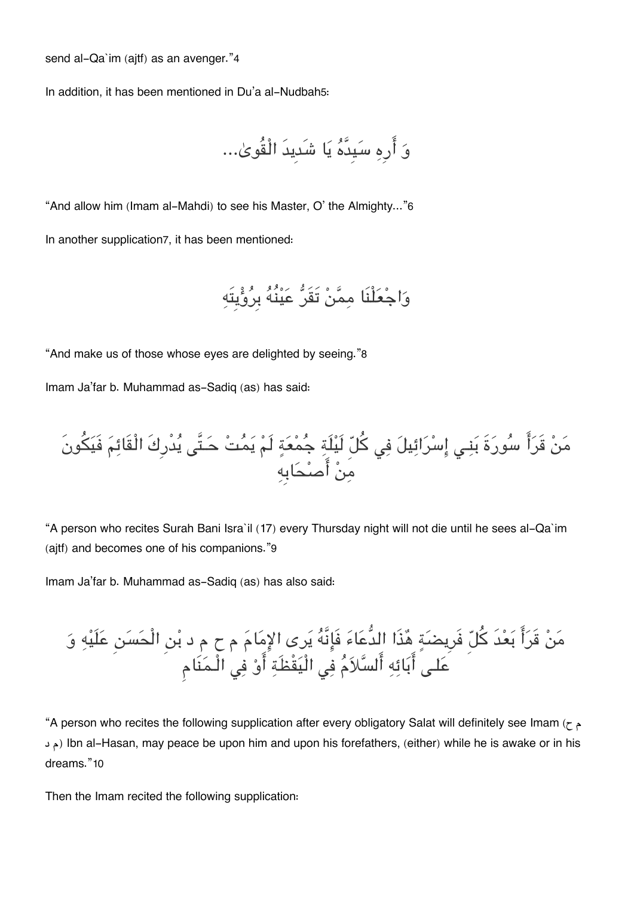send al-Qa`im (ajtf) as an avenger."4

In addition, it has been mentioned in Du'a al-Nudbah5:

وَ أَرِهِ سَيِّدَهُ يَا شَدِيدَ الْقُوىٰ...

"And allow him (Imam al-Mahdi) to see his Master, O' the Almighty..."6

In another supplication7, it has been mentioned:

وَاجْعَلْنَا مِمَّنْ تَقَرُّ عَيْنُهُ بِرُؤْيَتِهِ

"And make us of those whose eyes are delighted by seeing."8

Imam Ja'far b. Muhammad as-Sadiq (as) has said:

مَنْ قَرَأَ سُورَةَ بَنِي إِسْرَائِيلَ فِي كُلِّ لَيْلَةِ جُمْعَةٍ لَمْ يَمُتْ حَتَّى يُدْرِكَ الْقَائِمَ فَيَكُونَ مِنْ أَصْحَابِهِ

"A person who recites Surah Bani Isra`il (17) every Thursday night will not die until he sees al-Qa`im (ajtf) and becomes one of his companions."9

Imam Ja'far b. Muhammad as-Sadiq (as) has also said:

مَنْ قَرَأَ بَعْدَ كُلِّ فَرِيضَةٍ هٰذَا الدُّعَاءَ فَإِنَّهُ يَرى الإِمَامَ م ح م د بْنِ الْحَسَنِ عَلَيْهِ وَ عَلى أَبَائِهِ أَلسَّلاَمُ فِي الْيَقْظَةِ أَوْ فِي الْمَنَامِ

"A person who recites the following supplication after every obligatory Salat will definitely see Imam (م ح م د) Ibn al-Hasan, may peace be upon him and upon his forefathers, (either) while he is awake or in his dreams."10

Then the Imam recited the following supplication: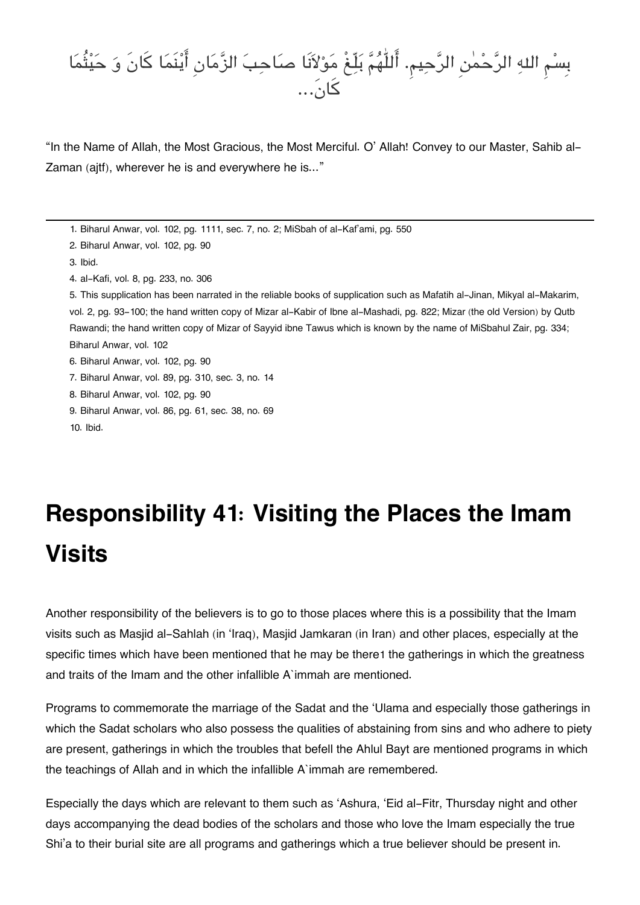بِسْمِ اللهِ الرَّحْمٰنِ الرَّحِيمِ. أَللّٰهُمَّ بَلِّغْ مَوْلاَنَا صَاحِبَ الزَّمَانِ أَيْنَمَا كَانَ وَ حَيْثُمَا كَانَ...

"In the Name of Allah, the Most Gracious, the Most Merciful. O' Allah! Convey to our Master, Sahib al-Zaman (ajtf), wherever he is and everywhere he is..."

---

1. Biharul Anwar, vol. 102, pg. 1111, sec. 7, no. 2; MiSbah of al-Kaf'ami, pg. 550
2. Biharul Anwar, vol. 102, pg. 90
3. Ibid.
4. al-Kafi, vol. 8, pg. 233, no. 306
5. This supplication has been narrated in the reliable books of supplication such as Mafatih al-Jinan, Mikyal al-Makarim, vol. 2, pg. 93-100; the hand written copy of Mizar al-Kabir of Ibne al-Mashadi, pg. 822; Mizar (the old Version) by Qutb Rawandi; the hand written copy of Mizar of Sayyid ibne Tawus which is known by the name of MiSbahul Zair, pg. 334; Biharul Anwar, vol. 102
6. Biharul Anwar, vol. 102, pg. 90
7. Biharul Anwar, vol. 89, pg. 310, sec. 3, no. 14
8. Biharul Anwar, vol. 102, pg. 90
9. Biharul Anwar, vol. 86, pg. 61, sec. 38, no. 69
10. Ibid.

# Responsibility 41: Visiting the Places the Imam Visits

Another responsibility of the believers is to go to those places where this is a possibility that the Imam visits such as Masjid al-Sahlah (in 'Iraq), Masjid Jamkaran (in Iran) and other places, especially at the specific times which have been mentioned that he may be there[1] the gatherings in which the greatness and traits of the Imam and the other infallible A`immah are mentioned.

Programs to commemorate the marriage of the Sadat and the 'Ulama and especially those gatherings in which the Sadat scholars who also possess the qualities of abstaining from sins and who adhere to piety are present, gatherings in which the troubles that befell the Ahlul Bayt are mentioned programs in which the teachings of Allah and in which the infallible A`immah are remembered.

Especially the days which are relevant to them such as 'Ashura, 'Eid al-Fitr, Thursday night and other days accompanying the dead bodies of the scholars and those who love the Imam especially the true Shi'a to their burial site are all programs and gatherings which a true believer should be present in.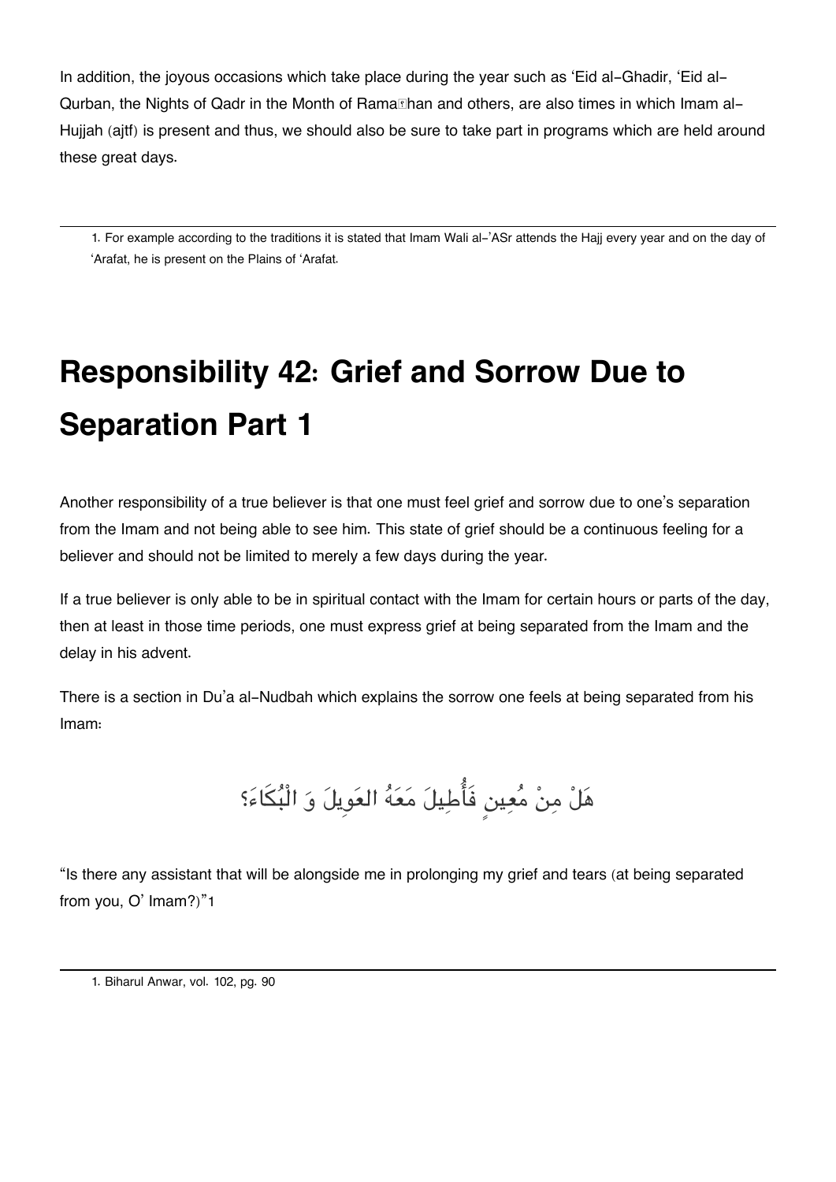In addition, the joyous occasions which take place during the year such as 'Eid al-Ghadir, 'Eid al-Qurban, the Nights of Qadr in the Month of Ramaḍhan and others, are also times in which Imam al-Hujjah (ajtf) is present and thus, we should also be sure to take part in programs which are held around these great days.

---

1. For example according to the traditions it is stated that Imam Wali al-'ASr attends the Hajj every year and on the day of 'Arafat, he is present on the Plains of 'Arafat.

# Responsibility 42: Grief and Sorrow Due to Separation Part 1

Another responsibility of a true believer is that one must feel grief and sorrow due to one's separation from the Imam and not being able to see him. This state of grief should be a continuous feeling for a believer and should not be limited to merely a few days during the year.

If a true believer is only able to be in spiritual contact with the Imam for certain hours or parts of the day, then at least in those time periods, one must express grief at being separated from the Imam and the delay in his advent.

There is a section in Du'a al-Nudbah which explains the sorrow one feels at being separated from his Imam:

هَلْ مِنْ مُعِينٍ فَأُطِيلَ مَعَهُ العَوِيلَ وَ الْبُكَاءَ؟

"Is there any assistant that will be alongside me in prolonging my grief and tears (at being separated from you, O' Imam?)"[1]

---

1. Biharul Anwar, vol. 102, pg. 90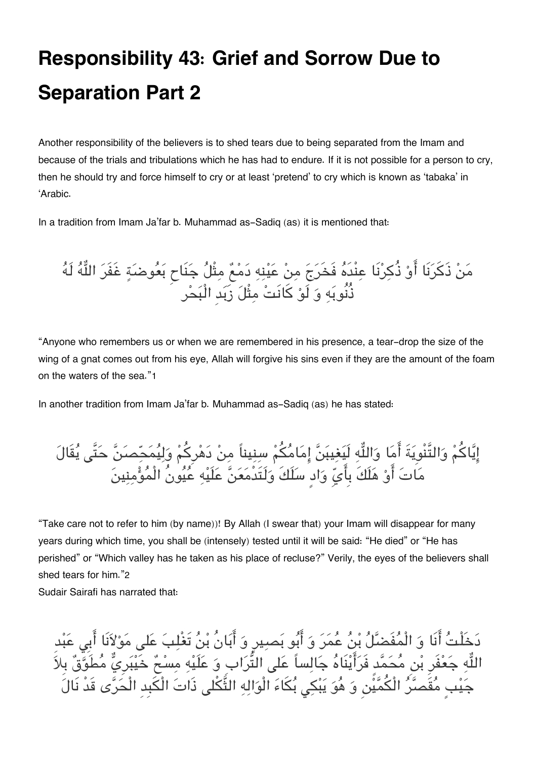# Responsibility 43: Grief and Sorrow Due to Separation Part 2

Another responsibility of the believers is to shed tears due to being separated from the Imam and because of the trials and tribulations which he has had to endure. If it is not possible for a person to cry, then he should try and force himself to cry or at least 'pretend' to cry which is known as 'tabaka' in 'Arabic.

In a tradition from Imam Ja'far b. Muhammad as-Sadiq (as) it is mentioned that:

مَنْ ذَكَرَنَا أَوْ ذُكِرْنَا عِنْدَهُ فَخَرَجَ مِنْ عَيْنِهِ دَمْعٌ مِثْلُ جَنَاحِ بَعُوضَةٍ غَفَرَ اللَّهُ لَهُ ذُنُوبَهُ وَ لَوْ كَانَتْ مِثْلَ زَبَدِ الْبَحْرِ

"Anyone who remembers us or when we are remembered in his presence, a tear-drop the size of the wing of a gnat comes out from his eye, Allah will forgive his sins even if they are the amount of the foam on the waters of the sea."[1]

In another tradition from Imam Ja'far b. Muhammad as-Sadiq (as) he has stated:

إِيَّاكُمْ وَالتَّنْوِيَةَ أَمَا وَاللَّهِ لَيَغِيبَنَّ إِمَامُكُمْ سِنِيناً مِنْ دَهْرِكُمْ وَلَيُمَحِّصَنَّ حَتَّى يُقَالَ مَاتَ أَوْ هَلَكَ بِأَيِّ وَادٍ سَلَكَ وَلَتَدْمَعَنَّ عَلَيْهِ عُيُونُ الْمُؤْمِنِينَ

"Take care not to refer to him (by name))! By Allah (I swear that) your Imam will disappear for many years during which time, you shall be (intensely) tested until it will be said: "He died" or "He has perished" or "Which valley has he taken as his place of recluse?" Verily, the eyes of the believers shall shed tears for him."[2]

Sudair Sairafi has narrated that:

دَخَلْتُ أَنَا وَ الْمُفَضَّلُ بْنُ عُمَرَ وَ أَبُو بَصِيرٍ وَ أَبَانُ بْنُ تَغْلِبَ عَلَى مَوْلَانَا أَبِي عَبْدِ اللَّهِ جَعْفَرِ بْنِ مُحَمَّدٍ فَرَأَيْنَاهُ جَالِساً عَلَى التُّرَابِ وَ عَلَيْهِ مِسْحٌ خَيْبَرِيٌّ مُطَوَّقٌ بِلاَ جَيْبٍ مُقَصَّرُ الْكُمَّيْنِ وَ هُوَ يَبْكِي بُكَاءَ الْوَالِهِ الثَّكْلَى ذَاتَ الْكَبِدِ الْحَرَّى قَدْ نَالَ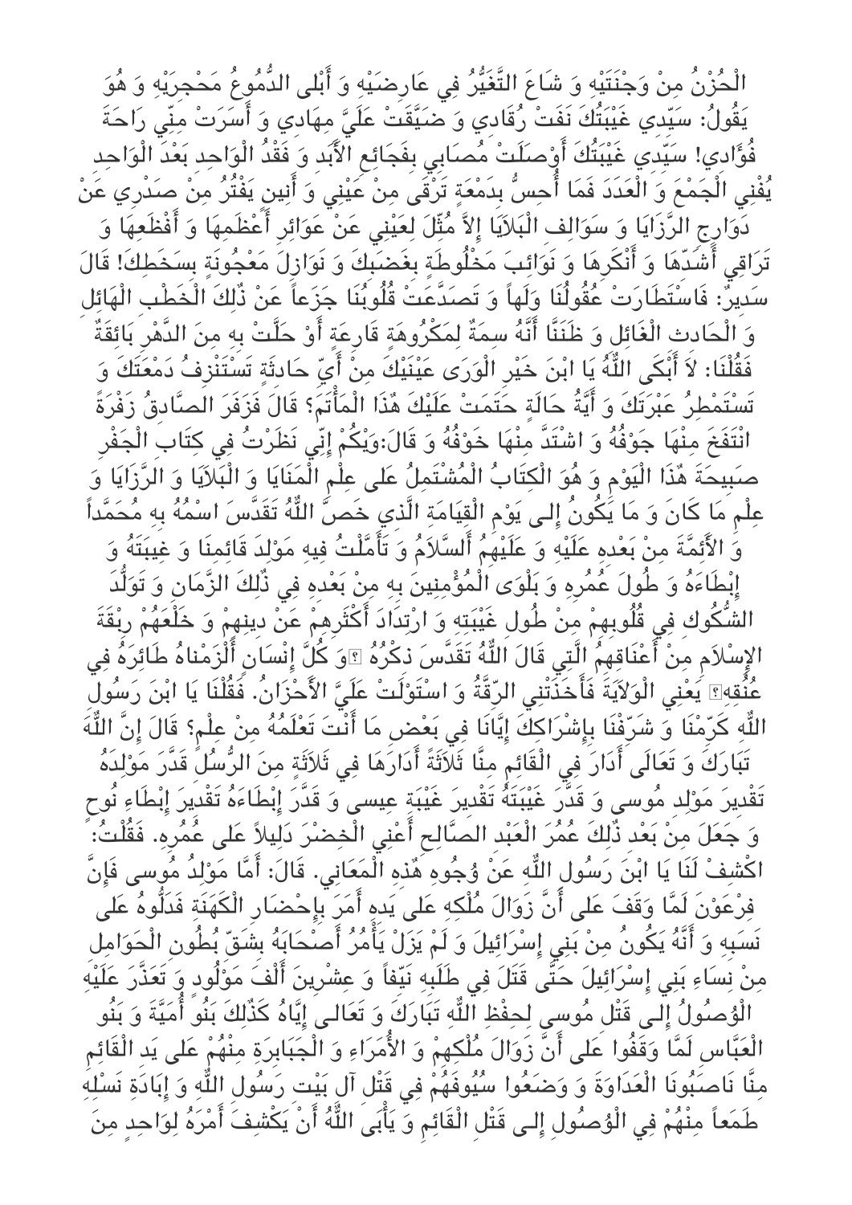الْحُزْنُ مِنْ وَجْنَتَيْهِ وَ شَاعَ التَّغَيُّرُ فِي عَارِضَيْهِ وَ أَبْلَى الدُّمُوعُ مَحْجِرَيْهِ وَ هُوَ يَقُولُ: سَيِّدِي غَيْبَتُكَ نَفَتْ رُقَادِي وَ ضَيَّقَتْ عَلَيَّ مِهَادِي وَ أَسَرَتْ مِنِّي رَاحَةَ فُؤَادِي! سَيِّدِي غَيْبَتُكَ أَوْصَلَتْ مُصَابِي بِفَجَائِعِ الْأَبَدِ وَ فَقْدُ الْوَاحِدِ بَعْدَ الْوَاحِدِ يُفْنِي الْجَمْعَ وَ الْعَدَدَ فَمَا أُحِسُّ بِدَمْعَةٍ تَرْقَى مِنْ عَيْنِي وَ أَنِينٍ يَفْتُرُ مِنْ صَدْرِي عَنْ دَوَارِجِ الرَّزَايَا وَ سَوَالِفِ الْبَلَايَا إِلاَّ مُثِّلَ لِعَيْنِي عَنْ عَوَائِرِ أَعْظَمِهَا وَ أَفْظَعِهَا وَ تَرَاقِي أَشَدِّهَا وَ أَنْكَرِهَا وَ نَوَائِبَ مَخْلُوطَةٍ بِغَضَبِكَ وَ نَوَازِلَ مَعْجُونَةٍ بِسَخَطِكَ! قَالَ سَدِيرٌ: فَاسْتَطَارَتْ عُقُولُنَا وَلَهاً وَ تَصَدَّعَتْ قُلُوبُنَا جَزَعاً عَنْ ذَٰلِكَ الْخَطْبِ الْهَائِلِ وَ الْحَادِثِ الْغَائِلِ وَ ظَنَنَّا أَنَّهُ سِمَةٌ لِمَكْرُوهَةٍ قَارِعَةٍ أَوْ حَلَّتْ بِهِ مِنَ الدَّهْرِ بَائِقَةٌ فَقُلْنَا: لاَ أَبْكَى اللَّٰهُ يَا ابْنَ خَيْرِ الْوَرَى عَيْنَيْكَ مِنْ أَيِّ حَادِثَةٍ تَسْتَنْزِفُ دَمْعَتَكَ وَ تَسْتَمْطِرُ عَبْرَتَكَ وَ أَيَّةُ حَالَةٍ حَتَمَتْ عَلَيْكَ هٰذَا الْمَأْتَمَ؟ قَالَ فَزَفَرَ الصَّادِقُ زَفْرَةً انْتَفَخَ مِنْهَا جَوْفُهُ وَ اشْتَدَّ مِنْهَا خَوْفُهُ وَ قَالَ:وَيْكُمْ إِنِّي نَظَرْتُ فِي كِتَابِ الْجَفْرِ صَبِيحَةَ هٰذَا الْيَوْمِ وَ هُوَ الْكِتَابُ الْمُشْتَمِلُ عَلَى عِلْمِ الْمَنَايَا وَ الْبَلَايَا وَ الرَّزَايَا وَ عِلْمِ مَا كَانَ وَ مَا يَكُونُ إِلَى يَوْمِ الْقِيَامَةِ الَّذِي خَصَّ اللَّٰهُ تَقَدَّسَ اسْمُهُ بِهِ مُحَمَّداً وَ الْأَئِمَّةَ مِنْ بَعْدِهِ عَلَيْهِ وَ عَلَيْهِمُ السَّلَامُ وَ تَأَمَّلْتُ فِيهِ مَوْلِدَ قَائِمِنَا وَ غِيبَتَهُ وَ إِبْطَاءَهُ وَ طُولَ عُمُرِهِ وَ بَلْوَى الْمُؤْمِنِينَ بِهِ مِنْ بَعْدِهِ فِي ذٰلِكَ الزَّمَانِ وَ تَوَلُّدَ الشُّكُوكِ فِي قُلُوبِهِمْ مِنْ طُولِ غَيْبَتِهِ وَ ارْتِدَادَ أَكْثَرِهِمْ عَنْ دِينِهِمْ وَ خَلْعَهُمْ رِبْقَةَ الْإِسْلَامِ مِنْ أَعْنَاقِهِمُ الَّتِي قَالَ اللَّٰهُ تَقَدَّسَ ذِكْرُهُ ﴿وَ كُلَّ إِنْسَانٍ أَلْزَمْنَاهُ طَائِرَهُ فِي عُنُقِهِ﴾ يَعْنِي الْوَلَايَةَ فَأَخَذَتْنِي الرِّقَّةُ وَ اسْتَوْلَتْ عَلَيَّ الْأَحْزَانُ. فَقُلْنَا يَا ابْنَ رَسُولِ اللَّٰهِ كَرِّمْنَا وَ شَرِّفْنَا بِإِشْرَاكِكَ إِيَّانَا فِي بَعْضِ مَا أَنْتَ تَعْلَمُهُ مِنْ عِلْمٍ؟ قَالَ إِنَّ اللَّٰهَ تَبَارَكَ وَ تَعَالَى أَدَارَ فِي الْقَائِمِ مِنَّا ثَلَاثَةً أَدَارَهَا فِي ثَلَاثَةٍ مِنَ الرُّسُلِ قَدَّرَ مَوْلِدَهُ تَقْدِيرَ مَوْلِدِ مُوسى وَ قَدَّرَ غَيْبَتَهُ تَقْدِيرَ غَيْبَةِ عِيسى وَ قَدَّرَ إِبْطَاءَهُ تَقْدِيرَ إِبْطَاءِ نُوحٍ وَ جَعَلَ مِنْ بَعْدِ ذٰلِكَ عُمُرَ الْعَبْدِ الصَّالِحِ أَعْنِي الْخِضْرَ دَلِيلاً عَلى عُمُرِهِ. فَقُلْتُ: اكْشِفْ لَنَا يَا ابْنَ رَسُولِ اللَّٰهِ عَنْ وُجُوهِ هٰذِهِ الْمَعَانِي. قَالَ: أَمَّا مَوْلِدُ مُوسى فَإِنَّ فِرْعَوْنَ لَمَّا وَقَفَ عَلى أَنَّ زَوَالَ مُلْكِهِ عَلى يَدِهِ أَمَرَ بِإِحْضَارِ الْكَهَنَةِ فَدَلُّوهُ عَلى نَسَبِهِ وَ أَنَّهُ يَكُونُ مِنْ بَنِي إِسْرَائِيلَ وَ لَمْ يَزَلْ يَأْمُرُ أَصْحَابَهُ بِشَقِّ بُطُونِ الْحَوَامِلِ مِنْ نِسَاءِ بَنِي إِسْرَائِيلَ حَتَّى قَتَلَ فِي طَلَبِهِ نَيِّفاً وَ عِشْرِينَ أَلْفَ مَوْلُودٍ وَ تَعَذَّرَ عَلَيْهِ الْوُصُولُ إِلى قَتْلِ مُوسى لِحِفْظِ اللَّٰهِ تَبَارَكَ وَ تَعَالى إِيَّاهُ كَذٰلِكَ بَنُو أُمَيَّةَ وَ بَنُو الْعَبَّاسِ لَمَّا وَقَفُوا عَلى أَنَّ زَوَالَ مُلْكِهِمْ وَ الْأُمَرَاءِ وَ الْجَبَابِرَةِ مِنْهُمْ عَلى يَدِ الْقَائِمِ مِنَّا نَاصَبُونَا الْعَدَاوَةَ وَ وَضَعُوا سُيُوفَهُمْ فِي قَتْلِ آلِ بَيْتِ رَسُولِ اللَّٰهِ وَ إِبَادَةِ نَسْلِهِ طَمَعاً مِنْهُمْ فِي الْوُصُولِ إِلى قَتْلِ الْقَائِمِ وَ يَأْبَى اللَّٰهُ أَنْ يَكْشِفَ أَمْرَهُ لِوَاحِدٍ مِنَ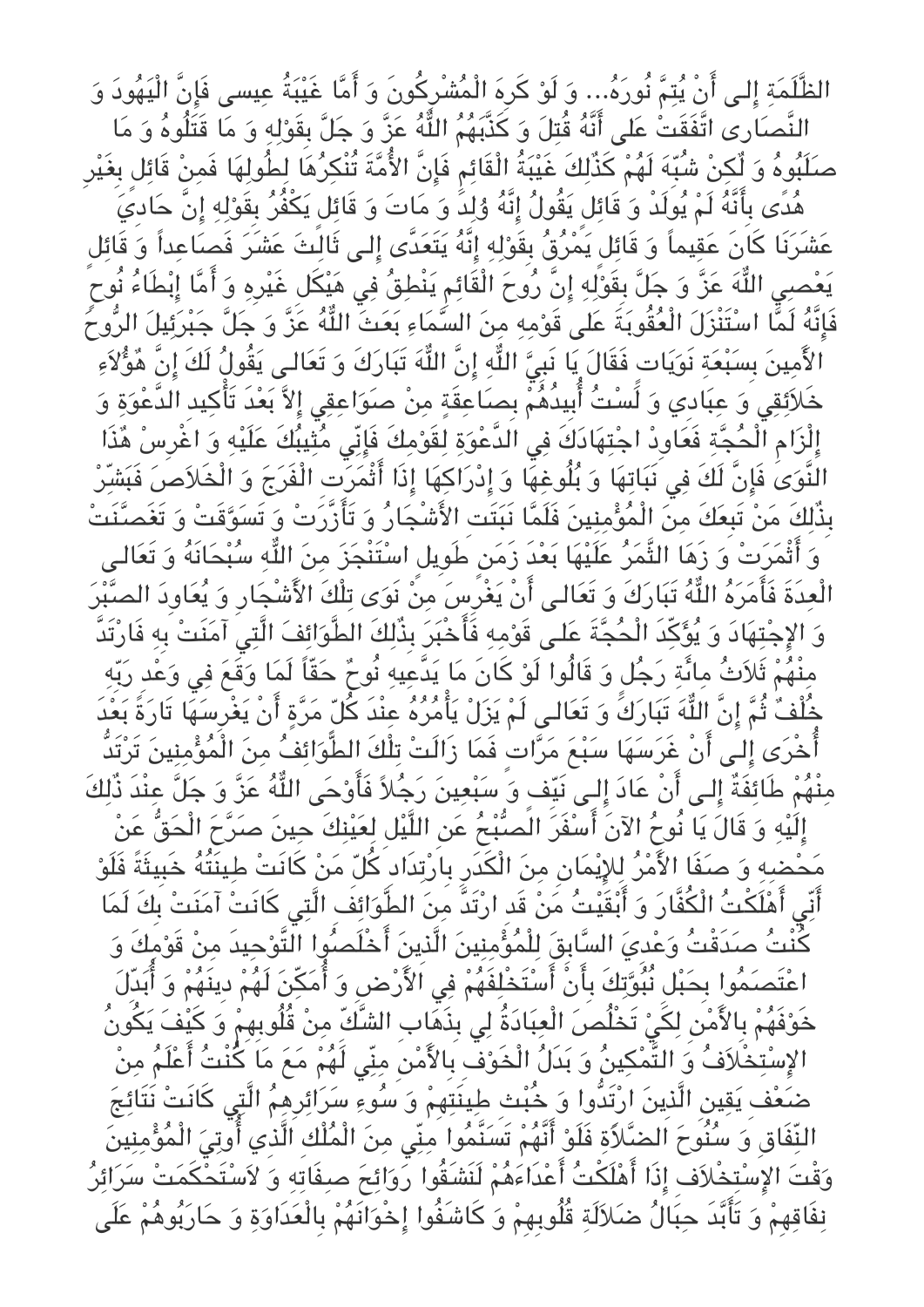الظَّلَمَةِ إِلى أَنْ يُتِمَّ نُورَهُ... وَ لَوْ كَرِهَ الْمُشْرِكُونَ وَ أَمَّا غَيْبَةُ عِيسى فَإِنَّ الْيَهُودَ وَ النَّصَارَى اتَّفَقَتْ عَلَى أَنَّهُ قُتِلَ وَ كَذَّبَهُمُ اللَّهُ عَزَّ وَ جَلَّ بِقَوْلِهِ وَ مَا قَتَلُوهُ وَ مَا صَلَبُوهُ وَ لَكِنْ شُبِّهَ لَهُمْ كَذَٰلِكَ غَيْبَةُ الْقَائِمِ فَإِنَّ الْأُمَّةَ تُنْكِرُهَا لِطُولِهَا فَمِنْ قَائِلٍ بِغَيْرِ هُدًى بِأَنَّهُ لَمْ يُولَدْ وَ قَائِلٍ يَقُولُ إِنَّهُ وُلِدَ وَ مَاتَ وَ قَائِلٍ يَكْفُرُ بِقَوْلِهِ إِنَّ حَادِيَ عَشَرَنَا كَانَ عَقِيماً وَ قَائِلٍ يَمْرُقُ بِقَوْلِهِ إِنَّهُ يَتَعَدَّى إِلى ثَالِثَ عَشَرَ فَصَاعِداً وَ قَائِلٍ يَعْصِي اللَّهَ عَزَّ وَ جَلَّ بِقَوْلِهِ إِنَّ رُوحَ الْقَائِمِ يَنْطِقُ فِي هَيْكَلِ غَيْرِهِ وَ أَمَّا إِبْطَاءُ نُوحٍ فَإِنَّهُ لَمَّا اسْتَنْزَلَ الْعُقُوبَةَ عَلَى قَوْمِهِ مِنَ السَّمَاءِ بَعَثَ اللَّهُ عَزَّ وَ جَلَّ جَبْرَئِيلَ الرُّوحَ الْأَمِينَ بِسَبْعَةِ نَوَيَاتٍ فَقَالَ يَا نَبِيَّ اللَّهِ إِنَّ اللَّهَ تَبَارَكَ وَ تَعَالَى يَقُولُ لَكَ إِنَّ هٰؤُلَاءِ خَلَائِقِي وَ عِبَادِي وَ لَسْتُ أُبِيدُهُمْ بِصَاعِقَةٍ مِنْ صَوَاعِقِي إِلَّا بَعْدَ تَأْكِيدِ الدَّعْوَةِ وَ إِلْزَامِ الْحُجَّةِ فَعَاوِدِ اجْتِهَادَكَ فِي الدَّعْوَةِ لِقَوْمِكَ فَإِنِّي مُثِيبُكَ عَلَيْهِ وَ اغْرِسْ هٰذَا النَّوَى فَإِنَّ لَكَ فِي نَبَاتِهَا وَ بُلُوغِهَا وَ إِدْرَاكِهَا إِذَا أَثْمَرَتِ الْفَرَجَ وَ الْخَلَاصَ فَبَشِّرْ بِذٰلِكَ مَنْ تَبِعَكَ مِنَ الْمُؤْمِنِينَ فَلَمَّا نَبَتَتِ الْأَشْجَارُ وَ تَأَزَّرَتْ وَ تَسَوَّقَتْ وَ تَغَصَّنَتْ وَ أَثْمَرَتْ وَ زَهَا الثَّمَرُ عَلَيْهَا بَعْدَ زَمَنٍ طَوِيلٍ اسْتَنْجَزَ مِنَ اللَّهِ سُبْحَانَهُ وَ تَعَالَى الْعِدَةَ فَأَمَرَهُ اللَّهُ تَبَارَكَ وَ تَعَالَى أَنْ يَغْرِسَ مِنْ نَوَى تِلْكَ الْأَشْجَارِ وَ يُعَاوِدَ الصَّبْرَ وَ الِاجْتِهَادَ وَ يُؤَكِّدَ الْحُجَّةَ عَلَى قَوْمِهِ فَأَخْبَرَ بِذٰلِكَ الطَّوَائِفَ الَّتِي آمَنَتْ بِهِ فَارْتَدَّ مِنْهُمْ ثَلَاثُ مِائَةِ رَجُلٍ وَ قَالُوا لَوْ كَانَ مَا يَدَّعِيهِ نُوحٌ حَقّاً لَمَا وَقَعَ فِي وَعْدِ رَبِّهِ خُلْفٌ ثُمَّ إِنَّ اللَّهَ تَبَارَكَ وَ تَعَالَى لَمْ يَزَلْ يَأْمُرُهُ عِنْدَ كُلِّ مَرَّةٍ أَنْ يَغْرِسَهَا تَارَةً بَعْدَ أُخْرَى إِلى أَنْ غَرَسَهَا سَبْعَ مَرَّاتٍ فَمَا زَالَتْ تِلْكَ الطَّوَائِفُ مِنَ الْمُؤْمِنِينَ تَرْتَدُّ مِنْهُمْ طَائِفَةٌ إِلى أَنْ عَادَ إِلى نَيِّفٍ وَ سَبْعِينَ رَجُلاً فَأَوْحَى اللَّهُ عَزَّ وَ جَلَّ عِنْدَ ذٰلِكَ إِلَيْهِ وَ قَالَ يَا نُوحُ الْآنَ أَسْفَرَ الصُّبْحُ عَنِ اللَّيْلِ لِعَيْنِكَ حِينَ صَرَّحَ الْحَقُّ عَنْ مَحْضِهِ وَ صَفَا الْأَمْرُ لِلْإِيمَانِ مِنَ الْكَدَرِ بِارْتِدَادِ كُلِّ مَنْ كَانَتْ طِينَتُهُ خَبِيثَةً فَلَوْ أَنِّي أَهْلَكْتُ الْكُفَّارَ وَ أَبْقَيْتُ مَنْ قَدِ ارْتَدَّ مِنَ الطَّوَائِفِ الَّتِي كَانَتْ آمَنَتْ بِكَ لَمَا كُنْتُ صَدَقْتُ وَعْدِيَ السَّابِقَ لِلْمُؤْمِنِينَ الَّذِينَ أَخْلَصُوا التَّوْحِيدَ مِنْ قَوْمِكَ وَ اعْتَصَمُوا بِحَبْلِ نُبُوَّتِكَ بِأَنْ أَسْتَخْلِفَهُمْ فِي الْأَرْضِ وَ أُمَكِّنَ لَهُمْ دِينَهُمْ وَ أُبَدِّلَ خَوْفَهُمْ بِالْأَمْنِ لِكَيْ تَخْلُصَ الْعِبَادَةُ لِي بِذَهَابِ الشَّكِّ مِنْ قُلُوبِهِمْ وَ كَيْفَ يَكُونُ الِاسْتِخْلَافُ وَ التَّمْكِينُ وَ بَدَلُ الْخَوْفِ بِالْأَمْنِ مِنِّي لَهُمْ مَعَ مَا كُنْتُ أَعْلَمُ مِنْ ضَعْفِ يَقِينِ الَّذِينَ ارْتَدُّوا وَ خُبْثِ طِينَتِهِمْ وَ سُوءِ سَرَائِرِهِمُ الَّتِي كَانَتْ نَتَائِجَ النِّفَاقِ وَ سُنُوحِ الضَّلَالَةِ فَلَوْ أَنَّهُمْ تَسَنَّمُوا مِنِّي مِنَ الْمُلْكِ الَّذِي أُوتِيَ الْمُؤْمِنِينَ وَقْتَ الِاسْتِخْلَافِ إِذَا أَهْلَكْتُ أَعْدَاءَهُمْ لَنَشَقُوا رَوَائِحَ صِفَاتِهِ وَ لَاسْتَحْكَمَتْ سَرَائِرُ نِفَاقِهِمْ وَ تَأَبَّدَ حِبَالُ ضَلَالَةِ قُلُوبِهِمْ وَ كَاشَفُوا إِخْوَانَهُمْ بِالْعَدَاوَةِ وَ حَارَبُوهُمْ عَلَى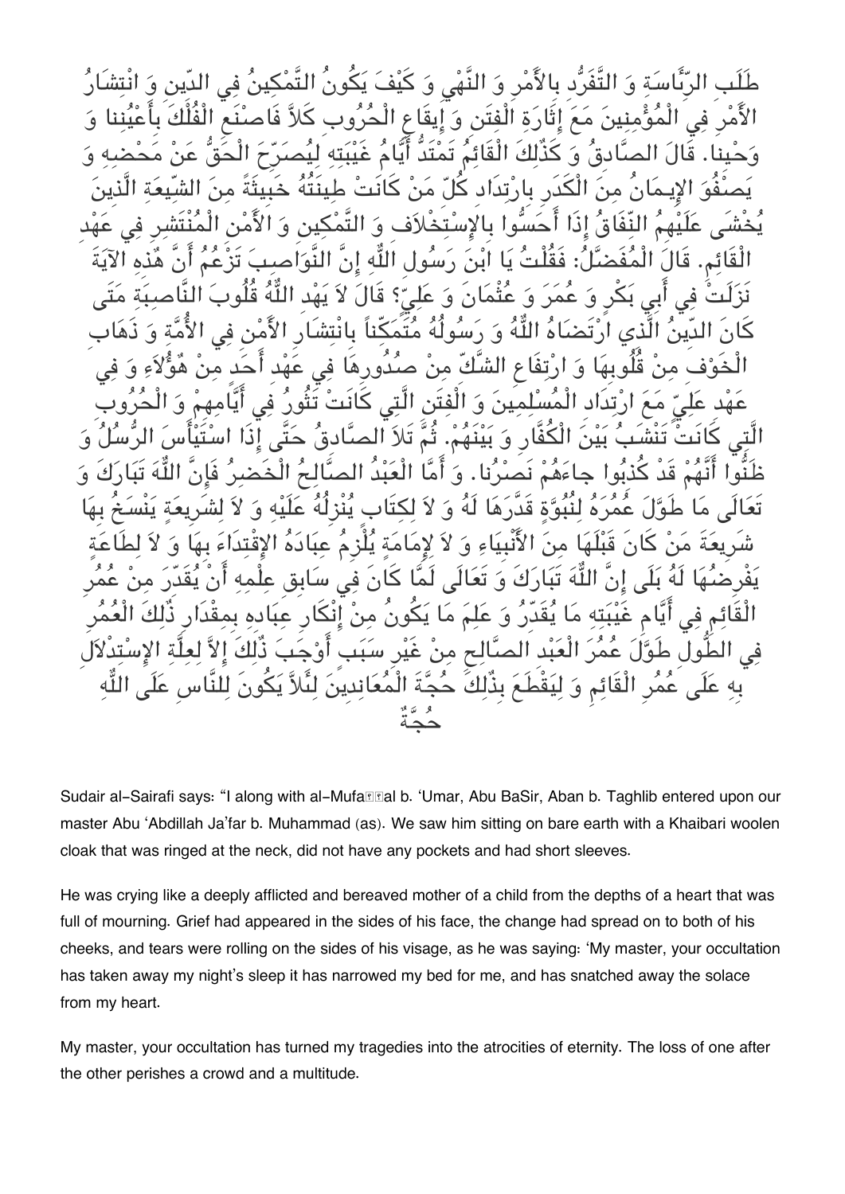طَلَبِ الرِّيَاسَةِ وَ التَّفَرُّدِ بِالْأَمْرِ وَ النَّهْيِ وَ كَيْفَ يَكُونُ التَّمْكِينُ فِي الدِّينِ وَ انْتِشَارُ الْأَمْرِ فِي الْمُؤْمِنِينَ مَعَ إِثَارَةِ الْفِتَنِ وَ إِيقَاعِ الْحُرُوبِ كَلاَّ فَاصْنَعِ الْفُلْكَ بِأَعْيُنِنا وَ وَحْيِنا. قَالَ الصَّادِقُ وَ كَذَلِكَ الْقَائِمُ تَمْتَدُّ أَيَّامُ غَيْبَتِهِ لِيُصَرِّحَ الْحَقُّ عَنْ مَحْضِهِ وَ يَصْفُوَ الْإِيمَانُ مِنَ الْكَدَرِ بِارْتِدَادِ كُلِّ مَنْ كَانَتْ طِينَتُهُ خَبِيثَةً مِنَ الشِّيعَةِ الَّذِينَ يُخْشَى عَلَيْهِمُ النِّفَاقُ إِذَا أَحَسُّوا بِالاِسْتِخْلاَفِ وَ التَّمْكِينِ وَ الْأَمْنِ الْمُنْتَشِرِ فِي عَهْدِ الْقَائِمِ. قَالَ الْمُفَضَّلُ: فَقُلْتُ يَا ابْنَ رَسُولِ اللَّهِ إِنَّ النَّوَاصِبَ تَزْعُمُ أَنَّ هَذِهِ الْآيَةَ نَزَلَتْ فِي أَبِي بَكْرٍ وَ عُمَرَ وَ عُثْمَانَ وَ عَلِيٍّ؟ قَالَ لاَ يَهْدِ اللَّهُ قُلُوبَ النَّاصِبَةِ مَتَى كَانَ الدِّينُ الَّذِي ارْتَضَاهُ اللَّهُ وَ رَسُولُهُ مُتَمَكِّناً بِانْتِشَارِ الْأَمْنِ فِي الْأُمَّةِ وَ ذَهَابِ الْخَوْفِ مِنْ قُلُوبِهَا وَ ارْتِفَاعِ الشَّكِّ مِنْ صُدُورِهَا فِي عَهْدِ أَحَدٍ مِنْ هَؤُلاَءِ وَ فِي عَهْدِ عَلِيٍّ مَعَ ارْتِدَادِ الْمُسْلِمِينَ وَ الْفِتَنِ الَّتِي كَانَتْ تَثُورُ فِي أَيَّامِهِمْ وَ الْحُرُوبِ الَّتِي كَانَتْ تَنْشَبُ بَيْنَ الْكُفَّارِ وَ بَيْنَهُمْ. ثُمَّ تَلاَ الصَّادِقُ حَتَّى إِذَا اسْتَيْأَسَ الرُّسُلُ وَ ظَنُّوا أَنَّهُمْ قَدْ كُذِبُوا جاءَهُمْ نَصْرُنا. وَ أَمَّا الْعَبْدُ الصَّالِحُ الْخَضِرُ فَإِنَّ اللَّهَ تَبَارَكَ وَ تَعَالَى مَا طَوَّلَ عُمُرَهُ لِنُبُوَّةٍ قَدَّرَهَا لَهُ وَ لاَ لِكِتَابٍ يُنْزِلُهُ عَلَيْهِ وَ لاَ لِشَرِيعَةٍ يَنْسَخُ بِهَا شَرِيعَةَ مَنْ كَانَ قَبْلَهَا مِنَ الْأَنْبِيَاءِ وَ لاَ لِإِمَامَةٍ يُلْزِمُ عِبَادَهُ الاِقْتِدَاءَ بِهَا وَ لاَ لِطَاعَةٍ يَفْرِضُهَا لَهُ بَلَى إِنَّ اللَّهَ تَبَارَكَ وَ تَعَالَى لَمَّا كَانَ فِي سَابِقِ عِلْمِهِ أَنْ يُقَدِّرَ مِنْ عُمُرِ الْقَائِمِ فِي أَيَّامِ غَيْبَتِهِ مَا يُقَدِّرُ وَ عَلِمَ مَا يَكُونُ مِنْ إِنْكَارِ عِبَادِهِ بِمِقْدَارِ ذَلِكَ الْعُمُرِ فِي الطُّولِ طَوَّلَ عُمُرَ الْعَبْدِ الصَّالِحِ مِنْ غَيْرِ سَبَبٍ أَوْجَبَ ذَلِكَ إِلاَّ لِعِلَّةِ الاِسْتِدْلاَلِ بِهِ عَلَى عُمُرِ الْقَائِمِ وَ لِيَقْطَعَ بِذَلِكَ حُجَّةَ الْمُعَانِدِينَ لِئَلاَّ يَكُونَ لِلنَّاسِ عَلَى اللَّهِ حُجَّةٌ

Sudair al-Sairafi says: "I along with al-Mufaddal b. 'Umar, Abu BaSir, Aban b. Taghlib entered upon our master Abu 'Abdillah Ja'far b. Muhammad (as). We saw him sitting on bare earth with a Khaibari woolen cloak that was ringed at the neck, did not have any pockets and had short sleeves.

He was crying like a deeply afflicted and bereaved mother of a child from the depths of a heart that was full of mourning. Grief had appeared in the sides of his face, the change had spread on to both of his cheeks, and tears were rolling on the sides of his visage, as he was saying: 'My master, your occultation has taken away my night's sleep it has narrowed my bed for me, and has snatched away the solace from my heart.

My master, your occultation has turned my tragedies into the atrocities of eternity. The loss of one after the other perishes a crowd and a multitude.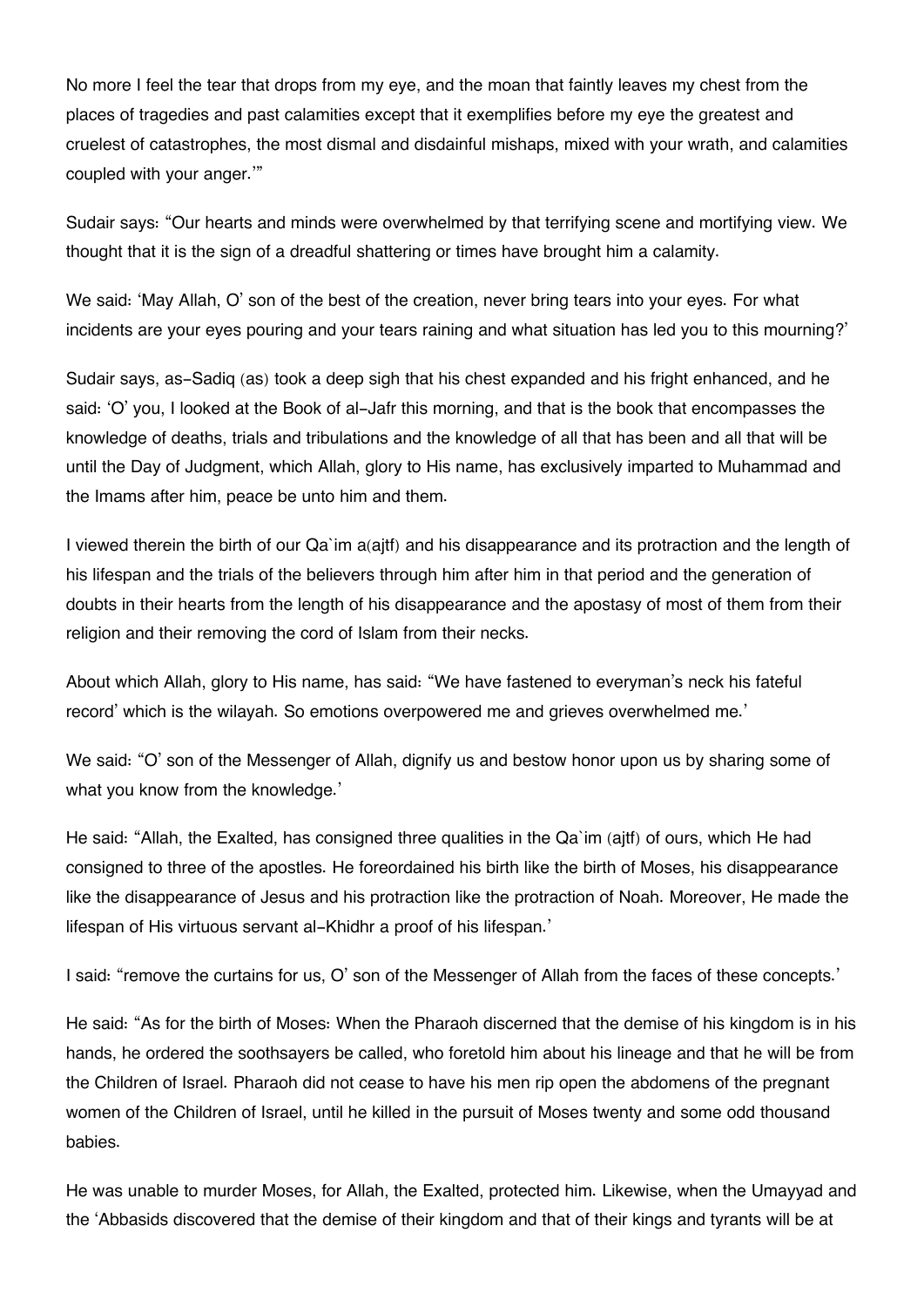No more I feel the tear that drops from my eye, and the moan that faintly leaves my chest from the places of tragedies and past calamities except that it exemplifies before my eye the greatest and cruelest of catastrophes, the most dismal and disdainful mishaps, mixed with your wrath, and calamities coupled with your anger.'"

Sudair says: "Our hearts and minds were overwhelmed by that terrifying scene and mortifying view. We thought that it is the sign of a dreadful shattering or times have brought him a calamity.

We said: 'May Allah, O' son of the best of the creation, never bring tears into your eyes. For what incidents are your eyes pouring and your tears raining and what situation has led you to this mourning?'

Sudair says, as-Sadiq (as) took a deep sigh that his chest expanded and his fright enhanced, and he said: 'O' you, I looked at the Book of al-Jafr this morning, and that is the book that encompasses the knowledge of deaths, trials and tribulations and the knowledge of all that has been and all that will be until the Day of Judgment, which Allah, glory to His name, has exclusively imparted to Muhammad and the Imams after him, peace be unto him and them.

I viewed therein the birth of our Qa`im a(ajtf) and his disappearance and its protraction and the length of his lifespan and the trials of the believers through him after him in that period and the generation of doubts in their hearts from the length of his disappearance and the apostasy of most of them from their religion and their removing the cord of Islam from their necks.

About which Allah, glory to His name, has said: "We have fastened to everyman's neck his fateful record' which is the wilayah. So emotions overpowered me and grieves overwhelmed me.'

We said: "O' son of the Messenger of Allah, dignify us and bestow honor upon us by sharing some of what you know from the knowledge.'

He said: "Allah, the Exalted, has consigned three qualities in the Qa`im (ajtf) of ours, which He had consigned to three of the apostles. He foreordained his birth like the birth of Moses, his disappearance like the disappearance of Jesus and his protraction like the protraction of Noah. Moreover, He made the lifespan of His virtuous servant al-Khidhr a proof of his lifespan.'

I said: "remove the curtains for us, O' son of the Messenger of Allah from the faces of these concepts.'

He said: "As for the birth of Moses: When the Pharaoh discerned that the demise of his kingdom is in his hands, he ordered the soothsayers be called, who foretold him about his lineage and that he will be from the Children of Israel. Pharaoh did not cease to have his men rip open the abdomens of the pregnant women of the Children of Israel, until he killed in the pursuit of Moses twenty and some odd thousand babies.

He was unable to murder Moses, for Allah, the Exalted, protected him. Likewise, when the Umayyad and the 'Abbasids discovered that the demise of their kingdom and that of their kings and tyrants will be at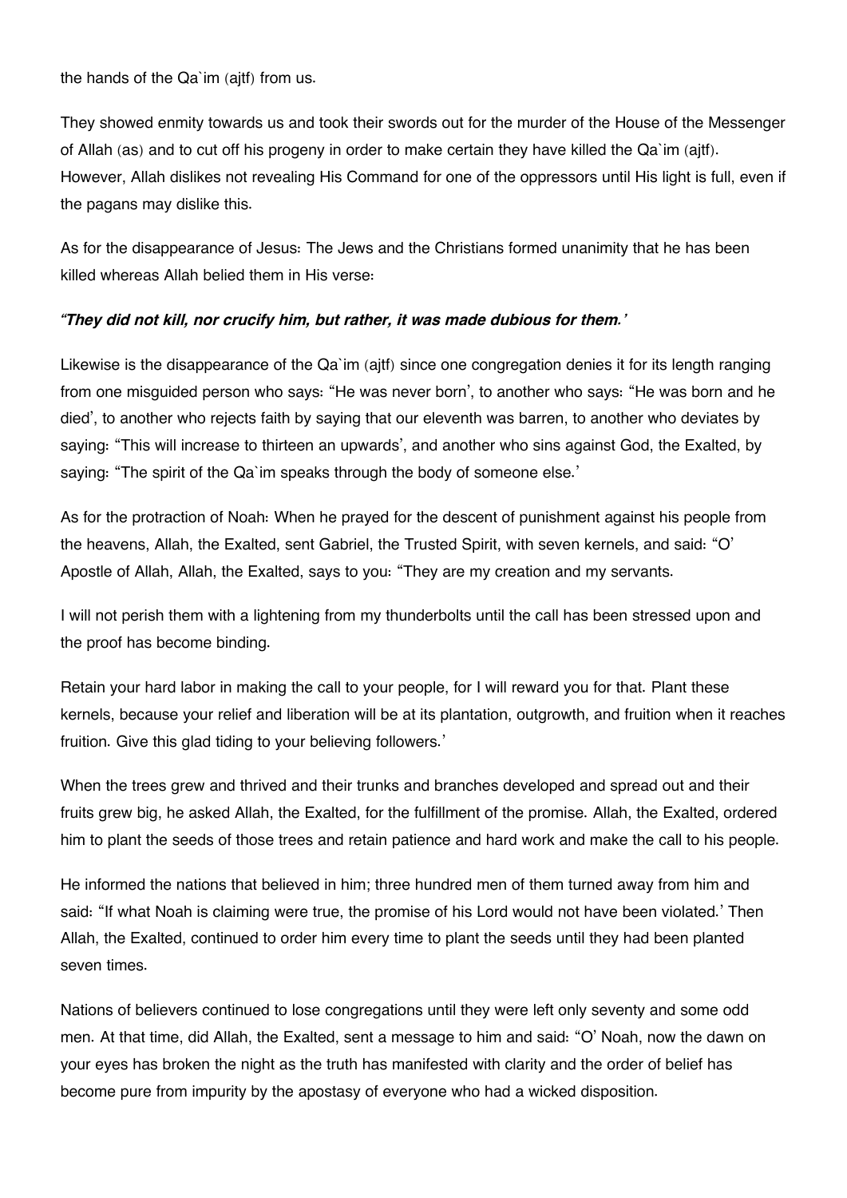the hands of the Qa`im (ajtf) from us.

They showed enmity towards us and took their swords out for the murder of the House of the Messenger of Allah (as) and to cut off his progeny in order to make certain they have killed the Qa`im (ajtf). However, Allah dislikes not revealing His Command for one of the oppressors until His light is full, even if the pagans may dislike this.

As for the disappearance of Jesus: The Jews and the Christians formed unanimity that he has been killed whereas Allah belied them in His verse:

***"They did not kill, nor crucify him, but rather, it was made dubious for them.'***

Likewise is the disappearance of the Qa`im (ajtf) since one congregation denies it for its length ranging from one misguided person who says: "He was never born', to another who says: "He was born and he died', to another who rejects faith by saying that our eleventh was barren, to another who deviates by saying: "This will increase to thirteen an upwards', and another who sins against God, the Exalted, by saying: "The spirit of the Qa`im speaks through the body of someone else.'

As for the protraction of Noah: When he prayed for the descent of punishment against his people from the heavens, Allah, the Exalted, sent Gabriel, the Trusted Spirit, with seven kernels, and said: "O' Apostle of Allah, Allah, the Exalted, says to you: "They are my creation and my servants.

I will not perish them with a lightening from my thunderbolts until the call has been stressed upon and the proof has become binding.

Retain your hard labor in making the call to your people, for I will reward you for that. Plant these kernels, because your relief and liberation will be at its plantation, outgrowth, and fruition when it reaches fruition. Give this glad tiding to your believing followers.'

When the trees grew and thrived and their trunks and branches developed and spread out and their fruits grew big, he asked Allah, the Exalted, for the fulfillment of the promise. Allah, the Exalted, ordered him to plant the seeds of those trees and retain patience and hard work and make the call to his people.

He informed the nations that believed in him; three hundred men of them turned away from him and said: "If what Noah is claiming were true, the promise of his Lord would not have been violated.' Then Allah, the Exalted, continued to order him every time to plant the seeds until they had been planted seven times.

Nations of believers continued to lose congregations until they were left only seventy and some odd men. At that time, did Allah, the Exalted, sent a message to him and said: "O' Noah, now the dawn on your eyes has broken the night as the truth has manifested with clarity and the order of belief has become pure from impurity by the apostasy of everyone who had a wicked disposition.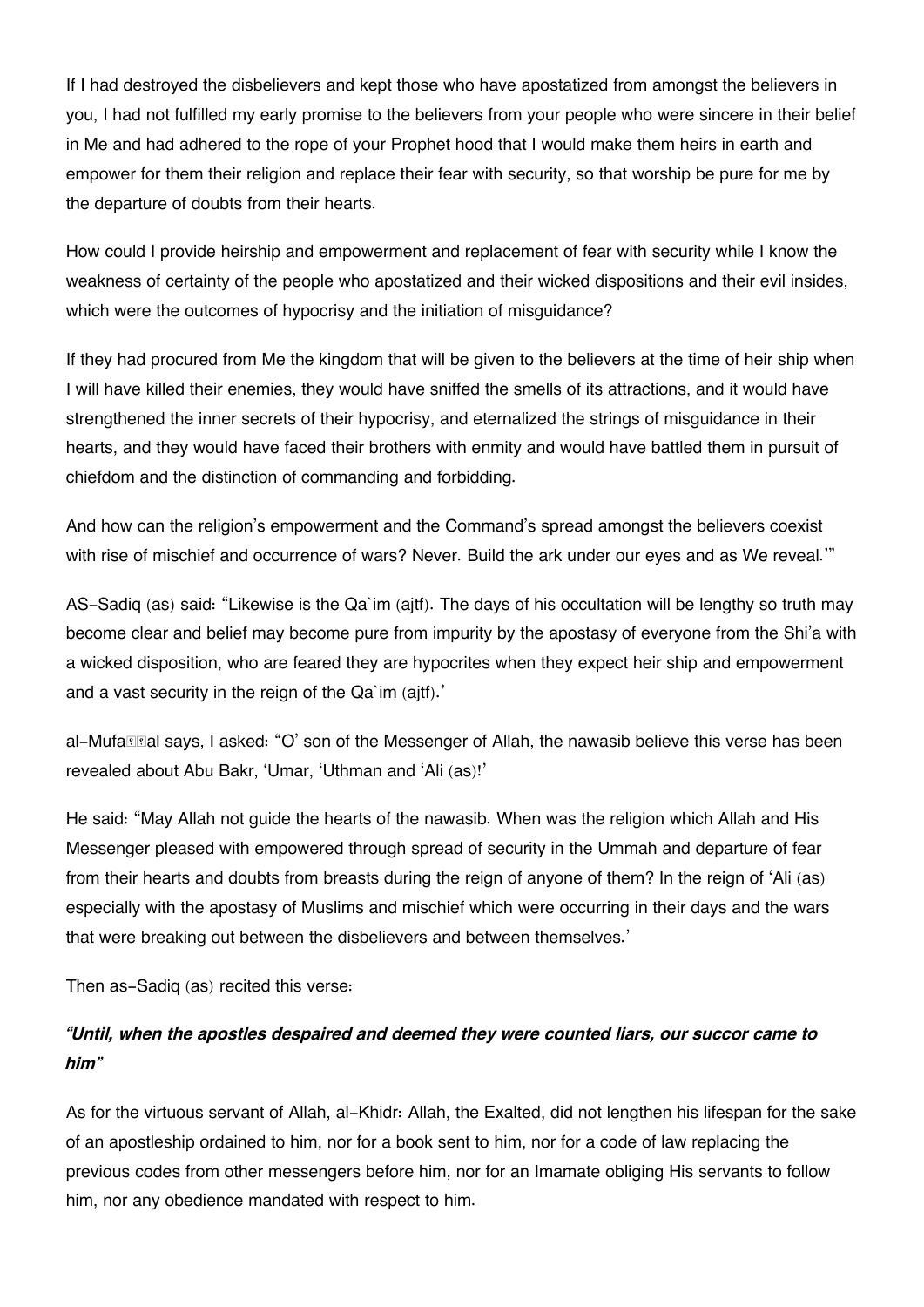If I had destroyed the disbelievers and kept those who have apostatized from amongst the believers in you, I had not fulfilled my early promise to the believers from your people who were sincere in their belief in Me and had adhered to the rope of your Prophet hood that I would make them heirs in earth and empower for them their religion and replace their fear with security, so that worship be pure for me by the departure of doubts from their hearts.

How could I provide heirship and empowerment and replacement of fear with security while I know the weakness of certainty of the people who apostatized and their wicked dispositions and their evil insides, which were the outcomes of hypocrisy and the initiation of misguidance?

If they had procured from Me the kingdom that will be given to the believers at the time of heir ship when I will have killed their enemies, they would have sniffed the smells of its attractions, and it would have strengthened the inner secrets of their hypocrisy, and eternalized the strings of misguidance in their hearts, and they would have faced their brothers with enmity and would have battled them in pursuit of chiefdom and the distinction of commanding and forbidding.

And how can the religion's empowerment and the Command's spread amongst the believers coexist with rise of mischief and occurrence of wars? Never. Build the ark under our eyes and as We reveal.'"

AS-Sadiq (as) said: "Likewise is the Qa`im (ajtf). The days of his occultation will be lengthy so truth may become clear and belief may become pure from impurity by the apostasy of everyone from the Shi'a with a wicked disposition, who are feared they are hypocrites when they expect heir ship and empowerment and a vast security in the reign of the Qa`im (ajtf).'

al-Mufaḍḍal says, I asked: "O' son of the Messenger of Allah, the nawasib believe this verse has been revealed about Abu Bakr, 'Umar, 'Uthman and 'Ali (as)!'

He said: "May Allah not guide the hearts of the nawasib. When was the religion which Allah and His Messenger pleased with empowered through spread of security in the Ummah and departure of fear from their hearts and doubts from breasts during the reign of anyone of them? In the reign of 'Ali (as) especially with the apostasy of Muslims and mischief which were occurring in their days and the wars that were breaking out between the disbelievers and between themselves.'

Then as-Sadiq (as) recited this verse:

***"Until, when the apostles despaired and deemed they were counted liars, our succor came to him"***

As for the virtuous servant of Allah, al-Khidr: Allah, the Exalted, did not lengthen his lifespan for the sake of an apostleship ordained to him, nor for a book sent to him, nor for a code of law replacing the previous codes from other messengers before him, nor for an Imamate obliging His servants to follow him, nor any obedience mandated with respect to him.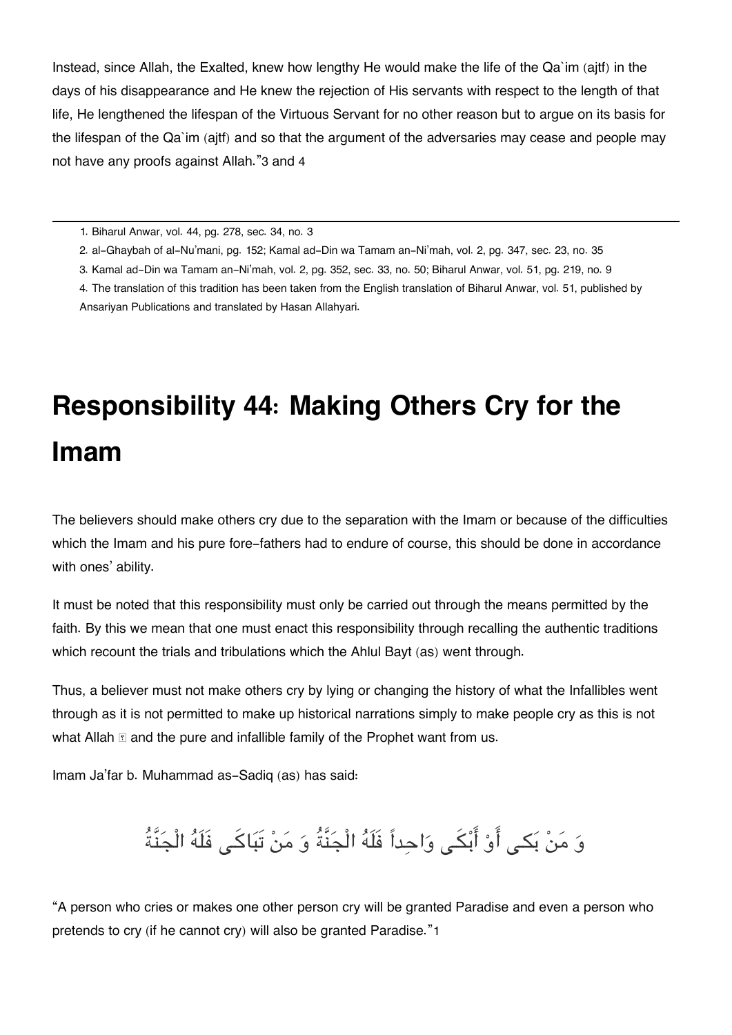Instead, since Allah, the Exalted, knew how lengthy He would make the life of the Qa`im (ajtf) in the days of his disappearance and He knew the rejection of His servants with respect to the length of that life, He lengthened the lifespan of the Virtuous Servant for no other reason but to argue on its basis for the lifespan of the Qa`im (ajtf) and so that the argument of the adversaries may cease and people may not have any proofs against Allah."[3] and [4]

---

1. Biharul Anwar, vol. 44, pg. 278, sec. 34, no. 3
2. al-Ghaybah of al-Nu'mani, pg. 152; Kamal ad-Din wa Tamam an-Ni'mah, vol. 2, pg. 347, sec. 23, no. 35
3. Kamal ad-Din wa Tamam an-Ni'mah, vol. 2, pg. 352, sec. 33, no. 50; Biharul Anwar, vol. 51, pg. 219, no. 9
4. The translation of this tradition has been taken from the English translation of Biharul Anwar, vol. 51, published by Ansariyan Publications and translated by Hasan Allahyari.

# Responsibility 44: Making Others Cry for the Imam

The believers should make others cry due to the separation with the Imam or because of the difficulties which the Imam and his pure fore-fathers had to endure of course, this should be done in accordance with ones' ability.

It must be noted that this responsibility must only be carried out through the means permitted by the faith. By this we mean that one must enact this responsibility through recalling the authentic traditions which recount the trials and tribulations which the Ahlul Bayt (as) went through.

Thus, a believer must not make others cry by lying or changing the history of what the Infallibles went through as it is not permitted to make up historical narrations simply to make people cry as this is not what Allah ﷻ and the pure and infallible family of the Prophet want from us.

Imam Ja'far b. Muhammad as-Sadiq (as) has said:

وَ مَنْ بَكى أَوْ أَبْكَى وَاحِداً فَلَهُ الْجَنَّةُ وَ مَنْ تَباكَى فَلَهُ الْجَنَّةُ

"A person who cries or makes one other person cry will be granted Paradise and even a person who pretends to cry (if he cannot cry) will also be granted Paradise."[1]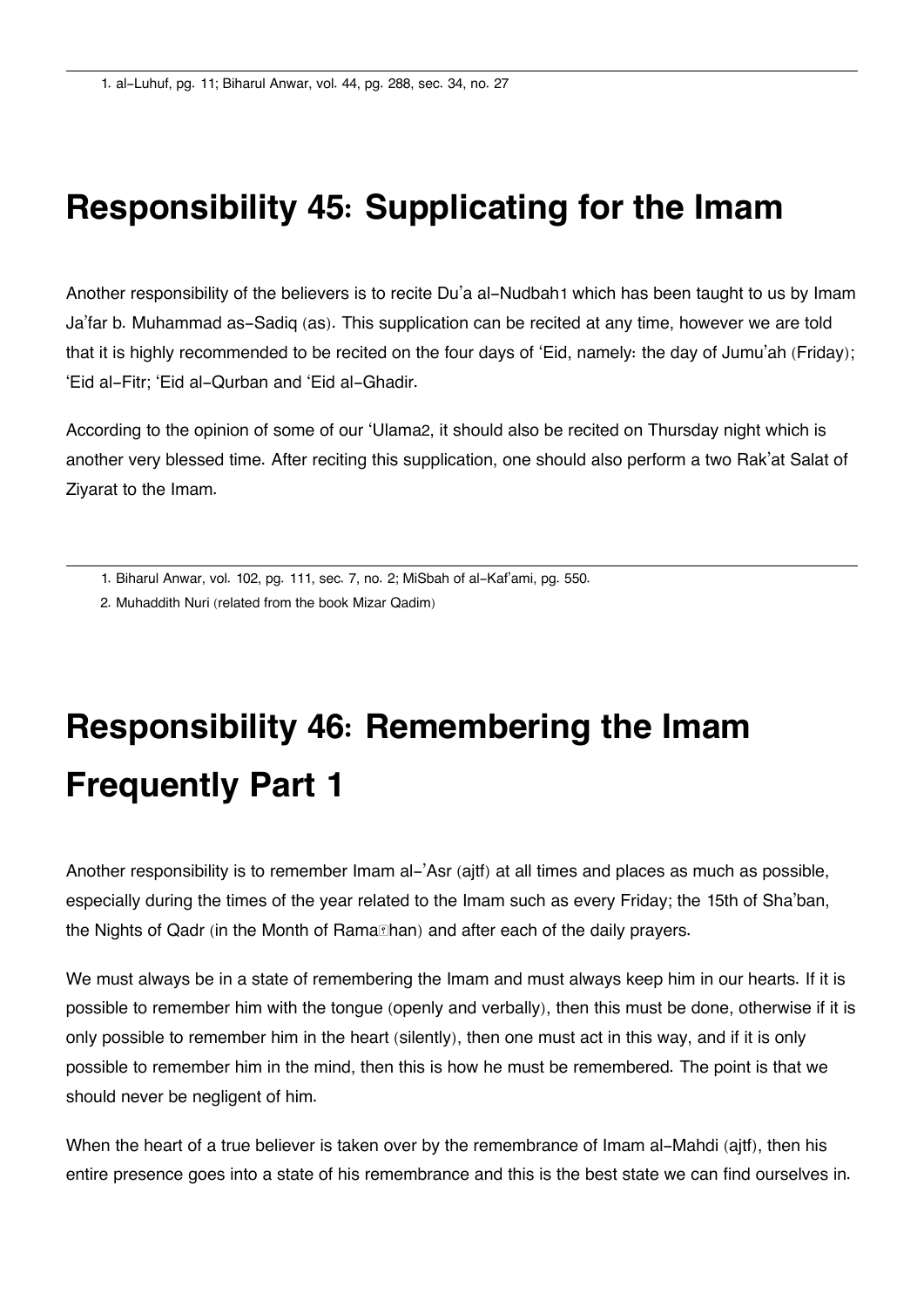1. al-Luhuf, pg. 11; Biharul Anwar, vol. 44, pg. 288, sec. 34, no. 27

## Responsibility 45: Supplicating for the Imam

Another responsibility of the believers is to recite Du'a al-Nudbah[1] which has been taught to us by Imam Ja'far b. Muhammad as-Sadiq (as). This supplication can be recited at any time, however we are told that it is highly recommended to be recited on the four days of 'Eid, namely: the day of Jumu'ah (Friday); 'Eid al-Fitr; 'Eid al-Qurban and 'Eid al-Ghadir.

According to the opinion of some of our 'Ulama[2], it should also be recited on Thursday night which is another very blessed time. After reciting this supplication, one should also perform a two Rak'at Salat of Ziyarat to the Imam.

1. Biharul Anwar, vol. 102, pg. 111, sec. 7, no. 2; MiSbah of al-Kaf'ami, pg. 550.
2. Muhaddith Nuri (related from the book Mizar Qadim)

## Responsibility 46: Remembering the Imam Frequently Part 1

Another responsibility is to remember Imam al-'Asr (ajtf) at all times and places as much as possible, especially during the times of the year related to the Imam such as every Friday; the 15th of Sha'ban, the Nights of Qadr (in the Month of Ramaḍhan) and after each of the daily prayers.

We must always be in a state of remembering the Imam and must always keep him in our hearts. If it is possible to remember him with the tongue (openly and verbally), then this must be done, otherwise if it is only possible to remember him in the heart (silently), then one must act in this way, and if it is only possible to remember him in the mind, then this is how he must be remembered. The point is that we should never be negligent of him.

When the heart of a true believer is taken over by the remembrance of Imam al-Mahdi (ajtf), then his entire presence goes into a state of his remembrance and this is the best state we can find ourselves in.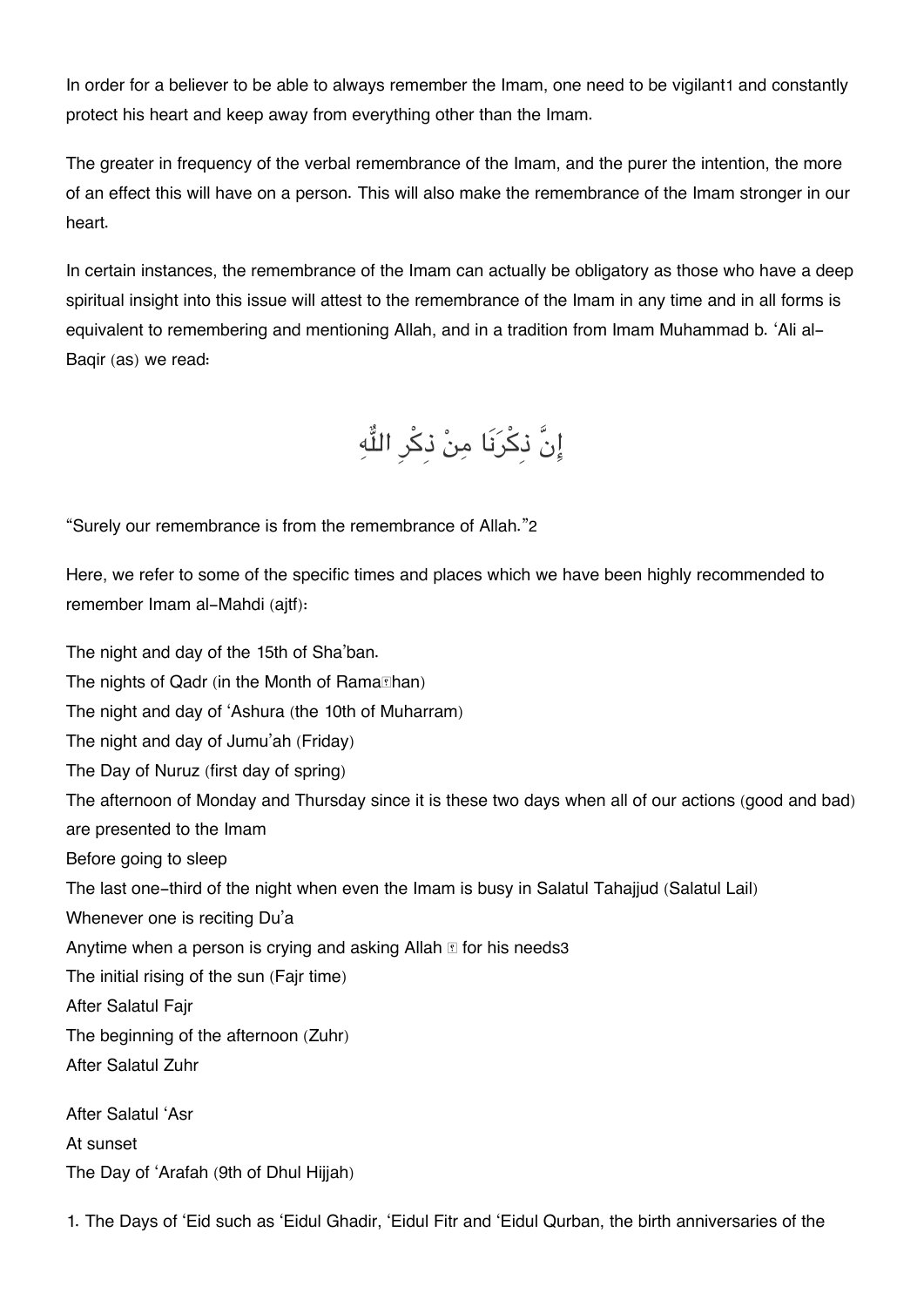In order for a believer to be able to always remember the Imam, one need to be vigilant[1] and constantly protect his heart and keep away from everything other than the Imam.

The greater in frequency of the verbal remembrance of the Imam, and the purer the intention, the more of an effect this will have on a person. This will also make the remembrance of the Imam stronger in our heart.

In certain instances, the remembrance of the Imam can actually be obligatory as those who have a deep spiritual insight into this issue will attest to the remembrance of the Imam in any time and in all forms is equivalent to remembering and mentioning Allah, and in a tradition from Imam Muhammad b. 'Ali al-Baqir (as) we read:

إِنَّ ذِكْرَنَا مِنْ ذِكْرِ اللّٰهِ

"Surely our remembrance is from the remembrance of Allah."[2]

Here, we refer to some of the specific times and places which we have been highly recommended to remember Imam al-Mahdi (ajtf):

The night and day of the 15th of Sha'ban.
The nights of Qadr (in the Month of Ramaḍhan)
The night and day of 'Ashura (the 10th of Muharram)
The night and day of Jumu'ah (Friday)
The Day of Nuruz (first day of spring)
The afternoon of Monday and Thursday since it is these two days when all of our actions (good and bad) are presented to the Imam
Before going to sleep
The last one-third of the night when even the Imam is busy in Salatul Tahajjud (Salatul Lail)
Whenever one is reciting Du'a
Anytime when a person is crying and asking Allah ﷻ for his needs[3]
The initial rising of the sun (Fajr time)
After Salatul Fajr
The beginning of the afternoon (Zuhr)
After Salatul Zuhr

After Salatul 'Asr
At sunset
The Day of 'Arafah (9th of Dhul Hijjah)

1. The Days of 'Eid such as 'Eidul Ghadir, 'Eidul Fitr and 'Eidul Qurban, the birth anniversaries of the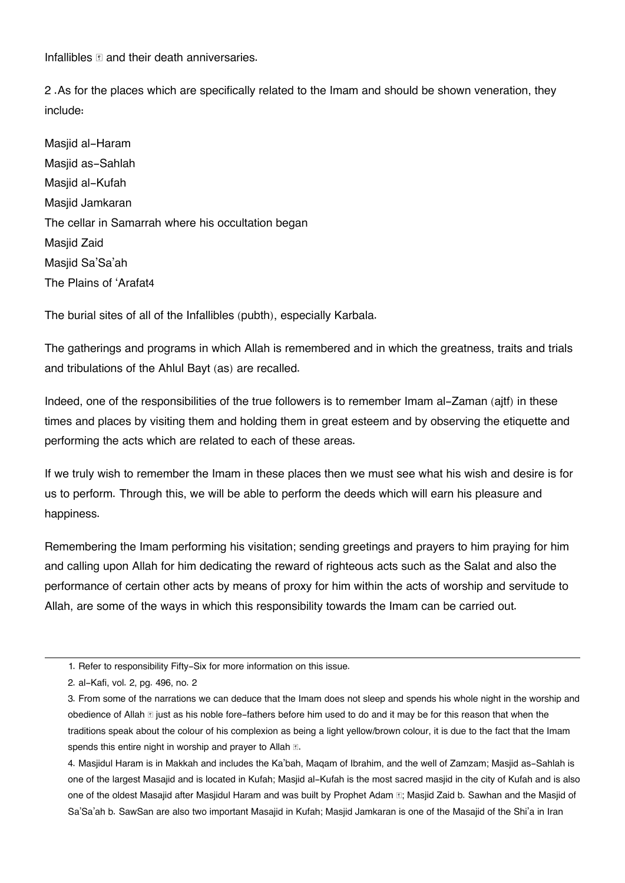Infallibles  and their death anniversaries.

2 .As for the places which are specifically related to the Imam and should be shown veneration, they include:

Masjid al-Haram
Masjid as-Sahlah
Masjid al-Kufah
Masjid Jamkaran
The cellar in Samarrah where his occultation began
Masjid Zaid
Masjid Sa'Sa'ah
The Plains of 'Arafat[4]

The burial sites of all of the Infallibles (pubth), especially Karbala.

The gatherings and programs in which Allah is remembered and in which the greatness, traits and trials and tribulations of the Ahlul Bayt (as) are recalled.

Indeed, one of the responsibilities of the true followers is to remember Imam al-Zaman (ajtf) in these times and places by visiting them and holding them in great esteem and by observing the etiquette and performing the acts which are related to each of these areas.

If we truly wish to remember the Imam in these places then we must see what his wish and desire is for us to perform. Through this, we will be able to perform the deeds which will earn his pleasure and happiness.

Remembering the Imam performing his visitation; sending greetings and prayers to him praying for him and calling upon Allah for him dedicating the reward of righteous acts such as the Salat and also the performance of certain other acts by means of proxy for him within the acts of worship and servitude to Allah, are some of the ways in which this responsibility towards the Imam can be carried out.

---

1. Refer to responsibility Fifty-Six for more information on this issue.
2. al-Kafi, vol. 2, pg. 496, no. 2
3. From some of the narrations we can deduce that the Imam does not sleep and spends his whole night in the worship and obedience of Allah  just as his noble fore-fathers before him used to do and it may be for this reason that when the traditions speak about the colour of his complexion as being a light yellow/brown colour, it is due to the fact that the Imam spends this entire night in worship and prayer to Allah .
4. Masjidul Haram is in Makkah and includes the Ka'bah, Maqam of Ibrahim, and the well of Zamzam; Masjid as-Sahlah is one of the largest Masajid and is located in Kufah; Masjid al-Kufah is the most sacred masjid in the city of Kufah and is also one of the oldest Masajid after Masjidul Haram and was built by Prophet Adam ; Masjid Zaid b. Sawhan and the Masjid of Sa'Sa'ah b. SawSan are also two important Masajid in Kufah; Masjid Jamkaran is one of the Masajid of the Shi'a in Iran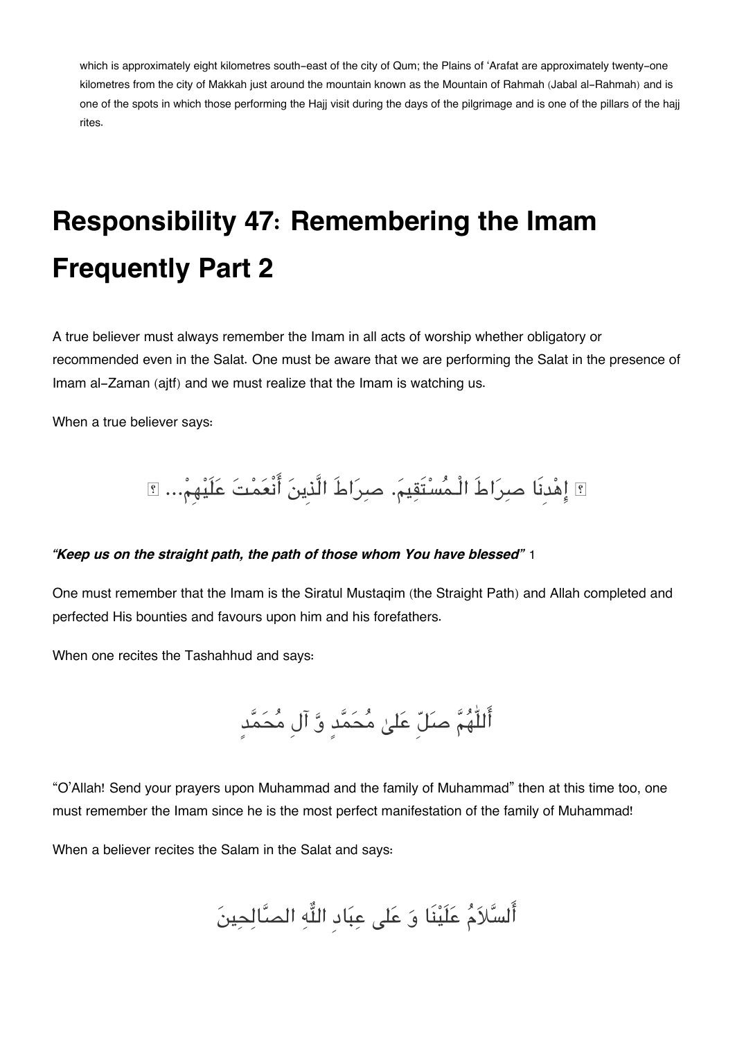which is approximately eight kilometres south-east of the city of Qum; the Plains of 'Arafat are approximately twenty-one kilometres from the city of Makkah just around the mountain known as the Mountain of Rahmah (Jabal al-Rahmah) and is one of the spots in which those performing the Hajj visit during the days of the pilgrimage and is one of the pillars of the hajj rites.

# Responsibility 47: Remembering the Imam Frequently Part 2

A true believer must always remember the Imam in all acts of worship whether obligatory or recommended even in the Salat. One must be aware that we are performing the Salat in the presence of Imam al-Zaman (ajtf) and we must realize that the Imam is watching us.

When a true believer says:

﴿ إِهْدِنَا صِرَاطَ الْـمُسْتَقِيمَ. صِرَاطَ الَّذِينَ أَنْعَمْتَ عَلَيْهِمْ... ﴾

***"Keep us on the straight path, the path of those whom You have blessed"*** 1

One must remember that the Imam is the Siratul Mustaqim (the Straight Path) and Allah completed and perfected His bounties and favours upon him and his forefathers.

When one recites the Tashahhud and says:

أَللّٰهُمَّ صَلِّ عَلىٰ مُحَمَّدٍ وَّ آلِ مُحَمَّدٍ

"O'Allah! Send your prayers upon Muhammad and the family of Muhammad" then at this time too, one must remember the Imam since he is the most perfect manifestation of the family of Muhammad!

When a believer recites the Salam in the Salat and says:

أَلسَّلاَمُ عَلَيْنَا وَ عَلى عِبَادِ اللّٰهِ الصَّالِحِينَ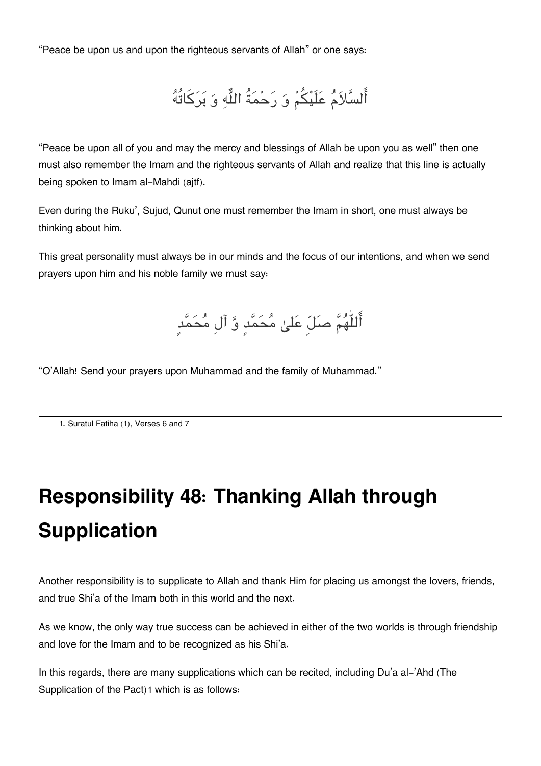"Peace be upon us and upon the righteous servants of Allah" or one says:

أَلسَّلاَمُ عَلَيْكُمْ وَ رَحْمَةُ اللّٰهِ وَ بَرَكَاتُهُ

"Peace be upon all of you and may the mercy and blessings of Allah be upon you as well" then one must also remember the Imam and the righteous servants of Allah and realize that this line is actually being spoken to Imam al-Mahdi (ajtf).

Even during the Ruku', Sujud, Qunut one must remember the Imam in short, one must always be thinking about him.

This great personality must always be in our minds and the focus of our intentions, and when we send prayers upon him and his noble family we must say:

أَللّٰهُمَّ صَلِّ عَلىٰ مُحَمَّدٍ وَّ آلِ مُحَمَّدٍ

"O'Allah! Send your prayers upon Muhammad and the family of Muhammad."

---

1. Suratul Fatiha (1), Verses 6 and 7

# Responsibility 48: Thanking Allah through Supplication

Another responsibility is to supplicate to Allah and thank Him for placing us amongst the lovers, friends, and true Shi'a of the Imam both in this world and the next.

As we know, the only way true success can be achieved in either of the two worlds is through friendship and love for the Imam and to be recognized as his Shi'a.

In this regards, there are many supplications which can be recited, including Du'a al-'Ahd (The Supplication of the Pact)[1] which is as follows: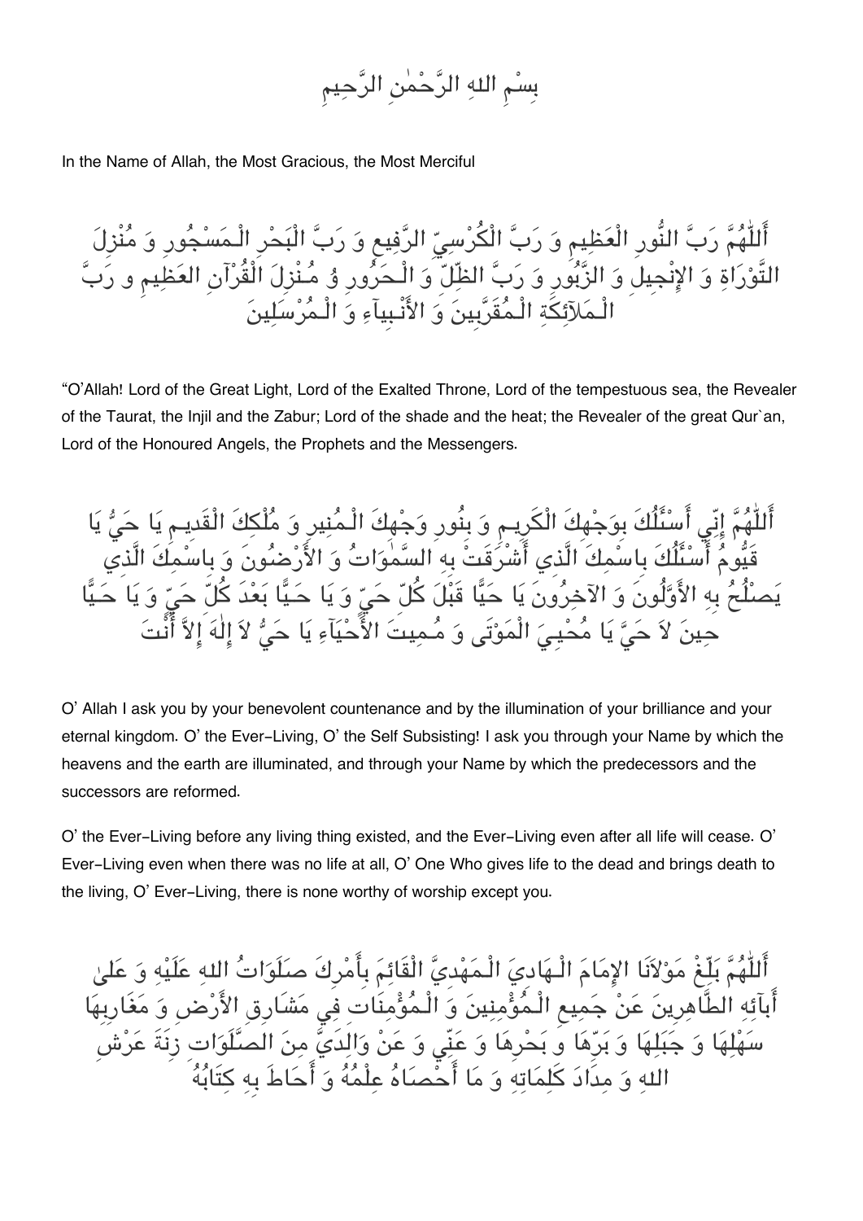بِسْمِ اللهِ الرَّحْمٰنِ الرَّحِيمِ

In the Name of Allah, the Most Gracious, the Most Merciful

أَللّٰهُمَّ رَبَّ النُّورِ الْعَظِيمِ وَ رَبَّ الْكُرْسِيِّ الرَّفِيعِ وَ رَبَّ الْبَحْرِ الْـمَسْجُورِ وَ مُنْزِلَ التَّوْرَاةِ وَ الإِنْجِيلِ وَ الزَّبُورِ وَ رَبَّ الظِّلِّ وَ الْـحَرُورِ وُ مُـنْزِلَ الْقُرْآنِ العَظِيمِ و رَبَّ الْـمَلآئِكَةِ الْـمُقَرَّبِينَ وَ الأَنْبِيآءِ وَ الْـمُرْسَلِينَ

"O'Allah! Lord of the Great Light, Lord of the Exalted Throne, Lord of the tempestuous sea, the Revealer of the Taurat, the Injil and the Zabur; Lord of the shade and the heat; the Revealer of the great Qur`an, Lord of the Honoured Angels, the Prophets and the Messengers.

أَللّٰهُمَّ إِنِّي أَسْئَلُكَ بِوَجْهِكَ الْكَرِيـمِ وَ بِنُورِ وَجْهِكَ الْـمُنِيرِ وَ مُلْكِكَ الْقَدِيـمِ يَا حَيُّ يَا قَيُّومُ أَسْئَلُكَ بِاسْمِكَ الَّذِي أَشْرَقَتْ بِهِ السَّمٰوَاتُ وَ الأَرْضُونَ وَ بِاسْمِكَ الَّذِي يَصلُحُ بِهِ الأَوَّلُونَ وَ الآخِرُونَ يَا حَيًّا قَبْلَ كُلِّ حَيٍّ وَ يَا حَـيًّا بَعْدَ كُلِّ حَيٍّ وَ يَا حَـيًّا حِينَ لاَ حَيَّ يَا مُحْيِيَ الْمَوْتَى وَ مُمِيتَ الأَحْيَآءِ يَا حَيُّ لاَ إِلٰهَ إِلاَّ أَنْتَ

O' Allah I ask you by your benevolent countenance and by the illumination of your brilliance and your eternal kingdom. O' the Ever-Living, O' the Self Subsisting! I ask you through your Name by which the heavens and the earth are illuminated, and through your Name by which the predecessors and the successors are reformed.

O' the Ever-Living before any living thing existed, and the Ever-Living even after all life will cease. O' Ever-Living even when there was no life at all, O' One Who gives life to the dead and brings death to the living, O' Ever-Living, there is none worthy of worship except you.

أَللّٰهُمَّ بَلِّغْ مَوْلاَنَا الإِمَامَ الْـهَادِيَ الْـمَهْدِيَّ الْقَائِمَ بِأَمْرِكَ صَلَوَاتُ اللهِ عَلَيْهِ وَ عَلىٰ أَبَآئِهِ الطَّاهِرِينَ عَنْ جَمِيعِ الْـمُؤْمِنِينَ وَ الْـمُؤْمِنَاتِ فِي مَشَارِقِ الأَرْضِ وَ مَغَارِبِهَا سَهْلِهَا وَ جَبَلِهَا وَ بَرِّهَا وَ بَحْرِهَا وَ عَنِّي وَ عَنْ وَالِدَيَّ مِنَ الصَّلَوَاتِ زِنَةَ عَرْشِ اللهِ وَ مِدَادَ كَلِمَاتِهِ وَ مَا أَحْصَاهُ عِلْمُهُ وَ أَحَاطَ بِهِ كِتَابُهُ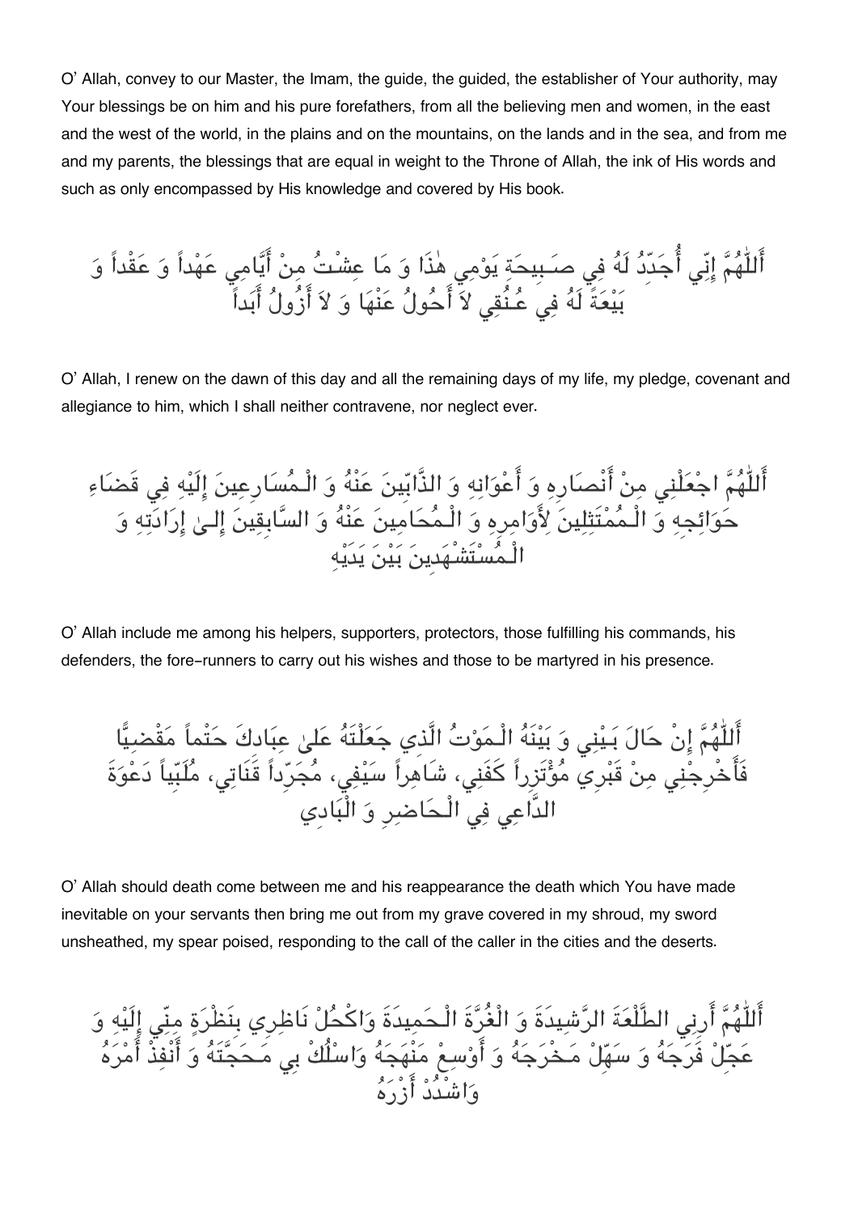O' Allah, convey to our Master, the Imam, the guide, the guided, the establisher of Your authority, may Your blessings be on him and his pure forefathers, from all the believing men and women, in the east and the west of the world, in the plains and on the mountains, on the lands and in the sea, and from me and my parents, the blessings that are equal in weight to the Throne of Allah, the ink of His words and such as only encompassed by His knowledge and covered by His book.

أَللّٰهُمَّ إِنِّي أُجَدِّدُ لَهُ فِي صَبِيحَةِ يَوْمِي هٰذَا وَ مَا عِشْتُ مِنْ أَيَّامِي عَهْداً وَ عَقْداً وَ بَيْعَةً لَهُ فِي عُنُقِي لاَ أَحُولُ عَنْهَا وَ لاَ أَزُولُ أَبَداً

O' Allah, I renew on the dawn of this day and all the remaining days of my life, my pledge, covenant and allegiance to him, which I shall neither contravene, nor neglect ever.

أَللّٰهُمَّ اجْعَلْنِي مِنْ أَنْصَارِهِ وَ أَعْوَانِهِ وَ الذَّابِّينَ عَنْهُ وَ الْمُسَارِعِينَ إِلَيْهِ فِي قَضَاءِ حَوَائِجِهِ وَ الْمُمْتَثِلِينَ لِأَوَامِرِهِ وَ الْمُحَامِينَ عَنْهُ وَ السَّابِقِينَ إِلىٰ إِرَادَتِهِ وَ الْمُسْتَشْهَدِينَ بَيْنَ يَدَيْهِ

O' Allah include me among his helpers, supporters, protectors, those fulfilling his commands, his defenders, the fore-runners to carry out his wishes and those to be martyred in his presence.

أَللّٰهُمَّ إِنْ حَالَ بَيْنِي وَ بَيْنَهُ الْمَوْتُ الَّذِي جَعَلْتَهُ عَلىٰ عِبَادِكَ حَتْماً مَقْضِيًّا فَأَخْرِجْنِي مِنْ قَبْرِي مُؤْتَزِراً كَفَنِي، شَاهِراً سَيْفِي، مُجَرِّداً قَنَاتِي، مُلَبِّياً دَعْوَةَ الدَّاعِي فِي الْحَاضِرِ وَ الْبَادِي

O' Allah should death come between me and his reappearance the death which You have made inevitable on your servants then bring me out from my grave covered in my shroud, my sword unsheathed, my spear poised, responding to the call of the caller in the cities and the deserts.

أَللّٰهُمَّ أَرِنِي الطَّلْعَةَ الرَّشِيدَةَ وَ الْغُرَّةَ الْحَمِيدَةَ وَاكْحُلْ نَاظِرِي بِنَظْرَةٍ مِنِّي إِلَيْهِ وَ عَجِّلْ فَرَجَهُ وَ سَهِّلْ مَخْرَجَهُ وَ أَوْسِعْ مَنْهَجَهُ وَاسْلُكْ بِي مَحَجَّتَهُ وَ أَنْفِذْ أَمْرَهُ وَاشْدُدْ أَزْرَهُ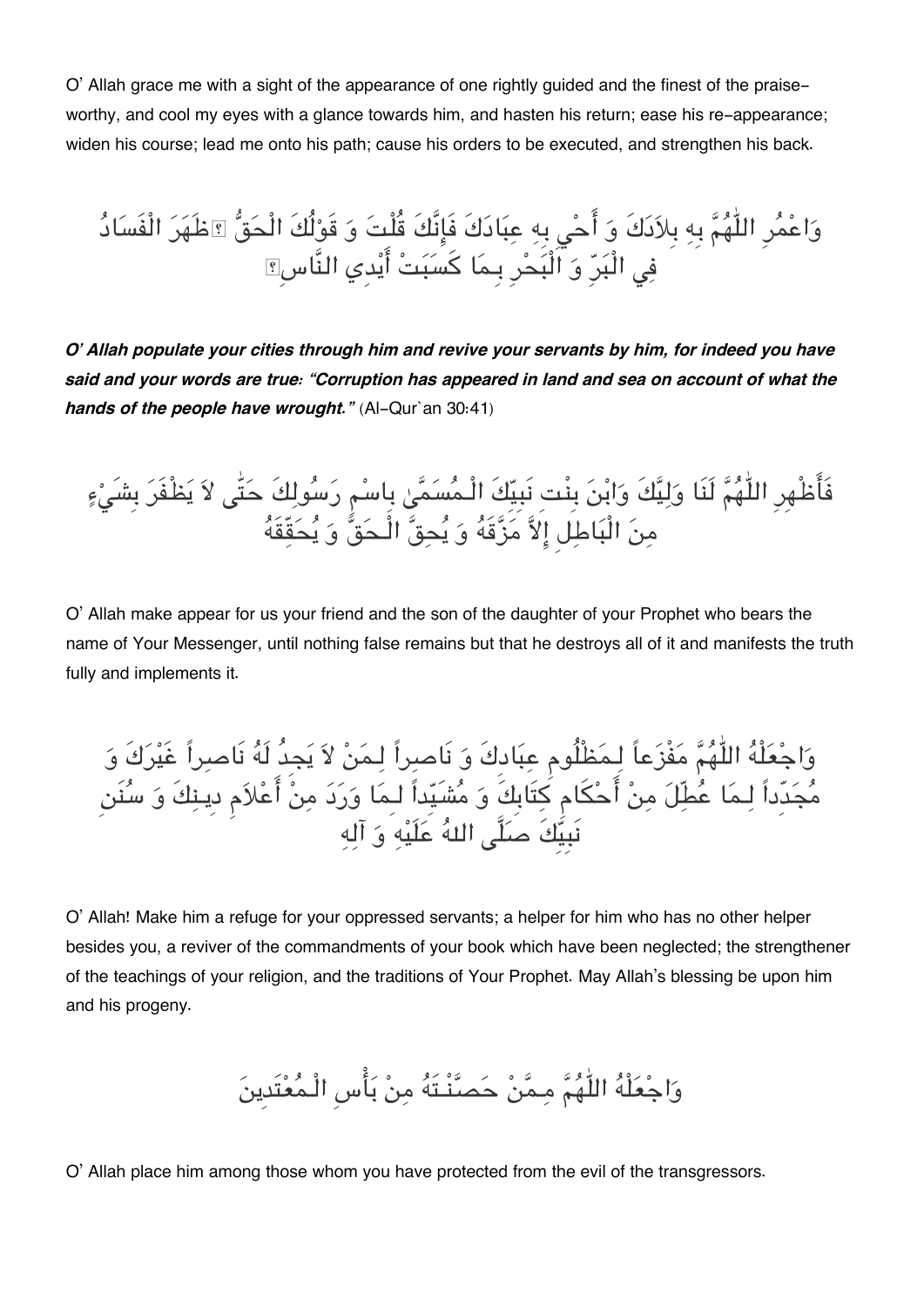O' Allah grace me with a sight of the appearance of one rightly guided and the finest of the praise-worthy, and cool my eyes with a glance towards him, and hasten his return; ease his re-appearance; widen his course; lead me onto his path; cause his orders to be executed, and strengthen his back.

وَاعْمُرِ اللّٰهُمَّ بِهِ بِلاَدَكَ وَ أَحْيِ بِهِ عِبَادَكَ فَإِنَّكَ قُلْتَ وَ قَوْلُكَ الْحَقُّ ﴿ظَهَرَ الْفَسَادُ فِي الْبَرِّ وَ الْبَحْرِ بِمَا كَسَبَتْ أَيْدِي النَّاسِ﴾

***O' Allah populate your cities through him and revive your servants by him, for indeed you have said and your words are true: "Corruption has appeared in land and sea on account of what the hands of the people have wrought."*** (Al-Qur`an 30:41)

فَأَظْهِرِ اللّٰهُمَّ لَنَا وَلِيَّكَ وَابْنَ بِنْتِ نَبِيِّكَ الْمُسَمَّىٰ بِاسْمِ رَسُولِكَ حَتّٰى لاَ يَظْفَرَ بِشَيْءٍ مِنَ الْبَاطِلِ إِلاَّ مَزَّقَهُ وَ يُحِقَّ الْحَقَّ وَ يُحَقِّقَهُ

O' Allah make appear for us your friend and the son of the daughter of your Prophet who bears the name of Your Messenger, until nothing false remains but that he destroys all of it and manifests the truth fully and implements it.

وَاجْعَلْهُ اللّٰهُمَّ مَفْزَعاً لِمَظْلُومِ عِبَادِكَ وَ نَاصِراً لِمَنْ لاَ يَجِدُ لَهُ نَاصِراً غَيْرَكَ وَ مُجَدِّداً لِمَا عُطِّلَ مِنْ أَحْكَامِ كِتَابِكَ وَ مُشَيِّداً لِمَا وَرَدَ مِنْ أَعْلاَمِ دِينِكَ وَ سُنَنِ نَبِيِّكَ صَلَّى اللهُ عَلَيْهِ وَ آلِهِ

O' Allah! Make him a refuge for your oppressed servants; a helper for him who has no other helper besides you, a reviver of the commandments of your book which have been neglected; the strengthener of the teachings of your religion, and the traditions of Your Prophet. May Allah's blessing be upon him and his progeny.

وَاجْعَلْهُ اللّٰهُمَّ مِمَّنْ حَصَّنْتَهُ مِنْ بَأْسِ الْمُعْتَدِينَ

O' Allah place him among those whom you have protected from the evil of the transgressors.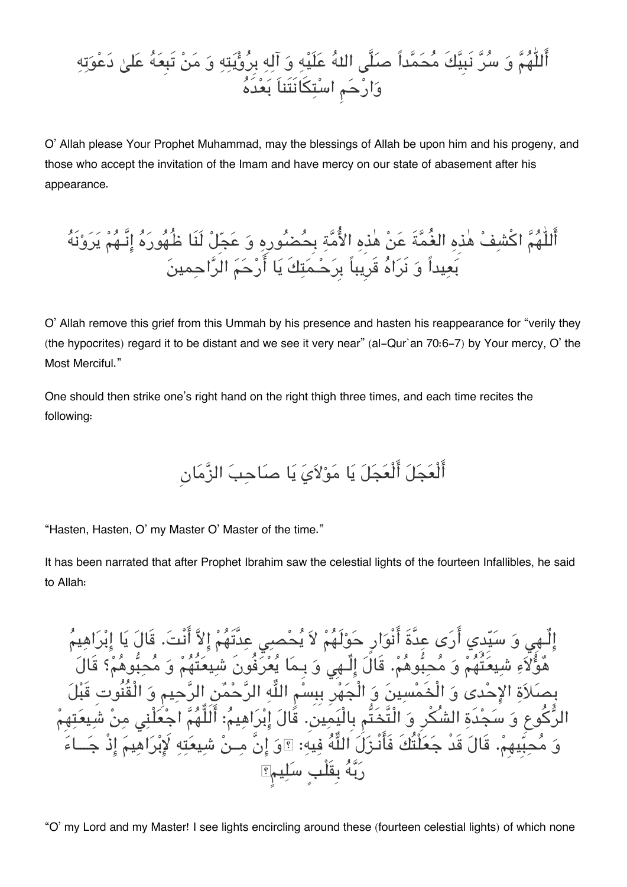أَللّٰهُمَّ وَ سُرَّ نَبِيَّكَ مُحَمَّداً صَلَّى اللهُ عَلَيْهِ وَ آلِهِ بِرُؤْيَتِهِ وَ مَنْ تَبِعَهُ عَلىٰ دَعْوَتِهِ وَارْحَمِ اسْتِكَانَتَنَا بَعْدَهُ

O' Allah please Your Prophet Muhammad, may the blessings of Allah be upon him and his progeny, and those who accept the invitation of the Imam and have mercy on our state of abasement after his appearance.

أَللّٰهُمَّ اكْشِفْ هٰذِهِ الغُمَّةَ عَنْ هٰذِهِ الأُمَّةِ بِحُضُورِهِ وَ عَجِّلْ لَنَا ظُهُورَهُ إِنَّـهُمْ يَرَوْنَهُ بَعِيداً وَ نَرَاهُ قَرِيباً بِرَحْـمَتِكَ يَا أَرْحَمَ الرَّاحِمِينَ

O' Allah remove this grief from this Ummah by his presence and hasten his reappearance for "verily they (the hypocrites) regard it to be distant and we see it very near" (al-Qur`an 70:6-7) by Your mercy, O' the Most Merciful."

One should then strike one's right hand on the right thigh three times, and each time recites the following:

أَلْعَجَلَ أَلْعَجَلَ يَا مَوْلاَيَ يَا صَاحِبَ الزَّمَانِ

"Hasten, Hasten, O' my Master O' Master of the time."

It has been narrated that after Prophet Ibrahim saw the celestial lights of the fourteen Infallibles, he said to Allah:

إِلٰـهِي وَ سَيِّدِي أَرَى عِدَّةَ أَنْوَارٍ حَوْلَهُمْ لاَ يُحْصِي عِدَّتَهُمْ إِلاَّ أَنْتَ. قَالَ يَا إِبْرَاهِيمُ هٰؤُلاَءِ شِيعَتُهُمْ وَ مُحِبُّوهُمْ. قَالَ إِلٰـهِي وَ بِمَا يُعْرَفُونَ شِيعَتُهُمْ وَ مُحِبُّوهُمْ؟ قَالَ بِصَلاَةِ الإِحْدى وَ الْخَمْسِينَ وَ الْجَهْرِ بِبِسْمِ اللّٰهِ الرَّحْمٰنِ الرَّحِيمِ وَ الْقُنُوتِ قَبْلَ الرُّكُوعِ وَ سَجْدَةِ الشُكْرِ وَ التَّخَتُّمِ بِالْيَمِينِ. قَالَ إِبْرَاهِيمُ: أَللّٰهُمَّ اجْعَلْنِي مِنْ شِيعَتِهِمْ وَ مُحِبِّيهِمْ. قَالَ قَدْ جَعَلْتُكَ فَأَنْـزَلَ اللّٰهُ فِيهِ: ﴿وَ إِنَّ مِـنْ شِيعَتِهِ لَإِبْرَاهِيمَ إِذْ جَــاءَ رَبَّهُ بِقَلْبٍ سَلِيمٍ﴾

"O' my Lord and my Master! I see lights encircling around these (fourteen celestial lights) of which none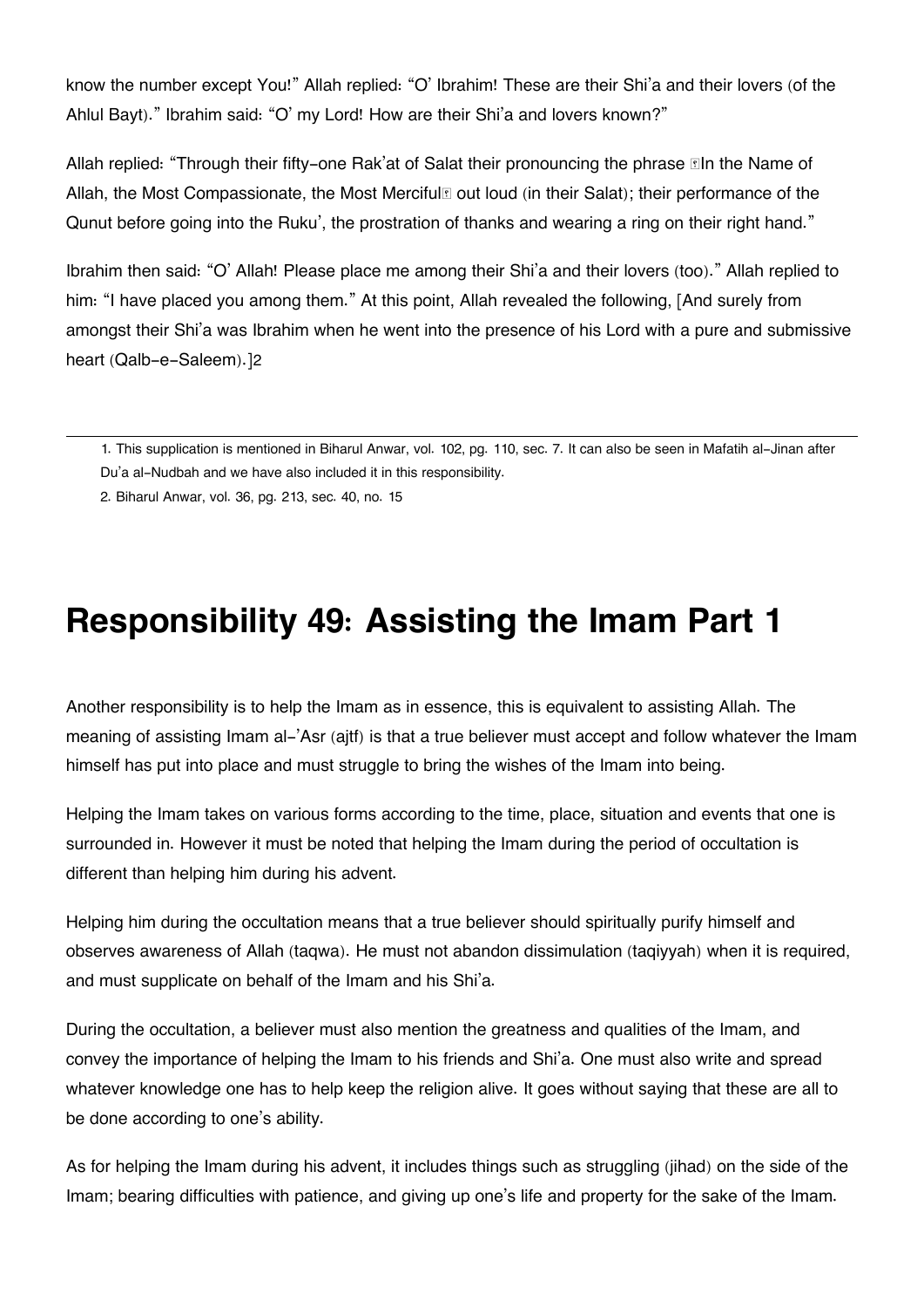know the number except You!" Allah replied: "O' Ibrahim! These are their Shi'a and their lovers (of the Ahlul Bayt)." Ibrahim said: "O' my Lord! How are their Shi'a and lovers known?"

Allah replied: "Through their fifty-one Rak'at of Salat their pronouncing the phrase In the Name of Allah, the Most Compassionate, the Most Merciful out loud (in their Salat); their performance of the Qunut before going into the Ruku', the prostration of thanks and wearing a ring on their right hand."

Ibrahim then said: "O' Allah! Please place me among their Shi'a and their lovers (too)." Allah replied to him: "I have placed you among them." At this point, Allah revealed the following, [And surely from amongst their Shi'a was Ibrahim when he went into the presence of his Lord with a pure and submissive heart (Qalb-e-Saleem).][2]

---

1. This supplication is mentioned in Biharul Anwar, vol. 102, pg. 110, sec. 7. It can also be seen in Mafatih al-Jinan after Du'a al-Nudbah and we have also included it in this responsibility.
2. Biharul Anwar, vol. 36, pg. 213, sec. 40, no. 15

# Responsibility 49: Assisting the Imam Part 1

Another responsibility is to help the Imam as in essence, this is equivalent to assisting Allah. The meaning of assisting Imam al-'Asr (ajtf) is that a true believer must accept and follow whatever the Imam himself has put into place and must struggle to bring the wishes of the Imam into being.

Helping the Imam takes on various forms according to the time, place, situation and events that one is surrounded in. However it must be noted that helping the Imam during the period of occultation is different than helping him during his advent.

Helping him during the occultation means that a true believer should spiritually purify himself and observes awareness of Allah (taqwa). He must not abandon dissimulation (taqiyyah) when it is required, and must supplicate on behalf of the Imam and his Shi'a.

During the occultation, a believer must also mention the greatness and qualities of the Imam, and convey the importance of helping the Imam to his friends and Shi'a. One must also write and spread whatever knowledge one has to help keep the religion alive. It goes without saying that these are all to be done according to one's ability.

As for helping the Imam during his advent, it includes things such as struggling (jihad) on the side of the Imam; bearing difficulties with patience, and giving up one's life and property for the sake of the Imam.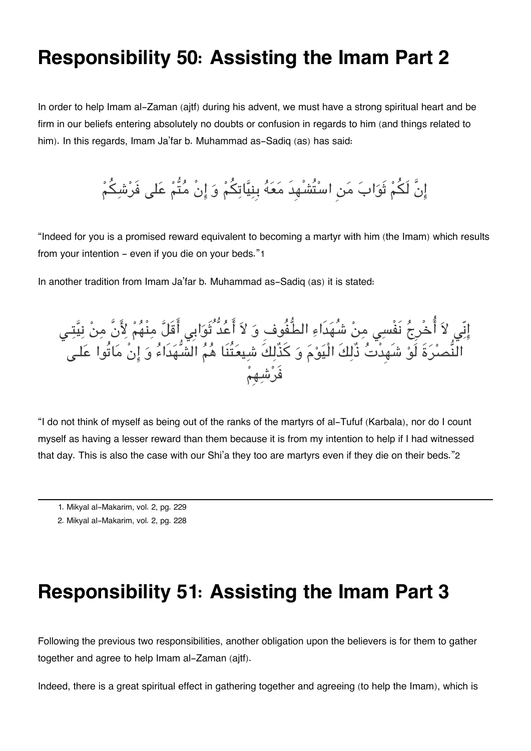# Responsibility 50: Assisting the Imam Part 2

In order to help Imam al-Zaman (ajtf) during his advent, we must have a strong spiritual heart and be firm in our beliefs entering absolutely no doubts or confusion in regards to him (and things related to him). In this regards, Imam Ja'far b. Muhammad as-Sadiq (as) has said:

إِنَّ لَكُمْ ثَوَابَ مَنِ اسْتُشْهِدَ مَعَهُ بِنِيَّاتِكُمْ وَ إِنْ مُتُّمْ عَلى فَرْشِكُمْ

"Indeed for you is a promised reward equivalent to becoming a martyr with him (the Imam) which results from your intention - even if you die on your beds."1

In another tradition from Imam Ja'far b. Muhammad as-Sadiq (as) it is stated:

إِنِّي لاَ أُخْرِجُ نَفْسِي مِنْ شُهَدَاءِ الطُّفُوفِ وَ لاَ أَعُدُّ ثَوَابِي أَقَلَّ مِنْهُمْ لأَنَّ مِنْ نِيَّتِي النُّصْرَةَ لَوْ شَهِدْتُ ذٰلِكَ الْيَوْمَ وَ كَذٰلِكَ شِيعَتُنَا هُمُ الشُّهَدَاءُ وَ إِنْ مَاتُوا عَلى فَرْشِهِمْ

"I do not think of myself as being out of the ranks of the martyrs of al-Tufuf (Karbala), nor do I count myself as having a lesser reward than them because it is from my intention to help if I had witnessed that day. This is also the case with our Shi'a they too are martyrs even if they die on their beds."2

---

1. Mikyal al-Makarim, vol. 2, pg. 229
2. Mikyal al-Makarim, vol. 2, pg. 228

# Responsibility 51: Assisting the Imam Part 3

Following the previous two responsibilities, another obligation upon the believers is for them to gather together and agree to help Imam al-Zaman (ajtf).

Indeed, there is a great spiritual effect in gathering together and agreeing (to help the Imam), which is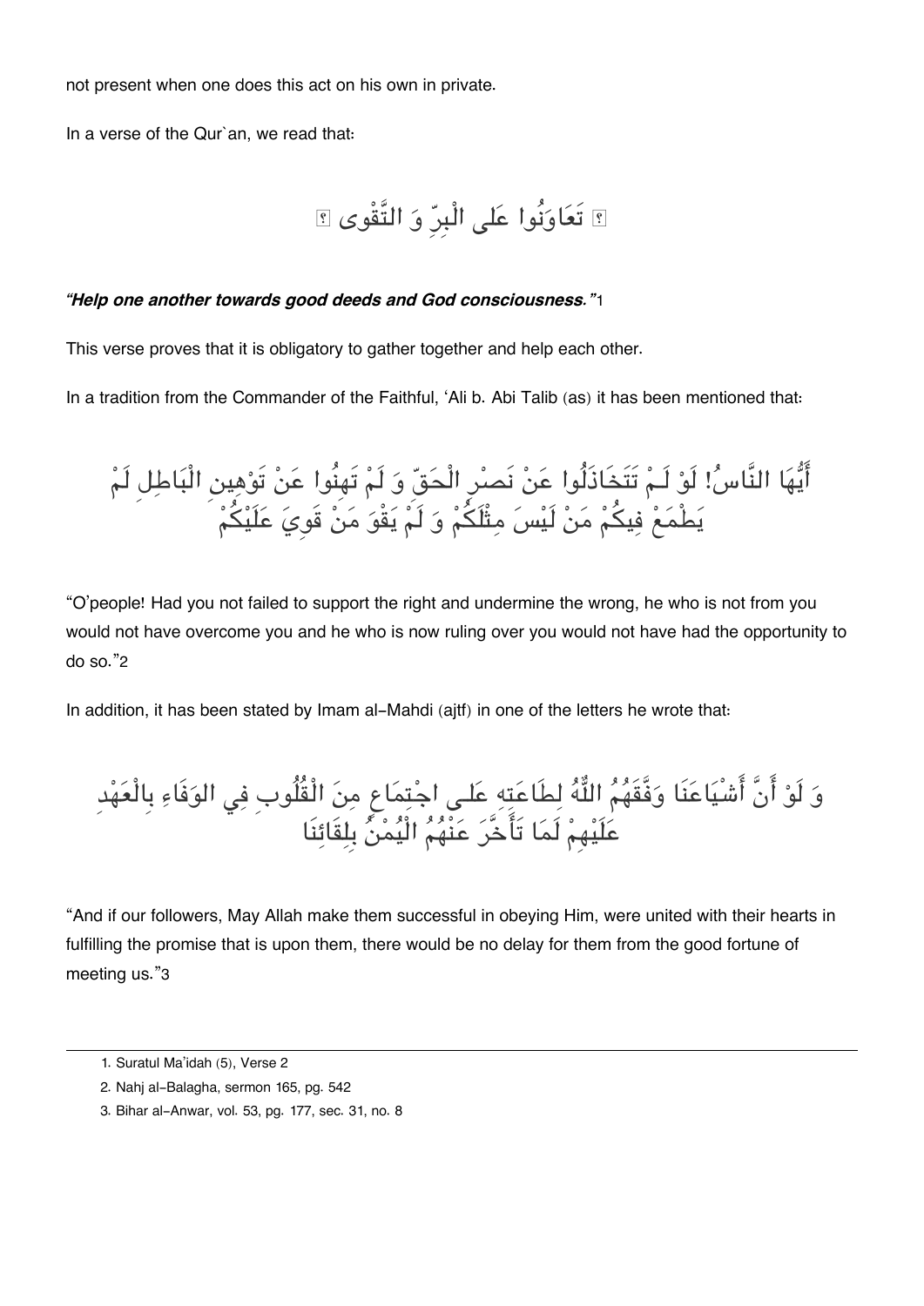not present when one does this act on his own in private.

In a verse of the Qur`an, we read that:

﴾ تَعَاوَنُوا عَلَى الْبِرِّ وَ التَّقْوَى ﴿

***"Help one another towards good deeds and God consciousness."***[1]

This verse proves that it is obligatory to gather together and help each other.

In a tradition from the Commander of the Faithful, 'Ali b. Abi Talib (as) it has been mentioned that:

أَيُّهَا النَّاسُ! لَوْ لَمْ تَتَخَاذَلُوا عَنْ نَصْرِ الْحَقِّ وَ لَمْ تَهِنُوا عَنْ تَوْهِينِ الْبَاطِلِ لَمْ يَطْمَعْ فِيكُمْ مَنْ لَيْسَ مِثْلَكُمْ وَ لَمْ يَقْوَ مَنْ قَوِيَ عَلَيْكُمْ

"O'people! Had you not failed to support the right and undermine the wrong, he who is not from you would not have overcome you and he who is now ruling over you would not have had the opportunity to do so."[2]

In addition, it has been stated by Imam al-Mahdi (ajtf) in one of the letters he wrote that:

وَ لَوْ أَنَّ أَشْيَاعَنَا وَفَّقَهُمُ اللَّهُ لِطَاعَتِهِ عَلَى اجْتِمَاعٍ مِنَ الْقُلُوبِ فِي الوَفَاءِ بِالْعَهْدِ عَلَيْهِمْ لَمَا تَأَخَّرَ عَنْهُمُ الْيُمْنُ بِلِقَائِنَا

"And if our followers, May Allah make them successful in obeying Him, were united with their hearts in fulfilling the promise that is upon them, there would be no delay for them from the good fortune of meeting us."[3]

---

1. Suratul Ma'idah (5), Verse 2
2. Nahj al-Balagha, sermon 165, pg. 542
3. Bihar al-Anwar, vol. 53, pg. 177, sec. 31, no. 8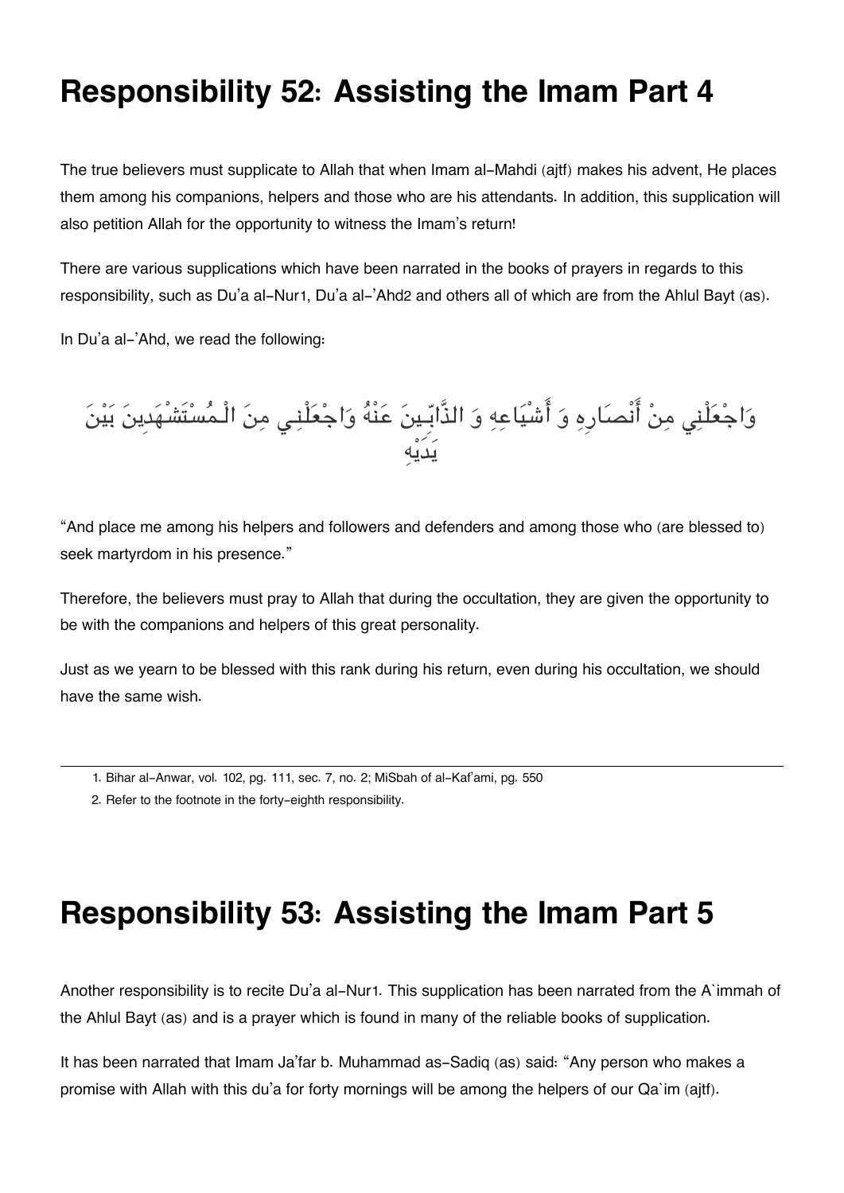## Responsibility 52: Assisting the Imam Part 4

The true believers must supplicate to Allah that when Imam al-Mahdi (ajtf) makes his advent, He places them among his companions, helpers and those who are his attendants. In addition, this supplication will also petition Allah for the opportunity to witness the Imam's return!

There are various supplications which have been narrated in the books of prayers in regards to this responsibility, such as Du'a al-Nur[1], Du'a al-'Ahd[2] and others all of which are from the Ahlul Bayt (as).

In Du'a al-'Ahd, we read the following:

وَاجْعَلْنِي مِنْ أَنْصَارِهِ وَ أَشْيَاعِهِ وَ الذَّابِّينَ عَنْهُ وَاجْعَلْنِي مِنَ الْمُسْتَشْهَدِينَ بَيْنَ يَدَيْهِ

"And place me among his helpers and followers and defenders and among those who (are blessed to) seek martyrdom in his presence."

Therefore, the believers must pray to Allah that during the occultation, they are given the opportunity to be with the companions and helpers of this great personality.

Just as we yearn to be blessed with this rank during his return, even during his occultation, we should have the same wish.

---

1. Bihar al-Anwar, vol. 102, pg. 111, sec. 7, no. 2; MiSbah of al-Kaf'ami, pg. 550
2. Refer to the footnote in the forty-eighth responsibility.

## Responsibility 53: Assisting the Imam Part 5

Another responsibility is to recite Du'a al-Nur[1]. This supplication has been narrated from the A`immah of the Ahlul Bayt (as) and is a prayer which is found in many of the reliable books of supplication.

It has been narrated that Imam Ja'far b. Muhammad as-Sadiq (as) said: "Any person who makes a promise with Allah with this du'a for forty mornings will be among the helpers of our Qa`im (ajtf).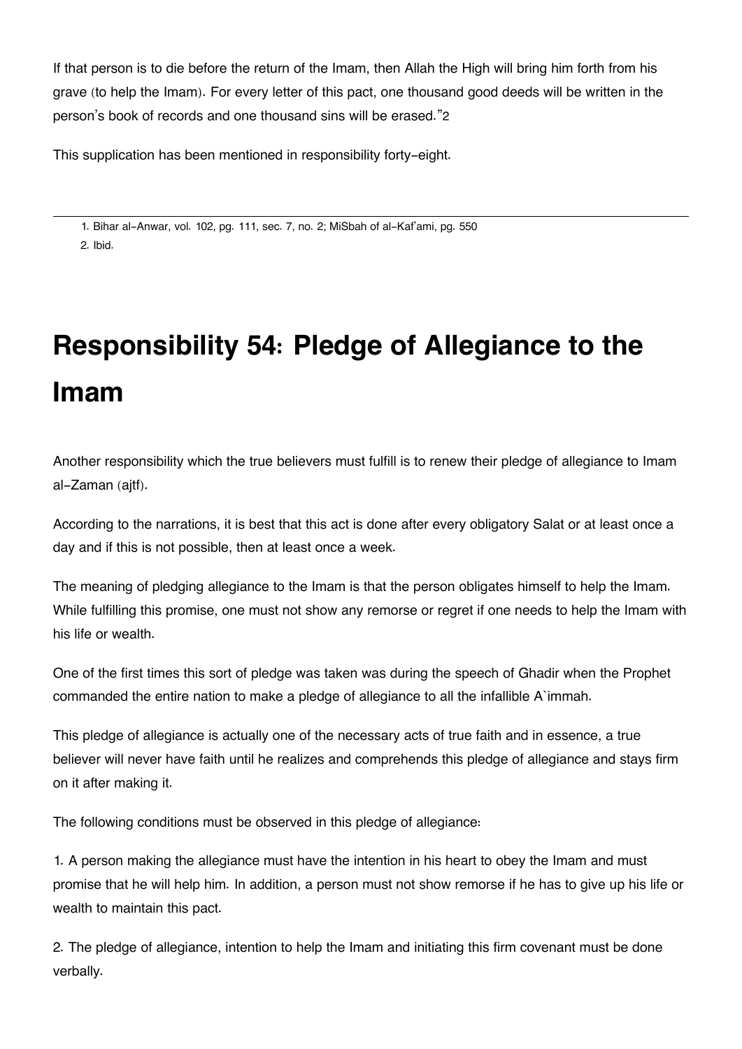If that person is to die before the return of the Imam, then Allah the High will bring him forth from his grave (to help the Imam). For every letter of this pact, one thousand good deeds will be written in the person's book of records and one thousand sins will be erased."[2]

This supplication has been mentioned in responsibility forty-eight.

---

1. Bihar al-Anwar, vol. 102, pg. 111, sec. 7, no. 2; MiSbah of al-Kaf'ami, pg. 550
2. Ibid.

# Responsibility 54: Pledge of Allegiance to the Imam

Another responsibility which the true believers must fulfill is to renew their pledge of allegiance to Imam al-Zaman (ajtf).

According to the narrations, it is best that this act is done after every obligatory Salat or at least once a day and if this is not possible, then at least once a week.

The meaning of pledging allegiance to the Imam is that the person obligates himself to help the Imam. While fulfilling this promise, one must not show any remorse or regret if one needs to help the Imam with his life or wealth.

One of the first times this sort of pledge was taken was during the speech of Ghadir when the Prophet commanded the entire nation to make a pledge of allegiance to all the infallible A`immah.

This pledge of allegiance is actually one of the necessary acts of true faith and in essence, a true believer will never have faith until he realizes and comprehends this pledge of allegiance and stays firm on it after making it.

The following conditions must be observed in this pledge of allegiance:

1. A person making the allegiance must have the intention in his heart to obey the Imam and must promise that he will help him. In addition, a person must not show remorse if he has to give up his life or wealth to maintain this pact.

2. The pledge of allegiance, intention to help the Imam and initiating this firm covenant must be done verbally.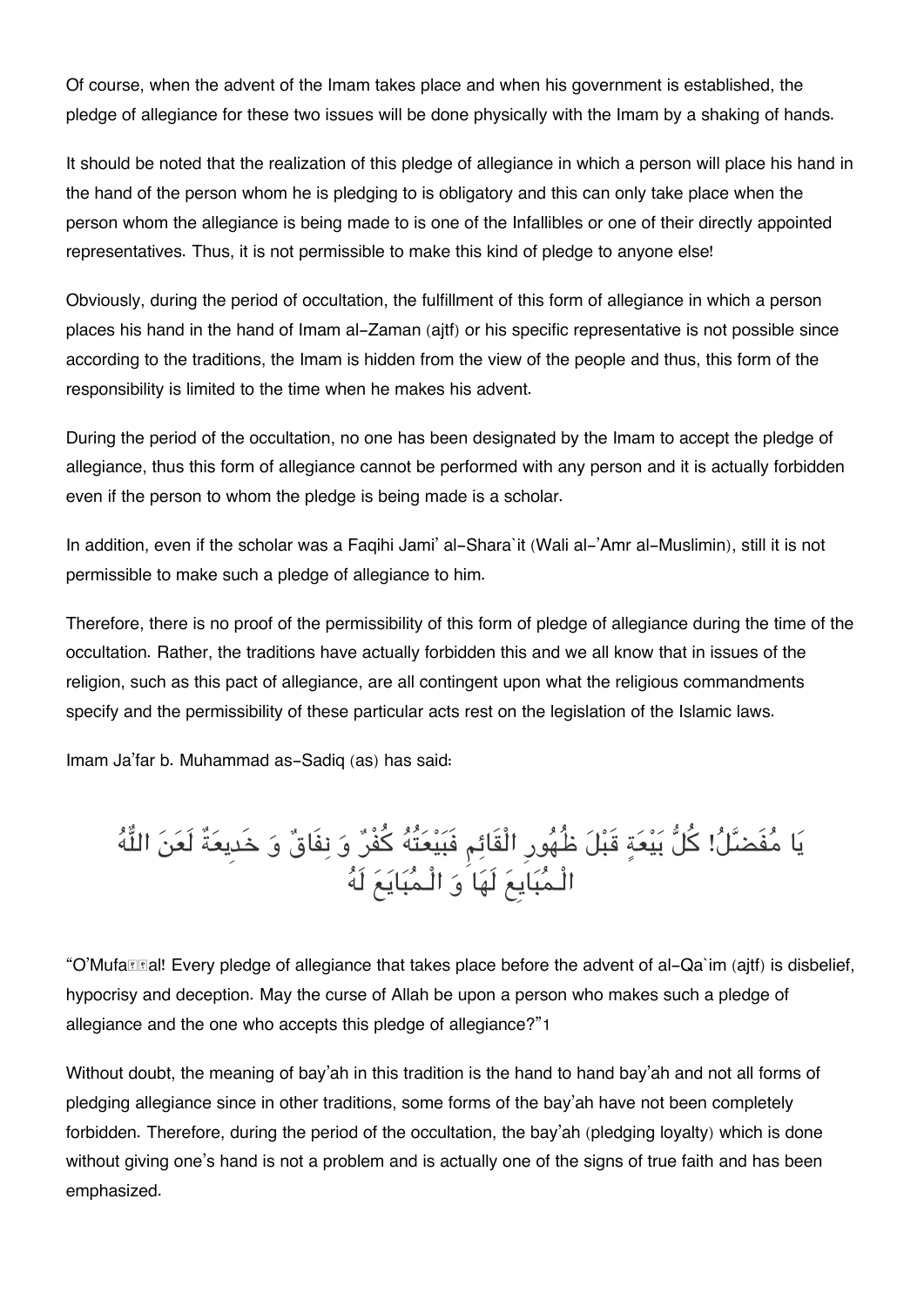Of course, when the advent of the Imam takes place and when his government is established, the pledge of allegiance for these two issues will be done physically with the Imam by a shaking of hands.

It should be noted that the realization of this pledge of allegiance in which a person will place his hand in the hand of the person whom he is pledging to is obligatory and this can only take place when the person whom the allegiance is being made to is one of the Infallibles or one of their directly appointed representatives. Thus, it is not permissible to make this kind of pledge to anyone else!

Obviously, during the period of occultation, the fulfillment of this form of allegiance in which a person places his hand in the hand of Imam al-Zaman (ajtf) or his specific representative is not possible since according to the traditions, the Imam is hidden from the view of the people and thus, this form of the responsibility is limited to the time when he makes his advent.

During the period of the occultation, no one has been designated by the Imam to accept the pledge of allegiance, thus this form of allegiance cannot be performed with any person and it is actually forbidden even if the person to whom the pledge is being made is a scholar.

In addition, even if the scholar was a Faqihi Jami' al-Shara`it (Wali al-'Amr al-Muslimin), still it is not permissible to make such a pledge of allegiance to him.

Therefore, there is no proof of the permissibility of this form of pledge of allegiance during the time of the occultation. Rather, the traditions have actually forbidden this and we all know that in issues of the religion, such as this pact of allegiance, are all contingent upon what the religious commandments specify and the permissibility of these particular acts rest on the legislation of the Islamic laws.

Imam Ja'far b. Muhammad as-Sadiq (as) has said:

يَا مُفَضَّلُ! كُلُّ بَيْعَةٍ قَبْلَ ظُهُورِ الْقَائِمِ فَبَيْعَتُهُ كُفْرٌ وَ نِفَاقٌ وَ خَدِيعَةٌ لَعَنَ اللَّهُ الْمُبَايِعَ لَهَا وَ الْمُبَايَعَ لَهُ

"O'Mufaḍḍal! Every pledge of allegiance that takes place before the advent of al-Qa`im (ajtf) is disbelief, hypocrisy and deception. May the curse of Allah be upon a person who makes such a pledge of allegiance and the one who accepts this pledge of allegiance?"[1]

Without doubt, the meaning of bay'ah in this tradition is the hand to hand bay'ah and not all forms of pledging allegiance since in other traditions, some forms of the bay'ah have not been completely forbidden. Therefore, during the period of the occultation, the bay'ah (pledging loyalty) which is done without giving one's hand is not a problem and is actually one of the signs of true faith and has been emphasized.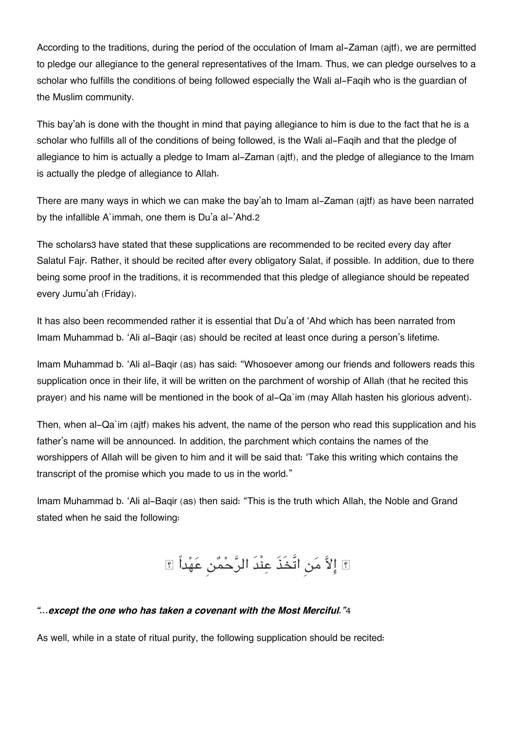According to the traditions, during the period of the occulation of Imam al-Zaman (ajtf), we are permitted to pledge our allegiance to the general representatives of the Imam. Thus, we can pledge ourselves to a scholar who fulfills the conditions of being followed especially the Wali al-Faqih who is the guardian of the Muslim community.

This bay'ah is done with the thought in mind that paying allegiance to him is due to the fact that he is a scholar who fulfills all of the conditions of being followed, is the Wali al-Faqih and that the pledge of allegiance to him is actually a pledge to Imam al-Zaman (ajtf), and the pledge of allegiance to the Imam is actually the pledge of allegiance to Allah.

There are many ways in which we can make the bay'ah to Imam al-Zaman (ajtf) as have been narrated by the infallible A`immah, one them is Du'a al-'Ahd.[2]

The scholars[3] have stated that these supplications are recommended to be recited every day after Salatul Fajr. Rather, it should be recited after every obligatory Salat, if possible. In addition, due to there being some proof in the traditions, it is recommended that this pledge of allegiance should be repeated every Jumu'ah (Friday).

It has also been recommended rather it is essential that Du'a of 'Ahd which has been narrated from Imam Muhammad b. 'Ali al-Baqir (as) should be recited at least once during a person's lifetime.

Imam Muhammad b. 'Ali al-Baqir (as) has said: "Whosoever among our friends and followers reads this supplication once in their life, it will be written on the parchment of worship of Allah (that he recited this prayer) and his name will be mentioned in the book of al-Qa`im (may Allah hasten his glorious advent).

Then, when al-Qa`im (ajtf) makes his advent, the name of the person who read this supplication and his father's name will be announced. In addition, the parchment which contains the names of the worshippers of Allah will be given to him and it will be said that: 'Take this writing which contains the transcript of the promise which you made to us in the world."

Imam Muhammad b. 'Ali al-Baqir (as) then said: "This is the truth which Allah, the Noble and Grand stated when he said the following:

﴿ إِلاَّ مَنِ اتَّخَذَ عِنْدَ الرَّحْمٰنِ عَهْداً ﴾

***"...except the one who has taken a covenant with the Most Merciful."***[4]

As well, while in a state of ritual purity, the following supplication should be recited: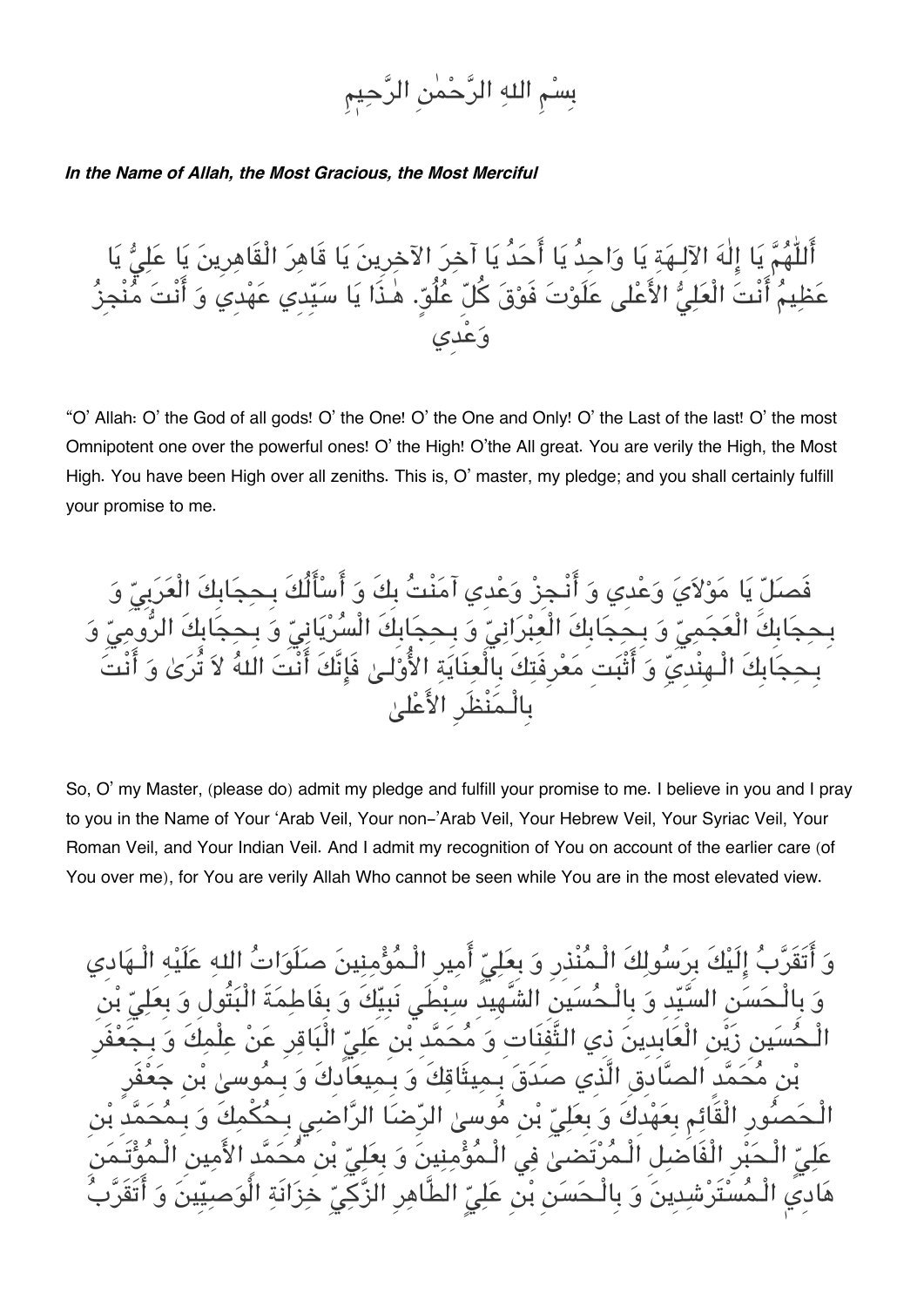بِسْمِ اللهِ الرَّحْمٰنِ الرَّحِيمِ

***In the Name of Allah, the Most Gracious, the Most Merciful***

أَللّٰهُمَّ يَا إِلٰهَ الآلِـهَةِ يَا وَاحِدُ يَا أَحَدُ يَا آخِرَ الآخِرِينَ يَا قَاهِرَ الْقَاهِرِينَ يَا عَلِيُّ يَا عَظِيمُ أَنْتَ الْعَلِيُّ الأَعْلى عَلَوْتَ فَوْقَ كُلِّ عُلُوٍّ. هٰذَا يَا سَيِّدِي عَهْدِي وَ أَنْتَ مُنْجِزُ وَعْدِي

"O' Allah: O' the God of all gods! O' the One! O' the One and Only! O' the Last of the last! O' the most Omnipotent one over the powerful ones! O' the High! O'the All great. You are verily the High, the Most High. You have been High over all zeniths. This is, O' master, my pledge; and you shall certainly fulfill your promise to me.

فَصَلِّ يَا مَوْلاَيَ وَعْدِي وَ أَنْجِزْ وَعْدِي آمَنْتُ بِكَ وَ أَسْأَلُكَ بِحِجَابِكَ الْعَرَبِيِّ وَ بِحِجَابِكَ الْعَجَمِيِّ وَ بِحِجَابِكَ الْعِبْرَانِيِّ وَ بِحِجَابِكَ السُّرْيَانِيِّ وَ بِحِجَابِكَ الرُّومِيِّ وَ بِحِجَابِكَ الْـهِنْدِيِّ وَ أَثْبِتِ مَعْرِفَتَكَ بِالْعِنَايَةِ الأُوْلـىٰ فَإِنَّكَ أَنْتَ اللهُ لاَ تُرَىٰ وَ أَنْتَ بِالْـمَنْظَرِ الأَعْلىٰ

So, O' my Master, (please do) admit my pledge and fulfill your promise to me. I believe in you and I pray to you in the Name of Your 'Arab Veil, Your non–'Arab Veil, Your Hebrew Veil, Your Syriac Veil, Your Roman Veil, and Your Indian Veil. And I admit my recognition of You on account of the earlier care (of You over me), for You are verily Allah Who cannot be seen while You are in the most elevated view.

وَ أَتَقَرَّبُ إِلَيْكَ بِرَسُولِكَ الْـمُنْذِرِ وَ بِعَلِيٍّ أَمِيرِ الْـمُؤْمِنِينَ صَلَوَاتُ اللهِ عَلَيْهِ الْـهَادِي وَ بِالْـحَسَنِ السَّيِّدِ وَ بِالْـحُسَيْنِ الشَّهِيدِ سِبْطَي نَبِيِّكَ وَ بِفَاطِمَةَ الْبَتُولِ وَ بِعَلِيِّ بْنِ الْـحُسَيْنِ زَيْنِ الْعَابِدِينَ ذِي الثَّفِنَاتِ وَ مُحَمَّدِ بْنِ عَلِيٍّ الْبَاقِرِ عَنْ عِلْمِكَ وَ بِجَعْفَرِ بْنِ مُحَمَّدٍ الصَّادِقِ الَّذِي صَدَقَ بِـمِيثَاقِكَ وَ بِـمِيعَادِكَ وَ بِـمُوسىٰ بْنِ جَعْفَرٍ الْـحَصُورِ الْقَائِمِ بِعَهْدِكَ وَ بِعَلِيِّ بْنِ مُوسىٰ الرِّضَا الرَّاضِي بِـحُكْمِكَ وَ بِـمُحَمَّدِ بْنِ عَلِيٍّ الْـحَبْرِ الْفَاضِلِ الْـمُرْتَضىٰ فِي الْـمُؤْمِنِينَ وَ بِعَلِيِّ بْنِ مُحَمَّدٍ الأَمِينِ الْـمُؤْتَمَنِ هَادِي الْـمُسْتَرْشِدِينَ وَ بِالْـحَسَنِ بْنِ عَلِيٍّ الطَّاهِرِ الزَّكِيِّ خِزَانَةِ الْوَصِيِّينَ وَ أَتَقَرَّبُ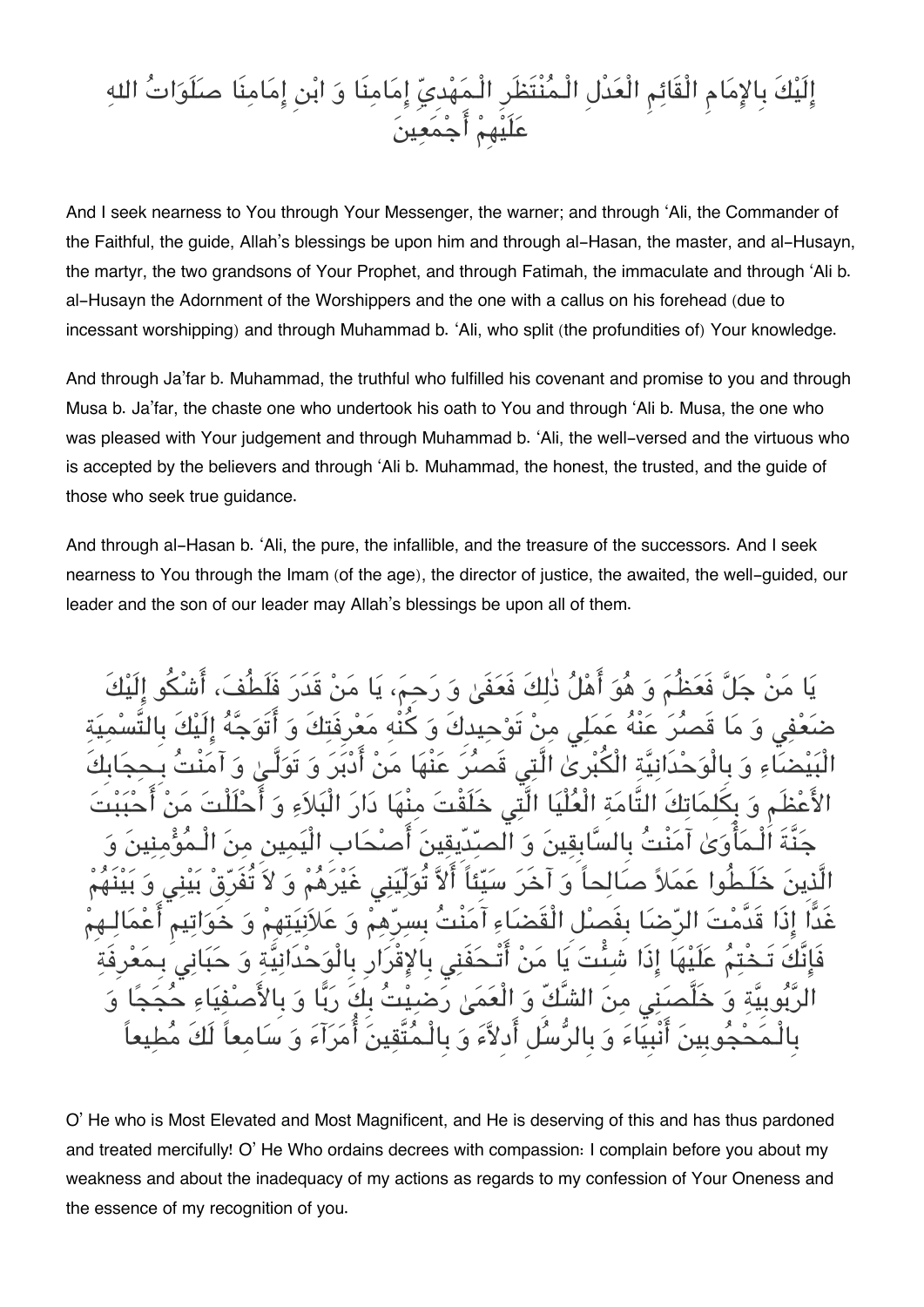إِلَيْكَ بِالإِمَامِ الْقَائِمِ الْعَدْلِ الْمُنْتَظَرِ الْمَهْدِيِّ إِمَامِنَا وَ ابْنِ إِمَامِنَا صَلَوَاتُ اللهِ عَلَيْهِمْ أَجْمَعِينَ

And I seek nearness to You through Your Messenger, the warner; and through ‘Ali, the Commander of the Faithful, the guide, Allah’s blessings be upon him and through al-Hasan, the master, and al-Husayn, the martyr, the two grandsons of Your Prophet, and through Fatimah, the immaculate and through ‘Ali b. al-Husayn the Adornment of the Worshippers and the one with a callus on his forehead (due to incessant worshipping) and through Muhammad b. ‘Ali, who split (the profundities of) Your knowledge.

And through Ja’far b. Muhammad, the truthful who fulfilled his covenant and promise to you and through Musa b. Ja’far, the chaste one who undertook his oath to You and through ‘Ali b. Musa, the one who was pleased with Your judgement and through Muhammad b. ‘Ali, the well-versed and the virtuous who is accepted by the believers and through ‘Ali b. Muhammad, the honest, the trusted, and the guide of those who seek true guidance.

And through al-Hasan b. ‘Ali, the pure, the infallible, and the treasure of the successors. And I seek nearness to You through the Imam (of the age), the director of justice, the awaited, the well-guided, our leader and the son of our leader may Allah’s blessings be upon all of them.

يَا مَنْ جَلَّ فَعَظُمَ وَ هُوَ أَهْلُ ذٰلِكَ فَعَفَىٰ وَ رَحِمَ، يَا مَنْ قَدَرَ فَلَطُفَ، أَشْكُو إِلَيْكَ ضَعْفِي وَ مَا قَصُرَ عَنْهُ عَمَلِي مِنْ تَوْحِيدِكَ وَ كُنْهِ مَعْرِفَتِكَ وَ أَتَوَجَّهُ إِلَيْكَ بِالتَّسْمِيَةِ الْبَيْضَاءِ وَ بِالْوَحْدَانِيَّةِ الْكُبْرَىٰ الَّتِي قَصُرَ عَنْهَا مَنْ أَدْبَرَ وَ تَوَلَّىٰ وَ آمَنْتُ بِحِجَابِكَ الأَعْظَمِ وَ بِكَلِمَاتِكَ التَّامَةِ الْعُلْيَا الَّتِي خَلَقْتَ مِنْهَا دَارَ الْبَلاَءِ وَ أَحْلَلْتَ مَنْ أَحْبَبْتَ جَنَّةَ الْمَأْوَىٰ آمَنْتُ بِالسَّابِقِينَ وَ الصِّدِّيقِينَ أَصْحَابِ الْيَمِينِ مِنَ الْمُؤْمِنِينَ وَ الَّذِينَ خَلَطُوا عَمَلاً صَالِحاً وَ آخَرَ سَيِّئاً أَلاَّ تُوَلِّيَنِي غَيْرَهُمْ وَ لاَ تُفَرِّقْ بَيْنِي وَ بَيْنَهُمْ غَداً إِذَا قَدَّمْتَ الرِّضَا بِفَصْلِ الْقَضَاءِ آمَنْتُ بِسِرِّهِمْ وَ عَلاَنِيَتِهِمْ وَ خَوَاتِيمِ أَعْمَالِهِمْ فَإِنَّكَ تَخْتِمُ عَلَيْهَا إِذَا شِئْتَ يَا مَنْ أَتْحَفَنِي بِالإِقْرَارِ بِالْوَحْدَانِيَّةِ وَ حَبَانِي بِمَعْرِفَةِ الرُّبُوبِيَّةِ وَ خَلَّصَنِي مِنَ الشَّكِّ وَ الْعَمَىٰ رَضِيتُ بِكَ رَبًّا وَ بِالأَصْفِيَاءِ حُجَجًا وَ بِالْمَحْجُوبِينَ أَنْبِيَاءَ وَ بِالرُّسُلِ أَدِلاَّءَ وَ بِالْمُتَّقِينَ أُمَرَآءَ وَ سَامِعاً لَكَ مُطِيعاً

O’ He who is Most Elevated and Most Magnificent, and He is deserving of this and has thus pardoned and treated mercifully! O’ He Who ordains decrees with compassion: I complain before you about my weakness and about the inadequacy of my actions as regards to my confession of Your Oneness and the essence of my recognition of you.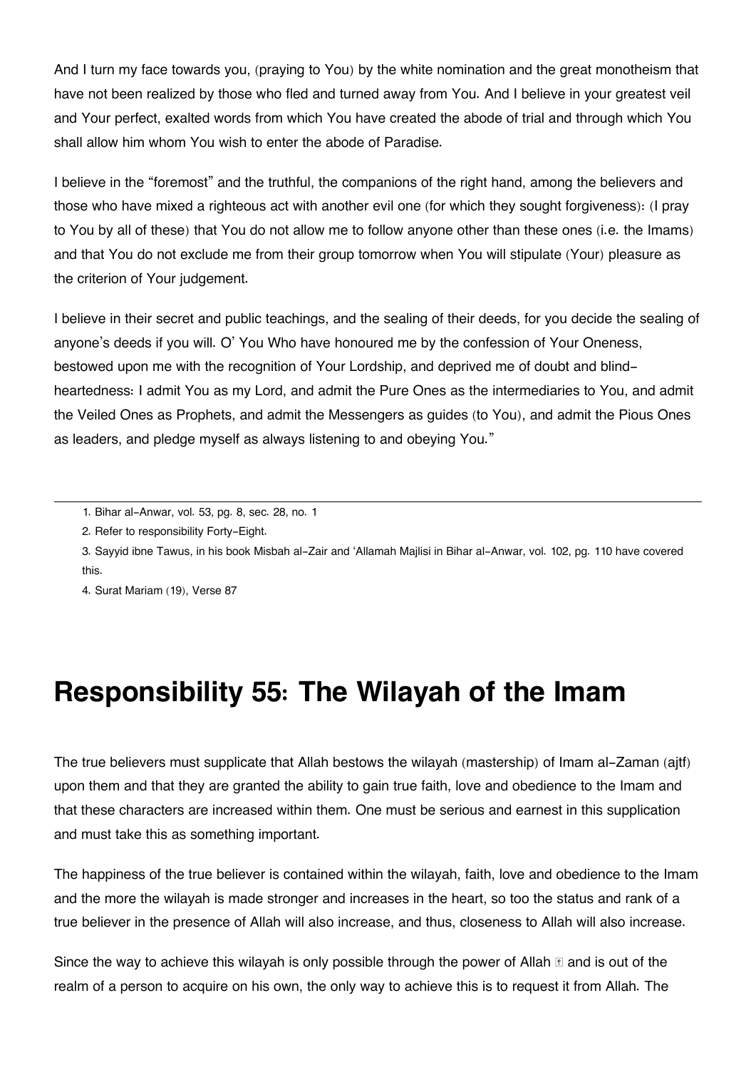And I turn my face towards you, (praying to You) by the white nomination and the great monotheism that have not been realized by those who fled and turned away from You. And I believe in your greatest veil and Your perfect, exalted words from which You have created the abode of trial and through which You shall allow him whom You wish to enter the abode of Paradise.

I believe in the "foremost" and the truthful, the companions of the right hand, among the believers and those who have mixed a righteous act with another evil one (for which they sought forgiveness): (I pray to You by all of these) that You do not allow me to follow anyone other than these ones (i.e. the Imams) and that You do not exclude me from their group tomorrow when You will stipulate (Your) pleasure as the criterion of Your judgement.

I believe in their secret and public teachings, and the sealing of their deeds, for you decide the sealing of anyone's deeds if you will. O' You Who have honoured me by the confession of Your Oneness, bestowed upon me with the recognition of Your Lordship, and deprived me of doubt and blind-heartedness: I admit You as my Lord, and admit the Pure Ones as the intermediaries to You, and admit the Veiled Ones as Prophets, and admit the Messengers as guides (to You), and admit the Pious Ones as leaders, and pledge myself as always listening to and obeying You."

---

1. Bihar al-Anwar, vol. 53, pg. 8, sec. 28, no. 1
2. Refer to responsibility Forty-Eight.
3. Sayyid ibne Tawus, in his book Misbah al-Zair and 'Allamah Majlisi in Bihar al-Anwar, vol. 102, pg. 110 have covered this.
4. Surat Mariam (19), Verse 87

# Responsibility 55: The Wilayah of the Imam

The true believers must supplicate that Allah bestows the wilayah (mastership) of Imam al-Zaman (ajtf) upon them and that they are granted the ability to gain true faith, love and obedience to the Imam and that these characters are increased within them. One must be serious and earnest in this supplication and must take this as something important.

The happiness of the true believer is contained within the wilayah, faith, love and obedience to the Imam and the more the wilayah is made stronger and increases in the heart, so too the status and rank of a true believer in the presence of Allah will also increase, and thus, closeness to Allah will also increase.

Since the way to achieve this wilayah is only possible through the power of Allah ﷻ and is out of the realm of a person to acquire on his own, the only way to achieve this is to request it from Allah. The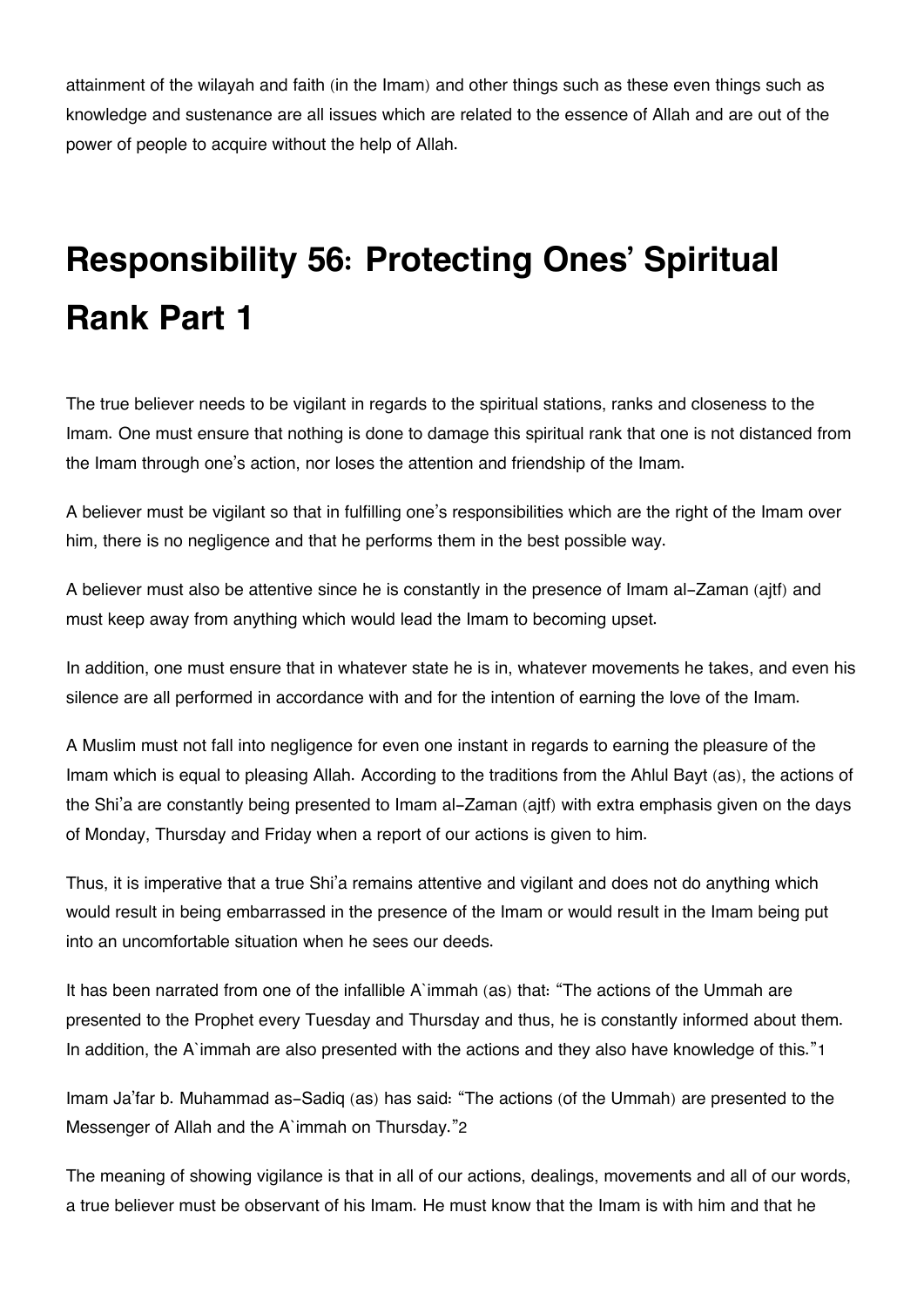attainment of the wilayah and faith (in the Imam) and other things such as these even things such as knowledge and sustenance are all issues which are related to the essence of Allah and are out of the power of people to acquire without the help of Allah.

# Responsibility 56: Protecting Ones' Spiritual Rank Part 1

The true believer needs to be vigilant in regards to the spiritual stations, ranks and closeness to the Imam. One must ensure that nothing is done to damage this spiritual rank that one is not distanced from the Imam through one's action, nor loses the attention and friendship of the Imam.

A believer must be vigilant so that in fulfilling one's responsibilities which are the right of the Imam over him, there is no negligence and that he performs them in the best possible way.

A believer must also be attentive since he is constantly in the presence of Imam al-Zaman (ajtf) and must keep away from anything which would lead the Imam to becoming upset.

In addition, one must ensure that in whatever state he is in, whatever movements he takes, and even his silence are all performed in accordance with and for the intention of earning the love of the Imam.

A Muslim must not fall into negligence for even one instant in regards to earning the pleasure of the Imam which is equal to pleasing Allah. According to the traditions from the Ahlul Bayt (as), the actions of the Shi'a are constantly being presented to Imam al-Zaman (ajtf) with extra emphasis given on the days of Monday, Thursday and Friday when a report of our actions is given to him.

Thus, it is imperative that a true Shi'a remains attentive and vigilant and does not do anything which would result in being embarrassed in the presence of the Imam or would result in the Imam being put into an uncomfortable situation when he sees our deeds.

It has been narrated from one of the infallible A`immah (as) that: "The actions of the Ummah are presented to the Prophet every Tuesday and Thursday and thus, he is constantly informed about them. In addition, the A`immah are also presented with the actions and they also have knowledge of this."[1]

Imam Ja'far b. Muhammad as-Sadiq (as) has said: "The actions (of the Ummah) are presented to the Messenger of Allah and the A`immah on Thursday."[2]

The meaning of showing vigilance is that in all of our actions, dealings, movements and all of our words, a true believer must be observant of his Imam. He must know that the Imam is with him and that he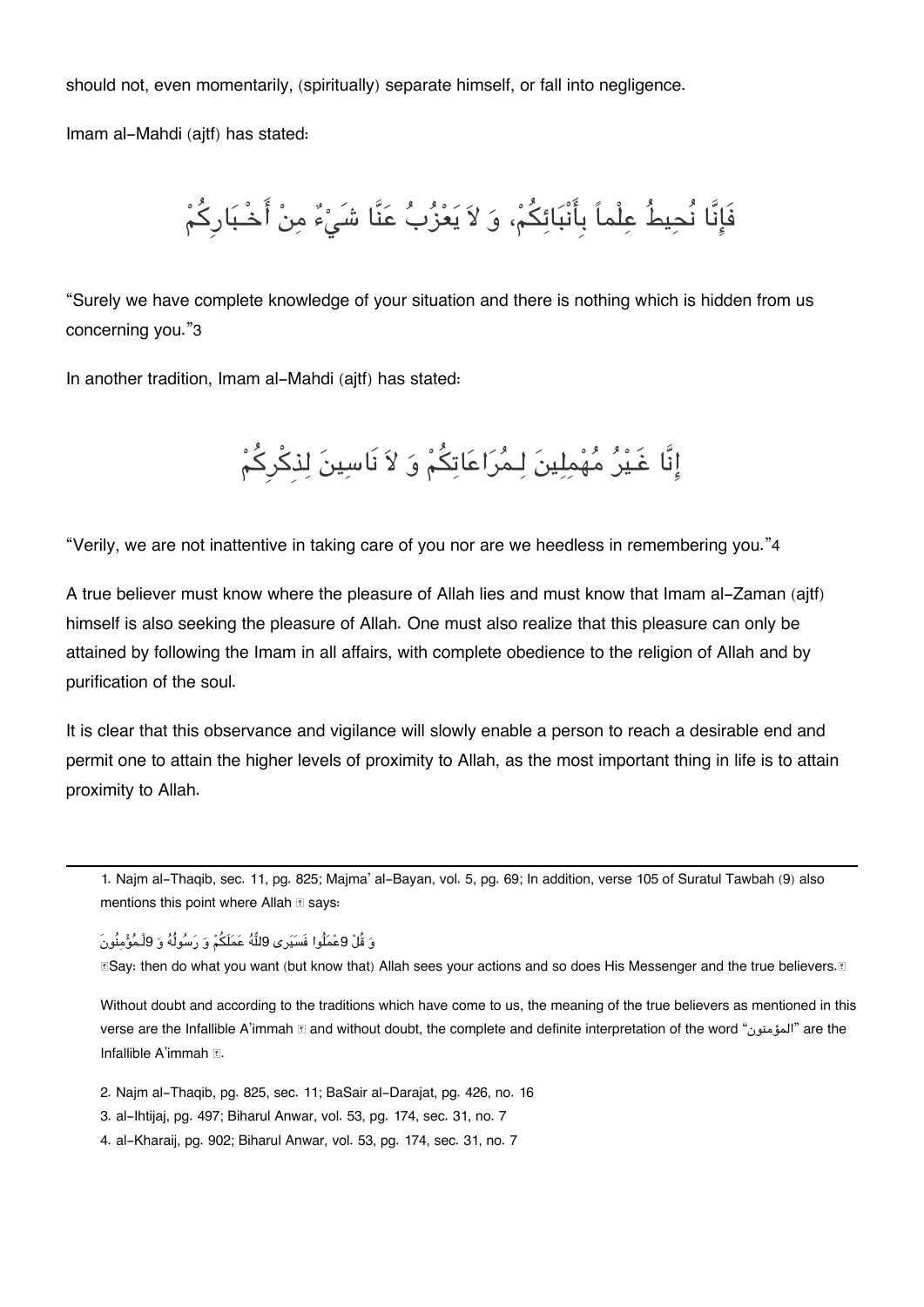should not, even momentarily, (spiritually) separate himself, or fall into negligence.

Imam al-Mahdi (ajtf) has stated:

فَإِنَّا نُحِيطُ عِلْماً بِأَنْبَائِكُمْ، وَ لاَ يَعْزُبُ عَنَّا شَيْءٌ مِنْ أَخْبَارِكُمْ

"Surely we have complete knowledge of your situation and there is nothing which is hidden from us concerning you."3

In another tradition, Imam al-Mahdi (ajtf) has stated:

إِنَّا غَيْرُ مُهْمِلِينَ لِمُرَاعَاتِكُمْ وَ لاَ نَاسِينَ لِذِكْرِكُمْ

"Verily, we are not inattentive in taking care of you nor are we heedless in remembering you."4

A true believer must know where the pleasure of Allah lies and must know that Imam al-Zaman (ajtf) himself is also seeking the pleasure of Allah. One must also realize that this pleasure can only be attained by following the Imam in all affairs, with complete obedience to the religion of Allah and by purification of the soul.

It is clear that this observance and vigilance will slowly enable a person to reach a desirable end and permit one to attain the higher levels of proximity to Allah, as the most important thing in life is to attain proximity to Allah.

---

1. Najm al-Thaqib, sec. 11, pg. 825; Majma' al-Bayan, vol. 5, pg. 69; In addition, verse 105 of Suratul Tawbah (9) also mentions this point where Allah  says:

وَ قُلْ اعْمَلُوا فَسَيَرى اللَّهُ عَمَلَكُمْ وَ رَسُولُهُ وَ الْمُؤْمِنُونَ

"Say: then do what you want (but know that) Allah sees your actions and so does His Messenger and the true believers."

Without doubt and according to the traditions which have come to us, the meaning of the true believers as mentioned in this verse are the Infallible A'immah  and without doubt, the complete and definite interpretation of the word "المؤمنون" are the Infallible A'immah .

2. Najm al-Thaqib, pg. 825, sec. 11; BaSair al-Darajat, pg. 426, no. 16
3. al-Ihtijaj, pg. 497; Biharul Anwar, vol. 53, pg. 174, sec. 31, no. 7
4. al-Kharaij, pg. 902; Biharul Anwar, vol. 53, pg. 174, sec. 31, no. 7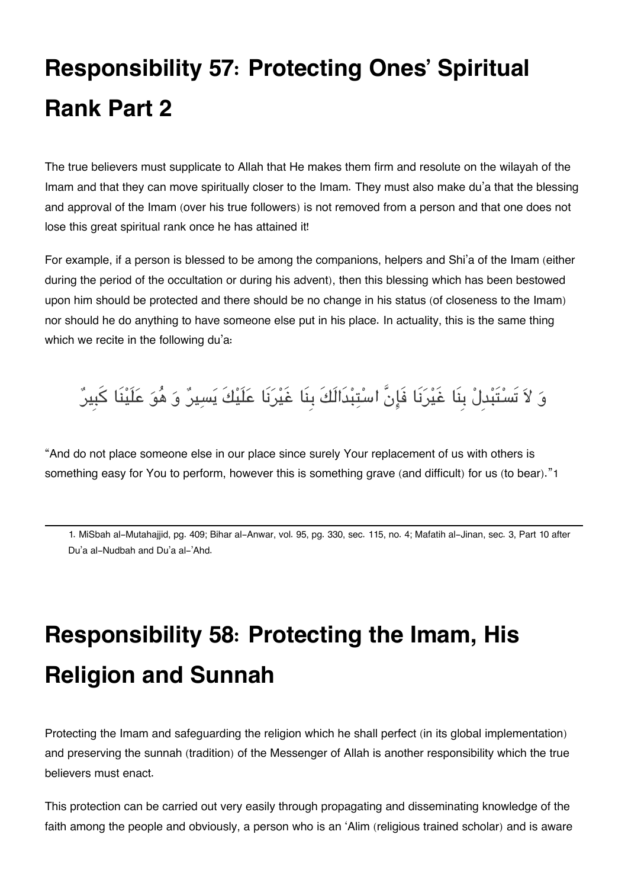# Responsibility 57: Protecting Ones' Spiritual Rank Part 2

The true believers must supplicate to Allah that He makes them firm and resolute on the wilayah of the Imam and that they can move spiritually closer to the Imam. They must also make du'a that the blessing and approval of the Imam (over his true followers) is not removed from a person and that one does not lose this great spiritual rank once he has attained it!

For example, if a person is blessed to be among the companions, helpers and Shi'a of the Imam (either during the period of the occultation or during his advent), then this blessing which has been bestowed upon him should be protected and there should be no change in his status (of closeness to the Imam) nor should he do anything to have someone else put in his place. In actuality, this is the same thing which we recite in the following du'a:

وَ لاَ تَسْتَبْدِلْ بِنَا غَيْرَنَا فَإِنَّ اسْتِبْدَالَكَ بِنَا غَيْرَنَا عَلَيْكَ يَسِيرٌ وَ هُوَ عَلَيْنَا كَبِيرٌ

"And do not place someone else in our place since surely Your replacement of us with others is something easy for You to perform, however this is something grave (and difficult) for us (to bear)."[1]

---

1. MiSbah al-Mutahajjid, pg. 409; Bihar al-Anwar, vol. 95, pg. 330, sec. 115, no. 4; Mafatih al-Jinan, sec. 3, Part 10 after Du'a al-Nudbah and Du'a al-'Ahd.

# Responsibility 58: Protecting the Imam, His Religion and Sunnah

Protecting the Imam and safeguarding the religion which he shall perfect (in its global implementation) and preserving the sunnah (tradition) of the Messenger of Allah is another responsibility which the true believers must enact.

This protection can be carried out very easily through propagating and disseminating knowledge of the faith among the people and obviously, a person who is an 'Alim (religious trained scholar) and is aware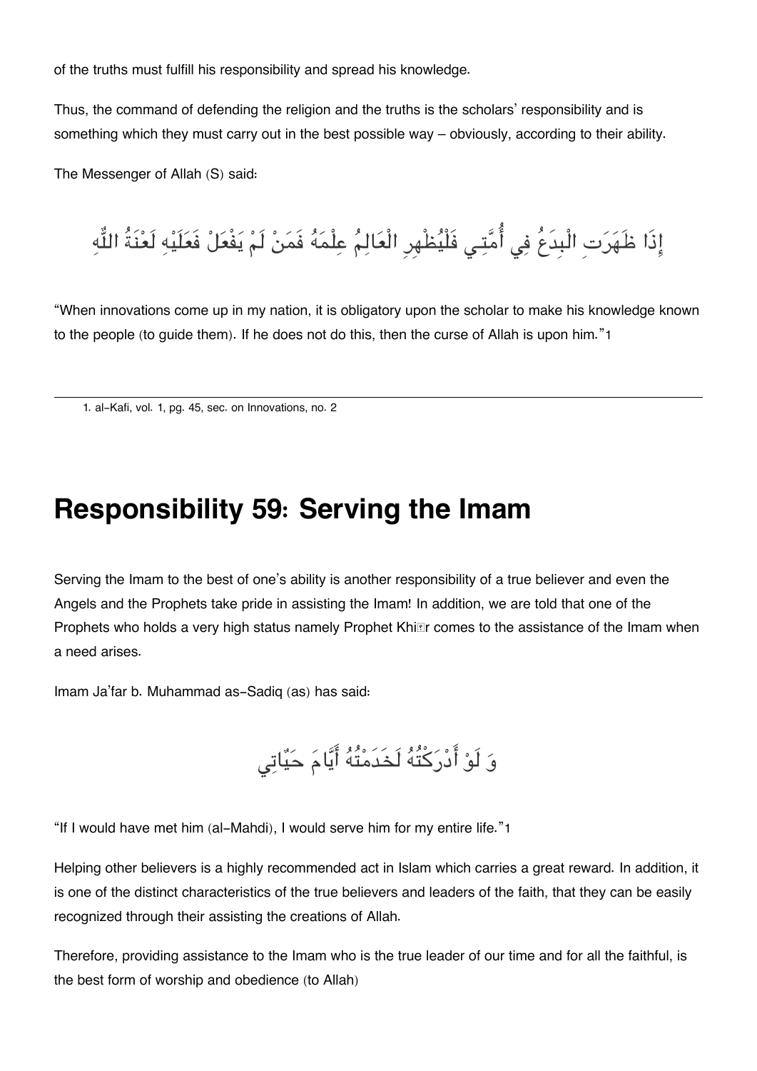of the truths must fulfill his responsibility and spread his knowledge.

Thus, the command of defending the religion and the truths is the scholars' responsibility and is something which they must carry out in the best possible way – obviously, according to their ability.

The Messenger of Allah (S) said:

إِذَا ظَهَرَتِ الْبِدَعُ فِي أُمَّتِي فَلْيُظْهِرِ الْعَالِمُ عِلْمَهُ فَمَنْ لَمْ يَفْعَلْ فَعَلَيْهِ لَعْنَةُ اللَّهِ

"When innovations come up in my nation, it is obligatory upon the scholar to make his knowledge known to the people (to guide them). If he does not do this, then the curse of Allah is upon him."[1]

---

1. al-Kafi, vol. 1, pg. 45, sec. on Innovations, no. 2

# Responsibility 59: Serving the Imam

Serving the Imam to the best of one's ability is another responsibility of a true believer and even the Angels and the Prophets take pride in assisting the Imam! In addition, we are told that one of the Prophets who holds a very high status namely Prophet Khiḍr comes to the assistance of the Imam when a need arises.

Imam Ja'far b. Muhammad as-Sadiq (as) has said:

وَ لَوْ أَدْرَكْتُهُ لَخَدَمْتُهُ أَيَّامَ حَيَاتِي

"If I would have met him (al-Mahdi), I would serve him for my entire life."[1]

Helping other believers is a highly recommended act in Islam which carries a great reward. In addition, it is one of the distinct characteristics of the true believers and leaders of the faith, that they can be easily recognized through their assisting the creations of Allah.

Therefore, providing assistance to the Imam who is the true leader of our time and for all the faithful, is the best form of worship and obedience (to Allah)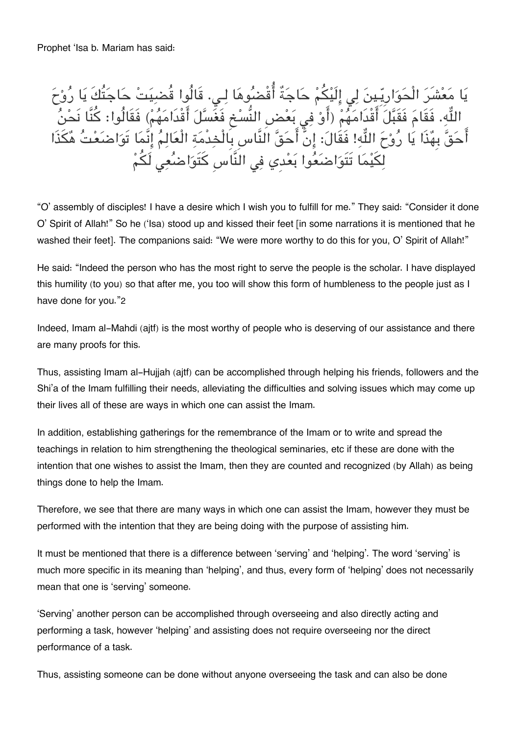Prophet 'Isa b. Mariam has said:

يَا مَعْشَرَ الْحَوَارِيِّينَ لِي إِلَيْكُمْ حَاجَةٌ أُقْضُوهَا لِي. قَالُوا قُضِيَتْ حَاجَتُكَ يَا رُوْحَ اللّٰهِ. فَقَامَ فَقَبَّلَ أَقْدَامَهُمْ (أَوْ فِي بَعْضِ النُّسْخِ فَغَسَّلَ أَقْدَامَهُمْ) فَقَالُوا: كُنَّا نَحْنُ أَحَقَّ بِهٰذَا يَا رُوْحَ اللّٰهِ! فَقَالَ: إِنَّ أَحَقَّ النَّاسِ بِالْخِدْمَةِ الْعَالِمُ إِنَّمَا تَوَاضَعْتُ هٰكَذَا لِكَيْمَا تَتَوَاضَعُوا بَعْدِي فِي النَّاسِ كَتَوَاضُعِي لَكُمْ

"O' assembly of disciples! I have a desire which I wish you to fulfill for me." They said: "Consider it done O' Spirit of Allah!" So he ('Isa) stood up and kissed their feet [in some narrations it is mentioned that he washed their feet]. The companions said: "We were more worthy to do this for you, O' Spirit of Allah!"

He said: "Indeed the person who has the most right to serve the people is the scholar. I have displayed this humility (to you) so that after me, you too will show this form of humbleness to the people just as I have done for you."[2]

Indeed, Imam al-Mahdi (ajtf) is the most worthy of people who is deserving of our assistance and there are many proofs for this.

Thus, assisting Imam al-Hujjah (ajtf) can be accomplished through helping his friends, followers and the Shi'a of the Imam fulfilling their needs, alleviating the difficulties and solving issues which may come up their lives all of these are ways in which one can assist the Imam.

In addition, establishing gatherings for the remembrance of the Imam or to write and spread the teachings in relation to him strengthening the theological seminaries, etc if these are done with the intention that one wishes to assist the Imam, then they are counted and recognized (by Allah) as being things done to help the Imam.

Therefore, we see that there are many ways in which one can assist the Imam, however they must be performed with the intention that they are being doing with the purpose of assisting him.

It must be mentioned that there is a difference between 'serving' and 'helping'. The word 'serving' is much more specific in its meaning than 'helping', and thus, every form of 'helping' does not necessarily mean that one is 'serving' someone.

'Serving' another person can be accomplished through overseeing and also directly acting and performing a task, however 'helping' and assisting does not require overseeing nor the direct performance of a task.

Thus, assisting someone can be done without anyone overseeing the task and can also be done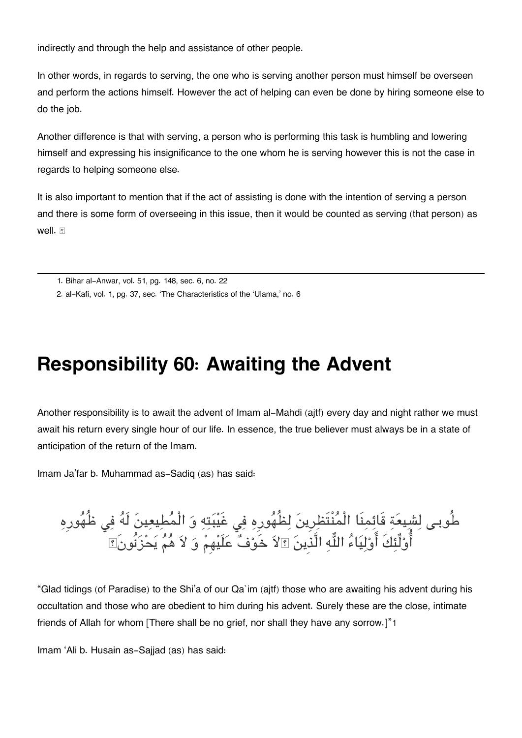indirectly and through the help and assistance of other people.

In other words, in regards to serving, the one who is serving another person must himself be overseen and perform the actions himself. However the act of helping can even be done by hiring someone else to do the job.

Another difference is that with serving, a person who is performing this task is humbling and lowering himself and expressing his insignificance to the one whom he is serving however this is not the case in regards to helping someone else.

It is also important to mention that if the act of assisting is done with the intention of serving a person and there is some form of overseeing in this issue, then it would be counted as serving (that person) as well.

---

1. Bihar al-Anwar, vol. 51, pg. 148, sec. 6, no. 22
2. al-Kafi, vol. 1, pg. 37, sec. 'The Characteristics of the 'Ulama,' no. 6

# Responsibility 60: Awaiting the Advent

Another responsibility is to await the advent of Imam al-Mahdi (ajtf) every day and night rather we must await his return every single hour of our life. In essence, the true believer must always be in a state of anticipation of the return of the Imam.

Imam Ja'far b. Muhammad as-Sadiq (as) has said:

طُوبى لِشِيعَةِ قَائِمِنَا الْمُنْتَظِرِينَ لِظُهُورِهِ فِي غَيْبَتِهِ وَ الْمُطِيعِينَ لَهُ فِي ظُهُورِهِ أُولٰئِكَ أَوْلِيَاءُ اللّٰهِ الَّذِينَ ﴿لاَ خَوْفٌ عَلَيْهِمْ وَ لاَ هُمْ يَحْزَنُونَ﴾

"Glad tidings (of Paradise) to the Shi'a of our Qa`im (ajtf) those who are awaiting his advent during his occultation and those who are obedient to him during his advent. Surely these are the close, intimate friends of Allah for whom [There shall be no grief, nor shall they have any sorrow.]"[1]

Imam 'Ali b. Husain as-Sajjad (as) has said: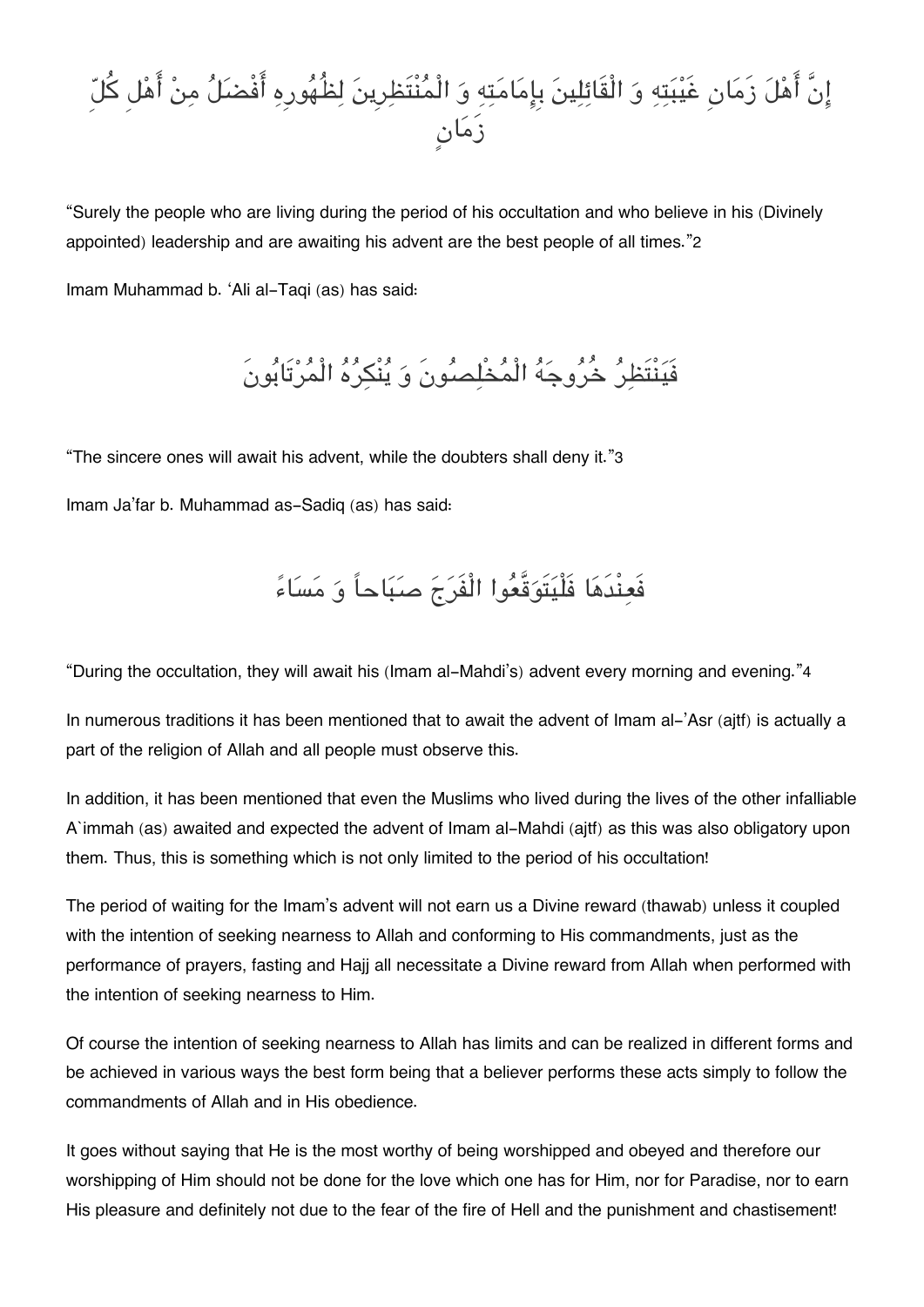إِنَّ أَهْلَ زَمَانِ غَيْبَتِهِ وَ الْقَائِلِينَ بِإِمَامَتِهِ وَ الْمُنْتَظِرِينَ لِظُهُورِهِ أَفْضَلُ مِنْ أَهْلِ كُلِّ زَمَانٍ

"Surely the people who are living during the period of his occultation and who believe in his (Divinely appointed) leadership and are awaiting his advent are the best people of all times."[2]

Imam Muhammad b. 'Ali al-Taqi (as) has said:

فَيَنْتَظِرُ خُرُوجَهُ الْمُخْلِصُونَ وَ يُنْكِرُهُ الْمُرْتَابُونَ

"The sincere ones will await his advent, while the doubters shall deny it."[3]

Imam Ja'far b. Muhammad as-Sadiq (as) has said:

فَعِنْدَهَا فَلْيَتَوَقَّعُوا الْفَرَجَ صَبَاحاً وَ مَسَاءً

"During the occultation, they will await his (Imam al-Mahdi's) advent every morning and evening."[4]

In numerous traditions it has been mentioned that to await the advent of Imam al-'Asr (ajtf) is actually a part of the religion of Allah and all people must observe this.

In addition, it has been mentioned that even the Muslims who lived during the lives of the other infalliable A`immah (as) awaited and expected the advent of Imam al-Mahdi (ajtf) as this was also obligatory upon them. Thus, this is something which is not only limited to the period of his occultation!

The period of waiting for the Imam's advent will not earn us a Divine reward (thawab) unless it coupled with the intention of seeking nearness to Allah and conforming to His commandments, just as the performance of prayers, fasting and Hajj all necessitate a Divine reward from Allah when performed with the intention of seeking nearness to Him.

Of course the intention of seeking nearness to Allah has limits and can be realized in different forms and be achieved in various ways the best form being that a believer performs these acts simply to follow the commandments of Allah and in His obedience.

It goes without saying that He is the most worthy of being worshipped and obeyed and therefore our worshipping of Him should not be done for the love which one has for Him, nor for Paradise, nor to earn His pleasure and definitely not due to the fear of the fire of Hell and the punishment and chastisement!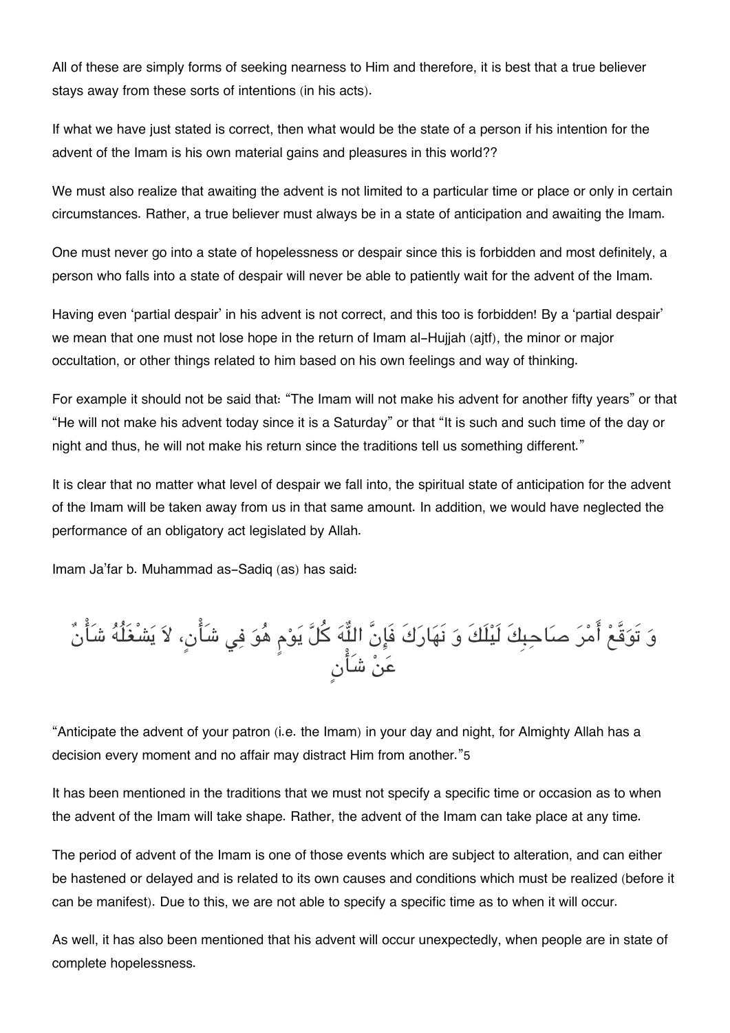All of these are simply forms of seeking nearness to Him and therefore, it is best that a true believer stays away from these sorts of intentions (in his acts).

If what we have just stated is correct, then what would be the state of a person if his intention for the advent of the Imam is his own material gains and pleasures in this world??

We must also realize that awaiting the advent is not limited to a particular time or place or only in certain circumstances. Rather, a true believer must always be in a state of anticipation and awaiting the Imam.

One must never go into a state of hopelessness or despair since this is forbidden and most definitely, a person who falls into a state of despair will never be able to patiently wait for the advent of the Imam.

Having even 'partial despair' in his advent is not correct, and this too is forbidden! By a 'partial despair' we mean that one must not lose hope in the return of Imam al-Hujjah (ajtf), the minor or major occultation, or other things related to him based on his own feelings and way of thinking.

For example it should not be said that: "The Imam will not make his advent for another fifty years" or that "He will not make his advent today since it is a Saturday" or that "It is such and such time of the day or night and thus, he will not make his return since the traditions tell us something different."

It is clear that no matter what level of despair we fall into, the spiritual state of anticipation for the advent of the Imam will be taken away from us in that same amount. In addition, we would have neglected the performance of an obligatory act legislated by Allah.

Imam Ja'far b. Muhammad as-Sadiq (as) has said:

وَ تَوَقَّعْ أَمْرَ صَاحِبِكَ لَيْلَكَ وَ نَهَارَكَ فَإِنَّ اللّٰهَ كُلَّ يَوْمٍ هُوَ فِي شَأْنٍ، لاَ يَشْغَلُهُ شَأْنٌ عَنْ شَأْنٍ

"Anticipate the advent of your patron (i.e. the Imam) in your day and night, for Almighty Allah has a decision every moment and no affair may distract Him from another."5

It has been mentioned in the traditions that we must not specify a specific time or occasion as to when the advent of the Imam will take shape. Rather, the advent of the Imam can take place at any time.

The period of advent of the Imam is one of those events which are subject to alteration, and can either be hastened or delayed and is related to its own causes and conditions which must be realized (before it can be manifest). Due to this, we are not able to specify a specific time as to when it will occur.

As well, it has also been mentioned that his advent will occur unexpectedly, when people are in state of complete hopelessness.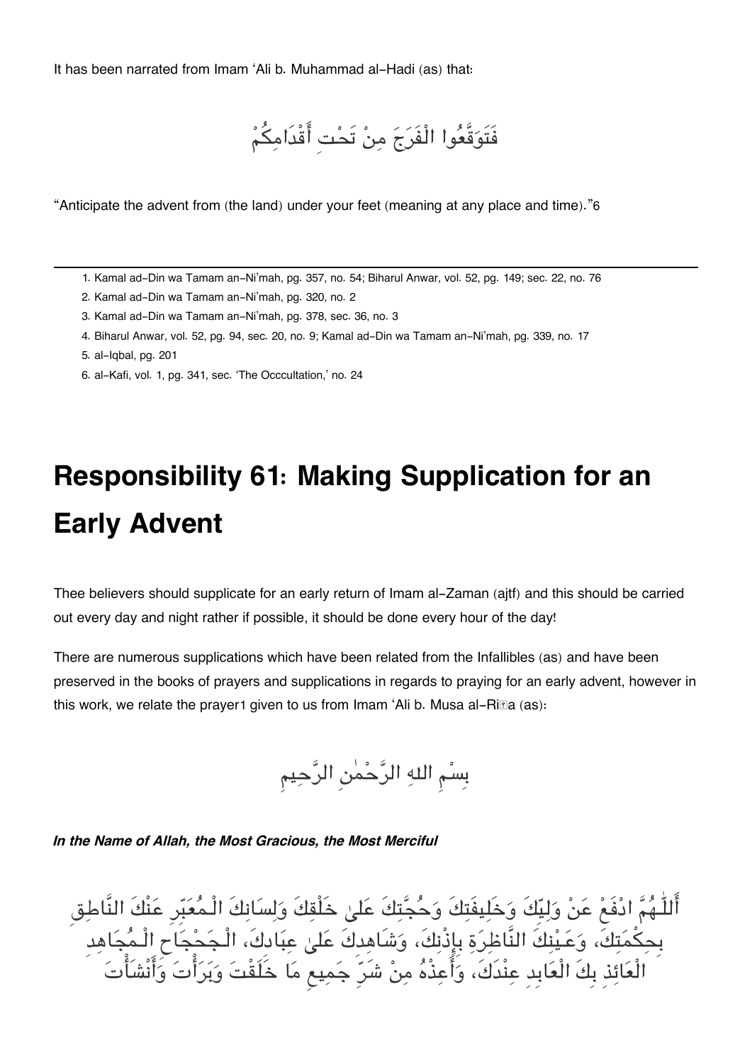It has been narrated from Imam 'Ali b. Muhammad al-Hadi (as) that:

فَتَوَقَّعُوا الْفَرَجَ مِنْ تَحْتِ أَقْدَامِكُمْ

"Anticipate the advent from (the land) under your feet (meaning at any place and time)."6

---

1. Kamal ad-Din wa Tamam an-Ni'mah, pg. 357, no. 54; Biharul Anwar, vol. 52, pg. 149; sec. 22, no. 76
2. Kamal ad-Din wa Tamam an-Ni'mah, pg. 320, no. 2
3. Kamal ad-Din wa Tamam an-Ni'mah, pg. 378, sec. 36, no. 3
4. Biharul Anwar, vol. 52, pg. 94, sec. 20, no. 9; Kamal ad-Din wa Tamam an-Ni'mah, pg. 339, no. 17
5. al-Iqbal, pg. 201
6. al-Kafi, vol. 1, pg. 341, sec. 'The Occcultation,' no. 24

# Responsibility 61: Making Supplication for an Early Advent

Thee believers should supplicate for an early return of Imam al-Zaman (ajtf) and this should be carried out every day and night rather if possible, it should be done every hour of the day!

There are numerous supplications which have been related from the Infallibles (as) and have been preserved in the books of prayers and supplications in regards to praying for an early advent, however in this work, we relate the prayer1 given to us from Imam 'Ali b. Musa al-Riḍa (as):

بِسْمِ اللهِ الرَّحْمٰنِ الرَّحِيمِ

***In the Name of Allah, the Most Gracious, the Most Merciful***

أَللّٰهُمَّ ادْفَعْ عَنْ وَلِيِّكَ وَخَلِيفَتِكَ وَحُجَّتِكَ عَلىٰ خَلْقِكَ وَلِسَانِكَ الْمُعَبِّرِ عَنْكَ النَّاطِقِ بِحِكْمَتِكَ، وَعَيْنِكَ النَّاظِرَةِ بِإِذْنِكَ، وَشَاهِدِكَ عَلىٰ عِبَادِكَ، الْجَحْجَاحِ الْمُجَاهِدِ الْعَائِذِ بِكَ الْعَابِدِ عِنْدَكَ، وَأَعِذْهُ مِنْ شَرِّ جَمِيعِ مَا خَلَقْتَ وَبَرَأْتَ وَأَنْشَأْتَ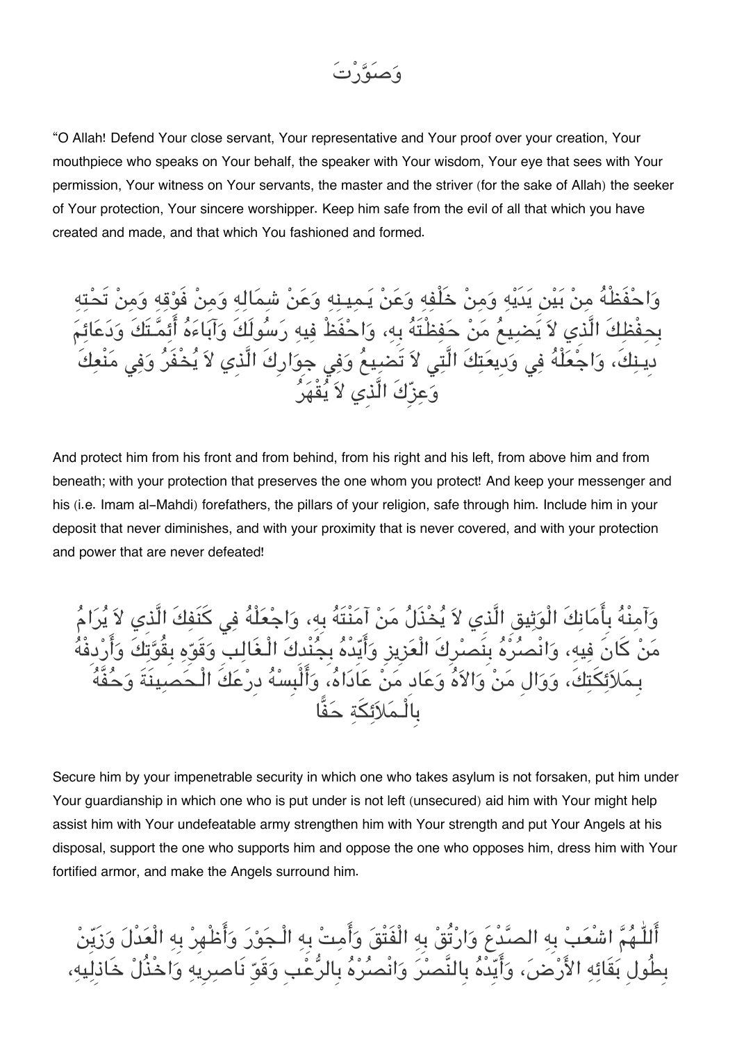وَصَوَّرْتَ

"O Allah! Defend Your close servant, Your representative and Your proof over your creation, Your mouthpiece who speaks on Your behalf, the speaker with Your wisdom, Your eye that sees with Your permission, Your witness on Your servants, the master and the striver (for the sake of Allah) the seeker of Your protection, Your sincere worshipper. Keep him safe from the evil of all that which you have created and made, and that which You fashioned and formed.

وَاحْفَظْهُ مِنْ بَيْنِ يَدَيْهِ وَمِنْ خَلْفِهِ وَعَنْ يَمِينِهِ وَعَنْ شِمَالِهِ وَمِنْ فَوْقِهِ وَمِنْ تَحْتِهِ بِحِفْظِكَ الَّذِي لاَ يَضِيعُ مَنْ حَفِظْتَهُ بِهِ، وَاحْفَظْ فِيهِ رَسُولَكَ وَآبَاءَهُ أَئِمَّتَكَ وَدَعَائِمَ دِينِكَ، وَاجْعَلْهُ فِي وَدِيعَتِكَ الَّتِي لاَ تَضِيعُ وَفِي جِوَارِكَ الَّذِي لاَ يُخْفَرُ وَفِي مَنْعِكَ وَعِزِّكَ الَّذِي لاَ يُقْهَرُ

And protect him from his front and from behind, from his right and his left, from above him and from beneath; with your protection that preserves the one whom you protect! And keep your messenger and his (i.e. Imam al-Mahdi) forefathers, the pillars of your religion, safe through him. Include him in your deposit that never diminishes, and with your proximity that is never covered, and with your protection and power that are never defeated!

وَآمِنْهُ بِأَمَانِكَ الْوَثِيقِ الَّذِي لاَ يُخْذَلُ مَنْ آمَنْتَهُ بِهِ، وَاجْعَلْهُ فِي كَنَفِكَ الَّذِي لاَ يُرَامُ مَنْ كَانَ فِيهِ، وَانْصُرْهُ بِنَصْرِكَ الْعَزِيزِ وَأَيِّدْهُ بِجُنْدِكَ الْغَالِبِ وَقَوِّهِ بِقُوَّتِكَ وَأَرْدِفْهُ بِمَلاَئِكَتِكَ، وَوَالِ مَنْ وَالاَهُ وَعَادِ مَنْ عَادَاهُ، وَأَلْبِسْهُ دِرْعَكَ الْحَصِينَةَ وَحُفَّهُ بِالْمَلاَئِكَةِ حَفًّا

Secure him by your impenetrable security in which one who takes asylum is not forsaken, put him under Your guardianship in which one who is put under is not left (unsecured) aid him with Your might help assist him with Your undefeatable army strengthen him with Your strength and put Your Angels at his disposal, support the one who supports him and oppose the one who opposes him, dress him with Your fortified armor, and make the Angels surround him.

أَللّٰهُمَّ اشْعَبْ بِهِ الصَّدْعَ وَارْتُقْ بِهِ الْفَتْقَ وَأَمِتْ بِهِ الْجَوْرَ وَأَظْهِرْ بِهِ الْعَدْلَ وَزَيِّنْ بِطُولِ بَقَائِهِ الأَرْضَ، وَأَيِّدْهُ بِالنَّصْرِ وَانْصُرْهُ بِالرُّعْبِ وَقَوِّ نَاصِرِيهِ وَاخْذُلْ خَاذِلِيهِ،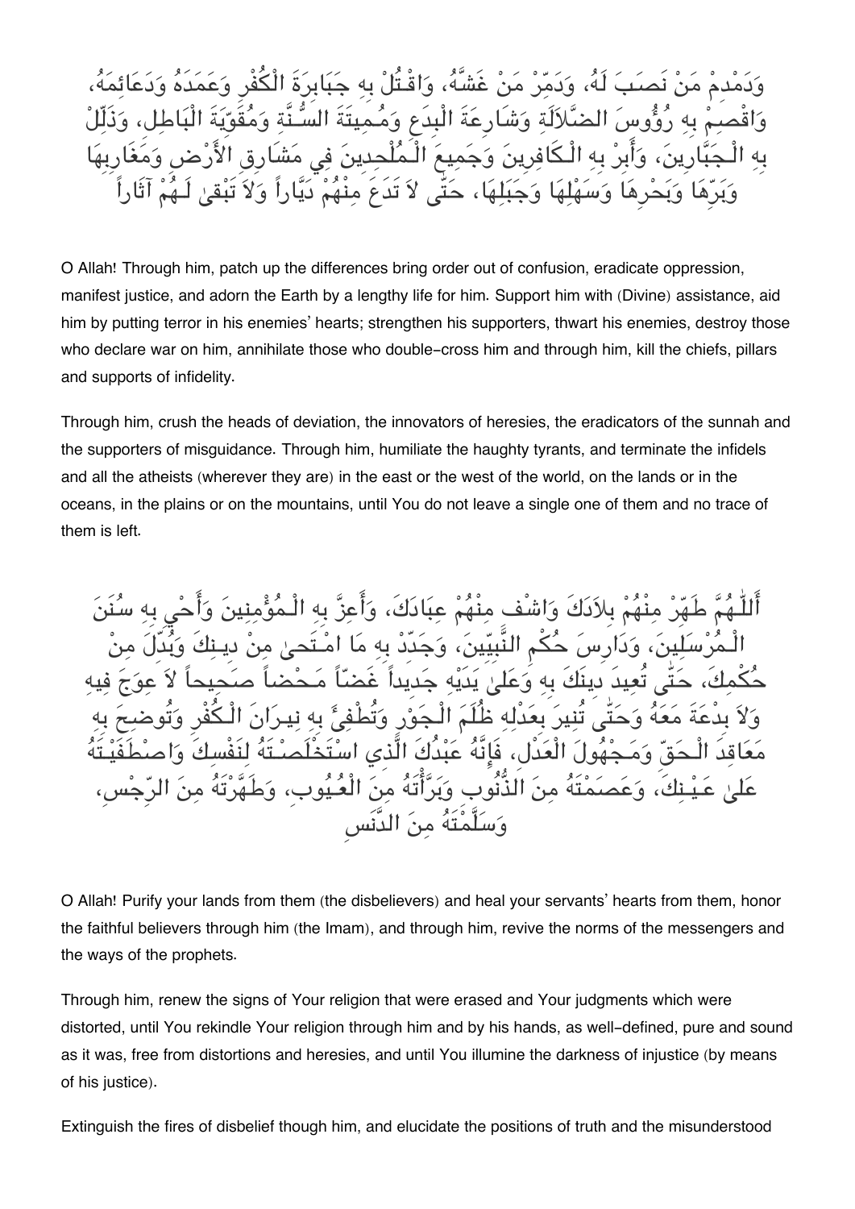وَدَمْدِمْ مَنْ نَصَبَ لَهُ، وَدَمِّرْ مَنْ غَشَّهُ، وَاقْتُلْ بِهِ جَبَابِرَةَ الْكُفْرِ وَعَمَدَهُ وَدَعَائِمَهُ، وَاقْصِمْ بِهِ رُؤُوسَ الضَّلاَلَةِ وَشَارِعَةَ الْبِدَعِ وَمُمِيتَةَ السُّنَّةِ وَمُقَوِّيَةَ الْبَاطِلِ، وَذَلِّلْ بِهِ الْجَبَّارِينَ، وَأَبِرْ بِهِ الْكَافِرِينَ وَجَمِيعَ الْمُلْحِدِينَ فِي مَشَارِقِ الأَرْضِ وَمَغَارِبِهَا وَبَرِّهَا وَبَحْرِهَا وَسَهْلِهَا وَجَبَلِهَا، حَتَّى لاَ تَدَعَ مِنْهُمْ دَيَّاراً وَلاَ تُبْقِىٰ لَـهُمْ آثَاراً

O Allah! Through him, patch up the differences bring order out of confusion, eradicate oppression, manifest justice, and adorn the Earth by a lengthy life for him. Support him with (Divine) assistance, aid him by putting terror in his enemies' hearts; strengthen his supporters, thwart his enemies, destroy those who declare war on him, annihilate those who double-cross him and through him, kill the chiefs, pillars and supports of infidelity.

Through him, crush the heads of deviation, the innovators of heresies, the eradicators of the sunnah and the supporters of misguidance. Through him, humiliate the haughty tyrants, and terminate the infidels and all the atheists (wherever they are) in the east or the west of the world, on the lands or in the oceans, in the plains or on the mountains, until You do not leave a single one of them and no trace of them is left.

أَللّٰـهُمَّ طَهِّرْ مِنْهُمْ بِلاَدَكَ وَاشْفِ مِنْهُمْ عِبَادَكَ، وَأَعِزَّ بِهِ الْمُؤْمِنِينَ وَأَحْيِ بِهِ سُنَنَ الْمُرْسَلِينَ، وَدَارِسَ حُكْمِ النَّبِيِّينَ، وَجَدِّدْ بِهِ مَا امْتَحىٰ مِنْ دِينِكَ وَبُدِّلَ مِنْ حُكْمِكَ، حَتَّى تُعِيدَ دِينَكَ بِهِ وَعَلَىٰ يَدَيْهِ جَدِيداً غَضّاً مَحْضاً صَحِيحاً لاَ عِوَجَ فِيهِ وَلاَ بِدْعَةَ مَعَهُ وَحَتّى تُنِيرَ بِعَدْلِهِ ظُلَمَ الْجَوْرِ وَتُطْفِئَ بِهِ نِيرَانَ الْكُفْرِ وَتُوضِحَ بِهِ مَعَاقِدَ الْحَقِّ وَمَجْهُولَ الْعَدْلِ، فَإِنَّهُ عَبْدُكَ الَّذِي اسْتَخْلَصْتَهُ لِنَفْسِكَ وَاصْطَفَيْتَهُ عَلىٰ غَيْبِكَ، وَعَصَمْتَهُ مِنَ الذُّنُوبِ وَبَرَّأْتَهُ مِنَ الْعُيُوبِ، وَطَهَّرْتَهُ مِنَ الرِّجْسِ، وَسَلَّمْتَهُ مِنَ الدَّنَسِ

O Allah! Purify your lands from them (the disbelievers) and heal your servants' hearts from them, honor the faithful believers through him (the Imam), and through him, revive the norms of the messengers and the ways of the prophets.

Through him, renew the signs of Your religion that were erased and Your judgments which were distorted, until You rekindle Your religion through him and by his hands, as well-defined, pure and sound as it was, free from distortions and heresies, and until You illumine the darkness of injustice (by means of his justice).

Extinguish the fires of disbelief though him, and elucidate the positions of truth and the misunderstood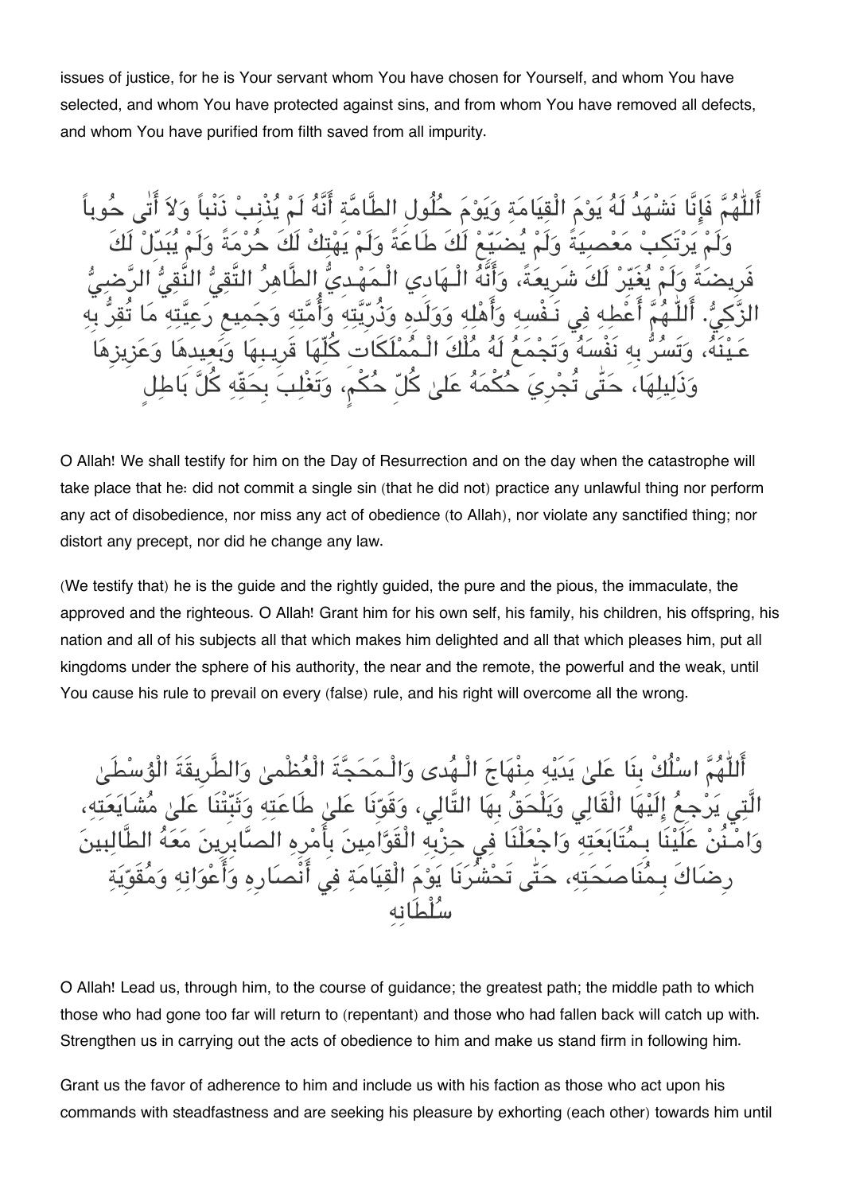issues of justice, for he is Your servant whom You have chosen for Yourself, and whom You have selected, and whom You have protected against sins, and from whom You have removed all defects, and whom You have purified from filth saved from all impurity.

أَللّٰهُمَّ فَإِنَّا نَشْهَدُ لَهُ يَوْمَ الْقِيَامَةِ وَيَوْمَ حُلُولِ الطَّامَّةِ أَنَّهُ لَمْ يُذْنِبْ ذَنْباً وَلاَ أَتَىٰ حُوباً وَلَمْ يَرْتَكِبْ مَعْصِيَةً وَلَمْ يُضَيِّعْ لَكَ طَاعَةً وَلَمْ يَهْتِكْ لَكَ حُرْمَةً وَلَمْ يُبَدِّلْ لَكَ فَرِيضَةً وَلَمْ يُغَيِّرْ لَكَ شَرِيعَةً، وَأَنَّهُ الْـهَادِي الْـمَهْدِيُّ الطَّاهِرُ التَّقِيُّ النَّقِيُّ الرَّضِيُّ الزَّكِيُّ. أَللّٰهُمَّ أَعْطِهِ فِي نَفْسِهِ وَأَهْلِهِ وَوَلَدِهِ وَذُرِّيَّتِهِ وَأُمَّتِهِ وَجَمِيعِ رَعِيَّتِهِ مَا تُقِرُّ بِهِ عَيْنَهُ، وَتَسُرُّ بِهِ نَفْسَهُ وَتَجْمَعُ لَهُ مُلْكَ الْـمُمْلَكَاتِ كُلِّهَا قَرِيبِهَا وَبَعِيدِهَا وَعَزِيزِهَا وَذَلِيلِهَا، حَتّٰى تُجْرِيَ حُكْمَهُ عَلىٰ كُلِّ حُكْمٍ، وَتَغْلِبَ بِحَقِّهِ كُلَّ بَاطِلٍ

O Allah! We shall testify for him on the Day of Resurrection and on the day when the catastrophe will take place that he: did not commit a single sin (that he did not) practice any unlawful thing nor perform any act of disobedience, nor miss any act of obedience (to Allah), nor violate any sanctified thing; nor distort any precept, nor did he change any law.

(We testify that) he is the guide and the rightly guided, the pure and the pious, the immaculate, the approved and the righteous. O Allah! Grant him for his own self, his family, his children, his offspring, his nation and all of his subjects all that which makes him delighted and all that which pleases him, put all kingdoms under the sphere of his authority, the near and the remote, the powerful and the weak, until You cause his rule to prevail on every (false) rule, and his right will overcome all the wrong.

أَللّٰهُمَّ اسْلُكْ بِنَا عَلىٰ يَدَيْهِ مِنْهَاجَ الْـهُدىٰ وَالْـمَحَجَّةَ الْعُظْمىٰ وَالطَّرِيقَةَ الْوُسْطَىٰ الَّتِي يَرْجِعُ إِلَيْهَا الْغَالِي وَيَلْحَقُ بِهَا التَّالِي، وَقَوِّنَا عَلىٰ طَاعَتِهِ وَثَبِّتْنَا عَلىٰ مُشَايَعَتِهِ، وَامْـنُنْ عَلَيْنَا بِـمُتَابَعَتِهِ وَاجْعَلْنَا فِي حِزْبِهِ الْقَوَّامِينَ بِأَمْرِهِ الصَّابِرِينَ مَعَهُ الطَّالِبِينَ رِضَاكَ بِمُنَاصَحَتِهِ، حَتّٰى تَحْشُرَنَا يَوْمَ الْقِيَامَةِ فِي أَنْصَارِهِ وَأَعْوَانِهِ وَمُقَوِّيَةِ سُلْطَانِهِ

O Allah! Lead us, through him, to the course of guidance; the greatest path; the middle path to which those who had gone too far will return to (repentant) and those who had fallen back will catch up with. Strengthen us in carrying out the acts of obedience to him and make us stand firm in following him.

Grant us the favor of adherence to him and include us with his faction as those who act upon his commands with steadfastness and are seeking his pleasure by exhorting (each other) towards him until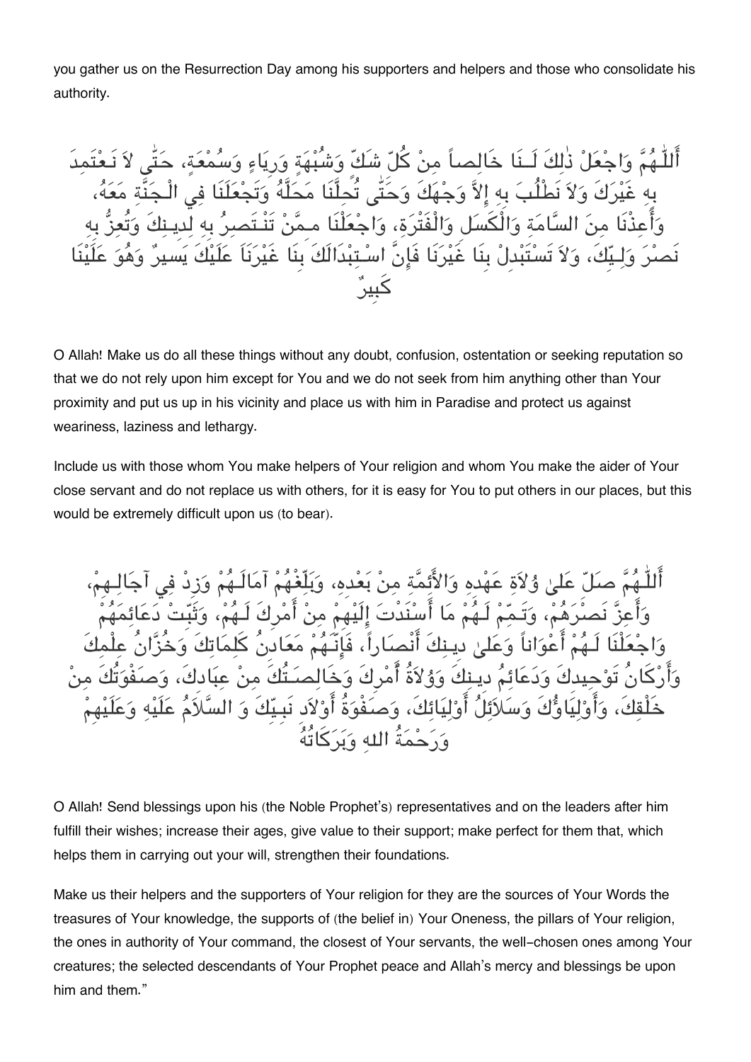you gather us on the Resurrection Day among his supporters and helpers and those who consolidate his authority.

أَللّٰهُمَّ وَاجْعَلْ ذٰلِكَ لَـنَا خَالِصاً مِنْ كُلِّ شَكٍّ وَشُبْهَةٍ وَرِيَاءٍ وَسُمْعَةٍ، حَتّٰى لاَ نَعْتَمِدَ بِهِ غَيْرَكَ وَلاَ نَطْلُبَ بِهِ إِلاَّ وَجْهَكَ وَحَتّٰى تُحِلَّنَا مَحَلَّهُ وَتَجْعَلَنَا فِي الْجَنَّةِ مَعَهُ، وَأَعِذْنَا مِنَ السَّامَةِ وَالْكَسَلِ وَالْفَتْرَةِ، وَاجْعَلْنَا مِمَّنْ تَنْتَصِرُ بِهِ لِدِينِكَ وَتُعِزُّ بِهِ نَصْرَ وَلِيِّكَ، وَلاَ تَسْتَبْدِلْ بِنَا غَيْرَنَا فَإِنَّ اسْتِبْدَالَكَ بِنَا غَيْرَنَا عَلَيْكَ يَسِيرٌ وَهُوَ عَلَيْنَا كَبِيرٌ

O Allah! Make us do all these things without any doubt, confusion, ostentation or seeking reputation so that we do not rely upon him except for You and we do not seek from him anything other than Your proximity and put us up in his vicinity and place us with him in Paradise and protect us against weariness, laziness and lethargy.

Include us with those whom You make helpers of Your religion and whom You make the aider of Your close servant and do not replace us with others, for it is easy for You to put others in our places, but this would be extremely difficult upon us (to bear).

أَللّٰهُمَّ صَلِّ عَلىٰ وُلاَةِ عَهْدِهِ وَالأَئِمَّةِ مِنْ بَعْدِهِ، وَبَلِّغْهُمْ آمَالَهُمْ وَزِدْ فِي آجَالِهِمْ، وَأَعِزَّ نَصْرَهُمْ، وَتَمِّمْ لَهُمْ مَا أَسْنَدْتَ إِلَيْهِمْ مِنْ أَمْرِكَ لَهُمْ، وَثَبِّتْ دَعَائِمَهُمْ وَاجْعَلْنَا لَهُمْ أَعْوَاناً وَعَلىٰ دِينِكَ أَنْصَاراً، فَإِنَّهُمْ مَعَادِنُ كَلِمَاتِكَ وَخُزَّانُ عِلْمِكَ وَأَرْكَانُ تَوْحِيدِكَ وَدَعَائِمُ دِينِكَ وَوُلاَةُ أَمْرِكَ وَخَالِصَتُكَ مِنْ عِبَادِكَ، وَصَفْوَتُكَ مِنْ خَلْقِكَ، وَأَوْلِيَاؤُكَ وَسَلاَئِلُ أَوْلِيَائِكَ، وَصَفْوَةُ أَوْلاَدِ نَبِيِّكَ وَ السَّلاَمُ عَلَيْهِ وَعَلَيْهِمْ وَرَحْمَةُ اللهِ وَبَرَكَاتُهُ

O Allah! Send blessings upon his (the Noble Prophet's) representatives and on the leaders after him fulfill their wishes; increase their ages, give value to their support; make perfect for them that, which helps them in carrying out your will, strengthen their foundations.

Make us their helpers and the supporters of Your religion for they are the sources of Your Words the treasures of Your knowledge, the supports of (the belief in) Your Oneness, the pillars of Your religion, the ones in authority of Your command, the closest of Your servants, the well-chosen ones among Your creatures; the selected descendants of Your Prophet peace and Allah's mercy and blessings be upon him and them."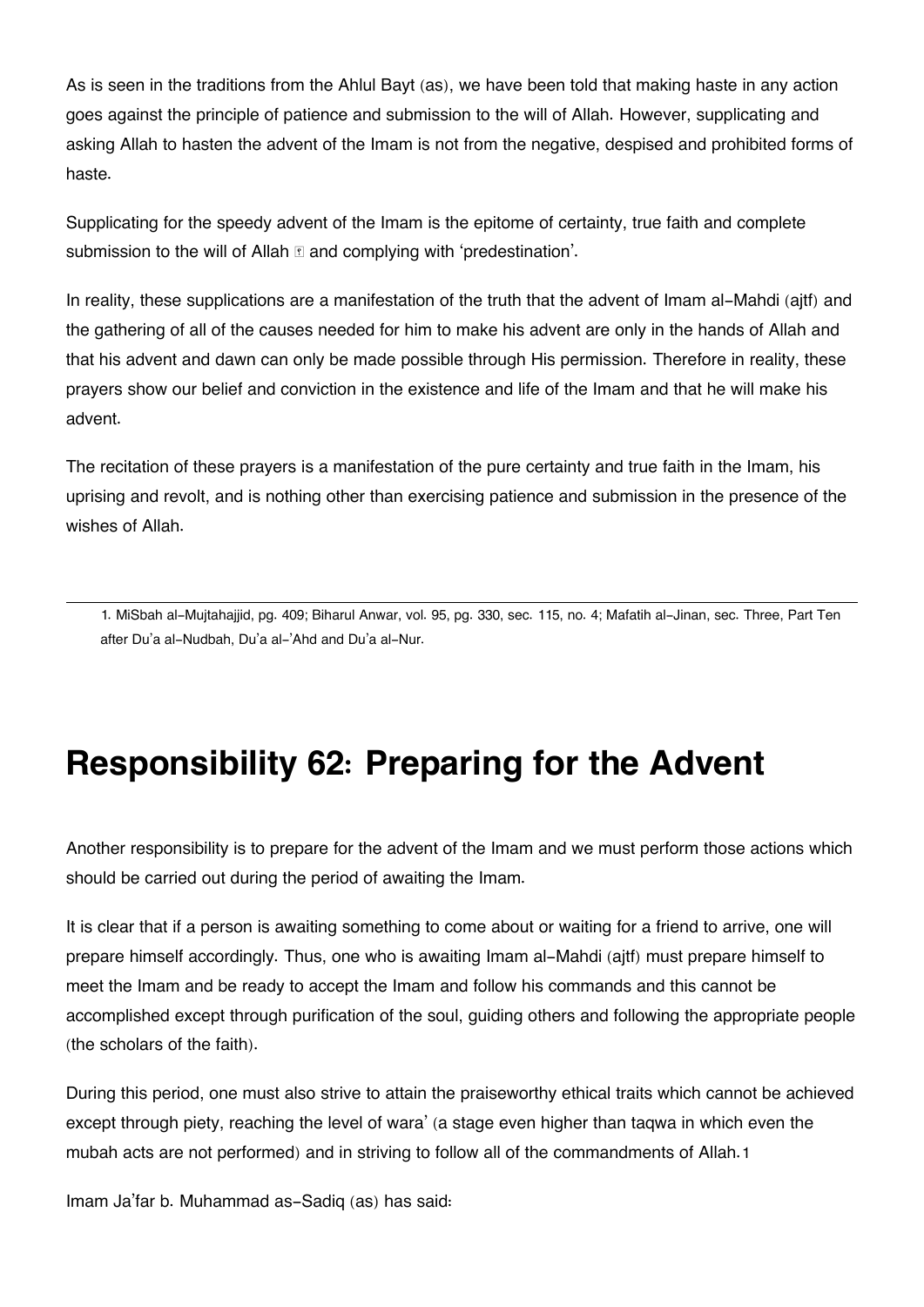As is seen in the traditions from the Ahlul Bayt (as), we have been told that making haste in any action goes against the principle of patience and submission to the will of Allah. However, supplicating and asking Allah to hasten the advent of the Imam is not from the negative, despised and prohibited forms of haste.

Supplicating for the speedy advent of the Imam is the epitome of certainty, true faith and complete submission to the will of Allah  and complying with 'predestination'.

In reality, these supplications are a manifestation of the truth that the advent of Imam al-Mahdi (ajtf) and the gathering of all of the causes needed for him to make his advent are only in the hands of Allah and that his advent and dawn can only be made possible through His permission. Therefore in reality, these prayers show our belief and conviction in the existence and life of the Imam and that he will make his advent.

The recitation of these prayers is a manifestation of the pure certainty and true faith in the Imam, his uprising and revolt, and is nothing other than exercising patience and submission in the presence of the wishes of Allah.

---

1. MiSbah al-Mujtahajjid, pg. 409; Biharul Anwar, vol. 95, pg. 330, sec. 115, no. 4; Mafatih al-Jinan, sec. Three, Part Ten after Du'a al-Nudbah, Du'a al-'Ahd and Du'a al-Nur.

# Responsibility 62: Preparing for the Advent

Another responsibility is to prepare for the advent of the Imam and we must perform those actions which should be carried out during the period of awaiting the Imam.

It is clear that if a person is awaiting something to come about or waiting for a friend to arrive, one will prepare himself accordingly. Thus, one who is awaiting Imam al-Mahdi (ajtf) must prepare himself to meet the Imam and be ready to accept the Imam and follow his commands and this cannot be accomplished except through purification of the soul, guiding others and following the appropriate people (the scholars of the faith).

During this period, one must also strive to attain the praiseworthy ethical traits which cannot be achieved except through piety, reaching the level of wara' (a stage even higher than taqwa in which even the mubah acts are not performed) and in striving to follow all of the commandments of Allah.[1]

Imam Ja'far b. Muhammad as-Sadiq (as) has said: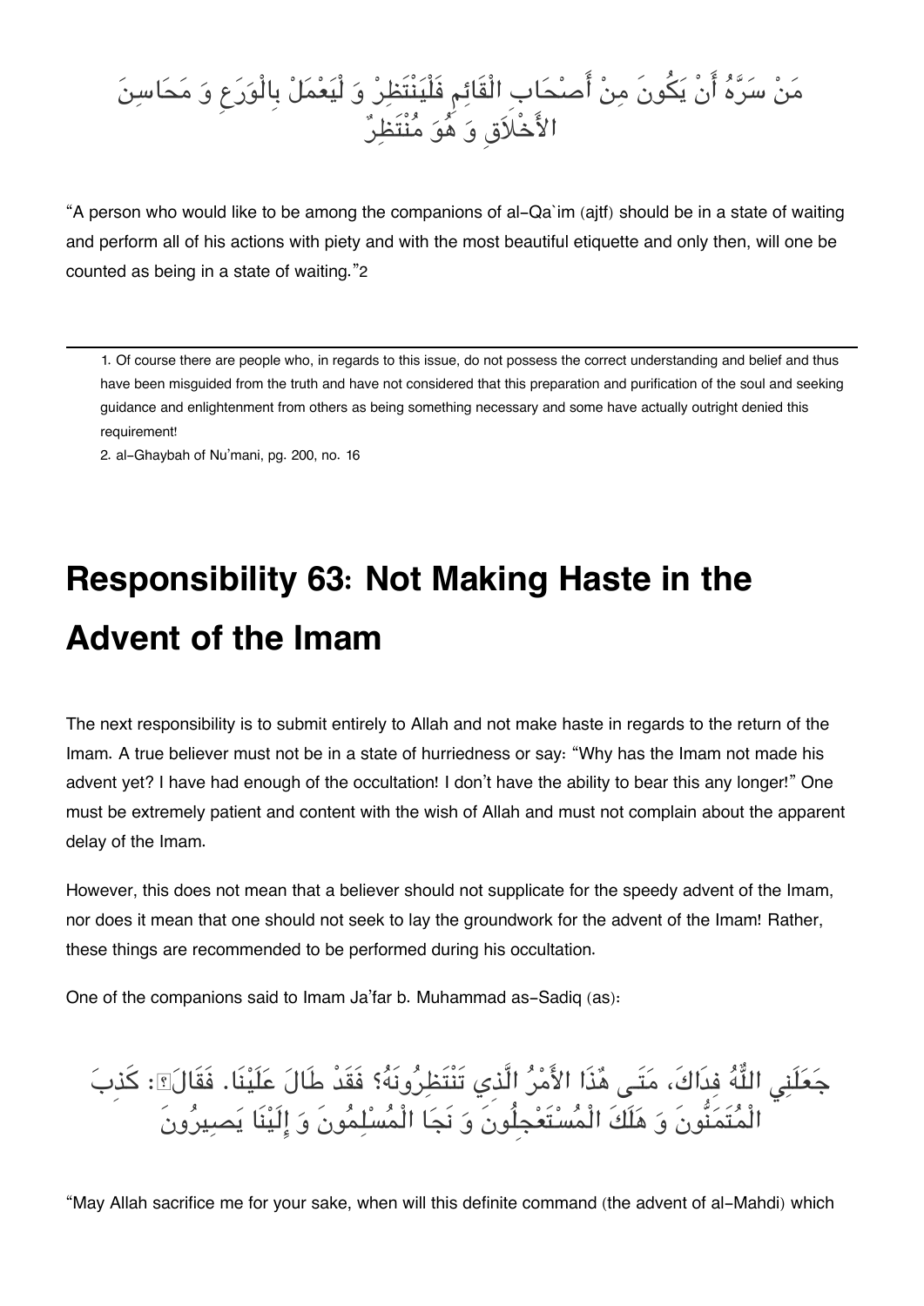مَنْ سَرَّهُ أَنْ يَكُونَ مِنْ أَصْحَابِ الْقَائِمِ فَلْيَنْتَظِرْ وَ لْيَعْمَلْ بِالْوَرَعِ وَ مَحَاسِنَ الأَخْلاَقِ وَ هُوَ مُنْتَظِرٌ

"A person who would like to be among the companions of al-Qa`im (ajtf) should be in a state of waiting and perform all of his actions with piety and with the most beautiful etiquette and only then, will one be counted as being in a state of waiting."[2]

---

1. Of course there are people who, in regards to this issue, do not possess the correct understanding and belief and thus have been misguided from the truth and have not considered that this preparation and purification of the soul and seeking guidance and enlightenment from others as being something necessary and some have actually outright denied this requirement!
2. al-Ghaybah of Nu'mani, pg. 200, no. 16

# Responsibility 63: Not Making Haste in the Advent of the Imam

The next responsibility is to submit entirely to Allah and not make haste in regards to the return of the Imam. A true believer must not be in a state of hurriedness or say: "Why has the Imam not made his advent yet? I have had enough of the occultation! I don't have the ability to bear this any longer!" One must be extremely patient and content with the wish of Allah and must not complain about the apparent delay of the Imam.

However, this does not mean that a believer should not supplicate for the speedy advent of the Imam, nor does it mean that one should not seek to lay the groundwork for the advent of the Imam! Rather, these things are recommended to be performed during his occultation.

One of the companions said to Imam Ja'far b. Muhammad as-Sadiq (as):

جَعَلَنِي اللَّهُ فِدَاكَ، مَتَى هٰذَا الأَمْرُ الَّذِي تَنْتَظِرُونَهُ؟ فَقَدْ طَالَ عَلَيْنَا. فَقَالَ: كَذِبَ الْمُتَمَنُّونَ وَ هَلَكَ الْمُسْتَعْجِلُونَ وَ نَجَا الْمُسْلِمُونَ وَ إِلَيْنَا يَصِيرُونَ

"May Allah sacrifice me for your sake, when will this definite command (the advent of al-Mahdi) which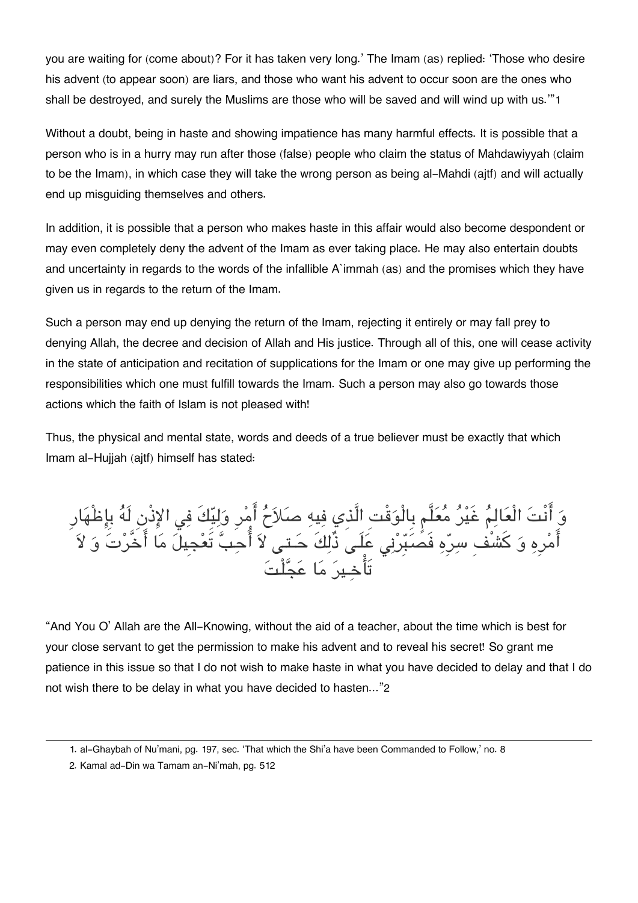you are waiting for (come about)? For it has taken very long.' The Imam (as) replied: 'Those who desire his advent (to appear soon) are liars, and those who want his advent to occur soon are the ones who shall be destroyed, and surely the Muslims are those who will be saved and will wind up with us.'"[1]

Without a doubt, being in haste and showing impatience has many harmful effects. It is possible that a person who is in a hurry may run after those (false) people who claim the status of Mahdawiyyah (claim to be the Imam), in which case they will take the wrong person as being al-Mahdi (ajtf) and will actually end up misguiding themselves and others.

In addition, it is possible that a person who makes haste in this affair would also become despondent or may even completely deny the advent of the Imam as ever taking place. He may also entertain doubts and uncertainty in regards to the words of the infallible A`immah (as) and the promises which they have given us in regards to the return of the Imam.

Such a person may end up denying the return of the Imam, rejecting it entirely or may fall prey to denying Allah, the decree and decision of Allah and His justice. Through all of this, one will cease activity in the state of anticipation and recitation of supplications for the Imam or one may give up performing the responsibilities which one must fulfill towards the Imam. Such a person may also go towards those actions which the faith of Islam is not pleased with!

Thus, the physical and mental state, words and deeds of a true believer must be exactly that which Imam al-Hujjah (ajtf) himself has stated:

وَ أَنْتَ الْعَالِمُ غَيْرُ مُعَلَّمٍ بِالْوَقْتِ الَّذِي فِيهِ صَلاَحُ أَمْرِ وَلِيِّكَ فِي الإِذْنِ لَهُ بِإِظْهَارِ أَمْرِهِ وَ كَشْفِ سِرِّهِ فَصَبِّرْنِي عَلَى ذَلِكَ حَتى لاَ أُحِبَّ تَعْجِيلَ مَا أَخَّرْتَ وَ لاَ تَأْخِيرَ مَا عَجَّلْتَ

"And You O' Allah are the All-Knowing, without the aid of a teacher, about the time which is best for your close servant to get the permission to make his advent and to reveal his secret! So grant me patience in this issue so that I do not wish to make haste in what you have decided to delay and that I do not wish there to be delay in what you have decided to hasten..."[2]

---

1. al-Ghaybah of Nu'mani, pg. 197, sec. 'That which the Shi'a have been Commanded to Follow,' no. 8
2. Kamal ad-Din wa Tamam an-Ni'mah, pg. 512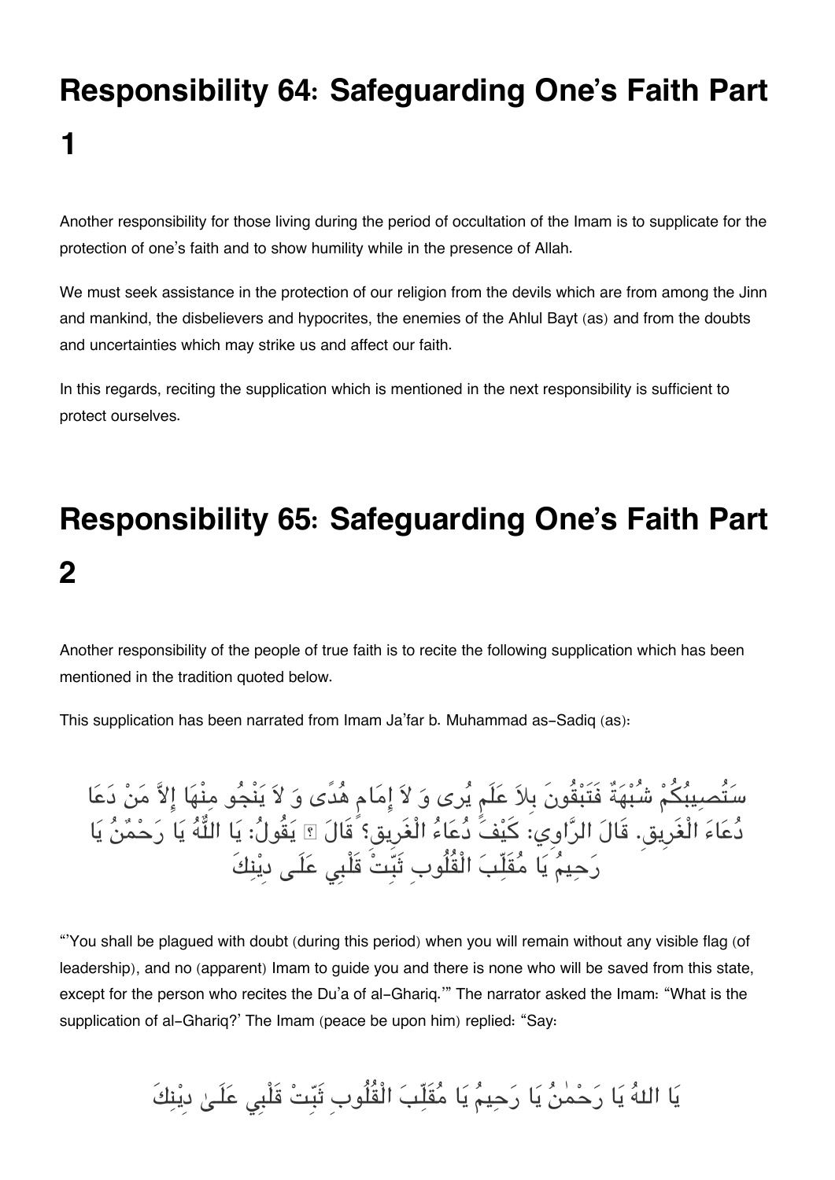# Responsibility 64: Safeguarding One's Faith Part 1

Another responsibility for those living during the period of occultation of the Imam is to supplicate for the protection of one's faith and to show humility while in the presence of Allah.

We must seek assistance in the protection of our religion from the devils which are from among the Jinn and mankind, the disbelievers and hypocrites, the enemies of the Ahlul Bayt (as) and from the doubts and uncertainties which may strike us and affect our faith.

In this regards, reciting the supplication which is mentioned in the next responsibility is sufficient to protect ourselves.

# Responsibility 65: Safeguarding One's Faith Part 2

Another responsibility of the people of true faith is to recite the following supplication which has been mentioned in the tradition quoted below.

This supplication has been narrated from Imam Ja'far b. Muhammad as-Sadiq (as):

سَتُصِيبُكُمْ شُبْهَةٌ فَتَبْقُونَ بِلاَ عَلَمٍ يُرى وَ لاَ إِمَامِ هُدًى وَ لاَ يَنْجُو مِنْهَا إِلاَّ مَنْ دَعَا دُعَاءَ الْغَرِيقِ. قَالَ الرَّاوِي: كَيْفَ دُعَاءُ الْغَرِيقِ؟ قَالَ ؑ يَقُولُ: يَا اللَّهُ يَا رَحْمٰنُ يَا رَحِيمُ يَا مُقَلِّبَ الْقُلُوبِ ثَبِّتْ قَلْبِي عَلَى دِيْنِكَ

"'You shall be plagued with doubt (during this period) when you will remain without any visible flag (of leadership), and no (apparent) Imam to guide you and there is none who will be saved from this state, except for the person who recites the Du'a of al-Ghariq.'" The narrator asked the Imam: "What is the supplication of al-Ghariq?' The Imam (peace be upon him) replied: "Say:

يَا اللهُ يَا رَحْمٰنُ يَا رَحِيمُ يَا مُقَلِّبَ الْقُلُوبِ ثَبِّتْ قَلْبِي عَلَىٰ دِيْنِكَ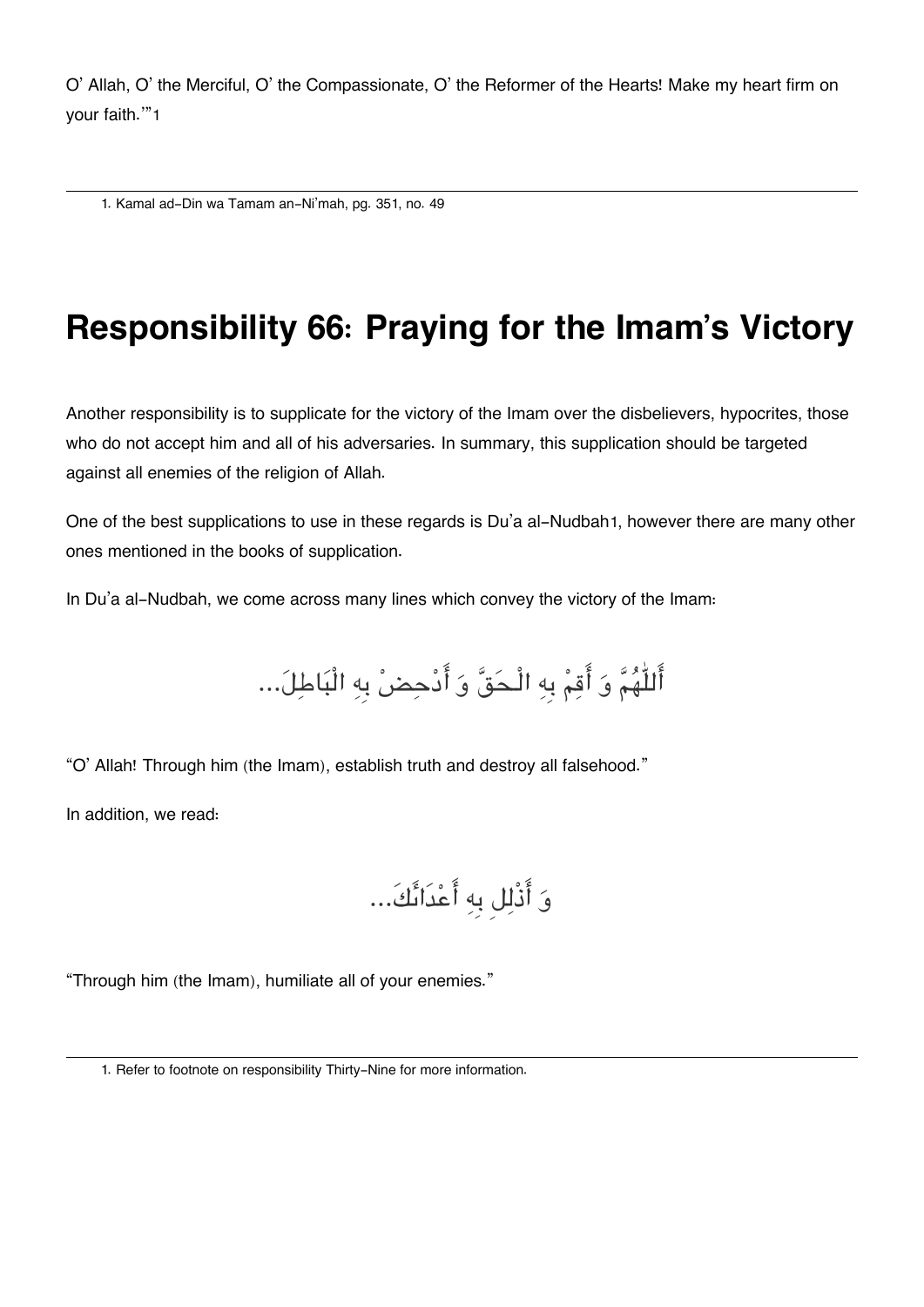O' Allah, O' the Merciful, O' the Compassionate, O' the Reformer of the Hearts! Make my heart firm on your faith.'"[1]

1. Kamal ad-Din wa Tamam an-Ni'mah, pg. 351, no. 49

## Responsibility 66: Praying for the Imam's Victory

Another responsibility is to supplicate for the victory of the Imam over the disbelievers, hypocrites, those who do not accept him and all of his adversaries. In summary, this supplication should be targeted against all enemies of the religion of Allah.

One of the best supplications to use in these regards is Du'a al-Nudbah[1], however there are many other ones mentioned in the books of supplication.

In Du'a al-Nudbah, we come across many lines which convey the victory of the Imam:

أَللّٰهُمَّ وَ أَقِمْ بِهِ الْحَقَّ وَ أَدْحِضْ بِهِ الْبَاطِلَ...

"O' Allah! Through him (the Imam), establish truth and destroy all falsehood."

In addition, we read:

وَ أَذْلِل بِهِ أَعْدَائَكَ...

"Through him (the Imam), humiliate all of your enemies."

1. Refer to footnote on responsibility Thirty-Nine for more information.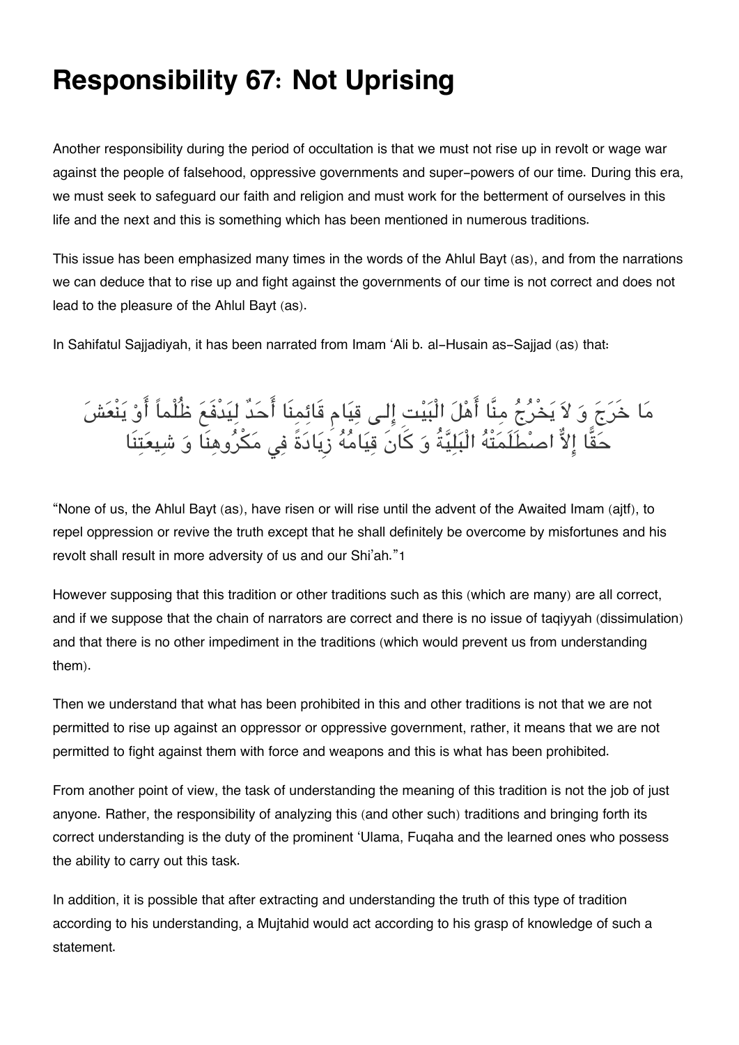# Responsibility 67: Not Uprising

Another responsibility during the period of occultation is that we must not rise up in revolt or wage war against the people of falsehood, oppressive governments and super-powers of our time. During this era, we must seek to safeguard our faith and religion and must work for the betterment of ourselves in this life and the next and this is something which has been mentioned in numerous traditions.

This issue has been emphasized many times in the words of the Ahlul Bayt (as), and from the narrations we can deduce that to rise up and fight against the governments of our time is not correct and does not lead to the pleasure of the Ahlul Bayt (as).

In Sahifatul Sajjadiyah, it has been narrated from Imam 'Ali b. al-Husain as-Sajjad (as) that:

مَا خَرَجَ وَ لاَ يَخْرُجُ مِنَّا أَهْلَ الْبَيْتِ إِلى قِيَامِ قَائِمِنَا أَحَدٌ لِيَدْفَعَ ظُلْماً أَوْ يَنْعَشَ حَقّاً إِلاَّ اصْطَلَمَتْهُ الْبَلِيَّةُ وَ كَانَ قِيَامُهُ زِيَادَةً فِي مَكْرُوهِنَا وَ شِيعَتِنَا

"None of us, the Ahlul Bayt (as), have risen or will rise until the advent of the Awaited Imam (ajtf), to repel oppression or revive the truth except that he shall definitely be overcome by misfortunes and his revolt shall result in more adversity of us and our Shi'ah."[1]

However supposing that this tradition or other traditions such as this (which are many) are all correct, and if we suppose that the chain of narrators are correct and there is no issue of taqiyyah (dissimulation) and that there is no other impediment in the traditions (which would prevent us from understanding them).

Then we understand that what has been prohibited in this and other traditions is not that we are not permitted to rise up against an oppressor or oppressive government, rather, it means that we are not permitted to fight against them with force and weapons and this is what has been prohibited.

From another point of view, the task of understanding the meaning of this tradition is not the job of just anyone. Rather, the responsibility of analyzing this (and other such) traditions and bringing forth its correct understanding is the duty of the prominent 'Ulama, Fuqaha and the learned ones who possess the ability to carry out this task.

In addition, it is possible that after extracting and understanding the truth of this type of tradition according to his understanding, a Mujtahid would act according to his grasp of knowledge of such a statement.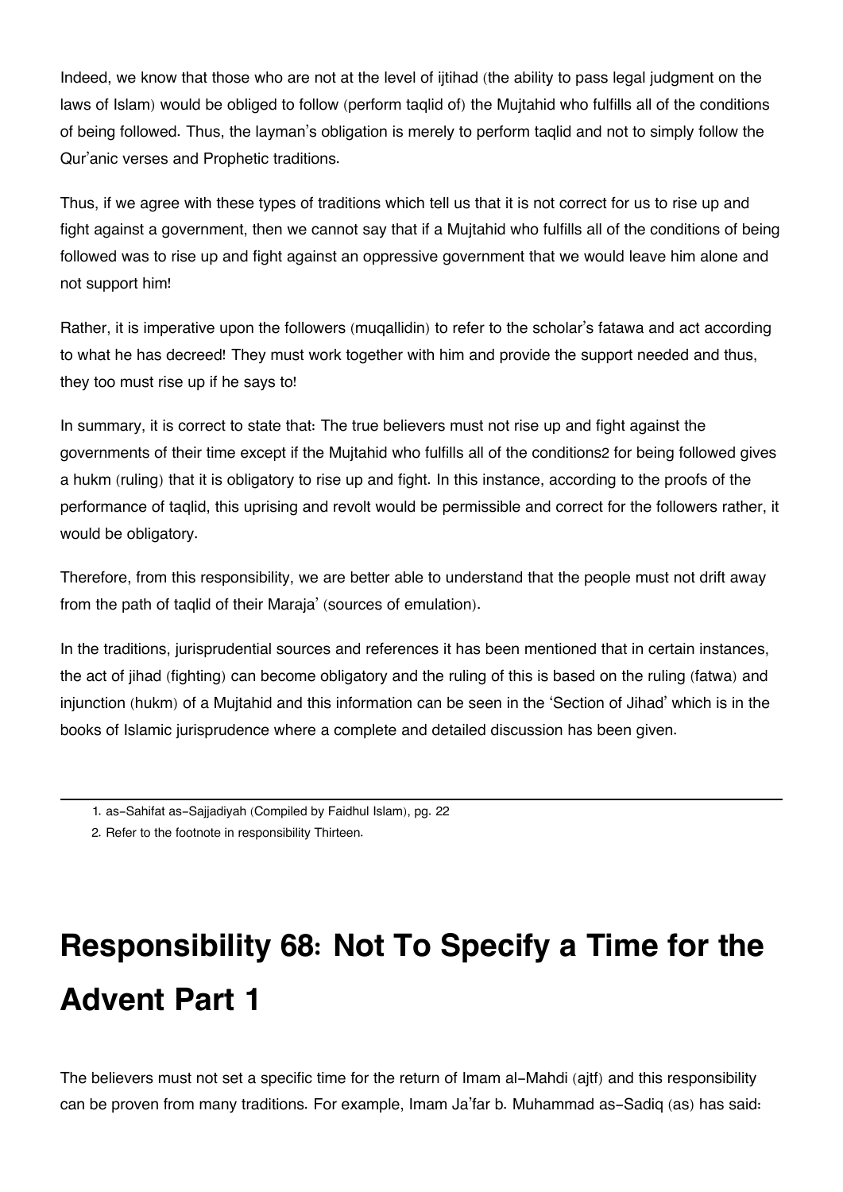Indeed, we know that those who are not at the level of ijtihad (the ability to pass legal judgment on the laws of Islam) would be obliged to follow (perform taqlid of) the Mujtahid who fulfills all of the conditions of being followed. Thus, the layman's obligation is merely to perform taqlid and not to simply follow the Qur'anic verses and Prophetic traditions.

Thus, if we agree with these types of traditions which tell us that it is not correct for us to rise up and fight against a government, then we cannot say that if a Mujtahid who fulfills all of the conditions of being followed was to rise up and fight against an oppressive government that we would leave him alone and not support him!

Rather, it is imperative upon the followers (muqallidin) to refer to the scholar's fatawa and act according to what he has decreed! They must work together with him and provide the support needed and thus, they too must rise up if he says to!

In summary, it is correct to state that: The true believers must not rise up and fight against the governments of their time except if the Mujtahid who fulfills all of the conditions[2] for being followed gives a hukm (ruling) that it is obligatory to rise up and fight. In this instance, according to the proofs of the performance of taqlid, this uprising and revolt would be permissible and correct for the followers rather, it would be obligatory.

Therefore, from this responsibility, we are better able to understand that the people must not drift away from the path of taqlid of their Maraja' (sources of emulation).

In the traditions, jurisprudential sources and references it has been mentioned that in certain instances, the act of jihad (fighting) can become obligatory and the ruling of this is based on the ruling (fatwa) and injunction (hukm) of a Mujtahid and this information can be seen in the 'Section of Jihad' which is in the books of Islamic jurisprudence where a complete and detailed discussion has been given.

---

1. as-Sahifat as-Sajjadiyah (Compiled by Faidhul Islam), pg. 22
2. Refer to the footnote in responsibility Thirteen.

# Responsibility 68: Not To Specify a Time for the Advent Part 1

The believers must not set a specific time for the return of Imam al-Mahdi (ajtf) and this responsibility can be proven from many traditions. For example, Imam Ja'far b. Muhammad as-Sadiq (as) has said: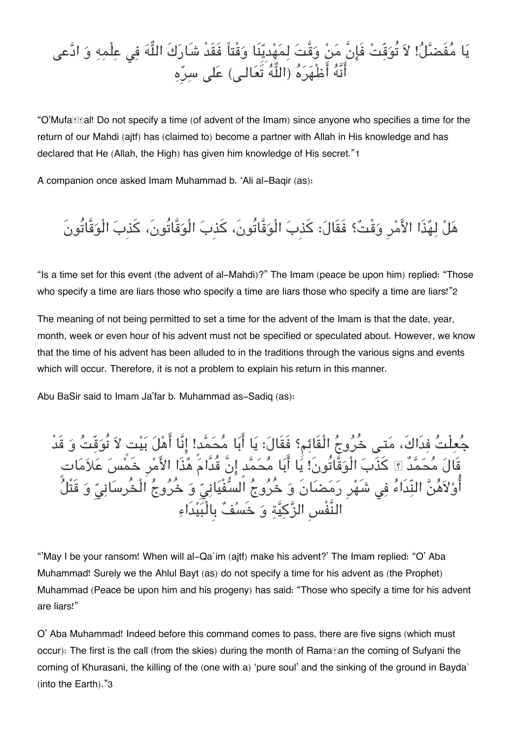يَا مُفَضَّلُ! لاَ تُوَقِّتْ فَإِنَّ مَنْ وَقَّتَ لِمَهْدِيِّنَا وَقْتاً فَقَدْ شَارَكَ اللّٰهَ فِي عِلْمِهِ وَ ادَّعى أَنَّهُ أَظْهَرَهُ (اللّٰهُ تَعَالى) عَلى سِرِّهِ

"O'Mufaḍḍal! Do not specify a time (of advent of the Imam) since anyone who specifies a time for the return of our Mahdi (ajtf) has (claimed to) become a partner with Allah in His knowledge and has declared that He (Allah, the High) has given him knowledge of His secret."[1]

A companion once asked Imam Muhammad b. 'Ali al-Baqir (as):

هَلْ لِهٰذَا الأَمْرِ وَقْتٌ؟ فَقَالَ: كَذِبَ الْوَقَّاتُونَ، كَذِبَ الْوَقَّاتُونَ، كَذِبَ الْوَقَّاتُونَ

"Is a time set for this event (the advent of al-Mahdi)?" The Imam (peace be upon him) replied: "Those who specify a time are liars those who specify a time are liars those who specify a time are liars!"[2]

The meaning of not being permitted to set a time for the advent of the Imam is that the date, year, month, week or even hour of his advent must not be specified or speculated about. However, we know that the time of his advent has been alluded to in the traditions through the various signs and events which will occur. Therefore, it is not a problem to explain his return in this manner.

Abu BaSir said to Imam Ja'far b. Muhammad as-Sadiq (as):

جُعِلْتُ فِدَاكَ، مَتى خُرُوجُ الْقَائِمِ؟ فَقَالَ: يَا أَبَا مُحَمَّدٍ! إِنَّا أَهْلَ بَيْتٍ لاَ نُوَقِّتُ وَ قَدْ قَالَ مُحَمَّدٌ ﷺ كَذَبَ الْوَقَّاتُونَ! يَا أَبَا مُحَمَّدٍ إِنَّ قُدَّامَ هٰذَا الأَمْرِ خَمْسَ عَلاَمَاتٍ أُوْلاَهُنَّ النِّدَاءُ فِي شَهْرِ رَمَضَانَ وَ خُرُوجُ السُّفْيَانِيِّ وَ خُرُوجُ الْخُرسَانِيِّ وَ قَتْلُ النَّفْسِ الزَّكِيَّةِ وَ خَسْفٌ بِالْبَيْدَاءِ

"'May I be your ransom! When will al-Qa`im (ajtf) make his advent?' The Imam replied: "O' Aba Muhammad! Surely we the Ahlul Bayt (as) do not specify a time for his advent as (the Prophet) Muhammad (Peace be upon him and his progeny) has said: "Those who specify a time for his advent are liars!"

O' Aba Muhammad! Indeed before this command comes to pass, there are five signs (which must occur): The first is the call (from the skies) during the month of Ramaḍan the coming of Sufyani the coming of Khurasani, the killing of the (one with a) 'pure soul' and the sinking of the ground in Bayda` (into the Earth)."[3]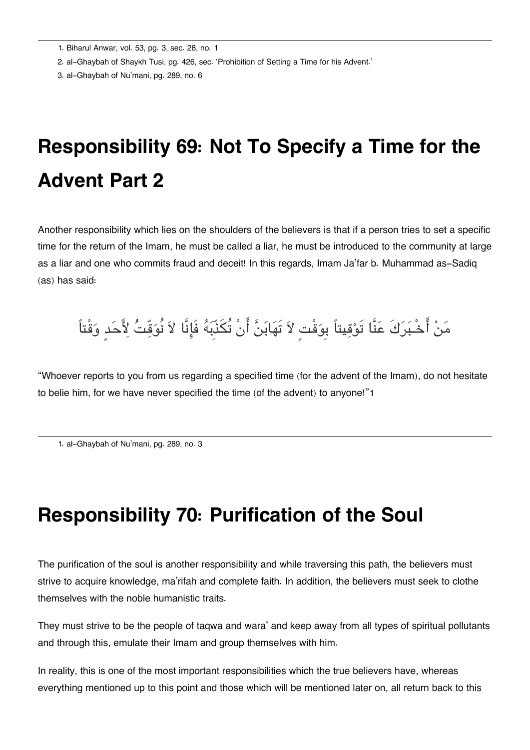1. Biharul Anwar, vol. 53, pg. 3, sec. 28, no. 1
2. al-Ghaybah of Shaykh Tusi, pg. 426, sec. 'Prohibition of Setting a Time for his Advent.'
3. al-Ghaybah of Nu'mani, pg. 289, no. 6

# Responsibility 69: Not To Specify a Time for the Advent Part 2

Another responsibility which lies on the shoulders of the believers is that if a person tries to set a specific time for the return of the Imam, he must be called a liar, he must be introduced to the community at large as a liar and one who commits fraud and deceit! In this regards, Imam Ja'far b. Muhammad as-Sadiq (as) has said:

مَنْ أَخْبَرَكَ عَنَّا تَوْقِيتاً بِوَقْتٍ لاَ تَهَابَنَّ أَنْ تُكَذِّبَهُ فَإِنَّا لاَ نُوَقِّتُ لِأَحَدٍ وَقْتاً

"Whoever reports to you from us regarding a specified time (for the advent of the Imam), do not hesitate to belie him, for we have never specified the time (of the advent) to anyone!"[1]

1. al-Ghaybah of Nu'mani, pg. 289, no. 3

# Responsibility 70: Purification of the Soul

The purification of the soul is another responsibility and while traversing this path, the believers must strive to acquire knowledge, ma'rifah and complete faith. In addition, the believers must seek to clothe themselves with the noble humanistic traits.

They must strive to be the people of taqwa and wara' and keep away from all types of spiritual pollutants and through this, emulate their Imam and group themselves with him.

In reality, this is one of the most important responsibilities which the true believers have, whereas everything mentioned up to this point and those which will be mentioned later on, all return back to this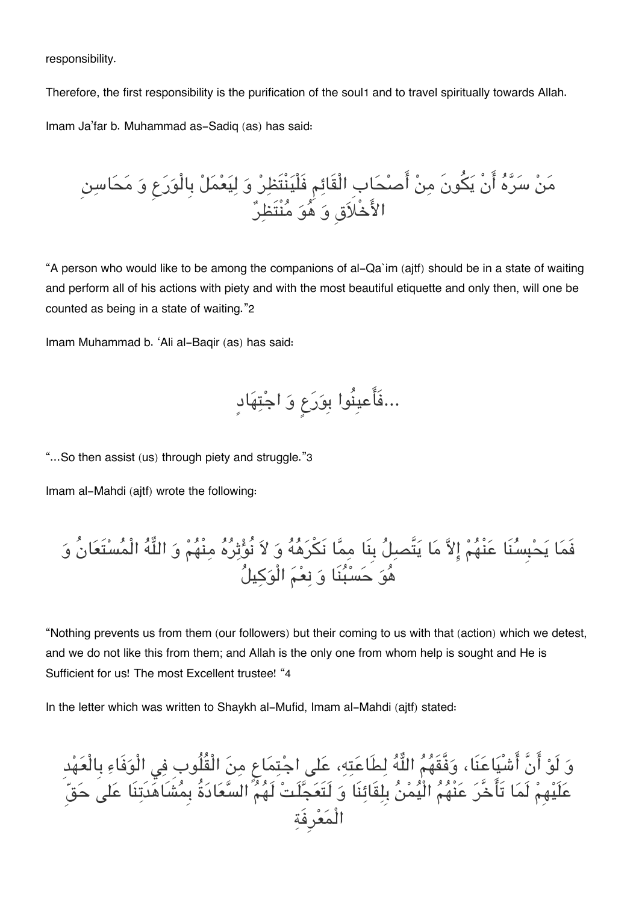responsibility.

Therefore, the first responsibility is the purification of the soul[1] and to travel spiritually towards Allah.

Imam Ja'far b. Muhammad as-Sadiq (as) has said:

مَنْ سَرَّهُ أَنْ يَكُونَ مِنْ أَصْحَابِ الْقَائِمِ فَلْيَنْتَظِرْ وَ لِيَعْمَلْ بِالْوَرَعِ وَ مَحَاسِنِ الأَخْلاَقِ وَ هُوَ مُنْتَظِرٌ

"A person who would like to be among the companions of al-Qa`im (ajtf) should be in a state of waiting and perform all of his actions with piety and with the most beautiful etiquette and only then, will one be counted as being in a state of waiting."[2]

Imam Muhammad b. 'Ali al-Baqir (as) has said:

...فَأَعِينُوا بِوَرَعٍ وَ اجْتِهَادٍ

"...So then assist (us) through piety and struggle."[3]

Imam al-Mahdi (ajtf) wrote the following:

فَمَا يَحْبِسُنَا عَنْهُمْ إِلاَّ مَا يَتَّصِلُ بِنَا مِمَّا نَكْرَهُهُ وَ لاَ نُؤْثِرُهُ مِنْهُمْ وَ اللّٰهُ الْمُسْتَعَانُ وَ هُوَ حَسْبُنَا وَ نِعْمَ الْوَكِيلُ

"Nothing prevents us from them (our followers) but their coming to us with that (action) which we detest, and we do not like this from them; and Allah is the only one from whom help is sought and He is Sufficient for us! The most Excellent trustee! "[4]

In the letter which was written to Shaykh al-Mufid, Imam al-Mahdi (ajtf) stated:

وَ لَوْ أَنَّ أَشْيَاعَنَا، وَفَّقَهُمُ اللّٰهُ لِطَاعَتِهِ، عَلى اجْتِمَاعٍ مِنَ الْقُلُوبِ فِي الْوَفَاءِ بِالْعَهْدِ عَلَيْهِمْ لَمَا تَأَخَّرَ عَنْهُمُ الْيُمْنُ بِلِقَائِنَا وَ لَتَعَجَّلَتْ لَهُمُ السَّعَادَةُ بِمُشَاهَدَتِنَا عَلى حَقِّ الْمَعْرِفَةِ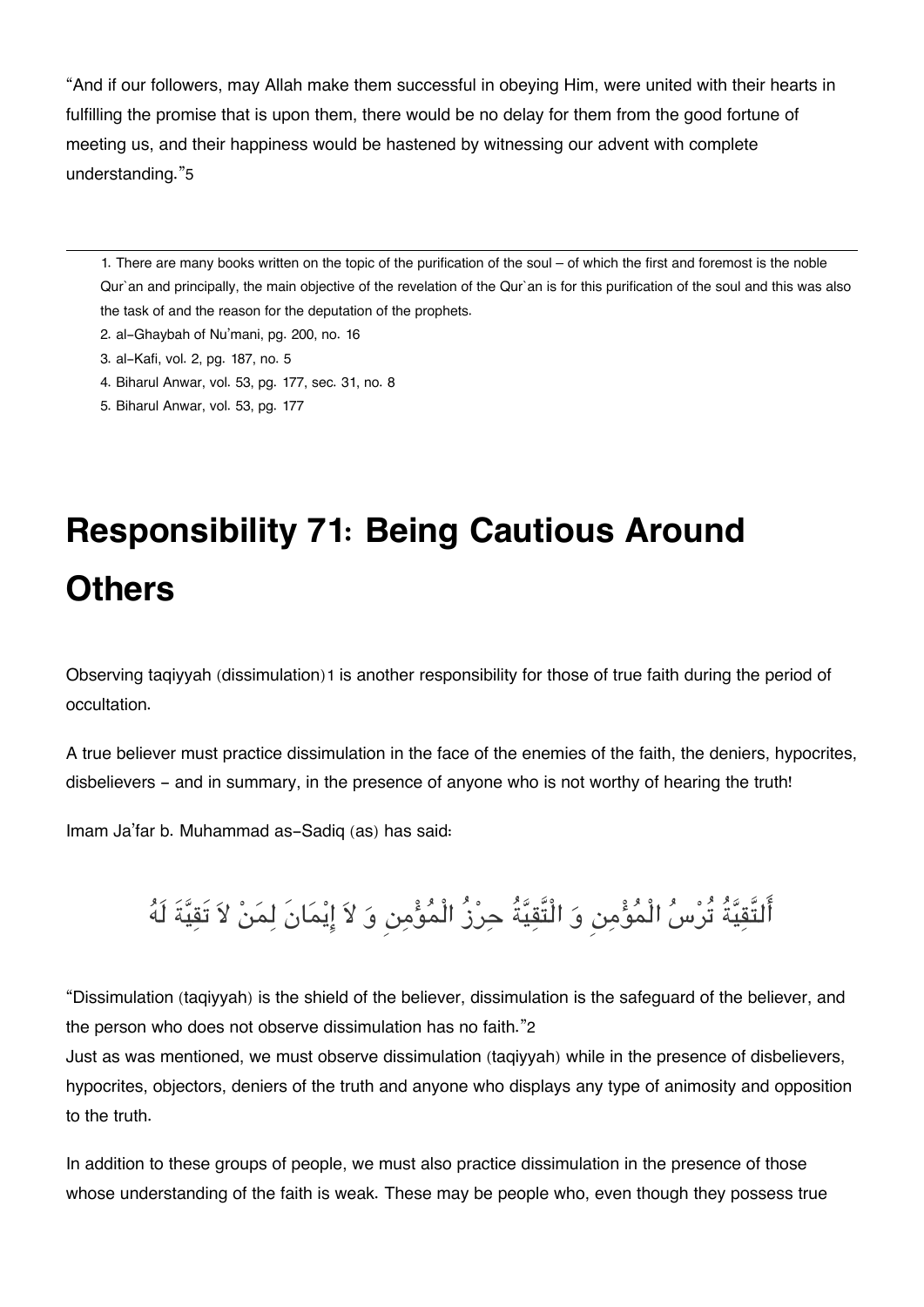"And if our followers, may Allah make them successful in obeying Him, were united with their hearts in fulfilling the promise that is upon them, there would be no delay for them from the good fortune of meeting us, and their happiness would be hastened by witnessing our advent with complete understanding."[5]

---

1. There are many books written on the topic of the purification of the soul – of which the first and foremost is the noble Qur`an and principally, the main objective of the revelation of the Qur`an is for this purification of the soul and this was also the task of and the reason for the deputation of the prophets.
2. al-Ghaybah of Nu'mani, pg. 200, no. 16
3. al-Kafi, vol. 2, pg. 187, no. 5
4. Biharul Anwar, vol. 53, pg. 177, sec. 31, no. 8
5. Biharul Anwar, vol. 53, pg. 177

# Responsibility 71: Being Cautious Around Others

Observing taqiyyah (dissimulation)[1] is another responsibility for those of true faith during the period of occultation.

A true believer must practice dissimulation in the face of the enemies of the faith, the deniers, hypocrites, disbelievers - and in summary, in the presence of anyone who is not worthy of hearing the truth!

Imam Ja'far b. Muhammad as-Sadiq (as) has said:

أَلتَّقِيَّةُ تُرْسُ الْمُؤْمِنِ وَ الْتَّقِيَّةُ حِرْزُ الْمُؤْمِنِ وَ لاَ إِيْمَانَ لِمَنْ لاَ تَقِيَّةَ لَهُ

"Dissimulation (taqiyyah) is the shield of the believer, dissimulation is the safeguard of the believer, and the person who does not observe dissimulation has no faith."[2]

Just as was mentioned, we must observe dissimulation (taqiyyah) while in the presence of disbelievers, hypocrites, objectors, deniers of the truth and anyone who displays any type of animosity and opposition to the truth.

In addition to these groups of people, we must also practice dissimulation in the presence of those whose understanding of the faith is weak. These may be people who, even though they possess true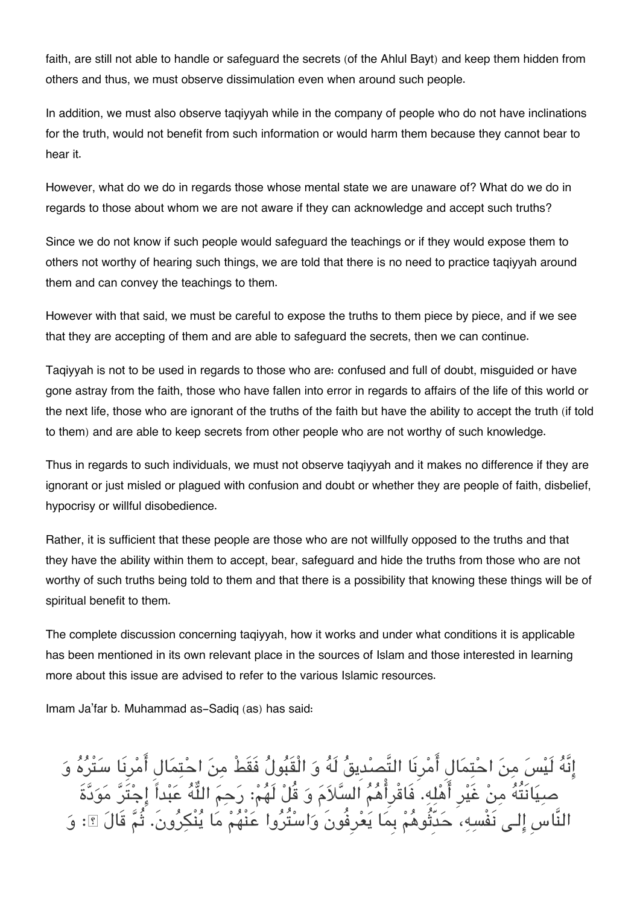faith, are still not able to handle or safeguard the secrets (of the Ahlul Bayt) and keep them hidden from others and thus, we must observe dissimulation even when around such people.

In addition, we must also observe taqiyyah while in the company of people who do not have inclinations for the truth, would not benefit from such information or would harm them because they cannot bear to hear it.

However, what do we do in regards those whose mental state we are unaware of? What do we do in regards to those about whom we are not aware if they can acknowledge and accept such truths?

Since we do not know if such people would safeguard the teachings or if they would expose them to others not worthy of hearing such things, we are told that there is no need to practice taqiyyah around them and can convey the teachings to them.

However with that said, we must be careful to expose the truths to them piece by piece, and if we see that they are accepting of them and are able to safeguard the secrets, then we can continue.

Taqiyyah is not to be used in regards to those who are: confused and full of doubt, misguided or have gone astray from the faith, those who have fallen into error in regards to affairs of the life of this world or the next life, those who are ignorant of the truths of the faith but have the ability to accept the truth (if told to them) and are able to keep secrets from other people who are not worthy of such knowledge.

Thus in regards to such individuals, we must not observe taqiyyah and it makes no difference if they are ignorant or just misled or plagued with confusion and doubt or whether they are people of faith, disbelief, hypocrisy or willful disobedience.

Rather, it is sufficient that these people are those who are not willfully opposed to the truths and that they have the ability within them to accept, bear, safeguard and hide the truths from those who are not worthy of such truths being told to them and that there is a possibility that knowing these things will be of spiritual benefit to them.

The complete discussion concerning taqiyyah, how it works and under what conditions it is applicable has been mentioned in its own relevant place in the sources of Islam and those interested in learning more about this issue are advised to refer to the various Islamic resources.

Imam Ja'far b. Muhammad as-Sadiq (as) has said:

إِنَّهُ لَيْسَ مِنَ احْتِمَالِ أَمْرِنَا التَّصْدِيقُ لَهُ وَ الْقَبُولُ فَقَطْ مِنَ احْتِمَالِ أَمْرِنَا سَتْرُهُ وَ صِيَانَتُهُ مِنْ غَيْرِ أَهْلِه. فَاقْرَأْهُمُ السَّلاَمَ وَ قُلْ لَهُمْ: رَحِمَ اللّٰهُ عَبْداً إِجْتَرَّ مَوَدَّةَ النَّاسِ إِلى نَفْسِهِ، حَدِّثُوهُمْ بِمَا يَعْرِفُونَ وَاسْتُرُوا عَنْهُمْ مَا يُنْكِرُونَ. ثُمَّ قَالَ ؑ: وَ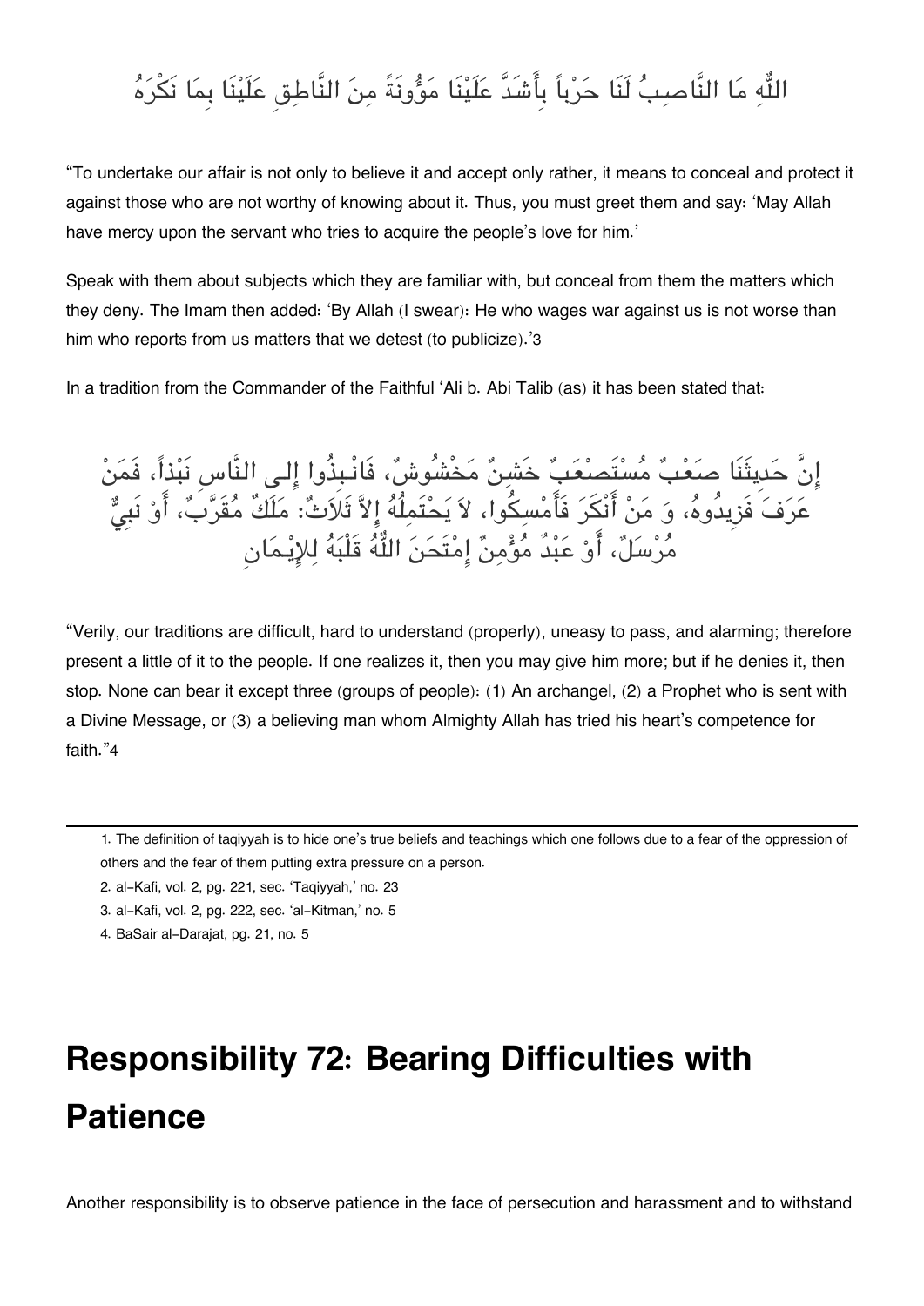اللّٰهِ مَا النَّاصِبُ لَنَا حَرْباً بِأَشَدَّ عَلَيْنَا مَؤُونَةً مِنَ النَّاطِقِ عَلَيْنَا بِمَا نَكْرَهُ

"To undertake our affair is not only to believe it and accept only rather, it means to conceal and protect it against those who are not worthy of knowing about it. Thus, you must greet them and say: 'May Allah have mercy upon the servant who tries to acquire the people's love for him.'

Speak with them about subjects which they are familiar with, but conceal from them the matters which they deny. The Imam then added: 'By Allah (I swear): He who wages war against us is not worse than him who reports from us matters that we detest (to publicize).'[3]

In a tradition from the Commander of the Faithful 'Ali b. Abi Talib (as) it has been stated that:

إِنَّ حَدِيثَنَا صَعْبٌ مُسْتَصْعَبٌ خَشِنٌ مَخْشُوشٌ، فَانْبِذُوا إِلى النَّاسِ نَبْذاً، فَمَنْ عَرَفَ فَزِيدُوهُ، وَ مَنْ أَنْكَرَ فَأَمْسِكُوا، لاَ يَحْتَمِلُهُ إِلاَّ ثَلاَثٌ: مَلَكٌ مُقَرَّبٌ، أَوْ نَبِيٌّ مُرْسَلٌ، أَوْ عَبْدٌ مُؤْمِنٌ إِمْتَحَنَ اللّٰهُ قَلْبَهُ لِلإِيْمَانِ

"Verily, our traditions are difficult, hard to understand (properly), uneasy to pass, and alarming; therefore present a little of it to the people. If one realizes it, then you may give him more; but if he denies it, then stop. None can bear it except three (groups of people): (1) An archangel, (2) a Prophet who is sent with a Divine Message, or (3) a believing man whom Almighty Allah has tried his heart's competence for faith."[4]

---

1. The definition of taqiyyah is to hide one's true beliefs and teachings which one follows due to a fear of the oppression of others and the fear of them putting extra pressure on a person.
2. al-Kafi, vol. 2, pg. 221, sec. 'Taqiyyah,' no. 23
3. al-Kafi, vol. 2, pg. 222, sec. 'al-Kitman,' no. 5
4. BaSair al-Darajat, pg. 21, no. 5

# Responsibility 72: Bearing Difficulties with Patience

Another responsibility is to observe patience in the face of persecution and harassment and to withstand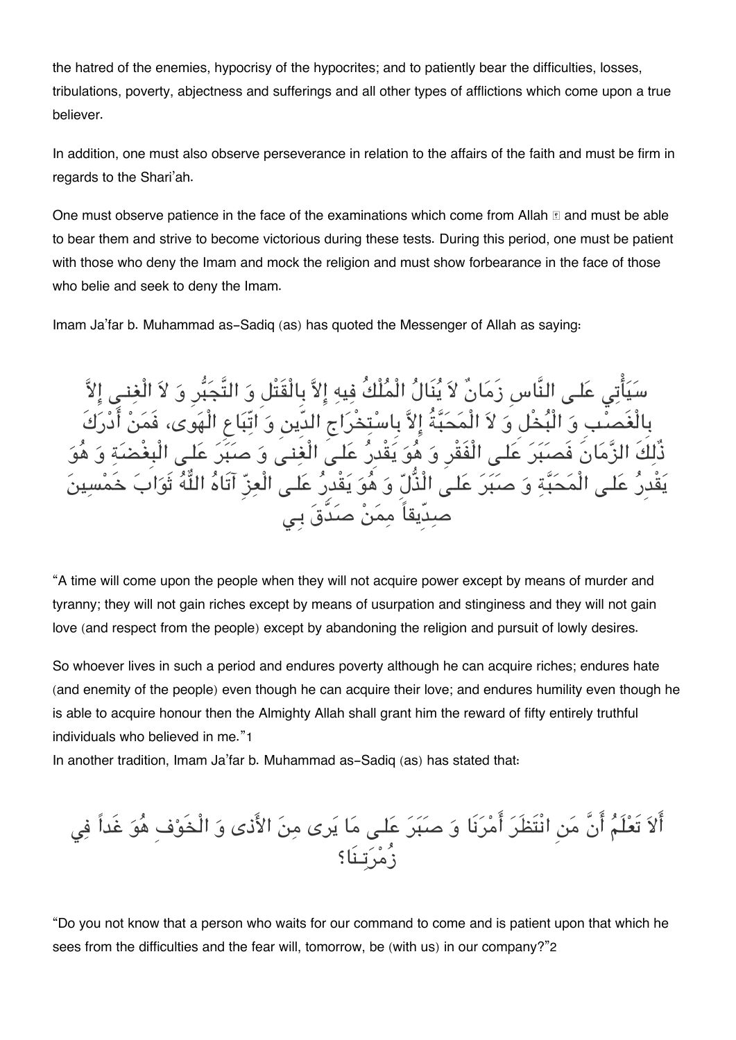the hatred of the enemies, hypocrisy of the hypocrites; and to patiently bear the difficulties, losses, tribulations, poverty, abjectness and sufferings and all other types of afflictions which come upon a true believer.

In addition, one must also observe perseverance in relation to the affairs of the faith and must be firm in regards to the Shari'ah.

One must observe patience in the face of the examinations which come from Allah ﷻ and must be able to bear them and strive to become victorious during these tests. During this period, one must be patient with those who deny the Imam and mock the religion and must show forbearance in the face of those who belie and seek to deny the Imam.

Imam Ja'far b. Muhammad as-Sadiq (as) has quoted the Messenger of Allah as saying:

سَيَأْتِي عَلـى النَّاسِ زَمَانٌ لاَ يُنَالُ الْمُلْكُ فِيهِ إِلاَّ بِالْقَتْلِ وَ التَّجَبُّرِ وَ لاَ الْغِنـى إِلاَّ بِالْغَصْبِ وَ الْبُخْلِ وَ لاَ الْمَحَبَّةُ إِلاَّ بِاسْتِخْرَاجِ الدِّينِ وَ اتِّبَاعِ الْهَوى، فَمَنْ أَدْرَكَ ذٰلِكَ الزَّمَانَ فَصَبَرَ عَلـى الْفَقْرِ وَ هُوَ يَقْدِرُ عَلـى الْغِنـى وَ صَبَرَ عَلـى الْبِغْضَةِ وَ هُوَ يَقْدِرُ عَلـى الْمَحَبَّةِ وَ صَبَرَ عَلـى الذُّلِّ وَ هُوَ يَقْدِرُ عَلـى الْعِزِّ آتَاهُ اللّٰهُ ثَوَابَ خَمْسِينَ صِدِّيقاً مِمَنْ صَدَّقَ بِي

“A time will come upon the people when they will not acquire power except by means of murder and tyranny; they will not gain riches except by means of usurpation and stinginess and they will not gain love (and respect from the people) except by abandoning the religion and pursuit of lowly desires.

So whoever lives in such a period and endures poverty although he can acquire riches; endures hate (and enemity of the people) even though he can acquire their love; and endures humility even though he is able to acquire honour then the Almighty Allah shall grant him the reward of fifty entirely truthful individuals who believed in me.”[1]

In another tradition, Imam Ja'far b. Muhammad as-Sadiq (as) has stated that:

أَلاَ تَعْلَمُ أَنَّ مَنِ انْتَظَرَ أَمْرَنَا وَ صَبَرَ عَلـى مَا يَرى مِنَ الأَذى وَ الْخَوْفِ هُوَ غَداً فِي زُمْرَتِـنَا؟

“Do you not know that a person who waits for our command to come and is patient upon that which he sees from the difficulties and the fear will, tomorrow, be (with us) in our company?”[2]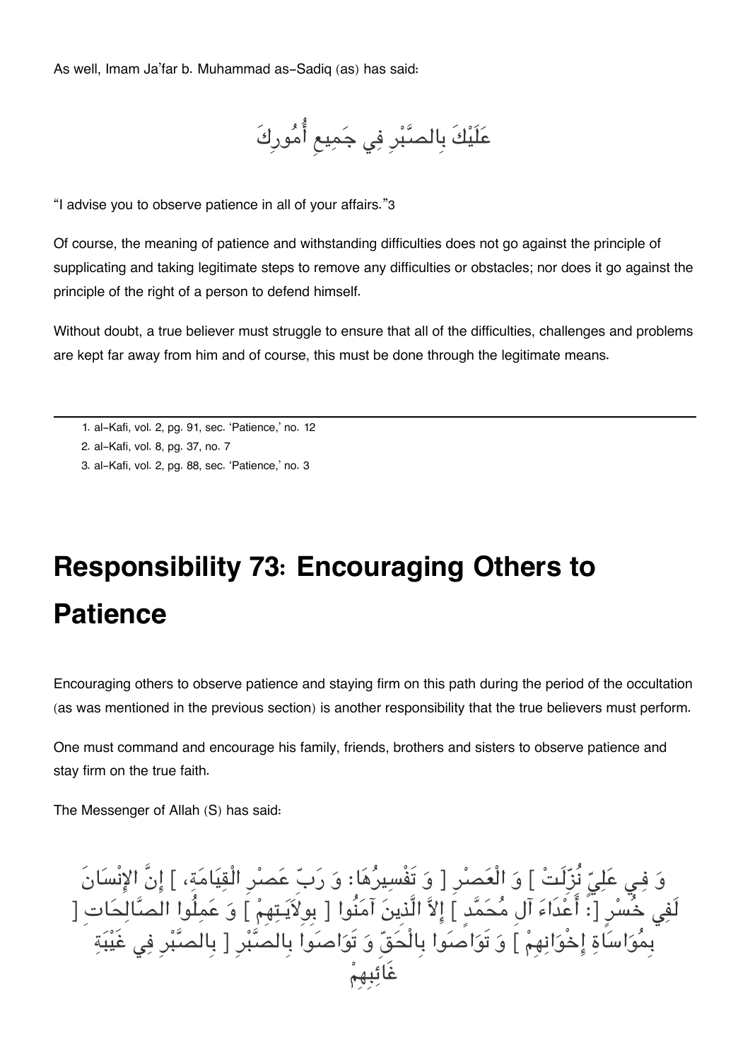As well, Imam Ja'far b. Muhammad as-Sadiq (as) has said:

عَلَيْكَ بِالصَّبْرِ فِي جَمِيعِ أُمُورِكَ

"I advise you to observe patience in all of your affairs."3

Of course, the meaning of patience and withstanding difficulties does not go against the principle of supplicating and taking legitimate steps to remove any difficulties or obstacles; nor does it go against the principle of the right of a person to defend himself.

Without doubt, a true believer must struggle to ensure that all of the difficulties, challenges and problems are kept far away from him and of course, this must be done through the legitimate means.

---

1. al-Kafi, vol. 2, pg. 91, sec. 'Patience,' no. 12
2. al-Kafi, vol. 8, pg. 37, no. 7
3. al-Kafi, vol. 2, pg. 88, sec. 'Patience,' no. 3

# Responsibility 73: Encouraging Others to Patience

Encouraging others to observe patience and staying firm on this path during the period of the occultation (as was mentioned in the previous section) is another responsibility that the true believers must perform.

One must command and encourage his family, friends, brothers and sisters to observe patience and stay firm on the true faith.

The Messenger of Allah (S) has said:

وَ فِي عَلِيٍّ نُزِّلَتْ ] وَ الْعَصْرِ [ وَ تَفْسِيرُهَا: وَ رَبِّ عَصْرِ الْقِيَامَةِ، ] إِنَّ الإِنْسَانَ لَفِي خُسْرٍ [: أَعْدَاءَ آلِ مُحَمَّدٍ ] إِلاَّ الَّذِينَ آمَنُوا [ بِوِلاَيَتِهِمْ ] وَ عَمِلُوا الصَّالِحَاتِ [ بِمُوَاسَاةِ إِخْوَانِهِمْ ] وَ تَوَاصَوا بِالْحَقِّ وَ تَوَاصَوا بِالصَّبْرِ [ بِالصَّبْرِ فِي غَيْبَةِ غَائِبِهِمْ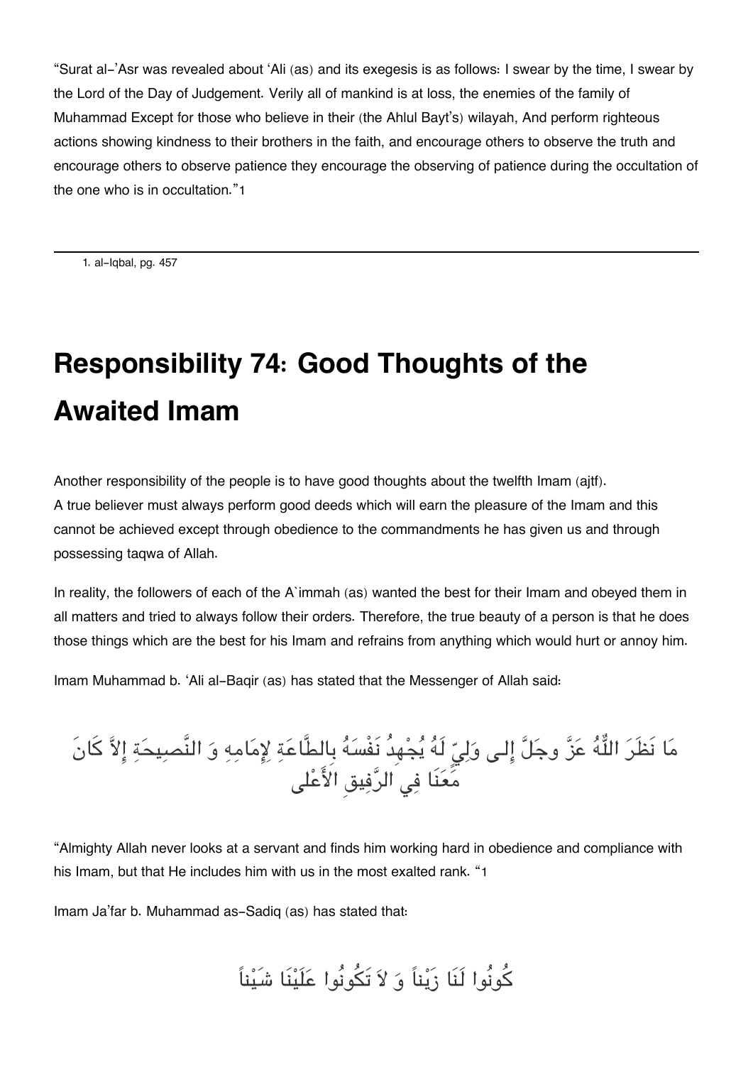"Surat al-'Asr was revealed about 'Ali (as) and its exegesis is as follows: I swear by the time, I swear by the Lord of the Day of Judgement. Verily all of mankind is at loss, the enemies of the family of Muhammad Except for those who believe in their (the Ahlul Bayt's) wilayah, And perform righteous actions showing kindness to their brothers in the faith, and encourage others to observe the truth and encourage others to observe patience they encourage the observing of patience during the occultation of the one who is in occultation."[1]

1. al-Iqbal, pg. 457

# Responsibility 74: Good Thoughts of the Awaited Imam

Another responsibility of the people is to have good thoughts about the twelfth Imam (ajtf).
A true believer must always perform good deeds which will earn the pleasure of the Imam and this cannot be achieved except through obedience to the commandments he has given us and through possessing taqwa of Allah.

In reality, the followers of each of the A`immah (as) wanted the best for their Imam and obeyed them in all matters and tried to always follow their orders. Therefore, the true beauty of a person is that he does those things which are the best for his Imam and refrains from anything which would hurt or annoy him.

Imam Muhammad b. 'Ali al-Baqir (as) has stated that the Messenger of Allah said:

مَا نَظَرَ اللّٰهُ عَزَّ وجَلَّ إِلى وَلِيٍّ لَهُ يُجْهِدُ نَفْسَهُ بِالطَّاعَةِ لِإِمَامِهِ وَ النَّصِيحَةِ إِلاَّ كَانَ مَعَنَا فِي الرَّفِيقِ الأَعْلَى

"Almighty Allah never looks at a servant and finds him working hard in obedience and compliance with his Imam, but that He includes him with us in the most exalted rank. "[1]

Imam Ja'far b. Muhammad as-Sadiq (as) has stated that:

كُونُوا لَنَا زَيْناً وَ لاَ تَكُونُوا عَلَيْنَا شَيْناً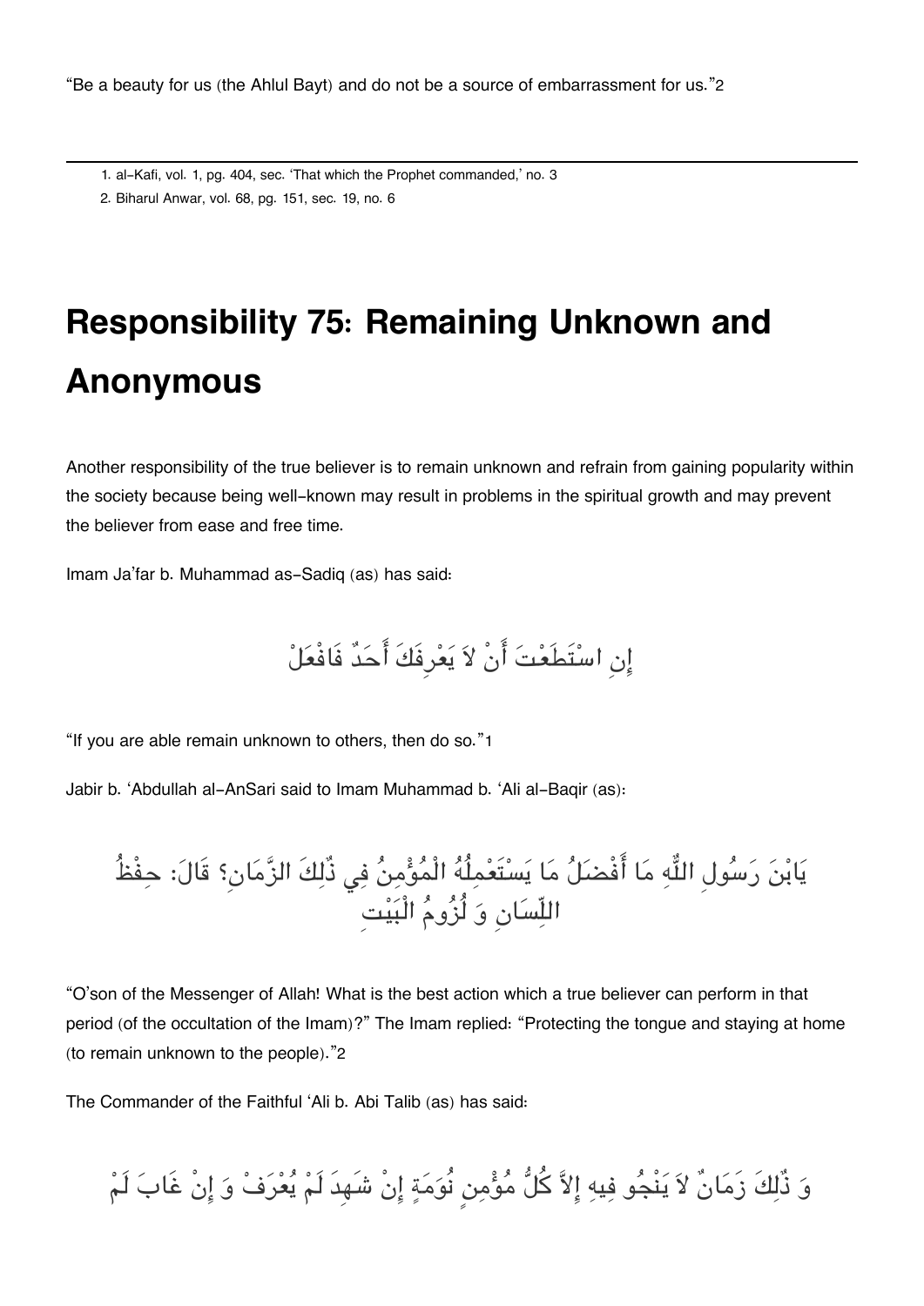"Be a beauty for us (the Ahlul Bayt) and do not be a source of embarrassment for us."[2]

---

1. al-Kafi, vol. 1, pg. 404, sec. 'That which the Prophet commanded,' no. 3
2. Biharul Anwar, vol. 68, pg. 151, sec. 19, no. 6

# Responsibility 75: Remaining Unknown and Anonymous

Another responsibility of the true believer is to remain unknown and refrain from gaining popularity within the society because being well-known may result in problems in the spiritual growth and may prevent the believer from ease and free time.

Imam Ja'far b. Muhammad as-Sadiq (as) has said:

إِنِ اسْتَطَعْتَ أَنْ لاَ يَعْرِفَكَ أَحَدٌ فَافْعَلْ

"If you are able remain unknown to others, then do so."[1]

Jabir b. 'Abdullah al-AnSari said to Imam Muhammad b. 'Ali al-Baqir (as):

يَابْنَ رَسُولِ اللّٰهِ مَا أَفْضَلُ مَا يَسْتَعْمِلُهُ الْمُؤْمِنُ فِي ذٰلِكَ الزَّمَانِ؟ قَالَ: حِفْظُ اللِّسَانِ وَ لُزُومُ الْبَيْتِ

"O'son of the Messenger of Allah! What is the best action which a true believer can perform in that period (of the occultation of the Imam)?" The Imam replied: "Protecting the tongue and staying at home (to remain unknown to the people)."[2]

The Commander of the Faithful 'Ali b. Abi Talib (as) has said:

وَ ذٰلِكَ زَمَانٌ لاَ يَنْجُو فِيهِ إِلاَّ كُلُّ مُؤْمِنٍ نُوَمَةٍ إِنْ شَهِدَ لَمْ يُعْرَفْ وَ إِنْ غَابَ لَمْ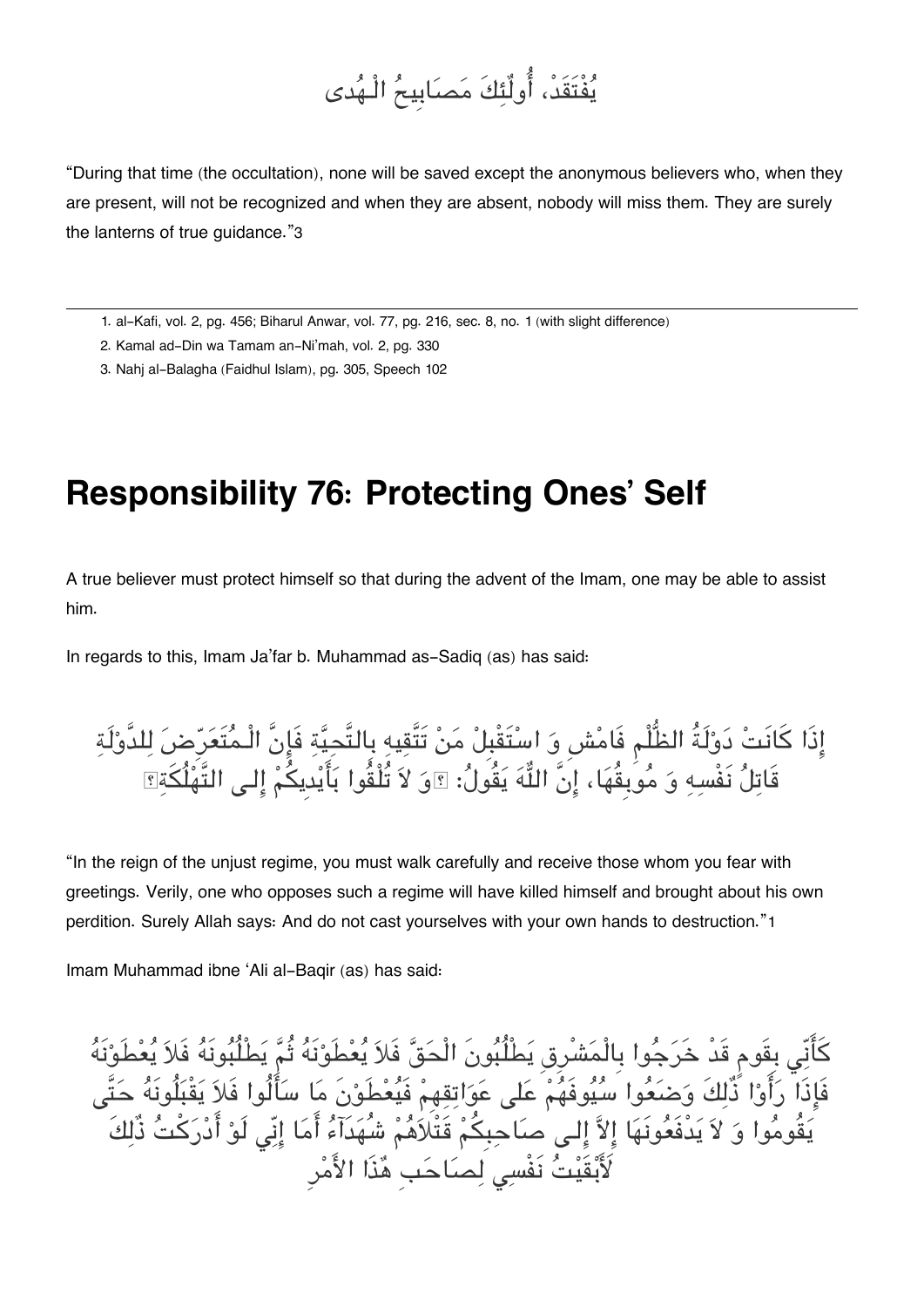يُفْتَقَدْ، أُولٰئِكَ مَصَابِيحُ الْـهُدى

"During that time (the occultation), none will be saved except the anonymous believers who, when they are present, will not be recognized and when they are absent, nobody will miss them. They are surely the lanterns of true guidance."[3]

---

1. al-Kafi, vol. 2, pg. 456; Biharul Anwar, vol. 77, pg. 216, sec. 8, no. 1 (with slight difference)
2. Kamal ad-Din wa Tamam an-Ni'mah, vol. 2, pg. 330
3. Nahj al-Balagha (Faidhul Islam), pg. 305, Speech 102

## Responsibility 76: Protecting Ones' Self

A true believer must protect himself so that during the advent of the Imam, one may be able to assist him.

In regards to this, Imam Ja'far b. Muhammad as-Sadiq (as) has said:

إِذَا كَانَتْ دَوْلَةُ الظُّلْمِ فَامْشِ وَ اسْتَقْبِلْ مَنْ تَتَّقِيهِ بِالتَّحِيَّةِ فَإِنَّ الْـمُتَعَرِّضَ لِلدَّوْلَةِ قَاتِلُ نَفْسِهِ وَ مُوبِقُهَا، إِنَّ اللّٰهَ يَقُولُ: ﴿وَ لاَ تُلْقُوا بِأَيْدِيكُمْ إِلـى التَّهْلُكَةِ﴾

"In the reign of the unjust regime, you must walk carefully and receive those whom you fear with greetings. Verily, one who opposes such a regime will have killed himself and brought about his own perdition. Surely Allah says: And do not cast yourselves with your own hands to destruction."[1]

Imam Muhammad ibne 'Ali al-Baqir (as) has said:

كَأَنِّي بِقَومٍ قَدْ خَرَجُوا بِالْمَشْرِقِ يَطْلُبُونَ الْحَقَّ فَلاَ يُعْطَوْنَهُ ثُمَّ يَطْلُبُونَهُ فَلاَ يُعْطَوْنَهُ فَإِذَا رَأَوْا ذٰلِكَ وَضَعُوا سُيُوفَهُمْ عَلى عَوَاتِقِهِمْ فَيُعْطَوْنَ مَا سَأَلُوا فَلاَ يَقْبَلُونَهُ حَتَّى يَقُومُوا وَ لاَ يَدْفَعُونَهَا إِلاَّ إِلـى صَاحِبِكُمْ قَتْلاَهُمْ شُهَدَآءُ أَمَا إِنِّي لَوْ أَدْرَكْتُ ذٰلِكَ لأَبْقَيْتُ نَفْسِي لِصَاحِبِ هٰذَا الأَمْرِ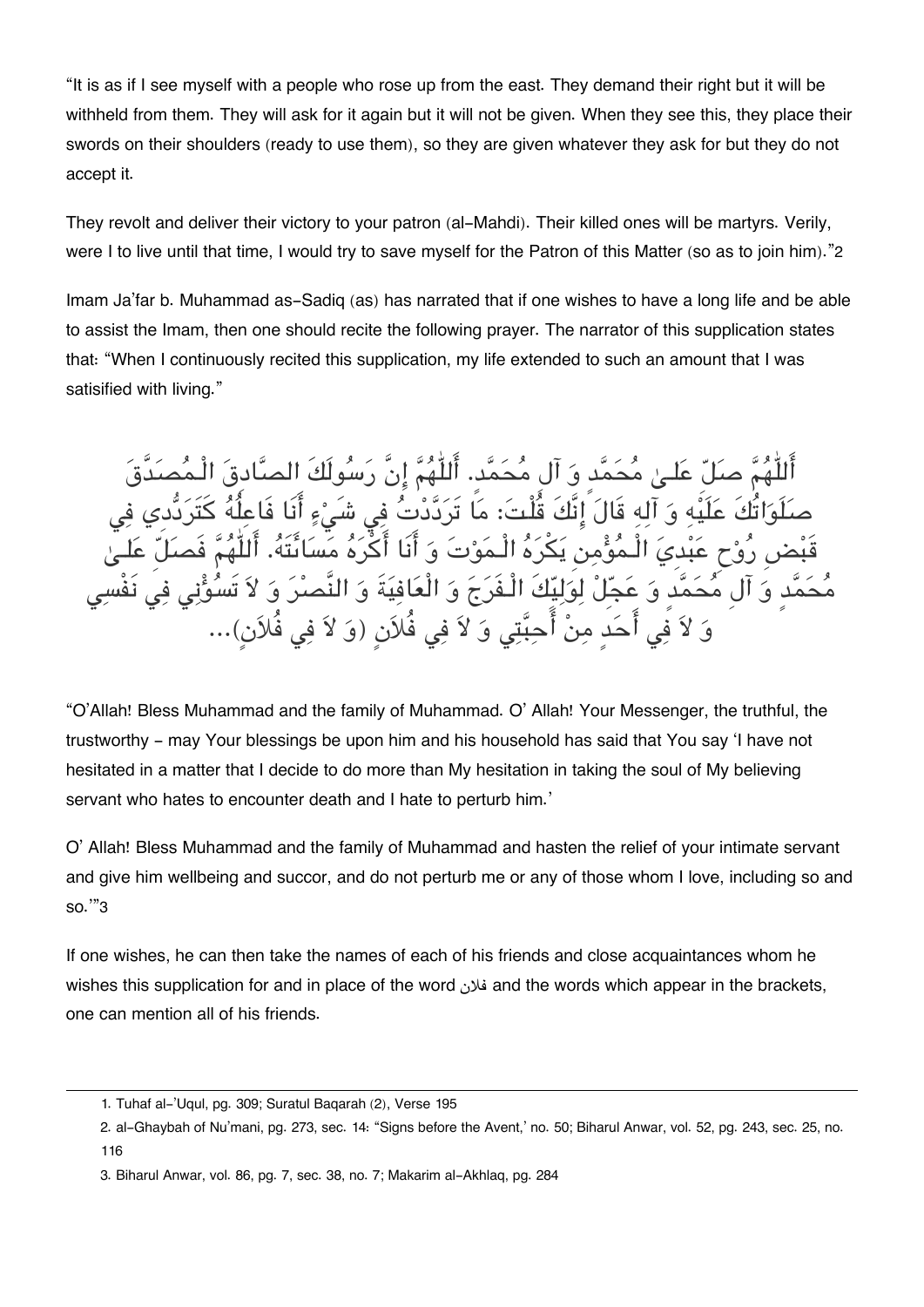"It is as if I see myself with a people who rose up from the east. They demand their right but it will be withheld from them. They will ask for it again but it will not be given. When they see this, they place their swords on their shoulders (ready to use them), so they are given whatever they ask for but they do not accept it.

They revolt and deliver their victory to your patron (al-Mahdi). Their killed ones will be martyrs. Verily, were I to live until that time, I would try to save myself for the Patron of this Matter (so as to join him)."2

Imam Ja'far b. Muhammad as-Sadiq (as) has narrated that if one wishes to have a long life and be able to assist the Imam, then one should recite the following prayer. The narrator of this supplication states that: "When I continuously recited this supplication, my life extended to such an amount that I was satisified with living."

أَللّٰهُمَّ صَلِّ عَلىٰ مُحَمَّد وَ آلِ مُحَمَّد. أَللّٰهُمَّ إِنَّ رَسُولَكَ الصَّادِقَ الْمُصَدَّقَ صَلَوَاتُكَ عَلَيْهِ وَ آلِهِ قَالَ إِنَّكَ قُلْتَ: مَا تَرَدَّدْتُ فِي شَيْءٍ أَنَا فَاعِلُهُ كَتَرَدُّدِي فِي قَبْضِ رُوْحِ عَبْدِيَ الْمُؤْمِنِ يَكْرَهُ الْمَوْتَ وَ أَنَا أَكْرَهُ مَسَائَتَهُ. أَللّٰهُمَّ فَصَلِّ عَلىٰ مُحَمَّدٍ وَ آلِ مُحَمَّدٍ وَ عَجِّلْ لِوَلِيِّكَ الْفَرَجَ وَ الْعَافِيَةَ وَ النَّصْرَ وَ لاَ تَسُؤْنِي فِي نَفْسِي وَ لاَ فِي أَحَدٍ مِنْ أَحِبَّتِي وَ لاَ فِي فُلاَنٍ (وَ لاَ فِي فُلاَنٍ)...

"O'Allah! Bless Muhammad and the family of Muhammad. O' Allah! Your Messenger, the truthful, the trustworthy - may Your blessings be upon him and his household has said that You say 'I have not hesitated in a matter that I decide to do more than My hesitation in taking the soul of My believing servant who hates to encounter death and I hate to perturb him.'

O' Allah! Bless Muhammad and the family of Muhammad and hasten the relief of your intimate servant and give him wellbeing and succor, and do not perturb me or any of those whom I love, including so and so.'"3

If one wishes, he can then take the names of each of his friends and close acquaintances whom he wishes this supplication for and in place of the word فلان and the words which appear in the brackets, one can mention all of his friends.

---

1. Tuhaf al-'Uqul, pg. 309; Suratul Baqarah (2), Verse 195
2. al-Ghaybah of Nu'mani, pg. 273, sec. 14: "Signs before the Avent,' no. 50; Biharul Anwar, vol. 52, pg. 243, sec. 25, no. 116
3. Biharul Anwar, vol. 86, pg. 7, sec. 38, no. 7; Makarim al-Akhlaq, pg. 284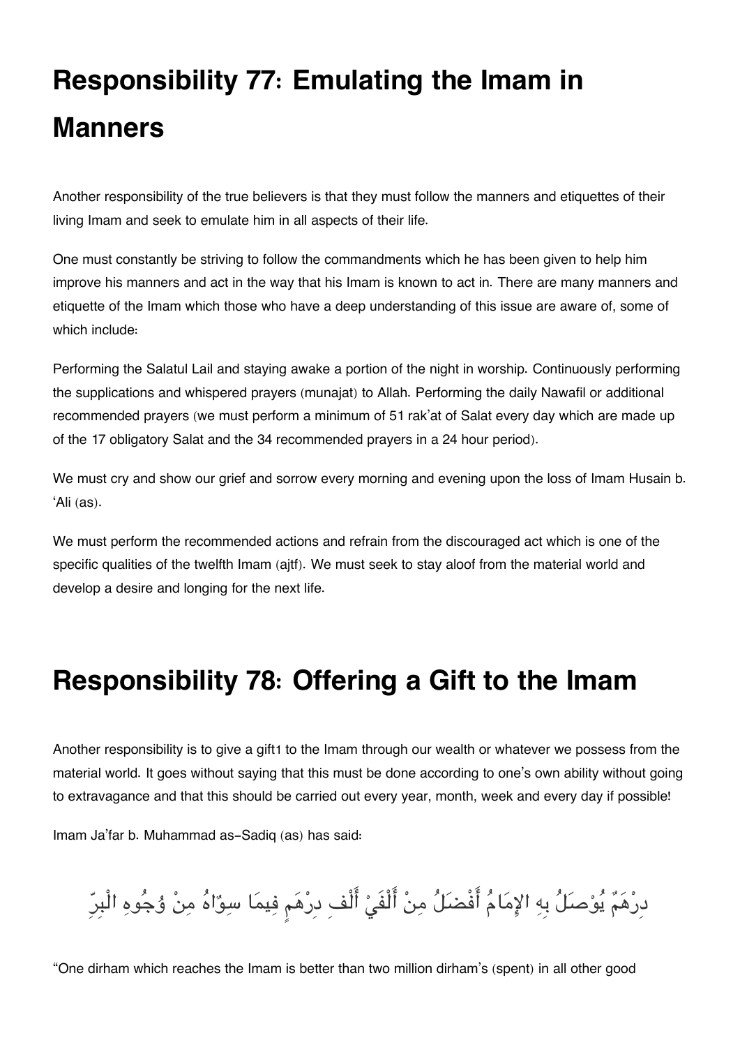## Responsibility 77: Emulating the Imam in Manners

Another responsibility of the true believers is that they must follow the manners and etiquettes of their living Imam and seek to emulate him in all aspects of their life.

One must constantly be striving to follow the commandments which he has been given to help him improve his manners and act in the way that his Imam is known to act in. There are many manners and etiquette of the Imam which those who have a deep understanding of this issue are aware of, some of which include:

Performing the Salatul Lail and staying awake a portion of the night in worship. Continuously performing the supplications and whispered prayers (munajat) to Allah. Performing the daily Nawafil or additional recommended prayers (we must perform a minimum of 51 rak'at of Salat every day which are made up of the 17 obligatory Salat and the 34 recommended prayers in a 24 hour period).

We must cry and show our grief and sorrow every morning and evening upon the loss of Imam Husain b. 'Ali (as).

We must perform the recommended actions and refrain from the discouraged act which is one of the specific qualities of the twelfth Imam (ajtf). We must seek to stay aloof from the material world and develop a desire and longing for the next life.

## Responsibility 78: Offering a Gift to the Imam

Another responsibility is to give a gift[1] to the Imam through our wealth or whatever we possess from the material world. It goes without saying that this must be done according to one's own ability without going to extravagance and that this should be carried out every year, month, week and every day if possible!

Imam Ja'far b. Muhammad as-Sadiq (as) has said:

دِرْهَمٌ يُوْصَلُ بِهِ الإِمَامُ أَفْضَلُ مِنْ أَلْفَيْ أَلْفِ دِرْهَمٍ فِيمَا سِوَّاهُ مِنْ وُجُوهِ الْبِرِّ

"One dirham which reaches the Imam is better than two million dirham's (spent) in all other good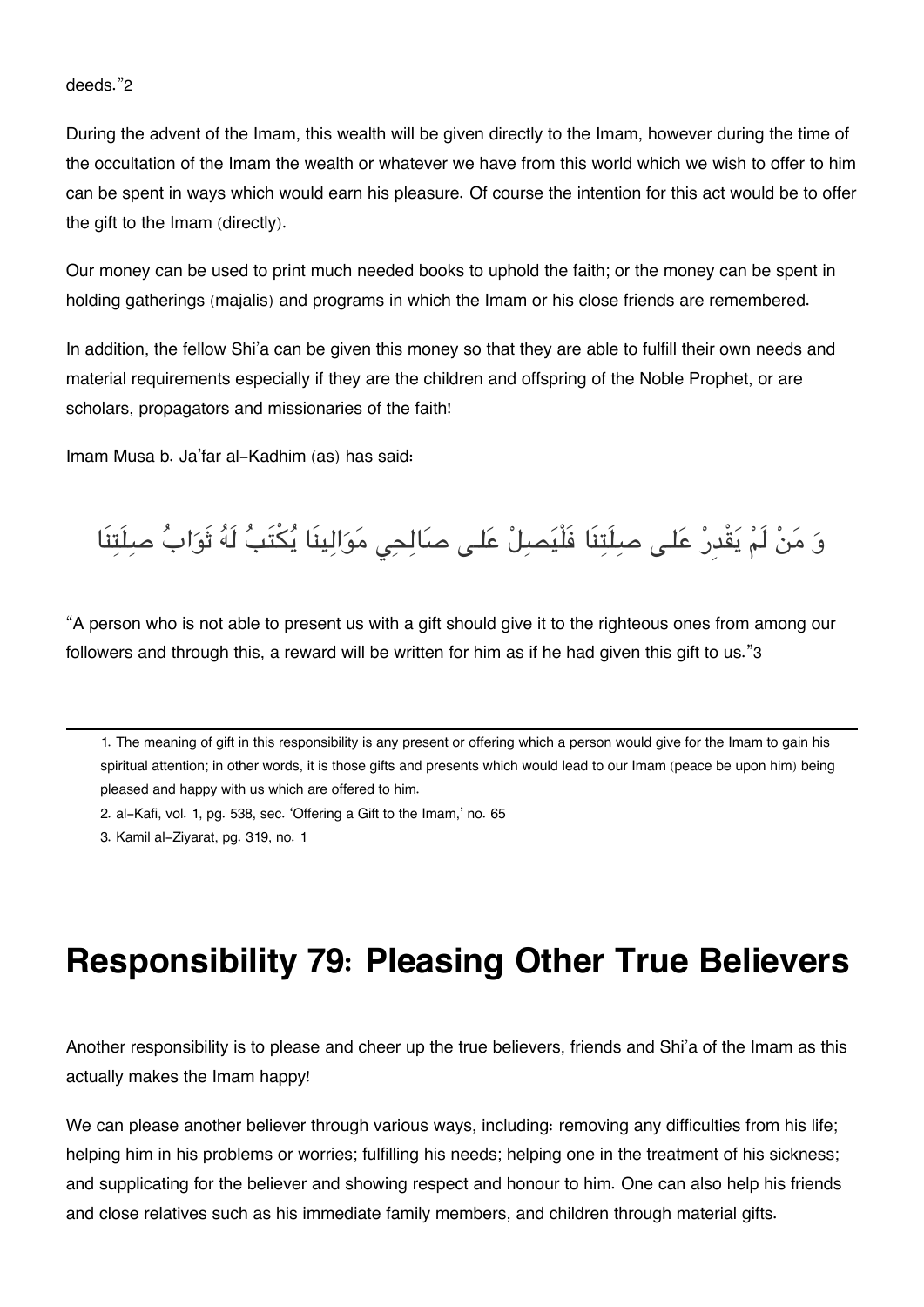deeds."[2]

During the advent of the Imam, this wealth will be given directly to the Imam, however during the time of the occultation of the Imam the wealth or whatever we have from this world which we wish to offer to him can be spent in ways which would earn his pleasure. Of course the intention for this act would be to offer the gift to the Imam (directly).

Our money can be used to print much needed books to uphold the faith; or the money can be spent in holding gatherings (majalis) and programs in which the Imam or his close friends are remembered.

In addition, the fellow Shi'a can be given this money so that they are able to fulfill their own needs and material requirements especially if they are the children and offspring of the Noble Prophet, or are scholars, propagators and missionaries of the faith!

Imam Musa b. Ja'far al-Kadhim (as) has said:

وَ مَنْ لَمْ يَقْدِرْ عَلـى صِلَتِنَا فَلْيَصِلْ عَلـى صَالِحِي مَوَالِينَا يُكْتَبُ لَهُ ثَوَابُ صِلَتِنَا

"A person who is not able to present us with a gift should give it to the righteous ones from among our followers and through this, a reward will be written for him as if he had given this gift to us."[3]

---

1. The meaning of gift in this responsibility is any present or offering which a person would give for the Imam to gain his spiritual attention; in other words, it is those gifts and presents which would lead to our Imam (peace be upon him) being pleased and happy with us which are offered to him.
2. al-Kafi, vol. 1, pg. 538, sec. 'Offering a Gift to the Imam,' no. 65
3. Kamil al-Ziyarat, pg. 319, no. 1

# Responsibility 79: Pleasing Other True Believers

Another responsibility is to please and cheer up the true believers, friends and Shi'a of the Imam as this actually makes the Imam happy!

We can please another believer through various ways, including: removing any difficulties from his life; helping him in his problems or worries; fulfilling his needs; helping one in the treatment of his sickness; and supplicating for the believer and showing respect and honour to him. One can also help his friends and close relatives such as his immediate family members, and children through material gifts.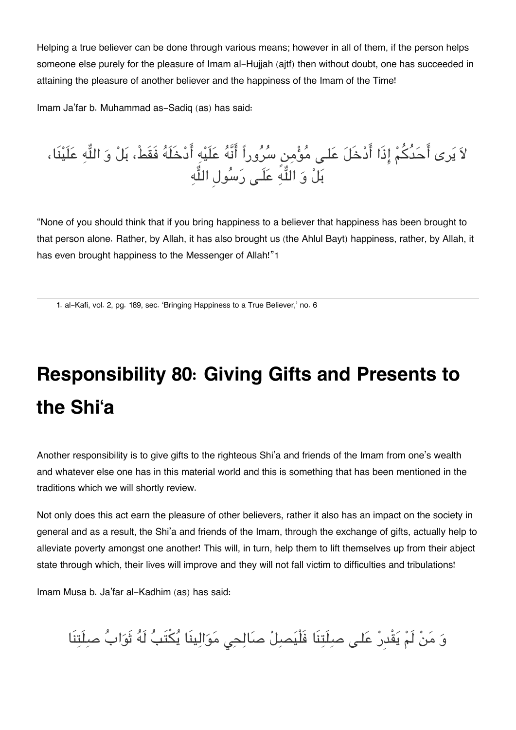Helping a true believer can be done through various means; however in all of them, if the person helps someone else purely for the pleasure of Imam al-Hujjah (ajtf) then without doubt, one has succeeded in attaining the pleasure of another believer and the happiness of the Imam of the Time!

Imam Ja'far b. Muhammad as-Sadiq (as) has said:

لاَ يَرى أَحَدُكُمْ إِذَا أَدْخَلَ عَلى مُؤْمِنٍ سُرُوراً أَنَّهُ عَلَيْهِ أَدْخَلَهُ فَقَطْ، بَلْ وَ اللّٰهِ عَلَيْنَا، بَلْ وَ اللّٰهِ عَلَى رَسُولِ اللّٰهِ

"None of you should think that if you bring happiness to a believer that happiness has been brought to that person alone. Rather, by Allah, it has also brought us (the Ahlul Bayt) happiness, rather, by Allah, it has even brought happiness to the Messenger of Allah!"[1]

---

1. al-Kafi, vol. 2, pg. 189, sec. 'Bringing Happiness to a True Believer,' no. 6

# Responsibility 80: Giving Gifts and Presents to the Shi'a

Another responsibility is to give gifts to the righteous Shi'a and friends of the Imam from one's wealth and whatever else one has in this material world and this is something that has been mentioned in the traditions which we will shortly review.

Not only does this act earn the pleasure of other believers, rather it also has an impact on the society in general and as a result, the Shi'a and friends of the Imam, through the exchange of gifts, actually help to alleviate poverty amongst one another! This will, in turn, help them to lift themselves up from their abject state through which, their lives will improve and they will not fall victim to difficulties and tribulations!

Imam Musa b. Ja'far al-Kadhim (as) has said:

وَ مَنْ لَمْ يَقْدِرْ عَلى صِلَتِنَا فَلْيَصِلْ صَالِحِي مَوَالِينَا يُكْتَبُ لَهُ ثَوَابُ صِلَتِنَا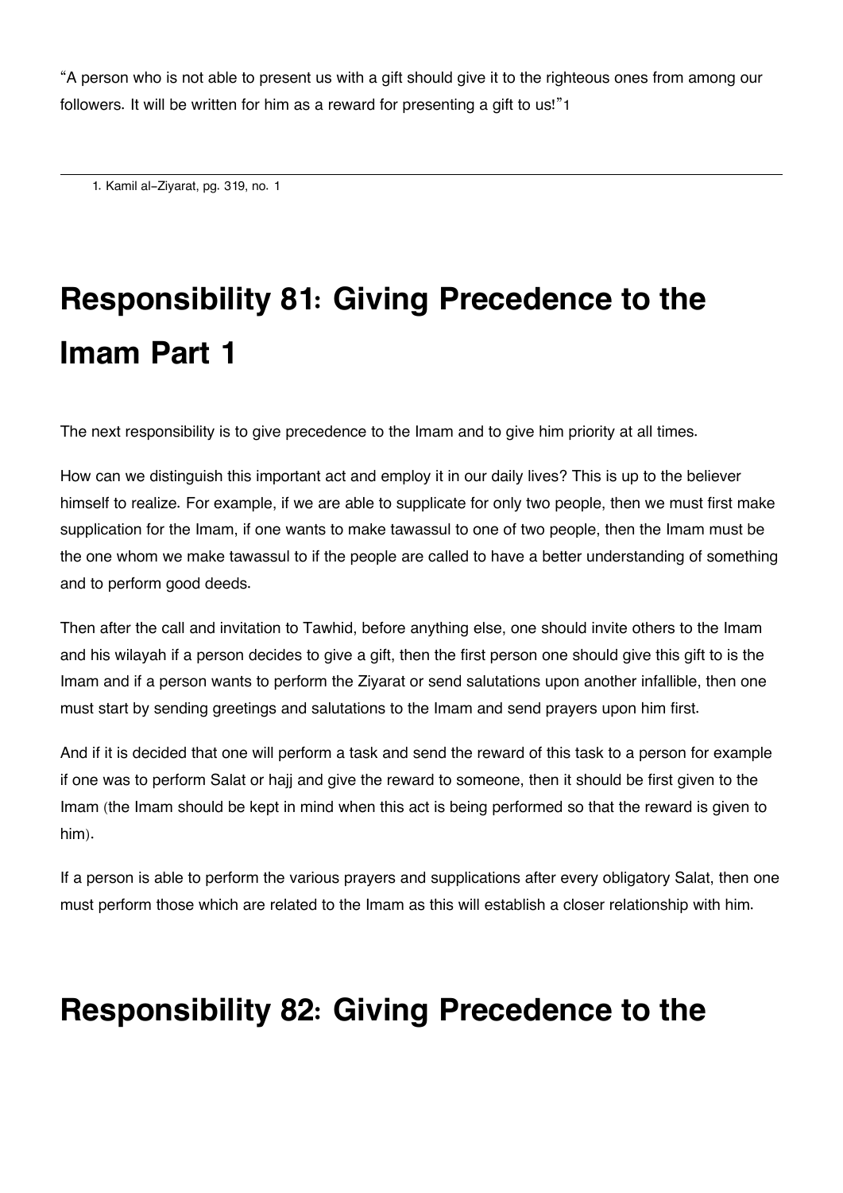"A person who is not able to present us with a gift should give it to the righteous ones from among our followers. It will be written for him as a reward for presenting a gift to us!"[1]

1. Kamil al-Ziyarat, pg. 319, no. 1

## Responsibility 81: Giving Precedence to the Imam Part 1

The next responsibility is to give precedence to the Imam and to give him priority at all times.

How can we distinguish this important act and employ it in our daily lives? This is up to the believer himself to realize. For example, if we are able to supplicate for only two people, then we must first make supplication for the Imam, if one wants to make tawassul to one of two people, then the Imam must be the one whom we make tawassul to if the people are called to have a better understanding of something and to perform good deeds.

Then after the call and invitation to Tawhid, before anything else, one should invite others to the Imam and his wilayah if a person decides to give a gift, then the first person one should give this gift to is the Imam and if a person wants to perform the Ziyarat or send salutations upon another infallible, then one must start by sending greetings and salutations to the Imam and send prayers upon him first.

And if it is decided that one will perform a task and send the reward of this task to a person for example if one was to perform Salat or hajj and give the reward to someone, then it should be first given to the Imam (the Imam should be kept in mind when this act is being performed so that the reward is given to him).

If a person is able to perform the various prayers and supplications after every obligatory Salat, then one must perform those which are related to the Imam as this will establish a closer relationship with him.

## Responsibility 82: Giving Precedence to the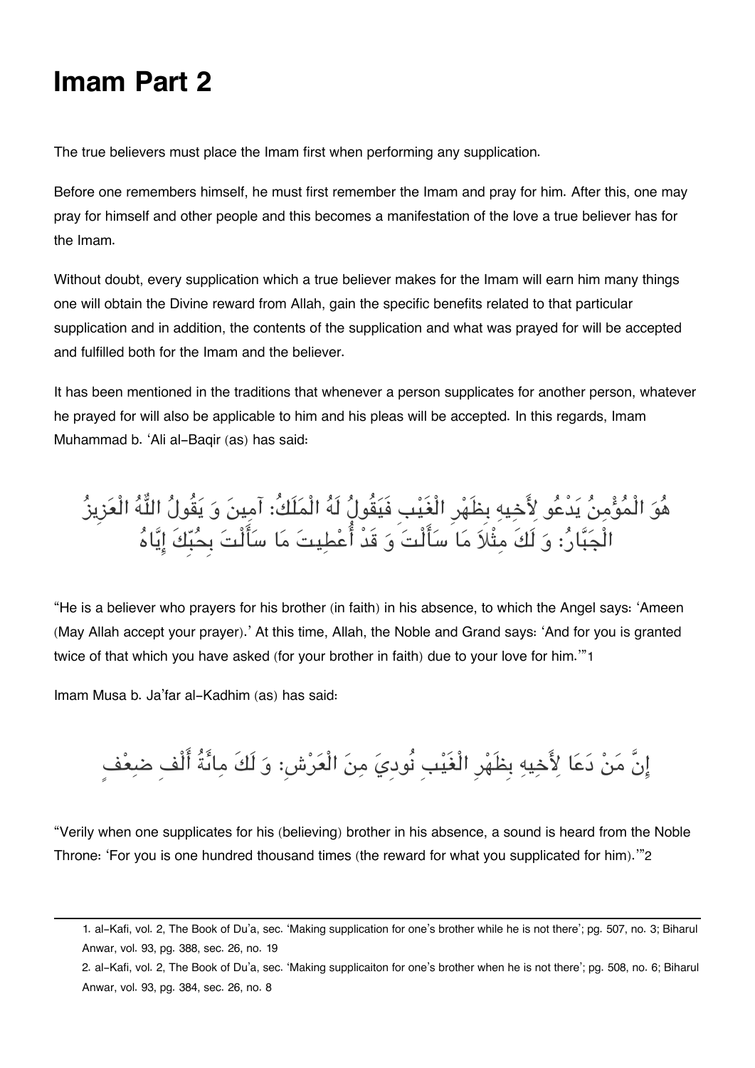# Imam Part 2

The true believers must place the Imam first when performing any supplication.

Before one remembers himself, he must first remember the Imam and pray for him. After this, one may pray for himself and other people and this becomes a manifestation of the love a true believer has for the Imam.

Without doubt, every supplication which a true believer makes for the Imam will earn him many things one will obtain the Divine reward from Allah, gain the specific benefits related to that particular supplication and in addition, the contents of the supplication and what was prayed for will be accepted and fulfilled both for the Imam and the believer.

It has been mentioned in the traditions that whenever a person supplicates for another person, whatever he prayed for will also be applicable to him and his pleas will be accepted. In this regards, Imam Muhammad b. 'Ali al-Baqir (as) has said:

هُوَ الْمُؤْمِنُ يَدْعُو لِأَخِيهِ بِظَهْرِ الْغَيْبِ فَيَقُولُ لَهُ الْمَلَكُ: آمِينَ وَ يَقُولُ اللَّهُ الْعَزِيزُ الْجَبَّارُ: وَ لَكَ مِثْلاَ مَا سَأَلْتَ وَ قَدْ أُعْطِيتَ مَا سَأَلْتَ بِحُبِّكَ إِيَّاهُ

"He is a believer who prayers for his brother (in faith) in his absence, to which the Angel says: 'Ameen (May Allah accept your prayer).' At this time, Allah, the Noble and Grand says: 'And for you is granted twice of that which you have asked (for your brother in faith) due to your love for him.'"[1]

Imam Musa b. Ja'far al-Kadhim (as) has said:

إِنَّ مَنْ دَعَا لِأَخِيهِ بِظَهْرِ الْغَيْبِ نُودِيَ مِنَ الْعَرْشِ: وَ لَكَ مِائَةُ أَلْفِ ضِعْفٍ

"Verily when one supplicates for his (believing) brother in his absence, a sound is heard from the Noble Throne: 'For you is one hundred thousand times (the reward for what you supplicated for him).'"[2]

---

1. al-Kafi, vol. 2, The Book of Du'a, sec. 'Making supplication for one's brother while he is not there'; pg. 507, no. 3; Biharul Anwar, vol. 93, pg. 388, sec. 26, no. 19

2. al-Kafi, vol. 2, The Book of Du'a, sec. 'Making supplicaiton for one's brother when he is not there'; pg. 508, no. 6; Biharul Anwar, vol. 93, pg. 384, sec. 26, no. 8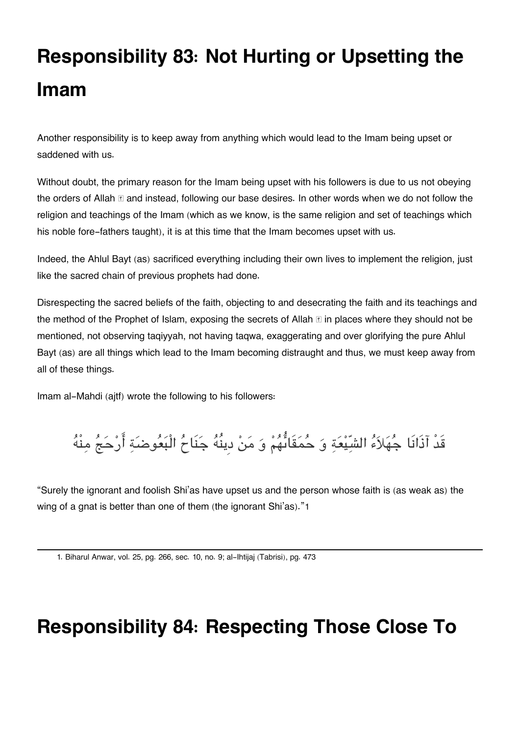# Responsibility 83: Not Hurting or Upsetting the Imam

Another responsibility is to keep away from anything which would lead to the Imam being upset or saddened with us.

Without doubt, the primary reason for the Imam being upset with his followers is due to us not obeying the orders of Allah ﷻ and instead, following our base desires. In other words when we do not follow the religion and teachings of the Imam (which as we know, is the same religion and set of teachings which his noble fore-fathers taught), it is at this time that the Imam becomes upset with us.

Indeed, the Ahlul Bayt (as) sacrificed everything including their own lives to implement the religion, just like the sacred chain of previous prophets had done.

Disrespecting the sacred beliefs of the faith, objecting to and desecrating the faith and its teachings and the method of the Prophet of Islam, exposing the secrets of Allah ﷻ in places where they should not be mentioned, not observing taqiyyah, not having taqwa, exaggerating and over glorifying the pure Ahlul Bayt (as) are all things which lead to the Imam becoming distraught and thus, we must keep away from all of these things.

Imam al-Mahdi (ajtf) wrote the following to his followers:

قَدْ آذَانَا جُهَلاَءُ الشِّيْعَةِ وَ حُمَقَاؤُهُمْ وَ مَنْ دِينُهُ جَنَاحُ الْبَعُوضَةِ أَرْجَحُ مِنْهُ

"Surely the ignorant and foolish Shi'as have upset us and the person whose faith is (as weak as) the wing of a gnat is better than one of them (the ignorant Shi'as)."[1]

---

1. Biharul Anwar, vol. 25, pg. 266, sec. 10, no. 9; al-Ihtijaj (Tabrisi), pg. 473

# Responsibility 84: Respecting Those Close To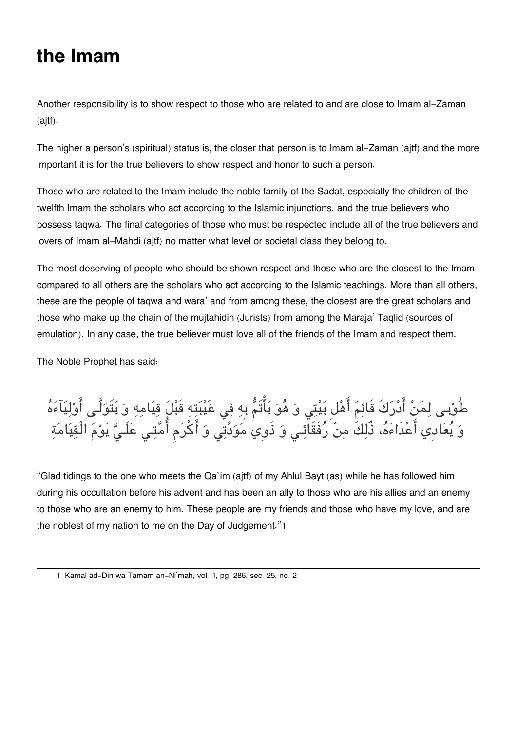# the Imam

Another responsibility is to show respect to those who are related to and are close to Imam al-Zaman (ajtf).

The higher a person's (spiritual) status is, the closer that person is to Imam al-Zaman (ajtf) and the more important it is for the true believers to show respect and honor to such a person.

Those who are related to the Imam include the noble family of the Sadat, especially the children of the twelfth Imam the scholars who act according to the Islamic injunctions, and the true believers who possess taqwa. The final categories of those who must be respected include all of the true believers and lovers of Imam al-Mahdi (ajtf) no matter what level or societal class they belong to.

The most deserving of people who should be shown respect and those who are the closest to the Imam compared to all others are the scholars who act according to the Islamic teachings. More than all others, these are the people of taqwa and wara' and from among these, the closest are the great scholars and those who make up the chain of the mujtahidin (Jurists) from among the Maraja' Taqlid (sources of emulation). In any case, the true believer must love all of the friends of the Imam and respect them.

The Noble Prophet has said:

طُوْبى لِمَنْ أَدْرَكَ قَائِمَ أَهْلِ بَيْتِي وَ هُوَ يَأْتَمُّ بِهِ فِي غَيْبَتِهِ قَبْلَ قِيَامِهِ وَ يَتَوَلَّى أَوْلِيَآءَهُ وَ يُعَادِي أَعْدَاءَهُ، ذٌلِكَ مِنْ رُفَقَائِي وَ ذَوِي مَوَدَّتِي وَ أَكْرَمِ أُمَّتِي عَلَيَّ يَوْمَ الْقِيَامَةِ

"Glad tidings to the one who meets the Qa`im (ajtf) of my Ahlul Bayt (as) while he has followed him during his occultation before his advent and has been an ally to those who are his allies and an enemy to those who are an enemy to him. These people are my friends and those who have my love, and are the noblest of my nation to me on the Day of Judgement."[1]

---

1. Kamal ad-Din wa Tamam an-Ni'mah, vol. 1, pg. 286, sec. 25, no. 2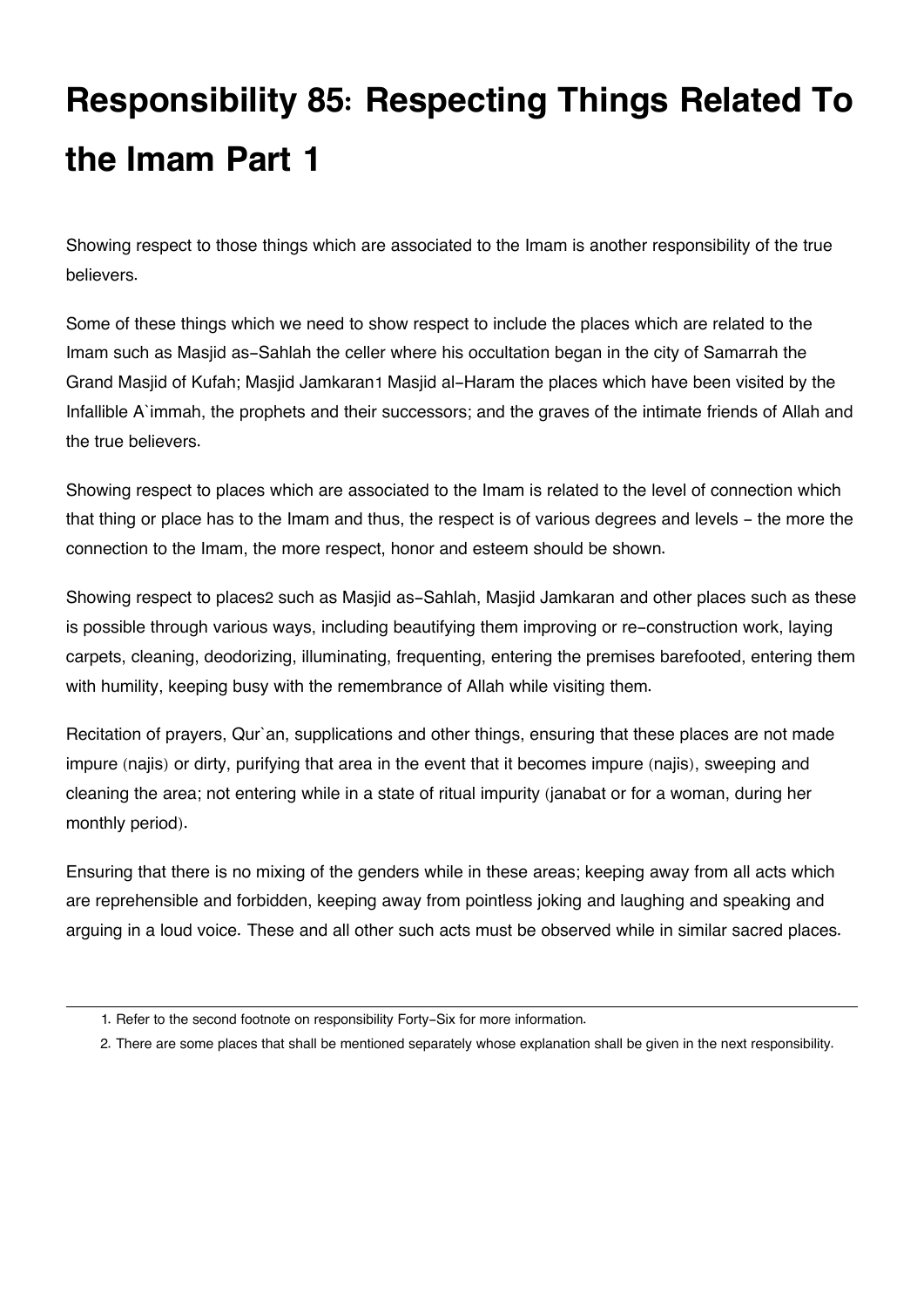# Responsibility 85: Respecting Things Related To the Imam Part 1

Showing respect to those things which are associated to the Imam is another responsibility of the true believers.

Some of these things which we need to show respect to include the places which are related to the Imam such as Masjid as-Sahlah the celler where his occultation began in the city of Samarrah the Grand Masjid of Kufah; Masjid Jamkaran[1] Masjid al-Haram the places which have been visited by the Infallible A`immah, the prophets and their successors; and the graves of the intimate friends of Allah and the true believers.

Showing respect to places which are associated to the Imam is related to the level of connection which that thing or place has to the Imam and thus, the respect is of various degrees and levels - the more the connection to the Imam, the more respect, honor and esteem should be shown.

Showing respect to places[2] such as Masjid as-Sahlah, Masjid Jamkaran and other places such as these is possible through various ways, including beautifying them improving or re-construction work, laying carpets, cleaning, deodorizing, illuminating, frequenting, entering the premises barefooted, entering them with humility, keeping busy with the remembrance of Allah while visiting them.

Recitation of prayers, Qur`an, supplications and other things, ensuring that these places are not made impure (najis) or dirty, purifying that area in the event that it becomes impure (najis), sweeping and cleaning the area; not entering while in a state of ritual impurity (janabat or for a woman, during her monthly period).

Ensuring that there is no mixing of the genders while in these areas; keeping away from all acts which are reprehensible and forbidden, keeping away from pointless joking and laughing and speaking and arguing in a loud voice. These and all other such acts must be observed while in similar sacred places.

---

1. Refer to the second footnote on responsibility Forty-Six for more information.
2. There are some places that shall be mentioned separately whose explanation shall be given in the next responsibility.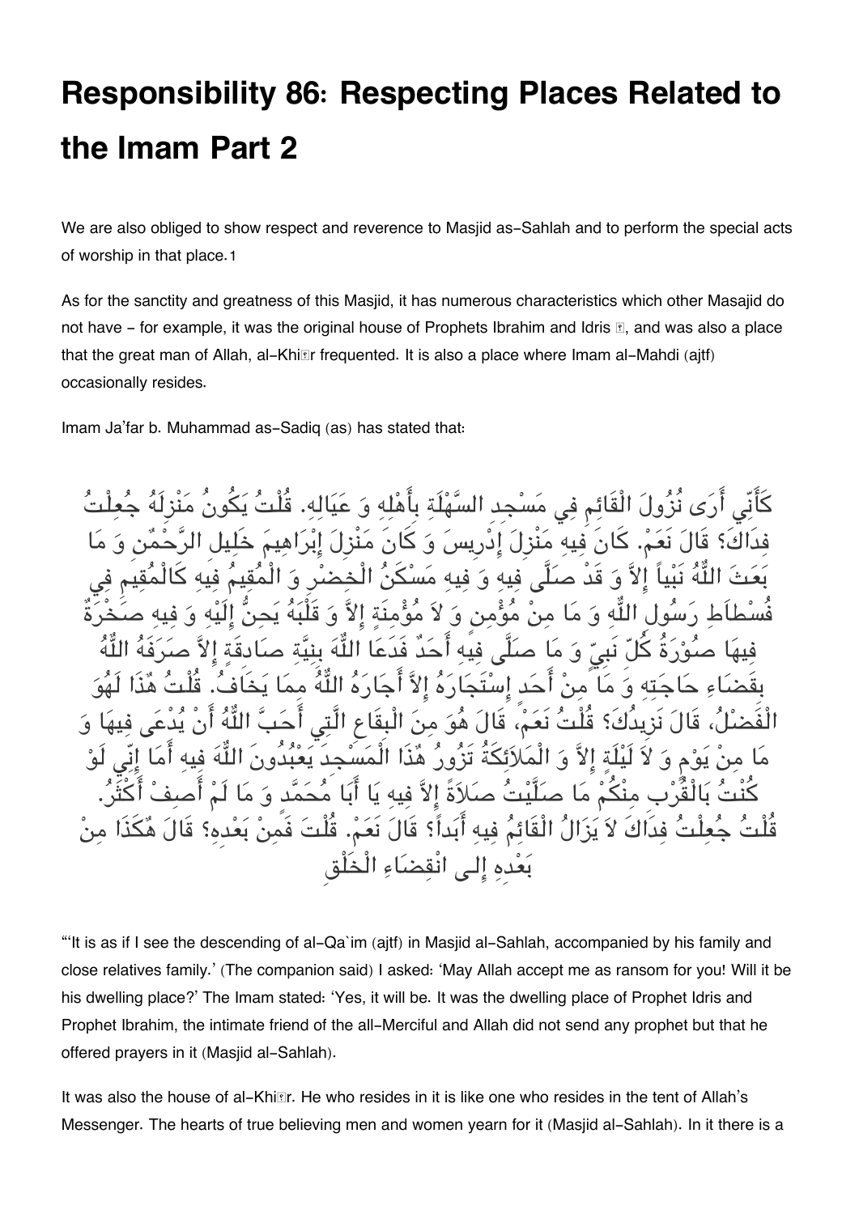# Responsibility 86: Respecting Places Related to the Imam Part 2

We are also obliged to show respect and reverence to Masjid as-Sahlah and to perform the special acts of worship in that place.1

As for the sanctity and greatness of this Masjid, it has numerous characteristics which other Masajid do not have - for example, it was the original house of Prophets Ibrahim and Idris ﷺ, and was also a place that the great man of Allah, al-Khiḍr frequented. It is also a place where Imam al-Mahdi (ajtf) occasionally resides.

Imam Ja'far b. Muhammad as-Sadiq (as) has stated that:

كَأَنِّي أَرَى نُزُولَ الْقَائِمِ فِي مَسْجِدِ السَّهْلَةِ بِأَهْلِهِ وَ عَيَالِهِ. قُلْتُ يَكُونُ مَنْزِلَهُ جُعِلْتُ فِدَاكَ؟ قَالَ نَعَمْ. كَانَ فِيهِ مَنْزِلَ إِدْرِيسَ وَ كَانَ مَنْزِلَ إِبْرَاهِيمَ خَلِيلِ الرَّحْمٰنِ وَ مَا بَعَثَ اللّٰهُ نَبِيّاً إِلاَّ وَ قَدْ صَلَّى فِيهِ وَ فِيهِ مَسْكَنُ الْخِضْرِ وَ الْمُقِيمُ فِيهِ كَالْمُقِيمِ فِي فُسْطَاطِ رَسُولِ اللّٰهِ وَ مَا مِنْ مُؤْمِنٍ وَ لاَ مُؤْمِنَةٍ إِلاَّ وَ قَلْبُهُ يَحِنُّ إِلَيْهِ وَ فِيهِ صَخْرَةٌ فِيهَا صُورَةُ كُلِّ نَبِيٍّ وَ مَا صَلَّى فِيهِ أَحَدٌ فَدَعَا اللّٰهَ بِنِيَّةٍ صَادِقَةٍ إِلاَّ صَرَفَهُ اللّٰهُ بِقَضَاءِ حَاجَتِهِ وَ مَا مِنْ أَحَدٍ إِسْتَجَارَهُ إِلاَّ أَجَارَهُ اللّٰهُ مِمَّا يَخَافُ. قُلْتُ هٰذَا لَهُوَ الْفَضْلُ، قَالَ نَزِيدُكَ؟ قُلْتُ نَعَمْ، قَالَ هُوَ مِنَ الْبِقَاعِ الَّتِي أَحَبَّ اللّٰهُ أَنْ يُدْعَى فِيهَا وَ مَا مِنْ يَوْمٍ وَ لاَ لَيْلَةٍ إِلاَّ وَ الْمَلاَئِكَةُ تَزُورُ هٰذَا الْمَسْجِدَ يَعْبُدُونَ اللّٰهَ فِيهِ أَمَا إِنِّي لَوْ كُنْتُ بِالْقُرْبِ مِنْكُمْ مَا صَلَّيْتُ صَلاَةً إِلاَّ فِيهِ يَا أَبَا مُحَمَّدٍ وَ مَا لَمْ أَصِفْ أَكْثَرُ. قُلْتُ جُعِلْتُ فِدَاكَ لاَ يَزَالُ الْقَائِمُ فِيهِ أَبَداً؟ قَالَ نَعَمْ. قُلْتَ فَمَنْ بَعْدِهِ؟ قَالَ هٰكَذَا مِنْ بَعْدِهِ إِلى انْقِضَاءِ الْخَلْقِ

"'It is as if I see the descending of al-Qa`im (ajtf) in Masjid al-Sahlah, accompanied by his family and close relatives family.' (The companion said) I asked: 'May Allah accept me as ransom for you! Will it be his dwelling place?' The Imam stated: 'Yes, it will be. It was the dwelling place of Prophet Idris and Prophet Ibrahim, the intimate friend of the all-Merciful and Allah did not send any prophet but that he offered prayers in it (Masjid al-Sahlah).

It was also the house of al-Khiḍr. He who resides in it is like one who resides in the tent of Allah's Messenger. The hearts of true believing men and women yearn for it (Masjid al-Sahlah). In it there is a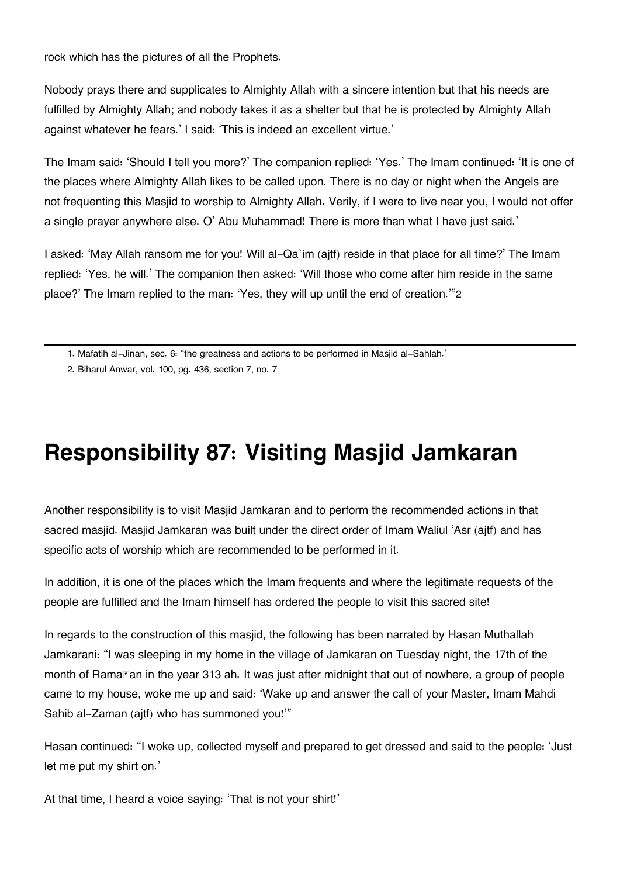rock which has the pictures of all the Prophets.

Nobody prays there and supplicates to Almighty Allah with a sincere intention but that his needs are fulfilled by Almighty Allah; and nobody takes it as a shelter but that he is protected by Almighty Allah against whatever he fears.' I said: 'This is indeed an excellent virtue.'

The Imam said: 'Should I tell you more?' The companion replied: 'Yes.' The Imam continued: 'It is one of the places where Almighty Allah likes to be called upon. There is no day or night when the Angels are not frequenting this Masjid to worship to Almighty Allah. Verily, if I were to live near you, I would not offer a single prayer anywhere else. O' Abu Muhammad! There is more than what I have just said.'

I asked: 'May Allah ransom me for you! Will al-Qa`im (ajtf) reside in that place for all time?' The Imam replied: 'Yes, he will.' The companion then asked: 'Will those who come after him reside in the same place?' The Imam replied to the man: 'Yes, they will up until the end of creation.'"[2]

---

1. Mafatih al-Jinan, sec. 6: "the greatness and actions to be performed in Masjid al-Sahlah.'
2. Biharul Anwar, vol. 100, pg. 436, section 7, no. 7

# Responsibility 87: Visiting Masjid Jamkaran

Another responsibility is to visit Masjid Jamkaran and to perform the recommended actions in that sacred masjid. Masjid Jamkaran was built under the direct order of Imam Waliul 'Asr (ajtf) and has specific acts of worship which are recommended to be performed in it.

In addition, it is one of the places which the Imam frequents and where the legitimate requests of the people are fulfilled and the Imam himself has ordered the people to visit this sacred site!

In regards to the construction of this masjid, the following has been narrated by Hasan Muthallah Jamkarani: "I was sleeping in my home in the village of Jamkaran on Tuesday night, the 17th of the month of Ramaḍan in the year 313 ah. It was just after midnight that out of nowhere, a group of people came to my house, woke me up and said: 'Wake up and answer the call of your Master, Imam Mahdi Sahib al-Zaman (ajtf) who has summoned you!'"

Hasan continued: "I woke up, collected myself and prepared to get dressed and said to the people: 'Just let me put my shirt on.'

At that time, I heard a voice saying: 'That is not your shirt!'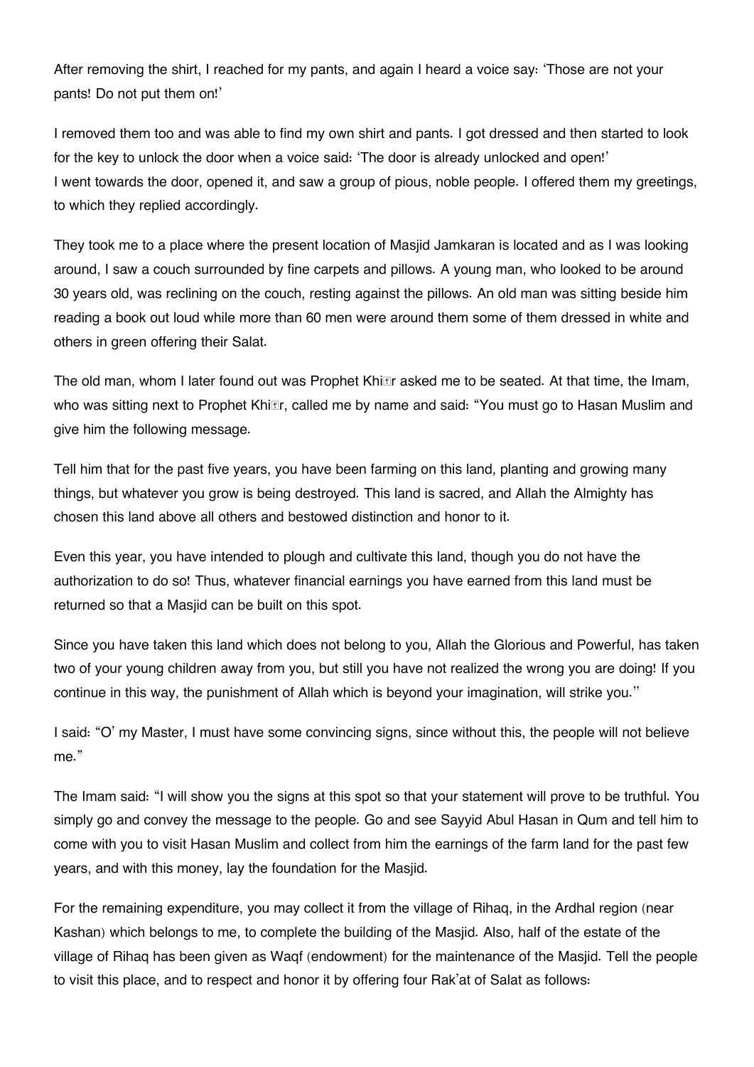After removing the shirt, I reached for my pants, and again I heard a voice say: 'Those are not your pants! Do not put them on!'

I removed them too and was able to find my own shirt and pants. I got dressed and then started to look for the key to unlock the door when a voice said: 'The door is already unlocked and open!'
I went towards the door, opened it, and saw a group of pious, noble people. I offered them my greetings, to which they replied accordingly.

They took me to a place where the present location of Masjid Jamkaran is located and as I was looking around, I saw a couch surrounded by fine carpets and pillows. A young man, who looked to be around 30 years old, was reclining on the couch, resting against the pillows. An old man was sitting beside him reading a book out loud while more than 60 men were around them some of them dressed in white and others in green offering their Salat.

The old man, whom I later found out was Prophet Khiḍr asked me to be seated. At that time, the Imam, who was sitting next to Prophet Khiḍr, called me by name and said: "You must go to Hasan Muslim and give him the following message.

Tell him that for the past five years, you have been farming on this land, planting and growing many things, but whatever you grow is being destroyed. This land is sacred, and Allah the Almighty has chosen this land above all others and bestowed distinction and honor to it.

Even this year, you have intended to plough and cultivate this land, though you do not have the authorization to do so! Thus, whatever financial earnings you have earned from this land must be returned so that a Masjid can be built on this spot.

Since you have taken this land which does not belong to you, Allah the Glorious and Powerful, has taken two of your young children away from you, but still you have not realized the wrong you are doing! If you continue in this way, the punishment of Allah which is beyond your imagination, will strike you.''

I said: "O' my Master, I must have some convincing signs, since without this, the people will not believe me."

The Imam said: "I will show you the signs at this spot so that your statement will prove to be truthful. You simply go and convey the message to the people. Go and see Sayyid Abul Hasan in Qum and tell him to come with you to visit Hasan Muslim and collect from him the earnings of the farm land for the past few years, and with this money, lay the foundation for the Masjid.

For the remaining expenditure, you may collect it from the village of Rihaq, in the Ardhal region (near Kashan) which belongs to me, to complete the building of the Masjid. Also, half of the estate of the village of Rihaq has been given as Waqf (endowment) for the maintenance of the Masjid. Tell the people to visit this place, and to respect and honor it by offering four Rak'at of Salat as follows: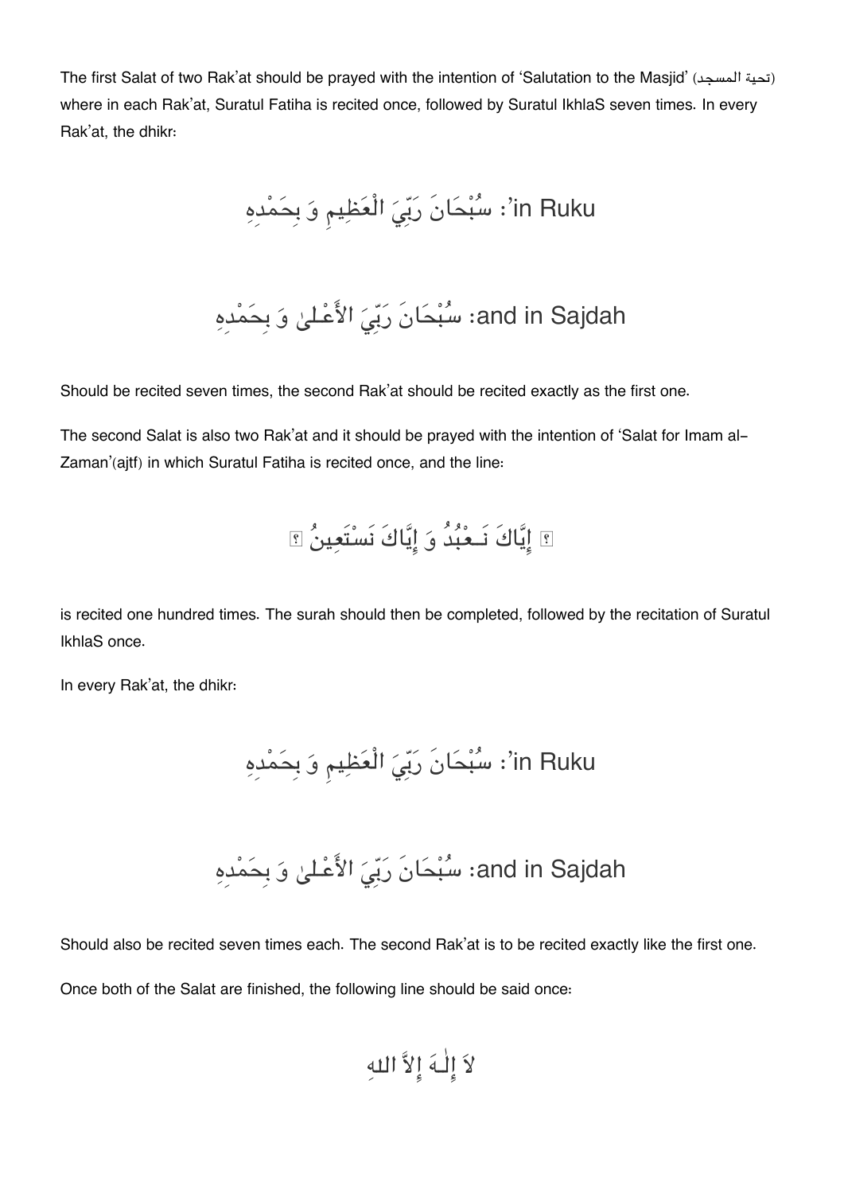The first Salat of two Rak'at should be prayed with the intention of 'Salutation to the Masjid' (تحية المسجد) where in each Rak'at, Suratul Fatiha is recited once, followed by Suratul IkhlaS seven times. In every Rak'at, the dhikr:

in Ruku': سُبْحَانَ رَبِّيَ الْعَظِيمِ وَ بِحَمْدِهِ

and in Sajdah: سُبْحَانَ رَبِّيَ الأَعْلىٰ وَ بِحَمْدِهِ

Should be recited seven times, the second Rak'at should be recited exactly as the first one.

The second Salat is also two Rak'at and it should be prayed with the intention of 'Salat for Imam al-Zaman'(ajtf) in which Suratul Fatiha is recited once, and the line:

﴿ إِيَّاكَ نَعْبُدُ وَ إِيَّاكَ نَسْتَعِينُ ﴾

is recited one hundred times. The surah should then be completed, followed by the recitation of Suratul IkhlaS once.

In every Rak'at, the dhikr:

in Ruku': سُبْحَانَ رَبِّيَ الْعَظِيمِ وَ بِحَمْدِهِ

and in Sajdah: سُبْحَانَ رَبِّيَ الأَعْلىٰ وَ بِحَمْدِهِ

Should also be recited seven times each. The second Rak'at is to be recited exactly like the first one.

Once both of the Salat are finished, the following line should be said once:

لاَ إِلٰهَ إِلاَّ اللهِ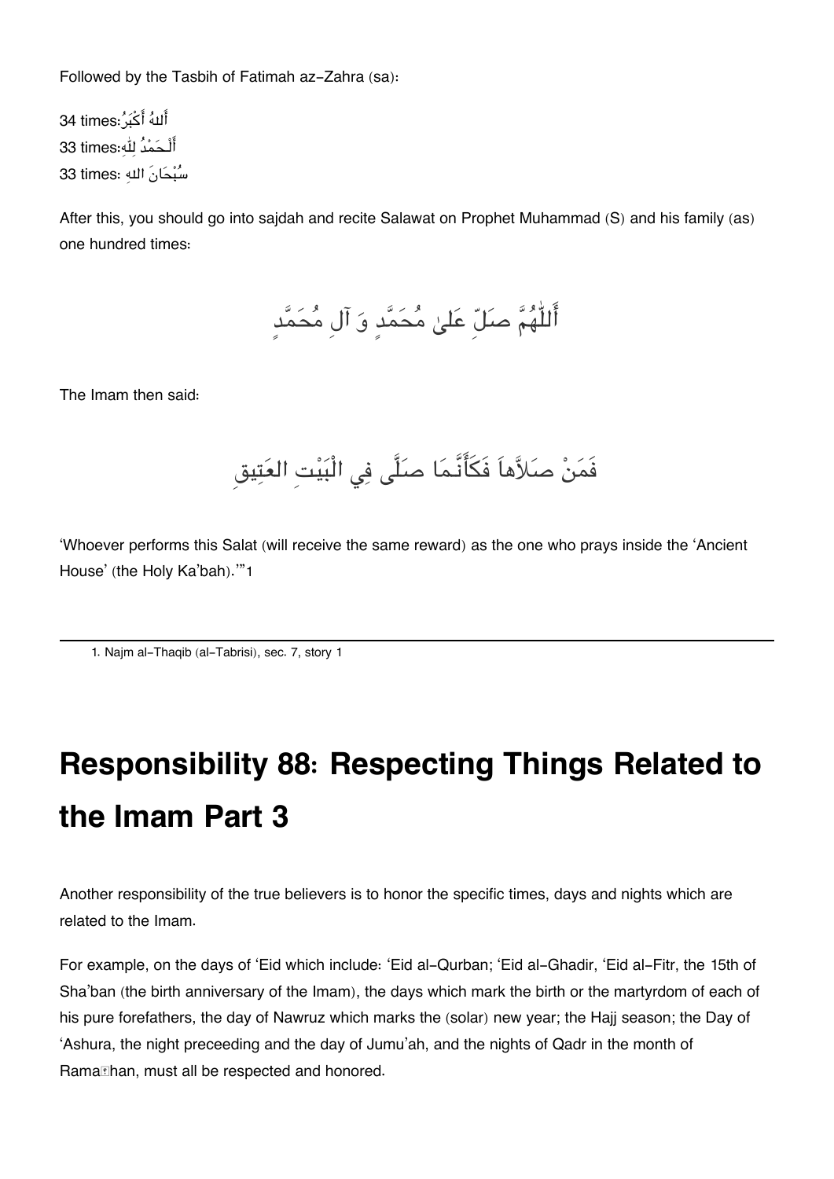Followed by the Tasbih of Fatimah az-Zahra (sa):

34 times: أَللهُ أَكْبَرُ
33 times: أَلْحَمْدُ لِلّٰهِ
33 times: سُبْحَانَ اللهِ

After this, you should go into sajdah and recite Salawat on Prophet Muhammad (S) and his family (as) one hundred times:

أَللّٰهُمَّ صَلِّ عَلىٰ مُحَمَّدٍ وَ آلِ مُحَمَّدٍ

The Imam then said:

فَمَنْ صَلاَّهاَ فَكَأَنَّمَا صَلَّى فِي الْبَيْتِ العَتِيقِ

'Whoever performs this Salat (will receive the same reward) as the one who prays inside the 'Ancient House' (the Holy Ka'bah).'"[1]

---

1. Najm al-Thaqib (al-Tabrisi), sec. 7, story 1

# Responsibility 88: Respecting Things Related to the Imam Part 3

Another responsibility of the true believers is to honor the specific times, days and nights which are related to the Imam.

For example, on the days of 'Eid which include: 'Eid al-Qurban; 'Eid al-Ghadir, 'Eid al-Fitr, the 15th of Sha'ban (the birth anniversary of the Imam), the days which mark the birth or the martyrdom of each of his pure forefathers, the day of Nawruz which marks the (solar) new year; the Hajj season; the Day of 'Ashura, the night preceeding and the day of Jumu'ah, and the nights of Qadr in the month of Ramaḍhan, must all be respected and honored.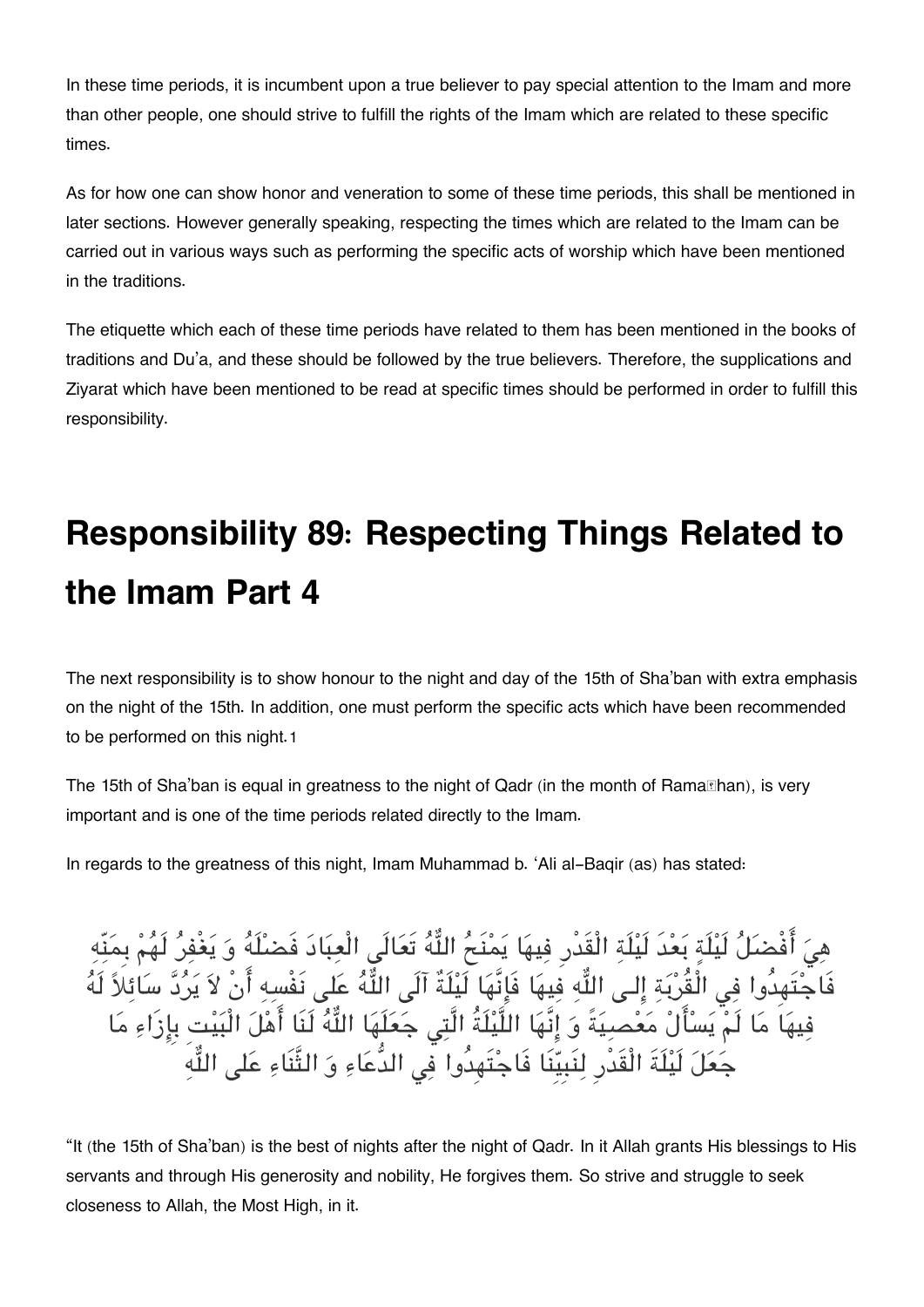In these time periods, it is incumbent upon a true believer to pay special attention to the Imam and more than other people, one should strive to fulfill the rights of the Imam which are related to these specific times.

As for how one can show honor and veneration to some of these time periods, this shall be mentioned in later sections. However generally speaking, respecting the times which are related to the Imam can be carried out in various ways such as performing the specific acts of worship which have been mentioned in the traditions.

The etiquette which each of these time periods have related to them has been mentioned in the books of traditions and Du'a, and these should be followed by the true believers. Therefore, the supplications and Ziyarat which have been mentioned to be read at specific times should be performed in order to fulfill this responsibility.

# Responsibility 89: Respecting Things Related to the Imam Part 4

The next responsibility is to show honour to the night and day of the 15th of Sha'ban with extra emphasis on the night of the 15th. In addition, one must perform the specific acts which have been recommended to be performed on this night.1

The 15th of Sha'ban is equal in greatness to the night of Qadr (in the month of Ramaḍhan), is very important and is one of the time periods related directly to the Imam.

In regards to the greatness of this night, Imam Muhammad b. 'Ali al-Baqir (as) has stated:

هِيَ أَفْضَلُ لَيْلَةٍ بَعْدَ لَيْلَةِ الْقَدْرِ فِيهَا يَمْنَحُ اللّٰهُ تَعَالَى الْعِبَادَ فَضْلَهُ وَ يَغْفِرُ لَهُمْ بِمَنِّهِ فَاجْتَهِدُوا فِي الْقُرْبَةِ إِلَى اللّٰهِ فِيهَا فَإِنَّهَا لَيْلَةٌ آلَى اللّٰهُ عَلَى نَفْسِهِ أَنْ لاَ يَرُدَّ سَائِلاً لَهُ فِيهَا مَا لَمْ يَسْأَلْ مَعْصِيَةً وَ إِنَّهَا اللَّيْلَةُ الَّتِي جَعَلَهَا اللّٰهُ لَنَا أَهْلَ الْبَيْتِ بِإِزَاءِ مَا جَعَلَ لَيْلَةَ الْقَدْرِ لِنَبِيِّنَا فَاجْتَهِدُوا فِي الدُّعَاءِ وَ الثَّنَاءِ عَلَى اللّٰهِ

"It (the 15th of Sha'ban) is the best of nights after the night of Qadr. In it Allah grants His blessings to His servants and through His generosity and nobility, He forgives them. So strive and struggle to seek closeness to Allah, the Most High, in it.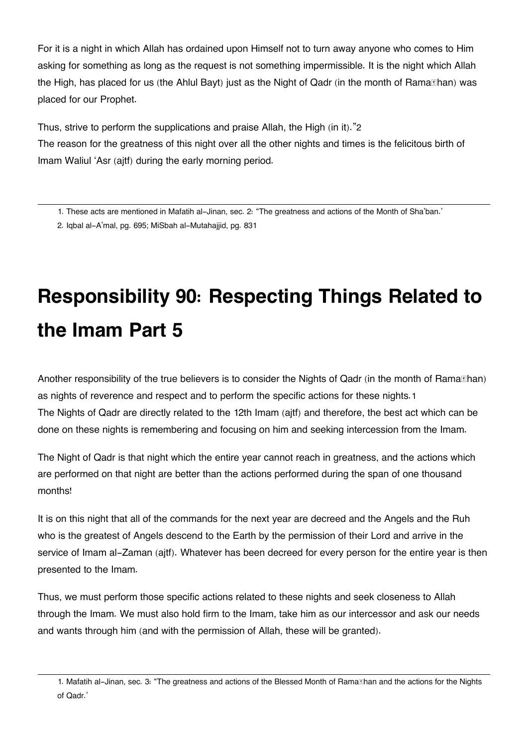For it is a night in which Allah has ordained upon Himself not to turn away anyone who comes to Him asking for something as long as the request is not something impermissible. It is the night which Allah the High, has placed for us (the Ahlul Bayt) just as the Night of Qadr (in the month of Ramaḍhan) was placed for our Prophet.

Thus, strive to perform the supplications and praise Allah, the High (in it)."[2]

The reason for the greatness of this night over all the other nights and times is the felicitous birth of Imam Waliul 'Asr (ajtf) during the early morning period.

---

1. These acts are mentioned in Mafatih al-Jinan, sec. 2: "The greatness and actions of the Month of Sha'ban.'
2. Iqbal al-A'mal, pg. 695; MiSbah al-Mutahajjid, pg. 831

# Responsibility 90: Respecting Things Related to the Imam Part 5

Another responsibility of the true believers is to consider the Nights of Qadr (in the month of Ramaḍhan) as nights of reverence and respect and to perform the specific actions for these nights.[1]

The Nights of Qadr are directly related to the 12th Imam (ajtf) and therefore, the best act which can be done on these nights is remembering and focusing on him and seeking intercession from the Imam.

The Night of Qadr is that night which the entire year cannot reach in greatness, and the actions which are performed on that night are better than the actions performed during the span of one thousand months!

It is on this night that all of the commands for the next year are decreed and the Angels and the Ruh who is the greatest of Angels descend to the Earth by the permission of their Lord and arrive in the service of Imam al-Zaman (ajtf). Whatever has been decreed for every person for the entire year is then presented to the Imam.

Thus, we must perform those specific actions related to these nights and seek closeness to Allah through the Imam. We must also hold firm to the Imam, take him as our intercessor and ask our needs and wants through him (and with the permission of Allah, these will be granted).

---

1. Mafatih al-Jinan, sec. 3: "The greatness and actions of the Blessed Month of Ramaḍhan and the actions for the Nights of Qadr.'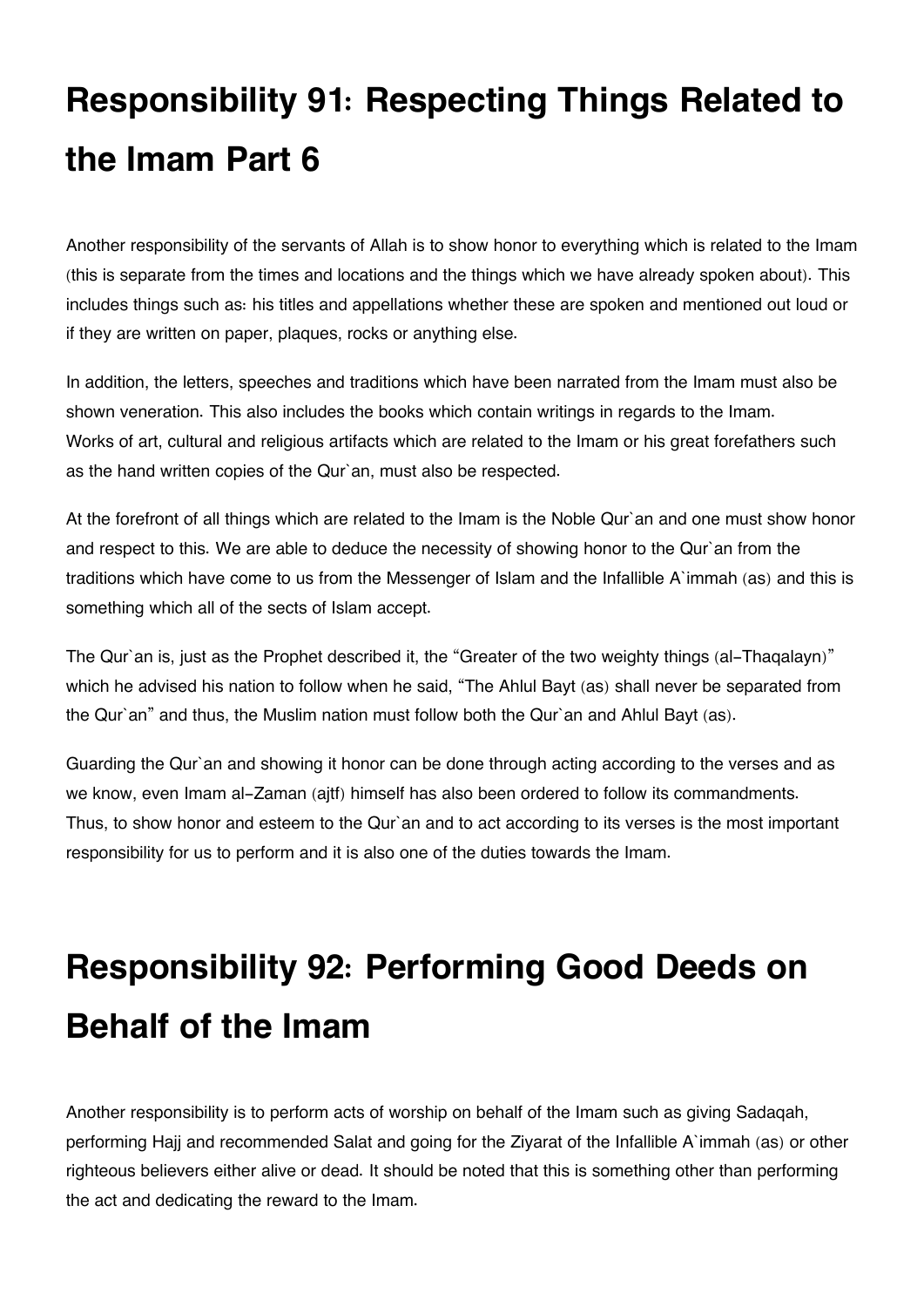# Responsibility 91: Respecting Things Related to the Imam Part 6

Another responsibility of the servants of Allah is to show honor to everything which is related to the Imam (this is separate from the times and locations and the things which we have already spoken about). This includes things such as: his titles and appellations whether these are spoken and mentioned out loud or if they are written on paper, plaques, rocks or anything else.

In addition, the letters, speeches and traditions which have been narrated from the Imam must also be shown veneration. This also includes the books which contain writings in regards to the Imam. Works of art, cultural and religious artifacts which are related to the Imam or his great forefathers such as the hand written copies of the Qur`an, must also be respected.

At the forefront of all things which are related to the Imam is the Noble Qur`an and one must show honor and respect to this. We are able to deduce the necessity of showing honor to the Qur`an from the traditions which have come to us from the Messenger of Islam and the Infallible A`immah (as) and this is something which all of the sects of Islam accept.

The Qur`an is, just as the Prophet described it, the "Greater of the two weighty things (al-Thaqalayn)" which he advised his nation to follow when he said, "The Ahlul Bayt (as) shall never be separated from the Qur`an" and thus, the Muslim nation must follow both the Qur`an and Ahlul Bayt (as).

Guarding the Qur`an and showing it honor can be done through acting according to the verses and as we know, even Imam al-Zaman (ajtf) himself has also been ordered to follow its commandments. Thus, to show honor and esteem to the Qur`an and to act according to its verses is the most important responsibility for us to perform and it is also one of the duties towards the Imam.

# Responsibility 92: Performing Good Deeds on Behalf of the Imam

Another responsibility is to perform acts of worship on behalf of the Imam such as giving Sadaqah, performing Hajj and recommended Salat and going for the Ziyarat of the Infallible A`immah (as) or other righteous believers either alive or dead. It should be noted that this is something other than performing the act and dedicating the reward to the Imam.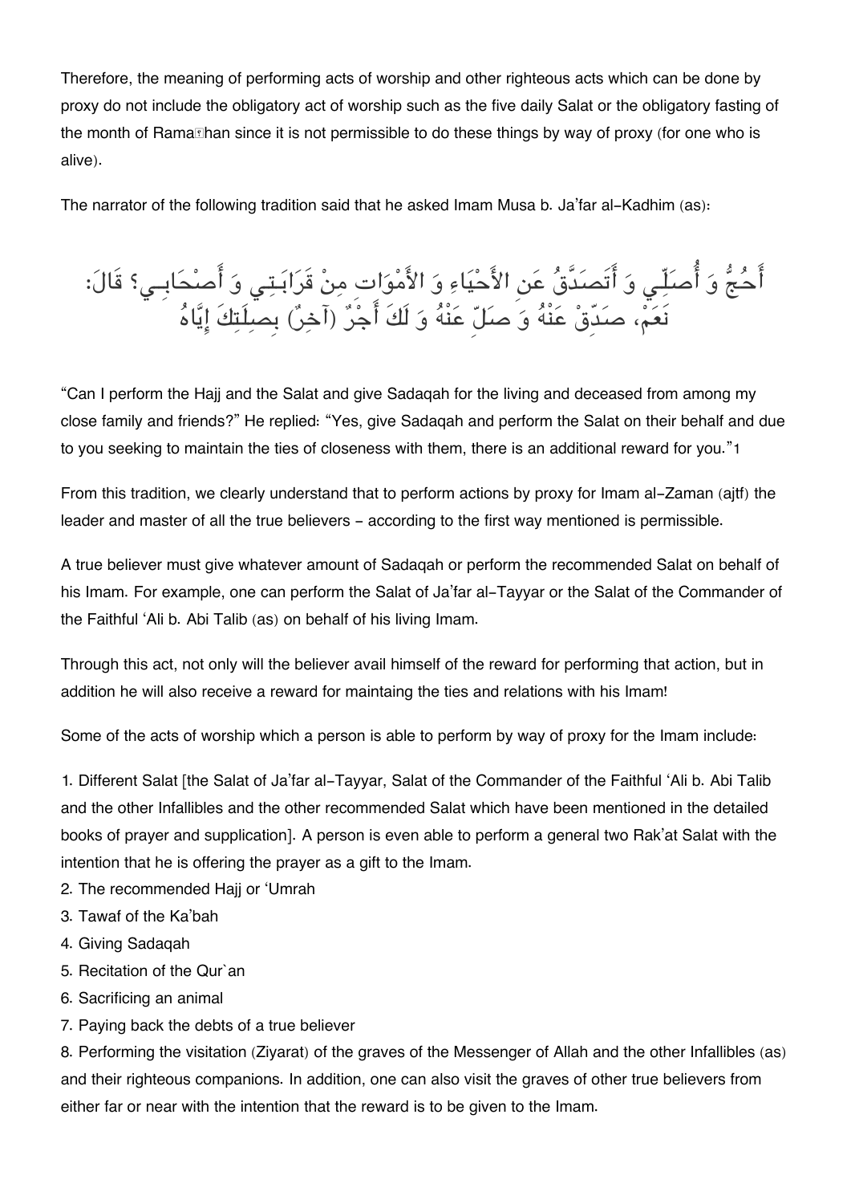Therefore, the meaning of performing acts of worship and other righteous acts which can be done by proxy do not include the obligatory act of worship such as the five daily Salat or the obligatory fasting of the month of Ramaḍhan since it is not permissible to do these things by way of proxy (for one who is alive).

The narrator of the following tradition said that he asked Imam Musa b. Ja'far al-Kadhim (as):

أَحُجُّ وَ أُصَلِّي وَ أَتَصَدَّقُ عَنِ الأَحْيَاءِ وَ الأَمْوَاتِ مِنْ قَرَابَتِي وَ أَصْحَابِي؟ قَالَ: نَعَمْ، صَدِّقْ عَنْهُ وَ صَلِّ عَنْهُ وَ لَكَ أَجْرٌ (آخِرٌ) بِصِلَتِكَ إِيَّاهُ

"Can I perform the Hajj and the Salat and give Sadaqah for the living and deceased from among my close family and friends?" He replied: "Yes, give Sadaqah and perform the Salat on their behalf and due to you seeking to maintain the ties of closeness with them, there is an additional reward for you."1

From this tradition, we clearly understand that to perform actions by proxy for Imam al-Zaman (ajtf) the leader and master of all the true believers - according to the first way mentioned is permissible.

A true believer must give whatever amount of Sadaqah or perform the recommended Salat on behalf of his Imam. For example, one can perform the Salat of Ja'far al-Tayyar or the Salat of the Commander of the Faithful 'Ali b. Abi Talib (as) on behalf of his living Imam.

Through this act, not only will the believer avail himself of the reward for performing that action, but in addition he will also receive a reward for maintaing the ties and relations with his Imam!

Some of the acts of worship which a person is able to perform by way of proxy for the Imam include:

1. Different Salat [the Salat of Ja'far al-Tayyar, Salat of the Commander of the Faithful 'Ali b. Abi Talib and the other Infallibles and the other recommended Salat which have been mentioned in the detailed books of prayer and supplication]. A person is even able to perform a general two Rak'at Salat with the intention that he is offering the prayer as a gift to the Imam.
2. The recommended Hajj or 'Umrah
3. Tawaf of the Ka'bah
4. Giving Sadaqah
5. Recitation of the Qur`an
6. Sacrificing an animal
7. Paying back the debts of a true believer
8. Performing the visitation (Ziyarat) of the graves of the Messenger of Allah and the other Infallibles (as) and their righteous companions. In addition, one can also visit the graves of other true believers from either far or near with the intention that the reward is to be given to the Imam.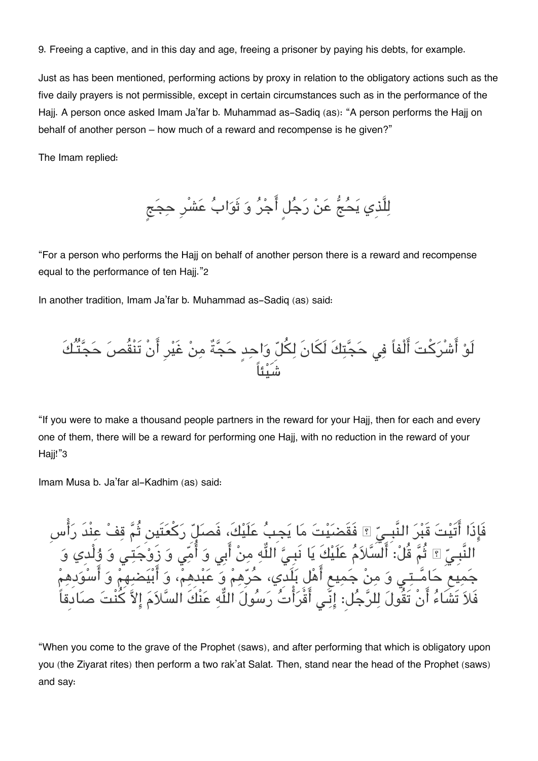9. Freeing a captive, and in this day and age, freeing a prisoner by paying his debts, for example.

Just as has been mentioned, performing actions by proxy in relation to the obligatory actions such as the five daily prayers is not permissible, except in certain circumstances such as in the performance of the Hajj. A person once asked Imam Ja'far b. Muhammad as-Sadiq (as): "A person performs the Hajj on behalf of another person – how much of a reward and recompense is he given?"

The Imam replied:

لِلَّذِي يَحُجُّ عَنْ رَجُلٍ أَجْرُ وَ ثَوَابُ عَشْرِ حِجَجٍ

"For a person who performs the Hajj on behalf of another person there is a reward and recompense equal to the performance of ten Hajj."2

In another tradition, Imam Ja'far b. Muhammad as-Sadiq (as) said:

لَوْ أَشْرَكْتَ أَلْفاً فِي حَجَّتِكَ لَكَانَ لِكُلِّ وَاحِدٍ حَجَّةٌ مِنْ غَيْرِ أَنْ تَنْقُصَ حَجَّتُكَ شَيْئاً

"If you were to make a thousand people partners in the reward for your Hajj, then for each and every one of them, there will be a reward for performing one Hajj, with no reduction in the reward of your Hajj!"3

Imam Musa b. Ja'far al-Kadhim (as) said:

فَإِذَا أَتَيْتَ قَبْرَ النَّبِيِّ ﷺ فَقَضَيْتَ مَا يَجِبُ عَلَيْكَ، فَصَلِّ رَكْعَتَينِ ثُمَّ قِفْ عِنْدَ رَأْسِ النَّبِيِّ ﷺ ثُمَّ قُلْ: أَلسَّلاَمُ عَلَيْكَ يَا نَبِيَّ اللَّهِ مِنْ أَبِي وَ أُمِّي وَ زَوْجَتِي وَ وُلْدِي وَ جَمِيعِ حَامَّتِي وَ مِنْ جَمِيعِ أَهْلِ بَلَدِي، حُرِّهِمْ وَ عَبْدِهِمْ، وَ أَبْيَضِهِمْ وَ أَسْوَدِهِمْ فَلاَ تَشَاءُ أَنْ تَقُولَ لِلرَّجُلِ: إِنِّي أَقْرَأْتُ رَسُولَ اللَّهِ عَنْكَ السَّلاَمَ إِلاَّ كُنْتَ صَادِقاً

"When you come to the grave of the Prophet (saws), and after performing that which is obligatory upon you (the Ziyarat rites) then perform a two rak'at Salat. Then, stand near the head of the Prophet (saws) and say: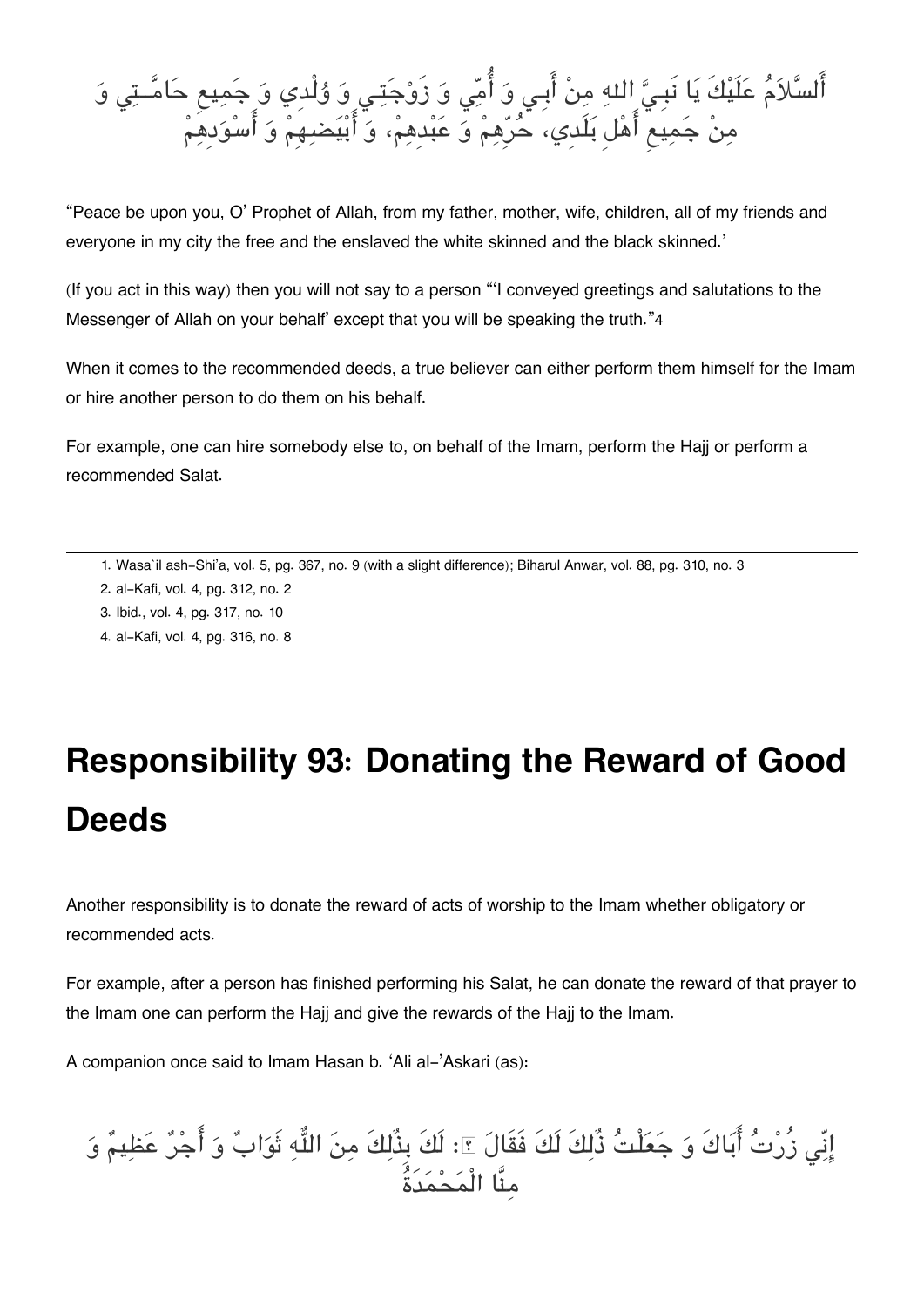أَلسَّلاَمُ عَلَيْكَ يَا نَبِيَّ اللهِ مِنْ أَبِي وَ أُمِّي وَ زَوْجَتِي وَ وُلْدِي وَ جَمِيعِ حَامَّتِي وَ مِنْ جَمِيعِ أَهْلِ بَلَدِي، حُرِّهِمْ وَ عَبْدِهِمْ، وَ أَبْيَضِهِمْ وَ أَسْوَدِهِمْ

"Peace be upon you, O' Prophet of Allah, from my father, mother, wife, children, all of my friends and everyone in my city the free and the enslaved the white skinned and the black skinned.'

(If you act in this way) then you will not say to a person "'I conveyed greetings and salutations to the Messenger of Allah on your behalf' except that you will be speaking the truth."[4]

When it comes to the recommended deeds, a true believer can either perform them himself for the Imam or hire another person to do them on his behalf.

For example, one can hire somebody else to, on behalf of the Imam, perform the Hajj or perform a recommended Salat.

---

1. Wasa`il ash-Shi'a, vol. 5, pg. 367, no. 9 (with a slight difference); Biharul Anwar, vol. 88, pg. 310, no. 3
2. al-Kafi, vol. 4, pg. 312, no. 2
3. Ibid., vol. 4, pg. 317, no. 10
4. al-Kafi, vol. 4, pg. 316, no. 8

# Responsibility 93: Donating the Reward of Good Deeds

Another responsibility is to donate the reward of acts of worship to the Imam whether obligatory or recommended acts.

For example, after a person has finished performing his Salat, he can donate the reward of that prayer to the Imam one can perform the Hajj and give the rewards of the Hajj to the Imam.

A companion once said to Imam Hasan b. 'Ali al-'Askari (as):

إِنِّي زُرْتُ أَبَاكَ وَ جَعَلْتُ ذٰلِكَ لَكَ فَقَالَ ؑ: لَكَ بِذٰلِكَ مِنَ اللّٰهِ ثَوَابٌ وَ أَجْرٌ عَظِيمٌ وَ مِنَّا الْمَحْمَدَةُ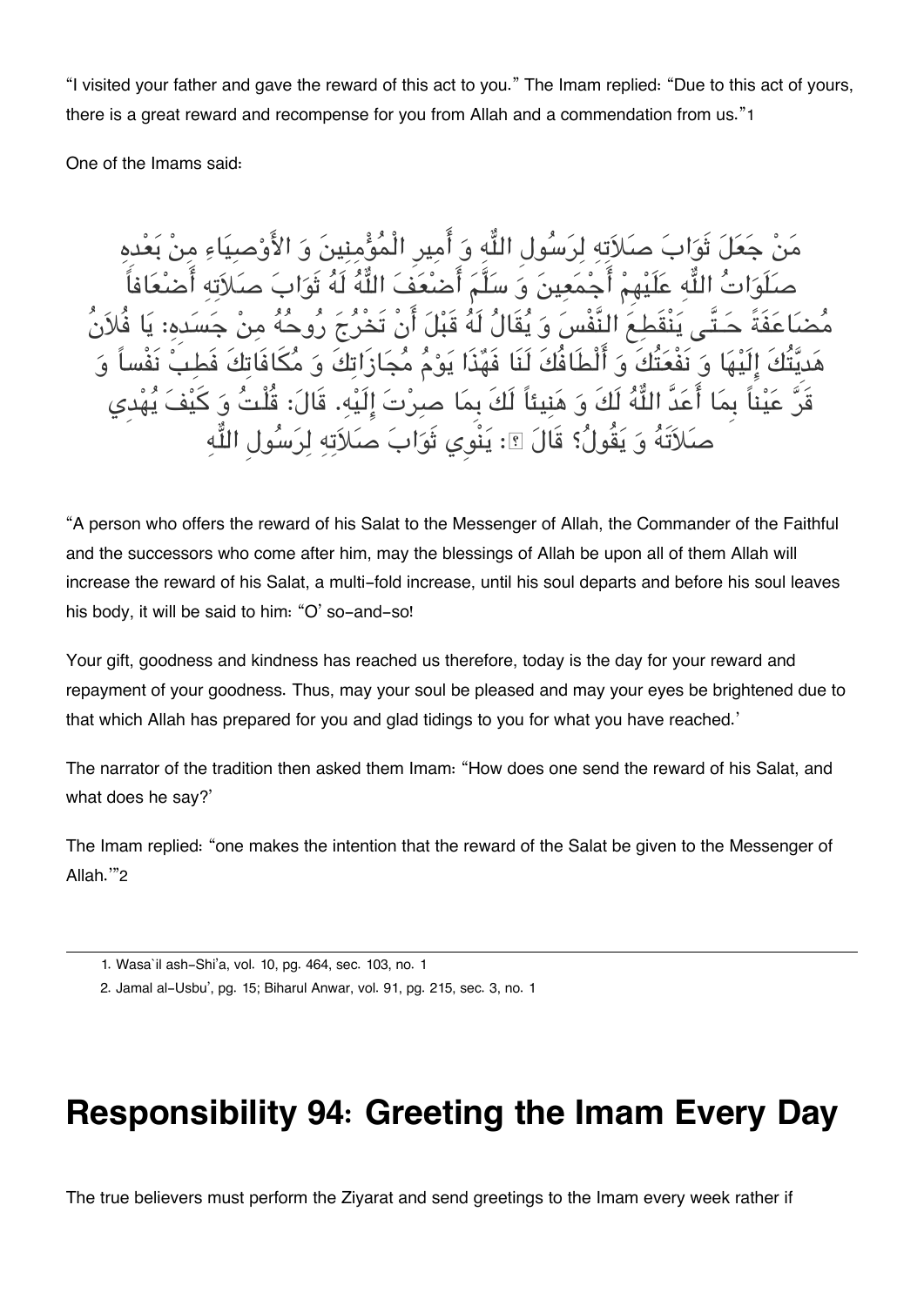"I visited your father and gave the reward of this act to you." The Imam replied: "Due to this act of yours, there is a great reward and recompense for you from Allah and a commendation from us."1

One of the Imams said:

مَنْ جَعَلَ ثَوَابَ صَلاَتِهِ لِرَسُولِ اللّٰهِ وَ أَمِيرِ الْمُؤْمِنِينَ وَ الأَوْصِيَاءِ مِنْ بَعْدِهِ صَلَوَاتُ اللّٰهِ عَلَيْهِمْ أَجْمَعِينَ وَ سَلَّمَ أَضْعَفَ اللّٰهُ لَهُ ثَوَابَ صَلاَتِهِ أَضْعَافاً مُضَاعَفَةً حَتَّى يَنْقَطِعَ النَّفْسَ وَ يُقَالُ لَهُ قَبْلَ أَنْ تَخْرُجَ رُوحُهُ مِنْ جَسَدِهِ: يَا فُلاَنُ هَدِيَّتُكَ إِلَيْهَا وَ نَفْعَتُكَ وَ أَلْطَافُكَ لَنَا فَهٰذَا يَوْمُ مُجَازَاتِكَ وَ مُكَافَاتِكَ فَطِبْ نَفْساً وَ قَرَّ عَيْناً بِمَا أَعَدَّ اللّٰهُ لَكَ وَ هَنِيئاً لَكَ بِمَا صِرْتَ إِلَيْهِ. قَالَ: قُلْتُ وَ كَيْفَ يُهْدِي صَلاَتَهُ وَ يَقُولُ؟ قَالَ ؏: يَنْوِي ثَوَابَ صَلاَتِهِ لِرَسُولِ اللّٰهِ

"A person who offers the reward of his Salat to the Messenger of Allah, the Commander of the Faithful and the successors who come after him, may the blessings of Allah be upon all of them Allah will increase the reward of his Salat, a multi-fold increase, until his soul departs and before his soul leaves his body, it will be said to him: "O' so-and-so!

Your gift, goodness and kindness has reached us therefore, today is the day for your reward and repayment of your goodness. Thus, may your soul be pleased and may your eyes be brightened due to that which Allah has prepared for you and glad tidings to you for what you have reached.'

The narrator of the tradition then asked them Imam: "How does one send the reward of his Salat, and what does he say?'

The Imam replied: "one makes the intention that the reward of the Salat be given to the Messenger of Allah.'"2

---

1. Wasa`il ash-Shi'a, vol. 10, pg. 464, sec. 103, no. 1
2. Jamal al-Usbu', pg. 15; Biharul Anwar, vol. 91, pg. 215, sec. 3, no. 1

# Responsibility 94: Greeting the Imam Every Day

The true believers must perform the Ziyarat and send greetings to the Imam every week rather if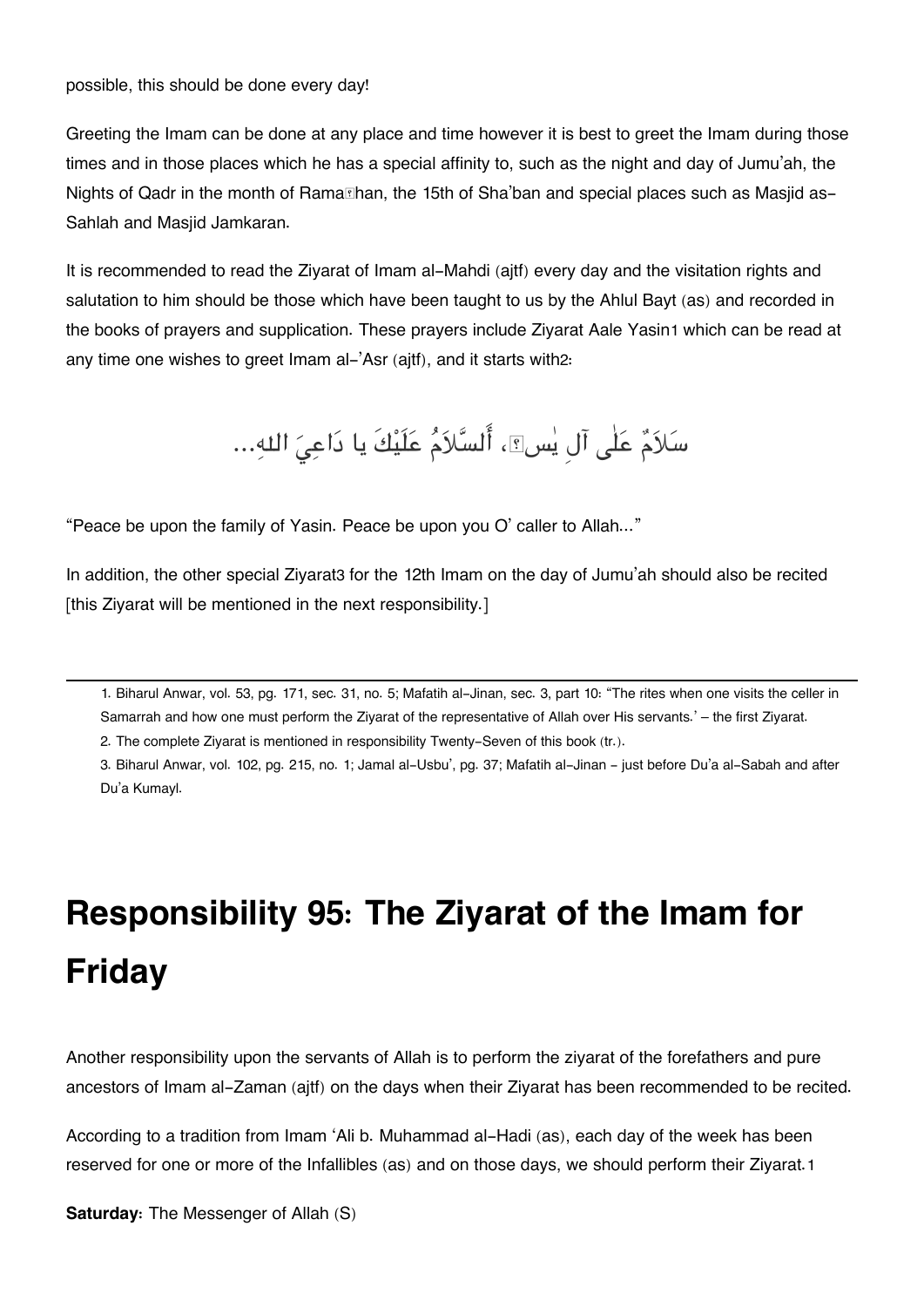possible, this should be done every day!

Greeting the Imam can be done at any place and time however it is best to greet the Imam during those times and in those places which he has a special affinity to, such as the night and day of Jumu'ah, the Nights of Qadr in the month of Ramaḍhan, the 15th of Sha'ban and special places such as Masjid as-Sahlah and Masjid Jamkaran.

It is recommended to read the Ziyarat of Imam al-Mahdi (ajtf) every day and the visitation rights and salutation to him should be those which have been taught to us by the Ahlul Bayt (as) and recorded in the books of prayers and supplication. These prayers include Ziyarat Aale Yasin[1] which can be read at any time one wishes to greet Imam al-'Asr (ajtf), and it starts with[2]:

سَلاَمٌ عَلٰى آلِ يٰس، أَلسَّلاَمُ عَلَيْكَ يا دَاعِيَ اللهِ...

"Peace be upon the family of Yasin. Peace be upon you O' caller to Allah..."

In addition, the other special Ziyarat[3] for the 12th Imam on the day of Jumu'ah should also be recited [this Ziyarat will be mentioned in the next responsibility.]

---

1. Biharul Anwar, vol. 53, pg. 171, sec. 31, no. 5; Mafatih al-Jinan, sec. 3, part 10: "The rites when one visits the celler in Samarrah and how one must perform the Ziyarat of the representative of Allah over His servants.' – the first Ziyarat.
2. The complete Ziyarat is mentioned in responsibility Twenty-Seven of this book (tr.).
3. Biharul Anwar, vol. 102, pg. 215, no. 1; Jamal al-Usbu', pg. 37; Mafatih al-Jinan - just before Du'a al-Sabah and after Du'a Kumayl.

# Responsibility 95: The Ziyarat of the Imam for Friday

Another responsibility upon the servants of Allah is to perform the ziyarat of the forefathers and pure ancestors of Imam al-Zaman (ajtf) on the days when their Ziyarat has been recommended to be recited.

According to a tradition from Imam 'Ali b. Muhammad al-Hadi (as), each day of the week has been reserved for one or more of the Infallibles (as) and on those days, we should perform their Ziyarat.[1]

**Saturday:** The Messenger of Allah (S)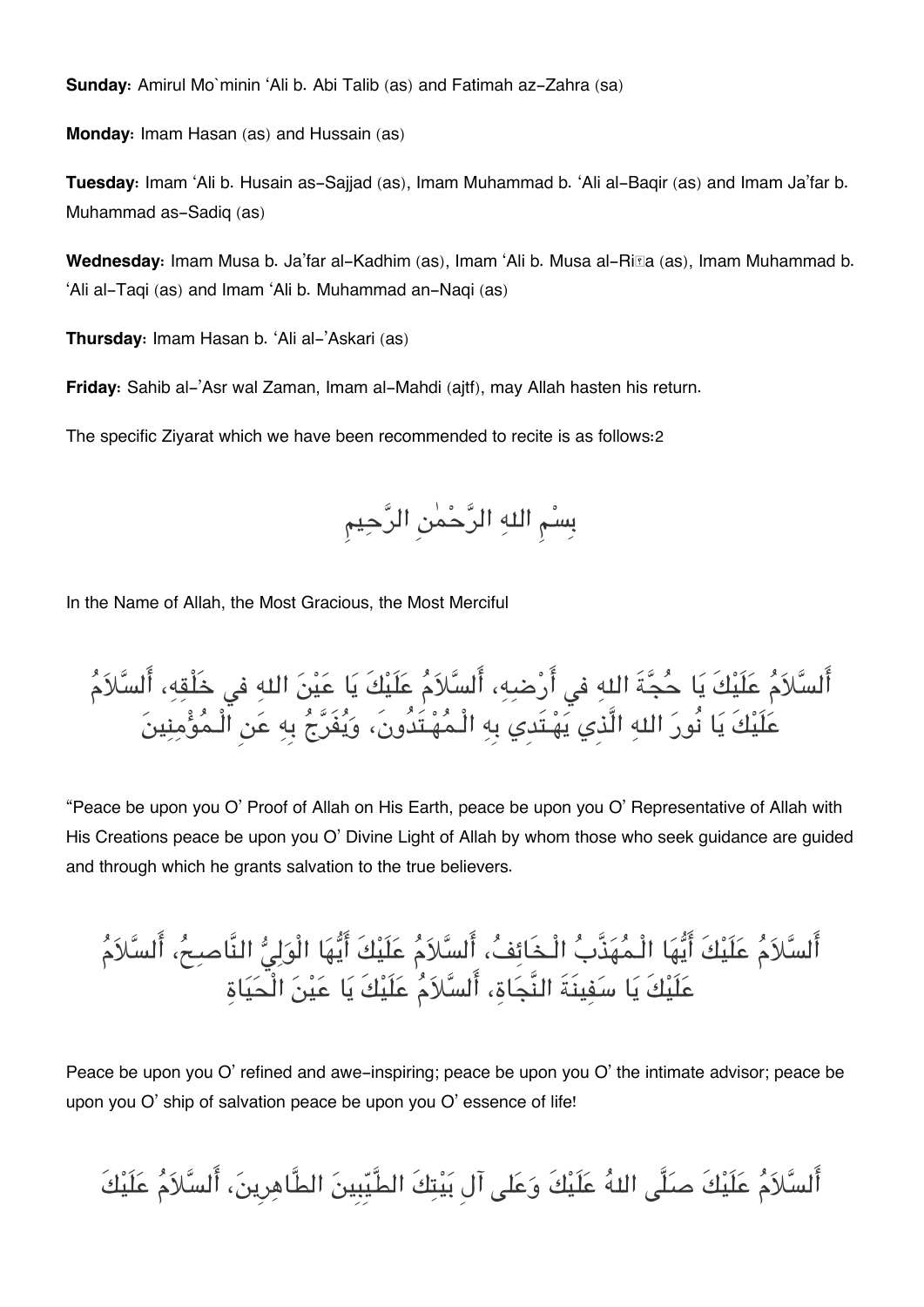**Sunday:** Amirul Mo`minin ‘Ali b. Abi Talib (as) and Fatimah az-Zahra (sa)

**Monday:** Imam Hasan (as) and Hussain (as)

**Tuesday:** Imam ‘Ali b. Husain as-Sajjad (as), Imam Muhammad b. ‘Ali al-Baqir (as) and Imam Ja’far b. Muhammad as-Sadiq (as)

**Wednesday:** Imam Musa b. Ja’far al-Kadhim (as), Imam ‘Ali b. Musa al-Riḍa (as), Imam Muhammad b. ‘Ali al-Taqi (as) and Imam ‘Ali b. Muhammad an-Naqi (as)

**Thursday:** Imam Hasan b. ‘Ali al-’Askari (as)

**Friday:** Sahib al-’Asr wal Zaman, Imam al-Mahdi (ajtf), may Allah hasten his return.

The specific Ziyarat which we have been recommended to recite is as follows:2

بِسْمِ اللهِ الرَّحْمٰنِ الرَّحِيمِ

In the Name of Allah, the Most Gracious, the Most Merciful

أَلسَّلاَمُ عَلَيْكَ يَا حُجَّةَ اللهِ فِي أَرْضِهِ، أَلسَّلاَمُ عَلَيْكَ يَا عَيْنَ اللهِ فِي خَلْقِهِ، أَلسَّلاَمُ عَلَيْكَ يَا نُورَ اللهِ الَّذِي يَهْتَدِي بِهِ الْمُهْتَدُونَ، وَيُفَرَّجُ بِهِ عَنِ الْمُؤْمِنِينَ

“Peace be upon you O’ Proof of Allah on His Earth, peace be upon you O’ Representative of Allah with His Creations peace be upon you O’ Divine Light of Allah by whom those who seek guidance are guided and through which he grants salvation to the true believers.

أَلسَّلاَمُ عَلَيْكَ أَيُّهَا الْمُهَذَّبُ الْخَائِفُ، أَلسَّلاَمُ عَلَيْكَ أَيُّهَا الْوَلِيُّ النَّاصِحُ، أَلسَّلاَمُ عَلَيْكَ يَا سَفِينَةَ النَّجَاةِ، أَلسَّلاَمُ عَلَيْكَ يَا عَيْنَ الْحَيَاةِ

Peace be upon you O’ refined and awe-inspiring; peace be upon you O’ the intimate advisor; peace be upon you O’ ship of salvation peace be upon you O’ essence of life!

أَلسَّلاَمُ عَلَيْكَ صَلَّى اللهُ عَلَيْكَ وَعَلى آلِ بَيْتِكَ الطَّيِّبِينَ الطَّاهِرِينَ، أَلسَّلاَمُ عَلَيْكَ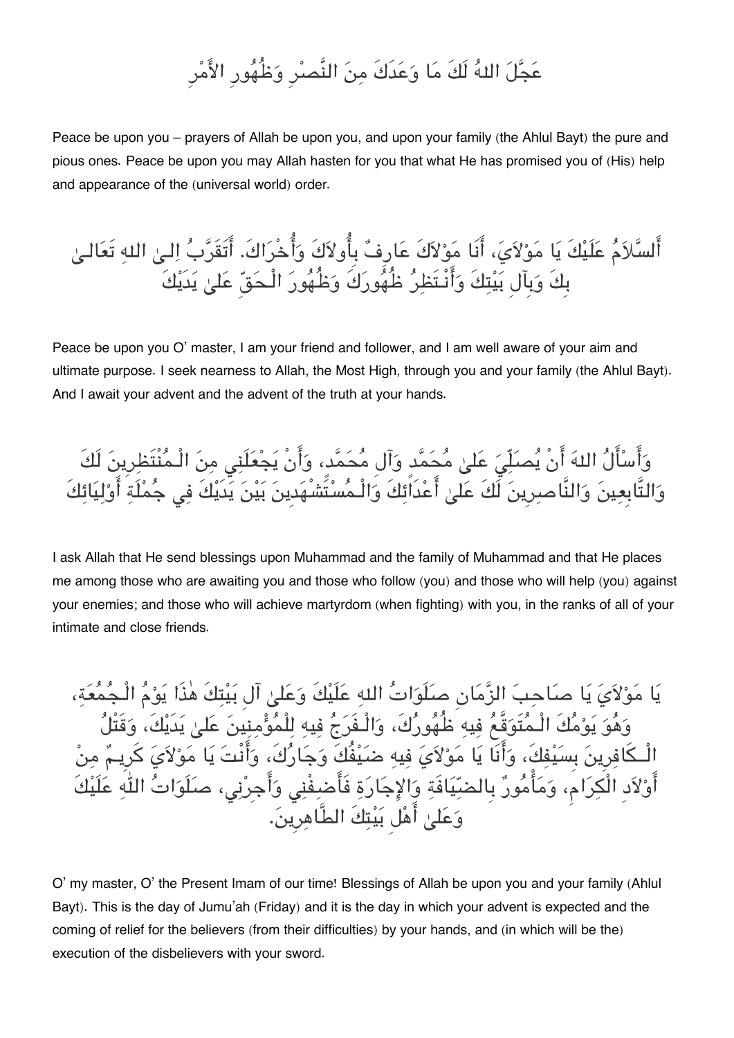عَجَّلَ اللهُ لَكَ مَا وَعَدَكَ مِنَ النَّصْرِ وَظُهُورِ الأَمْرِ

Peace be upon you – prayers of Allah be upon you, and upon your family (the Ahlul Bayt) the pure and pious ones. Peace be upon you may Allah hasten for you that what He has promised you of (His) help and appearance of the (universal world) order.

أَلسَّلاَمُ عَلَيْكَ يَا مَوْلاَيَ، أَنَا مَوْلاَكَ عَارِفٌ بِأُولاَكَ وَأُخْرَاكَ. أَتَقَرَّبُ اِلـىٰ اللهِ تَعَالـىٰ بِكَ وَبِآلِ بَيْتِكَ وَأَنْـتَظِرُ ظُهُورَكَ وَظُهُورَ الْـحَقِّ عَلىٰ يَدَيْكَ

Peace be upon you O' master, I am your friend and follower, and I am well aware of your aim and ultimate purpose. I seek nearness to Allah, the Most High, through you and your family (the Ahlul Bayt). And I await your advent and the advent of the truth at your hands.

وَأَسْأَلُ اللهَ أَنْ يُصَلِّيَ عَلىٰ مُحَمَّد وَآلِ مُحَمَّد، وَأَنْ يَجْعَلَنِي مِنَ الْـمُنْتَظِرِينَ لَكَ وَالتَّابِعِينَ وَالنَّاصِرِينَ لَكَ عَلىٰ أَعْدَائِكَ وَالْـمُسْتَشْهَدِينَ بَيْنَ يَدَيْكَ فِي جُمْلَةِ أَوْلِيَائِكَ

I ask Allah that He send blessings upon Muhammad and the family of Muhammad and that He places me among those who are awaiting you and those who follow (you) and those who will help (you) against your enemies; and those who will achieve martyrdom (when fighting) with you, in the ranks of all of your intimate and close friends.

يَا مَوْلاَيَ يَا صَاحِبَ الزَّمَانِ صَلَوَاتُ اللهِ عَلَيْكَ وَعَلىٰ آلِ بَيْتِكَ هٰذَا يَوْمُ الْـجُمُعَةِ، وَهُوَ يَوْمُكَ الْـمُتَوَقَّعُ فِيهِ ظُهُورُكَ، وَالْـفَرَجُ فِيهِ لِلْمُؤْمِنِينَ عَلىٰ يَدَيْكَ، وَقَتْلُ الْـكَافِرِينَ بِسَيْفِكَ، وَأَنَا يَا مَوْلاَيَ فِيهِ ضَيْفُكَ وَجَارُكَ، وَأَنْتَ يَا مَوْلاَيَ كَرِيـمٌ مِنْ أَوْلاَدِ الْكِرَامِ، وَمَأْمُورٌ بِالضِّيَافَةِ وَالإِجَارَةِ فَأَضِفْنِي وَأَجِرْنِي، صَلَوَاتُ اللّٰهِ عَلَيْكَ وَعَلىٰ أَهْلِ بَيْتِكَ الطَّاهِرِينَ.

O' my master, O' the Present Imam of our time! Blessings of Allah be upon you and your family (Ahlul Bayt). This is the day of Jumu'ah (Friday) and it is the day in which your advent is expected and the coming of relief for the believers (from their difficulties) by your hands, and (in which will be the) execution of the disbelievers with your sword.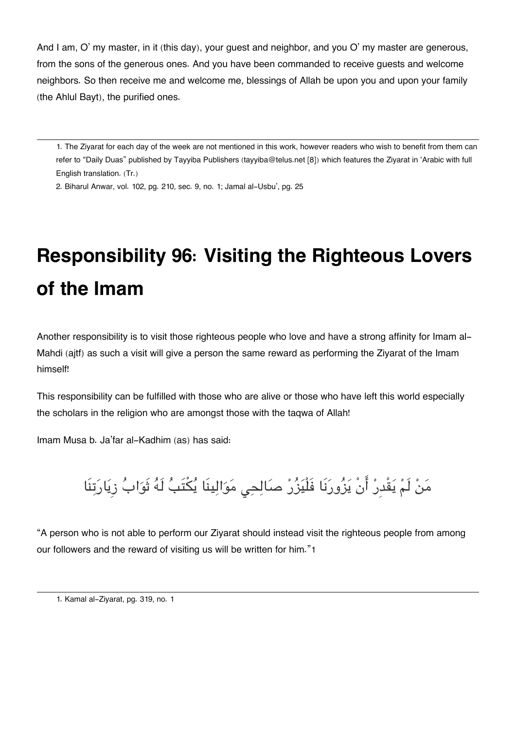And I am, O' my master, in it (this day), your guest and neighbor, and you O' my master are generous, from the sons of the generous ones. And you have been commanded to receive guests and welcome neighbors. So then receive me and welcome me, blessings of Allah be upon you and upon your family (the Ahlul Bayt), the purified ones.

---

1. The Ziyarat for each day of the week are not mentioned in this work, however readers who wish to benefit from them can refer to "Daily Duas" published by Tayyiba Publishers (tayyiba@telus.net [8]) which features the Ziyarat in 'Arabic with full English translation. (Tr.)
2. Biharul Anwar, vol. 102, pg. 210, sec. 9, no. 1; Jamal al-Usbu', pg. 25

# Responsibility 96: Visiting the Righteous Lovers of the Imam

Another responsibility is to visit those righteous people who love and have a strong affinity for Imam al-Mahdi (ajtf) as such a visit will give a person the same reward as performing the Ziyarat of the Imam himself!

This responsibility can be fulfilled with those who are alive or those who have left this world especially the scholars in the religion who are amongst those with the taqwa of Allah!

Imam Musa b. Ja'far al-Kadhim (as) has said:

مَنْ لَمْ يَقْدِرْ أَنْ يَزُورَنَا فَلْيَزُرْ صَالِحِي مَوَالِينَا يُكْتَبُ لَهُ ثَوَابُ زِيَارَتِنَا

"A person who is not able to perform our Ziyarat should instead visit the righteous people from among our followers and the reward of visiting us will be written for him."[1]

---

1. Kamal al-Ziyarat, pg. 319, no. 1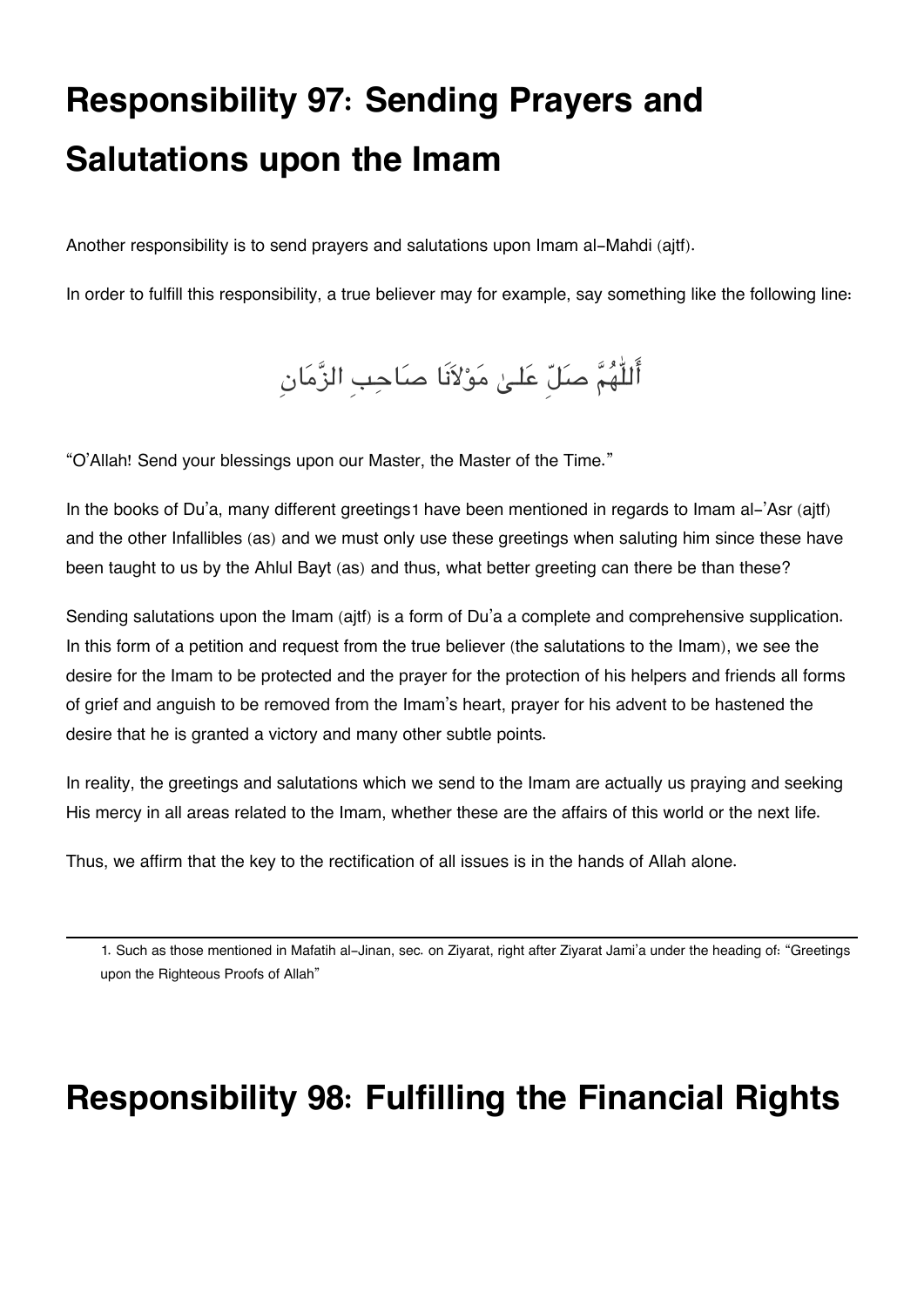# Responsibility 97: Sending Prayers and Salutations upon the Imam

Another responsibility is to send prayers and salutations upon Imam al-Mahdi (ajtf).

In order to fulfill this responsibility, a true believer may for example, say something like the following line:

أَللّٰهُمَّ صَلِّ عَلىٰ مَوْلاَنَا صَاحِبِ الزَّمَانِ

"O'Allah! Send your blessings upon our Master, the Master of the Time."

In the books of Du'a, many different greetings[1] have been mentioned in regards to Imam al-'Asr (ajtf) and the other Infallibles (as) and we must only use these greetings when saluting him since these have been taught to us by the Ahlul Bayt (as) and thus, what better greeting can there be than these?

Sending salutations upon the Imam (ajtf) is a form of Du'a a complete and comprehensive supplication. In this form of a petition and request from the true believer (the salutations to the Imam), we see the desire for the Imam to be protected and the prayer for the protection of his helpers and friends all forms of grief and anguish to be removed from the Imam's heart, prayer for his advent to be hastened the desire that he is granted a victory and many other subtle points.

In reality, the greetings and salutations which we send to the Imam are actually us praying and seeking His mercy in all areas related to the Imam, whether these are the affairs of this world or the next life.

Thus, we affirm that the key to the rectification of all issues is in the hands of Allah alone.

---

1. Such as those mentioned in Mafatih al-Jinan, sec. on Ziyarat, right after Ziyarat Jami'a under the heading of: "Greetings upon the Righteous Proofs of Allah"

# Responsibility 98: Fulfilling the Financial Rights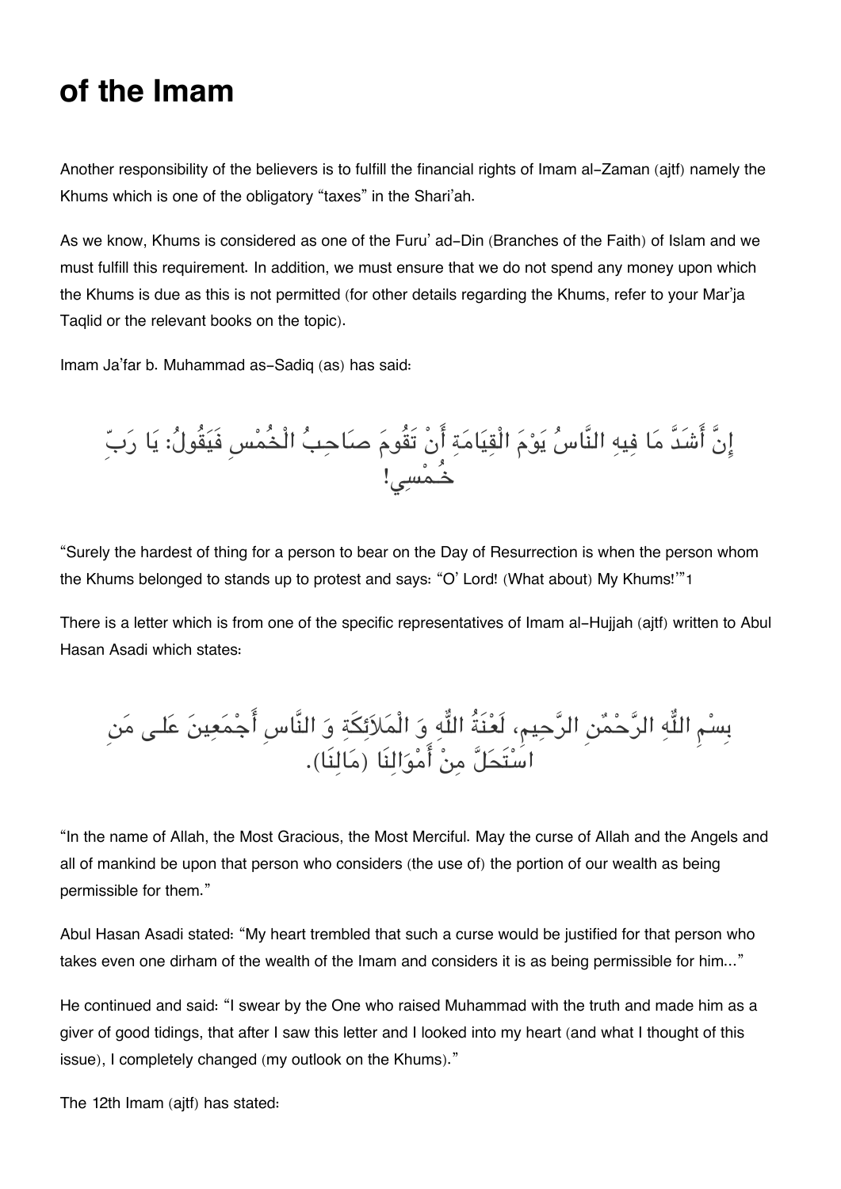# of the Imam

Another responsibility of the believers is to fulfill the financial rights of Imam al-Zaman (ajtf) namely the Khums which is one of the obligatory "taxes" in the Shari'ah.

As we know, Khums is considered as one of the Furu' ad-Din (Branches of the Faith) of Islam and we must fulfill this requirement. In addition, we must ensure that we do not spend any money upon which the Khums is due as this is not permitted (for other details regarding the Khums, refer to your Mar'ja Taqlid or the relevant books on the topic).

Imam Ja'far b. Muhammad as-Sadiq (as) has said:

إِنَّ أَشَدَّ مَا فِيهِ النَّاسُ يَوْمَ الْقِيَامَةِ أَنْ تَقُومَ صَاحِبُ الْخُمْسِ فَيَقُولُ: يَا رَبِّ خُمْسِي!

"Surely the hardest of thing for a person to bear on the Day of Resurrection is when the person whom the Khums belonged to stands up to protest and says: "O' Lord! (What about) My Khums!'"1

There is a letter which is from one of the specific representatives of Imam al-Hujjah (ajtf) written to Abul Hasan Asadi which states:

بِسْمِ اللّٰهِ الرَّحْمٰنِ الرَّحِيمِ، لَعْنَةُ اللّٰهِ وَ الْمَلَائِكَةِ وَ النَّاسِ أَجْمَعِينَ عَلى مَنِ اسْتَحَلَّ مِنْ أَمْوَالِنَا (مَالِنَا).

"In the name of Allah, the Most Gracious, the Most Merciful. May the curse of Allah and the Angels and all of mankind be upon that person who considers (the use of) the portion of our wealth as being permissible for them."

Abul Hasan Asadi stated: "My heart trembled that such a curse would be justified for that person who takes even one dirham of the wealth of the Imam and considers it is as being permissible for him..."

He continued and said: "I swear by the One who raised Muhammad with the truth and made him as a giver of good tidings, that after I saw this letter and I looked into my heart (and what I thought of this issue), I completely changed (my outlook on the Khums)."

The 12th Imam (ajtf) has stated: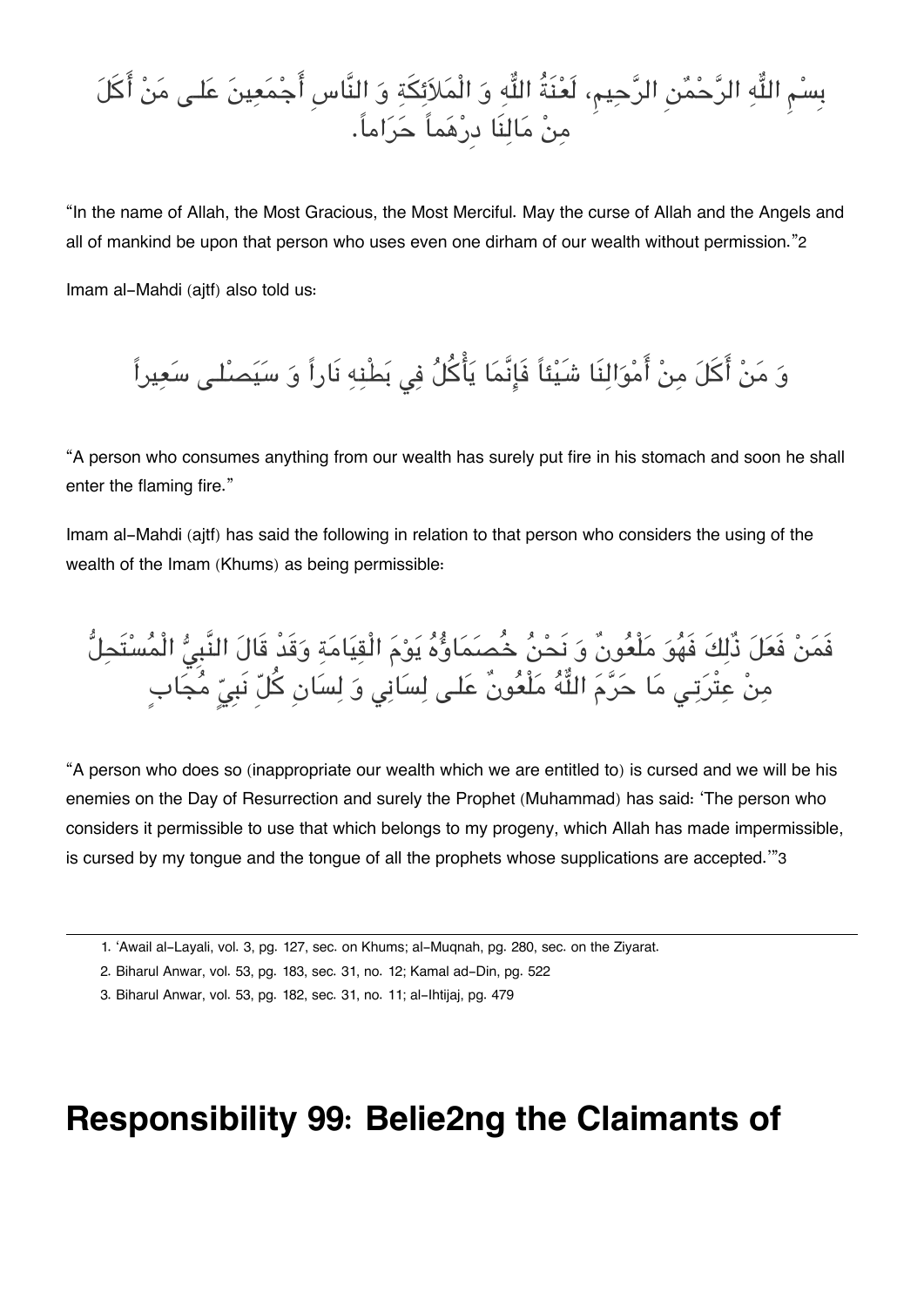بِسْمِ اللّٰهِ الرَّحْمٰنِ الرَّحِيمِ، لَعْنَةُ اللّٰهِ وَ الْمَلاَئِكَةِ وَ النَّاسِ أَجْمَعِينَ عَلـى مَنْ أَكَلَ مِنْ مَالِنَا دِرْهَماً حَرَاماً.

"In the name of Allah, the Most Gracious, the Most Merciful. May the curse of Allah and the Angels and all of mankind be upon that person who uses even one dirham of our wealth without permission."[2]

Imam al-Mahdi (ajtf) also told us:

وَ مَنْ أَكَلَ مِنْ أَمْوَالِنَا شَيْئاً فَإِنَّمَا يَأْكُلُ فِي بَطْنِهِ نَاراً وَ سَيَصْلـى سَعِيراً

"A person who consumes anything from our wealth has surely put fire in his stomach and soon he shall enter the flaming fire."

Imam al-Mahdi (ajtf) has said the following in relation to that person who considers the using of the wealth of the Imam (Khums) as being permissible:

فَمَنْ فَعَلَ ذٰلِكَ فَهُوَ مَلْعُونٌ وَ نَحْنُ خُصَمَاؤُهُ يَوْمَ الْقِيَامَةِ وَقَدْ قَالَ النَّبِيُّ الْمُسْتَحِلُّ مِنْ عِتْرَتِي مَا حَرَّمَ اللّٰهُ مَلْعُونٌ عَلـى لِسَانِي وَ لِسَانِ كُلِّ نَبِيٍّ مُجَابٍ

"A person who does so (inappropriate our wealth which we are entitled to) is cursed and we will be his enemies on the Day of Resurrection and surely the Prophet (Muhammad) has said: 'The person who considers it permissible to use that which belongs to my progeny, which Allah has made impermissible, is cursed by my tongue and the tongue of all the prophets whose supplications are accepted.'"[3]

---

1. 'Awail al-Layali, vol. 3, pg. 127, sec. on Khums; al-Muqnah, pg. 280, sec. on the Ziyarat.
2. Biharul Anwar, vol. 53, pg. 183, sec. 31, no. 12; Kamal ad-Din, pg. 522
3. Biharul Anwar, vol. 53, pg. 182, sec. 31, no. 11; al-Ihtijaj, pg. 479

# Responsibility 99: Belie2ng the Claimants of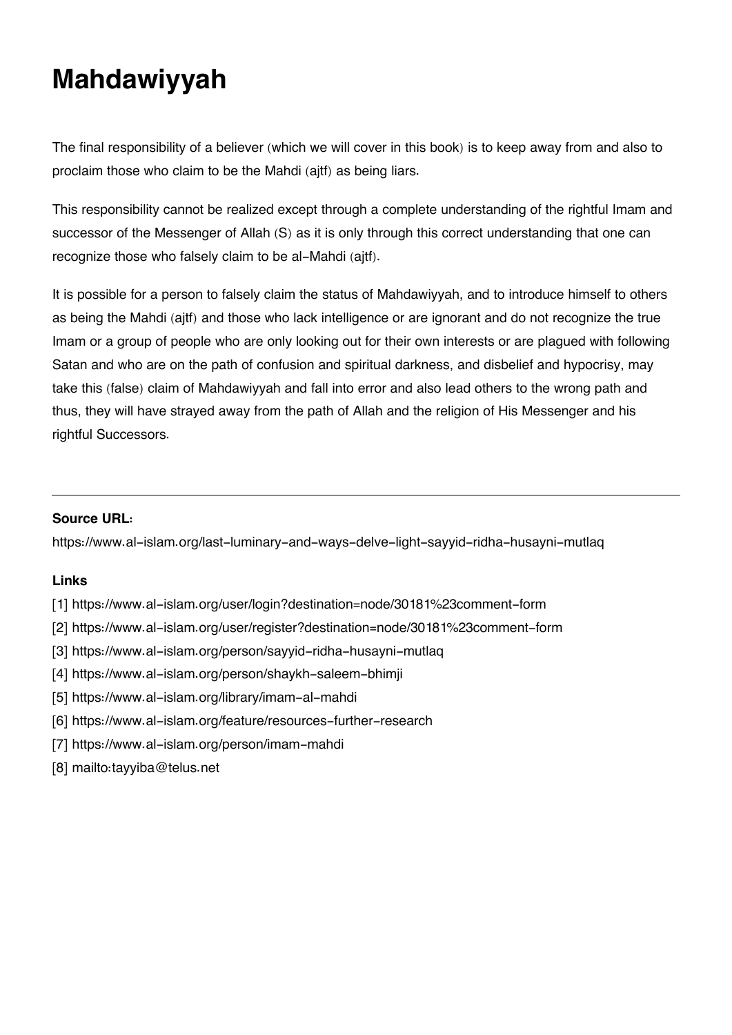# Mahdawiyyah

The final responsibility of a believer (which we will cover in this book) is to keep away from and also to proclaim those who claim to be the Mahdi (ajtf) as being liars.

This responsibility cannot be realized except through a complete understanding of the rightful Imam and successor of the Messenger of Allah (S) as it is only through this correct understanding that one can recognize those who falsely claim to be al-Mahdi (ajtf).

It is possible for a person to falsely claim the status of Mahdawiyyah, and to introduce himself to others as being the Mahdi (ajtf) and those who lack intelligence or are ignorant and do not recognize the true Imam or a group of people who are only looking out for their own interests or are plagued with following Satan and who are on the path of confusion and spiritual darkness, and disbelief and hypocrisy, may take this (false) claim of Mahdawiyyah and fall into error and also lead others to the wrong path and thus, they will have strayed away from the path of Allah and the religion of His Messenger and his rightful Successors.

---

**Source URL:**

https://www.al-islam.org/last-luminary-and-ways-delve-light-sayyid-ridha-husayni-mutlaq

**Links**

[1] https://www.al-islam.org/user/login?destination=node/30181%23comment-form
[2] https://www.al-islam.org/user/register?destination=node/30181%23comment-form
[3] https://www.al-islam.org/person/sayyid-ridha-husayni-mutlaq
[4] https://www.al-islam.org/person/shaykh-saleem-bhimji
[5] https://www.al-islam.org/library/imam-al-mahdi
[6] https://www.al-islam.org/feature/resources-further-research
[7] https://www.al-islam.org/person/imam-mahdi
[8] mailto:tayyiba@telus.net